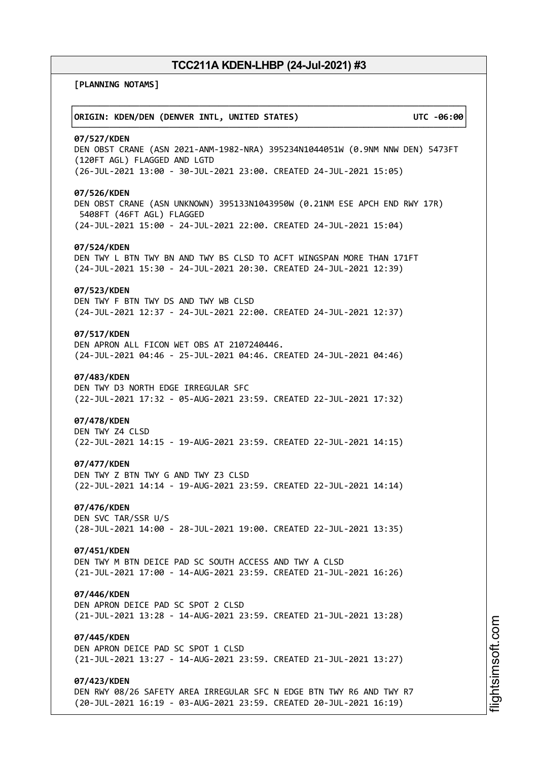# TCC211A KDEN-LHBP (24-Jul-2021) #3

**[PLANNING NOTAMS]**

**ORIGIN: KDEN/DEN (DENVER INTL, UNITED STATES) UTC -06:00**

**07/527/KDEN**
DEN OBST CRANE (ASN 2021-ANM-1982-NRA) 395234N1044051W (0.9NM NNW DEN) 5473FT (120FT AGL) FLAGGED AND LGTD
(26-JUL-2021 13:00 - 30-JUL-2021 23:00. CREATED 24-JUL-2021 15:05)

**07/526/KDEN**
DEN OBST CRANE (ASN UNKNOWN) 395133N1043950W (0.21NM ESE APCH END RWY 17R) 5408FT (46FT AGL) FLAGGED
(24-JUL-2021 15:00 - 24-JUL-2021 22:00. CREATED 24-JUL-2021 15:04)

**07/524/KDEN**
DEN TWY L BTN TWY BN AND TWY BS CLSD TO ACFT WINGSPAN MORE THAN 171FT
(24-JUL-2021 15:30 - 24-JUL-2021 20:30. CREATED 24-JUL-2021 12:39)

**07/523/KDEN**
DEN TWY F BTN TWY DS AND TWY WB CLSD
(24-JUL-2021 12:37 - 24-JUL-2021 22:00. CREATED 24-JUL-2021 12:37)

**07/517/KDEN**
DEN APRON ALL FICON WET OBS AT 2107240446.
(24-JUL-2021 04:46 - 25-JUL-2021 04:46. CREATED 24-JUL-2021 04:46)

**07/483/KDEN**
DEN TWY D3 NORTH EDGE IRREGULAR SFC
(22-JUL-2021 17:32 - 05-AUG-2021 23:59. CREATED 22-JUL-2021 17:32)

**07/478/KDEN**
DEN TWY Z4 CLSD
(22-JUL-2021 14:15 - 19-AUG-2021 23:59. CREATED 22-JUL-2021 14:15)

**07/477/KDEN**
DEN TWY Z BTN TWY G AND TWY Z3 CLSD
(22-JUL-2021 14:14 - 19-AUG-2021 23:59. CREATED 22-JUL-2021 14:14)

**07/476/KDEN**
DEN SVC TAR/SSR U/S
(28-JUL-2021 14:00 - 28-JUL-2021 19:00. CREATED 22-JUL-2021 13:35)

**07/451/KDEN**
DEN TWY M BTN DEICE PAD SC SOUTH ACCESS AND TWY A CLSD
(21-JUL-2021 17:00 - 14-AUG-2021 23:59. CREATED 21-JUL-2021 16:26)

**07/446/KDEN**
DEN APRON DEICE PAD SC SPOT 2 CLSD
(21-JUL-2021 13:28 - 14-AUG-2021 23:59. CREATED 21-JUL-2021 13:28)

**07/445/KDEN**
DEN APRON DEICE PAD SC SPOT 1 CLSD
(21-JUL-2021 13:27 - 14-AUG-2021 23:59. CREATED 21-JUL-2021 13:27)

**07/423/KDEN**
DEN RWY 08/26 SAFETY AREA IRREGULAR SFC N EDGE BTN TWY R6 AND TWY R7
(20-JUL-2021 16:19 - 03-AUG-2021 23:59. CREATED 20-JUL-2021 16:19)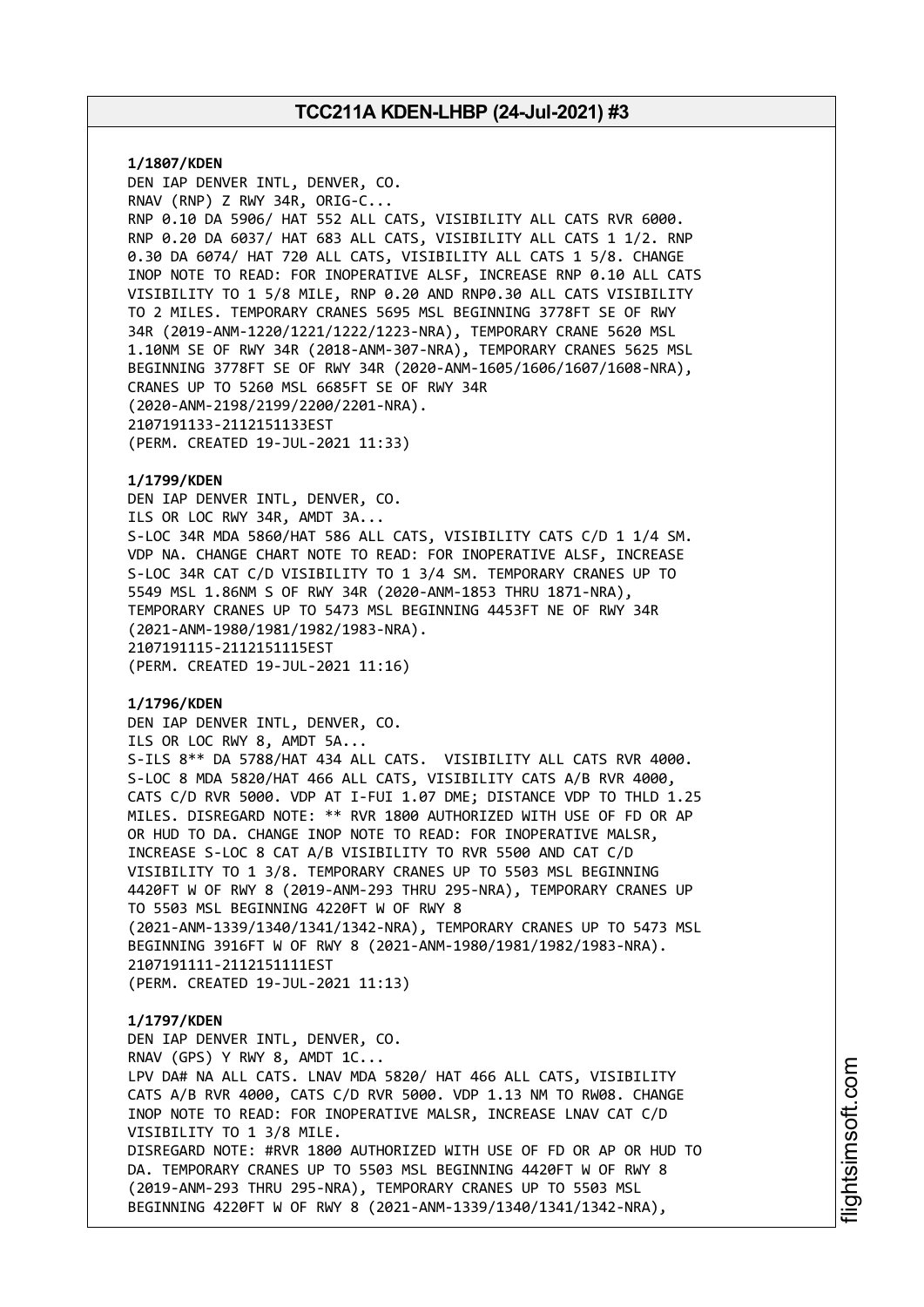**1/1807/KDEN**
DEN IAP DENVER INTL, DENVER, CO.
RNAV (RNP) Z RWY 34R, ORIG-C...
RNP 0.10 DA 5906/ HAT 552 ALL CATS, VISIBILITY ALL CATS RVR 6000.
RNP 0.20 DA 6037/ HAT 683 ALL CATS, VISIBILITY ALL CATS 1 1/2. RNP
0.30 DA 6074/ HAT 720 ALL CATS, VISIBILITY ALL CATS 1 5/8. CHANGE
INOP NOTE TO READ: FOR INOPERATIVE ALSF, INCREASE RNP 0.10 ALL CATS
VISIBILITY TO 1 5/8 MILE, RNP 0.20 AND RNP0.30 ALL CATS VISIBILITY
TO 2 MILES. TEMPORARY CRANES 5695 MSL BEGINNING 3778FT SE OF RWY
34R (2019-ANM-1220/1221/1222/1223-NRA), TEMPORARY CRANE 5620 MSL
1.10NM SE OF RWY 34R (2018-ANM-307-NRA), TEMPORARY CRANES 5625 MSL
BEGINNING 3778FT SE OF RWY 34R (2020-ANM-1605/1606/1607/1608-NRA),
CRANES UP TO 5260 MSL 6685FT SE OF RWY 34R
(2020-ANM-2198/2199/2200/2201-NRA).
2107191133-2112151133EST
(PERM. CREATED 19-JUL-2021 11:33)

**1/1799/KDEN**
DEN IAP DENVER INTL, DENVER, CO.
ILS OR LOC RWY 34R, AMDT 3A...
S-LOC 34R MDA 5860/HAT 586 ALL CATS, VISIBILITY CATS C/D 1 1/4 SM.
VDP NA. CHANGE CHART NOTE TO READ: FOR INOPERATIVE ALSF, INCREASE
S-LOC 34R CAT C/D VISIBILITY TO 1 3/4 SM. TEMPORARY CRANES UP TO
5549 MSL 1.86NM S OF RWY 34R (2020-ANM-1853 THRU 1871-NRA),
TEMPORARY CRANES UP TO 5473 MSL BEGINNING 4453FT NE OF RWY 34R
(2021-ANM-1980/1981/1982/1983-NRA).
2107191115-2112151115EST
(PERM. CREATED 19-JUL-2021 11:16)

**1/1796/KDEN**
DEN IAP DENVER INTL, DENVER, CO.
ILS OR LOC RWY 8, AMDT 5A...
S-ILS 8** DA 5788/HAT 434 ALL CATS. VISIBILITY ALL CATS RVR 4000.
S-LOC 8 MDA 5820/HAT 466 ALL CATS, VISIBILITY CATS A/B RVR 4000,
CATS C/D RVR 5000. VDP AT I-FUI 1.07 DME; DISTANCE VDP TO THLD 1.25
MILES. DISREGARD NOTE: ** RVR 1800 AUTHORIZED WITH USE OF FD OR AP
OR HUD TO DA. CHANGE INOP NOTE TO READ: FOR INOPERATIVE MALSR,
INCREASE S-LOC 8 CAT A/B VISIBILITY TO RVR 5500 AND CAT C/D
VISIBILITY TO 1 3/8. TEMPORARY CRANES UP TO 5503 MSL BEGINNING
4420FT W OF RWY 8 (2019-ANM-293 THRU 295-NRA), TEMPORARY CRANES UP
TO 5503 MSL BEGINNING 4220FT W OF RWY 8
(2021-ANM-1339/1340/1341/1342-NRA), TEMPORARY CRANES UP TO 5473 MSL
BEGINNING 3916FT W OF RWY 8 (2021-ANM-1980/1981/1982/1983-NRA).
2107191111-2112151111EST
(PERM. CREATED 19-JUL-2021 11:13)

**1/1797/KDEN**
DEN IAP DENVER INTL, DENVER, CO.
RNAV (GPS) Y RWY 8, AMDT 1C...
LPV DA# NA ALL CATS. LNAV MDA 5820/ HAT 466 ALL CATS, VISIBILITY
CATS A/B RVR 4000, CATS C/D RVR 5000. VDP 1.13 NM TO RW08. CHANGE
INOP NOTE TO READ: FOR INOPERATIVE MALSR, INCREASE LNAV CAT C/D
VISIBILITY TO 1 3/8 MILE.
DISREGARD NOTE: #RVR 1800 AUTHORIZED WITH USE OF FD OR AP OR HUD TO
DA. TEMPORARY CRANES UP TO 5503 MSL BEGINNING 4420FT W OF RWY 8
(2019-ANM-293 THRU 295-NRA), TEMPORARY CRANES UP TO 5503 MSL
BEGINNING 4220FT W OF RWY 8 (2021-ANM-1339/1340/1341/1342-NRA),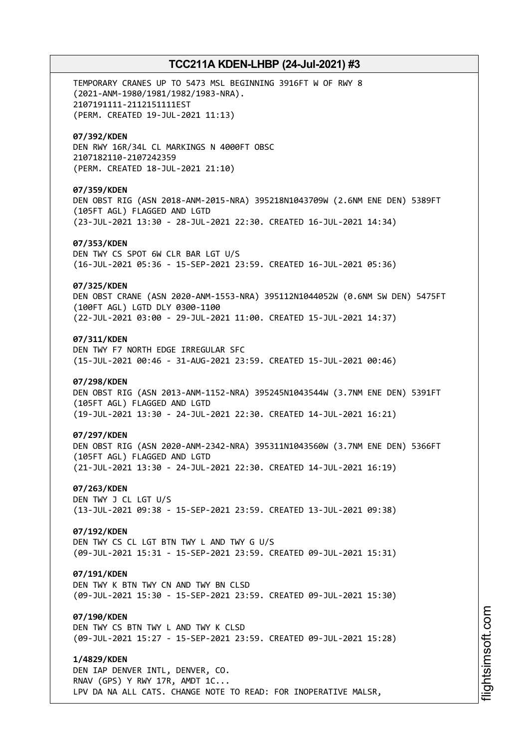TEMPORARY CRANES UP TO 5473 MSL BEGINNING 3916FT W OF RWY 8
(2021-ANM-1980/1981/1982/1983-NRA).
2107191111-2112151111EST
(PERM. CREATED 19-JUL-2021 11:13)

**07/392/KDEN**
DEN RWY 16R/34L CL MARKINGS N 4000FT OBSC
2107182110-2107242359
(PERM. CREATED 18-JUL-2021 21:10)

**07/359/KDEN**
DEN OBST RIG (ASN 2018-ANM-2015-NRA) 395218N1043709W (2.6NM ENE DEN) 5389FT
(105FT AGL) FLAGGED AND LGTD
(23-JUL-2021 13:30 - 28-JUL-2021 22:30. CREATED 16-JUL-2021 14:34)

**07/353/KDEN**
DEN TWY CS SPOT 6W CLR BAR LGT U/S
(16-JUL-2021 05:36 - 15-SEP-2021 23:59. CREATED 16-JUL-2021 05:36)

**07/325/KDEN**
DEN OBST CRANE (ASN 2020-ANM-1553-NRA) 395112N1044052W (0.6NM SW DEN) 5475FT
(100FT AGL) LGTD DLY 0300-1100
(22-JUL-2021 03:00 - 29-JUL-2021 11:00. CREATED 15-JUL-2021 14:37)

**07/311/KDEN**
DEN TWY F7 NORTH EDGE IRREGULAR SFC
(15-JUL-2021 00:46 - 31-AUG-2021 23:59. CREATED 15-JUL-2021 00:46)

**07/298/KDEN**
DEN OBST RIG (ASN 2013-ANM-1152-NRA) 395245N1043544W (3.7NM ENE DEN) 5391FT
(105FT AGL) FLAGGED AND LGTD
(19-JUL-2021 13:30 - 24-JUL-2021 22:30. CREATED 14-JUL-2021 16:21)

**07/297/KDEN**
DEN OBST RIG (ASN 2020-ANM-2342-NRA) 395311N1043560W (3.7NM ENE DEN) 5366FT
(105FT AGL) FLAGGED AND LGTD
(21-JUL-2021 13:30 - 24-JUL-2021 22:30. CREATED 14-JUL-2021 16:19)

**07/263/KDEN**
DEN TWY J CL LGT U/S
(13-JUL-2021 09:38 - 15-SEP-2021 23:59. CREATED 13-JUL-2021 09:38)

**07/192/KDEN**
DEN TWY CS CL LGT BTN TWY L AND TWY G U/S
(09-JUL-2021 15:31 - 15-SEP-2021 23:59. CREATED 09-JUL-2021 15:31)

**07/191/KDEN**
DEN TWY K BTN TWY CN AND TWY BN CLSD
(09-JUL-2021 15:30 - 15-SEP-2021 23:59. CREATED 09-JUL-2021 15:30)

**07/190/KDEN**
DEN TWY CS BTN TWY L AND TWY K CLSD
(09-JUL-2021 15:27 - 15-SEP-2021 23:59. CREATED 09-JUL-2021 15:28)

**1/4829/KDEN**
DEN IAP DENVER INTL, DENVER, CO.
RNAV (GPS) Y RWY 17R, AMDT 1C...
LPV DA NA ALL CATS. CHANGE NOTE TO READ: FOR INOPERATIVE MALSR,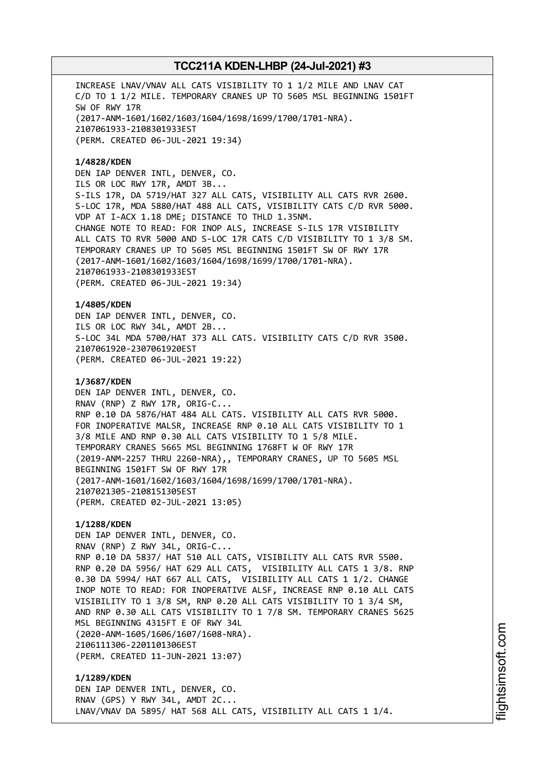INCREASE LNAV/VNAV ALL CATS VISIBILITY TO 1 1/2 MILE AND LNAV CAT C/D TO 1 1/2 MILE. TEMPORARY CRANES UP TO 5605 MSL BEGINNING 1501FT SW OF RWY 17R
(2017-ANM-1601/1602/1603/1604/1698/1699/1700/1701-NRA).
2107061933-2108301933EST
(PERM. CREATED 06-JUL-2021 19:34)

**1/4828/KDEN**
DEN IAP DENVER INTL, DENVER, CO.
ILS OR LOC RWY 17R, AMDT 3B...
S-ILS 17R, DA 5719/HAT 327 ALL CATS, VISIBILITY ALL CATS RVR 2600.
S-LOC 17R, MDA 5880/HAT 488 ALL CATS, VISIBILITY CATS C/D RVR 5000.
VDP AT I-ACX 1.18 DME; DISTANCE TO THLD 1.35NM.
CHANGE NOTE TO READ: FOR INOP ALS, INCREASE S-ILS 17R VISIBILITY ALL CATS TO RVR 5000 AND S-LOC 17R CATS C/D VISIBILITY TO 1 3/8 SM.
TEMPORARY CRANES UP TO 5605 MSL BEGINNING 1501FT SW OF RWY 17R
(2017-ANM-1601/1602/1603/1604/1698/1699/1700/1701-NRA).
2107061933-2108301933EST
(PERM. CREATED 06-JUL-2021 19:34)

**1/4805/KDEN**
DEN IAP DENVER INTL, DENVER, CO.
ILS OR LOC RWY 34L, AMDT 2B...
S-LOC 34L MDA 5700/HAT 373 ALL CATS. VISIBILITY CATS C/D RVR 3500.
2107061920-2307061920EST
(PERM. CREATED 06-JUL-2021 19:22)

**1/3687/KDEN**
DEN IAP DENVER INTL, DENVER, CO.
RNAV (RNP) Z RWY 17R, ORIG-C...
RNP 0.10 DA 5876/HAT 484 ALL CATS. VISIBILITY ALL CATS RVR 5000.
FOR INOPERATIVE MALSR, INCREASE RNP 0.10 ALL CATS VISIBILITY TO 1 3/8 MILE AND RNP 0.30 ALL CATS VISIBILITY TO 1 5/8 MILE.
TEMPORARY CRANES 5665 MSL BEGINNING 1768FT W OF RWY 17R
(2019-ANM-2257 THRU 2260-NRA),, TEMPORARY CRANES, UP TO 5605 MSL BEGINNING 1501FT SW OF RWY 17R
(2017-ANM-1601/1602/1603/1604/1698/1699/1700/1701-NRA).
2107021305-2108151305EST
(PERM. CREATED 02-JUL-2021 13:05)

**1/1288/KDEN**
DEN IAP DENVER INTL, DENVER, CO.
RNAV (RNP) Z RWY 34L, ORIG-C...
RNP 0.10 DA 5837/ HAT 510 ALL CATS, VISIBILITY ALL CATS RVR 5500.
RNP 0.20 DA 5956/ HAT 629 ALL CATS, VISIBILITY ALL CATS 1 3/8. RNP 0.30 DA 5994/ HAT 667 ALL CATS, VISIBILITY ALL CATS 1 1/2. CHANGE INOP NOTE TO READ: FOR INOPERATIVE ALSF, INCREASE RNP 0.10 ALL CATS VISIBILITY TO 1 3/8 SM, RNP 0.20 ALL CATS VISIBILITY TO 1 3/4 SM, AND RNP 0.30 ALL CATS VISIBILITY TO 1 7/8 SM. TEMPORARY CRANES 5625 MSL BEGINNING 4315FT E OF RWY 34L
(2020-ANM-1605/1606/1607/1608-NRA).
2106111306-2201101306EST
(PERM. CREATED 11-JUN-2021 13:07)

**1/1289/KDEN**
DEN IAP DENVER INTL, DENVER, CO.
RNAV (GPS) Y RWY 34L, AMDT 2C...
LNAV/VNAV DA 5895/ HAT 568 ALL CATS, VISIBILITY ALL CATS 1 1/4.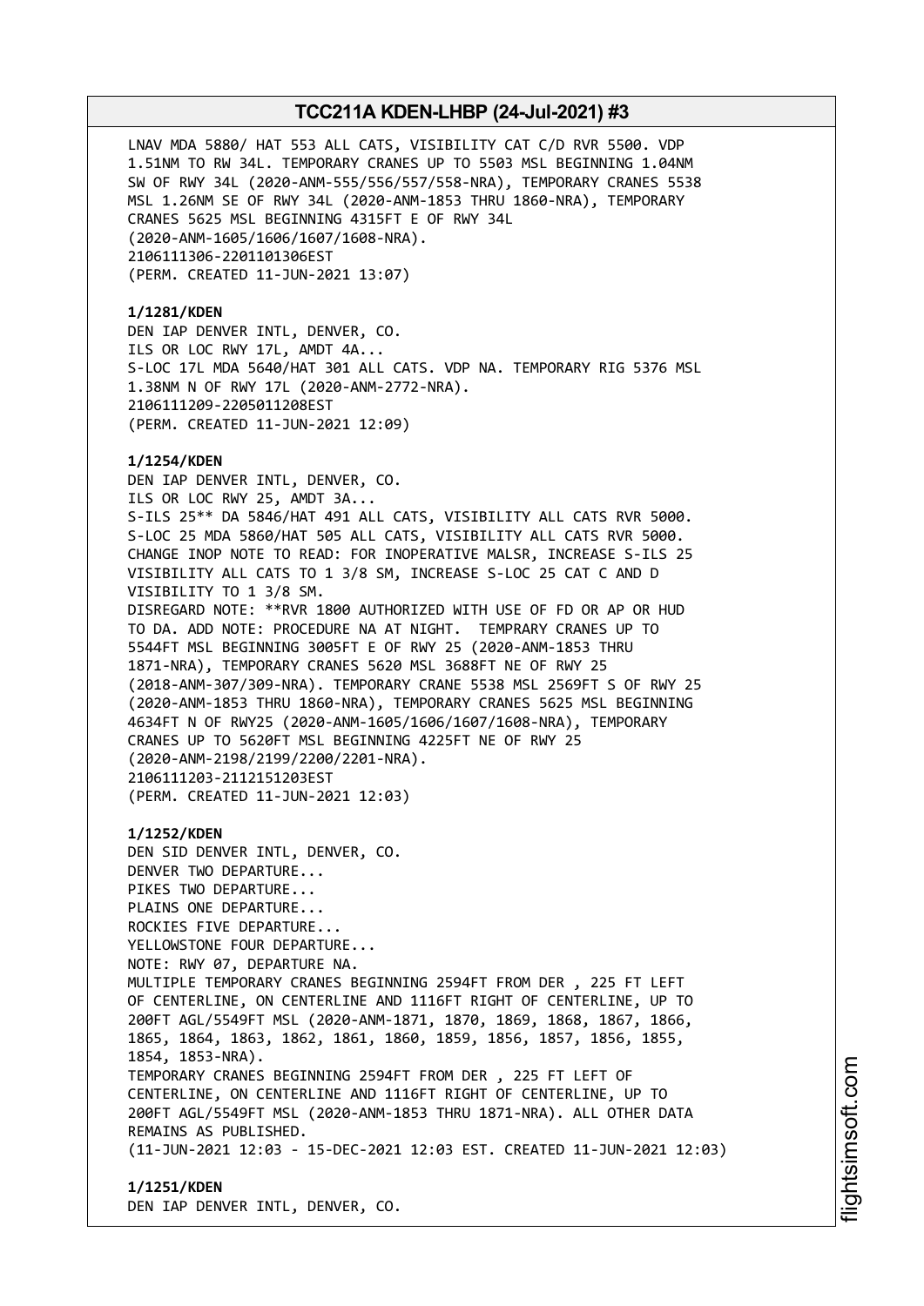LNAV MDA 5880/ HAT 553 ALL CATS, VISIBILITY CAT C/D RVR 5500. VDP 1.51NM TO RW 34L. TEMPORARY CRANES UP TO 5503 MSL BEGINNING 1.04NM SW OF RWY 34L (2020-ANM-555/556/557/558-NRA), TEMPORARY CRANES 5538 MSL 1.26NM SE OF RWY 34L (2020-ANM-1853 THRU 1860-NRA), TEMPORARY CRANES 5625 MSL BEGINNING 4315FT E OF RWY 34L (2020-ANM-1605/1606/1607/1608-NRA).
2106111306-2201101306EST
(PERM. CREATED 11-JUN-2021 13:07)

**1/1281/KDEN**
DEN IAP DENVER INTL, DENVER, CO.
ILS OR LOC RWY 17L, AMDT 4A...
S-LOC 17L MDA 5640/HAT 301 ALL CATS. VDP NA. TEMPORARY RIG 5376 MSL 1.38NM N OF RWY 17L (2020-ANM-2772-NRA).
2106111209-2205011208EST
(PERM. CREATED 11-JUN-2021 12:09)

**1/1254/KDEN**
DEN IAP DENVER INTL, DENVER, CO.
ILS OR LOC RWY 25, AMDT 3A...
S-ILS 25** DA 5846/HAT 491 ALL CATS, VISIBILITY ALL CATS RVR 5000.
S-LOC 25 MDA 5860/HAT 505 ALL CATS, VISIBILITY ALL CATS RVR 5000.
CHANGE INOP NOTE TO READ: FOR INOPERATIVE MALSR, INCREASE S-ILS 25 VISIBILITY ALL CATS TO 1 3/8 SM, INCREASE S-LOC 25 CAT C AND D VISIBILITY TO 1 3/8 SM.
DISREGARD NOTE: **RVR 1800 AUTHORIZED WITH USE OF FD OR AP OR HUD TO DA. ADD NOTE: PROCEDURE NA AT NIGHT. TEMPRARY CRANES UP TO 5544FT MSL BEGINNING 3005FT E OF RWY 25 (2020-ANM-1853 THRU 1871-NRA), TEMPORARY CRANES 5620 MSL 3688FT NE OF RWY 25 (2018-ANM-307/309-NRA). TEMPORARY CRANE 5538 MSL 2569FT S OF RWY 25 (2020-ANM-1853 THRU 1860-NRA), TEMPORARY CRANES 5625 MSL BEGINNING 4634FT N OF RWY25 (2020-ANM-1605/1606/1607/1608-NRA), TEMPORARY CRANES UP TO 5620FT MSL BEGINNING 4225FT NE OF RWY 25 (2020-ANM-2198/2199/2200/2201-NRA).
2106111203-2112151203EST
(PERM. CREATED 11-JUN-2021 12:03)

**1/1252/KDEN**
DEN SID DENVER INTL, DENVER, CO.
DENVER TWO DEPARTURE...
PIKES TWO DEPARTURE...
PLAINS ONE DEPARTURE...
ROCKIES FIVE DEPARTURE...
YELLOWSTONE FOUR DEPARTURE...
NOTE: RWY 07, DEPARTURE NA.
MULTIPLE TEMPORARY CRANES BEGINNING 2594FT FROM DER , 225 FT LEFT OF CENTERLINE, ON CENTERLINE AND 1116FT RIGHT OF CENTERLINE, UP TO 200FT AGL/5549FT MSL (2020-ANM-1871, 1870, 1869, 1868, 1867, 1866, 1865, 1864, 1863, 1862, 1861, 1860, 1859, 1856, 1857, 1856, 1855, 1854, 1853-NRA).
TEMPORARY CRANES BEGINNING 2594FT FROM DER , 225 FT LEFT OF CENTERLINE, ON CENTERLINE AND 1116FT RIGHT OF CENTERLINE, UP TO 200FT AGL/5549FT MSL (2020-ANM-1853 THRU 1871-NRA). ALL OTHER DATA REMAINS AS PUBLISHED.
(11-JUN-2021 12:03 - 15-DEC-2021 12:03 EST. CREATED 11-JUN-2021 12:03)

**1/1251/KDEN**
DEN IAP DENVER INTL, DENVER, CO.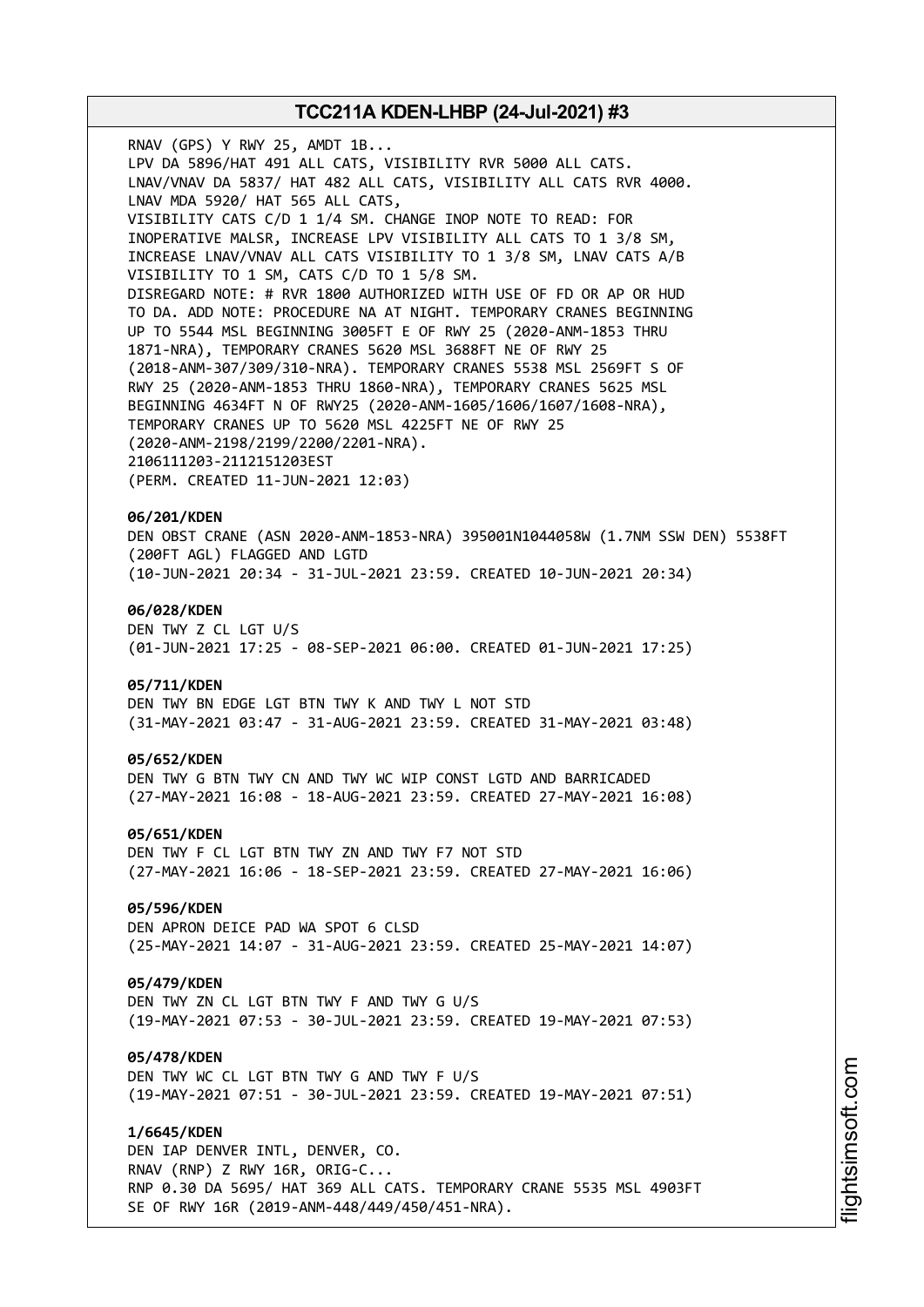RNAV (GPS) Y RWY 25, AMDT 1B...
LPV DA 5896/HAT 491 ALL CATS, VISIBILITY RVR 5000 ALL CATS.
LNAV/VNAV DA 5837/ HAT 482 ALL CATS, VISIBILITY ALL CATS RVR 4000.
LNAV MDA 5920/ HAT 565 ALL CATS,
VISIBILITY CATS C/D 1 1/4 SM. CHANGE INOP NOTE TO READ: FOR
INOPERATIVE MALSR, INCREASE LPV VISIBILITY ALL CATS TO 1 3/8 SM,
INCREASE LNAV/VNAV ALL CATS VISIBILITY TO 1 3/8 SM, LNAV CATS A/B
VISIBILITY TO 1 SM, CATS C/D TO 1 5/8 SM.
DISREGARD NOTE: # RVR 1800 AUTHORIZED WITH USE OF FD OR AP OR HUD
TO DA. ADD NOTE: PROCEDURE NA AT NIGHT. TEMPORARY CRANES BEGINNING
UP TO 5544 MSL BEGINNING 3005FT E OF RWY 25 (2020-ANM-1853 THRU
1871-NRA), TEMPORARY CRANES 5620 MSL 3688FT NE OF RWY 25
(2018-ANM-307/309/310-NRA). TEMPORARY CRANES 5538 MSL 2569FT S OF
RWY 25 (2020-ANM-1853 THRU 1860-NRA), TEMPORARY CRANES 5625 MSL
BEGINNING 4634FT N OF RWY25 (2020-ANM-1605/1606/1607/1608-NRA),
TEMPORARY CRANES UP TO 5620 MSL 4225FT NE OF RWY 25
(2020-ANM-2198/2199/2200/2201-NRA).
2106111203-2112151203EST
(PERM. CREATED 11-JUN-2021 12:03)

**06/201/KDEN**
DEN OBST CRANE (ASN 2020-ANM-1853-NRA) 395001N1044058W (1.7NM SSW DEN) 5538FT
(200FT AGL) FLAGGED AND LGTD
(10-JUN-2021 20:34 - 31-JUL-2021 23:59. CREATED 10-JUN-2021 20:34)

**06/028/KDEN**
DEN TWY Z CL LGT U/S
(01-JUN-2021 17:25 - 08-SEP-2021 06:00. CREATED 01-JUN-2021 17:25)

**05/711/KDEN**
DEN TWY BN EDGE LGT BTN TWY K AND TWY L NOT STD
(31-MAY-2021 03:47 - 31-AUG-2021 23:59. CREATED 31-MAY-2021 03:48)

**05/652/KDEN**
DEN TWY G BTN TWY CN AND TWY WC WIP CONST LGTD AND BARRICADED
(27-MAY-2021 16:08 - 18-AUG-2021 23:59. CREATED 27-MAY-2021 16:08)

**05/651/KDEN**
DEN TWY F CL LGT BTN TWY ZN AND TWY F7 NOT STD
(27-MAY-2021 16:06 - 18-SEP-2021 23:59. CREATED 27-MAY-2021 16:06)

**05/596/KDEN**
DEN APRON DEICE PAD WA SPOT 6 CLSD
(25-MAY-2021 14:07 - 31-AUG-2021 23:59. CREATED 25-MAY-2021 14:07)

**05/479/KDEN**
DEN TWY ZN CL LGT BTN TWY F AND TWY G U/S
(19-MAY-2021 07:53 - 30-JUL-2021 23:59. CREATED 19-MAY-2021 07:53)

**05/478/KDEN**
DEN TWY WC CL LGT BTN TWY G AND TWY F U/S
(19-MAY-2021 07:51 - 30-JUL-2021 23:59. CREATED 19-MAY-2021 07:51)

**1/6645/KDEN**
DEN IAP DENVER INTL, DENVER, CO.
RNAV (RNP) Z RWY 16R, ORIG-C...
RNP 0.30 DA 5695/ HAT 369 ALL CATS. TEMPORARY CRANE 5535 MSL 4903FT
SE OF RWY 16R (2019-ANM-448/449/450/451-NRA).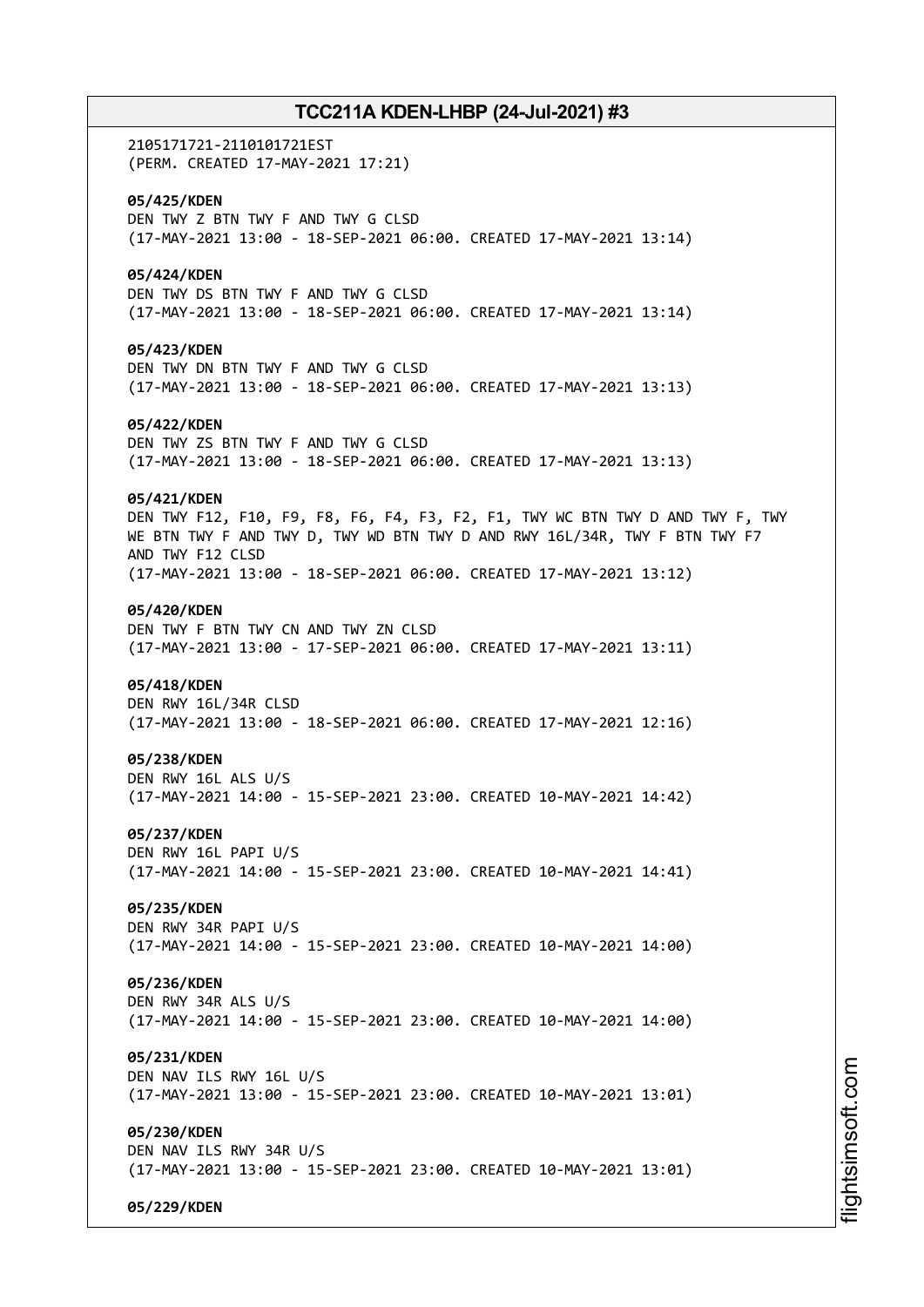2105171721-2110101721EST
(PERM. CREATED 17-MAY-2021 17:21)

**05/425/KDEN**
DEN TWY Z BTN TWY F AND TWY G CLSD
(17-MAY-2021 13:00 - 18-SEP-2021 06:00. CREATED 17-MAY-2021 13:14)

**05/424/KDEN**
DEN TWY DS BTN TWY F AND TWY G CLSD
(17-MAY-2021 13:00 - 18-SEP-2021 06:00. CREATED 17-MAY-2021 13:14)

**05/423/KDEN**
DEN TWY DN BTN TWY F AND TWY G CLSD
(17-MAY-2021 13:00 - 18-SEP-2021 06:00. CREATED 17-MAY-2021 13:13)

**05/422/KDEN**
DEN TWY ZS BTN TWY F AND TWY G CLSD
(17-MAY-2021 13:00 - 18-SEP-2021 06:00. CREATED 17-MAY-2021 13:13)

**05/421/KDEN**
DEN TWY F12, F10, F9, F8, F6, F4, F3, F2, F1, TWY WC BTN TWY D AND TWY F, TWY WE BTN TWY F AND TWY D, TWY WD BTN TWY D AND RWY 16L/34R, TWY F BTN TWY F7 AND TWY F12 CLSD
(17-MAY-2021 13:00 - 18-SEP-2021 06:00. CREATED 17-MAY-2021 13:12)

**05/420/KDEN**
DEN TWY F BTN TWY CN AND TWY ZN CLSD
(17-MAY-2021 13:00 - 17-SEP-2021 06:00. CREATED 17-MAY-2021 13:11)

**05/418/KDEN**
DEN RWY 16L/34R CLSD
(17-MAY-2021 13:00 - 18-SEP-2021 06:00. CREATED 17-MAY-2021 12:16)

**05/238/KDEN**
DEN RWY 16L ALS U/S
(17-MAY-2021 14:00 - 15-SEP-2021 23:00. CREATED 10-MAY-2021 14:42)

**05/237/KDEN**
DEN RWY 16L PAPI U/S
(17-MAY-2021 14:00 - 15-SEP-2021 23:00. CREATED 10-MAY-2021 14:41)

**05/235/KDEN**
DEN RWY 34R PAPI U/S
(17-MAY-2021 14:00 - 15-SEP-2021 23:00. CREATED 10-MAY-2021 14:00)

**05/236/KDEN**
DEN RWY 34R ALS U/S
(17-MAY-2021 14:00 - 15-SEP-2021 23:00. CREATED 10-MAY-2021 14:00)

**05/231/KDEN**
DEN NAV ILS RWY 16L U/S
(17-MAY-2021 13:00 - 15-SEP-2021 23:00. CREATED 10-MAY-2021 13:01)

**05/230/KDEN**
DEN NAV ILS RWY 34R U/S
(17-MAY-2021 13:00 - 15-SEP-2021 23:00. CREATED 10-MAY-2021 13:01)

**05/229/KDEN**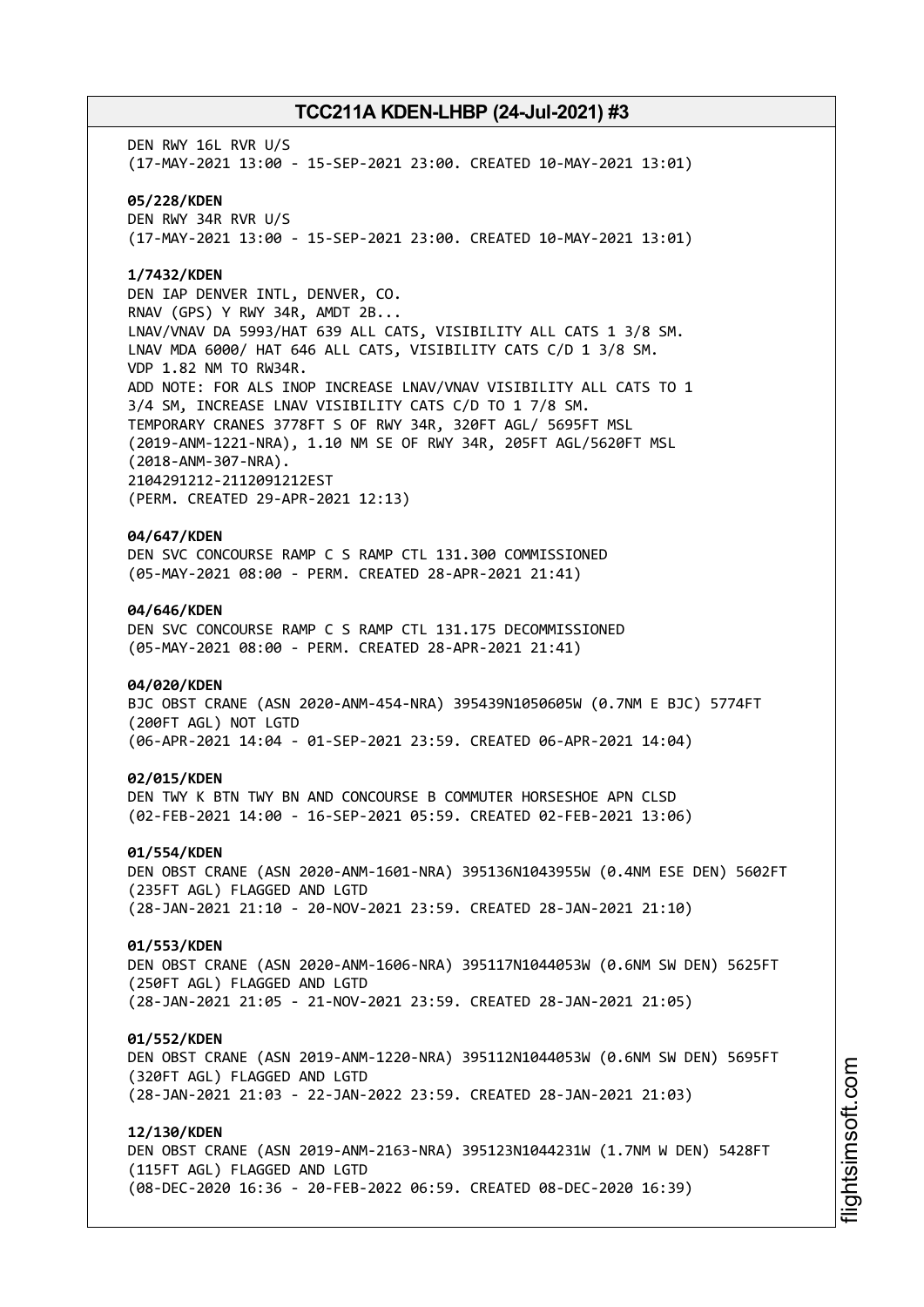DEN RWY 16L RVR U/S
(17-MAY-2021 13:00 - 15-SEP-2021 23:00. CREATED 10-MAY-2021 13:01)

**05/228/KDEN**
DEN RWY 34R RVR U/S
(17-MAY-2021 13:00 - 15-SEP-2021 23:00. CREATED 10-MAY-2021 13:01)

**1/7432/KDEN**
DEN IAP DENVER INTL, DENVER, CO.
RNAV (GPS) Y RWY 34R, AMDT 2B...
LNAV/VNAV DA 5993/HAT 639 ALL CATS, VISIBILITY ALL CATS 1 3/8 SM.
LNAV MDA 6000/ HAT 646 ALL CATS, VISIBILITY CATS C/D 1 3/8 SM.
VDP 1.82 NM TO RW34R.
ADD NOTE: FOR ALS INOP INCREASE LNAV/VNAV VISIBILITY ALL CATS TO 1 3/4 SM, INCREASE LNAV VISIBILITY CATS C/D TO 1 7/8 SM.
TEMPORARY CRANES 3778FT S OF RWY 34R, 320FT AGL/ 5695FT MSL (2019-ANM-1221-NRA), 1.10 NM SE OF RWY 34R, 205FT AGL/5620FT MSL (2018-ANM-307-NRA).
2104291212-2112091212EST
(PERM. CREATED 29-APR-2021 12:13)

**04/647/KDEN**
DEN SVC CONCOURSE RAMP C S RAMP CTL 131.300 COMMISSIONED
(05-MAY-2021 08:00 - PERM. CREATED 28-APR-2021 21:41)

**04/646/KDEN**
DEN SVC CONCOURSE RAMP C S RAMP CTL 131.175 DECOMMISSIONED
(05-MAY-2021 08:00 - PERM. CREATED 28-APR-2021 21:41)

**04/020/KDEN**
BJC OBST CRANE (ASN 2020-ANM-454-NRA) 395439N1050605W (0.7NM E BJC) 5774FT (200FT AGL) NOT LGTD
(06-APR-2021 14:04 - 01-SEP-2021 23:59. CREATED 06-APR-2021 14:04)

**02/015/KDEN**
DEN TWY K BTN TWY BN AND CONCOURSE B COMMUTER HORSESHOE APN CLSD
(02-FEB-2021 14:00 - 16-SEP-2021 05:59. CREATED 02-FEB-2021 13:06)

**01/554/KDEN**
DEN OBST CRANE (ASN 2020-ANM-1601-NRA) 395136N1043955W (0.4NM ESE DEN) 5602FT (235FT AGL) FLAGGED AND LGTD
(28-JAN-2021 21:10 - 20-NOV-2021 23:59. CREATED 28-JAN-2021 21:10)

**01/553/KDEN**
DEN OBST CRANE (ASN 2020-ANM-1606-NRA) 395117N1044053W (0.6NM SW DEN) 5625FT (250FT AGL) FLAGGED AND LGTD
(28-JAN-2021 21:05 - 21-NOV-2021 23:59. CREATED 28-JAN-2021 21:05)

**01/552/KDEN**
DEN OBST CRANE (ASN 2019-ANM-1220-NRA) 395112N1044053W (0.6NM SW DEN) 5695FT (320FT AGL) FLAGGED AND LGTD
(28-JAN-2021 21:03 - 22-JAN-2022 23:59. CREATED 28-JAN-2021 21:03)

**12/130/KDEN**
DEN OBST CRANE (ASN 2019-ANM-2163-NRA) 395123N1044231W (1.7NM W DEN) 5428FT (115FT AGL) FLAGGED AND LGTD
(08-DEC-2020 16:36 - 20-FEB-2022 06:59. CREATED 08-DEC-2020 16:39)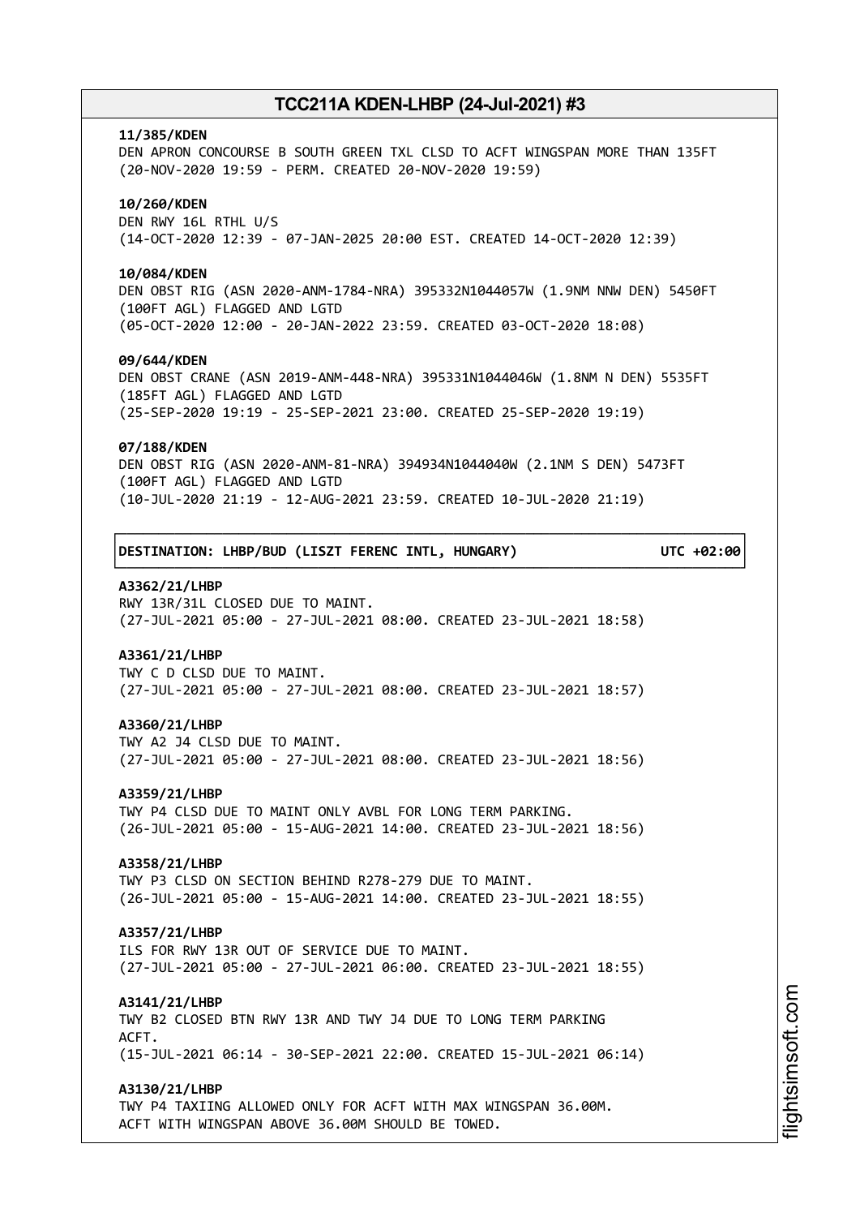**11/385/KDEN**
DEN APRON CONCOURSE B SOUTH GREEN TXL CLSD TO ACFT WINGSPAN MORE THAN 135FT
(20-NOV-2020 19:59 - PERM. CREATED 20-NOV-2020 19:59)

**10/260/KDEN**
DEN RWY 16L RTHL U/S
(14-OCT-2020 12:39 - 07-JAN-2025 20:00 EST. CREATED 14-OCT-2020 12:39)

**10/084/KDEN**
DEN OBST RIG (ASN 2020-ANM-1784-NRA) 395332N1044057W (1.9NM NNW DEN) 5450FT
(100FT AGL) FLAGGED AND LGTD
(05-OCT-2020 12:00 - 20-JAN-2022 23:59. CREATED 03-OCT-2020 18:08)

**09/644/KDEN**
DEN OBST CRANE (ASN 2019-ANM-448-NRA) 395331N1044046W (1.8NM N DEN) 5535FT
(185FT AGL) FLAGGED AND LGTD
(25-SEP-2020 19:19 - 25-SEP-2021 23:00. CREATED 25-SEP-2020 19:19)

**07/188/KDEN**
DEN OBST RIG (ASN 2020-ANM-81-NRA) 394934N1044040W (2.1NM S DEN) 5473FT
(100FT AGL) FLAGGED AND LGTD
(10-JUL-2020 21:19 - 12-AUG-2021 23:59. CREATED 10-JUL-2020 21:19)

**DESTINATION: LHBP/BUD (LISZT FERENC INTL, HUNGARY) UTC +02:00**

**A3362/21/LHBP**
RWY 13R/31L CLOSED DUE TO MAINT.
(27-JUL-2021 05:00 - 27-JUL-2021 08:00. CREATED 23-JUL-2021 18:58)

**A3361/21/LHBP**
TWY C D CLSD DUE TO MAINT.
(27-JUL-2021 05:00 - 27-JUL-2021 08:00. CREATED 23-JUL-2021 18:57)

**A3360/21/LHBP**
TWY A2 J4 CLSD DUE TO MAINT.
(27-JUL-2021 05:00 - 27-JUL-2021 08:00. CREATED 23-JUL-2021 18:56)

**A3359/21/LHBP**
TWY P4 CLSD DUE TO MAINT ONLY AVBL FOR LONG TERM PARKING.
(26-JUL-2021 05:00 - 15-AUG-2021 14:00. CREATED 23-JUL-2021 18:56)

**A3358/21/LHBP**
TWY P3 CLSD ON SECTION BEHIND R278-279 DUE TO MAINT.
(26-JUL-2021 05:00 - 15-AUG-2021 14:00. CREATED 23-JUL-2021 18:55)

**A3357/21/LHBP**
ILS FOR RWY 13R OUT OF SERVICE DUE TO MAINT.
(27-JUL-2021 05:00 - 27-JUL-2021 06:00. CREATED 23-JUL-2021 18:55)

**A3141/21/LHBP**
TWY B2 CLOSED BTN RWY 13R AND TWY J4 DUE TO LONG TERM PARKING
ACFT.
(15-JUL-2021 06:14 - 30-SEP-2021 22:00. CREATED 15-JUL-2021 06:14)

**A3130/21/LHBP**
TWY P4 TAXIING ALLOWED ONLY FOR ACFT WITH MAX WINGSPAN 36.00M.
ACFT WITH WINGSPAN ABOVE 36.00M SHOULD BE TOWED.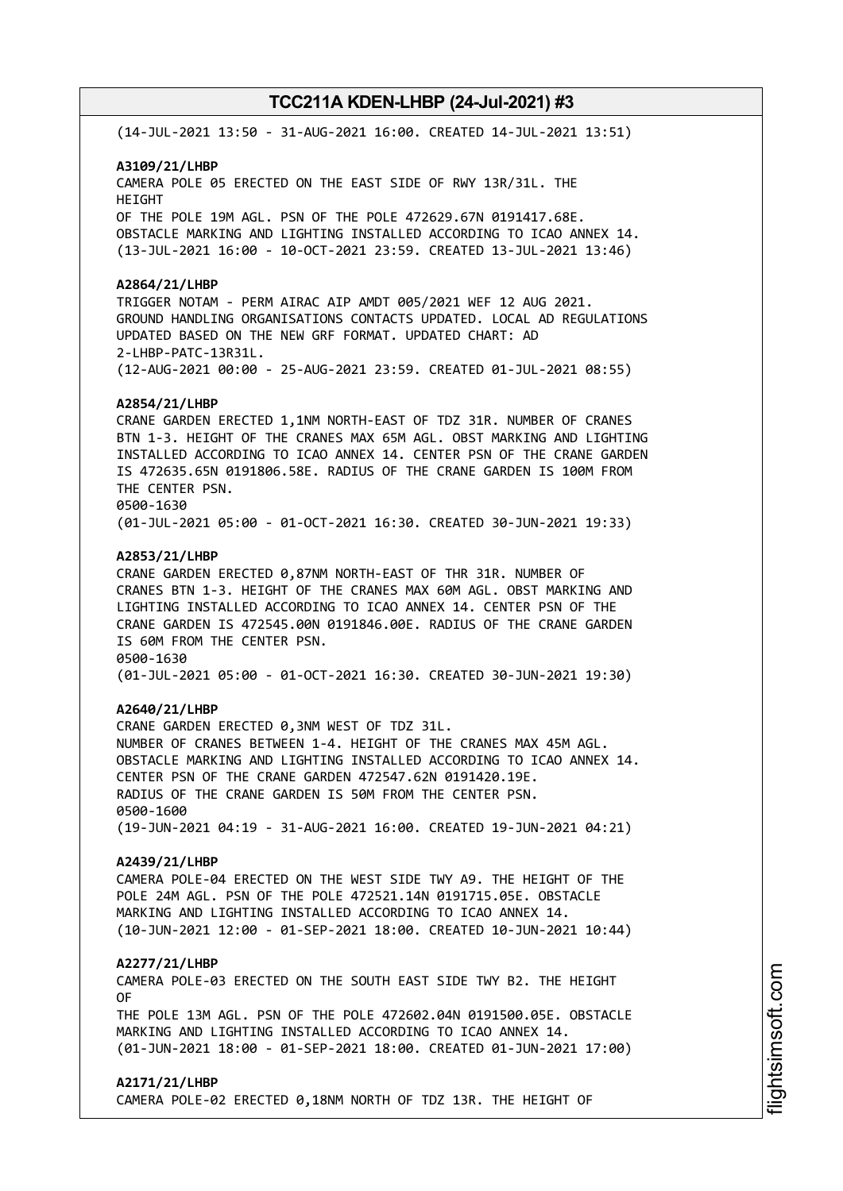(14-JUL-2021 13:50 - 31-AUG-2021 16:00. CREATED 14-JUL-2021 13:51)

**A3109/21/LHBP**
CAMERA POLE 05 ERECTED ON THE EAST SIDE OF RWY 13R/31L. THE HEIGHT
OF THE POLE 19M AGL. PSN OF THE POLE 472629.67N 0191417.68E.
OBSTACLE MARKING AND LIGHTING INSTALLED ACCORDING TO ICAO ANNEX 14.
(13-JUL-2021 16:00 - 10-OCT-2021 23:59. CREATED 13-JUL-2021 13:46)

**A2864/21/LHBP**
TRIGGER NOTAM - PERM AIRAC AIP AMDT 005/2021 WEF 12 AUG 2021.
GROUND HANDLING ORGANISATIONS CONTACTS UPDATED. LOCAL AD REGULATIONS
UPDATED BASED ON THE NEW GRF FORMAT. UPDATED CHART: AD
2-LHBP-PATC-13R31L.
(12-AUG-2021 00:00 - 25-AUG-2021 23:59. CREATED 01-JUL-2021 08:55)

**A2854/21/LHBP**
CRANE GARDEN ERECTED 1,1NM NORTH-EAST OF TDZ 31R. NUMBER OF CRANES
BTN 1-3. HEIGHT OF THE CRANES MAX 65M AGL. OBST MARKING AND LIGHTING
INSTALLED ACCORDING TO ICAO ANNEX 14. CENTER PSN OF THE CRANE GARDEN
IS 472635.65N 0191806.58E. RADIUS OF THE CRANE GARDEN IS 100M FROM
THE CENTER PSN.
0500-1630
(01-JUL-2021 05:00 - 01-OCT-2021 16:30. CREATED 30-JUN-2021 19:33)

**A2853/21/LHBP**
CRANE GARDEN ERECTED 0,87NM NORTH-EAST OF THR 31R. NUMBER OF
CRANES BTN 1-3. HEIGHT OF THE CRANES MAX 60M AGL. OBST MARKING AND
LIGHTING INSTALLED ACCORDING TO ICAO ANNEX 14. CENTER PSN OF THE
CRANE GARDEN IS 472545.00N 0191846.00E. RADIUS OF THE CRANE GARDEN
IS 60M FROM THE CENTER PSN.
0500-1630
(01-JUL-2021 05:00 - 01-OCT-2021 16:30. CREATED 30-JUN-2021 19:30)

**A2640/21/LHBP**
CRANE GARDEN ERECTED 0,3NM WEST OF TDZ 31L.
NUMBER OF CRANES BETWEEN 1-4. HEIGHT OF THE CRANES MAX 45M AGL.
OBSTACLE MARKING AND LIGHTING INSTALLED ACCORDING TO ICAO ANNEX 14.
CENTER PSN OF THE CRANE GARDEN 472547.62N 0191420.19E.
RADIUS OF THE CRANE GARDEN IS 50M FROM THE CENTER PSN.
0500-1600
(19-JUN-2021 04:19 - 31-AUG-2021 16:00. CREATED 19-JUN-2021 04:21)

**A2439/21/LHBP**
CAMERA POLE-04 ERECTED ON THE WEST SIDE TWY A9. THE HEIGHT OF THE
POLE 24M AGL. PSN OF THE POLE 472521.14N 0191715.05E. OBSTACLE
MARKING AND LIGHTING INSTALLED ACCORDING TO ICAO ANNEX 14.
(10-JUN-2021 12:00 - 01-SEP-2021 18:00. CREATED 10-JUN-2021 10:44)

**A2277/21/LHBP**
CAMERA POLE-03 ERECTED ON THE SOUTH EAST SIDE TWY B2. THE HEIGHT
OF
THE POLE 13M AGL. PSN OF THE POLE 472602.04N 0191500.05E. OBSTACLE
MARKING AND LIGHTING INSTALLED ACCORDING TO ICAO ANNEX 14.
(01-JUN-2021 18:00 - 01-SEP-2021 18:00. CREATED 01-JUN-2021 17:00)

**A2171/21/LHBP**
CAMERA POLE-02 ERECTED 0,18NM NORTH OF TDZ 13R. THE HEIGHT OF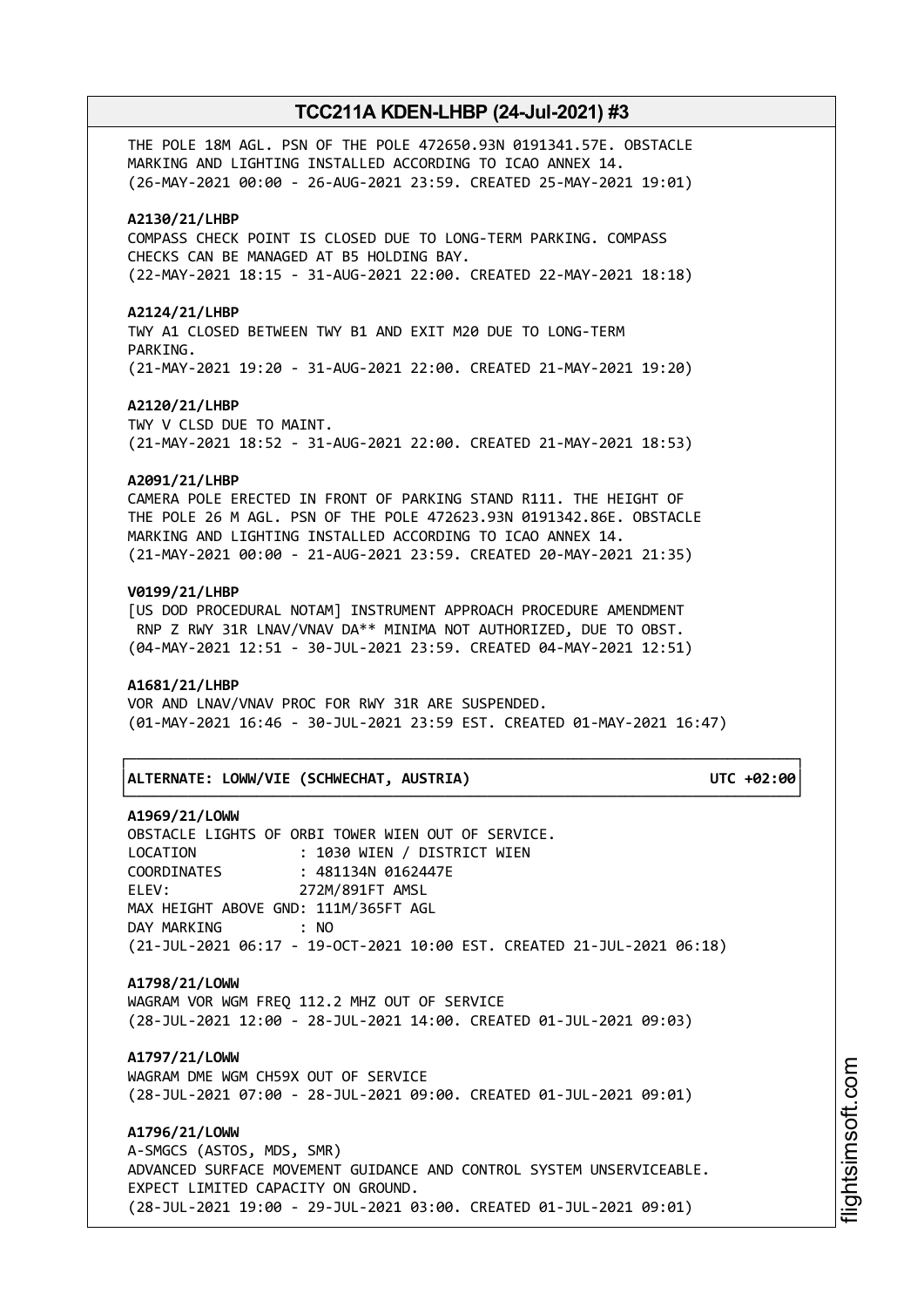THE POLE 18M AGL. PSN OF THE POLE 472650.93N 0191341.57E. OBSTACLE MARKING AND LIGHTING INSTALLED ACCORDING TO ICAO ANNEX 14.
(26-MAY-2021 00:00 - 26-AUG-2021 23:59. CREATED 25-MAY-2021 19:01)

**A2130/21/LHBP**
COMPASS CHECK POINT IS CLOSED DUE TO LONG-TERM PARKING. COMPASS CHECKS CAN BE MANAGED AT B5 HOLDING BAY.
(22-MAY-2021 18:15 - 31-AUG-2021 22:00. CREATED 22-MAY-2021 18:18)

**A2124/21/LHBP**
TWY A1 CLOSED BETWEEN TWY B1 AND EXIT M20 DUE TO LONG-TERM PARKING.
(21-MAY-2021 19:20 - 31-AUG-2021 22:00. CREATED 21-MAY-2021 19:20)

**A2120/21/LHBP**
TWY V CLSD DUE TO MAINT.
(21-MAY-2021 18:52 - 31-AUG-2021 22:00. CREATED 21-MAY-2021 18:53)

**A2091/21/LHBP**
CAMERA POLE ERECTED IN FRONT OF PARKING STAND R111. THE HEIGHT OF THE POLE 26 M AGL. PSN OF THE POLE 472623.93N 0191342.86E. OBSTACLE MARKING AND LIGHTING INSTALLED ACCORDING TO ICAO ANNEX 14.
(21-MAY-2021 00:00 - 21-AUG-2021 23:59. CREATED 20-MAY-2021 21:35)

**V0199/21/LHBP**
[US DOD PROCEDURAL NOTAM] INSTRUMENT APPROACH PROCEDURE AMENDMENT RNP Z RWY 31R LNAV/VNAV DA** MINIMA NOT AUTHORIZED, DUE TO OBST.
(04-MAY-2021 12:51 - 30-JUL-2021 23:59. CREATED 04-MAY-2021 12:51)

**A1681/21/LHBP**
VOR AND LNAV/VNAV PROC FOR RWY 31R ARE SUSPENDED.
(01-MAY-2021 16:46 - 30-JUL-2021 23:59 EST. CREATED 01-MAY-2021 16:47)

**ALTERNATE: LOWW/VIE (SCHWECHAT, AUSTRIA) UTC +02:00**

**A1969/21/LOWW**
OBSTACLE LIGHTS OF ORBI TOWER WIEN OUT OF SERVICE.
LOCATION : 1030 WIEN / DISTRICT WIEN
COORDINATES : 481134N 0162447E
ELEV: 272M/891FT AMSL
MAX HEIGHT ABOVE GND: 111M/365FT AGL
DAY MARKING : NO
(21-JUL-2021 06:17 - 19-OCT-2021 10:00 EST. CREATED 21-JUL-2021 06:18)

**A1798/21/LOWW**
WAGRAM VOR WGM FREQ 112.2 MHZ OUT OF SERVICE
(28-JUL-2021 12:00 - 28-JUL-2021 14:00. CREATED 01-JUL-2021 09:03)

**A1797/21/LOWW**
WAGRAM DME WGM CH59X OUT OF SERVICE
(28-JUL-2021 07:00 - 28-JUL-2021 09:00. CREATED 01-JUL-2021 09:01)

**A1796/21/LOWW**
A-SMGCS (ASTOS, MDS, SMR)
ADVANCED SURFACE MOVEMENT GUIDANCE AND CONTROL SYSTEM UNSERVICEABLE.
EXPECT LIMITED CAPACITY ON GROUND.
(28-JUL-2021 19:00 - 29-JUL-2021 03:00. CREATED 01-JUL-2021 09:01)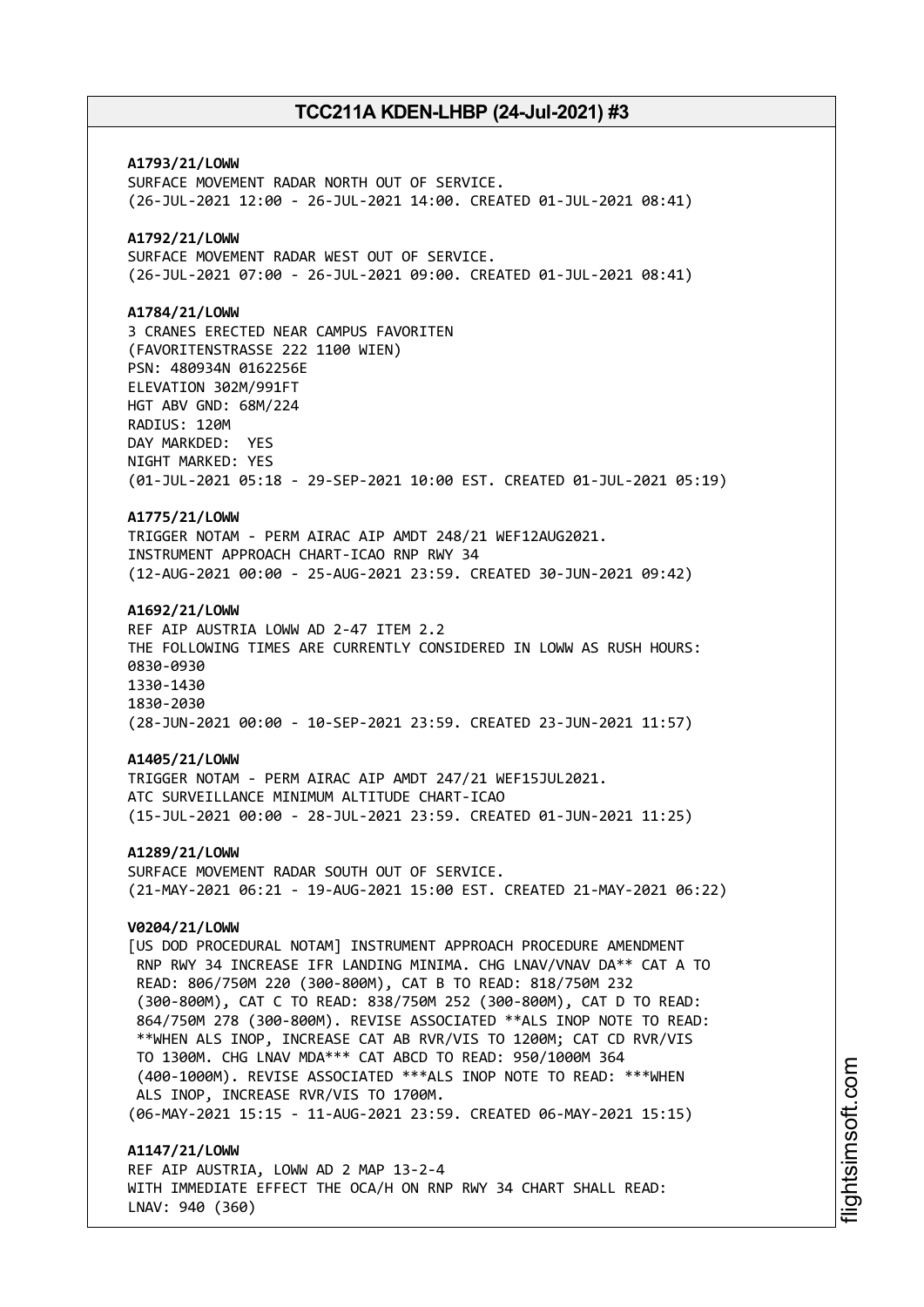**A1793/21/LOWW**
SURFACE MOVEMENT RADAR NORTH OUT OF SERVICE.
(26-JUL-2021 12:00 - 26-JUL-2021 14:00. CREATED 01-JUL-2021 08:41)

**A1792/21/LOWW**
SURFACE MOVEMENT RADAR WEST OUT OF SERVICE.
(26-JUL-2021 07:00 - 26-JUL-2021 09:00. CREATED 01-JUL-2021 08:41)

**A1784/21/LOWW**
3 CRANES ERECTED NEAR CAMPUS FAVORITEN
(FAVORITENSTRASSE 222 1100 WIEN)
PSN: 480934N 0162256E
ELEVATION 302M/991FT
HGT ABV GND: 68M/224
RADIUS: 120M
DAY MARKDED: YES
NIGHT MARKED: YES
(01-JUL-2021 05:18 - 29-SEP-2021 10:00 EST. CREATED 01-JUL-2021 05:19)

**A1775/21/LOWW**
TRIGGER NOTAM - PERM AIRAC AIP AMDT 248/21 WEF12AUG2021.
INSTRUMENT APPROACH CHART-ICAO RNP RWY 34
(12-AUG-2021 00:00 - 25-AUG-2021 23:59. CREATED 30-JUN-2021 09:42)

**A1692/21/LOWW**
REF AIP AUSTRIA LOWW AD 2-47 ITEM 2.2
THE FOLLOWING TIMES ARE CURRENTLY CONSIDERED IN LOWW AS RUSH HOURS:
0830-0930
1330-1430
1830-2030
(28-JUN-2021 00:00 - 10-SEP-2021 23:59. CREATED 23-JUN-2021 11:57)

**A1405/21/LOWW**
TRIGGER NOTAM - PERM AIRAC AIP AMDT 247/21 WEF15JUL2021.
ATC SURVEILLANCE MINIMUM ALTITUDE CHART-ICAO
(15-JUL-2021 00:00 - 28-JUL-2021 23:59. CREATED 01-JUN-2021 11:25)

**A1289/21/LOWW**
SURFACE MOVEMENT RADAR SOUTH OUT OF SERVICE.
(21-MAY-2021 06:21 - 19-AUG-2021 15:00 EST. CREATED 21-MAY-2021 06:22)

**V0204/21/LOWW**
[US DOD PROCEDURAL NOTAM] INSTRUMENT APPROACH PROCEDURE AMENDMENT RNP RWY 34 INCREASE IFR LANDING MINIMA. CHG LNAV/VNAV DA** CAT A TO READ: 806/750M 220 (300-800M), CAT B TO READ: 818/750M 232 (300-800M), CAT C TO READ: 838/750M 252 (300-800M), CAT D TO READ: 864/750M 278 (300-800M). REVISE ASSOCIATED **ALS INOP NOTE TO READ: **WHEN ALS INOP, INCREASE CAT AB RVR/VIS TO 1200M; CAT CD RVR/VIS TO 1300M. CHG LNAV MDA*** CAT ABCD TO READ: 950/1000M 364 (400-1000M). REVISE ASSOCIATED ***ALS INOP NOTE TO READ: ***WHEN ALS INOP, INCREASE RVR/VIS TO 1700M.
(06-MAY-2021 15:15 - 11-AUG-2021 23:59. CREATED 06-MAY-2021 15:15)

**A1147/21/LOWW**
REF AIP AUSTRIA, LOWW AD 2 MAP 13-2-4
WITH IMMEDIATE EFFECT THE OCA/H ON RNP RWY 34 CHART SHALL READ:
LNAV: 940 (360)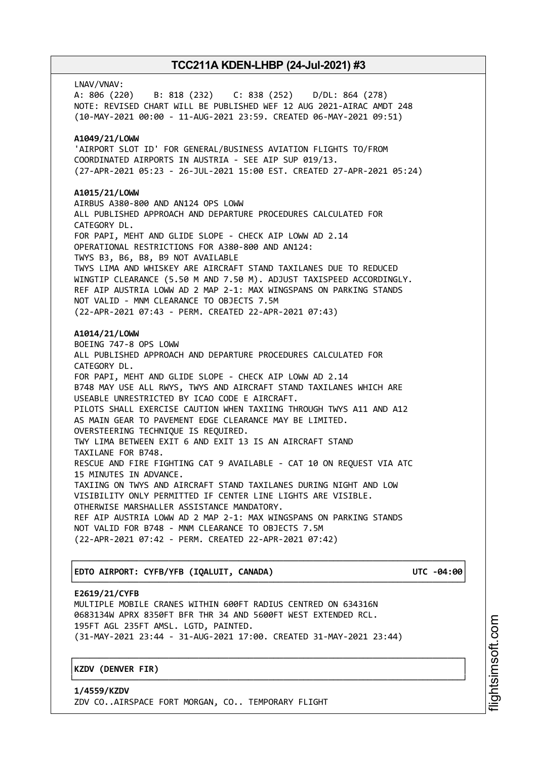LNAV/VNAV:
A: 806 (220)    B: 818 (232)    C: 838 (252)    D/DL: 864 (278)
NOTE: REVISED CHART WILL BE PUBLISHED WEF 12 AUG 2021-AIRAC AMDT 248
(10-MAY-2021 00:00 - 11-AUG-2021 23:59. CREATED 06-MAY-2021 09:51)

**A1049/21/LOWW**
'AIRPORT SLOT ID' FOR GENERAL/BUSINESS AVIATION FLIGHTS TO/FROM COORDINATED AIRPORTS IN AUSTRIA - SEE AIP SUP 019/13.
(27-APR-2021 05:23 - 26-JUL-2021 15:00 EST. CREATED 27-APR-2021 05:24)

**A1015/21/LOWW**
AIRBUS A380-800 AND AN124 OPS LOWW
ALL PUBLISHED APPROACH AND DEPARTURE PROCEDURES CALCULATED FOR CATEGORY DL.
FOR PAPI, MEHT AND GLIDE SLOPE - CHECK AIP LOWW AD 2.14
OPERATIONAL RESTRICTIONS FOR A380-800 AND AN124:
TWYS B3, B6, B8, B9 NOT AVAILABLE
TWYS LIMA AND WHISKEY ARE AIRCRAFT STAND TAXILANES DUE TO REDUCED WINGTIP CLEARANCE (5.50 M AND 7.50 M). ADJUST TAXISPEED ACCORDINGLY.
REF AIP AUSTRIA LOWW AD 2 MAP 2-1: MAX WINGSPANS ON PARKING STANDS NOT VALID - MNM CLEARANCE TO OBJECTS 7.5M
(22-APR-2021 07:43 - PERM. CREATED 22-APR-2021 07:43)

**A1014/21/LOWW**
BOEING 747-8 OPS LOWW
ALL PUBLISHED APPROACH AND DEPARTURE PROCEDURES CALCULATED FOR CATEGORY DL.
FOR PAPI, MEHT AND GLIDE SLOPE - CHECK AIP LOWW AD 2.14
B748 MAY USE ALL RWYS, TWYS AND AIRCRAFT STAND TAXILANES WHICH ARE USEABLE UNRESTRICTED BY ICAO CODE E AIRCRAFT.
PILOTS SHALL EXERCISE CAUTION WHEN TAXIING THROUGH TWYS A11 AND A12 AS MAIN GEAR TO PAVEMENT EDGE CLEARANCE MAY BE LIMITED.
OVERSTEERING TECHNIQUE IS REQUIRED.
TWY LIMA BETWEEN EXIT 6 AND EXIT 13 IS AN AIRCRAFT STAND TAXILANE FOR B748.
RESCUE AND FIRE FIGHTING CAT 9 AVAILABLE - CAT 10 ON REQUEST VIA ATC 15 MINUTES IN ADVANCE.
TAXIING ON TWYS AND AIRCRAFT STAND TAXILANES DURING NIGHT AND LOW VISIBILITY ONLY PERMITTED IF CENTER LINE LIGHTS ARE VISIBLE.
OTHERWISE MARSHALLER ASSISTANCE MANDATORY.
REF AIP AUSTRIA LOWW AD 2 MAP 2-1: MAX WINGSPANS ON PARKING STANDS NOT VALID FOR B748 - MNM CLEARANCE TO OBJECTS 7.5M
(22-APR-2021 07:42 - PERM. CREATED 22-APR-2021 07:42)

**EDTO AIRPORT: CYFB/YFB (IQALUIT, CANADA) UTC -04:00**

**E2619/21/CYFB**
MULTIPLE MOBILE CRANES WITHIN 600FT RADIUS CENTRED ON 634316N 0683134W APRX 8350FT BFR THR 34 AND 5600FT WEST EXTENDED RCL.
195FT AGL 235FT AMSL. LGTD, PAINTED.
(31-MAY-2021 23:44 - 31-AUG-2021 17:00. CREATED 31-MAY-2021 23:44)

**KZDV (DENVER FIR)**

**1/4559/KZDV**
ZDV CO..AIRSPACE FORT MORGAN, CO.. TEMPORARY FLIGHT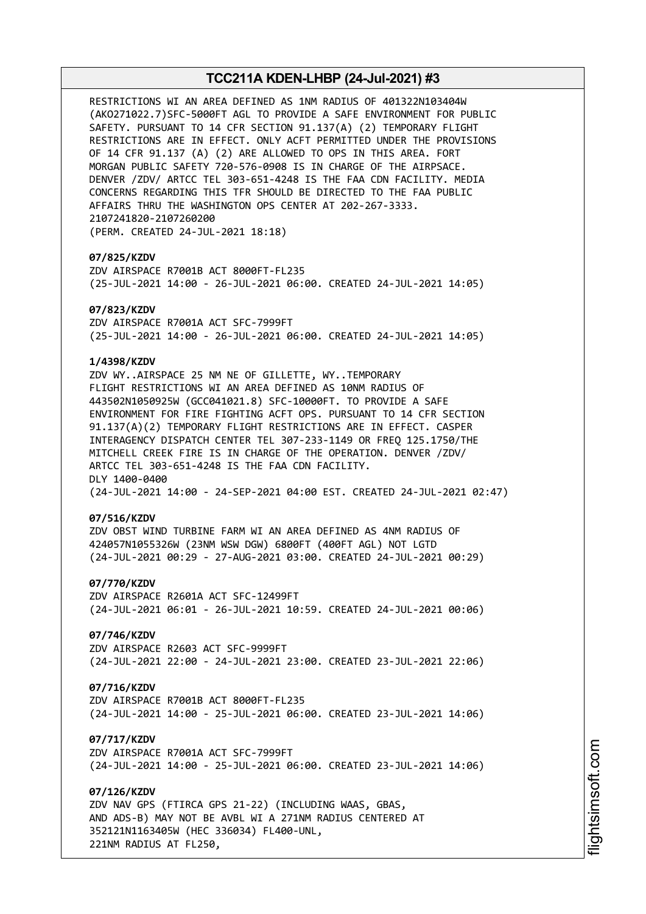RESTRICTIONS WI AN AREA DEFINED AS 1NM RADIUS OF 401322N103404W (AKO271022.7)SFC-5000FT AGL TO PROVIDE A SAFE ENVIRONMENT FOR PUBLIC SAFETY. PURSUANT TO 14 CFR SECTION 91.137(A) (2) TEMPORARY FLIGHT RESTRICTIONS ARE IN EFFECT. ONLY ACFT PERMITTED UNDER THE PROVISIONS OF 14 CFR 91.137 (A) (2) ARE ALLOWED TO OPS IN THIS AREA. FORT MORGAN PUBLIC SAFETY 720-576-0908 IS IN CHARGE OF THE AIRPSACE. DENVER /ZDV/ ARTCC TEL 303-651-4248 IS THE FAA CDN FACILITY. MEDIA CONCERNS REGARDING THIS TFR SHOULD BE DIRECTED TO THE FAA PUBLIC AFFAIRS THRU THE WASHINGTON OPS CENTER AT 202-267-3333.
2107241820-2107260200
(PERM. CREATED 24-JUL-2021 18:18)

**07/825/KZDV**
ZDV AIRSPACE R7001B ACT 8000FT-FL235
(25-JUL-2021 14:00 - 26-JUL-2021 06:00. CREATED 24-JUL-2021 14:05)

**07/823/KZDV**
ZDV AIRSPACE R7001A ACT SFC-7999FT
(25-JUL-2021 14:00 - 26-JUL-2021 06:00. CREATED 24-JUL-2021 14:05)

**1/4398/KZDV**
ZDV WY..AIRSPACE 25 NM NE OF GILLETTE, WY..TEMPORARY FLIGHT RESTRICTIONS WI AN AREA DEFINED AS 10NM RADIUS OF 443502N1050925W (GCC041021.8) SFC-10000FT. TO PROVIDE A SAFE ENVIRONMENT FOR FIRE FIGHTING ACFT OPS. PURSUANT TO 14 CFR SECTION 91.137(A)(2) TEMPORARY FLIGHT RESTRICTIONS ARE IN EFFECT. CASPER INTERAGENCY DISPATCH CENTER TEL 307-233-1149 OR FREQ 125.1750/THE MITCHELL CREEK FIRE IS IN CHARGE OF THE OPERATION. DENVER /ZDV/ ARTCC TEL 303-651-4248 IS THE FAA CDN FACILITY.
DLY 1400-0400
(24-JUL-2021 14:00 - 24-SEP-2021 04:00 EST. CREATED 24-JUL-2021 02:47)

**07/516/KZDV**
ZDV OBST WIND TURBINE FARM WI AN AREA DEFINED AS 4NM RADIUS OF 424057N1055326W (23NM WSW DGW) 6800FT (400FT AGL) NOT LGTD
(24-JUL-2021 00:29 - 27-AUG-2021 03:00. CREATED 24-JUL-2021 00:29)

**07/770/KZDV**
ZDV AIRSPACE R2601A ACT SFC-12499FT
(24-JUL-2021 06:01 - 26-JUL-2021 10:59. CREATED 24-JUL-2021 00:06)

**07/746/KZDV**
ZDV AIRSPACE R2603 ACT SFC-9999FT
(24-JUL-2021 22:00 - 24-JUL-2021 23:00. CREATED 23-JUL-2021 22:06)

**07/716/KZDV**
ZDV AIRSPACE R7001B ACT 8000FT-FL235
(24-JUL-2021 14:00 - 25-JUL-2021 06:00. CREATED 23-JUL-2021 14:06)

**07/717/KZDV**
ZDV AIRSPACE R7001A ACT SFC-7999FT
(24-JUL-2021 14:00 - 25-JUL-2021 06:00. CREATED 23-JUL-2021 14:06)

**07/126/KZDV**
ZDV NAV GPS (FTIRCA GPS 21-22) (INCLUDING WAAS, GBAS, AND ADS-B) MAY NOT BE AVBL WI A 271NM RADIUS CENTERED AT 352121N1163405W (HEC 336034) FL400-UNL,
221NM RADIUS AT FL250,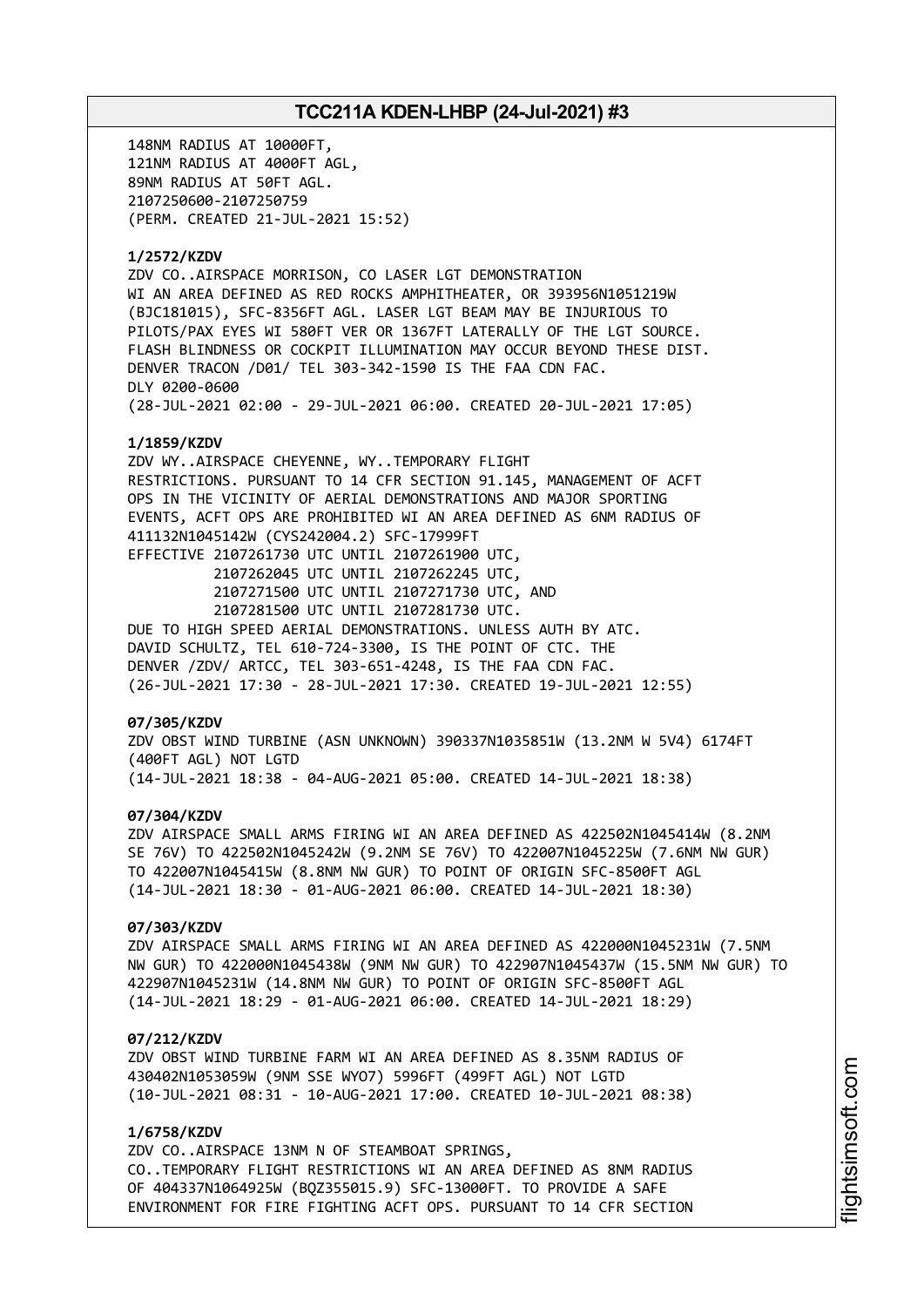148NM RADIUS AT 10000FT,
121NM RADIUS AT 4000FT AGL,
89NM RADIUS AT 50FT AGL.
2107250600-2107250759
(PERM. CREATED 21-JUL-2021 15:52)

**1/2572/KZDV**
ZDV CO..AIRSPACE MORRISON, CO LASER LGT DEMONSTRATION
WI AN AREA DEFINED AS RED ROCKS AMPHITHEATER, OR 393956N1051219W
(BJC181015), SFC-8356FT AGL. LASER LGT BEAM MAY BE INJURIOUS TO
PILOTS/PAX EYES WI 580FT VER OR 1367FT LATERALLY OF THE LGT SOURCE.
FLASH BLINDNESS OR COCKPIT ILLUMINATION MAY OCCUR BEYOND THESE DIST.
DENVER TRACON /D01/ TEL 303-342-1590 IS THE FAA CDN FAC.
DLY 0200-0600
(28-JUL-2021 02:00 - 29-JUL-2021 06:00. CREATED 20-JUL-2021 17:05)

**1/1859/KZDV**
ZDV WY..AIRSPACE CHEYENNE, WY..TEMPORARY FLIGHT
RESTRICTIONS. PURSUANT TO 14 CFR SECTION 91.145, MANAGEMENT OF ACFT
OPS IN THE VICINITY OF AERIAL DEMONSTRATIONS AND MAJOR SPORTING
EVENTS, ACFT OPS ARE PROHIBITED WI AN AREA DEFINED AS 6NM RADIUS OF
411132N1045142W (CYS242004.2) SFC-17999FT
EFFECTIVE 2107261730 UTC UNTIL 2107261900 UTC,
2107262045 UTC UNTIL 2107262245 UTC,
2107271500 UTC UNTIL 2107271730 UTC, AND
2107281500 UTC UNTIL 2107281730 UTC.
DUE TO HIGH SPEED AERIAL DEMONSTRATIONS. UNLESS AUTH BY ATC.
DAVID SCHULTZ, TEL 610-724-3300, IS THE POINT OF CTC. THE
DENVER /ZDV/ ARTCC, TEL 303-651-4248, IS THE FAA CDN FAC.
(26-JUL-2021 17:30 - 28-JUL-2021 17:30. CREATED 19-JUL-2021 12:55)

**07/305/KZDV**
ZDV OBST WIND TURBINE (ASN UNKNOWN) 390337N1035851W (13.2NM W 5V4) 6174FT
(400FT AGL) NOT LGTD
(14-JUL-2021 18:38 - 04-AUG-2021 05:00. CREATED 14-JUL-2021 18:38)

**07/304/KZDV**
ZDV AIRSPACE SMALL ARMS FIRING WI AN AREA DEFINED AS 422502N1045414W (8.2NM
SE 76V) TO 422502N1045242W (9.2NM SE 76V) TO 422007N1045225W (7.6NM NW GUR)
TO 422007N1045415W (8.8NM NW GUR) TO POINT OF ORIGIN SFC-8500FT AGL
(14-JUL-2021 18:30 - 01-AUG-2021 06:00. CREATED 14-JUL-2021 18:30)

**07/303/KZDV**
ZDV AIRSPACE SMALL ARMS FIRING WI AN AREA DEFINED AS 422000N1045231W (7.5NM
NW GUR) TO 422000N1045438W (9NM NW GUR) TO 422907N1045437W (15.5NM NW GUR) TO
422907N1045231W (14.8NM NW GUR) TO POINT OF ORIGIN SFC-8500FT AGL
(14-JUL-2021 18:29 - 01-AUG-2021 06:00. CREATED 14-JUL-2021 18:29)

**07/212/KZDV**
ZDV OBST WIND TURBINE FARM WI AN AREA DEFINED AS 8.35NM RADIUS OF
430402N1053059W (9NM SSE WYO7) 5996FT (499FT AGL) NOT LGTD
(10-JUL-2021 08:31 - 10-AUG-2021 17:00. CREATED 10-JUL-2021 08:38)

**1/6758/KZDV**
ZDV CO..AIRSPACE 13NM N OF STEAMBOAT SPRINGS,
CO..TEMPORARY FLIGHT RESTRICTIONS WI AN AREA DEFINED AS 8NM RADIUS
OF 404337N1064925W (BQZ355015.9) SFC-13000FT. TO PROVIDE A SAFE
ENVIRONMENT FOR FIRE FIGHTING ACFT OPS. PURSUANT TO 14 CFR SECTION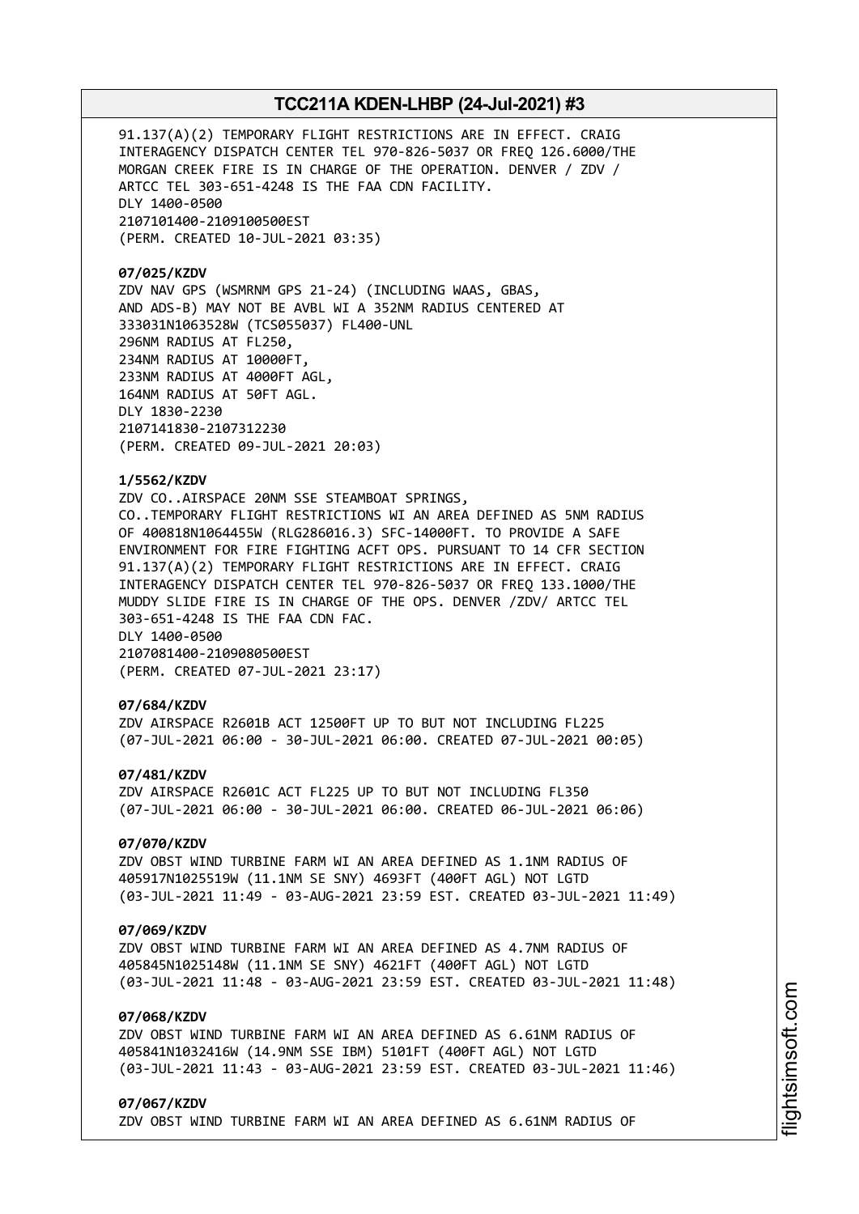91.137(A)(2) TEMPORARY FLIGHT RESTRICTIONS ARE IN EFFECT. CRAIG INTERAGENCY DISPATCH CENTER TEL 970-826-5037 OR FREQ 126.6000/THE MORGAN CREEK FIRE IS IN CHARGE OF THE OPERATION. DENVER / ZDV / ARTCC TEL 303-651-4248 IS THE FAA CDN FACILITY.
DLY 1400-0500
2107101400-2109100500EST
(PERM. CREATED 10-JUL-2021 03:35)

**07/025/KZDV**
ZDV NAV GPS (WSMRNM GPS 21-24) (INCLUDING WAAS, GBAS, AND ADS-B) MAY NOT BE AVBL WI A 352NM RADIUS CENTERED AT 333031N1063528W (TCS055037) FL400-UNL
296NM RADIUS AT FL250,
234NM RADIUS AT 10000FT,
233NM RADIUS AT 4000FT AGL,
164NM RADIUS AT 50FT AGL.
DLY 1830-2230
2107141830-2107312230
(PERM. CREATED 09-JUL-2021 20:03)

**1/5562/KZDV**
ZDV CO..AIRSPACE 20NM SSE STEAMBOAT SPRINGS, CO..TEMPORARY FLIGHT RESTRICTIONS WI AN AREA DEFINED AS 5NM RADIUS OF 400818N1064455W (RLG286016.3) SFC-14000FT. TO PROVIDE A SAFE ENVIRONMENT FOR FIRE FIGHTING ACFT OPS. PURSUANT TO 14 CFR SECTION 91.137(A)(2) TEMPORARY FLIGHT RESTRICTIONS ARE IN EFFECT. CRAIG INTERAGENCY DISPATCH CENTER TEL 970-826-5037 OR FREQ 133.1000/THE MUDDY SLIDE FIRE IS IN CHARGE OF THE OPS. DENVER /ZDV/ ARTCC TEL 303-651-4248 IS THE FAA CDN FAC.
DLY 1400-0500
2107081400-2109080500EST
(PERM. CREATED 07-JUL-2021 23:17)

**07/684/KZDV**
ZDV AIRSPACE R2601B ACT 12500FT UP TO BUT NOT INCLUDING FL225
(07-JUL-2021 06:00 - 30-JUL-2021 06:00. CREATED 07-JUL-2021 00:05)

**07/481/KZDV**
ZDV AIRSPACE R2601C ACT FL225 UP TO BUT NOT INCLUDING FL350
(07-JUL-2021 06:00 - 30-JUL-2021 06:00. CREATED 06-JUL-2021 06:06)

**07/070/KZDV**
ZDV OBST WIND TURBINE FARM WI AN AREA DEFINED AS 1.1NM RADIUS OF 405917N1025519W (11.1NM SE SNY) 4693FT (400FT AGL) NOT LGTD
(03-JUL-2021 11:49 - 03-AUG-2021 23:59 EST. CREATED 03-JUL-2021 11:49)

**07/069/KZDV**
ZDV OBST WIND TURBINE FARM WI AN AREA DEFINED AS 4.7NM RADIUS OF 405845N1025148W (11.1NM SE SNY) 4621FT (400FT AGL) NOT LGTD
(03-JUL-2021 11:48 - 03-AUG-2021 23:59 EST. CREATED 03-JUL-2021 11:48)

**07/068/KZDV**
ZDV OBST WIND TURBINE FARM WI AN AREA DEFINED AS 6.61NM RADIUS OF 405841N1032416W (14.9NM SSE IBM) 5101FT (400FT AGL) NOT LGTD
(03-JUL-2021 11:43 - 03-AUG-2021 23:59 EST. CREATED 03-JUL-2021 11:46)

**07/067/KZDV**
ZDV OBST WIND TURBINE FARM WI AN AREA DEFINED AS 6.61NM RADIUS OF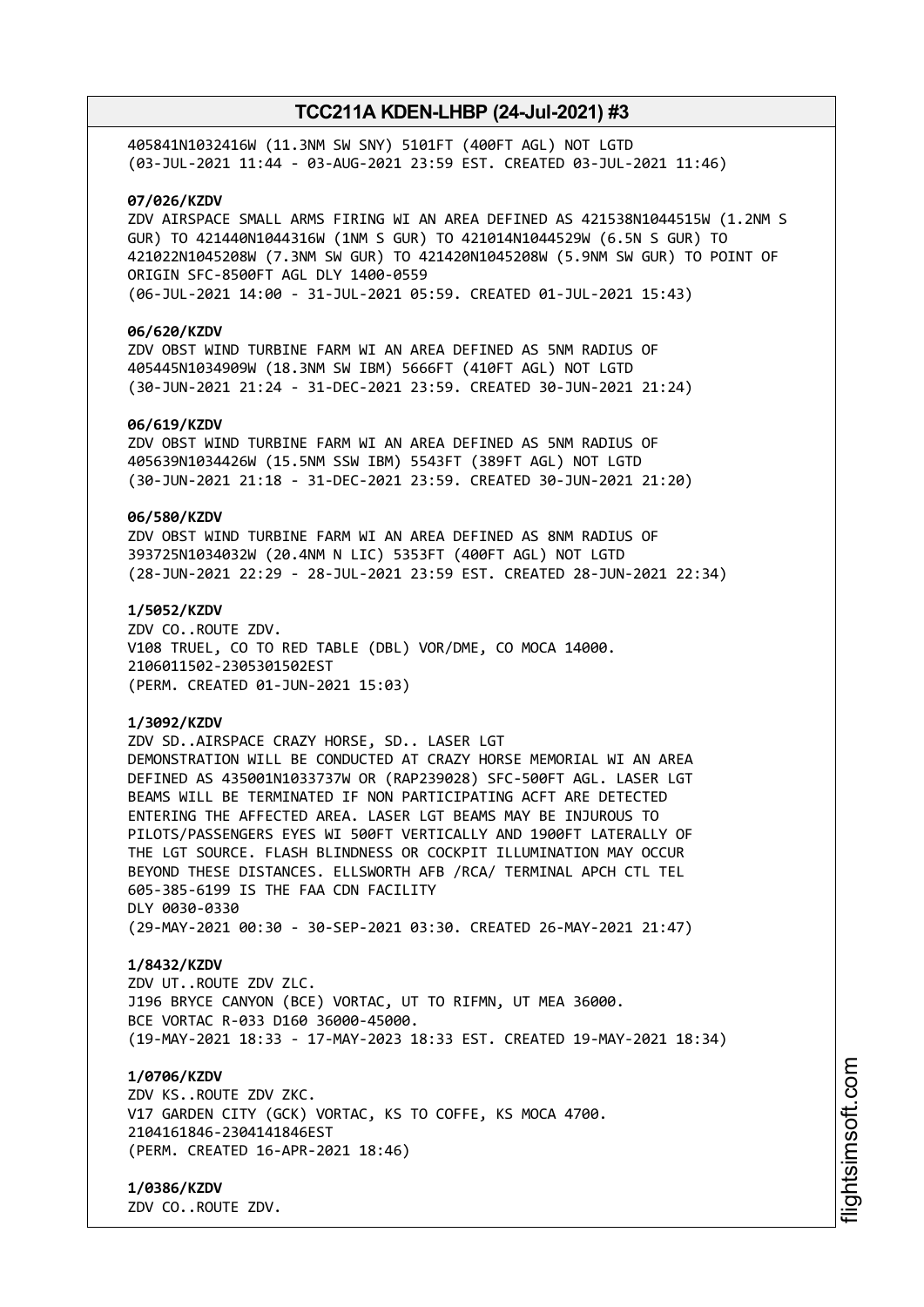405841N1032416W (11.3NM SW SNY) 5101FT (400FT AGL) NOT LGTD
(03-JUL-2021 11:44 - 03-AUG-2021 23:59 EST. CREATED 03-JUL-2021 11:46)

**07/026/KZDV**
ZDV AIRSPACE SMALL ARMS FIRING WI AN AREA DEFINED AS 421538N1044515W (1.2NM S GUR) TO 421440N1044316W (1NM S GUR) TO 421014N1044529W (6.5N S GUR) TO 421022N1045208W (7.3NM SW GUR) TO 421420N1045208W (5.9NM SW GUR) TO POINT OF ORIGIN SFC-8500FT AGL DLY 1400-0559
(06-JUL-2021 14:00 - 31-JUL-2021 05:59. CREATED 01-JUL-2021 15:43)

**06/620/KZDV**
ZDV OBST WIND TURBINE FARM WI AN AREA DEFINED AS 5NM RADIUS OF 405445N1034909W (18.3NM SW IBM) 5666FT (410FT AGL) NOT LGTD
(30-JUN-2021 21:24 - 31-DEC-2021 23:59. CREATED 30-JUN-2021 21:24)

**06/619/KZDV**
ZDV OBST WIND TURBINE FARM WI AN AREA DEFINED AS 5NM RADIUS OF 405639N1034426W (15.5NM SSW IBM) 5543FT (389FT AGL) NOT LGTD
(30-JUN-2021 21:18 - 31-DEC-2021 23:59. CREATED 30-JUN-2021 21:20)

**06/580/KZDV**
ZDV OBST WIND TURBINE FARM WI AN AREA DEFINED AS 8NM RADIUS OF 393725N1034032W (20.4NM N LIC) 5353FT (400FT AGL) NOT LGTD
(28-JUN-2021 22:29 - 28-JUL-2021 23:59 EST. CREATED 28-JUN-2021 22:34)

**1/5052/KZDV**
ZDV CO..ROUTE ZDV.
V108 TRUEL, CO TO RED TABLE (DBL) VOR/DME, CO MOCA 14000.
2106011502-2305301502EST
(PERM. CREATED 01-JUN-2021 15:03)

**1/3092/KZDV**
ZDV SD..AIRSPACE CRAZY HORSE, SD.. LASER LGT DEMONSTRATION WILL BE CONDUCTED AT CRAZY HORSE MEMORIAL WI AN AREA DEFINED AS 435001N1033737W OR (RAP239028) SFC-500FT AGL. LASER LGT BEAMS WILL BE TERMINATED IF NON PARTICIPATING ACFT ARE DETECTED ENTERING THE AFFECTED AREA. LASER LGT BEAMS MAY BE INJUROUS TO PILOTS/PASSENGERS EYES WI 500FT VERTICALLY AND 1900FT LATERALLY OF THE LGT SOURCE. FLASH BLINDNESS OR COCKPIT ILLUMINATION MAY OCCUR BEYOND THESE DISTANCES. ELLSWORTH AFB /RCA/ TERMINAL APCH CTL TEL 605-385-6199 IS THE FAA CDN FACILITY
DLY 0030-0330
(29-MAY-2021 00:30 - 30-SEP-2021 03:30. CREATED 26-MAY-2021 21:47)

**1/8432/KZDV**
ZDV UT..ROUTE ZDV ZLC.
J196 BRYCE CANYON (BCE) VORTAC, UT TO RIFMN, UT MEA 36000.
BCE VORTAC R-033 D160 36000-45000.
(19-MAY-2021 18:33 - 17-MAY-2023 18:33 EST. CREATED 19-MAY-2021 18:34)

**1/0706/KZDV**
ZDV KS..ROUTE ZDV ZKC.
V17 GARDEN CITY (GCK) VORTAC, KS TO COFFE, KS MOCA 4700.
2104161846-2304141846EST
(PERM. CREATED 16-APR-2021 18:46)

**1/0386/KZDV**
ZDV CO..ROUTE ZDV.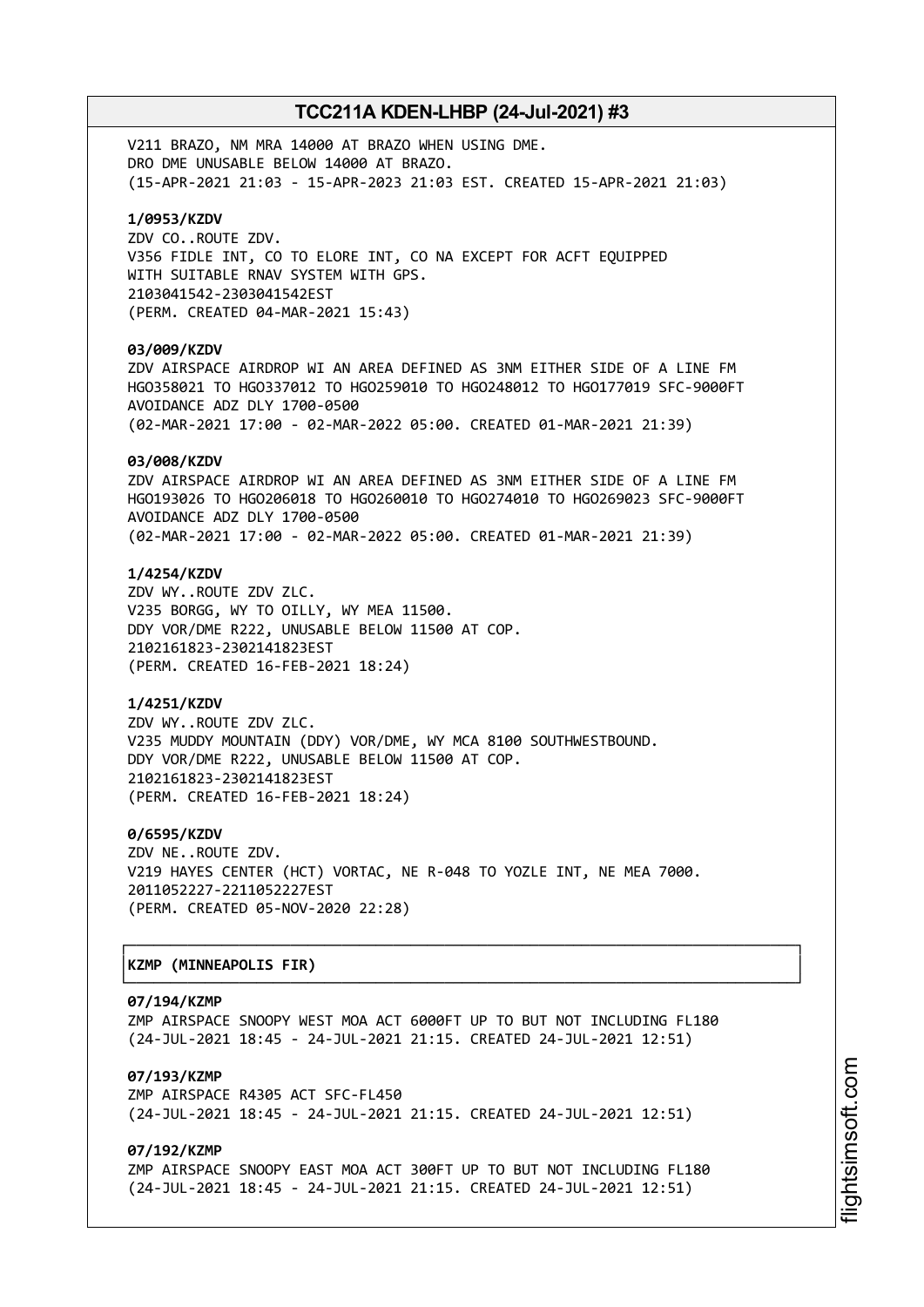V211 BRAZO, NM MRA 14000 AT BRAZO WHEN USING DME.
DRO DME UNUSABLE BELOW 14000 AT BRAZO.
(15-APR-2021 21:03 - 15-APR-2023 21:03 EST. CREATED 15-APR-2021 21:03)

**1/0953/KZDV**
ZDV CO..ROUTE ZDV.
V356 FIDLE INT, CO TO ELORE INT, CO NA EXCEPT FOR ACFT EQUIPPED
WITH SUITABLE RNAV SYSTEM WITH GPS.
2103041542-2303041542EST
(PERM. CREATED 04-MAR-2021 15:43)

**03/009/KZDV**
ZDV AIRSPACE AIRDROP WI AN AREA DEFINED AS 3NM EITHER SIDE OF A LINE FM
HGO358021 TO HGO337012 TO HGO259010 TO HGO248012 TO HGO177019 SFC-9000FT
AVOIDANCE ADZ DLY 1700-0500
(02-MAR-2021 17:00 - 02-MAR-2022 05:00. CREATED 01-MAR-2021 21:39)

**03/008/KZDV**
ZDV AIRSPACE AIRDROP WI AN AREA DEFINED AS 3NM EITHER SIDE OF A LINE FM
HGO193026 TO HGO206018 TO HGO260010 TO HGO274010 TO HGO269023 SFC-9000FT
AVOIDANCE ADZ DLY 1700-0500
(02-MAR-2021 17:00 - 02-MAR-2022 05:00. CREATED 01-MAR-2021 21:39)

**1/4254/KZDV**
ZDV WY..ROUTE ZDV ZLC.
V235 BORGG, WY TO OILLY, WY MEA 11500.
DDY VOR/DME R222, UNUSABLE BELOW 11500 AT COP.
2102161823-2302141823EST
(PERM. CREATED 16-FEB-2021 18:24)

**1/4251/KZDV**
ZDV WY..ROUTE ZDV ZLC.
V235 MUDDY MOUNTAIN (DDY) VOR/DME, WY MCA 8100 SOUTHWESTBOUND.
DDY VOR/DME R222, UNUSABLE BELOW 11500 AT COP.
2102161823-2302141823EST
(PERM. CREATED 16-FEB-2021 18:24)

**0/6595/KZDV**
ZDV NE..ROUTE ZDV.
V219 HAYES CENTER (HCT) VORTAC, NE R-048 TO YOZLE INT, NE MEA 7000.
2011052227-2211052227EST
(PERM. CREATED 05-NOV-2020 22:28)

## KZMP (MINNEAPOLIS FIR)

**07/194/KZMP**
ZMP AIRSPACE SNOOPY WEST MOA ACT 6000FT UP TO BUT NOT INCLUDING FL180
(24-JUL-2021 18:45 - 24-JUL-2021 21:15. CREATED 24-JUL-2021 12:51)

**07/193/KZMP**
ZMP AIRSPACE R4305 ACT SFC-FL450
(24-JUL-2021 18:45 - 24-JUL-2021 21:15. CREATED 24-JUL-2021 12:51)

**07/192/KZMP**
ZMP AIRSPACE SNOOPY EAST MOA ACT 300FT UP TO BUT NOT INCLUDING FL180
(24-JUL-2021 18:45 - 24-JUL-2021 21:15. CREATED 24-JUL-2021 12:51)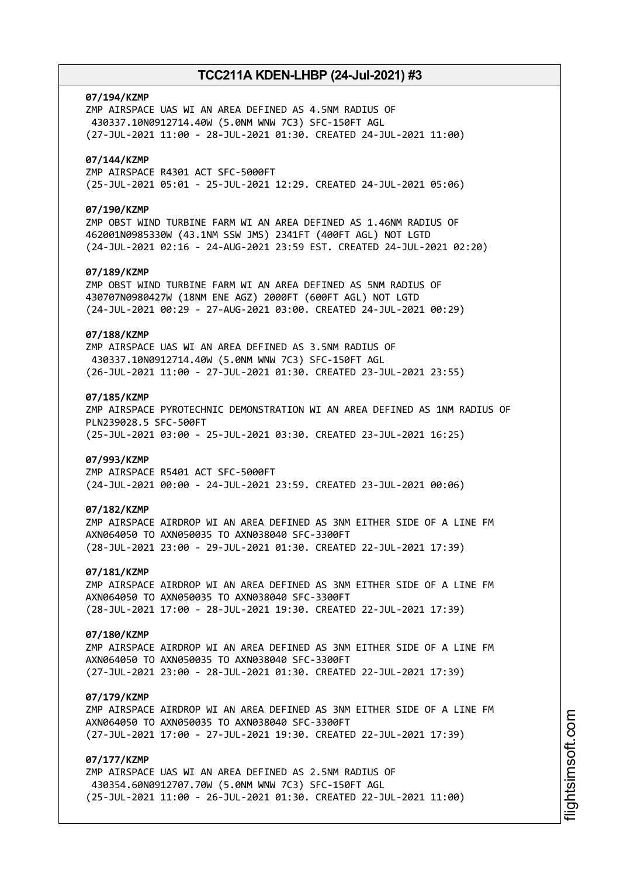**07/194/KZMP**
ZMP AIRSPACE UAS WI AN AREA DEFINED AS 4.5NM RADIUS OF
430337.10N0912714.40W (5.0NM WNW 7C3) SFC-150FT AGL
(27-JUL-2021 11:00 - 28-JUL-2021 01:30. CREATED 24-JUL-2021 11:00)

**07/144/KZMP**
ZMP AIRSPACE R4301 ACT SFC-5000FT
(25-JUL-2021 05:01 - 25-JUL-2021 12:29. CREATED 24-JUL-2021 05:06)

**07/190/KZMP**
ZMP OBST WIND TURBINE FARM WI AN AREA DEFINED AS 1.46NM RADIUS OF
462001N0985330W (43.1NM SSW JMS) 2341FT (400FT AGL) NOT LGTD
(24-JUL-2021 02:16 - 24-AUG-2021 23:59 EST. CREATED 24-JUL-2021 02:20)

**07/189/KZMP**
ZMP OBST WIND TURBINE FARM WI AN AREA DEFINED AS 5NM RADIUS OF
430707N0980427W (18NM ENE AGZ) 2000FT (600FT AGL) NOT LGTD
(24-JUL-2021 00:29 - 27-AUG-2021 03:00. CREATED 24-JUL-2021 00:29)

**07/188/KZMP**
ZMP AIRSPACE UAS WI AN AREA DEFINED AS 3.5NM RADIUS OF
430337.10N0912714.40W (5.0NM WNW 7C3) SFC-150FT AGL
(26-JUL-2021 11:00 - 27-JUL-2021 01:30. CREATED 23-JUL-2021 23:55)

**07/185/KZMP**
ZMP AIRSPACE PYROTECHNIC DEMONSTRATION WI AN AREA DEFINED AS 1NM RADIUS OF
PLN239028.5 SFC-500FT
(25-JUL-2021 03:00 - 25-JUL-2021 03:30. CREATED 23-JUL-2021 16:25)

**07/993/KZMP**
ZMP AIRSPACE R5401 ACT SFC-5000FT
(24-JUL-2021 00:00 - 24-JUL-2021 23:59. CREATED 23-JUL-2021 00:06)

**07/182/KZMP**
ZMP AIRSPACE AIRDROP WI AN AREA DEFINED AS 3NM EITHER SIDE OF A LINE FM
AXN064050 TO AXN050035 TO AXN038040 SFC-3300FT
(28-JUL-2021 23:00 - 29-JUL-2021 01:30. CREATED 22-JUL-2021 17:39)

**07/181/KZMP**
ZMP AIRSPACE AIRDROP WI AN AREA DEFINED AS 3NM EITHER SIDE OF A LINE FM
AXN064050 TO AXN050035 TO AXN038040 SFC-3300FT
(28-JUL-2021 17:00 - 28-JUL-2021 19:30. CREATED 22-JUL-2021 17:39)

**07/180/KZMP**
ZMP AIRSPACE AIRDROP WI AN AREA DEFINED AS 3NM EITHER SIDE OF A LINE FM
AXN064050 TO AXN050035 TO AXN038040 SFC-3300FT
(27-JUL-2021 23:00 - 28-JUL-2021 01:30. CREATED 22-JUL-2021 17:39)

**07/179/KZMP**
ZMP AIRSPACE AIRDROP WI AN AREA DEFINED AS 3NM EITHER SIDE OF A LINE FM
AXN064050 TO AXN050035 TO AXN038040 SFC-3300FT
(27-JUL-2021 17:00 - 27-JUL-2021 19:30. CREATED 22-JUL-2021 17:39)

**07/177/KZMP**
ZMP AIRSPACE UAS WI AN AREA DEFINED AS 2.5NM RADIUS OF
430354.60N0912707.70W (5.0NM WNW 7C3) SFC-150FT AGL
(25-JUL-2021 11:00 - 26-JUL-2021 01:30. CREATED 22-JUL-2021 11:00)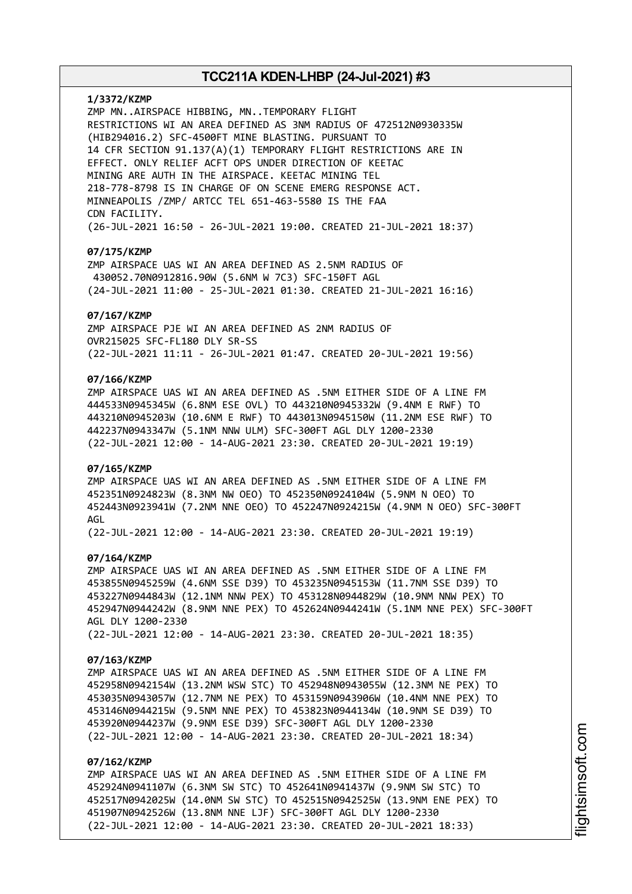**1/3372/KZMP**

ZMP MN..AIRSPACE HIBBING, MN..TEMPORARY FLIGHT RESTRICTIONS WI AN AREA DEFINED AS 3NM RADIUS OF 472512N0930335W (HIB294016.2) SFC-4500FT MINE BLASTING. PURSUANT TO 14 CFR SECTION 91.137(A)(1) TEMPORARY FLIGHT RESTRICTIONS ARE IN EFFECT. ONLY RELIEF ACFT OPS UNDER DIRECTION OF KEETAC MINING ARE AUTH IN THE AIRSPACE. KEETAC MINING TEL 218-778-8798 IS IN CHARGE OF ON SCENE EMERG RESPONSE ACT. MINNEAPOLIS /ZMP/ ARTCC TEL 651-463-5580 IS THE FAA CDN FACILITY.
(26-JUL-2021 16:50 - 26-JUL-2021 19:00. CREATED 21-JUL-2021 18:37)

**07/175/KZMP**

ZMP AIRSPACE UAS WI AN AREA DEFINED AS 2.5NM RADIUS OF 430052.70N0912816.90W (5.6NM W 7C3) SFC-150FT AGL
(24-JUL-2021 11:00 - 25-JUL-2021 01:30. CREATED 21-JUL-2021 16:16)

**07/167/KZMP**

ZMP AIRSPACE PJE WI AN AREA DEFINED AS 2NM RADIUS OF OVR215025 SFC-FL180 DLY SR-SS
(22-JUL-2021 11:11 - 26-JUL-2021 01:47. CREATED 20-JUL-2021 19:56)

**07/166/KZMP**

ZMP AIRSPACE UAS WI AN AREA DEFINED AS .5NM EITHER SIDE OF A LINE FM 444533N0945345W (6.8NM ESE OVL) TO 443210N0945332W (9.4NM E RWF) TO 443210N0945203W (10.6NM E RWF) TO 443013N0945150W (11.2NM ESE RWF) TO 442237N0943347W (5.1NM NNW ULM) SFC-300FT AGL DLY 1200-2330
(22-JUL-2021 12:00 - 14-AUG-2021 23:30. CREATED 20-JUL-2021 19:19)

**07/165/KZMP**

ZMP AIRSPACE UAS WI AN AREA DEFINED AS .5NM EITHER SIDE OF A LINE FM 452351N0924823W (8.3NM NW OEO) TO 452350N0924104W (5.9NM N OEO) TO 452443N0923941W (7.2NM NNE OEO) TO 452247N0924215W (4.9NM N OEO) SFC-300FT AGL
(22-JUL-2021 12:00 - 14-AUG-2021 23:30. CREATED 20-JUL-2021 19:19)

**07/164/KZMP**

ZMP AIRSPACE UAS WI AN AREA DEFINED AS .5NM EITHER SIDE OF A LINE FM 453855N0945259W (4.6NM SSE D39) TO 453235N0945153W (11.7NM SSE D39) TO 453227N0944843W (12.1NM NNW PEX) TO 453128N0944829W (10.9NM NNW PEX) TO 452947N0944242W (8.9NM NNE PEX) TO 452624N0944241W (5.1NM NNE PEX) SFC-300FT AGL DLY 1200-2330
(22-JUL-2021 12:00 - 14-AUG-2021 23:30. CREATED 20-JUL-2021 18:35)

**07/163/KZMP**

ZMP AIRSPACE UAS WI AN AREA DEFINED AS .5NM EITHER SIDE OF A LINE FM 452958N0942154W (13.2NM WSW STC) TO 452948N0943055W (12.3NM NE PEX) TO 453035N0943057W (12.7NM NE PEX) TO 453159N0943906W (10.4NM NNE PEX) TO 453146N0944215W (9.5NM NNE PEX) TO 453823N0944134W (10.9NM SE D39) TO 453920N0944237W (9.9NM ESE D39) SFC-300FT AGL DLY 1200-2330
(22-JUL-2021 12:00 - 14-AUG-2021 23:30. CREATED 20-JUL-2021 18:34)

**07/162/KZMP**

ZMP AIRSPACE UAS WI AN AREA DEFINED AS .5NM EITHER SIDE OF A LINE FM 452924N0941107W (6.3NM SW STC) TO 452641N0941437W (9.9NM SW STC) TO 452517N0942025W (14.0NM SW STC) TO 452515N0942525W (13.9NM ENE PEX) TO 451907N0942526W (13.8NM NNE LJF) SFC-300FT AGL DLY 1200-2330
(22-JUL-2021 12:00 - 14-AUG-2021 23:30. CREATED 20-JUL-2021 18:33)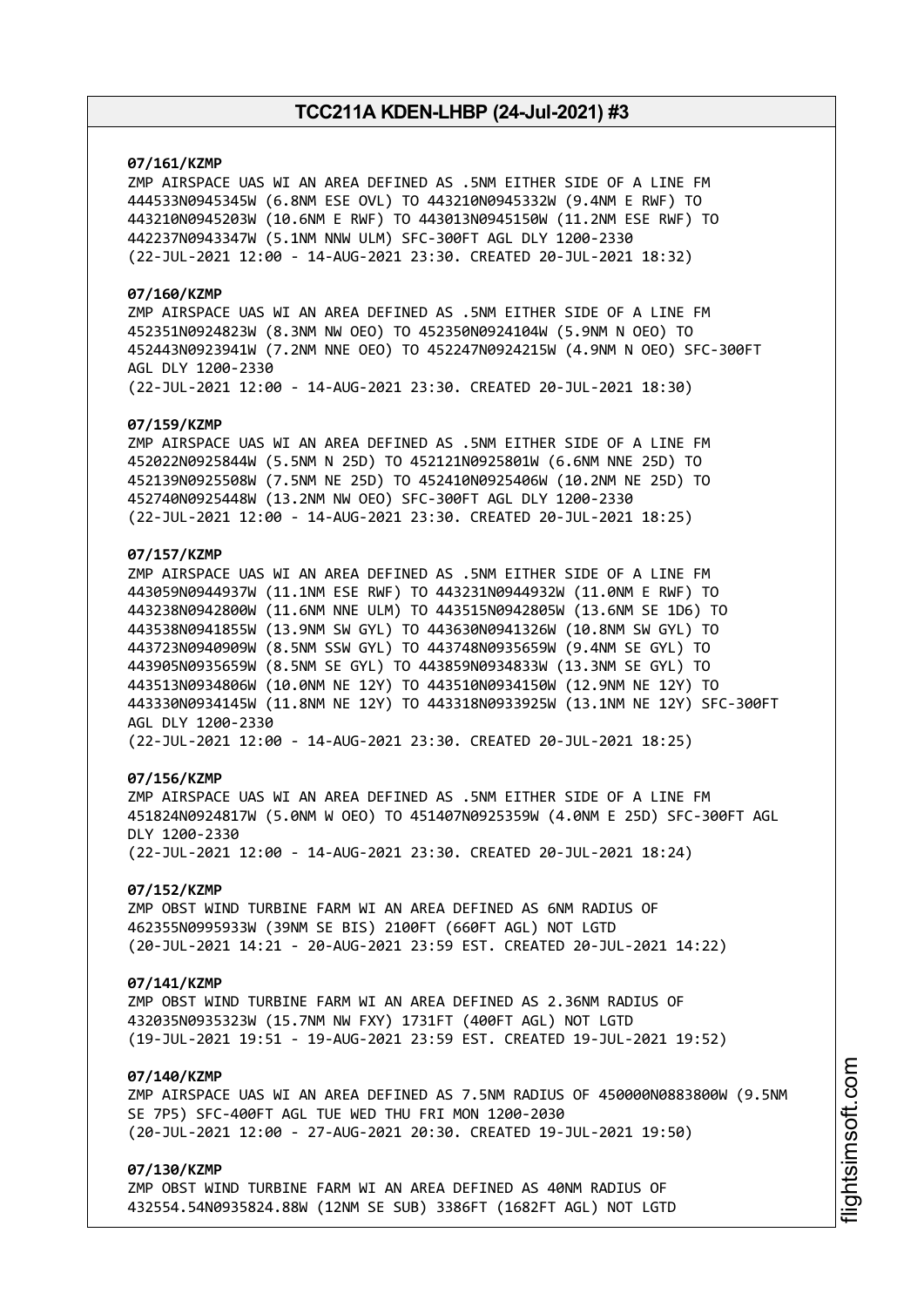**07/161/KZMP**
ZMP AIRSPACE UAS WI AN AREA DEFINED AS .5NM EITHER SIDE OF A LINE FM 444533N0945345W (6.8NM ESE OVL) TO 443210N0945332W (9.4NM E RWF) TO 443210N0945203W (10.6NM E RWF) TO 443013N0945150W (11.2NM ESE RWF) TO 442237N0943347W (5.1NM NNW ULM) SFC-300FT AGL DLY 1200-2330
(22-JUL-2021 12:00 - 14-AUG-2021 23:30. CREATED 20-JUL-2021 18:32)

**07/160/KZMP**
ZMP AIRSPACE UAS WI AN AREA DEFINED AS .5NM EITHER SIDE OF A LINE FM 452351N0924823W (8.3NM NW OEO) TO 452350N0924104W (5.9NM N OEO) TO 452443N0923941W (7.2NM NNE OEO) TO 452247N0924215W (4.9NM N OEO) SFC-300FT AGL DLY 1200-2330
(22-JUL-2021 12:00 - 14-AUG-2021 23:30. CREATED 20-JUL-2021 18:30)

**07/159/KZMP**
ZMP AIRSPACE UAS WI AN AREA DEFINED AS .5NM EITHER SIDE OF A LINE FM 452022N0925844W (5.5NM N 25D) TO 452121N0925801W (6.6NM NNE 25D) TO 452139N0925508W (7.5NM NE 25D) TO 452410N0925406W (10.2NM NE 25D) TO 452740N0925448W (13.2NM NW OEO) SFC-300FT AGL DLY 1200-2330
(22-JUL-2021 12:00 - 14-AUG-2021 23:30. CREATED 20-JUL-2021 18:25)

**07/157/KZMP**
ZMP AIRSPACE UAS WI AN AREA DEFINED AS .5NM EITHER SIDE OF A LINE FM 443059N0944937W (11.1NM ESE RWF) TO 443231N0944932W (11.0NM E RWF) TO 443238N0942800W (11.6NM NNE ULM) TO 443515N0942805W (13.6NM SE 1D6) TO 443538N0941855W (13.9NM SW GYL) TO 443630N0941326W (10.8NM SW GYL) TO 443723N0940909W (8.5NM SSW GYL) TO 443748N0935659W (9.4NM SE GYL) TO 443905N0935659W (8.5NM SE GYL) TO 443859N0934833W (13.3NM SE GYL) TO 443513N0934806W (10.0NM NE 12Y) TO 443510N0934150W (12.9NM NE 12Y) TO 443330N0934145W (11.8NM NE 12Y) TO 443318N0933925W (13.1NM NE 12Y) SFC-300FT AGL DLY 1200-2330
(22-JUL-2021 12:00 - 14-AUG-2021 23:30. CREATED 20-JUL-2021 18:25)

**07/156/KZMP**
ZMP AIRSPACE UAS WI AN AREA DEFINED AS .5NM EITHER SIDE OF A LINE FM 451824N0924817W (5.0NM W OEO) TO 451407N0925359W (4.0NM E 25D) SFC-300FT AGL DLY 1200-2330
(22-JUL-2021 12:00 - 14-AUG-2021 23:30. CREATED 20-JUL-2021 18:24)

**07/152/KZMP**
ZMP OBST WIND TURBINE FARM WI AN AREA DEFINED AS 6NM RADIUS OF 462355N0995933W (39NM SE BIS) 2100FT (660FT AGL) NOT LGTD
(20-JUL-2021 14:21 - 20-AUG-2021 23:59 EST. CREATED 20-JUL-2021 14:22)

**07/141/KZMP**
ZMP OBST WIND TURBINE FARM WI AN AREA DEFINED AS 2.36NM RADIUS OF 432035N0935323W (15.7NM NW FXY) 1731FT (400FT AGL) NOT LGTD
(19-JUL-2021 19:51 - 19-AUG-2021 23:59 EST. CREATED 19-JUL-2021 19:52)

**07/140/KZMP**
ZMP AIRSPACE UAS WI AN AREA DEFINED AS 7.5NM RADIUS OF 450000N0883800W (9.5NM SE 7P5) SFC-400FT AGL TUE WED THU FRI MON 1200-2030
(20-JUL-2021 12:00 - 27-AUG-2021 20:30. CREATED 19-JUL-2021 19:50)

**07/130/KZMP**
ZMP OBST WIND TURBINE FARM WI AN AREA DEFINED AS 40NM RADIUS OF 432554.54N0935824.88W (12NM SE SUB) 3386FT (1682FT AGL) NOT LGTD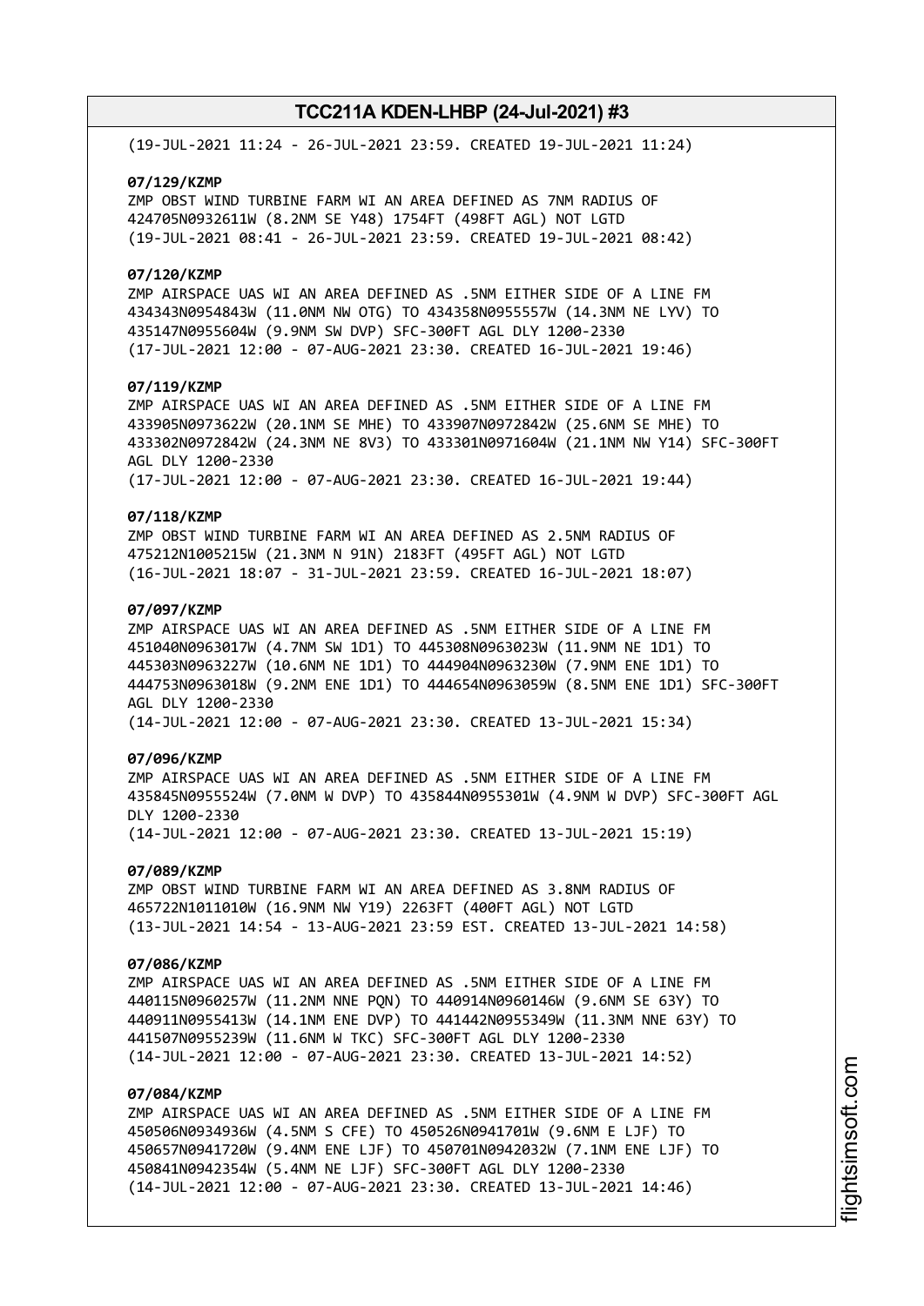(19-JUL-2021 11:24 - 26-JUL-2021 23:59. CREATED 19-JUL-2021 11:24)

**07/129/KZMP**
ZMP OBST WIND TURBINE FARM WI AN AREA DEFINED AS 7NM RADIUS OF 424705N0932611W (8.2NM SE Y48) 1754FT (498FT AGL) NOT LGTD
(19-JUL-2021 08:41 - 26-JUL-2021 23:59. CREATED 19-JUL-2021 08:42)

**07/120/KZMP**
ZMP AIRSPACE UAS WI AN AREA DEFINED AS .5NM EITHER SIDE OF A LINE FM 434343N0954843W (11.0NM NW OTG) TO 434358N0955557W (14.3NM NE LYV) TO 435147N0955604W (9.9NM SW DVP) SFC-300FT AGL DLY 1200-2330
(17-JUL-2021 12:00 - 07-AUG-2021 23:30. CREATED 16-JUL-2021 19:46)

**07/119/KZMP**
ZMP AIRSPACE UAS WI AN AREA DEFINED AS .5NM EITHER SIDE OF A LINE FM 433905N0973622W (20.1NM SE MHE) TO 433907N0972842W (25.6NM SE MHE) TO 433302N0972842W (24.3NM NE 8V3) TO 433301N0971604W (21.1NM NW Y14) SFC-300FT AGL DLY 1200-2330
(17-JUL-2021 12:00 - 07-AUG-2021 23:30. CREATED 16-JUL-2021 19:44)

**07/118/KZMP**
ZMP OBST WIND TURBINE FARM WI AN AREA DEFINED AS 2.5NM RADIUS OF 475212N1005215W (21.3NM N 91N) 2183FT (495FT AGL) NOT LGTD
(16-JUL-2021 18:07 - 31-JUL-2021 23:59. CREATED 16-JUL-2021 18:07)

**07/097/KZMP**
ZMP AIRSPACE UAS WI AN AREA DEFINED AS .5NM EITHER SIDE OF A LINE FM 451040N0963017W (4.7NM SW 1D1) TO 445308N0963023W (11.9NM NE 1D1) TO 445303N0963227W (10.6NM NE 1D1) TO 444904N0963230W (7.9NM ENE 1D1) TO 444753N0963018W (9.2NM ENE 1D1) TO 444654N0963059W (8.5NM ENE 1D1) SFC-300FT AGL DLY 1200-2330
(14-JUL-2021 12:00 - 07-AUG-2021 23:30. CREATED 13-JUL-2021 15:34)

**07/096/KZMP**
ZMP AIRSPACE UAS WI AN AREA DEFINED AS .5NM EITHER SIDE OF A LINE FM 435845N0955524W (7.0NM W DVP) TO 435844N0955301W (4.9NM W DVP) SFC-300FT AGL DLY 1200-2330
(14-JUL-2021 12:00 - 07-AUG-2021 23:30. CREATED 13-JUL-2021 15:19)

**07/089/KZMP**
ZMP OBST WIND TURBINE FARM WI AN AREA DEFINED AS 3.8NM RADIUS OF 465722N1011010W (16.9NM NW Y19) 2263FT (400FT AGL) NOT LGTD
(13-JUL-2021 14:54 - 13-AUG-2021 23:59 EST. CREATED 13-JUL-2021 14:58)

**07/086/KZMP**
ZMP AIRSPACE UAS WI AN AREA DEFINED AS .5NM EITHER SIDE OF A LINE FM 440115N0960257W (11.2NM NNE PQN) TO 440914N0960146W (9.6NM SE 63Y) TO 440911N0955413W (14.1NM ENE DVP) TO 441442N0955349W (11.3NM NNE 63Y) TO 441507N0955239W (11.6NM W TKC) SFC-300FT AGL DLY 1200-2330
(14-JUL-2021 12:00 - 07-AUG-2021 23:30. CREATED 13-JUL-2021 14:52)

**07/084/KZMP**
ZMP AIRSPACE UAS WI AN AREA DEFINED AS .5NM EITHER SIDE OF A LINE FM 450506N0934936W (4.5NM S CFE) TO 450526N0941701W (9.6NM E LJF) TO 450657N0941720W (9.4NM ENE LJF) TO 450701N0942032W (7.1NM ENE LJF) TO 450841N0942354W (5.4NM NE LJF) SFC-300FT AGL DLY 1200-2330
(14-JUL-2021 12:00 - 07-AUG-2021 23:30. CREATED 13-JUL-2021 14:46)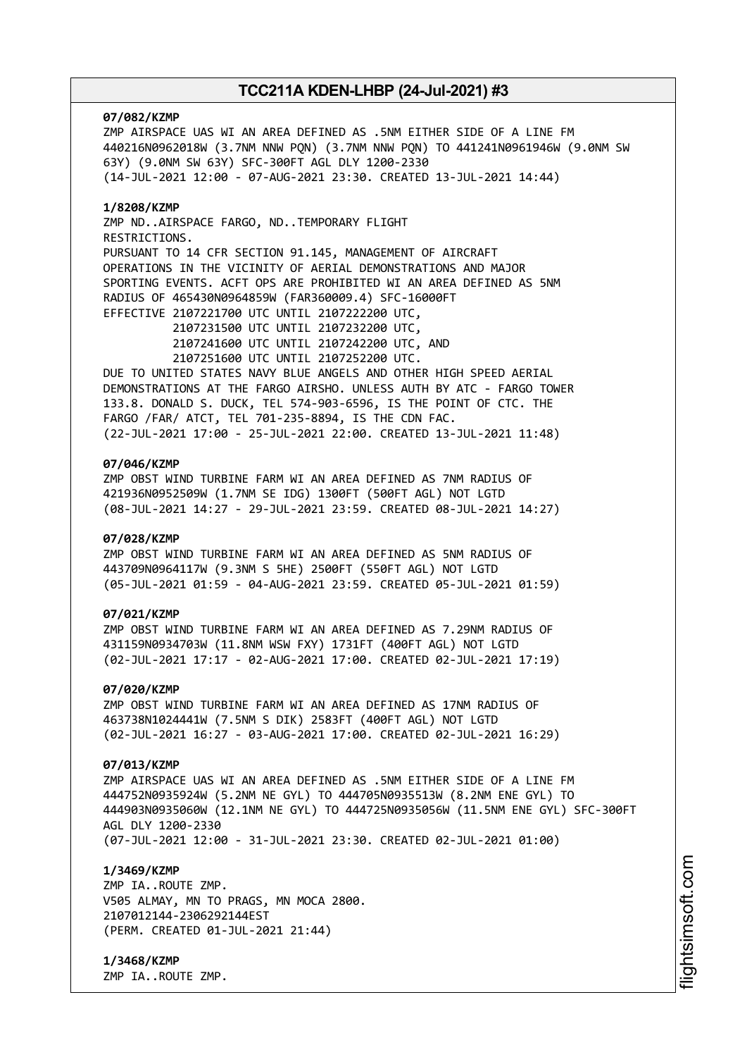**07/082/KZMP**
ZMP AIRSPACE UAS WI AN AREA DEFINED AS .5NM EITHER SIDE OF A LINE FM 440216N0962018W (3.7NM NNW PQN) (3.7NM NNW PQN) TO 441241N0961946W (9.0NM SW 63Y) (9.0NM SW 63Y) SFC-300FT AGL DLY 1200-2330
(14-JUL-2021 12:00 - 07-AUG-2021 23:30. CREATED 13-JUL-2021 14:44)

**1/8208/KZMP**
ZMP ND..AIRSPACE FARGO, ND..TEMPORARY FLIGHT RESTRICTIONS.
PURSUANT TO 14 CFR SECTION 91.145, MANAGEMENT OF AIRCRAFT OPERATIONS IN THE VICINITY OF AERIAL DEMONSTRATIONS AND MAJOR SPORTING EVENTS. ACFT OPS ARE PROHIBITED WI AN AREA DEFINED AS 5NM RADIUS OF 465430N0964859W (FAR360009.4) SFC-16000FT
EFFECTIVE 2107221700 UTC UNTIL 2107222200 UTC,
2107231500 UTC UNTIL 2107232200 UTC,
2107241600 UTC UNTIL 2107242200 UTC, AND
2107251600 UTC UNTIL 2107252200 UTC.
DUE TO UNITED STATES NAVY BLUE ANGELS AND OTHER HIGH SPEED AERIAL DEMONSTRATIONS AT THE FARGO AIRSHO. UNLESS AUTH BY ATC - FARGO TOWER 133.8. DONALD S. DUCK, TEL 574-903-6596, IS THE POINT OF CTC. THE FARGO /FAR/ ATCT, TEL 701-235-8894, IS THE CDN FAC.
(22-JUL-2021 17:00 - 25-JUL-2021 22:00. CREATED 13-JUL-2021 11:48)

**07/046/KZMP**
ZMP OBST WIND TURBINE FARM WI AN AREA DEFINED AS 7NM RADIUS OF 421936N0952509W (1.7NM SE IDG) 1300FT (500FT AGL) NOT LGTD
(08-JUL-2021 14:27 - 29-JUL-2021 23:59. CREATED 08-JUL-2021 14:27)

**07/028/KZMP**
ZMP OBST WIND TURBINE FARM WI AN AREA DEFINED AS 5NM RADIUS OF 443709N0964117W (9.3NM S 5HE) 2500FT (550FT AGL) NOT LGTD
(05-JUL-2021 01:59 - 04-AUG-2021 23:59. CREATED 05-JUL-2021 01:59)

**07/021/KZMP**
ZMP OBST WIND TURBINE FARM WI AN AREA DEFINED AS 7.29NM RADIUS OF 431159N0934703W (11.8NM WSW FXY) 1731FT (400FT AGL) NOT LGTD
(02-JUL-2021 17:17 - 02-AUG-2021 17:00. CREATED 02-JUL-2021 17:19)

**07/020/KZMP**
ZMP OBST WIND TURBINE FARM WI AN AREA DEFINED AS 17NM RADIUS OF 463738N1024441W (7.5NM S DIK) 2583FT (400FT AGL) NOT LGTD
(02-JUL-2021 16:27 - 03-AUG-2021 17:00. CREATED 02-JUL-2021 16:29)

**07/013/KZMP**
ZMP AIRSPACE UAS WI AN AREA DEFINED AS .5NM EITHER SIDE OF A LINE FM 444752N0935924W (5.2NM NE GYL) TO 444705N0935513W (8.2NM ENE GYL) TO 444903N0935060W (12.1NM NE GYL) TO 444725N0935056W (11.5NM ENE GYL) SFC-300FT AGL DLY 1200-2330
(07-JUL-2021 12:00 - 31-JUL-2021 23:30. CREATED 02-JUL-2021 01:00)

**1/3469/KZMP**
ZMP IA..ROUTE ZMP.
V505 ALMAY, MN TO PRAGS, MN MOCA 2800.
2107012144-2306292144EST
(PERM. CREATED 01-JUL-2021 21:44)

**1/3468/KZMP**
ZMP IA..ROUTE ZMP.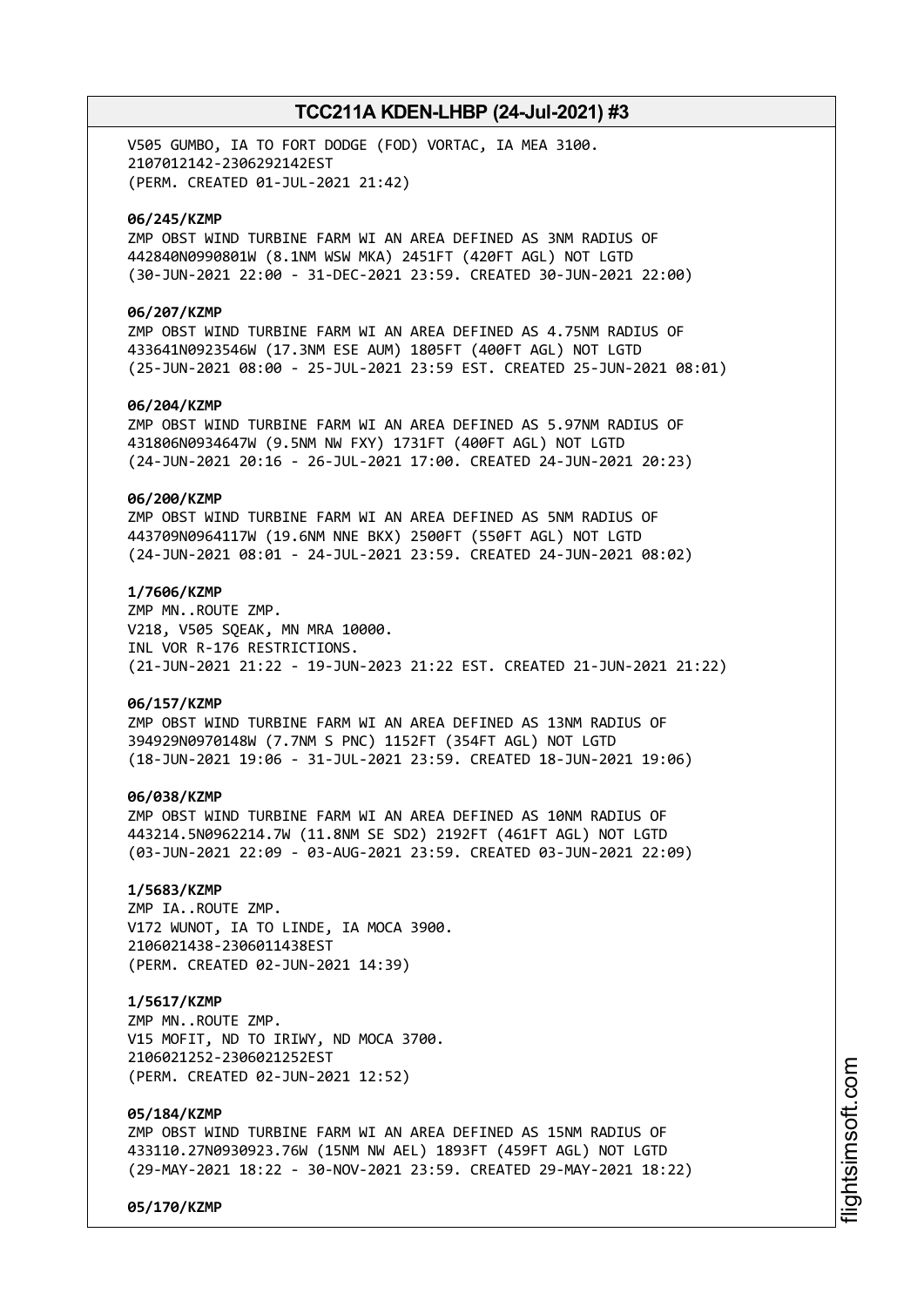V505 GUMBO, IA TO FORT DODGE (FOD) VORTAC, IA MEA 3100.
2107012142-2306292142EST
(PERM. CREATED 01-JUL-2021 21:42)

**06/245/KZMP**
ZMP OBST WIND TURBINE FARM WI AN AREA DEFINED AS 3NM RADIUS OF
442840N0990801W (8.1NM WSW MKA) 2451FT (420FT AGL) NOT LGTD
(30-JUN-2021 22:00 - 31-DEC-2021 23:59. CREATED 30-JUN-2021 22:00)

**06/207/KZMP**
ZMP OBST WIND TURBINE FARM WI AN AREA DEFINED AS 4.75NM RADIUS OF
433641N0923546W (17.3NM ESE AUM) 1805FT (400FT AGL) NOT LGTD
(25-JUN-2021 08:00 - 25-JUL-2021 23:59 EST. CREATED 25-JUN-2021 08:01)

**06/204/KZMP**
ZMP OBST WIND TURBINE FARM WI AN AREA DEFINED AS 5.97NM RADIUS OF
431806N0934647W (9.5NM NW FXY) 1731FT (400FT AGL) NOT LGTD
(24-JUN-2021 20:16 - 26-JUL-2021 17:00. CREATED 24-JUN-2021 20:23)

**06/200/KZMP**
ZMP OBST WIND TURBINE FARM WI AN AREA DEFINED AS 5NM RADIUS OF
443709N0964117W (19.6NM NNE BKX) 2500FT (550FT AGL) NOT LGTD
(24-JUN-2021 08:01 - 24-JUL-2021 23:59. CREATED 24-JUN-2021 08:02)

**1/7606/KZMP**
ZMP MN..ROUTE ZMP.
V218, V505 SQEAK, MN MRA 10000.
INL VOR R-176 RESTRICTIONS.
(21-JUN-2021 21:22 - 19-JUN-2023 21:22 EST. CREATED 21-JUN-2021 21:22)

**06/157/KZMP**
ZMP OBST WIND TURBINE FARM WI AN AREA DEFINED AS 13NM RADIUS OF
394929N0970148W (7.7NM S PNC) 1152FT (354FT AGL) NOT LGTD
(18-JUN-2021 19:06 - 31-JUL-2021 23:59. CREATED 18-JUN-2021 19:06)

**06/038/KZMP**
ZMP OBST WIND TURBINE FARM WI AN AREA DEFINED AS 10NM RADIUS OF
443214.5N0962214.7W (11.8NM SE SD2) 2192FT (461FT AGL) NOT LGTD
(03-JUN-2021 22:09 - 03-AUG-2021 23:59. CREATED 03-JUN-2021 22:09)

**1/5683/KZMP**
ZMP IA..ROUTE ZMP.
V172 WUNOT, IA TO LINDE, IA MOCA 3900.
2106021438-2306011438EST
(PERM. CREATED 02-JUN-2021 14:39)

**1/5617/KZMP**
ZMP MN..ROUTE ZMP.
V15 MOFIT, ND TO IRIWY, ND MOCA 3700.
2106021252-2306021252EST
(PERM. CREATED 02-JUN-2021 12:52)

**05/184/KZMP**
ZMP OBST WIND TURBINE FARM WI AN AREA DEFINED AS 15NM RADIUS OF
433110.27N0930923.76W (15NM NW AEL) 1893FT (459FT AGL) NOT LGTD
(29-MAY-2021 18:22 - 30-NOV-2021 23:59. CREATED 29-MAY-2021 18:22)

**05/170/KZMP**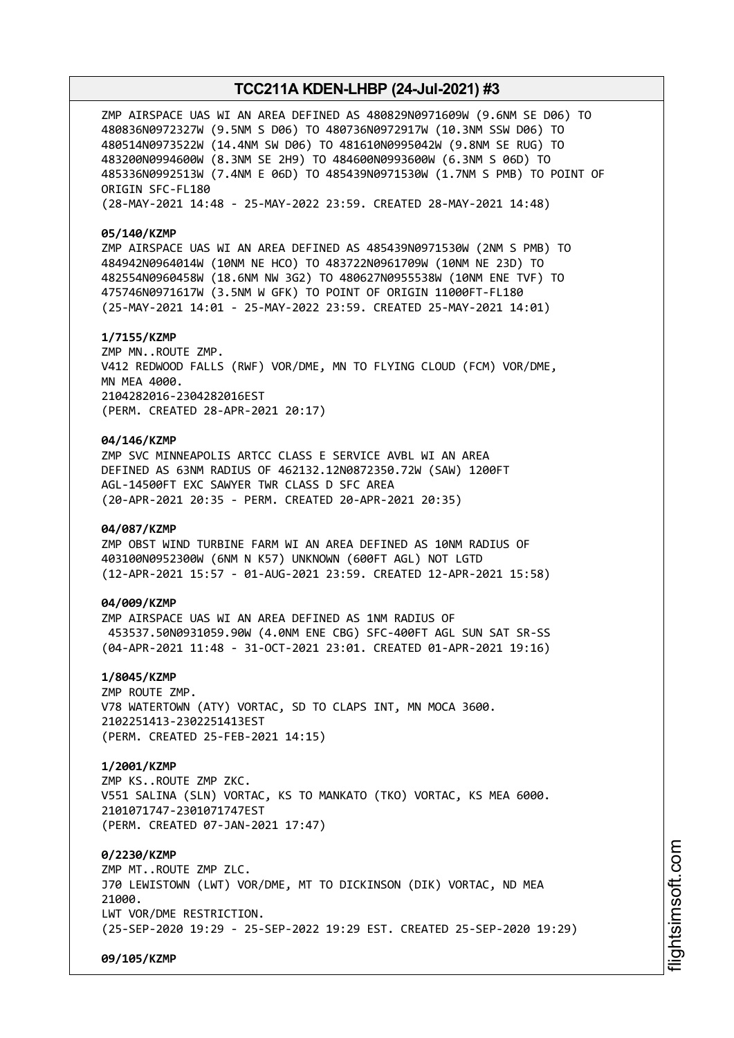ZMP AIRSPACE UAS WI AN AREA DEFINED AS 480829N0971609W (9.6NM SE D06) TO 480836N0972327W (9.5NM S D06) TO 480736N0972917W (10.3NM SSW D06) TO 480514N0973522W (14.4NM SW D06) TO 481610N0995042W (9.8NM SE RUG) TO 483200N0994600W (8.3NM SE 2H9) TO 484600N0993600W (6.3NM S 06D) TO 485336N0992513W (7.4NM E 06D) TO 485439N0971530W (1.7NM S PMB) TO POINT OF ORIGIN SFC-FL180
(28-MAY-2021 14:48 - 25-MAY-2022 23:59. CREATED 28-MAY-2021 14:48)

**05/140/KZMP**
ZMP AIRSPACE UAS WI AN AREA DEFINED AS 485439N0971530W (2NM S PMB) TO 484942N0964014W (10NM NE HCO) TO 483722N0961709W (10NM NE 23D) TO 482554N0960458W (18.6NM NW 3G2) TO 480627N0955538W (10NM ENE TVF) TO 475746N0971617W (3.5NM W GFK) TO POINT OF ORIGIN 11000FT-FL180
(25-MAY-2021 14:01 - 25-MAY-2022 23:59. CREATED 25-MAY-2021 14:01)

**1/7155/KZMP**
ZMP MN..ROUTE ZMP.
V412 REDWOOD FALLS (RWF) VOR/DME, MN TO FLYING CLOUD (FCM) VOR/DME, MN MEA 4000.
2104282016-2304282016EST
(PERM. CREATED 28-APR-2021 20:17)

**04/146/KZMP**
ZMP SVC MINNEAPOLIS ARTCC CLASS E SERVICE AVBL WI AN AREA DEFINED AS 63NM RADIUS OF 462132.12N0872350.72W (SAW) 1200FT AGL-14500FT EXC SAWYER TWR CLASS D SFC AREA
(20-APR-2021 20:35 - PERM. CREATED 20-APR-2021 20:35)

**04/087/KZMP**
ZMP OBST WIND TURBINE FARM WI AN AREA DEFINED AS 10NM RADIUS OF 403100N0952300W (6NM N K57) UNKNOWN (600FT AGL) NOT LGTD
(12-APR-2021 15:57 - 01-AUG-2021 23:59. CREATED 12-APR-2021 15:58)

**04/009/KZMP**
ZMP AIRSPACE UAS WI AN AREA DEFINED AS 1NM RADIUS OF 453537.50N0931059.90W (4.0NM ENE CBG) SFC-400FT AGL SUN SAT SR-SS
(04-APR-2021 11:48 - 31-OCT-2021 23:01. CREATED 01-APR-2021 19:16)

**1/8045/KZMP**
ZMP ROUTE ZMP.
V78 WATERTOWN (ATY) VORTAC, SD TO CLAPS INT, MN MOCA 3600.
2102251413-2302251413EST
(PERM. CREATED 25-FEB-2021 14:15)

**1/2001/KZMP**
ZMP KS..ROUTE ZMP ZKC.
V551 SALINA (SLN) VORTAC, KS TO MANKATO (TKO) VORTAC, KS MEA 6000.
2101071747-2301071747EST
(PERM. CREATED 07-JAN-2021 17:47)

**0/2230/KZMP**
ZMP MT..ROUTE ZMP ZLC.
J70 LEWISTOWN (LWT) VOR/DME, MT TO DICKINSON (DIK) VORTAC, ND MEA 21000.
LWT VOR/DME RESTRICTION.
(25-SEP-2020 19:29 - 25-SEP-2022 19:29 EST. CREATED 25-SEP-2020 19:29)

**09/105/KZMP**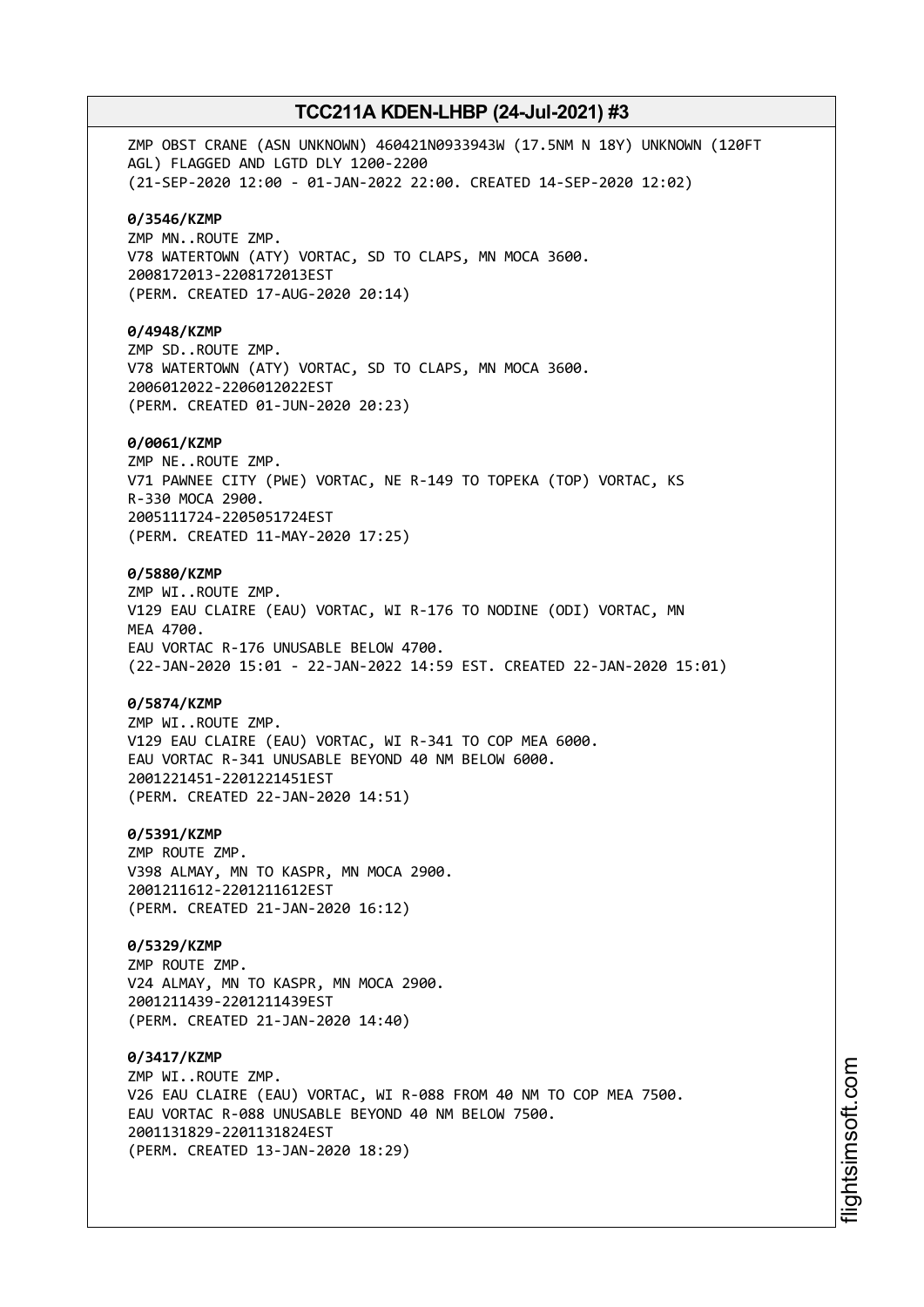ZMP OBST CRANE (ASN UNKNOWN) 460421N0933943W (17.5NM N 18Y) UNKNOWN (120FT AGL) FLAGGED AND LGTD DLY 1200-2200
(21-SEP-2020 12:00 - 01-JAN-2022 22:00. CREATED 14-SEP-2020 12:02)

**0/3546/KZMP**
ZMP MN..ROUTE ZMP.
V78 WATERTOWN (ATY) VORTAC, SD TO CLAPS, MN MOCA 3600.
2008172013-2208172013EST
(PERM. CREATED 17-AUG-2020 20:14)

**0/4948/KZMP**
ZMP SD..ROUTE ZMP.
V78 WATERTOWN (ATY) VORTAC, SD TO CLAPS, MN MOCA 3600.
2006012022-2206012022EST
(PERM. CREATED 01-JUN-2020 20:23)

**0/0061/KZMP**
ZMP NE..ROUTE ZMP.
V71 PAWNEE CITY (PWE) VORTAC, NE R-149 TO TOPEKA (TOP) VORTAC, KS R-330 MOCA 2900.
2005111724-2205051724EST
(PERM. CREATED 11-MAY-2020 17:25)

**0/5880/KZMP**
ZMP WI..ROUTE ZMP.
V129 EAU CLAIRE (EAU) VORTAC, WI R-176 TO NODINE (ODI) VORTAC, MN MEA 4700.
EAU VORTAC R-176 UNUSABLE BELOW 4700.
(22-JAN-2020 15:01 - 22-JAN-2022 14:59 EST. CREATED 22-JAN-2020 15:01)

**0/5874/KZMP**
ZMP WI..ROUTE ZMP.
V129 EAU CLAIRE (EAU) VORTAC, WI R-341 TO COP MEA 6000.
EAU VORTAC R-341 UNUSABLE BEYOND 40 NM BELOW 6000.
2001221451-2201221451EST
(PERM. CREATED 22-JAN-2020 14:51)

**0/5391/KZMP**
ZMP ROUTE ZMP.
V398 ALMAY, MN TO KASPR, MN MOCA 2900.
2001211612-2201211612EST
(PERM. CREATED 21-JAN-2020 16:12)

**0/5329/KZMP**
ZMP ROUTE ZMP.
V24 ALMAY, MN TO KASPR, MN MOCA 2900.
2001211439-2201211439EST
(PERM. CREATED 21-JAN-2020 14:40)

**0/3417/KZMP**
ZMP WI..ROUTE ZMP.
V26 EAU CLAIRE (EAU) VORTAC, WI R-088 FROM 40 NM TO COP MEA 7500.
EAU VORTAC R-088 UNUSABLE BEYOND 40 NM BELOW 7500.
2001131829-2201131824EST
(PERM. CREATED 13-JAN-2020 18:29)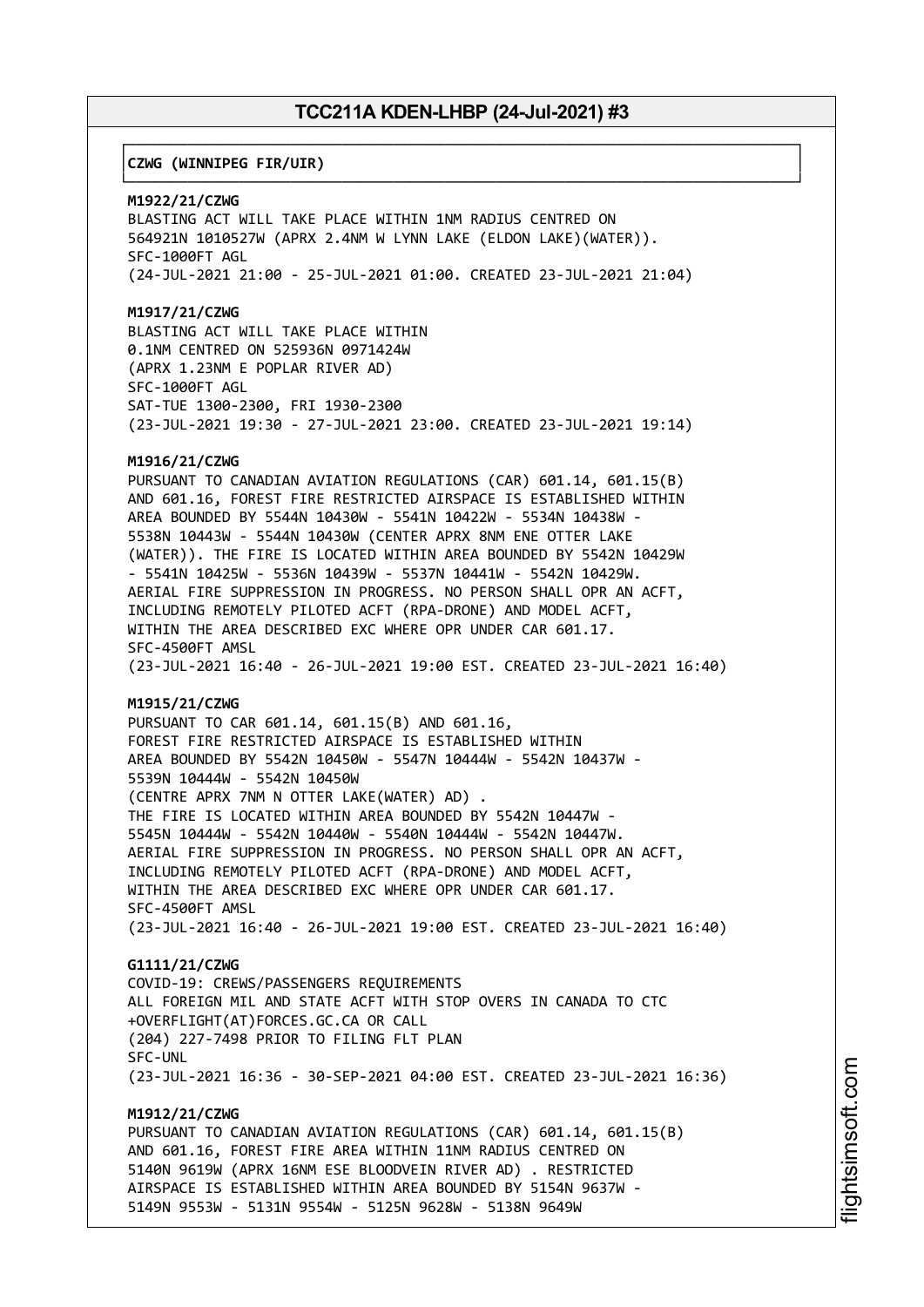**CZWG (WINNIPEG FIR/UIR)**

**M1922/21/CZWG**
BLASTING ACT WILL TAKE PLACE WITHIN 1NM RADIUS CENTRED ON
564921N 1010527W (APRX 2.4NM W LYNN LAKE (ELDON LAKE)(WATER)).
SFC-1000FT AGL
(24-JUL-2021 21:00 - 25-JUL-2021 01:00. CREATED 23-JUL-2021 21:04)

**M1917/21/CZWG**
BLASTING ACT WILL TAKE PLACE WITHIN
0.1NM CENTRED ON 525936N 0971424W
(APRX 1.23NM E POPLAR RIVER AD)
SFC-1000FT AGL
SAT-TUE 1300-2300, FRI 1930-2300
(23-JUL-2021 19:30 - 27-JUL-2021 23:00. CREATED 23-JUL-2021 19:14)

**M1916/21/CZWG**
PURSUANT TO CANADIAN AVIATION REGULATIONS (CAR) 601.14, 601.15(B)
AND 601.16, FOREST FIRE RESTRICTED AIRSPACE IS ESTABLISHED WITHIN
AREA BOUNDED BY 5544N 10430W - 5541N 10422W - 5534N 10438W -
5538N 10443W - 5544N 10430W (CENTER APRX 8NM ENE OTTER LAKE
(WATER)). THE FIRE IS LOCATED WITHIN AREA BOUNDED BY 5542N 10429W
- 5541N 10425W - 5536N 10439W - 5537N 10441W - 5542N 10429W.
AERIAL FIRE SUPPRESSION IN PROGRESS. NO PERSON SHALL OPR AN ACFT,
INCLUDING REMOTELY PILOTED ACFT (RPA-DRONE) AND MODEL ACFT,
WITHIN THE AREA DESCRIBED EXC WHERE OPR UNDER CAR 601.17.
SFC-4500FT AMSL
(23-JUL-2021 16:40 - 26-JUL-2021 19:00 EST. CREATED 23-JUL-2021 16:40)

**M1915/21/CZWG**
PURSUANT TO CAR 601.14, 601.15(B) AND 601.16,
FOREST FIRE RESTRICTED AIRSPACE IS ESTABLISHED WITHIN
AREA BOUNDED BY 5542N 10450W - 5547N 10444W - 5542N 10437W -
5539N 10444W - 5542N 10450W
(CENTRE APRX 7NM N OTTER LAKE(WATER) AD) .
THE FIRE IS LOCATED WITHIN AREA BOUNDED BY 5542N 10447W -
5545N 10444W - 5542N 10440W - 5540N 10444W - 5542N 10447W.
AERIAL FIRE SUPPRESSION IN PROGRESS. NO PERSON SHALL OPR AN ACFT,
INCLUDING REMOTELY PILOTED ACFT (RPA-DRONE) AND MODEL ACFT,
WITHIN THE AREA DESCRIBED EXC WHERE OPR UNDER CAR 601.17.
SFC-4500FT AMSL
(23-JUL-2021 16:40 - 26-JUL-2021 19:00 EST. CREATED 23-JUL-2021 16:40)

**G1111/21/CZWG**
COVID-19: CREWS/PASSENGERS REQUIREMENTS
ALL FOREIGN MIL AND STATE ACFT WITH STOP OVERS IN CANADA TO CTC
+OVERFLIGHT(AT)FORCES.GC.CA OR CALL
(204) 227-7498 PRIOR TO FILING FLT PLAN
SFC-UNL
(23-JUL-2021 16:36 - 30-SEP-2021 04:00 EST. CREATED 23-JUL-2021 16:36)

**M1912/21/CZWG**
PURSUANT TO CANADIAN AVIATION REGULATIONS (CAR) 601.14, 601.15(B)
AND 601.16, FOREST FIRE AREA WITHIN 11NM RADIUS CENTRED ON
5140N 9619W (APRX 16NM ESE BLOODVEIN RIVER AD) . RESTRICTED
AIRSPACE IS ESTABLISHED WITHIN AREA BOUNDED BY 5154N 9637W -
5149N 9553W - 5131N 9554W - 5125N 9628W - 5138N 9649W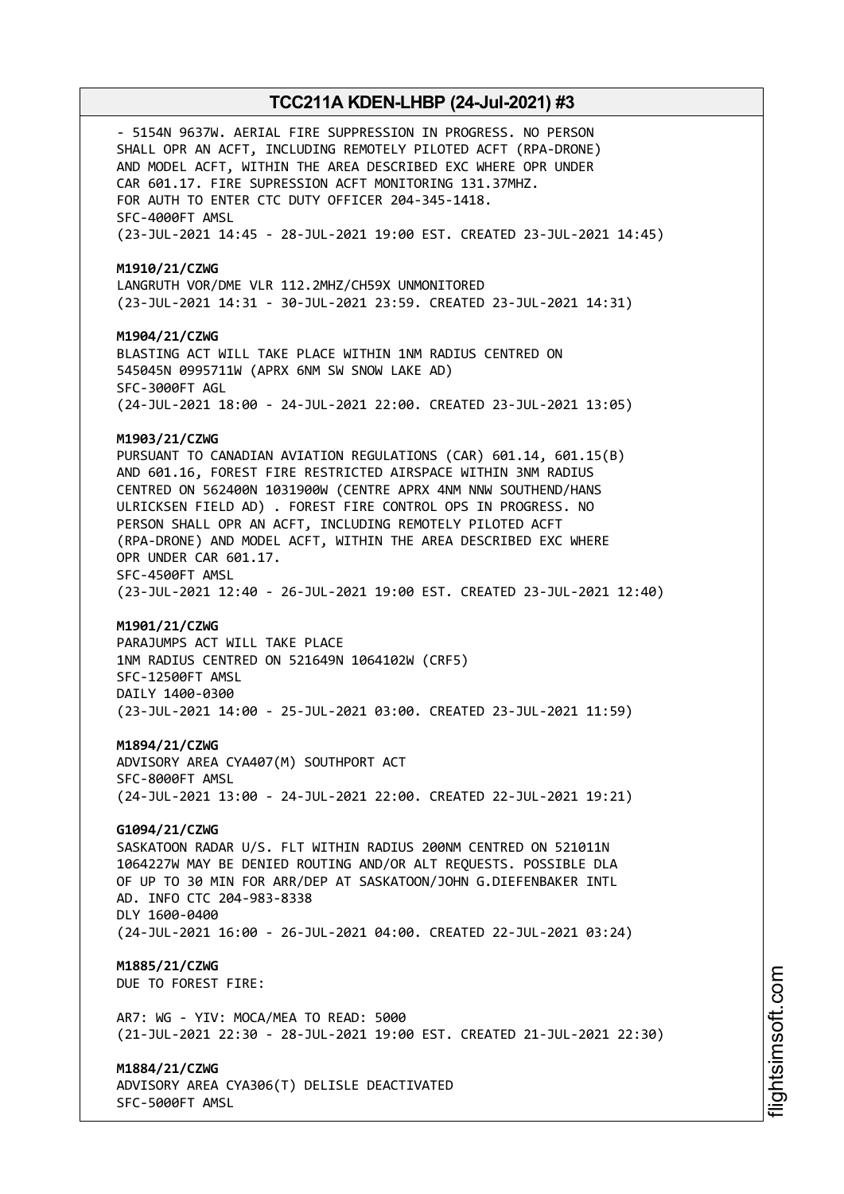- 5154N 9637W. AERIAL FIRE SUPPRESSION IN PROGRESS. NO PERSON SHALL OPR AN ACFT, INCLUDING REMOTELY PILOTED ACFT (RPA-DRONE) AND MODEL ACFT, WITHIN THE AREA DESCRIBED EXC WHERE OPR UNDER CAR 601.17. FIRE SUPRESSION ACFT MONITORING 131.37MHZ. FOR AUTH TO ENTER CTC DUTY OFFICER 204-345-1418.
SFC-4000FT AMSL
(23-JUL-2021 14:45 - 28-JUL-2021 19:00 EST. CREATED 23-JUL-2021 14:45)

**M1910/21/CZWG**
LANGRUTH VOR/DME VLR 112.2MHZ/CH59X UNMONITORED
(23-JUL-2021 14:31 - 30-JUL-2021 23:59. CREATED 23-JUL-2021 14:31)

**M1904/21/CZWG**
BLASTING ACT WILL TAKE PLACE WITHIN 1NM RADIUS CENTRED ON 545045N 0995711W (APRX 6NM SW SNOW LAKE AD)
SFC-3000FT AGL
(24-JUL-2021 18:00 - 24-JUL-2021 22:00. CREATED 23-JUL-2021 13:05)

**M1903/21/CZWG**
PURSUANT TO CANADIAN AVIATION REGULATIONS (CAR) 601.14, 601.15(B) AND 601.16, FOREST FIRE RESTRICTED AIRSPACE WITHIN 3NM RADIUS CENTRED ON 562400N 1031900W (CENTRE APRX 4NM NNW SOUTHEND/HANS ULRICKSEN FIELD AD) . FOREST FIRE CONTROL OPS IN PROGRESS. NO PERSON SHALL OPR AN ACFT, INCLUDING REMOTELY PILOTED ACFT (RPA-DRONE) AND MODEL ACFT, WITHIN THE AREA DESCRIBED EXC WHERE OPR UNDER CAR 601.17.
SFC-4500FT AMSL
(23-JUL-2021 12:40 - 26-JUL-2021 19:00 EST. CREATED 23-JUL-2021 12:40)

**M1901/21/CZWG**
PARAJUMPS ACT WILL TAKE PLACE
1NM RADIUS CENTRED ON 521649N 1064102W (CRF5)
SFC-12500FT AMSL
DAILY 1400-0300
(23-JUL-2021 14:00 - 25-JUL-2021 03:00. CREATED 23-JUL-2021 11:59)

**M1894/21/CZWG**
ADVISORY AREA CYA407(M) SOUTHPORT ACT
SFC-8000FT AMSL
(24-JUL-2021 13:00 - 24-JUL-2021 22:00. CREATED 22-JUL-2021 19:21)

**G1094/21/CZWG**
SASKATOON RADAR U/S. FLT WITHIN RADIUS 200NM CENTRED ON 521011N 1064227W MAY BE DENIED ROUTING AND/OR ALT REQUESTS. POSSIBLE DLA OF UP TO 30 MIN FOR ARR/DEP AT SASKATOON/JOHN G.DIEFENBAKER INTL AD. INFO CTC 204-983-8338
DLY 1600-0400
(24-JUL-2021 16:00 - 26-JUL-2021 04:00. CREATED 22-JUL-2021 03:24)

**M1885/21/CZWG**
DUE TO FOREST FIRE:

AR7: WG - YIV: MOCA/MEA TO READ: 5000
(21-JUL-2021 22:30 - 28-JUL-2021 19:00 EST. CREATED 21-JUL-2021 22:30)

**M1884/21/CZWG**
ADVISORY AREA CYA306(T) DELISLE DEACTIVATED
SFC-5000FT AMSL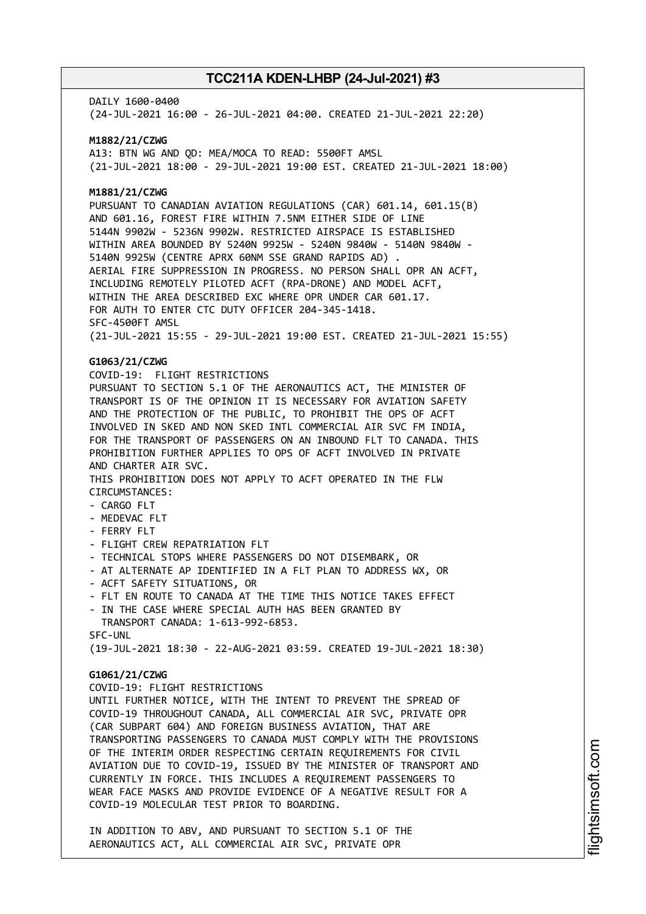DAILY 1600-0400
(24-JUL-2021 16:00 - 26-JUL-2021 04:00. CREATED 21-JUL-2021 22:20)

**M1882/21/CZWG**
A13: BTN WG AND QD: MEA/MOCA TO READ: 5500FT AMSL
(21-JUL-2021 18:00 - 29-JUL-2021 19:00 EST. CREATED 21-JUL-2021 18:00)

**M1881/21/CZWG**
PURSUANT TO CANADIAN AVIATION REGULATIONS (CAR) 601.14, 601.15(B) AND 601.16, FOREST FIRE WITHIN 7.5NM EITHER SIDE OF LINE 5144N 9902W - 5236N 9902W. RESTRICTED AIRSPACE IS ESTABLISHED WITHIN AREA BOUNDED BY 5240N 9925W - 5240N 9840W - 5140N 9840W - 5140N 9925W (CENTRE APRX 60NM SSE GRAND RAPIDS AD) .
AERIAL FIRE SUPPRESSION IN PROGRESS. NO PERSON SHALL OPR AN ACFT, INCLUDING REMOTELY PILOTED ACFT (RPA-DRONE) AND MODEL ACFT, WITHIN THE AREA DESCRIBED EXC WHERE OPR UNDER CAR 601.17.
FOR AUTH TO ENTER CTC DUTY OFFICER 204-345-1418.
SFC-4500FT AMSL
(21-JUL-2021 15:55 - 29-JUL-2021 19:00 EST. CREATED 21-JUL-2021 15:55)

**G1063/21/CZWG**
COVID-19: FLIGHT RESTRICTIONS
PURSUANT TO SECTION 5.1 OF THE AERONAUTICS ACT, THE MINISTER OF TRANSPORT IS OF THE OPINION IT IS NECESSARY FOR AVIATION SAFETY AND THE PROTECTION OF THE PUBLIC, TO PROHIBIT THE OPS OF ACFT INVOLVED IN SKED AND NON SKED INTL COMMERCIAL AIR SVC FM INDIA, FOR THE TRANSPORT OF PASSENGERS ON AN INBOUND FLT TO CANADA. THIS PROHIBITION FURTHER APPLIES TO OPS OF ACFT INVOLVED IN PRIVATE AND CHARTER AIR SVC.
THIS PROHIBITION DOES NOT APPLY TO ACFT OPERATED IN THE FLW CIRCUMSTANCES:
- CARGO FLT
- MEDEVAC FLT
- FERRY FLT
- FLIGHT CREW REPATRIATION FLT
- TECHNICAL STOPS WHERE PASSENGERS DO NOT DISEMBARK, OR
- AT ALTERNATE AP IDENTIFIED IN A FLT PLAN TO ADDRESS WX, OR
- ACFT SAFETY SITUATIONS, OR
- FLT EN ROUTE TO CANADA AT THE TIME THIS NOTICE TAKES EFFECT
- IN THE CASE WHERE SPECIAL AUTH HAS BEEN GRANTED BY TRANSPORT CANADA: 1-613-992-6853.

SFC-UNL
(19-JUL-2021 18:30 - 22-AUG-2021 03:59. CREATED 19-JUL-2021 18:30)

**G1061/21/CZWG**
COVID-19: FLIGHT RESTRICTIONS
UNTIL FURTHER NOTICE, WITH THE INTENT TO PREVENT THE SPREAD OF COVID-19 THROUGHOUT CANADA, ALL COMMERCIAL AIR SVC, PRIVATE OPR (CAR SUBPART 604) AND FOREIGN BUSINESS AVIATION, THAT ARE TRANSPORTING PASSENGERS TO CANADA MUST COMPLY WITH THE PROVISIONS OF THE INTERIM ORDER RESPECTING CERTAIN REQUIREMENTS FOR CIVIL AVIATION DUE TO COVID-19, ISSUED BY THE MINISTER OF TRANSPORT AND CURRENTLY IN FORCE. THIS INCLUDES A REQUIREMENT PASSENGERS TO WEAR FACE MASKS AND PROVIDE EVIDENCE OF A NEGATIVE RESULT FOR A COVID-19 MOLECULAR TEST PRIOR TO BOARDING.

IN ADDITION TO ABV, AND PURSUANT TO SECTION 5.1 OF THE AERONAUTICS ACT, ALL COMMERCIAL AIR SVC, PRIVATE OPR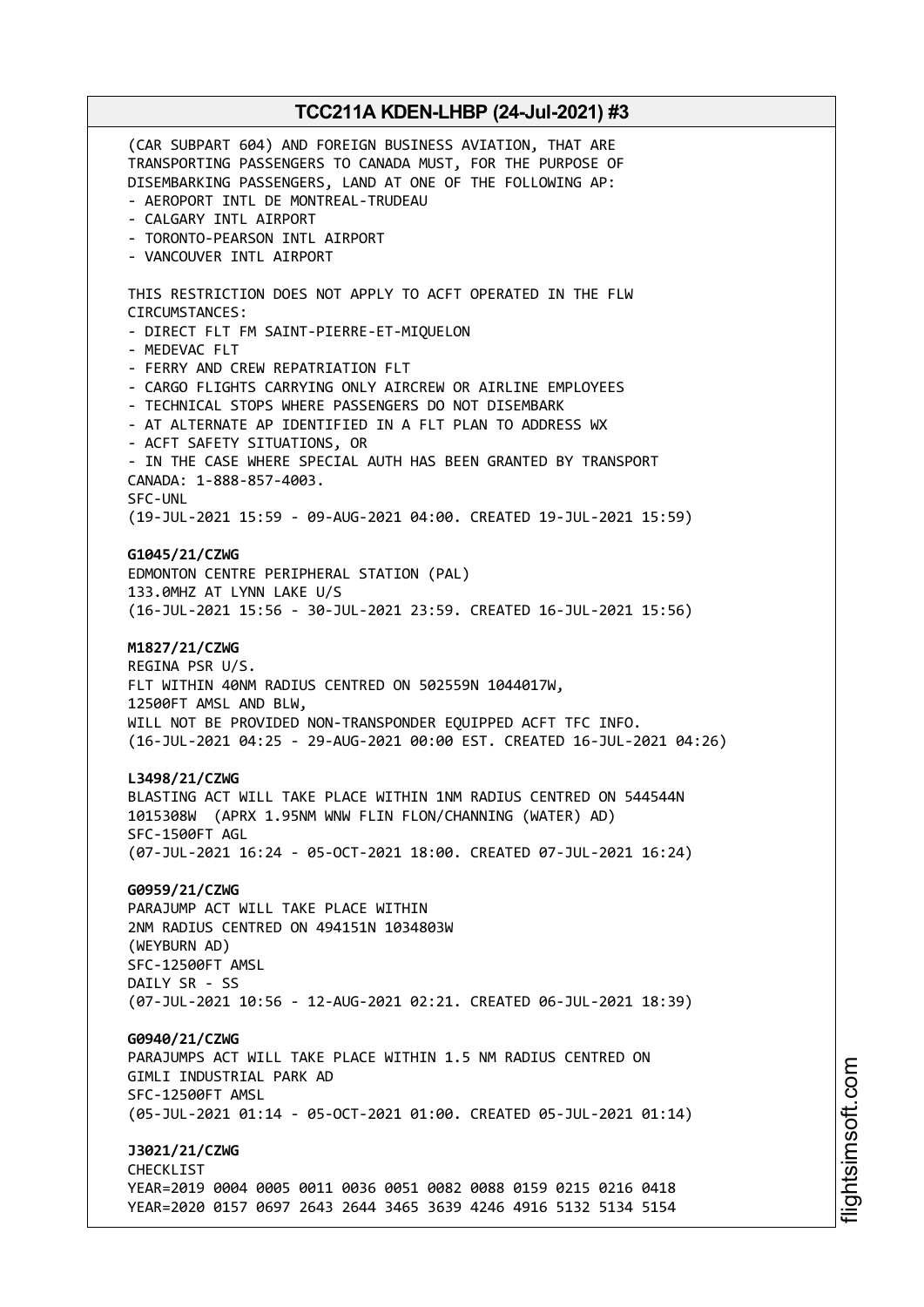(CAR SUBPART 604) AND FOREIGN BUSINESS AVIATION, THAT ARE
TRANSPORTING PASSENGERS TO CANADA MUST, FOR THE PURPOSE OF
DISEMBARKING PASSENGERS, LAND AT ONE OF THE FOLLOWING AP:
- AEROPORT INTL DE MONTREAL-TRUDEAU
- CALGARY INTL AIRPORT
- TORONTO-PEARSON INTL AIRPORT
- VANCOUVER INTL AIRPORT

THIS RESTRICTION DOES NOT APPLY TO ACFT OPERATED IN THE FLW
CIRCUMSTANCES:
- DIRECT FLT FM SAINT-PIERRE-ET-MIQUELON
- MEDEVAC FLT
- FERRY AND CREW REPATRIATION FLT
- CARGO FLIGHTS CARRYING ONLY AIRCREW OR AIRLINE EMPLOYEES
- TECHNICAL STOPS WHERE PASSENGERS DO NOT DISEMBARK
- AT ALTERNATE AP IDENTIFIED IN A FLT PLAN TO ADDRESS WX
- ACFT SAFETY SITUATIONS, OR
- IN THE CASE WHERE SPECIAL AUTH HAS BEEN GRANTED BY TRANSPORT
CANADA: 1-888-857-4003.
SFC-UNL
(19-JUL-2021 15:59 - 09-AUG-2021 04:00. CREATED 19-JUL-2021 15:59)

**G1045/21/CZWG**
EDMONTON CENTRE PERIPHERAL STATION (PAL)
133.0MHZ AT LYNN LAKE U/S
(16-JUL-2021 15:56 - 30-JUL-2021 23:59. CREATED 16-JUL-2021 15:56)

**M1827/21/CZWG**
REGINA PSR U/S.
FLT WITHIN 40NM RADIUS CENTRED ON 502559N 1044017W,
12500FT AMSL AND BLW,
WILL NOT BE PROVIDED NON-TRANSPONDER EQUIPPED ACFT TFC INFO.
(16-JUL-2021 04:25 - 29-AUG-2021 00:00 EST. CREATED 16-JUL-2021 04:26)

**L3498/21/CZWG**
BLASTING ACT WILL TAKE PLACE WITHIN 1NM RADIUS CENTRED ON 544544N
1015308W (APRX 1.95NM WNW FLIN FLON/CHANNING (WATER) AD)
SFC-1500FT AGL
(07-JUL-2021 16:24 - 05-OCT-2021 18:00. CREATED 07-JUL-2021 16:24)

**G0959/21/CZWG**
PARAJUMP ACT WILL TAKE PLACE WITHIN
2NM RADIUS CENTRED ON 494151N 1034803W
(WEYBURN AD)
SFC-12500FT AMSL
DAILY SR - SS
(07-JUL-2021 10:56 - 12-AUG-2021 02:21. CREATED 06-JUL-2021 18:39)

**G0940/21/CZWG**
PARAJUMPS ACT WILL TAKE PLACE WITHIN 1.5 NM RADIUS CENTRED ON
GIMLI INDUSTRIAL PARK AD
SFC-12500FT AMSL
(05-JUL-2021 01:14 - 05-OCT-2021 01:00. CREATED 05-JUL-2021 01:14)

**J3021/21/CZWG**
CHECKLIST
YEAR=2019 0004 0005 0011 0036 0051 0082 0088 0159 0215 0216 0418
YEAR=2020 0157 0697 2643 2644 3465 3639 4246 4916 5132 5134 5154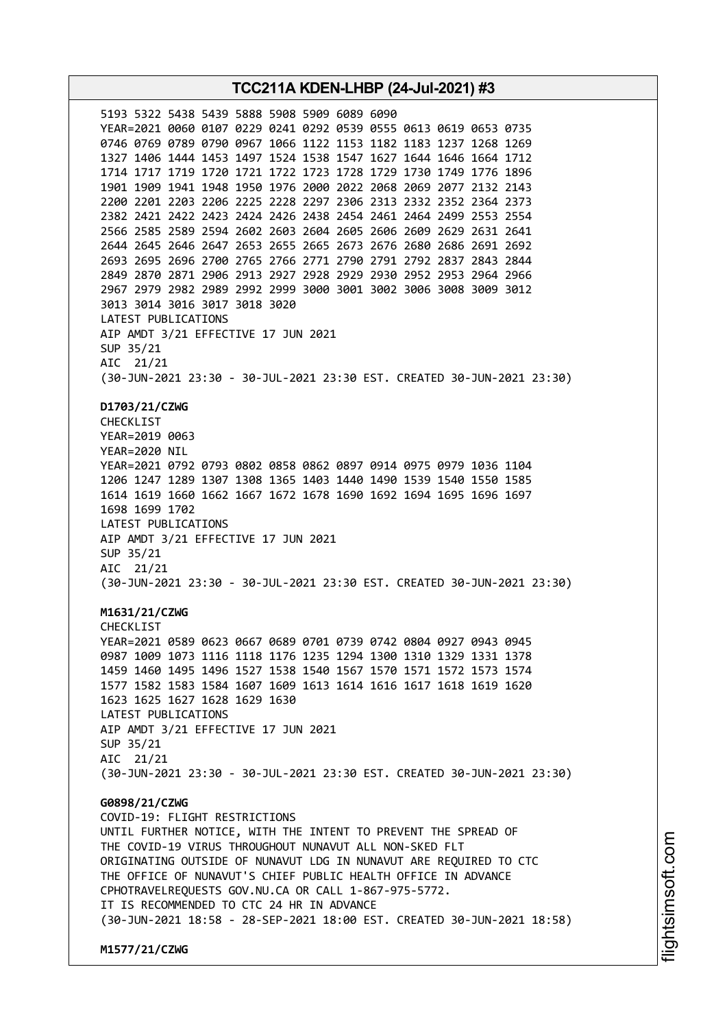5193 5322 5438 5439 5888 5908 5909 6089 6090
YEAR=2021 0060 0107 0229 0241 0292 0539 0555 0613 0619 0653 0735
0746 0769 0789 0790 0967 1066 1122 1153 1182 1183 1237 1268 1269
1327 1406 1444 1453 1497 1524 1538 1547 1627 1644 1646 1664 1712
1714 1717 1719 1720 1721 1722 1723 1728 1729 1730 1749 1776 1896
1901 1909 1941 1948 1950 1976 2000 2022 2068 2069 2077 2132 2143
2200 2201 2203 2206 2225 2228 2297 2306 2313 2332 2352 2364 2373
2382 2421 2422 2423 2424 2426 2438 2454 2461 2464 2499 2553 2554
2566 2585 2589 2594 2602 2603 2604 2605 2606 2609 2629 2631 2641
2644 2645 2646 2647 2653 2655 2665 2673 2676 2680 2686 2691 2692
2693 2695 2696 2700 2765 2766 2771 2790 2791 2792 2837 2843 2844
2849 2870 2871 2906 2913 2927 2928 2929 2930 2952 2953 2964 2966
2967 2979 2982 2989 2992 2999 3000 3001 3002 3006 3008 3009 3012
3013 3014 3016 3017 3018 3020
LATEST PUBLICATIONS
AIP AMDT 3/21 EFFECTIVE 17 JUN 2021
SUP 35/21
AIC 21/21
(30-JUN-2021 23:30 - 30-JUL-2021 23:30 EST. CREATED 30-JUN-2021 23:30)

**D1703/21/CZWG**
CHECKLIST
YEAR=2019 0063
YEAR=2020 NIL
YEAR=2021 0792 0793 0802 0858 0862 0897 0914 0975 0979 1036 1104
1206 1247 1289 1307 1308 1365 1403 1440 1490 1539 1540 1550 1585
1614 1619 1660 1662 1667 1672 1678 1690 1692 1694 1695 1696 1697
1698 1699 1702
LATEST PUBLICATIONS
AIP AMDT 3/21 EFFECTIVE 17 JUN 2021
SUP 35/21
AIC 21/21
(30-JUN-2021 23:30 - 30-JUL-2021 23:30 EST. CREATED 30-JUN-2021 23:30)

**M1631/21/CZWG**
CHECKLIST
YEAR=2021 0589 0623 0667 0689 0701 0739 0742 0804 0927 0943 0945
0987 1009 1073 1116 1118 1176 1235 1294 1300 1310 1329 1331 1378
1459 1460 1495 1496 1527 1538 1540 1567 1570 1571 1572 1573 1574
1577 1582 1583 1584 1607 1609 1613 1614 1616 1617 1618 1619 1620
1623 1625 1627 1628 1629 1630
LATEST PUBLICATIONS
AIP AMDT 3/21 EFFECTIVE 17 JUN 2021
SUP 35/21
AIC 21/21
(30-JUN-2021 23:30 - 30-JUL-2021 23:30 EST. CREATED 30-JUN-2021 23:30)

**G0898/21/CZWG**
COVID-19: FLIGHT RESTRICTIONS
UNTIL FURTHER NOTICE, WITH THE INTENT TO PREVENT THE SPREAD OF
THE COVID-19 VIRUS THROUGHOUT NUNAVUT ALL NON-SKED FLT
ORIGINATING OUTSIDE OF NUNAVUT LDG IN NUNAVUT ARE REQUIRED TO CTC
THE OFFICE OF NUNAVUT'S CHIEF PUBLIC HEALTH OFFICE IN ADVANCE
CPHOTRAVELREQUESTS GOV.NU.CA OR CALL 1-867-975-5772.
IT IS RECOMMENDED TO CTC 24 HR IN ADVANCE
(30-JUN-2021 18:58 - 28-SEP-2021 18:00 EST. CREATED 30-JUN-2021 18:58)

**M1577/21/CZWG**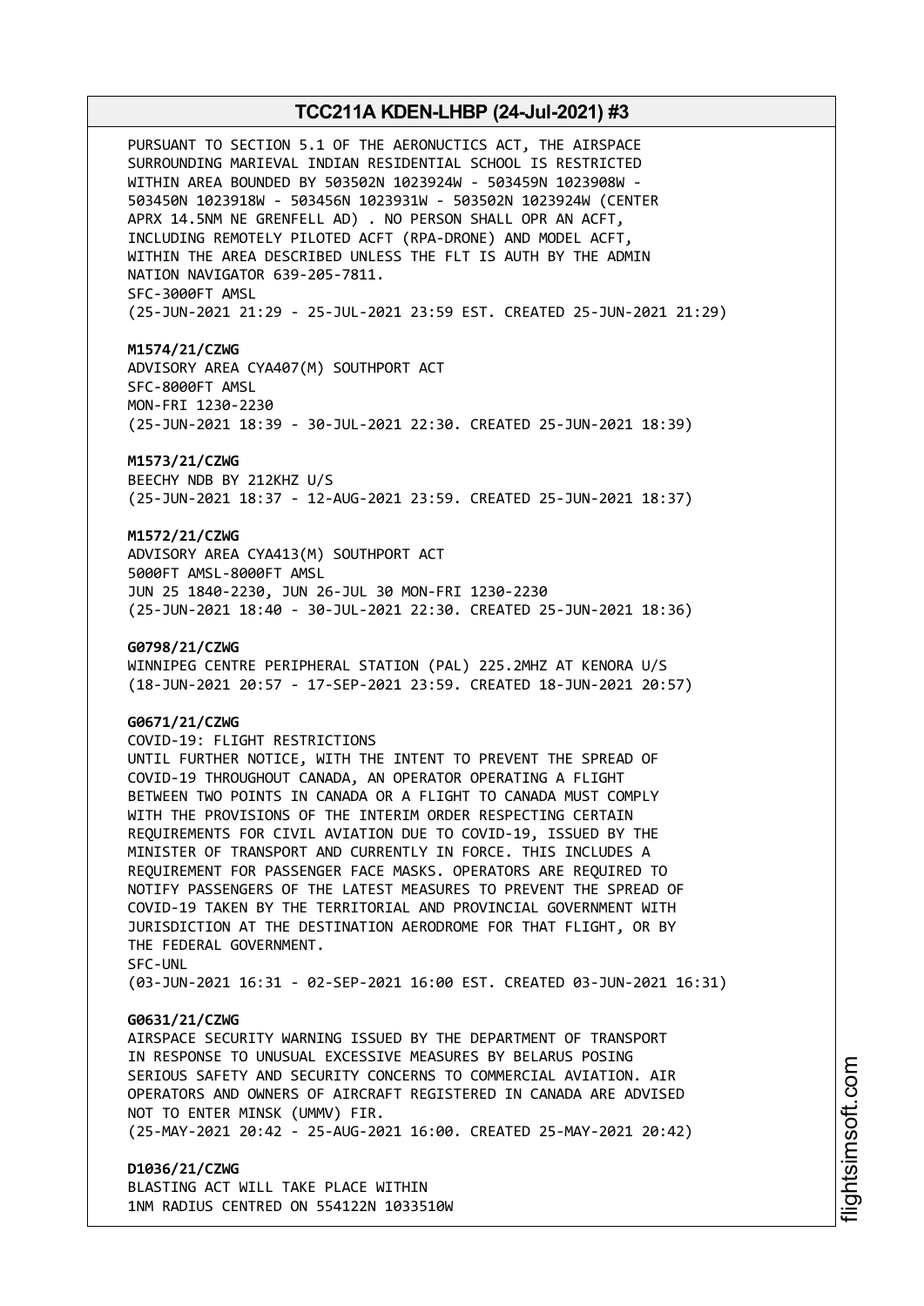PURSUANT TO SECTION 5.1 OF THE AERONUCTICS ACT, THE AIRSPACE SURROUNDING MARIEVAL INDIAN RESIDENTIAL SCHOOL IS RESTRICTED WITHIN AREA BOUNDED BY 503502N 1023924W - 503459N 1023908W - 503450N 1023918W - 503456N 1023931W - 503502N 1023924W (CENTER APRX 14.5NM NE GRENFELL AD) . NO PERSON SHALL OPR AN ACFT, INCLUDING REMOTELY PILOTED ACFT (RPA-DRONE) AND MODEL ACFT, WITHIN THE AREA DESCRIBED UNLESS THE FLT IS AUTH BY THE ADMIN NATION NAVIGATOR 639-205-7811.
SFC-3000FT AMSL
(25-JUN-2021 21:29 - 25-JUL-2021 23:59 EST. CREATED 25-JUN-2021 21:29)

**M1574/21/CZWG**
ADVISORY AREA CYA407(M) SOUTHPORT ACT
SFC-8000FT AMSL
MON-FRI 1230-2230
(25-JUN-2021 18:39 - 30-JUL-2021 22:30. CREATED 25-JUN-2021 18:39)

**M1573/21/CZWG**
BEECHY NDB BY 212KHZ U/S
(25-JUN-2021 18:37 - 12-AUG-2021 23:59. CREATED 25-JUN-2021 18:37)

**M1572/21/CZWG**
ADVISORY AREA CYA413(M) SOUTHPORT ACT
5000FT AMSL-8000FT AMSL
JUN 25 1840-2230, JUN 26-JUL 30 MON-FRI 1230-2230
(25-JUN-2021 18:40 - 30-JUL-2021 22:30. CREATED 25-JUN-2021 18:36)

**G0798/21/CZWG**
WINNIPEG CENTRE PERIPHERAL STATION (PAL) 225.2MHZ AT KENORA U/S
(18-JUN-2021 20:57 - 17-SEP-2021 23:59. CREATED 18-JUN-2021 20:57)

**G0671/21/CZWG**
COVID-19: FLIGHT RESTRICTIONS
UNTIL FURTHER NOTICE, WITH THE INTENT TO PREVENT THE SPREAD OF COVID-19 THROUGHOUT CANADA, AN OPERATOR OPERATING A FLIGHT BETWEEN TWO POINTS IN CANADA OR A FLIGHT TO CANADA MUST COMPLY WITH THE PROVISIONS OF THE INTERIM ORDER RESPECTING CERTAIN REQUIREMENTS FOR CIVIL AVIATION DUE TO COVID-19, ISSUED BY THE MINISTER OF TRANSPORT AND CURRENTLY IN FORCE. THIS INCLUDES A REQUIREMENT FOR PASSENGER FACE MASKS. OPERATORS ARE REQUIRED TO NOTIFY PASSENGERS OF THE LATEST MEASURES TO PREVENT THE SPREAD OF COVID-19 TAKEN BY THE TERRITORIAL AND PROVINCIAL GOVERNMENT WITH JURISDICTION AT THE DESTINATION AERODROME FOR THAT FLIGHT, OR BY THE FEDERAL GOVERNMENT.
SFC-UNL
(03-JUN-2021 16:31 - 02-SEP-2021 16:00 EST. CREATED 03-JUN-2021 16:31)

**G0631/21/CZWG**
AIRSPACE SECURITY WARNING ISSUED BY THE DEPARTMENT OF TRANSPORT IN RESPONSE TO UNUSUAL EXCESSIVE MEASURES BY BELARUS POSING SERIOUS SAFETY AND SECURITY CONCERNS TO COMMERCIAL AVIATION. AIR OPERATORS AND OWNERS OF AIRCRAFT REGISTERED IN CANADA ARE ADVISED NOT TO ENTER MINSK (UMMV) FIR.
(25-MAY-2021 20:42 - 25-AUG-2021 16:00. CREATED 25-MAY-2021 20:42)

**D1036/21/CZWG**
BLASTING ACT WILL TAKE PLACE WITHIN
1NM RADIUS CENTRED ON 554122N 1033510W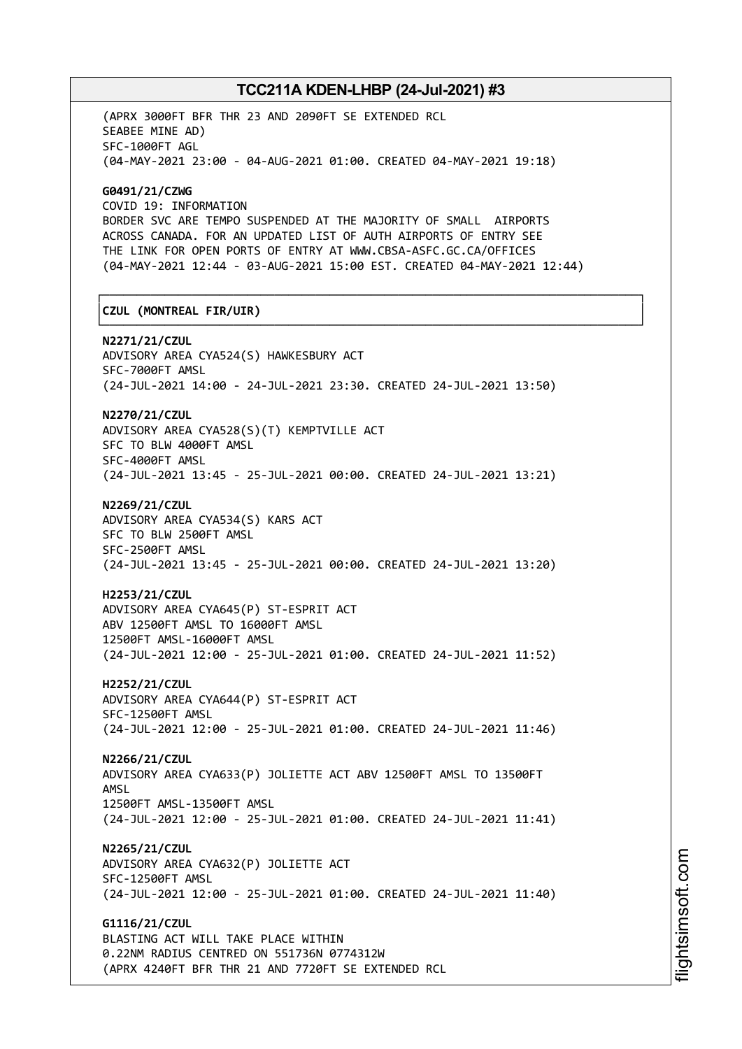(APRX 3000FT BFR THR 23 AND 2090FT SE EXTENDED RCL
SEABEE MINE AD)
SFC-1000FT AGL
(04-MAY-2021 23:00 - 04-AUG-2021 01:00. CREATED 04-MAY-2021 19:18)

**G0491/21/CZWG**
COVID 19: INFORMATION
BORDER SVC ARE TEMPO SUSPENDED AT THE MAJORITY OF SMALL AIRPORTS
ACROSS CANADA. FOR AN UPDATED LIST OF AUTH AIRPORTS OF ENTRY SEE
THE LINK FOR OPEN PORTS OF ENTRY AT WWW.CBSA-ASFC.GC.CA/OFFICES
(04-MAY-2021 12:44 - 03-AUG-2021 15:00 EST. CREATED 04-MAY-2021 12:44)

**CZUL (MONTREAL FIR/UIR)**

**N2271/21/CZUL**
ADVISORY AREA CYA524(S) HAWKESBURY ACT
SFC-7000FT AMSL
(24-JUL-2021 14:00 - 24-JUL-2021 23:30. CREATED 24-JUL-2021 13:50)

**N2270/21/CZUL**
ADVISORY AREA CYA528(S)(T) KEMPTVILLE ACT
SFC TO BLW 4000FT AMSL
SFC-4000FT AMSL
(24-JUL-2021 13:45 - 25-JUL-2021 00:00. CREATED 24-JUL-2021 13:21)

**N2269/21/CZUL**
ADVISORY AREA CYA534(S) KARS ACT
SFC TO BLW 2500FT AMSL
SFC-2500FT AMSL
(24-JUL-2021 13:45 - 25-JUL-2021 00:00. CREATED 24-JUL-2021 13:20)

**H2253/21/CZUL**
ADVISORY AREA CYA645(P) ST-ESPRIT ACT
ABV 12500FT AMSL TO 16000FT AMSL
12500FT AMSL-16000FT AMSL
(24-JUL-2021 12:00 - 25-JUL-2021 01:00. CREATED 24-JUL-2021 11:52)

**H2252/21/CZUL**
ADVISORY AREA CYA644(P) ST-ESPRIT ACT
SFC-12500FT AMSL
(24-JUL-2021 12:00 - 25-JUL-2021 01:00. CREATED 24-JUL-2021 11:46)

**N2266/21/CZUL**
ADVISORY AREA CYA633(P) JOLIETTE ACT ABV 12500FT AMSL TO 13500FT
AMSL
12500FT AMSL-13500FT AMSL
(24-JUL-2021 12:00 - 25-JUL-2021 01:00. CREATED 24-JUL-2021 11:41)

**N2265/21/CZUL**
ADVISORY AREA CYA632(P) JOLIETTE ACT
SFC-12500FT AMSL
(24-JUL-2021 12:00 - 25-JUL-2021 01:00. CREATED 24-JUL-2021 11:40)

**G1116/21/CZUL**
BLASTING ACT WILL TAKE PLACE WITHIN
0.22NM RADIUS CENTRED ON 551736N 0774312W
(APRX 4240FT BFR THR 21 AND 7720FT SE EXTENDED RCL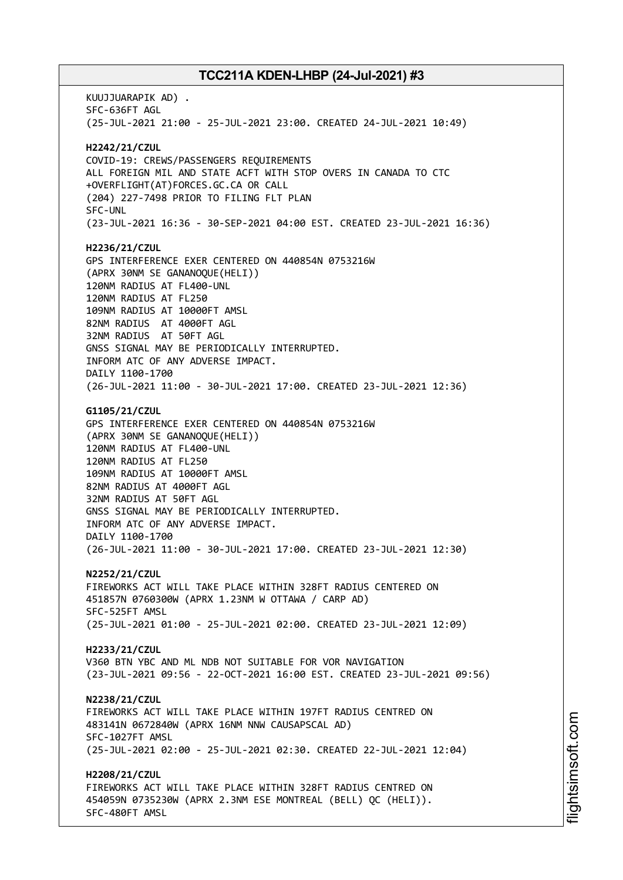KUUJJUARAPIK AD) .
SFC-636FT AGL
(25-JUL-2021 21:00 - 25-JUL-2021 23:00. CREATED 24-JUL-2021 10:49)

**H2242/21/CZUL**
COVID-19: CREWS/PASSENGERS REQUIREMENTS
ALL FOREIGN MIL AND STATE ACFT WITH STOP OVERS IN CANADA TO CTC
+OVERFLIGHT(AT)FORCES.GC.CA OR CALL
(204) 227-7498 PRIOR TO FILING FLT PLAN
SFC-UNL
(23-JUL-2021 16:36 - 30-SEP-2021 04:00 EST. CREATED 23-JUL-2021 16:36)

**H2236/21/CZUL**
GPS INTERFERENCE EXER CENTERED ON 440854N 0753216W
(APRX 30NM SE GANANOQUE(HELI))
120NM RADIUS AT FL400-UNL
120NM RADIUS AT FL250
109NM RADIUS AT 10000FT AMSL
82NM RADIUS AT 4000FT AGL
32NM RADIUS AT 50FT AGL
GNSS SIGNAL MAY BE PERIODICALLY INTERRUPTED.
INFORM ATC OF ANY ADVERSE IMPACT.
DAILY 1100-1700
(26-JUL-2021 11:00 - 30-JUL-2021 17:00. CREATED 23-JUL-2021 12:36)

**G1105/21/CZUL**
GPS INTERFERENCE EXER CENTERED ON 440854N 0753216W
(APRX 30NM SE GANANOQUE(HELI))
120NM RADIUS AT FL400-UNL
120NM RADIUS AT FL250
109NM RADIUS AT 10000FT AMSL
82NM RADIUS AT 4000FT AGL
32NM RADIUS AT 50FT AGL
GNSS SIGNAL MAY BE PERIODICALLY INTERRUPTED.
INFORM ATC OF ANY ADVERSE IMPACT.
DAILY 1100-1700
(26-JUL-2021 11:00 - 30-JUL-2021 17:00. CREATED 23-JUL-2021 12:30)

**N2252/21/CZUL**
FIREWORKS ACT WILL TAKE PLACE WITHIN 328FT RADIUS CENTERED ON
451857N 0760300W (APRX 1.23NM W OTTAWA / CARP AD)
SFC-525FT AMSL
(25-JUL-2021 01:00 - 25-JUL-2021 02:00. CREATED 23-JUL-2021 12:09)

**H2233/21/CZUL**
V360 BTN YBC AND ML NDB NOT SUITABLE FOR VOR NAVIGATION
(23-JUL-2021 09:56 - 22-OCT-2021 16:00 EST. CREATED 23-JUL-2021 09:56)

**N2238/21/CZUL**
FIREWORKS ACT WILL TAKE PLACE WITHIN 197FT RADIUS CENTRED ON
483141N 0672840W (APRX 16NM NNW CAUSAPSCAL AD)
SFC-1027FT AMSL
(25-JUL-2021 02:00 - 25-JUL-2021 02:30. CREATED 22-JUL-2021 12:04)

**H2208/21/CZUL**
FIREWORKS ACT WILL TAKE PLACE WITHIN 328FT RADIUS CENTRED ON
454059N 0735230W (APRX 2.3NM ESE MONTREAL (BELL) QC (HELI)).
SFC-480FT AMSL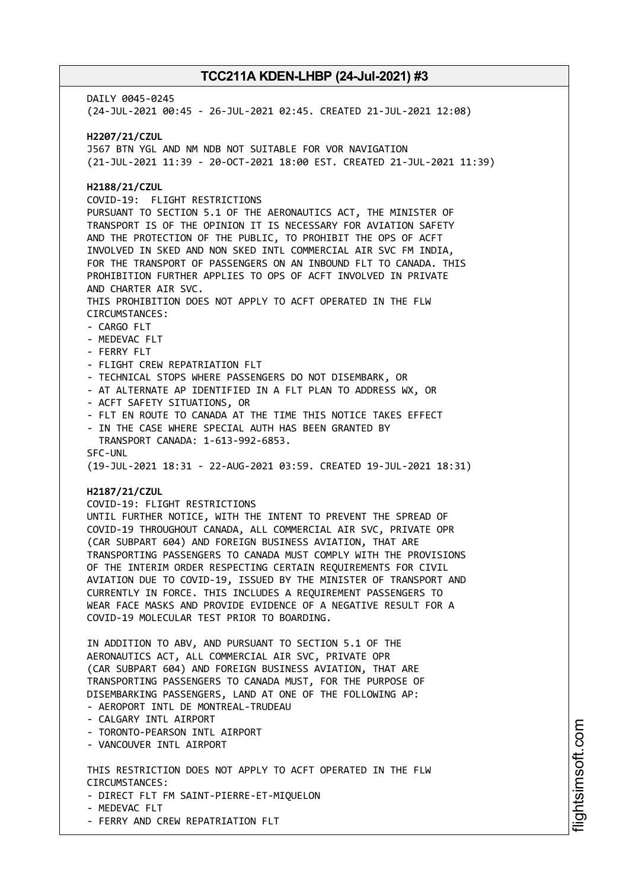DAILY 0045-0245
(24-JUL-2021 00:45 - 26-JUL-2021 02:45. CREATED 21-JUL-2021 12:08)

**H2207/21/CZUL**
J567 BTN YGL AND NM NDB NOT SUITABLE FOR VOR NAVIGATION
(21-JUL-2021 11:39 - 20-OCT-2021 18:00 EST. CREATED 21-JUL-2021 11:39)

**H2188/21/CZUL**
COVID-19: FLIGHT RESTRICTIONS
PURSUANT TO SECTION 5.1 OF THE AERONAUTICS ACT, THE MINISTER OF TRANSPORT IS OF THE OPINION IT IS NECESSARY FOR AVIATION SAFETY AND THE PROTECTION OF THE PUBLIC, TO PROHIBIT THE OPS OF ACFT INVOLVED IN SKED AND NON SKED INTL COMMERCIAL AIR SVC FM INDIA, FOR THE TRANSPORT OF PASSENGERS ON AN INBOUND FLT TO CANADA. THIS PROHIBITION FURTHER APPLIES TO OPS OF ACFT INVOLVED IN PRIVATE AND CHARTER AIR SVC.
THIS PROHIBITION DOES NOT APPLY TO ACFT OPERATED IN THE FLW CIRCUMSTANCES:
- CARGO FLT
- MEDEVAC FLT
- FERRY FLT
- FLIGHT CREW REPATRIATION FLT
- TECHNICAL STOPS WHERE PASSENGERS DO NOT DISEMBARK, OR
- AT ALTERNATE AP IDENTIFIED IN A FLT PLAN TO ADDRESS WX, OR
- ACFT SAFETY SITUATIONS, OR
- FLT EN ROUTE TO CANADA AT THE TIME THIS NOTICE TAKES EFFECT
- IN THE CASE WHERE SPECIAL AUTH HAS BEEN GRANTED BY TRANSPORT CANADA: 1-613-992-6853.

SFC-UNL
(19-JUL-2021 18:31 - 22-AUG-2021 03:59. CREATED 19-JUL-2021 18:31)

**H2187/21/CZUL**
COVID-19: FLIGHT RESTRICTIONS
UNTIL FURTHER NOTICE, WITH THE INTENT TO PREVENT THE SPREAD OF COVID-19 THROUGHOUT CANADA, ALL COMMERCIAL AIR SVC, PRIVATE OPR (CAR SUBPART 604) AND FOREIGN BUSINESS AVIATION, THAT ARE TRANSPORTING PASSENGERS TO CANADA MUST COMPLY WITH THE PROVISIONS OF THE INTERIM ORDER RESPECTING CERTAIN REQUIREMENTS FOR CIVIL AVIATION DUE TO COVID-19, ISSUED BY THE MINISTER OF TRANSPORT AND CURRENTLY IN FORCE. THIS INCLUDES A REQUIREMENT PASSENGERS TO WEAR FACE MASKS AND PROVIDE EVIDENCE OF A NEGATIVE RESULT FOR A COVID-19 MOLECULAR TEST PRIOR TO BOARDING.

IN ADDITION TO ABV, AND PURSUANT TO SECTION 5.1 OF THE AERONAUTICS ACT, ALL COMMERCIAL AIR SVC, PRIVATE OPR (CAR SUBPART 604) AND FOREIGN BUSINESS AVIATION, THAT ARE TRANSPORTING PASSENGERS TO CANADA MUST, FOR THE PURPOSE OF DISEMBARKING PASSENGERS, LAND AT ONE OF THE FOLLOWING AP:
- AEROPORT INTL DE MONTREAL-TRUDEAU
- CALGARY INTL AIRPORT
- TORONTO-PEARSON INTL AIRPORT
- VANCOUVER INTL AIRPORT

THIS RESTRICTION DOES NOT APPLY TO ACFT OPERATED IN THE FLW CIRCUMSTANCES:
- DIRECT FLT FM SAINT-PIERRE-ET-MIQUELON
- MEDEVAC FLT
- FERRY AND CREW REPATRIATION FLT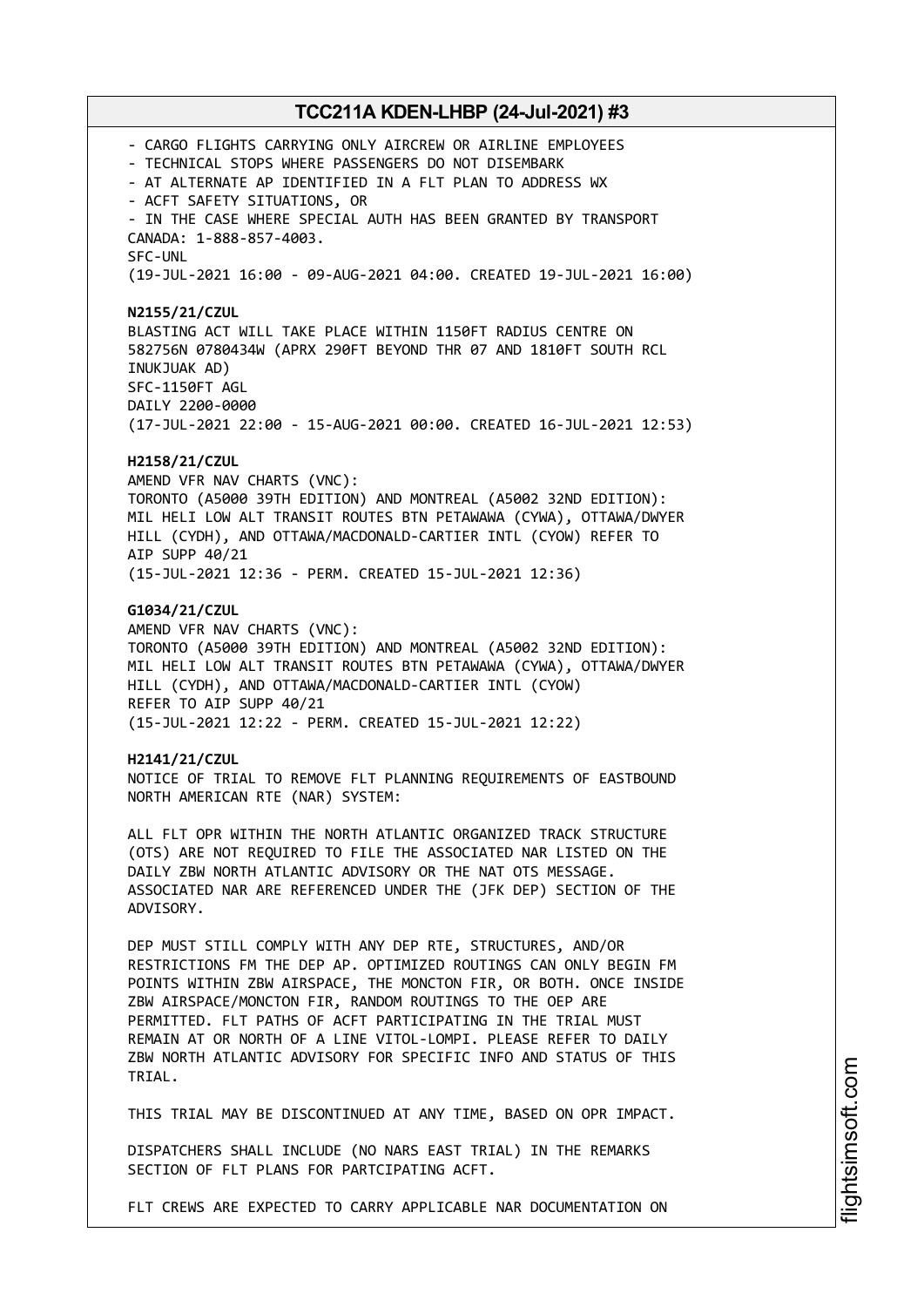- CARGO FLIGHTS CARRYING ONLY AIRCREW OR AIRLINE EMPLOYEES
- TECHNICAL STOPS WHERE PASSENGERS DO NOT DISEMBARK
- AT ALTERNATE AP IDENTIFIED IN A FLT PLAN TO ADDRESS WX
- ACFT SAFETY SITUATIONS, OR
- IN THE CASE WHERE SPECIAL AUTH HAS BEEN GRANTED BY TRANSPORT CANADA: 1-888-857-4003.

SFC-UNL
(19-JUL-2021 16:00 - 09-AUG-2021 04:00. CREATED 19-JUL-2021 16:00)

**N2155/21/CZUL**
BLASTING ACT WILL TAKE PLACE WITHIN 1150FT RADIUS CENTRE ON 582756N 0780434W (APRX 290FT BEYOND THR 07 AND 1810FT SOUTH RCL INUKJUAK AD)
SFC-1150FT AGL
DAILY 2200-0000
(17-JUL-2021 22:00 - 15-AUG-2021 00:00. CREATED 16-JUL-2021 12:53)

**H2158/21/CZUL**
AMEND VFR NAV CHARTS (VNC):
TORONTO (A5000 39TH EDITION) AND MONTREAL (A5002 32ND EDITION): MIL HELI LOW ALT TRANSIT ROUTES BTN PETAWAWA (CYWA), OTTAWA/DWYER HILL (CYDH), AND OTTAWA/MACDONALD-CARTIER INTL (CYOW) REFER TO AIP SUPP 40/21
(15-JUL-2021 12:36 - PERM. CREATED 15-JUL-2021 12:36)

**G1034/21/CZUL**
AMEND VFR NAV CHARTS (VNC):
TORONTO (A5000 39TH EDITION) AND MONTREAL (A5002 32ND EDITION): MIL HELI LOW ALT TRANSIT ROUTES BTN PETAWAWA (CYWA), OTTAWA/DWYER HILL (CYDH), AND OTTAWA/MACDONALD-CARTIER INTL (CYOW)
REFER TO AIP SUPP 40/21
(15-JUL-2021 12:22 - PERM. CREATED 15-JUL-2021 12:22)

**H2141/21/CZUL**
NOTICE OF TRIAL TO REMOVE FLT PLANNING REQUIREMENTS OF EASTBOUND NORTH AMERICAN RTE (NAR) SYSTEM:

ALL FLT OPR WITHIN THE NORTH ATLANTIC ORGANIZED TRACK STRUCTURE (OTS) ARE NOT REQUIRED TO FILE THE ASSOCIATED NAR LISTED ON THE DAILY ZBW NORTH ATLANTIC ADVISORY OR THE NAT OTS MESSAGE. ASSOCIATED NAR ARE REFERENCED UNDER THE (JFK DEP) SECTION OF THE ADVISORY.

DEP MUST STILL COMPLY WITH ANY DEP RTE, STRUCTURES, AND/OR RESTRICTIONS FM THE DEP AP. OPTIMIZED ROUTINGS CAN ONLY BEGIN FM POINTS WITHIN ZBW AIRSPACE, THE MONCTON FIR, OR BOTH. ONCE INSIDE ZBW AIRSPACE/MONCTON FIR, RANDOM ROUTINGS TO THE OEP ARE PERMITTED. FLT PATHS OF ACFT PARTICIPATING IN THE TRIAL MUST REMAIN AT OR NORTH OF A LINE VITOL-LOMPI. PLEASE REFER TO DAILY ZBW NORTH ATLANTIC ADVISORY FOR SPECIFIC INFO AND STATUS OF THIS TRIAL.

THIS TRIAL MAY BE DISCONTINUED AT ANY TIME, BASED ON OPR IMPACT.

DISPATCHERS SHALL INCLUDE (NO NARS EAST TRIAL) IN THE REMARKS SECTION OF FLT PLANS FOR PARTCIPATING ACFT.

FLT CREWS ARE EXPECTED TO CARRY APPLICABLE NAR DOCUMENTATION ON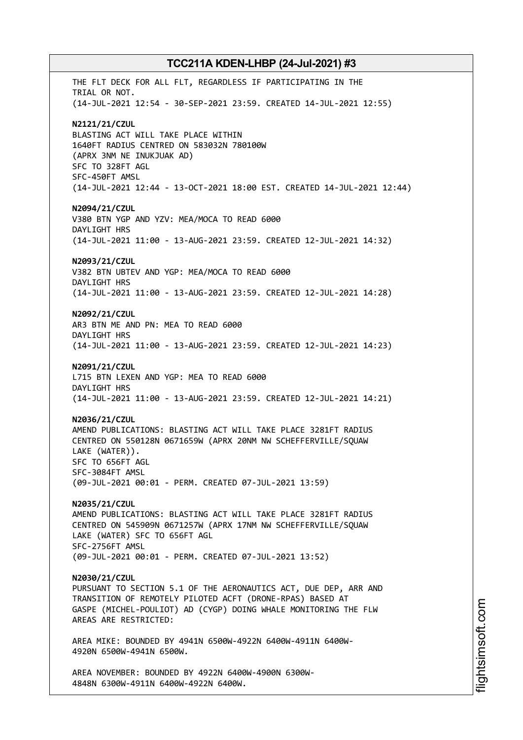THE FLT DECK FOR ALL FLT, REGARDLESS IF PARTICIPATING IN THE TRIAL OR NOT.
(14-JUL-2021 12:54 - 30-SEP-2021 23:59. CREATED 14-JUL-2021 12:55)

**N2121/21/CZUL**
BLASTING ACT WILL TAKE PLACE WITHIN
1640FT RADIUS CENTRED ON 583032N 780100W
(APRX 3NM NE INUKJUAK AD)
SFC TO 328FT AGL
SFC-450FT AMSL
(14-JUL-2021 12:44 - 13-OCT-2021 18:00 EST. CREATED 14-JUL-2021 12:44)

**N2094/21/CZUL**
V380 BTN YGP AND YZV: MEA/MOCA TO READ 6000
DAYLIGHT HRS
(14-JUL-2021 11:00 - 13-AUG-2021 23:59. CREATED 12-JUL-2021 14:32)

**N2093/21/CZUL**
V382 BTN UBTEV AND YGP: MEA/MOCA TO READ 6000
DAYLIGHT HRS
(14-JUL-2021 11:00 - 13-AUG-2021 23:59. CREATED 12-JUL-2021 14:28)

**N2092/21/CZUL**
AR3 BTN ME AND PN: MEA TO READ 6000
DAYLIGHT HRS
(14-JUL-2021 11:00 - 13-AUG-2021 23:59. CREATED 12-JUL-2021 14:23)

**N2091/21/CZUL**
L715 BTN LEXEN AND YGP: MEA TO READ 6000
DAYLIGHT HRS
(14-JUL-2021 11:00 - 13-AUG-2021 23:59. CREATED 12-JUL-2021 14:21)

**N2036/21/CZUL**
AMEND PUBLICATIONS: BLASTING ACT WILL TAKE PLACE 3281FT RADIUS CENTRED ON 550128N 0671659W (APRX 20NM NW SCHEFFERVILLE/SQUAW LAKE (WATER)).
SFC TO 656FT AGL
SFC-3084FT AMSL
(09-JUL-2021 00:01 - PERM. CREATED 07-JUL-2021 13:59)

**N2035/21/CZUL**
AMEND PUBLICATIONS: BLASTING ACT WILL TAKE PLACE 3281FT RADIUS CENTRED ON 545909N 0671257W (APRX 17NM NW SCHEFFERVILLE/SQUAW LAKE (WATER) SFC TO 656FT AGL
SFC-2756FT AMSL
(09-JUL-2021 00:01 - PERM. CREATED 07-JUL-2021 13:52)

**N2030/21/CZUL**
PURSUANT TO SECTION 5.1 OF THE AERONAUTICS ACT, DUE DEP, ARR AND TRANSITION OF REMOTELY PILOTED ACFT (DRONE-RPAS) BASED AT GASPE (MICHEL-POULIOT) AD (CYGP) DOING WHALE MONITORING THE FLW AREAS ARE RESTRICTED:

AREA MIKE: BOUNDED BY 4941N 6500W-4922N 6400W-4911N 6400W-4920N 6500W-4941N 6500W.

AREA NOVEMBER: BOUNDED BY 4922N 6400W-4900N 6300W-4848N 6300W-4911N 6400W-4922N 6400W.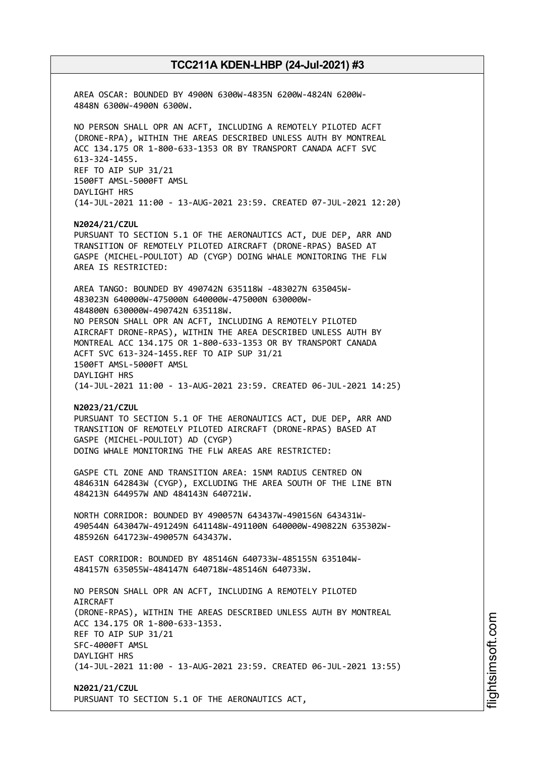AREA OSCAR: BOUNDED BY 4900N 6300W-4835N 6200W-4824N 6200W-4848N 6300W-4900N 6300W.

NO PERSON SHALL OPR AN ACFT, INCLUDING A REMOTELY PILOTED ACFT (DRONE-RPA), WITHIN THE AREAS DESCRIBED UNLESS AUTH BY MONTREAL ACC 134.175 OR 1-800-633-1353 OR BY TRANSPORT CANADA ACFT SVC 613-324-1455.
REF TO AIP SUP 31/21
1500FT AMSL-5000FT AMSL
DAYLIGHT HRS
(14-JUL-2021 11:00 - 13-AUG-2021 23:59. CREATED 07-JUL-2021 12:20)

**N2024/21/CZUL**
PURSUANT TO SECTION 5.1 OF THE AERONAUTICS ACT, DUE DEP, ARR AND TRANSITION OF REMOTELY PILOTED AIRCRAFT (DRONE-RPAS) BASED AT GASPE (MICHEL-POULIOT) AD (CYGP) DOING WHALE MONITORING THE FLW AREA IS RESTRICTED:

AREA TANGO: BOUNDED BY 490742N 635118W -483027N 635045W-483023N 640000W-475000N 640000W-475000N 630000W-484800N 630000W-490742N 635118W.
NO PERSON SHALL OPR AN ACFT, INCLUDING A REMOTELY PILOTED AIRCRAFT DRONE-RPAS), WITHIN THE AREA DESCRIBED UNLESS AUTH BY MONTREAL ACC 134.175 OR 1-800-633-1353 OR BY TRANSPORT CANADA ACFT SVC 613-324-1455.REF TO AIP SUP 31/21
1500FT AMSL-5000FT AMSL
DAYLIGHT HRS
(14-JUL-2021 11:00 - 13-AUG-2021 23:59. CREATED 06-JUL-2021 14:25)

**N2023/21/CZUL**
PURSUANT TO SECTION 5.1 OF THE AERONAUTICS ACT, DUE DEP, ARR AND TRANSITION OF REMOTELY PILOTED AIRCRAFT (DRONE-RPAS) BASED AT GASPE (MICHEL-POULIOT) AD (CYGP)
DOING WHALE MONITORING THE FLW AREAS ARE RESTRICTED:

GASPE CTL ZONE AND TRANSITION AREA: 15NM RADIUS CENTRED ON 484631N 642843W (CYGP), EXCLUDING THE AREA SOUTH OF THE LINE BTN 484213N 644957W AND 484143N 640721W.

NORTH CORRIDOR: BOUNDED BY 490057N 643437W-490156N 643431W-490544N 643047W-491249N 641148W-491100N 640000W-490822N 635302W-485926N 641723W-490057N 643437W.

EAST CORRIDOR: BOUNDED BY 485146N 640733W-485155N 635104W-484157N 635055W-484147N 640718W-485146N 640733W.

NO PERSON SHALL OPR AN ACFT, INCLUDING A REMOTELY PILOTED AIRCRAFT
(DRONE-RPAS), WITHIN THE AREAS DESCRIBED UNLESS AUTH BY MONTREAL ACC 134.175 OR 1-800-633-1353.
REF TO AIP SUP 31/21
SFC-4000FT AMSL
DAYLIGHT HRS
(14-JUL-2021 11:00 - 13-AUG-2021 23:59. CREATED 06-JUL-2021 13:55)

**N2021/21/CZUL**
PURSUANT TO SECTION 5.1 OF THE AERONAUTICS ACT,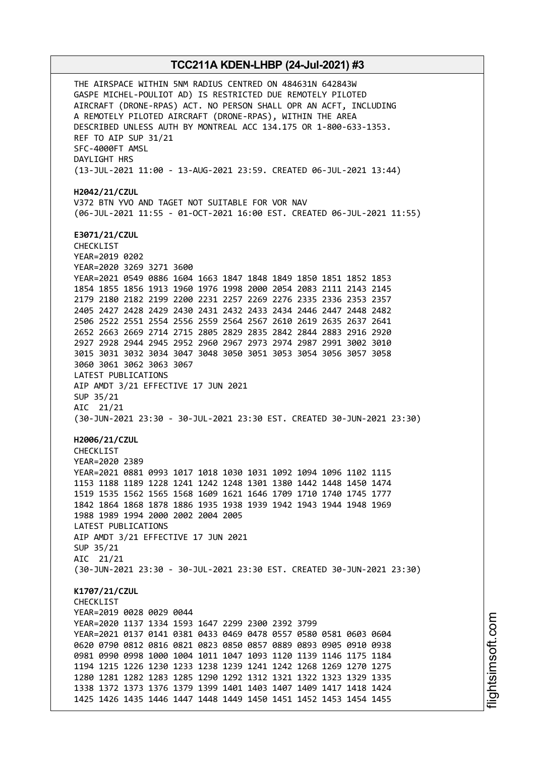THE AIRSPACE WITHIN 5NM RADIUS CENTRED ON 484631N 642843W GASPE MICHEL-POULIOT AD) IS RESTRICTED DUE REMOTELY PILOTED AIRCRAFT (DRONE-RPAS) ACT. NO PERSON SHALL OPR AN ACFT, INCLUDING A REMOTELY PILOTED AIRCRAFT (DRONE-RPAS), WITHIN THE AREA DESCRIBED UNLESS AUTH BY MONTREAL ACC 134.175 OR 1-800-633-1353. REF TO AIP SUP 31/21
SFC-4000FT AMSL
DAYLIGHT HRS
(13-JUL-2021 11:00 - 13-AUG-2021 23:59. CREATED 06-JUL-2021 13:44)

**H2042/21/CZUL**
V372 BTN YVO AND TAGET NOT SUITABLE FOR VOR NAV
(06-JUL-2021 11:55 - 01-OCT-2021 16:00 EST. CREATED 06-JUL-2021 11:55)

**E3071/21/CZUL**
CHECKLIST
YEAR=2019 0202
YEAR=2020 3269 3271 3600
YEAR=2021 0549 0886 1604 1663 1847 1848 1849 1850 1851 1852 1853 1854 1855 1856 1913 1960 1976 1998 2000 2054 2083 2111 2143 2145 2179 2180 2182 2199 2200 2231 2257 2269 2276 2335 2336 2353 2357 2405 2427 2428 2429 2430 2431 2432 2433 2434 2446 2447 2448 2482 2506 2522 2551 2554 2556 2559 2564 2567 2610 2619 2635 2637 2641 2652 2663 2669 2714 2715 2805 2829 2835 2842 2844 2883 2916 2920 2927 2928 2944 2945 2952 2960 2967 2973 2974 2987 2991 3002 3010 3015 3031 3032 3034 3047 3048 3050 3051 3053 3054 3056 3057 3058 3060 3061 3062 3063 3067
LATEST PUBLICATIONS
AIP AMDT 3/21 EFFECTIVE 17 JUN 2021
SUP 35/21
AIC 21/21
(30-JUN-2021 23:30 - 30-JUL-2021 23:30 EST. CREATED 30-JUN-2021 23:30)

**H2006/21/CZUL**
CHECKLIST
YEAR=2020 2389
YEAR=2021 0881 0993 1017 1018 1030 1031 1092 1094 1096 1102 1115 1153 1188 1189 1228 1241 1242 1248 1301 1380 1442 1448 1450 1474 1519 1535 1562 1565 1568 1609 1621 1646 1709 1710 1740 1745 1777 1842 1864 1868 1878 1886 1935 1938 1939 1942 1943 1944 1948 1969 1988 1989 1994 2000 2002 2004 2005
LATEST PUBLICATIONS
AIP AMDT 3/21 EFFECTIVE 17 JUN 2021
SUP 35/21
AIC 21/21
(30-JUN-2021 23:30 - 30-JUL-2021 23:30 EST. CREATED 30-JUN-2021 23:30)

**K1707/21/CZUL**
CHECKLIST
YEAR=2019 0028 0029 0044
YEAR=2020 1137 1334 1593 1647 2299 2300 2392 3799
YEAR=2021 0137 0141 0381 0433 0469 0478 0557 0580 0581 0603 0604 0620 0790 0812 0816 0821 0823 0850 0857 0889 0893 0905 0910 0938 0981 0990 0998 1000 1004 1011 1047 1093 1120 1139 1146 1175 1184 1194 1215 1226 1230 1233 1238 1239 1241 1242 1268 1269 1270 1275 1280 1281 1282 1283 1285 1290 1292 1312 1321 1322 1323 1329 1335 1338 1372 1373 1376 1379 1399 1401 1403 1407 1409 1417 1418 1424 1425 1426 1435 1446 1447 1448 1449 1450 1451 1452 1453 1454 1455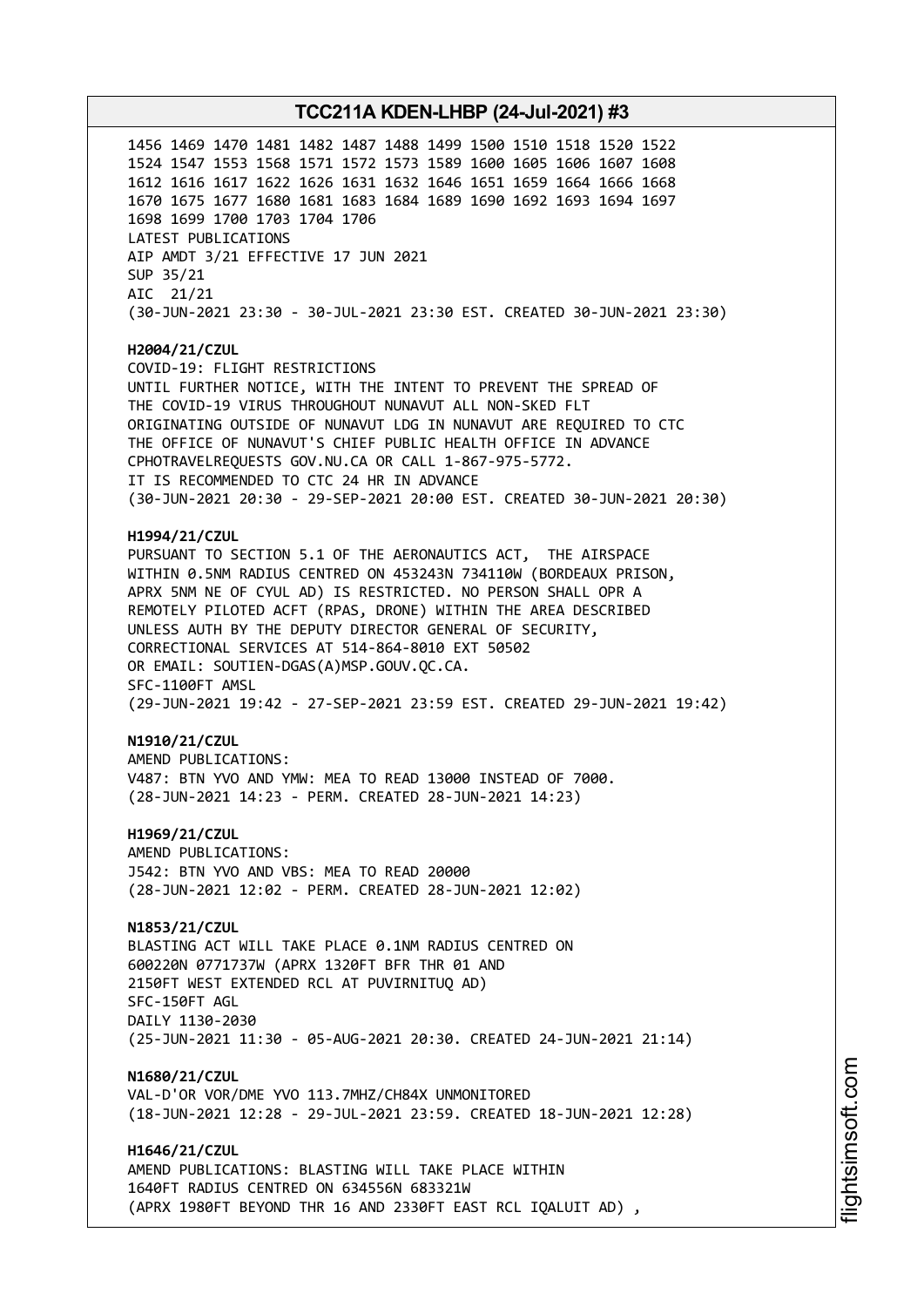1456 1469 1470 1481 1482 1487 1488 1499 1500 1510 1518 1520 1522
1524 1547 1553 1568 1571 1572 1573 1589 1600 1605 1606 1607 1608
1612 1616 1617 1622 1626 1631 1632 1646 1651 1659 1664 1666 1668
1670 1675 1677 1680 1681 1683 1684 1689 1690 1692 1693 1694 1697
1698 1699 1700 1703 1704 1706
LATEST PUBLICATIONS
AIP AMDT 3/21 EFFECTIVE 17 JUN 2021
SUP 35/21
AIC 21/21
(30-JUN-2021 23:30 - 30-JUL-2021 23:30 EST. CREATED 30-JUN-2021 23:30)

**H2004/21/CZUL**
COVID-19: FLIGHT RESTRICTIONS
UNTIL FURTHER NOTICE, WITH THE INTENT TO PREVENT THE SPREAD OF
THE COVID-19 VIRUS THROUGHOUT NUNAVUT ALL NON-SKED FLT
ORIGINATING OUTSIDE OF NUNAVUT LDG IN NUNAVUT ARE REQUIRED TO CTC
THE OFFICE OF NUNAVUT'S CHIEF PUBLIC HEALTH OFFICE IN ADVANCE
CPHOTRAVELREQUESTS GOV.NU.CA OR CALL 1-867-975-5772.
IT IS RECOMMENDED TO CTC 24 HR IN ADVANCE
(30-JUN-2021 20:30 - 29-SEP-2021 20:00 EST. CREATED 30-JUN-2021 20:30)

**H1994/21/CZUL**
PURSUANT TO SECTION 5.1 OF THE AERONAUTICS ACT, THE AIRSPACE
WITHIN 0.5NM RADIUS CENTRED ON 453243N 734110W (BORDEAUX PRISON,
APRX 5NM NE OF CYUL AD) IS RESTRICTED. NO PERSON SHALL OPR A
REMOTELY PILOTED ACFT (RPAS, DRONE) WITHIN THE AREA DESCRIBED
UNLESS AUTH BY THE DEPUTY DIRECTOR GENERAL OF SECURITY,
CORRECTIONAL SERVICES AT 514-864-8010 EXT 50502
OR EMAIL: SOUTIEN-DGAS(A)MSP.GOUV.QC.CA.
SFC-1100FT AMSL
(29-JUN-2021 19:42 - 27-SEP-2021 23:59 EST. CREATED 29-JUN-2021 19:42)

**N1910/21/CZUL**
AMEND PUBLICATIONS:
V487: BTN YVO AND YMW: MEA TO READ 13000 INSTEAD OF 7000.
(28-JUN-2021 14:23 - PERM. CREATED 28-JUN-2021 14:23)

**H1969/21/CZUL**
AMEND PUBLICATIONS:
J542: BTN YVO AND VBS: MEA TO READ 20000
(28-JUN-2021 12:02 - PERM. CREATED 28-JUN-2021 12:02)

**N1853/21/CZUL**
BLASTING ACT WILL TAKE PLACE 0.1NM RADIUS CENTRED ON
600220N 0771737W (APRX 1320FT BFR THR 01 AND
2150FT WEST EXTENDED RCL AT PUVIRNITUQ AD)
SFC-150FT AGL
DAILY 1130-2030
(25-JUN-2021 11:30 - 05-AUG-2021 20:30. CREATED 24-JUN-2021 21:14)

**N1680/21/CZUL**
VAL-D'OR VOR/DME YVO 113.7MHZ/CH84X UNMONITORED
(18-JUN-2021 12:28 - 29-JUL-2021 23:59. CREATED 18-JUN-2021 12:28)

**H1646/21/CZUL**
AMEND PUBLICATIONS: BLASTING WILL TAKE PLACE WITHIN
1640FT RADIUS CENTRED ON 634556N 683321W
(APRX 1980FT BEYOND THR 16 AND 2330FT EAST RCL IQALUIT AD) ,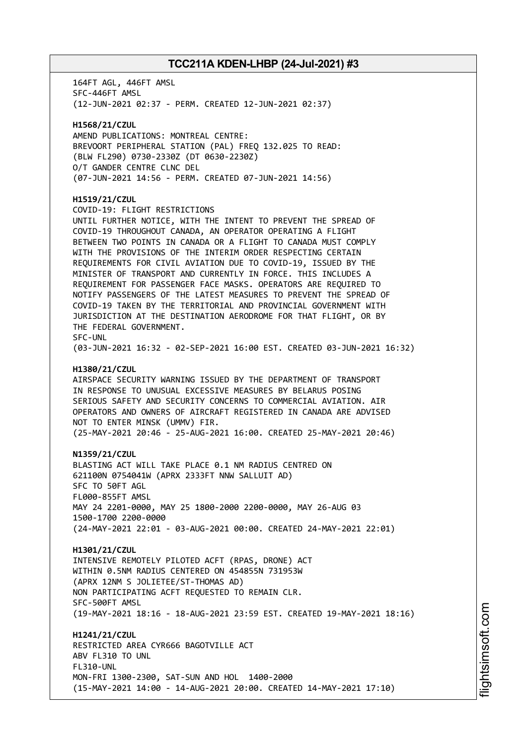164FT AGL, 446FT AMSL
SFC-446FT AMSL
(12-JUN-2021 02:37 - PERM. CREATED 12-JUN-2021 02:37)

**H1568/21/CZUL**
AMEND PUBLICATIONS: MONTREAL CENTRE:
BREVOORT PERIPHERAL STATION (PAL) FREQ 132.025 TO READ:
(BLW FL290) 0730-2330Z (DT 0630-2230Z)
O/T GANDER CENTRE CLNC DEL
(07-JUN-2021 14:56 - PERM. CREATED 07-JUN-2021 14:56)

**H1519/21/CZUL**
COVID-19: FLIGHT RESTRICTIONS
UNTIL FURTHER NOTICE, WITH THE INTENT TO PREVENT THE SPREAD OF COVID-19 THROUGHOUT CANADA, AN OPERATOR OPERATING A FLIGHT BETWEEN TWO POINTS IN CANADA OR A FLIGHT TO CANADA MUST COMPLY WITH THE PROVISIONS OF THE INTERIM ORDER RESPECTING CERTAIN REQUIREMENTS FOR CIVIL AVIATION DUE TO COVID-19, ISSUED BY THE MINISTER OF TRANSPORT AND CURRENTLY IN FORCE. THIS INCLUDES A REQUIREMENT FOR PASSENGER FACE MASKS. OPERATORS ARE REQUIRED TO NOTIFY PASSENGERS OF THE LATEST MEASURES TO PREVENT THE SPREAD OF COVID-19 TAKEN BY THE TERRITORIAL AND PROVINCIAL GOVERNMENT WITH JURISDICTION AT THE DESTINATION AERODROME FOR THAT FLIGHT, OR BY THE FEDERAL GOVERNMENT.
SFC-UNL
(03-JUN-2021 16:32 - 02-SEP-2021 16:00 EST. CREATED 03-JUN-2021 16:32)

**H1380/21/CZUL**
AIRSPACE SECURITY WARNING ISSUED BY THE DEPARTMENT OF TRANSPORT IN RESPONSE TO UNUSUAL EXCESSIVE MEASURES BY BELARUS POSING SERIOUS SAFETY AND SECURITY CONCERNS TO COMMERCIAL AVIATION. AIR OPERATORS AND OWNERS OF AIRCRAFT REGISTERED IN CANADA ARE ADVISED NOT TO ENTER MINSK (UMMV) FIR.
(25-MAY-2021 20:46 - 25-AUG-2021 16:00. CREATED 25-MAY-2021 20:46)

**N1359/21/CZUL**
BLASTING ACT WILL TAKE PLACE 0.1 NM RADIUS CENTRED ON 621100N 0754041W (APRX 2333FT NNW SALLUIT AD)
SFC TO 50FT AGL
FL000-855FT AMSL
MAY 24 2201-0000, MAY 25 1800-2000 2200-0000, MAY 26-AUG 03 1500-1700 2200-0000
(24-MAY-2021 22:01 - 03-AUG-2021 00:00. CREATED 24-MAY-2021 22:01)

**H1301/21/CZUL**
INTENSIVE REMOTELY PILOTED ACFT (RPAS, DRONE) ACT
WITHIN 0.5NM RADIUS CENTERED ON 454855N 731953W
(APRX 12NM S JOLIETEE/ST-THOMAS AD)
NON PARTICIPATING ACFT REQUESTED TO REMAIN CLR.
SFC-500FT AMSL
(19-MAY-2021 18:16 - 18-AUG-2021 23:59 EST. CREATED 19-MAY-2021 18:16)

**H1241/21/CZUL**
RESTRICTED AREA CYR666 BAGOTVILLE ACT
ABV FL310 TO UNL
FL310-UNL
MON-FRI 1300-2300, SAT-SUN AND HOL 1400-2000
(15-MAY-2021 14:00 - 14-AUG-2021 20:00. CREATED 14-MAY-2021 17:10)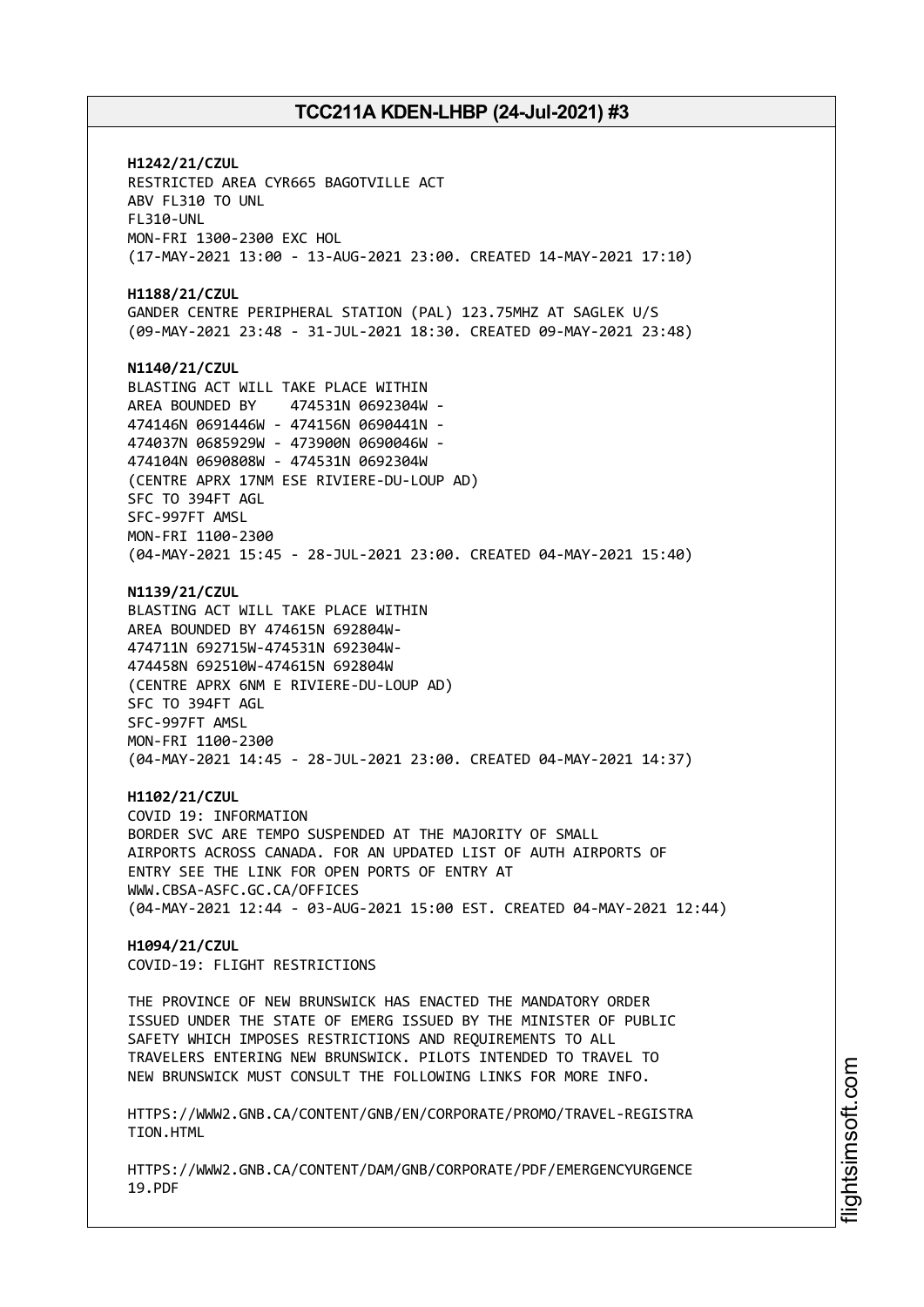**H1242/21/CZUL**
RESTRICTED AREA CYR665 BAGOTVILLE ACT
ABV FL310 TO UNL
FL310-UNL
MON-FRI 1300-2300 EXC HOL
(17-MAY-2021 13:00 - 13-AUG-2021 23:00. CREATED 14-MAY-2021 17:10)

**H1188/21/CZUL**
GANDER CENTRE PERIPHERAL STATION (PAL) 123.75MHZ AT SAGLEK U/S
(09-MAY-2021 23:48 - 31-JUL-2021 18:30. CREATED 09-MAY-2021 23:48)

**N1140/21/CZUL**
BLASTING ACT WILL TAKE PLACE WITHIN
AREA BOUNDED BY 474531N 0692304W -
474146N 0691446W - 474156N 0690441N -
474037N 0685929W - 473900N 0690046W -
474104N 0690808W - 474531N 0692304W
(CENTRE APRX 17NM ESE RIVIERE-DU-LOUP AD)
SFC TO 394FT AGL
SFC-997FT AMSL
MON-FRI 1100-2300
(04-MAY-2021 15:45 - 28-JUL-2021 23:00. CREATED 04-MAY-2021 15:40)

**N1139/21/CZUL**
BLASTING ACT WILL TAKE PLACE WITHIN
AREA BOUNDED BY 474615N 692804W-
474711N 692715W-474531N 692304W-
474458N 692510W-474615N 692804W
(CENTRE APRX 6NM E RIVIERE-DU-LOUP AD)
SFC TO 394FT AGL
SFC-997FT AMSL
MON-FRI 1100-2300
(04-MAY-2021 14:45 - 28-JUL-2021 23:00. CREATED 04-MAY-2021 14:37)

**H1102/21/CZUL**
COVID 19: INFORMATION
BORDER SVC ARE TEMPO SUSPENDED AT THE MAJORITY OF SMALL
AIRPORTS ACROSS CANADA. FOR AN UPDATED LIST OF AUTH AIRPORTS OF
ENTRY SEE THE LINK FOR OPEN PORTS OF ENTRY AT
WWW.CBSA-ASFC.GC.CA/OFFICES
(04-MAY-2021 12:44 - 03-AUG-2021 15:00 EST. CREATED 04-MAY-2021 12:44)

**H1094/21/CZUL**
COVID-19: FLIGHT RESTRICTIONS

THE PROVINCE OF NEW BRUNSWICK HAS ENACTED THE MANDATORY ORDER
ISSUED UNDER THE STATE OF EMERG ISSUED BY THE MINISTER OF PUBLIC
SAFETY WHICH IMPOSES RESTRICTIONS AND REQUIREMENTS TO ALL
TRAVELERS ENTERING NEW BRUNSWICK. PILOTS INTENDED TO TRAVEL TO
NEW BRUNSWICK MUST CONSULT THE FOLLOWING LINKS FOR MORE INFO.

HTTPS://WWW2.GNB.CA/CONTENT/GNB/EN/CORPORATE/PROMO/TRAVEL-REGISTRA
TION.HTML

HTTPS://WWW2.GNB.CA/CONTENT/DAM/GNB/CORPORATE/PDF/EMERGENCYURGENCE
19.PDF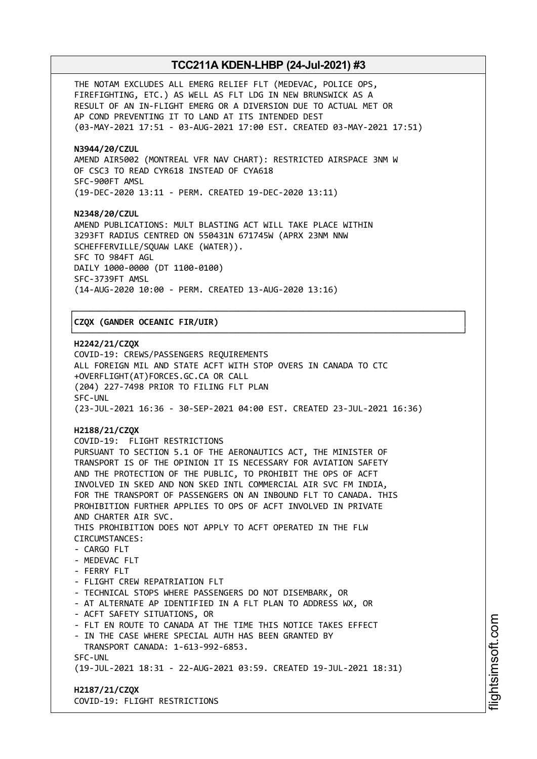THE NOTAM EXCLUDES ALL EMERG RELIEF FLT (MEDEVAC, POLICE OPS, FIREFIGHTING, ETC.) AS WELL AS FLT LDG IN NEW BRUNSWICK AS A RESULT OF AN IN-FLIGHT EMERG OR A DIVERSION DUE TO ACTUAL MET OR AP COND PREVENTING IT TO LAND AT ITS INTENDED DEST
(03-MAY-2021 17:51 - 03-AUG-2021 17:00 EST. CREATED 03-MAY-2021 17:51)

**N3944/20/CZUL**
AMEND AIR5002 (MONTREAL VFR NAV CHART): RESTRICTED AIRSPACE 3NM W OF CSC3 TO READ CYR618 INSTEAD OF CYA618
SFC-900FT AMSL
(19-DEC-2020 13:11 - PERM. CREATED 19-DEC-2020 13:11)

**N2348/20/CZUL**
AMEND PUBLICATIONS: MULT BLASTING ACT WILL TAKE PLACE WITHIN 3293FT RADIUS CENTRED ON 550431N 671745W (APRX 23NM NNW SCHEFFERVILLE/SQUAW LAKE (WATER)).
SFC TO 984FT AGL
DAILY 1000-0000 (DT 1100-0100)
SFC-3739FT AMSL
(14-AUG-2020 10:00 - PERM. CREATED 13-AUG-2020 13:16)

## CZQX (GANDER OCEANIC FIR/UIR)

**H2242/21/CZQX**
COVID-19: CREWS/PASSENGERS REQUIREMENTS
ALL FOREIGN MIL AND STATE ACFT WITH STOP OVERS IN CANADA TO CTC +OVERFLIGHT(AT)FORCES.GC.CA OR CALL
(204) 227-7498 PRIOR TO FILING FLT PLAN
SFC-UNL
(23-JUL-2021 16:36 - 30-SEP-2021 04:00 EST. CREATED 23-JUL-2021 16:36)

**H2188/21/CZQX**
COVID-19: FLIGHT RESTRICTIONS
PURSUANT TO SECTION 5.1 OF THE AERONAUTICS ACT, THE MINISTER OF TRANSPORT IS OF THE OPINION IT IS NECESSARY FOR AVIATION SAFETY AND THE PROTECTION OF THE PUBLIC, TO PROHIBIT THE OPS OF ACFT INVOLVED IN SKED AND NON SKED INTL COMMERCIAL AIR SVC FM INDIA, FOR THE TRANSPORT OF PASSENGERS ON AN INBOUND FLT TO CANADA. THIS PROHIBITION FURTHER APPLIES TO OPS OF ACFT INVOLVED IN PRIVATE AND CHARTER AIR SVC.
THIS PROHIBITION DOES NOT APPLY TO ACFT OPERATED IN THE FLW CIRCUMSTANCES:
- CARGO FLT
- MEDEVAC FLT
- FERRY FLT
- FLIGHT CREW REPATRIATION FLT
- TECHNICAL STOPS WHERE PASSENGERS DO NOT DISEMBARK, OR
- AT ALTERNATE AP IDENTIFIED IN A FLT PLAN TO ADDRESS WX, OR
- ACFT SAFETY SITUATIONS, OR
- FLT EN ROUTE TO CANADA AT THE TIME THIS NOTICE TAKES EFFECT
- IN THE CASE WHERE SPECIAL AUTH HAS BEEN GRANTED BY TRANSPORT CANADA: 1-613-992-6853.

SFC-UNL
(19-JUL-2021 18:31 - 22-AUG-2021 03:59. CREATED 19-JUL-2021 18:31)

**H2187/21/CZQX**
COVID-19: FLIGHT RESTRICTIONS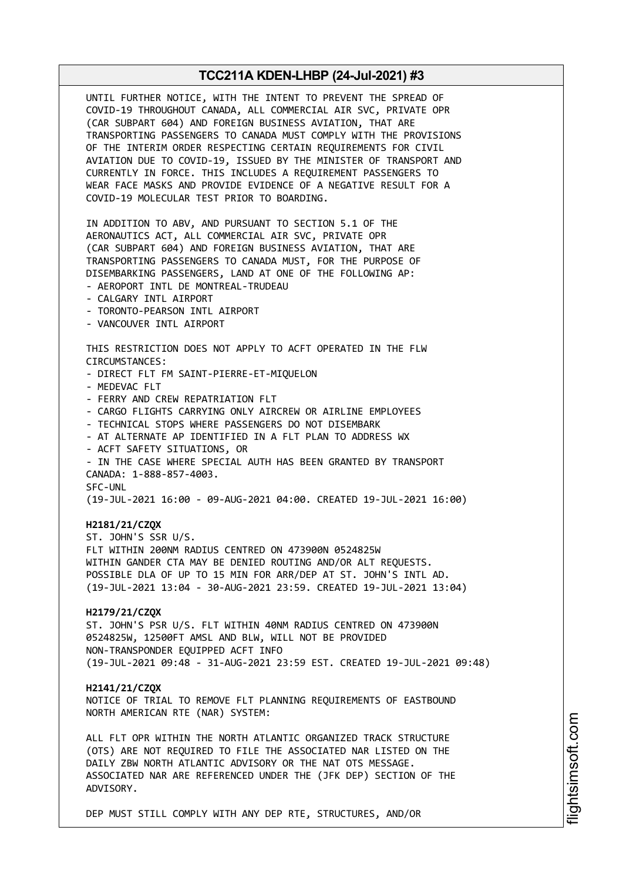UNTIL FURTHER NOTICE, WITH THE INTENT TO PREVENT THE SPREAD OF COVID-19 THROUGHOUT CANADA, ALL COMMERCIAL AIR SVC, PRIVATE OPR (CAR SUBPART 604) AND FOREIGN BUSINESS AVIATION, THAT ARE TRANSPORTING PASSENGERS TO CANADA MUST COMPLY WITH THE PROVISIONS OF THE INTERIM ORDER RESPECTING CERTAIN REQUIREMENTS FOR CIVIL AVIATION DUE TO COVID-19, ISSUED BY THE MINISTER OF TRANSPORT AND CURRENTLY IN FORCE. THIS INCLUDES A REQUIREMENT PASSENGERS TO WEAR FACE MASKS AND PROVIDE EVIDENCE OF A NEGATIVE RESULT FOR A COVID-19 MOLECULAR TEST PRIOR TO BOARDING.

IN ADDITION TO ABV, AND PURSUANT TO SECTION 5.1 OF THE AERONAUTICS ACT, ALL COMMERCIAL AIR SVC, PRIVATE OPR (CAR SUBPART 604) AND FOREIGN BUSINESS AVIATION, THAT ARE TRANSPORTING PASSENGERS TO CANADA MUST, FOR THE PURPOSE OF DISEMBARKING PASSENGERS, LAND AT ONE OF THE FOLLOWING AP:

- AEROPORT INTL DE MONTREAL-TRUDEAU
- CALGARY INTL AIRPORT
- TORONTO-PEARSON INTL AIRPORT
- VANCOUVER INTL AIRPORT

THIS RESTRICTION DOES NOT APPLY TO ACFT OPERATED IN THE FLW CIRCUMSTANCES:

- DIRECT FLT FM SAINT-PIERRE-ET-MIQUELON
- MEDEVAC FLT
- FERRY AND CREW REPATRIATION FLT
- CARGO FLIGHTS CARRYING ONLY AIRCREW OR AIRLINE EMPLOYEES
- TECHNICAL STOPS WHERE PASSENGERS DO NOT DISEMBARK
- AT ALTERNATE AP IDENTIFIED IN A FLT PLAN TO ADDRESS WX
- ACFT SAFETY SITUATIONS, OR
- IN THE CASE WHERE SPECIAL AUTH HAS BEEN GRANTED BY TRANSPORT CANADA: 1-888-857-4003.

SFC-UNL
(19-JUL-2021 16:00 - 09-AUG-2021 04:00. CREATED 19-JUL-2021 16:00)

**H2181/21/CZQX**
ST. JOHN'S SSR U/S.
FLT WITHIN 200NM RADIUS CENTRED ON 473900N 0524825W
WITHIN GANDER CTA MAY BE DENIED ROUTING AND/OR ALT REQUESTS.
POSSIBLE DLA OF UP TO 15 MIN FOR ARR/DEP AT ST. JOHN'S INTL AD.
(19-JUL-2021 13:04 - 30-AUG-2021 23:59. CREATED 19-JUL-2021 13:04)

**H2179/21/CZQX**
ST. JOHN'S PSR U/S. FLT WITHIN 40NM RADIUS CENTRED ON 473900N 0524825W, 12500FT AMSL AND BLW, WILL NOT BE PROVIDED NON-TRANSPONDER EQUIPPED ACFT INFO
(19-JUL-2021 09:48 - 31-AUG-2021 23:59 EST. CREATED 19-JUL-2021 09:48)

**H2141/21/CZQX**
NOTICE OF TRIAL TO REMOVE FLT PLANNING REQUIREMENTS OF EASTBOUND NORTH AMERICAN RTE (NAR) SYSTEM:

ALL FLT OPR WITHIN THE NORTH ATLANTIC ORGANIZED TRACK STRUCTURE (OTS) ARE NOT REQUIRED TO FILE THE ASSOCIATED NAR LISTED ON THE DAILY ZBW NORTH ATLANTIC ADVISORY OR THE NAT OTS MESSAGE. ASSOCIATED NAR ARE REFERENCED UNDER THE (JFK DEP) SECTION OF THE ADVISORY.

DEP MUST STILL COMPLY WITH ANY DEP RTE, STRUCTURES, AND/OR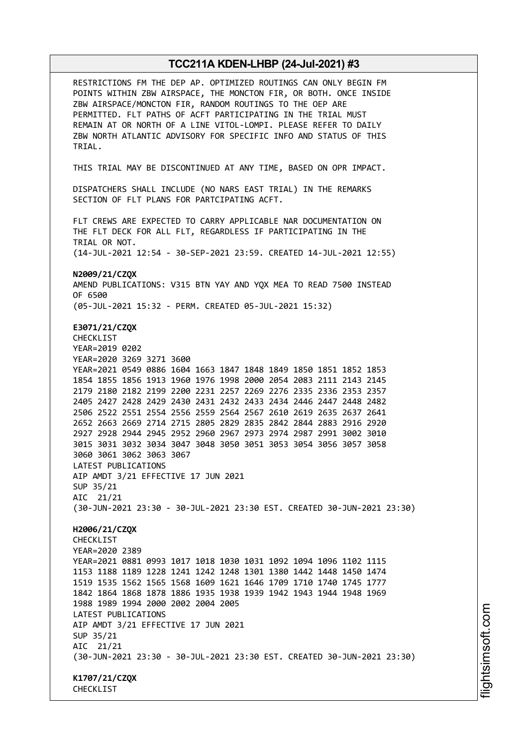RESTRICTIONS FM THE DEP AP. OPTIMIZED ROUTINGS CAN ONLY BEGIN FM POINTS WITHIN ZBW AIRSPACE, THE MONCTON FIR, OR BOTH. ONCE INSIDE ZBW AIRSPACE/MONCTON FIR, RANDOM ROUTINGS TO THE OEP ARE PERMITTED. FLT PATHS OF ACFT PARTICIPATING IN THE TRIAL MUST REMAIN AT OR NORTH OF A LINE VITOL-LOMPI. PLEASE REFER TO DAILY ZBW NORTH ATLANTIC ADVISORY FOR SPECIFIC INFO AND STATUS OF THIS TRIAL.

THIS TRIAL MAY BE DISCONTINUED AT ANY TIME, BASED ON OPR IMPACT.

DISPATCHERS SHALL INCLUDE (NO NARS EAST TRIAL) IN THE REMARKS SECTION OF FLT PLANS FOR PARTCIPATING ACFT.

FLT CREWS ARE EXPECTED TO CARRY APPLICABLE NAR DOCUMENTATION ON THE FLT DECK FOR ALL FLT, REGARDLESS IF PARTICIPATING IN THE TRIAL OR NOT.
(14-JUL-2021 12:54 - 30-SEP-2021 23:59. CREATED 14-JUL-2021 12:55)

**N2009/21/CZQX**
AMEND PUBLICATIONS: V315 BTN YAY AND YQX MEA TO READ 7500 INSTEAD OF 6500
(05-JUL-2021 15:32 - PERM. CREATED 05-JUL-2021 15:32)

**E3071/21/CZQX**
CHECKLIST
YEAR=2019 0202
YEAR=2020 3269 3271 3600
YEAR=2021 0549 0886 1604 1663 1847 1848 1849 1850 1851 1852 1853 1854 1855 1856 1913 1960 1976 1998 2000 2054 2083 2111 2143 2145 2179 2180 2182 2199 2200 2231 2257 2269 2276 2335 2336 2353 2357 2405 2427 2428 2429 2430 2431 2432 2433 2434 2446 2447 2448 2482 2506 2522 2551 2554 2556 2559 2564 2567 2610 2619 2635 2637 2641 2652 2663 2669 2714 2715 2805 2829 2835 2842 2844 2883 2916 2920 2927 2928 2944 2945 2952 2960 2967 2973 2974 2987 2991 3002 3010 3015 3031 3032 3034 3047 3048 3050 3051 3053 3054 3056 3057 3058 3060 3061 3062 3063 3067
LATEST PUBLICATIONS
AIP AMDT 3/21 EFFECTIVE 17 JUN 2021
SUP 35/21
AIC 21/21
(30-JUN-2021 23:30 - 30-JUL-2021 23:30 EST. CREATED 30-JUN-2021 23:30)

**H2006/21/CZQX**
CHECKLIST
YEAR=2020 2389
YEAR=2021 0881 0993 1017 1018 1030 1031 1092 1094 1096 1102 1115 1153 1188 1189 1228 1241 1242 1248 1301 1380 1442 1448 1450 1474 1519 1535 1562 1565 1568 1609 1621 1646 1709 1710 1740 1745 1777 1842 1864 1868 1878 1886 1935 1938 1939 1942 1943 1944 1948 1969 1988 1989 1994 2000 2002 2004 2005
LATEST PUBLICATIONS
AIP AMDT 3/21 EFFECTIVE 17 JUN 2021
SUP 35/21
AIC 21/21
(30-JUN-2021 23:30 - 30-JUL-2021 23:30 EST. CREATED 30-JUN-2021 23:30)

**K1707/21/CZQX**
CHECKLIST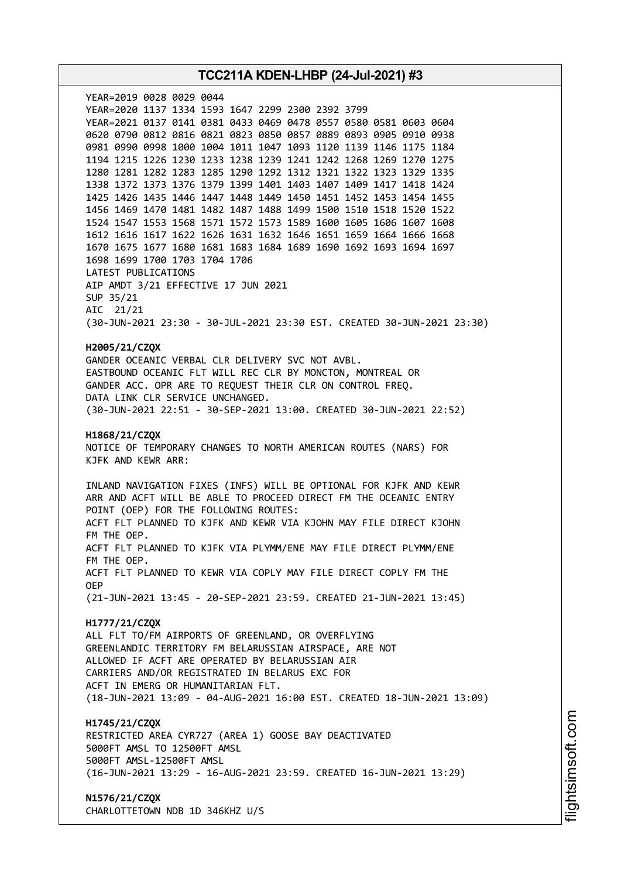YEAR=2019 0028 0029 0044
YEAR=2020 1137 1334 1593 1647 2299 2300 2392 3799
YEAR=2021 0137 0141 0381 0433 0469 0478 0557 0580 0581 0603 0604
0620 0790 0812 0816 0821 0823 0850 0857 0889 0893 0905 0910 0938
0981 0990 0998 1000 1004 1011 1047 1093 1120 1139 1146 1175 1184
1194 1215 1226 1230 1233 1238 1239 1241 1242 1268 1269 1270 1275
1280 1281 1282 1283 1285 1290 1292 1312 1321 1322 1323 1329 1335
1338 1372 1373 1376 1379 1399 1401 1403 1407 1409 1417 1418 1424
1425 1426 1435 1446 1447 1448 1449 1450 1451 1452 1453 1454 1455
1456 1469 1470 1481 1482 1487 1488 1499 1500 1510 1518 1520 1522
1524 1547 1553 1568 1571 1572 1573 1589 1600 1605 1606 1607 1608
1612 1616 1617 1622 1626 1631 1632 1646 1651 1659 1664 1666 1668
1670 1675 1677 1680 1681 1683 1684 1689 1690 1692 1693 1694 1697
1698 1699 1700 1703 1704 1706
LATEST PUBLICATIONS
AIP AMDT 3/21 EFFECTIVE 17 JUN 2021
SUP 35/21
AIC 21/21
(30-JUN-2021 23:30 - 30-JUL-2021 23:30 EST. CREATED 30-JUN-2021 23:30)

**H2005/21/CZQX**
GANDER OCEANIC VERBAL CLR DELIVERY SVC NOT AVBL.
EASTBOUND OCEANIC FLT WILL REC CLR BY MONCTON, MONTREAL OR
GANDER ACC. OPR ARE TO REQUEST THEIR CLR ON CONTROL FREQ.
DATA LINK CLR SERVICE UNCHANGED.
(30-JUN-2021 22:51 - 30-SEP-2021 13:00. CREATED 30-JUN-2021 22:52)

**H1868/21/CZQX**
NOTICE OF TEMPORARY CHANGES TO NORTH AMERICAN ROUTES (NARS) FOR
KJFK AND KEWR ARR:

INLAND NAVIGATION FIXES (INFS) WILL BE OPTIONAL FOR KJFK AND KEWR
ARR AND ACFT WILL BE ABLE TO PROCEED DIRECT FM THE OCEANIC ENTRY
POINT (OEP) FOR THE FOLLOWING ROUTES:
ACFT FLT PLANNED TO KJFK AND KEWR VIA KJOHN MAY FILE DIRECT KJOHN
FM THE OEP.
ACFT FLT PLANNED TO KJFK VIA PLYMM/ENE MAY FILE DIRECT PLYMM/ENE
FM THE OEP.
ACFT FLT PLANNED TO KEWR VIA COPLY MAY FILE DIRECT COPLY FM THE
OEP
(21-JUN-2021 13:45 - 20-SEP-2021 23:59. CREATED 21-JUN-2021 13:45)

**H1777/21/CZQX**
ALL FLT TO/FM AIRPORTS OF GREENLAND, OR OVERFLYING
GREENLANDIC TERRITORY FM BELARUSSIAN AIRSPACE, ARE NOT
ALLOWED IF ACFT ARE OPERATED BY BELARUSSIAN AIR
CARRIERS AND/OR REGISTRATED IN BELARUS EXC FOR
ACFT IN EMERG OR HUMANITARIAN FLT.
(18-JUN-2021 13:09 - 04-AUG-2021 16:00 EST. CREATED 18-JUN-2021 13:09)

**H1745/21/CZQX**
RESTRICTED AREA CYR727 (AREA 1) GOOSE BAY DEACTIVATED
5000FT AMSL TO 12500FT AMSL
5000FT AMSL-12500FT AMSL
(16-JUN-2021 13:29 - 16-AUG-2021 23:59. CREATED 16-JUN-2021 13:29)

**N1576/21/CZQX**
CHARLOTTETOWN NDB 1D 346KHZ U/S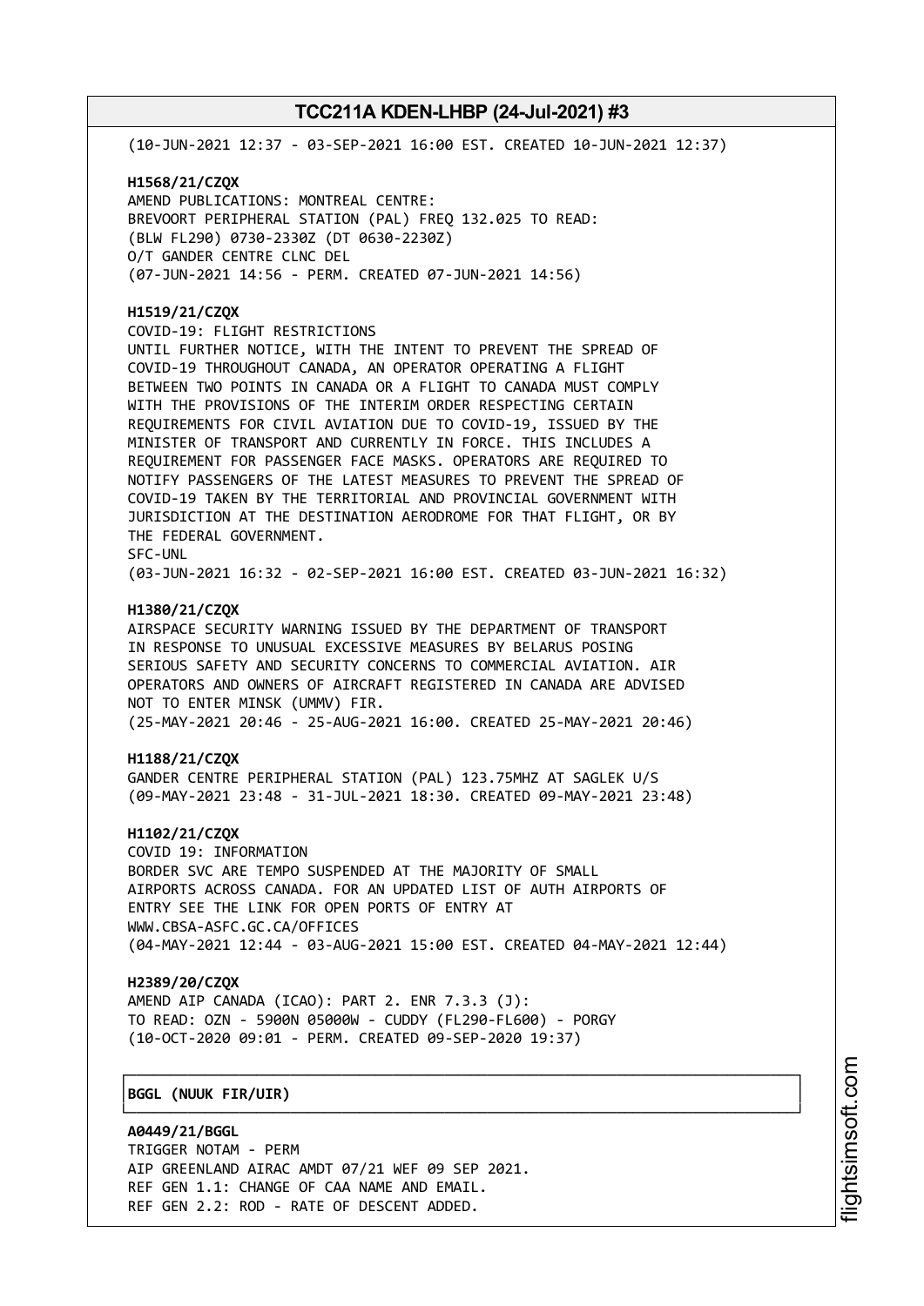(10-JUN-2021 12:37 - 03-SEP-2021 16:00 EST. CREATED 10-JUN-2021 12:37)

**H1568/21/CZQX**
AMEND PUBLICATIONS: MONTREAL CENTRE:
BREVOORT PERIPHERAL STATION (PAL) FREQ 132.025 TO READ:
(BLW FL290) 0730-2330Z (DT 0630-2230Z)
O/T GANDER CENTRE CLNC DEL
(07-JUN-2021 14:56 - PERM. CREATED 07-JUN-2021 14:56)

**H1519/21/CZQX**
COVID-19: FLIGHT RESTRICTIONS
UNTIL FURTHER NOTICE, WITH THE INTENT TO PREVENT THE SPREAD OF COVID-19 THROUGHOUT CANADA, AN OPERATOR OPERATING A FLIGHT BETWEEN TWO POINTS IN CANADA OR A FLIGHT TO CANADA MUST COMPLY WITH THE PROVISIONS OF THE INTERIM ORDER RESPECTING CERTAIN REQUIREMENTS FOR CIVIL AVIATION DUE TO COVID-19, ISSUED BY THE MINISTER OF TRANSPORT AND CURRENTLY IN FORCE. THIS INCLUDES A REQUIREMENT FOR PASSENGER FACE MASKS. OPERATORS ARE REQUIRED TO NOTIFY PASSENGERS OF THE LATEST MEASURES TO PREVENT THE SPREAD OF COVID-19 TAKEN BY THE TERRITORIAL AND PROVINCIAL GOVERNMENT WITH JURISDICTION AT THE DESTINATION AERODROME FOR THAT FLIGHT, OR BY THE FEDERAL GOVERNMENT.
SFC-UNL
(03-JUN-2021 16:32 - 02-SEP-2021 16:00 EST. CREATED 03-JUN-2021 16:32)

**H1380/21/CZQX**
AIRSPACE SECURITY WARNING ISSUED BY THE DEPARTMENT OF TRANSPORT IN RESPONSE TO UNUSUAL EXCESSIVE MEASURES BY BELARUS POSING SERIOUS SAFETY AND SECURITY CONCERNS TO COMMERCIAL AVIATION. AIR OPERATORS AND OWNERS OF AIRCRAFT REGISTERED IN CANADA ARE ADVISED NOT TO ENTER MINSK (UMMV) FIR.
(25-MAY-2021 20:46 - 25-AUG-2021 16:00. CREATED 25-MAY-2021 20:46)

**H1188/21/CZQX**
GANDER CENTRE PERIPHERAL STATION (PAL) 123.75MHZ AT SAGLEK U/S
(09-MAY-2021 23:48 - 31-JUL-2021 18:30. CREATED 09-MAY-2021 23:48)

**H1102/21/CZQX**
COVID 19: INFORMATION
BORDER SVC ARE TEMPO SUSPENDED AT THE MAJORITY OF SMALL AIRPORTS ACROSS CANADA. FOR AN UPDATED LIST OF AUTH AIRPORTS OF ENTRY SEE THE LINK FOR OPEN PORTS OF ENTRY AT WWW.CBSA-ASFC.GC.CA/OFFICES
(04-MAY-2021 12:44 - 03-AUG-2021 15:00 EST. CREATED 04-MAY-2021 12:44)

**H2389/20/CZQX**
AMEND AIP CANADA (ICAO): PART 2. ENR 7.3.3 (J):
TO READ: OZN - 5900N 05000W - CUDDY (FL290-FL600) - PORGY
(10-OCT-2020 09:01 - PERM. CREATED 09-SEP-2020 19:37)

**BGGL (NUUK FIR/UIR)**

**A0449/21/BGGL**
TRIGGER NOTAM - PERM
AIP GREENLAND AIRAC AMDT 07/21 WEF 09 SEP 2021.
REF GEN 1.1: CHANGE OF CAA NAME AND EMAIL.
REF GEN 2.2: ROD - RATE OF DESCENT ADDED.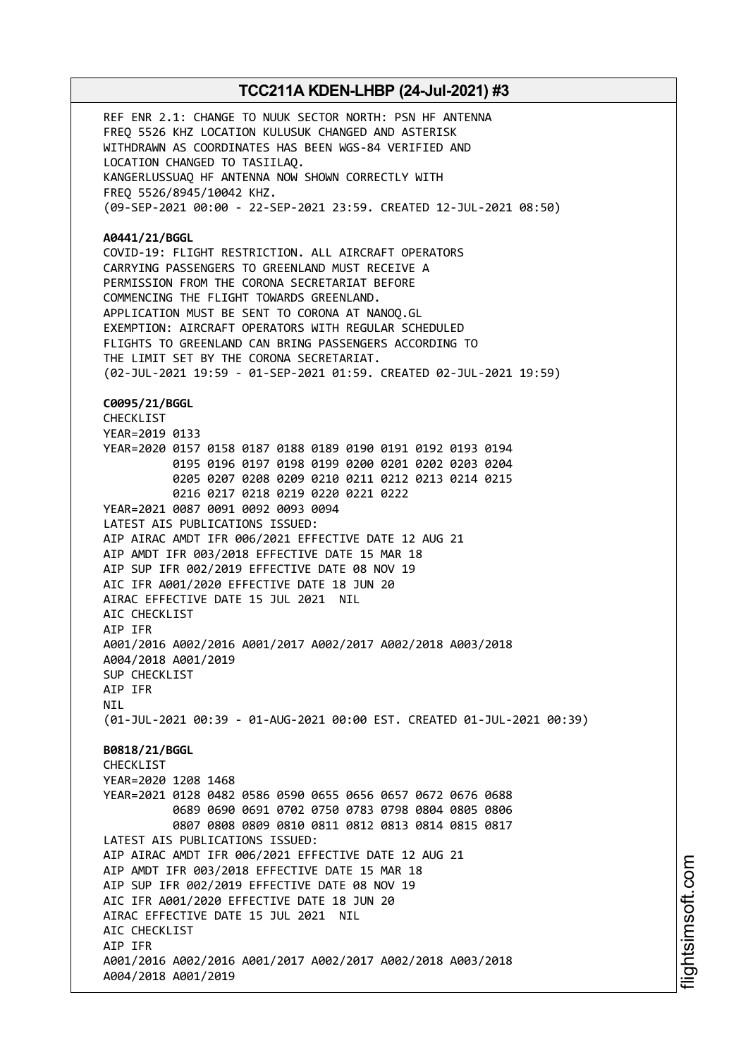REF ENR 2.1: CHANGE TO NUUK SECTOR NORTH: PSN HF ANTENNA
FREQ 5526 KHZ LOCATION KULUSUK CHANGED AND ASTERISK
WITHDRAWN AS COORDINATES HAS BEEN WGS-84 VERIFIED AND
LOCATION CHANGED TO TASIILAQ.
KANGERLUSSUAQ HF ANTENNA NOW SHOWN CORRECTLY WITH
FREQ 5526/8945/10042 KHZ.
(09-SEP-2021 00:00 - 22-SEP-2021 23:59. CREATED 12-JUL-2021 08:50)

**A0441/21/BGGL**
COVID-19: FLIGHT RESTRICTION. ALL AIRCRAFT OPERATORS
CARRYING PASSENGERS TO GREENLAND MUST RECEIVE A
PERMISSION FROM THE CORONA SECRETARIAT BEFORE
COMMENCING THE FLIGHT TOWARDS GREENLAND.
APPLICATION MUST BE SENT TO CORONA AT NANOQ.GL
EXEMPTION: AIRCRAFT OPERATORS WITH REGULAR SCHEDULED
FLIGHTS TO GREENLAND CAN BRING PASSENGERS ACCORDING TO
THE LIMIT SET BY THE CORONA SECRETARIAT.
(02-JUL-2021 19:59 - 01-SEP-2021 01:59. CREATED 02-JUL-2021 19:59)

**C0095/21/BGGL**
CHECKLIST
YEAR=2019 0133
YEAR=2020 0157 0158 0187 0188 0189 0190 0191 0192 0193 0194
0195 0196 0197 0198 0199 0200 0201 0202 0203 0204
0205 0207 0208 0209 0210 0211 0212 0213 0214 0215
0216 0217 0218 0219 0220 0221 0222
YEAR=2021 0087 0091 0092 0093 0094
LATEST AIS PUBLICATIONS ISSUED:
AIP AIRAC AMDT IFR 006/2021 EFFECTIVE DATE 12 AUG 21
AIP AMDT IFR 003/2018 EFFECTIVE DATE 15 MAR 18
AIP SUP IFR 002/2019 EFFECTIVE DATE 08 NOV 19
AIC IFR A001/2020 EFFECTIVE DATE 18 JUN 20
AIRAC EFFECTIVE DATE 15 JUL 2021 NIL
AIC CHECKLIST
AIP IFR
A001/2016 A002/2016 A001/2017 A002/2017 A002/2018 A003/2018
A004/2018 A001/2019
SUP CHECKLIST
AIP IFR
NIL
(01-JUL-2021 00:39 - 01-AUG-2021 00:00 EST. CREATED 01-JUL-2021 00:39)

**B0818/21/BGGL**
CHECKLIST
YEAR=2020 1208 1468
YEAR=2021 0128 0482 0586 0590 0655 0656 0657 0672 0676 0688
0689 0690 0691 0702 0750 0783 0798 0804 0805 0806
0807 0808 0809 0810 0811 0812 0813 0814 0815 0817
LATEST AIS PUBLICATIONS ISSUED:
AIP AIRAC AMDT IFR 006/2021 EFFECTIVE DATE 12 AUG 21
AIP AMDT IFR 003/2018 EFFECTIVE DATE 15 MAR 18
AIP SUP IFR 002/2019 EFFECTIVE DATE 08 NOV 19
AIC IFR A001/2020 EFFECTIVE DATE 18 JUN 20
AIRAC EFFECTIVE DATE 15 JUL 2021 NIL
AIC CHECKLIST
AIP IFR
A001/2016 A002/2016 A001/2017 A002/2017 A002/2018 A003/2018
A004/2018 A001/2019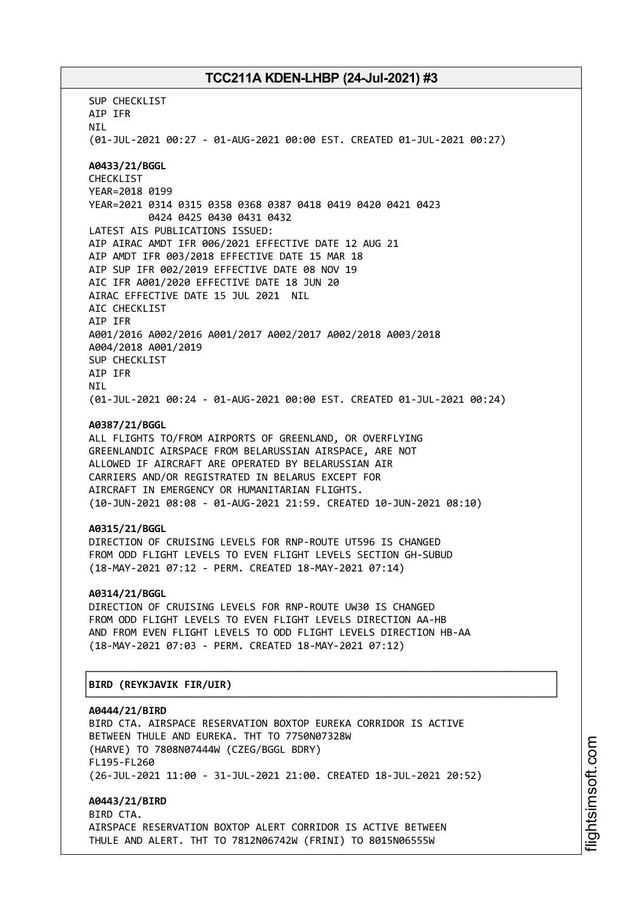SUP CHECKLIST
AIP IFR
NIL
(01-JUL-2021 00:27 - 01-AUG-2021 00:00 EST. CREATED 01-JUL-2021 00:27)

**A0433/21/BGGL**
CHECKLIST
YEAR=2018 0199
YEAR=2021 0314 0315 0358 0368 0387 0418 0419 0420 0421 0423
0424 0425 0430 0431 0432
LATEST AIS PUBLICATIONS ISSUED:
AIP AIRAC AMDT IFR 006/2021 EFFECTIVE DATE 12 AUG 21
AIP AMDT IFR 003/2018 EFFECTIVE DATE 15 MAR 18
AIP SUP IFR 002/2019 EFFECTIVE DATE 08 NOV 19
AIC IFR A001/2020 EFFECTIVE DATE 18 JUN 20
AIRAC EFFECTIVE DATE 15 JUL 2021 NIL
AIC CHECKLIST
AIP IFR
A001/2016 A002/2016 A001/2017 A002/2017 A002/2018 A003/2018
A004/2018 A001/2019
SUP CHECKLIST
AIP IFR
NIL
(01-JUL-2021 00:24 - 01-AUG-2021 00:00 EST. CREATED 01-JUL-2021 00:24)

**A0387/21/BGGL**
ALL FLIGHTS TO/FROM AIRPORTS OF GREENLAND, OR OVERFLYING
GREENLANDIC AIRSPACE FROM BELARUSSIAN AIRSPACE, ARE NOT
ALLOWED IF AIRCRAFT ARE OPERATED BY BELARUSSIAN AIR
CARRIERS AND/OR REGISTRATED IN BELARUS EXCEPT FOR
AIRCRAFT IN EMERGENCY OR HUMANITARIAN FLIGHTS.
(10-JUN-2021 08:08 - 01-AUG-2021 21:59. CREATED 10-JUN-2021 08:10)

**A0315/21/BGGL**
DIRECTION OF CRUISING LEVELS FOR RNP-ROUTE UT596 IS CHANGED
FROM ODD FLIGHT LEVELS TO EVEN FLIGHT LEVELS SECTION GH-SUBUD
(18-MAY-2021 07:12 - PERM. CREATED 18-MAY-2021 07:14)

**A0314/21/BGGL**
DIRECTION OF CRUISING LEVELS FOR RNP-ROUTE UW30 IS CHANGED
FROM ODD FLIGHT LEVELS TO EVEN FLIGHT LEVELS DIRECTION AA-HB
AND FROM EVEN FLIGHT LEVELS TO ODD FLIGHT LEVELS DIRECTION HB-AA
(18-MAY-2021 07:03 - PERM. CREATED 18-MAY-2021 07:12)

## BIRD (REYKJAVIK FIR/UIR)

**A0444/21/BIRD**
BIRD CTA. AIRSPACE RESERVATION BOXTOP EUREKA CORRIDOR IS ACTIVE
BETWEEN THULE AND EUREKA. THT TO 7750N07328W
(HARVE) TO 7808N07444W (CZEG/BGGL BDRY)
FL195-FL260
(26-JUL-2021 11:00 - 31-JUL-2021 21:00. CREATED 18-JUL-2021 20:52)

**A0443/21/BIRD**
BIRD CTA.
AIRSPACE RESERVATION BOXTOP ALERT CORRIDOR IS ACTIVE BETWEEN
THULE AND ALERT. THT TO 7812N06742W (FRINI) TO 8015N06555W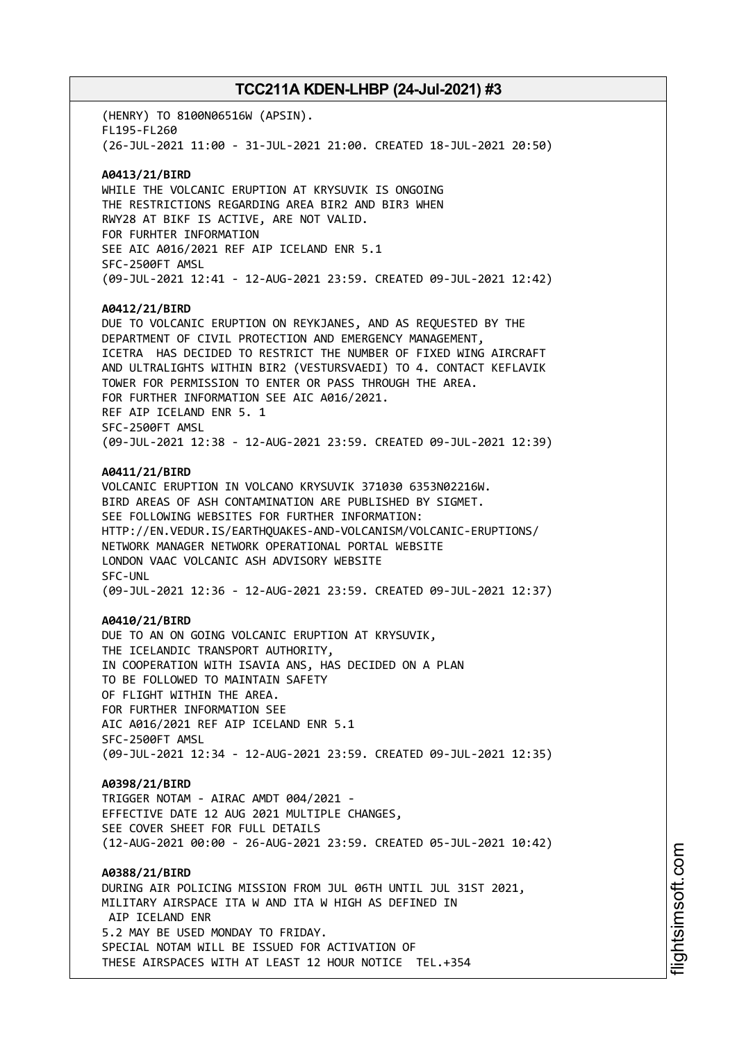(HENRY) TO 8100N06516W (APSIN).
FL195-FL260
(26-JUL-2021 11:00 - 31-JUL-2021 21:00. CREATED 18-JUL-2021 20:50)

**A0413/21/BIRD**
WHILE THE VOLCANIC ERUPTION AT KRYSUVIK IS ONGOING
THE RESTRICTIONS REGARDING AREA BIR2 AND BIR3 WHEN
RWY28 AT BIKF IS ACTIVE, ARE NOT VALID.
FOR FURHTER INFORMATION
SEE AIC A016/2021 REF AIP ICELAND ENR 5.1
SFC-2500FT AMSL
(09-JUL-2021 12:41 - 12-AUG-2021 23:59. CREATED 09-JUL-2021 12:42)

**A0412/21/BIRD**
DUE TO VOLCANIC ERUPTION ON REYKJANES, AND AS REQUESTED BY THE
DEPARTMENT OF CIVIL PROTECTION AND EMERGENCY MANAGEMENT,
ICETRA HAS DECIDED TO RESTRICT THE NUMBER OF FIXED WING AIRCRAFT
AND ULTRALIGHTS WITHIN BIR2 (VESTURSVAEDI) TO 4. CONTACT KEFLAVIK
TOWER FOR PERMISSION TO ENTER OR PASS THROUGH THE AREA.
FOR FURTHER INFORMATION SEE AIC A016/2021.
REF AIP ICELAND ENR 5. 1
SFC-2500FT AMSL
(09-JUL-2021 12:38 - 12-AUG-2021 23:59. CREATED 09-JUL-2021 12:39)

**A0411/21/BIRD**
VOLCANIC ERUPTION IN VOLCANO KRYSUVIK 371030 6353N02216W.
BIRD AREAS OF ASH CONTAMINATION ARE PUBLISHED BY SIGMET.
SEE FOLLOWING WEBSITES FOR FURTHER INFORMATION:
HTTP://EN.VEDUR.IS/EARTHQUAKES-AND-VOLCANISM/VOLCANIC-ERUPTIONS/
NETWORK MANAGER NETWORK OPERATIONAL PORTAL WEBSITE
LONDON VAAC VOLCANIC ASH ADVISORY WEBSITE
SFC-UNL
(09-JUL-2021 12:36 - 12-AUG-2021 23:59. CREATED 09-JUL-2021 12:37)

**A0410/21/BIRD**
DUE TO AN ON GOING VOLCANIC ERUPTION AT KRYSUVIK,
THE ICELANDIC TRANSPORT AUTHORITY,
IN COOPERATION WITH ISAVIA ANS, HAS DECIDED ON A PLAN
TO BE FOLLOWED TO MAINTAIN SAFETY
OF FLIGHT WITHIN THE AREA.
FOR FURTHER INFORMATION SEE
AIC A016/2021 REF AIP ICELAND ENR 5.1
SFC-2500FT AMSL
(09-JUL-2021 12:34 - 12-AUG-2021 23:59. CREATED 09-JUL-2021 12:35)

**A0398/21/BIRD**
TRIGGER NOTAM - AIRAC AMDT 004/2021 -
EFFECTIVE DATE 12 AUG 2021 MULTIPLE CHANGES,
SEE COVER SHEET FOR FULL DETAILS
(12-AUG-2021 00:00 - 26-AUG-2021 23:59. CREATED 05-JUL-2021 10:42)

**A0388/21/BIRD**
DURING AIR POLICING MISSION FROM JUL 06TH UNTIL JUL 31ST 2021,
MILITARY AIRSPACE ITA W AND ITA W HIGH AS DEFINED IN
AIP ICELAND ENR
5.2 MAY BE USED MONDAY TO FRIDAY.
SPECIAL NOTAM WILL BE ISSUED FOR ACTIVATION OF
THESE AIRSPACES WITH AT LEAST 12 HOUR NOTICE TEL.+354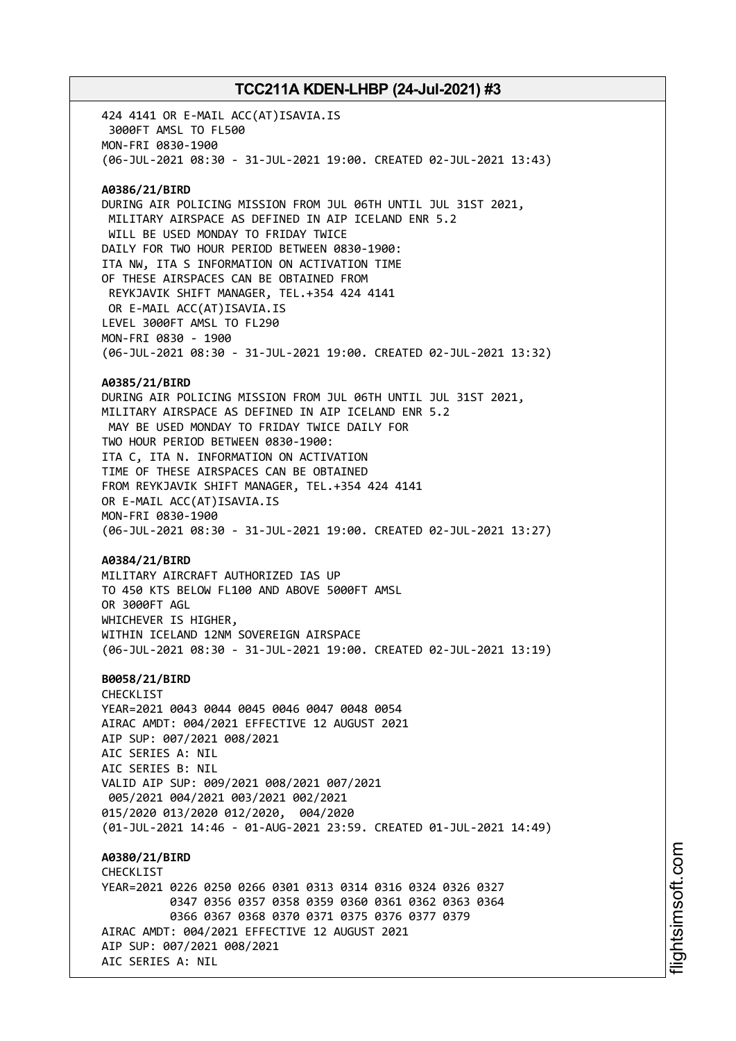424 4141 OR E-MAIL ACC(AT)ISAVIA.IS
3000FT AMSL TO FL500
MON-FRI 0830-1900
(06-JUL-2021 08:30 - 31-JUL-2021 19:00. CREATED 02-JUL-2021 13:43)

**A0386/21/BIRD**
DURING AIR POLICING MISSION FROM JUL 06TH UNTIL JUL 31ST 2021,
MILITARY AIRSPACE AS DEFINED IN AIP ICELAND ENR 5.2
WILL BE USED MONDAY TO FRIDAY TWICE
DAILY FOR TWO HOUR PERIOD BETWEEN 0830-1900:
ITA NW, ITA S INFORMATION ON ACTIVATION TIME
OF THESE AIRSPACES CAN BE OBTAINED FROM
REYKJAVIK SHIFT MANAGER, TEL.+354 424 4141
OR E-MAIL ACC(AT)ISAVIA.IS
LEVEL 3000FT AMSL TO FL290
MON-FRI 0830 - 1900
(06-JUL-2021 08:30 - 31-JUL-2021 19:00. CREATED 02-JUL-2021 13:32)

**A0385/21/BIRD**
DURING AIR POLICING MISSION FROM JUL 06TH UNTIL JUL 31ST 2021,
MILITARY AIRSPACE AS DEFINED IN AIP ICELAND ENR 5.2
MAY BE USED MONDAY TO FRIDAY TWICE DAILY FOR
TWO HOUR PERIOD BETWEEN 0830-1900:
ITA C, ITA N. INFORMATION ON ACTIVATION
TIME OF THESE AIRSPACES CAN BE OBTAINED
FROM REYKJAVIK SHIFT MANAGER, TEL.+354 424 4141
OR E-MAIL ACC(AT)ISAVIA.IS
MON-FRI 0830-1900
(06-JUL-2021 08:30 - 31-JUL-2021 19:00. CREATED 02-JUL-2021 13:27)

**A0384/21/BIRD**
MILITARY AIRCRAFT AUTHORIZED IAS UP
TO 450 KTS BELOW FL100 AND ABOVE 5000FT AMSL
OR 3000FT AGL
WHICHEVER IS HIGHER,
WITHIN ICELAND 12NM SOVEREIGN AIRSPACE
(06-JUL-2021 08:30 - 31-JUL-2021 19:00. CREATED 02-JUL-2021 13:19)

**B0058/21/BIRD**
CHECKLIST
YEAR=2021 0043 0044 0045 0046 0047 0048 0054
AIRAC AMDT: 004/2021 EFFECTIVE 12 AUGUST 2021
AIP SUP: 007/2021 008/2021
AIC SERIES A: NIL
AIC SERIES B: NIL
VALID AIP SUP: 009/2021 008/2021 007/2021
005/2021 004/2021 003/2021 002/2021
015/2020 013/2020 012/2020, 004/2020
(01-JUL-2021 14:46 - 01-AUG-2021 23:59. CREATED 01-JUL-2021 14:49)

**A0380/21/BIRD**
CHECKLIST
YEAR=2021 0226 0250 0266 0301 0313 0314 0316 0324 0326 0327
0347 0356 0357 0358 0359 0360 0361 0362 0363 0364
0366 0367 0368 0370 0371 0375 0376 0377 0379
AIRAC AMDT: 004/2021 EFFECTIVE 12 AUGUST 2021
AIP SUP: 007/2021 008/2021
AIC SERIES A: NIL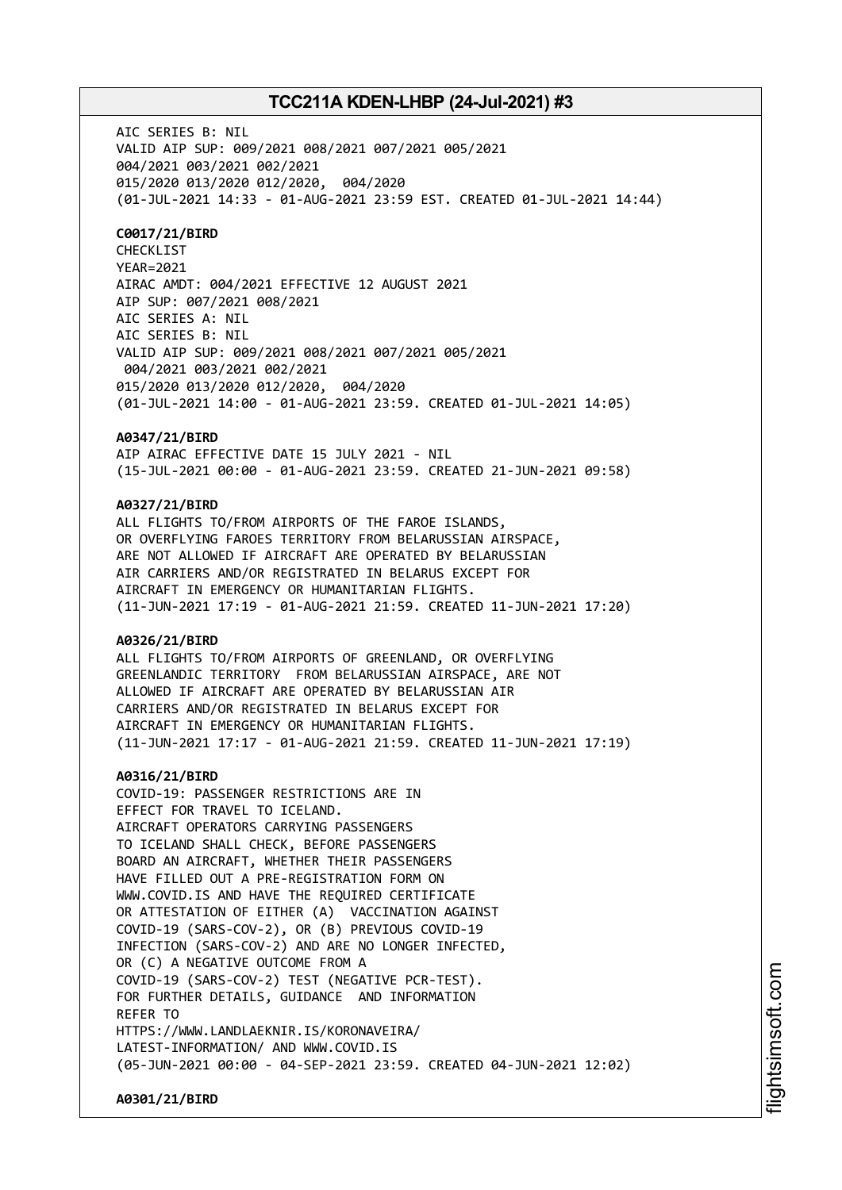AIC SERIES B: NIL
VALID AIP SUP: 009/2021 008/2021 007/2021 005/2021
004/2021 003/2021 002/2021
015/2020 013/2020 012/2020, 004/2020
(01-JUL-2021 14:33 - 01-AUG-2021 23:59 EST. CREATED 01-JUL-2021 14:44)

**C0017/21/BIRD**
CHECKLIST
YEAR=2021
AIRAC AMDT: 004/2021 EFFECTIVE 12 AUGUST 2021
AIP SUP: 007/2021 008/2021
AIC SERIES A: NIL
AIC SERIES B: NIL
VALID AIP SUP: 009/2021 008/2021 007/2021 005/2021
004/2021 003/2021 002/2021
015/2020 013/2020 012/2020, 004/2020
(01-JUL-2021 14:00 - 01-AUG-2021 23:59. CREATED 01-JUL-2021 14:05)

**A0347/21/BIRD**
AIP AIRAC EFFECTIVE DATE 15 JULY 2021 - NIL
(15-JUL-2021 00:00 - 01-AUG-2021 23:59. CREATED 21-JUN-2021 09:58)

**A0327/21/BIRD**
ALL FLIGHTS TO/FROM AIRPORTS OF THE FAROE ISLANDS,
OR OVERFLYING FAROES TERRITORY FROM BELARUSSIAN AIRSPACE,
ARE NOT ALLOWED IF AIRCRAFT ARE OPERATED BY BELARUSSIAN
AIR CARRIERS AND/OR REGISTRATED IN BELARUS EXCEPT FOR
AIRCRAFT IN EMERGENCY OR HUMANITARIAN FLIGHTS.
(11-JUN-2021 17:19 - 01-AUG-2021 21:59. CREATED 11-JUN-2021 17:20)

**A0326/21/BIRD**
ALL FLIGHTS TO/FROM AIRPORTS OF GREENLAND, OR OVERFLYING
GREENLANDIC TERRITORY FROM BELARUSSIAN AIRSPACE, ARE NOT
ALLOWED IF AIRCRAFT ARE OPERATED BY BELARUSSIAN AIR
CARRIERS AND/OR REGISTRATED IN BELARUS EXCEPT FOR
AIRCRAFT IN EMERGENCY OR HUMANITARIAN FLIGHTS.
(11-JUN-2021 17:17 - 01-AUG-2021 21:59. CREATED 11-JUN-2021 17:19)

**A0316/21/BIRD**
COVID-19: PASSENGER RESTRICTIONS ARE IN
EFFECT FOR TRAVEL TO ICELAND.
AIRCRAFT OPERATORS CARRYING PASSENGERS
TO ICELAND SHALL CHECK, BEFORE PASSENGERS
BOARD AN AIRCRAFT, WHETHER THEIR PASSENGERS
HAVE FILLED OUT A PRE-REGISTRATION FORM ON
WWW.COVID.IS AND HAVE THE REQUIRED CERTIFICATE
OR ATTESTATION OF EITHER (A) VACCINATION AGAINST
COVID-19 (SARS-COV-2), OR (B) PREVIOUS COVID-19
INFECTION (SARS-COV-2) AND ARE NO LONGER INFECTED,
OR (C) A NEGATIVE OUTCOME FROM A
COVID-19 (SARS-COV-2) TEST (NEGATIVE PCR-TEST).
FOR FURTHER DETAILS, GUIDANCE AND INFORMATION
REFER TO
HTTPS://WWW.LANDLAEKNIR.IS/KORONAVEIRA/
LATEST-INFORMATION/ AND WWW.COVID.IS
(05-JUN-2021 00:00 - 04-SEP-2021 23:59. CREATED 04-JUN-2021 12:02)

**A0301/21/BIRD**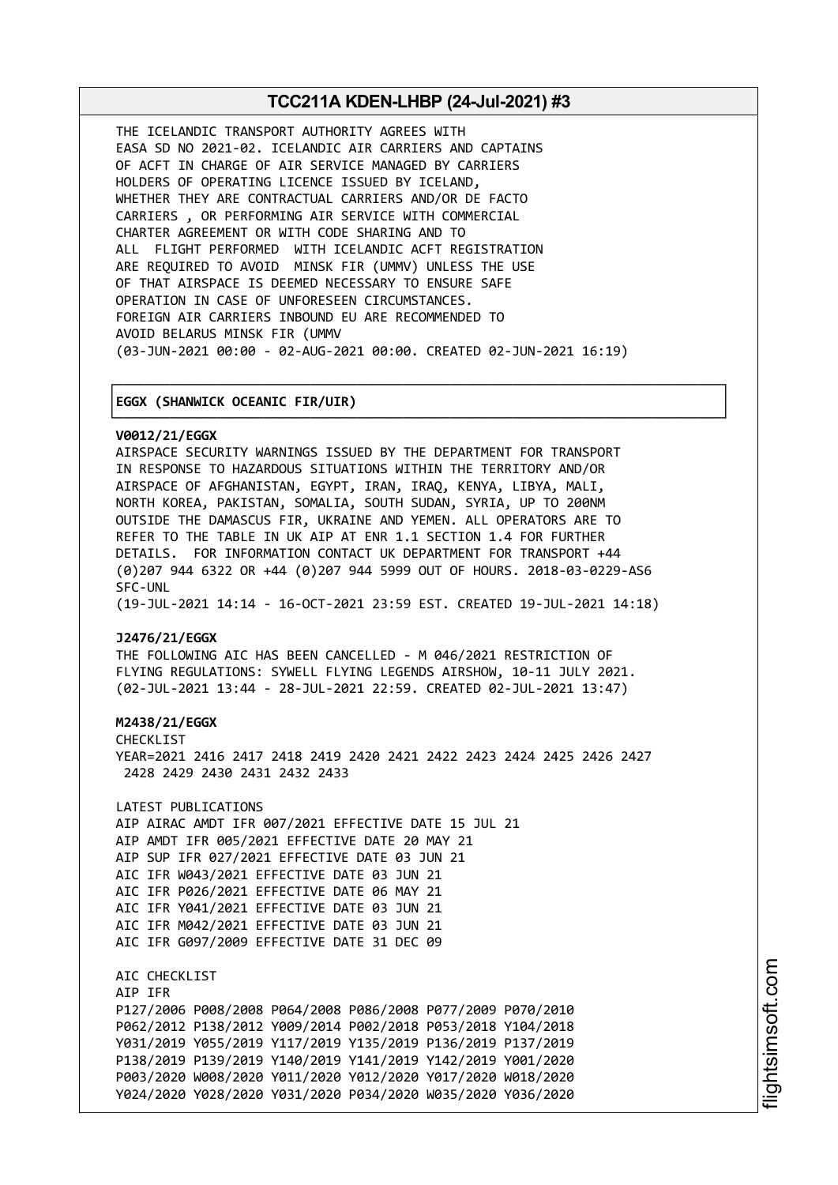THE ICELANDIC TRANSPORT AUTHORITY AGREES WITH EASA SD NO 2021-02. ICELANDIC AIR CARRIERS AND CAPTAINS OF ACFT IN CHARGE OF AIR SERVICE MANAGED BY CARRIERS HOLDERS OF OPERATING LICENCE ISSUED BY ICELAND, WHETHER THEY ARE CONTRACTUAL CARRIERS AND/OR DE FACTO CARRIERS , OR PERFORMING AIR SERVICE WITH COMMERCIAL CHARTER AGREEMENT OR WITH CODE SHARING AND TO ALL FLIGHT PERFORMED WITH ICELANDIC ACFT REGISTRATION ARE REQUIRED TO AVOID MINSK FIR (UMMV) UNLESS THE USE OF THAT AIRSPACE IS DEEMED NECESSARY TO ENSURE SAFE OPERATION IN CASE OF UNFORESEEN CIRCUMSTANCES.
FOREIGN AIR CARRIERS INBOUND EU ARE RECOMMENDED TO AVOID BELARUS MINSK FIR (UMMV
(03-JUN-2021 00:00 - 02-AUG-2021 00:00. CREATED 02-JUN-2021 16:19)

## EGGX (SHANWICK OCEANIC FIR/UIR)

**V0012/21/EGGX**
AIRSPACE SECURITY WARNINGS ISSUED BY THE DEPARTMENT FOR TRANSPORT IN RESPONSE TO HAZARDOUS SITUATIONS WITHIN THE TERRITORY AND/OR AIRSPACE OF AFGHANISTAN, EGYPT, IRAN, IRAQ, KENYA, LIBYA, MALI, NORTH KOREA, PAKISTAN, SOMALIA, SOUTH SUDAN, SYRIA, UP TO 200NM OUTSIDE THE DAMASCUS FIR, UKRAINE AND YEMEN. ALL OPERATORS ARE TO REFER TO THE TABLE IN UK AIP AT ENR 1.1 SECTION 1.4 FOR FURTHER DETAILS. FOR INFORMATION CONTACT UK DEPARTMENT FOR TRANSPORT +44 (0)207 944 6322 OR +44 (0)207 944 5999 OUT OF HOURS. 2018-03-0229-AS6
SFC-UNL
(19-JUL-2021 14:14 - 16-OCT-2021 23:59 EST. CREATED 19-JUL-2021 14:18)

**J2476/21/EGGX**
THE FOLLOWING AIC HAS BEEN CANCELLED - M 046/2021 RESTRICTION OF FLYING REGULATIONS: SYWELL FLYING LEGENDS AIRSHOW, 10-11 JULY 2021.
(02-JUL-2021 13:44 - 28-JUL-2021 22:59. CREATED 02-JUL-2021 13:47)

**M2438/21/EGGX**
CHECKLIST
YEAR=2021 2416 2417 2418 2419 2420 2421 2422 2423 2424 2425 2426 2427 2428 2429 2430 2431 2432 2433

LATEST PUBLICATIONS
AIP AIRAC AMDT IFR 007/2021 EFFECTIVE DATE 15 JUL 21
AIP AMDT IFR 005/2021 EFFECTIVE DATE 20 MAY 21
AIP SUP IFR 027/2021 EFFECTIVE DATE 03 JUN 21
AIC IFR W043/2021 EFFECTIVE DATE 03 JUN 21
AIC IFR P026/2021 EFFECTIVE DATE 06 MAY 21
AIC IFR Y041/2021 EFFECTIVE DATE 03 JUN 21
AIC IFR M042/2021 EFFECTIVE DATE 03 JUN 21
AIC IFR G097/2009 EFFECTIVE DATE 31 DEC 09

AIC CHECKLIST
AIP IFR
P127/2006 P008/2008 P064/2008 P086/2008 P077/2009 P070/2010
P062/2012 P138/2012 Y009/2014 P002/2018 P053/2018 Y104/2018
Y031/2019 Y055/2019 Y117/2019 Y135/2019 P136/2019 P137/2019
P138/2019 P139/2019 Y140/2019 Y141/2019 Y142/2019 Y001/2020
P003/2020 W008/2020 Y011/2020 Y012/2020 Y017/2020 W018/2020
Y024/2020 Y028/2020 Y031/2020 P034/2020 W035/2020 Y036/2020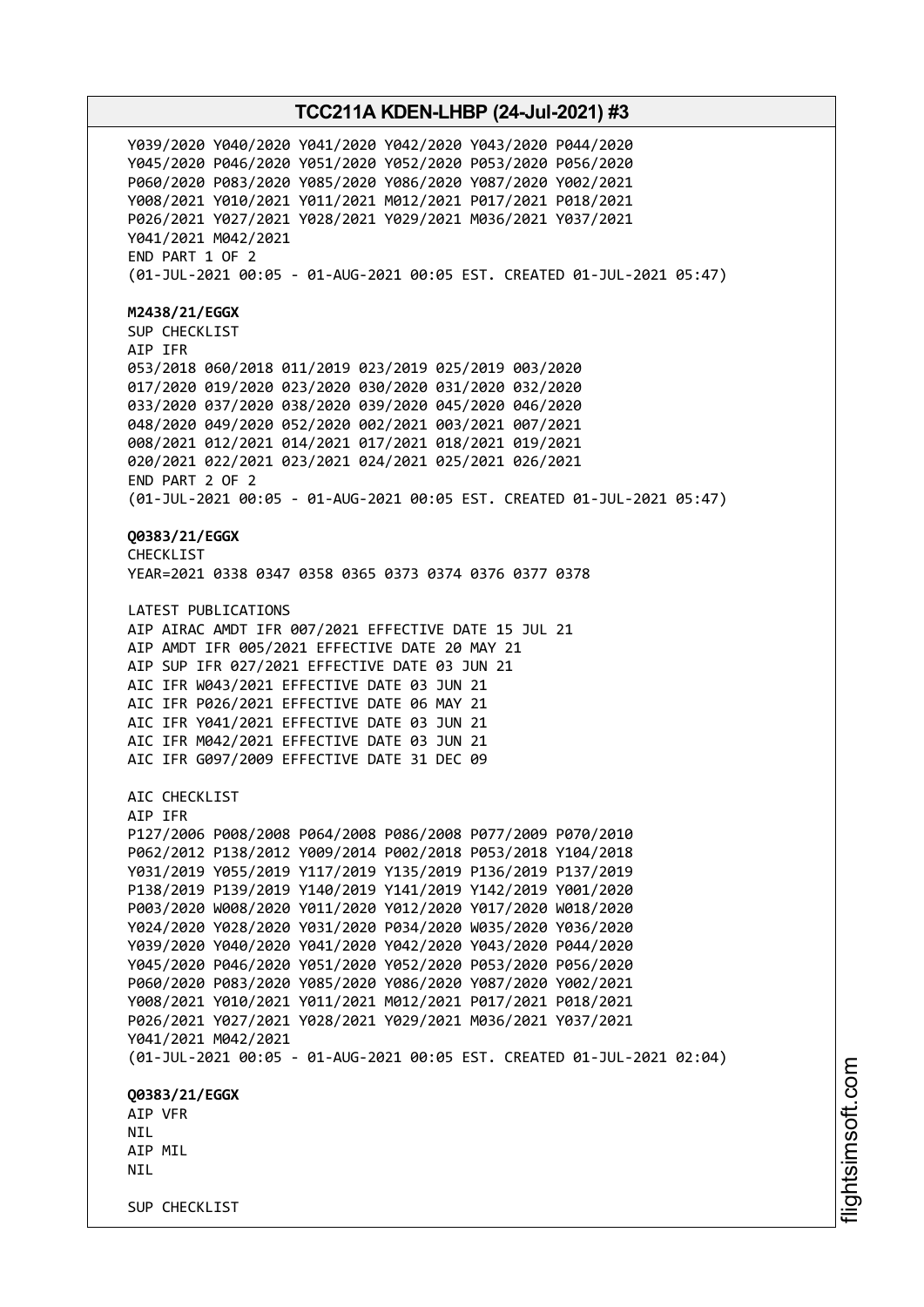Y039/2020 Y040/2020 Y041/2020 Y042/2020 Y043/2020 P044/2020
Y045/2020 P046/2020 Y051/2020 Y052/2020 P053/2020 P056/2020
P060/2020 P083/2020 Y085/2020 Y086/2020 Y087/2020 Y002/2021
Y008/2021 Y010/2021 Y011/2021 M012/2021 P017/2021 P018/2021
P026/2021 Y027/2021 Y028/2021 Y029/2021 M036/2021 Y037/2021
Y041/2021 M042/2021
END PART 1 OF 2
(01-JUL-2021 00:05 - 01-AUG-2021 00:05 EST. CREATED 01-JUL-2021 05:47)

**M2438/21/EGGX**
SUP CHECKLIST
AIP IFR
053/2018 060/2018 011/2019 023/2019 025/2019 003/2020
017/2020 019/2020 023/2020 030/2020 031/2020 032/2020
033/2020 037/2020 038/2020 039/2020 045/2020 046/2020
048/2020 049/2020 052/2020 002/2021 003/2021 007/2021
008/2021 012/2021 014/2021 017/2021 018/2021 019/2021
020/2021 022/2021 023/2021 024/2021 025/2021 026/2021
END PART 2 OF 2
(01-JUL-2021 00:05 - 01-AUG-2021 00:05 EST. CREATED 01-JUL-2021 05:47)

**Q0383/21/EGGX**
CHECKLIST
YEAR=2021 0338 0347 0358 0365 0373 0374 0376 0377 0378

LATEST PUBLICATIONS
AIP AIRAC AMDT IFR 007/2021 EFFECTIVE DATE 15 JUL 21
AIP AMDT IFR 005/2021 EFFECTIVE DATE 20 MAY 21
AIP SUP IFR 027/2021 EFFECTIVE DATE 03 JUN 21
AIC IFR W043/2021 EFFECTIVE DATE 03 JUN 21
AIC IFR P026/2021 EFFECTIVE DATE 06 MAY 21
AIC IFR Y041/2021 EFFECTIVE DATE 03 JUN 21
AIC IFR M042/2021 EFFECTIVE DATE 03 JUN 21
AIC IFR G097/2009 EFFECTIVE DATE 31 DEC 09

AIC CHECKLIST
AIP IFR
P127/2006 P008/2008 P064/2008 P086/2008 P077/2009 P070/2010
P062/2012 P138/2012 Y009/2014 P002/2018 P053/2018 Y104/2018
Y031/2019 Y055/2019 Y117/2019 Y135/2019 P136/2019 P137/2019
P138/2019 P139/2019 Y140/2019 Y141/2019 Y142/2019 Y001/2020
P003/2020 W008/2020 Y011/2020 Y012/2020 Y017/2020 W018/2020
Y024/2020 Y028/2020 Y031/2020 P034/2020 W035/2020 Y036/2020
Y039/2020 Y040/2020 Y041/2020 Y042/2020 Y043/2020 P044/2020
Y045/2020 P046/2020 Y051/2020 Y052/2020 P053/2020 P056/2020
P060/2020 P083/2020 Y085/2020 Y086/2020 Y087/2020 Y002/2021
Y008/2021 Y010/2021 Y011/2021 M012/2021 P017/2021 P018/2021
P026/2021 Y027/2021 Y028/2021 Y029/2021 M036/2021 Y037/2021
Y041/2021 M042/2021
(01-JUL-2021 00:05 - 01-AUG-2021 00:05 EST. CREATED 01-JUL-2021 02:04)

**Q0383/21/EGGX**
AIP VFR
NIL
AIP MIL
NIL

SUP CHECKLIST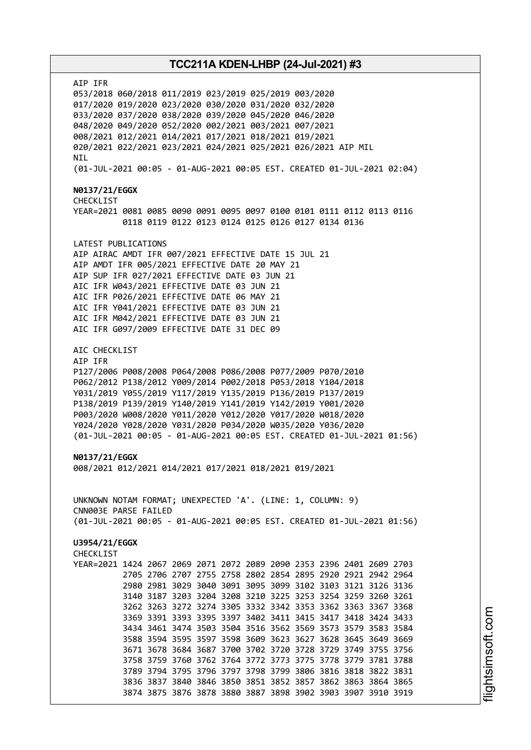AIP IFR
053/2018 060/2018 011/2019 023/2019 025/2019 003/2020
017/2020 019/2020 023/2020 030/2020 031/2020 032/2020
033/2020 037/2020 038/2020 039/2020 045/2020 046/2020
048/2020 049/2020 052/2020 002/2021 003/2021 007/2021
008/2021 012/2021 014/2021 017/2021 018/2021 019/2021
020/2021 022/2021 023/2021 024/2021 025/2021 026/2021 AIP MIL
NIL
(01-JUL-2021 00:05 - 01-AUG-2021 00:05 EST. CREATED 01-JUL-2021 02:04)

**N0137/21/EGGX**
CHECKLIST
YEAR=2021 0081 0085 0090 0091 0095 0097 0100 0101 0111 0112 0113 0116
0118 0119 0122 0123 0124 0125 0126 0127 0134 0136

LATEST PUBLICATIONS
AIP AIRAC AMDT IFR 007/2021 EFFECTIVE DATE 15 JUL 21
AIP AMDT IFR 005/2021 EFFECTIVE DATE 20 MAY 21
AIP SUP IFR 027/2021 EFFECTIVE DATE 03 JUN 21
AIC IFR W043/2021 EFFECTIVE DATE 03 JUN 21
AIC IFR P026/2021 EFFECTIVE DATE 06 MAY 21
AIC IFR Y041/2021 EFFECTIVE DATE 03 JUN 21
AIC IFR M042/2021 EFFECTIVE DATE 03 JUN 21
AIC IFR G097/2009 EFFECTIVE DATE 31 DEC 09

AIC CHECKLIST
AIP IFR
P127/2006 P008/2008 P064/2008 P086/2008 P077/2009 P070/2010
P062/2012 P138/2012 Y009/2014 P002/2018 P053/2018 Y104/2018
Y031/2019 Y055/2019 Y117/2019 Y135/2019 P136/2019 P137/2019
P138/2019 P139/2019 Y140/2019 Y141/2019 Y142/2019 Y001/2020
P003/2020 W008/2020 Y011/2020 Y012/2020 Y017/2020 W018/2020
Y024/2020 Y028/2020 Y031/2020 P034/2020 W035/2020 Y036/2020
(01-JUL-2021 00:05 - 01-AUG-2021 00:05 EST. CREATED 01-JUL-2021 01:56)

**N0137/21/EGGX**
008/2021 012/2021 014/2021 017/2021 018/2021 019/2021

UNKNOWN NOTAM FORMAT; UNEXPECTED 'A'. (LINE: 1, COLUMN: 9)
CNN003E PARSE FAILED
(01-JUL-2021 00:05 - 01-AUG-2021 00:05 EST. CREATED 01-JUL-2021 01:56)

**U3954/21/EGGX**
CHECKLIST
YEAR=2021 1424 2067 2069 2071 2072 2089 2090 2353 2396 2401 2609 2703
2705 2706 2707 2755 2758 2802 2854 2895 2920 2921 2942 2964
2980 2981 3029 3040 3091 3095 3099 3102 3103 3121 3126 3136
3140 3187 3203 3204 3208 3210 3225 3253 3254 3259 3260 3261
3262 3263 3272 3274 3305 3332 3342 3353 3362 3363 3367 3368
3369 3391 3393 3395 3397 3402 3411 3415 3417 3418 3424 3433
3434 3461 3474 3503 3504 3516 3562 3569 3573 3579 3583 3584
3588 3594 3595 3597 3598 3609 3623 3627 3628 3645 3649 3669
3671 3678 3684 3687 3700 3702 3720 3728 3729 3749 3755 3756
3758 3759 3760 3762 3764 3772 3773 3775 3778 3779 3781 3788
3789 3794 3795 3796 3797 3798 3799 3806 3816 3818 3822 3831
3836 3837 3840 3846 3850 3851 3852 3857 3862 3863 3864 3865
3874 3875 3876 3878 3880 3887 3898 3902 3903 3907 3910 3919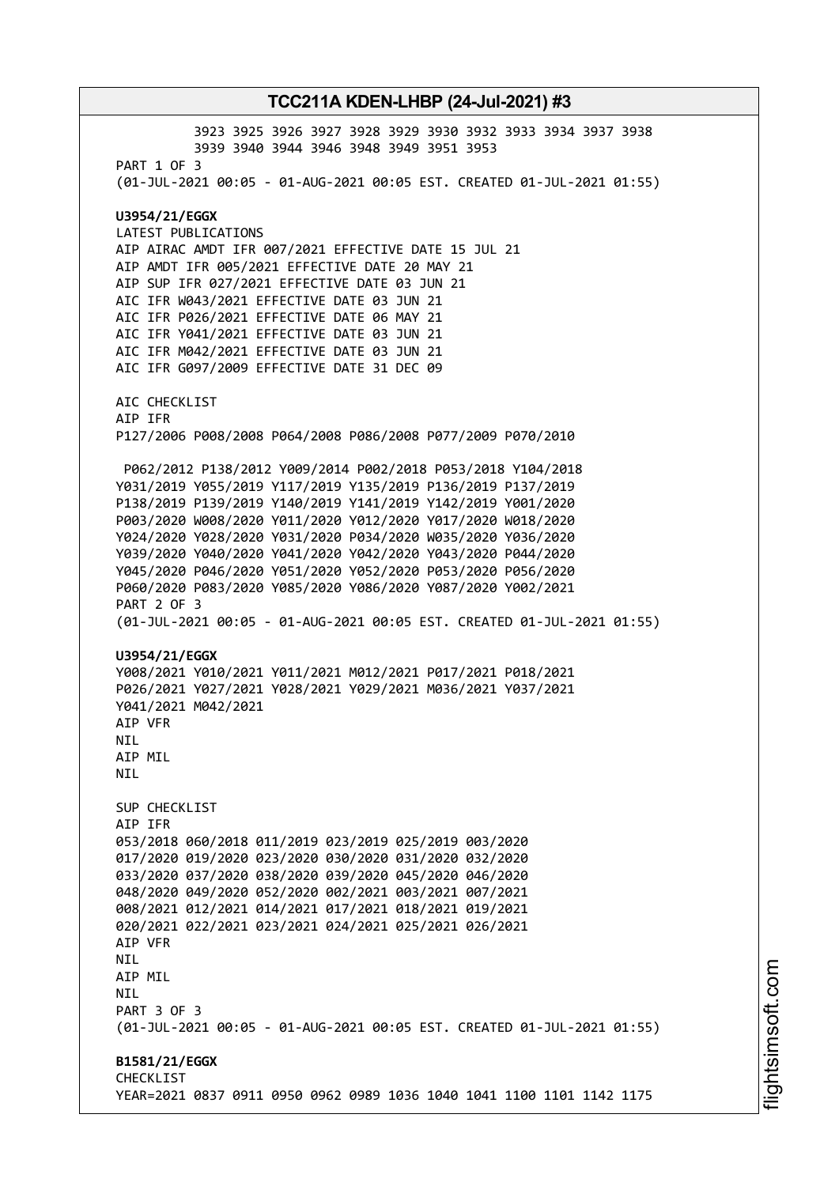3923 3925 3926 3927 3928 3929 3930 3932 3933 3934 3937 3938
3939 3940 3944 3946 3948 3949 3951 3953
PART 1 OF 3
(01-JUL-2021 00:05 - 01-AUG-2021 00:05 EST. CREATED 01-JUL-2021 01:55)

**U3954/21/EGGX**
LATEST PUBLICATIONS
AIP AIRAC AMDT IFR 007/2021 EFFECTIVE DATE 15 JUL 21
AIP AMDT IFR 005/2021 EFFECTIVE DATE 20 MAY 21
AIP SUP IFR 027/2021 EFFECTIVE DATE 03 JUN 21
AIC IFR W043/2021 EFFECTIVE DATE 03 JUN 21
AIC IFR P026/2021 EFFECTIVE DATE 06 MAY 21
AIC IFR Y041/2021 EFFECTIVE DATE 03 JUN 21
AIC IFR M042/2021 EFFECTIVE DATE 03 JUN 21
AIC IFR G097/2009 EFFECTIVE DATE 31 DEC 09

AIC CHECKLIST
AIP IFR
P127/2006 P008/2008 P064/2008 P086/2008 P077/2009 P070/2010

P062/2012 P138/2012 Y009/2014 P002/2018 P053/2018 Y104/2018
Y031/2019 Y055/2019 Y117/2019 Y135/2019 P136/2019 P137/2019
P138/2019 P139/2019 Y140/2019 Y141/2019 Y142/2019 Y001/2020
P003/2020 W008/2020 Y011/2020 Y012/2020 Y017/2020 W018/2020
Y024/2020 Y028/2020 Y031/2020 P034/2020 W035/2020 Y036/2020
Y039/2020 Y040/2020 Y041/2020 Y042/2020 Y043/2020 P044/2020
Y045/2020 P046/2020 Y051/2020 Y052/2020 P053/2020 P056/2020
P060/2020 P083/2020 Y085/2020 Y086/2020 Y087/2020 Y002/2021
PART 2 OF 3
(01-JUL-2021 00:05 - 01-AUG-2021 00:05 EST. CREATED 01-JUL-2021 01:55)

**U3954/21/EGGX**
Y008/2021 Y010/2021 Y011/2021 M012/2021 P017/2021 P018/2021
P026/2021 Y027/2021 Y028/2021 Y029/2021 M036/2021 Y037/2021
Y041/2021 M042/2021
AIP VFR
NIL
AIP MIL
NIL

SUP CHECKLIST
AIP IFR
053/2018 060/2018 011/2019 023/2019 025/2019 003/2020
017/2020 019/2020 023/2020 030/2020 031/2020 032/2020
033/2020 037/2020 038/2020 039/2020 045/2020 046/2020
048/2020 049/2020 052/2020 002/2021 003/2021 007/2021
008/2021 012/2021 014/2021 017/2021 018/2021 019/2021
020/2021 022/2021 023/2021 024/2021 025/2021 026/2021
AIP VFR
NIL
AIP MIL
NIL
PART 3 OF 3
(01-JUL-2021 00:05 - 01-AUG-2021 00:05 EST. CREATED 01-JUL-2021 01:55)

**B1581/21/EGGX**
CHECKLIST
YEAR=2021 0837 0911 0950 0962 0989 1036 1040 1041 1100 1101 1142 1175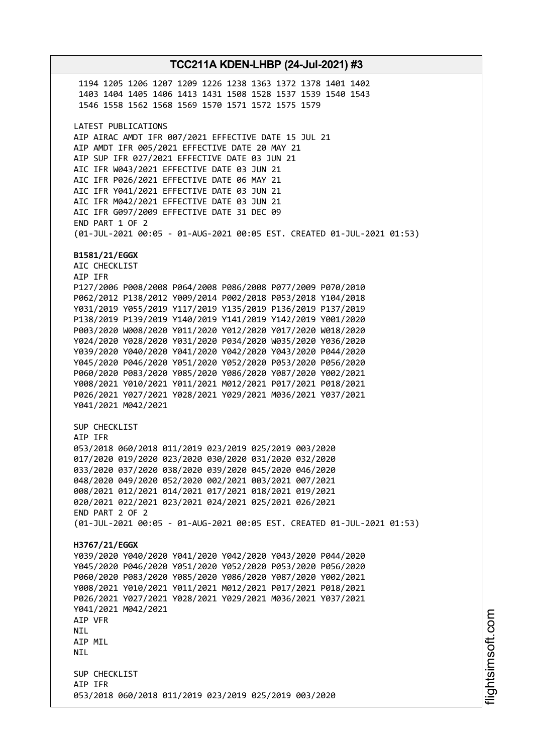1194 1205 1206 1207 1209 1226 1238 1363 1372 1378 1401 1402
1403 1404 1405 1406 1413 1431 1508 1528 1537 1539 1540 1543
1546 1558 1562 1568 1569 1570 1571 1572 1575 1579

LATEST PUBLICATIONS
AIP AIRAC AMDT IFR 007/2021 EFFECTIVE DATE 15 JUL 21
AIP AMDT IFR 005/2021 EFFECTIVE DATE 20 MAY 21
AIP SUP IFR 027/2021 EFFECTIVE DATE 03 JUN 21
AIC IFR W043/2021 EFFECTIVE DATE 03 JUN 21
AIC IFR P026/2021 EFFECTIVE DATE 06 MAY 21
AIC IFR Y041/2021 EFFECTIVE DATE 03 JUN 21
AIC IFR M042/2021 EFFECTIVE DATE 03 JUN 21
AIC IFR G097/2009 EFFECTIVE DATE 31 DEC 09
END PART 1 OF 2
(01-JUL-2021 00:05 - 01-AUG-2021 00:05 EST. CREATED 01-JUL-2021 01:53)

**B1581/21/EGGX**
AIC CHECKLIST
AIP IFR
P127/2006 P008/2008 P064/2008 P086/2008 P077/2009 P070/2010
P062/2012 P138/2012 Y009/2014 P002/2018 P053/2018 Y104/2018
Y031/2019 Y055/2019 Y117/2019 Y135/2019 P136/2019 P137/2019
P138/2019 P139/2019 Y140/2019 Y141/2019 Y142/2019 Y001/2020
P003/2020 W008/2020 Y011/2020 Y012/2020 Y017/2020 W018/2020
Y024/2020 Y028/2020 Y031/2020 P034/2020 W035/2020 Y036/2020
Y039/2020 Y040/2020 Y041/2020 Y042/2020 Y043/2020 P044/2020
Y045/2020 P046/2020 Y051/2020 Y052/2020 P053/2020 P056/2020
P060/2020 P083/2020 Y085/2020 Y086/2020 Y087/2020 Y002/2021
Y008/2021 Y010/2021 Y011/2021 M012/2021 P017/2021 P018/2021
P026/2021 Y027/2021 Y028/2021 Y029/2021 M036/2021 Y037/2021
Y041/2021 M042/2021

SUP CHECKLIST
AIP IFR
053/2018 060/2018 011/2019 023/2019 025/2019 003/2020
017/2020 019/2020 023/2020 030/2020 031/2020 032/2020
033/2020 037/2020 038/2020 039/2020 045/2020 046/2020
048/2020 049/2020 052/2020 002/2021 003/2021 007/2021
008/2021 012/2021 014/2021 017/2021 018/2021 019/2021
020/2021 022/2021 023/2021 024/2021 025/2021 026/2021
END PART 2 OF 2
(01-JUL-2021 00:05 - 01-AUG-2021 00:05 EST. CREATED 01-JUL-2021 01:53)

**H3767/21/EGGX**
Y039/2020 Y040/2020 Y041/2020 Y042/2020 Y043/2020 P044/2020
Y045/2020 P046/2020 Y051/2020 Y052/2020 P053/2020 P056/2020
P060/2020 P083/2020 Y085/2020 Y086/2020 Y087/2020 Y002/2021
Y008/2021 Y010/2021 Y011/2021 M012/2021 P017/2021 P018/2021
P026/2021 Y027/2021 Y028/2021 Y029/2021 M036/2021 Y037/2021
Y041/2021 M042/2021
AIP VFR
NIL
AIP MIL
NIL

SUP CHECKLIST
AIP IFR
053/2018 060/2018 011/2019 023/2019 025/2019 003/2020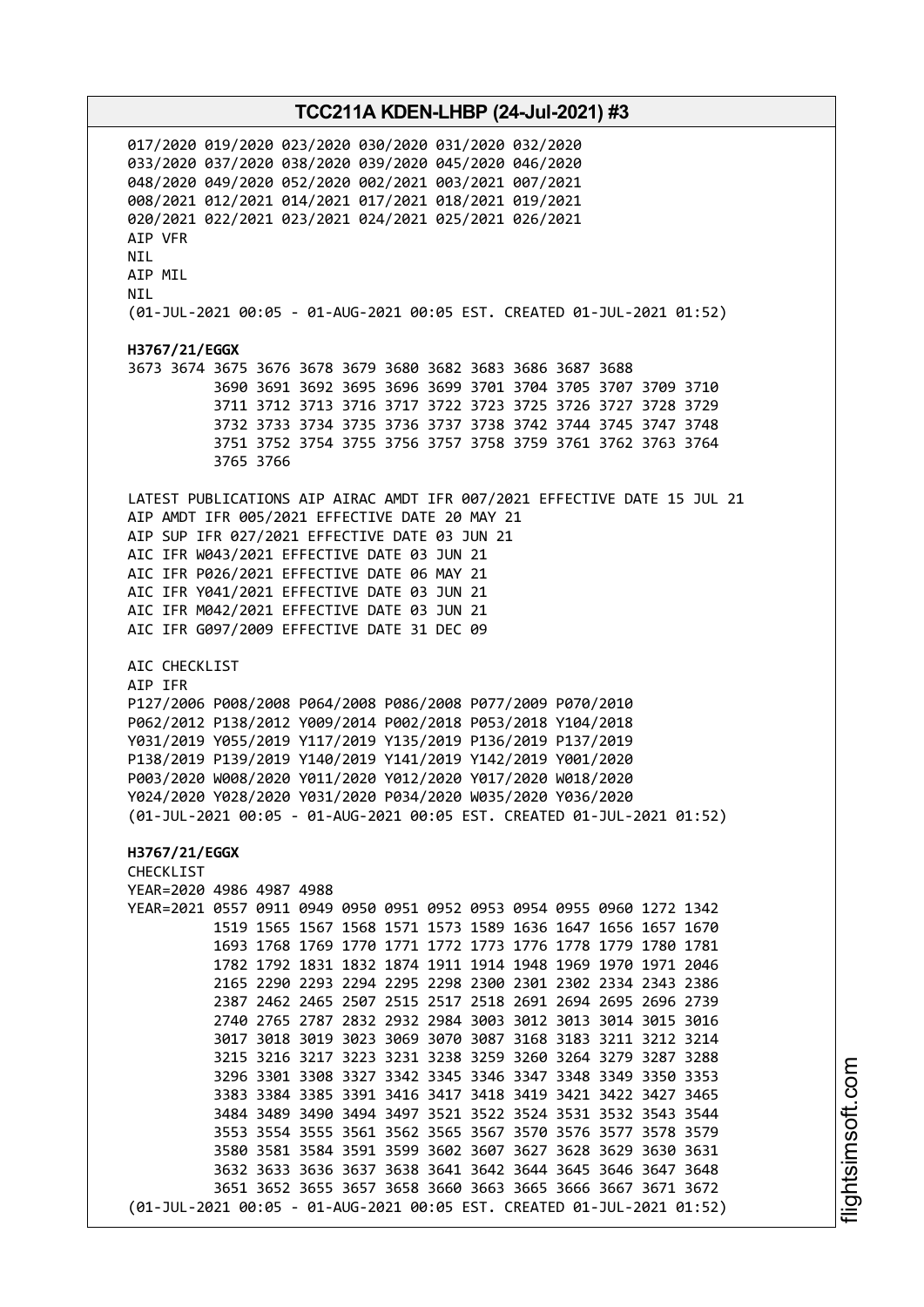017/2020 019/2020 023/2020 030/2020 031/2020 032/2020
033/2020 037/2020 038/2020 039/2020 045/2020 046/2020
048/2020 049/2020 052/2020 002/2021 003/2021 007/2021
008/2021 012/2021 014/2021 017/2021 018/2021 019/2021
020/2021 022/2021 023/2021 024/2021 025/2021 026/2021
AIP VFR
NIL
AIP MIL
NIL
(01-JUL-2021 00:05 - 01-AUG-2021 00:05 EST. CREATED 01-JUL-2021 01:52)

**H3767/21/EGGX**
3673 3674 3675 3676 3678 3679 3680 3682 3683 3686 3687 3688
3690 3691 3692 3695 3696 3699 3701 3704 3705 3707 3709 3710
3711 3712 3713 3716 3717 3722 3723 3725 3726 3727 3728 3729
3732 3733 3734 3735 3736 3737 3738 3742 3744 3745 3747 3748
3751 3752 3754 3755 3756 3757 3758 3759 3761 3762 3763 3764
3765 3766

LATEST PUBLICATIONS AIP AIRAC AMDT IFR 007/2021 EFFECTIVE DATE 15 JUL 21
AIP AMDT IFR 005/2021 EFFECTIVE DATE 20 MAY 21
AIP SUP IFR 027/2021 EFFECTIVE DATE 03 JUN 21
AIC IFR W043/2021 EFFECTIVE DATE 03 JUN 21
AIC IFR P026/2021 EFFECTIVE DATE 06 MAY 21
AIC IFR Y041/2021 EFFECTIVE DATE 03 JUN 21
AIC IFR M042/2021 EFFECTIVE DATE 03 JUN 21
AIC IFR G097/2009 EFFECTIVE DATE 31 DEC 09

AIC CHECKLIST
AIP IFR
P127/2006 P008/2008 P064/2008 P086/2008 P077/2009 P070/2010
P062/2012 P138/2012 Y009/2014 P002/2018 P053/2018 Y104/2018
Y031/2019 Y055/2019 Y117/2019 Y135/2019 P136/2019 P137/2019
P138/2019 P139/2019 Y140/2019 Y141/2019 Y142/2019 Y001/2020
P003/2020 W008/2020 Y011/2020 Y012/2020 Y017/2020 W018/2020
Y024/2020 Y028/2020 Y031/2020 P034/2020 W035/2020 Y036/2020
(01-JUL-2021 00:05 - 01-AUG-2021 00:05 EST. CREATED 01-JUL-2021 01:52)

**H3767/21/EGGX**
CHECKLIST
YEAR=2020 4986 4987 4988
YEAR=2021 0557 0911 0949 0950 0951 0952 0953 0954 0955 0960 1272 1342
1519 1565 1567 1568 1571 1573 1589 1636 1647 1656 1657 1670
1693 1768 1769 1770 1771 1772 1773 1776 1778 1779 1780 1781
1782 1792 1831 1832 1874 1911 1914 1948 1969 1970 1971 2046
2165 2290 2293 2294 2295 2298 2300 2301 2302 2334 2343 2386
2387 2462 2465 2507 2515 2517 2518 2691 2694 2695 2696 2739
2740 2765 2787 2832 2932 2984 3003 3012 3013 3014 3015 3016
3017 3018 3019 3023 3069 3070 3087 3168 3183 3211 3212 3214
3215 3216 3217 3223 3231 3238 3259 3260 3264 3279 3287 3288
3296 3301 3308 3327 3342 3345 3346 3347 3348 3349 3350 3353
3383 3384 3385 3391 3416 3417 3418 3419 3421 3422 3427 3465
3484 3489 3490 3494 3497 3521 3522 3524 3531 3532 3543 3544
3553 3554 3555 3561 3562 3565 3567 3570 3576 3577 3578 3579
3580 3581 3584 3591 3599 3602 3607 3627 3628 3629 3630 3631
3632 3633 3636 3637 3638 3641 3642 3644 3645 3646 3647 3648
3651 3652 3655 3657 3658 3660 3663 3665 3666 3667 3671 3672
(01-JUL-2021 00:05 - 01-AUG-2021 00:05 EST. CREATED 01-JUL-2021 01:52)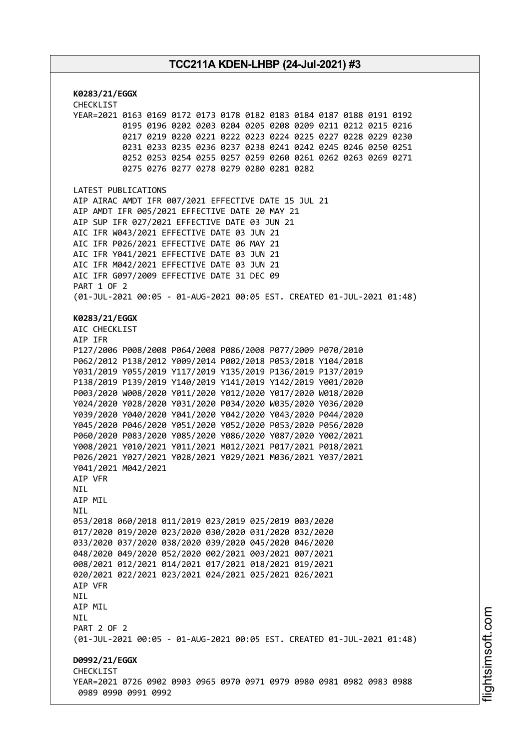**K0283/21/EGGX**
CHECKLIST
YEAR=2021 0163 0169 0172 0173 0178 0182 0183 0184 0187 0188 0191 0192
0195 0196 0202 0203 0204 0205 0208 0209 0211 0212 0215 0216
0217 0219 0220 0221 0222 0223 0224 0225 0227 0228 0229 0230
0231 0233 0235 0236 0237 0238 0241 0242 0245 0246 0250 0251
0252 0253 0254 0255 0257 0259 0260 0261 0262 0263 0269 0271
0275 0276 0277 0278 0279 0280 0281 0282

LATEST PUBLICATIONS
AIP AIRAC AMDT IFR 007/2021 EFFECTIVE DATE 15 JUL 21
AIP AMDT IFR 005/2021 EFFECTIVE DATE 20 MAY 21
AIP SUP IFR 027/2021 EFFECTIVE DATE 03 JUN 21
AIC IFR W043/2021 EFFECTIVE DATE 03 JUN 21
AIC IFR P026/2021 EFFECTIVE DATE 06 MAY 21
AIC IFR Y041/2021 EFFECTIVE DATE 03 JUN 21
AIC IFR M042/2021 EFFECTIVE DATE 03 JUN 21
AIC IFR G097/2009 EFFECTIVE DATE 31 DEC 09
PART 1 OF 2
(01-JUL-2021 00:05 - 01-AUG-2021 00:05 EST. CREATED 01-JUL-2021 01:48)

**K0283/21/EGGX**
AIC CHECKLIST
AIP IFR
P127/2006 P008/2008 P064/2008 P086/2008 P077/2009 P070/2010
P062/2012 P138/2012 Y009/2014 P002/2018 P053/2018 Y104/2018
Y031/2019 Y055/2019 Y117/2019 Y135/2019 P136/2019 P137/2019
P138/2019 P139/2019 Y140/2019 Y141/2019 Y142/2019 Y001/2020
P003/2020 W008/2020 Y011/2020 Y012/2020 Y017/2020 W018/2020
Y024/2020 Y028/2020 Y031/2020 P034/2020 W035/2020 Y036/2020
Y039/2020 Y040/2020 Y041/2020 Y042/2020 Y043/2020 P044/2020
Y045/2020 P046/2020 Y051/2020 Y052/2020 P053/2020 P056/2020
P060/2020 P083/2020 Y085/2020 Y086/2020 Y087/2020 Y002/2021
Y008/2021 Y010/2021 Y011/2021 M012/2021 P017/2021 P018/2021
P026/2021 Y027/2021 Y028/2021 Y029/2021 M036/2021 Y037/2021
Y041/2021 M042/2021
AIP VFR
NIL
AIP MIL
NIL
053/2018 060/2018 011/2019 023/2019 025/2019 003/2020
017/2020 019/2020 023/2020 030/2020 031/2020 032/2020
033/2020 037/2020 038/2020 039/2020 045/2020 046/2020
048/2020 049/2020 052/2020 002/2021 003/2021 007/2021
008/2021 012/2021 014/2021 017/2021 018/2021 019/2021
020/2021 022/2021 023/2021 024/2021 025/2021 026/2021
AIP VFR
NIL
AIP MIL
NIL
PART 2 OF 2
(01-JUL-2021 00:05 - 01-AUG-2021 00:05 EST. CREATED 01-JUL-2021 01:48)

**D0992/21/EGGX**
CHECKLIST
YEAR=2021 0726 0902 0903 0965 0970 0971 0979 0980 0981 0982 0983 0988
0989 0990 0991 0992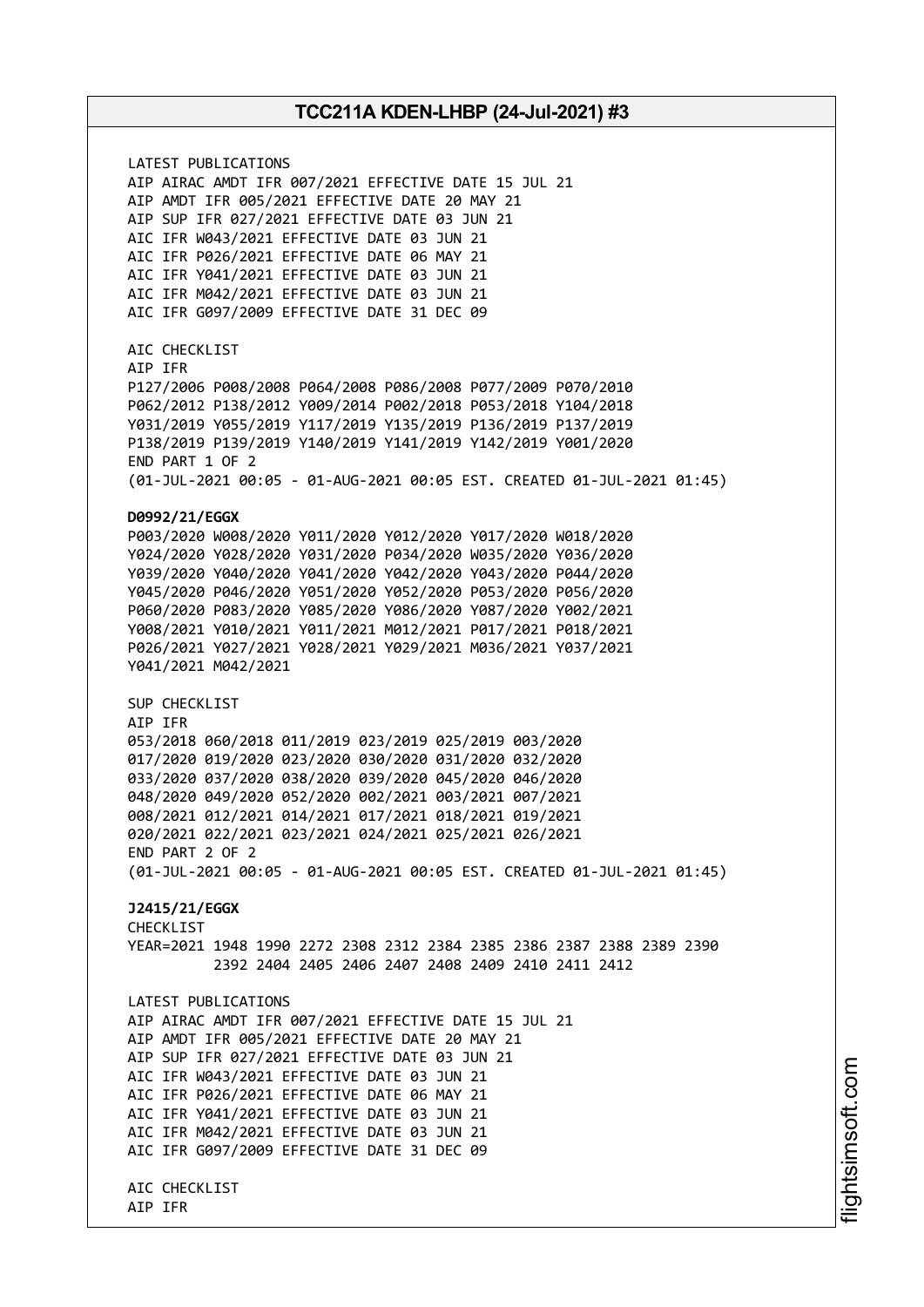LATEST PUBLICATIONS
AIP AIRAC AMDT IFR 007/2021 EFFECTIVE DATE 15 JUL 21
AIP AMDT IFR 005/2021 EFFECTIVE DATE 20 MAY 21
AIP SUP IFR 027/2021 EFFECTIVE DATE 03 JUN 21
AIC IFR W043/2021 EFFECTIVE DATE 03 JUN 21
AIC IFR P026/2021 EFFECTIVE DATE 06 MAY 21
AIC IFR Y041/2021 EFFECTIVE DATE 03 JUN 21
AIC IFR M042/2021 EFFECTIVE DATE 03 JUN 21
AIC IFR G097/2009 EFFECTIVE DATE 31 DEC 09

AIC CHECKLIST
AIP IFR
P127/2006 P008/2008 P064/2008 P086/2008 P077/2009 P070/2010
P062/2012 P138/2012 Y009/2014 P002/2018 P053/2018 Y104/2018
Y031/2019 Y055/2019 Y117/2019 Y135/2019 P136/2019 P137/2019
P138/2019 P139/2019 Y140/2019 Y141/2019 Y142/2019 Y001/2020
END PART 1 OF 2
(01-JUL-2021 00:05 - 01-AUG-2021 00:05 EST. CREATED 01-JUL-2021 01:45)

**D0992/21/EGGX**
P003/2020 W008/2020 Y011/2020 Y012/2020 Y017/2020 W018/2020
Y024/2020 Y028/2020 Y031/2020 P034/2020 W035/2020 Y036/2020
Y039/2020 Y040/2020 Y041/2020 Y042/2020 Y043/2020 P044/2020
Y045/2020 P046/2020 Y051/2020 Y052/2020 P053/2020 P056/2020
P060/2020 P083/2020 Y085/2020 Y086/2020 Y087/2020 Y002/2021
Y008/2021 Y010/2021 Y011/2021 M012/2021 P017/2021 P018/2021
P026/2021 Y027/2021 Y028/2021 Y029/2021 M036/2021 Y037/2021
Y041/2021 M042/2021

SUP CHECKLIST
AIP IFR
053/2018 060/2018 011/2019 023/2019 025/2019 003/2020
017/2020 019/2020 023/2020 030/2020 031/2020 032/2020
033/2020 037/2020 038/2020 039/2020 045/2020 046/2020
048/2020 049/2020 052/2020 002/2021 003/2021 007/2021
008/2021 012/2021 014/2021 017/2021 018/2021 019/2021
020/2021 022/2021 023/2021 024/2021 025/2021 026/2021
END PART 2 OF 2
(01-JUL-2021 00:05 - 01-AUG-2021 00:05 EST. CREATED 01-JUL-2021 01:45)

**J2415/21/EGGX**
CHECKLIST
YEAR=2021 1948 1990 2272 2308 2312 2384 2385 2386 2387 2388 2389 2390
2392 2404 2405 2406 2407 2408 2409 2410 2411 2412

LATEST PUBLICATIONS
AIP AIRAC AMDT IFR 007/2021 EFFECTIVE DATE 15 JUL 21
AIP AMDT IFR 005/2021 EFFECTIVE DATE 20 MAY 21
AIP SUP IFR 027/2021 EFFECTIVE DATE 03 JUN 21
AIC IFR W043/2021 EFFECTIVE DATE 03 JUN 21
AIC IFR P026/2021 EFFECTIVE DATE 06 MAY 21
AIC IFR Y041/2021 EFFECTIVE DATE 03 JUN 21
AIC IFR M042/2021 EFFECTIVE DATE 03 JUN 21
AIC IFR G097/2009 EFFECTIVE DATE 31 DEC 09

AIC CHECKLIST
AIP IFR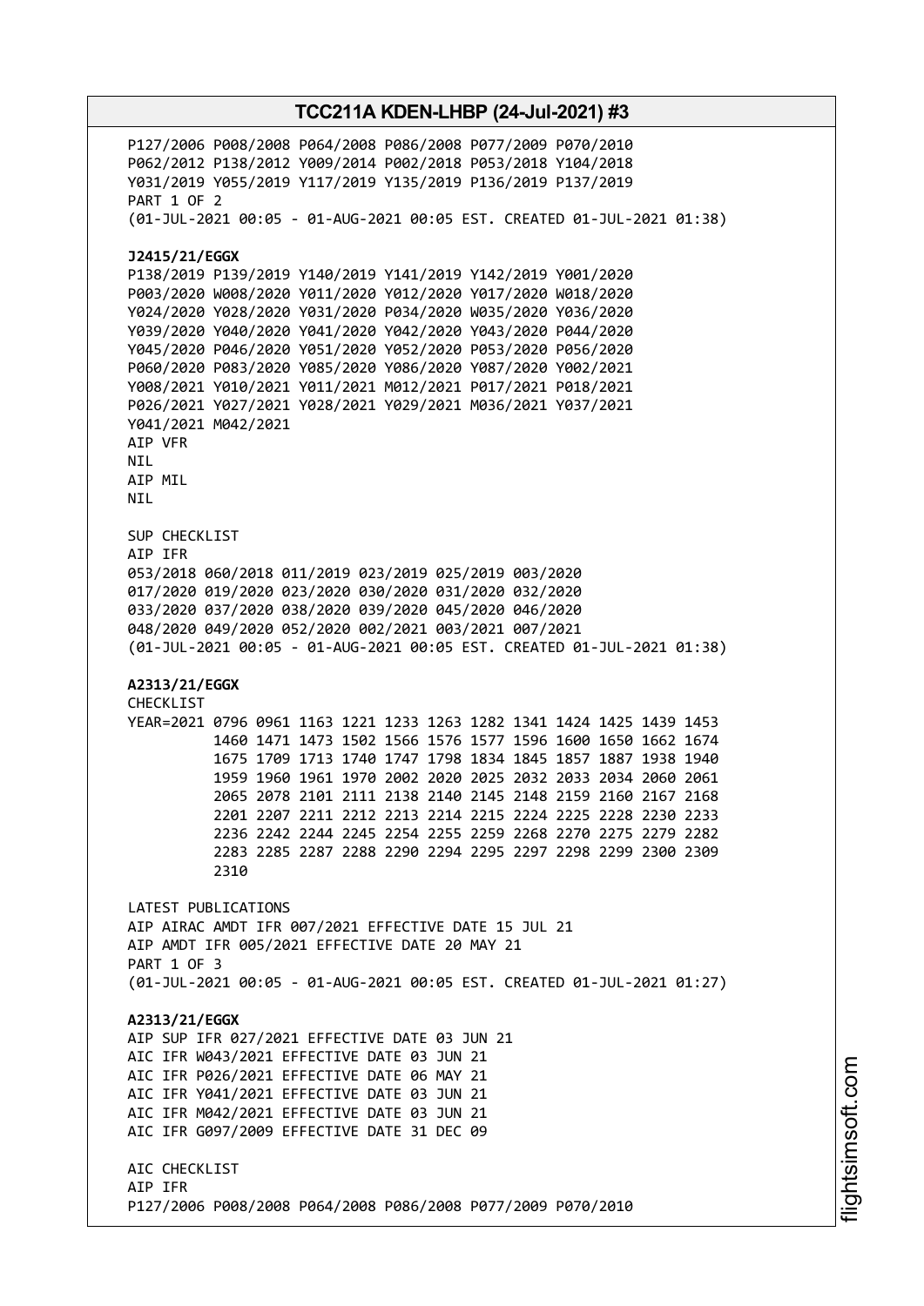P127/2006 P008/2008 P064/2008 P086/2008 P077/2009 P070/2010
P062/2012 P138/2012 Y009/2014 P002/2018 P053/2018 Y104/2018
Y031/2019 Y055/2019 Y117/2019 Y135/2019 P136/2019 P137/2019
PART 1 OF 2
(01-JUL-2021 00:05 - 01-AUG-2021 00:05 EST. CREATED 01-JUL-2021 01:38)

**J2415/21/EGGX**
P138/2019 P139/2019 Y140/2019 Y141/2019 Y142/2019 Y001/2020
P003/2020 W008/2020 Y011/2020 Y012/2020 Y017/2020 W018/2020
Y024/2020 Y028/2020 Y031/2020 P034/2020 W035/2020 Y036/2020
Y039/2020 Y040/2020 Y041/2020 Y042/2020 Y043/2020 P044/2020
Y045/2020 P046/2020 Y051/2020 Y052/2020 P053/2020 P056/2020
P060/2020 P083/2020 Y085/2020 Y086/2020 Y087/2020 Y002/2021
Y008/2021 Y010/2021 Y011/2021 M012/2021 P017/2021 P018/2021
P026/2021 Y027/2021 Y028/2021 Y029/2021 M036/2021 Y037/2021
Y041/2021 M042/2021
AIP VFR
NIL
AIP MIL
NIL

SUP CHECKLIST
AIP IFR
053/2018 060/2018 011/2019 023/2019 025/2019 003/2020
017/2020 019/2020 023/2020 030/2020 031/2020 032/2020
033/2020 037/2020 038/2020 039/2020 045/2020 046/2020
048/2020 049/2020 052/2020 002/2021 003/2021 007/2021
(01-JUL-2021 00:05 - 01-AUG-2021 00:05 EST. CREATED 01-JUL-2021 01:38)

**A2313/21/EGGX**
CHECKLIST
YEAR=2021 0796 0961 1163 1221 1233 1263 1282 1341 1424 1425 1439 1453
1460 1471 1473 1502 1566 1576 1577 1596 1600 1650 1662 1674
1675 1709 1713 1740 1747 1798 1834 1845 1857 1887 1938 1940
1959 1960 1961 1970 2002 2020 2025 2032 2033 2034 2060 2061
2065 2078 2101 2111 2138 2140 2145 2148 2159 2160 2167 2168
2201 2207 2211 2212 2213 2214 2215 2224 2225 2228 2230 2233
2236 2242 2244 2245 2254 2255 2259 2268 2270 2275 2279 2282
2283 2285 2287 2288 2290 2294 2295 2297 2298 2299 2300 2309
2310

LATEST PUBLICATIONS
AIP AIRAC AMDT IFR 007/2021 EFFECTIVE DATE 15 JUL 21
AIP AMDT IFR 005/2021 EFFECTIVE DATE 20 MAY 21
PART 1 OF 3
(01-JUL-2021 00:05 - 01-AUG-2021 00:05 EST. CREATED 01-JUL-2021 01:27)

**A2313/21/EGGX**
AIP SUP IFR 027/2021 EFFECTIVE DATE 03 JUN 21
AIC IFR W043/2021 EFFECTIVE DATE 03 JUN 21
AIC IFR P026/2021 EFFECTIVE DATE 06 MAY 21
AIC IFR Y041/2021 EFFECTIVE DATE 03 JUN 21
AIC IFR M042/2021 EFFECTIVE DATE 03 JUN 21
AIC IFR G097/2009 EFFECTIVE DATE 31 DEC 09

AIC CHECKLIST
AIP IFR
P127/2006 P008/2008 P064/2008 P086/2008 P077/2009 P070/2010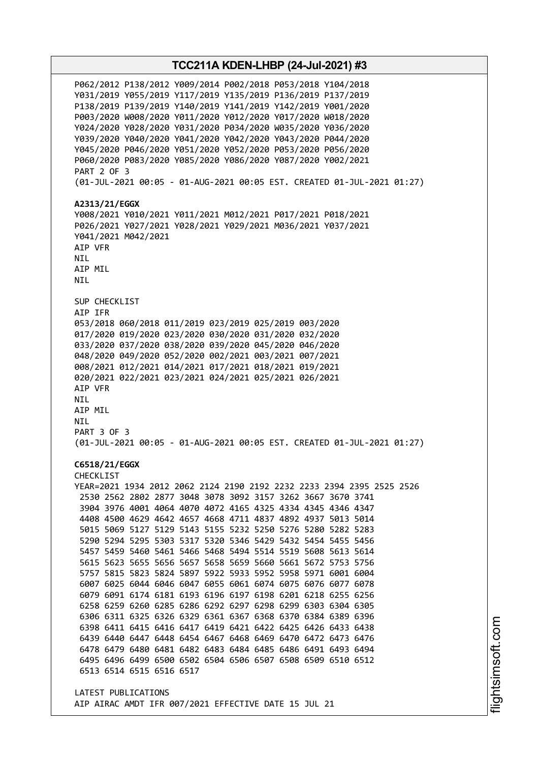P062/2012 P138/2012 Y009/2014 P002/2018 P053/2018 Y104/2018
Y031/2019 Y055/2019 Y117/2019 Y135/2019 P136/2019 P137/2019
P138/2019 P139/2019 Y140/2019 Y141/2019 Y142/2019 Y001/2020
P003/2020 W008/2020 Y011/2020 Y012/2020 Y017/2020 W018/2020
Y024/2020 Y028/2020 Y031/2020 P034/2020 W035/2020 Y036/2020
Y039/2020 Y040/2020 Y041/2020 Y042/2020 Y043/2020 P044/2020
Y045/2020 P046/2020 Y051/2020 Y052/2020 P053/2020 P056/2020
P060/2020 P083/2020 Y085/2020 Y086/2020 Y087/2020 Y002/2021
PART 2 OF 3
(01-JUL-2021 00:05 - 01-AUG-2021 00:05 EST. CREATED 01-JUL-2021 01:27)

**A2313/21/EGGX**
Y008/2021 Y010/2021 Y011/2021 M012/2021 P017/2021 P018/2021
P026/2021 Y027/2021 Y028/2021 Y029/2021 M036/2021 Y037/2021
Y041/2021 M042/2021
AIP VFR
NIL
AIP MIL
NIL

SUP CHECKLIST
AIP IFR
053/2018 060/2018 011/2019 023/2019 025/2019 003/2020
017/2020 019/2020 023/2020 030/2020 031/2020 032/2020
033/2020 037/2020 038/2020 039/2020 045/2020 046/2020
048/2020 049/2020 052/2020 002/2021 003/2021 007/2021
008/2021 012/2021 014/2021 017/2021 018/2021 019/2021
020/2021 022/2021 023/2021 024/2021 025/2021 026/2021
AIP VFR
NIL
AIP MIL
NIL
PART 3 OF 3
(01-JUL-2021 00:05 - 01-AUG-2021 00:05 EST. CREATED 01-JUL-2021 01:27)

**C6518/21/EGGX**
CHECKLIST
YEAR=2021 1934 2012 2062 2124 2190 2192 2232 2233 2394 2395 2525 2526
2530 2562 2802 2877 3048 3078 3092 3157 3262 3667 3670 3741
3904 3976 4001 4064 4070 4072 4165 4325 4334 4345 4346 4347
4408 4500 4629 4642 4657 4668 4711 4837 4892 4937 5013 5014
5015 5069 5127 5129 5143 5155 5232 5250 5276 5280 5282 5283
5290 5294 5295 5303 5317 5320 5346 5429 5432 5454 5455 5456
5457 5459 5460 5461 5466 5468 5494 5514 5519 5608 5613 5614
5615 5623 5655 5656 5657 5658 5659 5660 5661 5672 5753 5756
5757 5815 5823 5824 5897 5922 5933 5952 5958 5971 6001 6004
6007 6025 6044 6046 6047 6055 6061 6074 6075 6076 6077 6078
6079 6091 6174 6181 6193 6196 6197 6198 6201 6218 6255 6256
6258 6259 6260 6285 6286 6292 6297 6298 6299 6303 6304 6305
6306 6311 6325 6326 6329 6361 6367 6368 6370 6384 6389 6396
6398 6411 6415 6416 6417 6419 6421 6422 6425 6426 6433 6438
6439 6440 6447 6448 6454 6467 6468 6469 6470 6472 6473 6476
6478 6479 6480 6481 6482 6483 6484 6485 6486 6491 6493 6494
6495 6496 6499 6500 6502 6504 6506 6507 6508 6509 6510 6512
6513 6514 6515 6516 6517

LATEST PUBLICATIONS
AIP AIRAC AMDT IFR 007/2021 EFFECTIVE DATE 15 JUL 21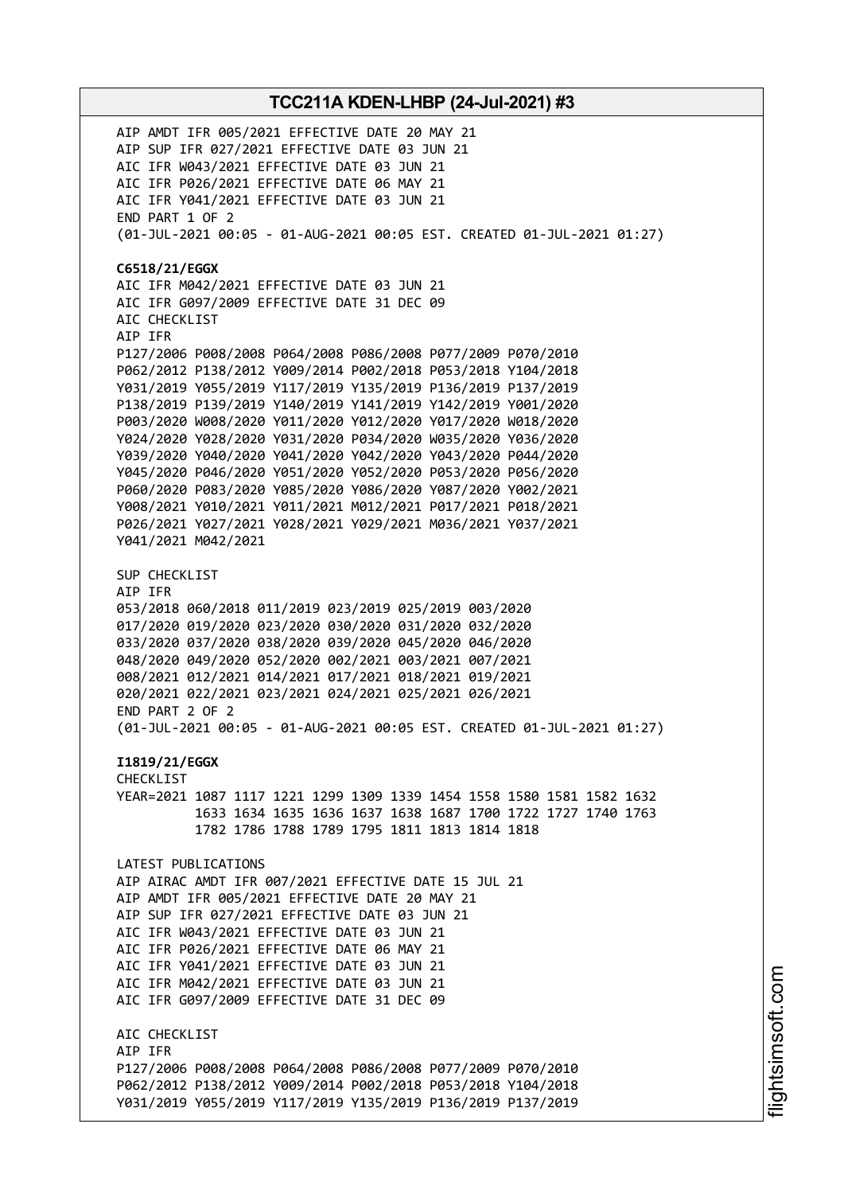AIP AMDT IFR 005/2021 EFFECTIVE DATE 20 MAY 21
AIP SUP IFR 027/2021 EFFECTIVE DATE 03 JUN 21
AIC IFR W043/2021 EFFECTIVE DATE 03 JUN 21
AIC IFR P026/2021 EFFECTIVE DATE 06 MAY 21
AIC IFR Y041/2021 EFFECTIVE DATE 03 JUN 21
END PART 1 OF 2
(01-JUL-2021 00:05 - 01-AUG-2021 00:05 EST. CREATED 01-JUL-2021 01:27)

**C6518/21/EGGX**
AIC IFR M042/2021 EFFECTIVE DATE 03 JUN 21
AIC IFR G097/2009 EFFECTIVE DATE 31 DEC 09
AIC CHECKLIST
AIP IFR
P127/2006 P008/2008 P064/2008 P086/2008 P077/2009 P070/2010
P062/2012 P138/2012 Y009/2014 P002/2018 P053/2018 Y104/2018
Y031/2019 Y055/2019 Y117/2019 Y135/2019 P136/2019 P137/2019
P138/2019 P139/2019 Y140/2019 Y141/2019 Y142/2019 Y001/2020
P003/2020 W008/2020 Y011/2020 Y012/2020 Y017/2020 W018/2020
Y024/2020 Y028/2020 Y031/2020 P034/2020 W035/2020 Y036/2020
Y039/2020 Y040/2020 Y041/2020 Y042/2020 Y043/2020 P044/2020
Y045/2020 P046/2020 Y051/2020 Y052/2020 P053/2020 P056/2020
P060/2020 P083/2020 Y085/2020 Y086/2020 Y087/2020 Y002/2021
Y008/2021 Y010/2021 Y011/2021 M012/2021 P017/2021 P018/2021
P026/2021 Y027/2021 Y028/2021 Y029/2021 M036/2021 Y037/2021
Y041/2021 M042/2021

SUP CHECKLIST
AIP IFR
053/2018 060/2018 011/2019 023/2019 025/2019 003/2020
017/2020 019/2020 023/2020 030/2020 031/2020 032/2020
033/2020 037/2020 038/2020 039/2020 045/2020 046/2020
048/2020 049/2020 052/2020 002/2021 003/2021 007/2021
008/2021 012/2021 014/2021 017/2021 018/2021 019/2021
020/2021 022/2021 023/2021 024/2021 025/2021 026/2021
END PART 2 OF 2
(01-JUL-2021 00:05 - 01-AUG-2021 00:05 EST. CREATED 01-JUL-2021 01:27)

**I1819/21/EGGX**
CHECKLIST
YEAR=2021 1087 1117 1221 1299 1309 1339 1454 1558 1580 1581 1582 1632
1633 1634 1635 1636 1637 1638 1687 1700 1722 1727 1740 1763
1782 1786 1788 1789 1795 1811 1813 1814 1818

LATEST PUBLICATIONS
AIP AIRAC AMDT IFR 007/2021 EFFECTIVE DATE 15 JUL 21
AIP AMDT IFR 005/2021 EFFECTIVE DATE 20 MAY 21
AIP SUP IFR 027/2021 EFFECTIVE DATE 03 JUN 21
AIC IFR W043/2021 EFFECTIVE DATE 03 JUN 21
AIC IFR P026/2021 EFFECTIVE DATE 06 MAY 21
AIC IFR Y041/2021 EFFECTIVE DATE 03 JUN 21
AIC IFR M042/2021 EFFECTIVE DATE 03 JUN 21
AIC IFR G097/2009 EFFECTIVE DATE 31 DEC 09

AIC CHECKLIST
AIP IFR
P127/2006 P008/2008 P064/2008 P086/2008 P077/2009 P070/2010
P062/2012 P138/2012 Y009/2014 P002/2018 P053/2018 Y104/2018
Y031/2019 Y055/2019 Y117/2019 Y135/2019 P136/2019 P137/2019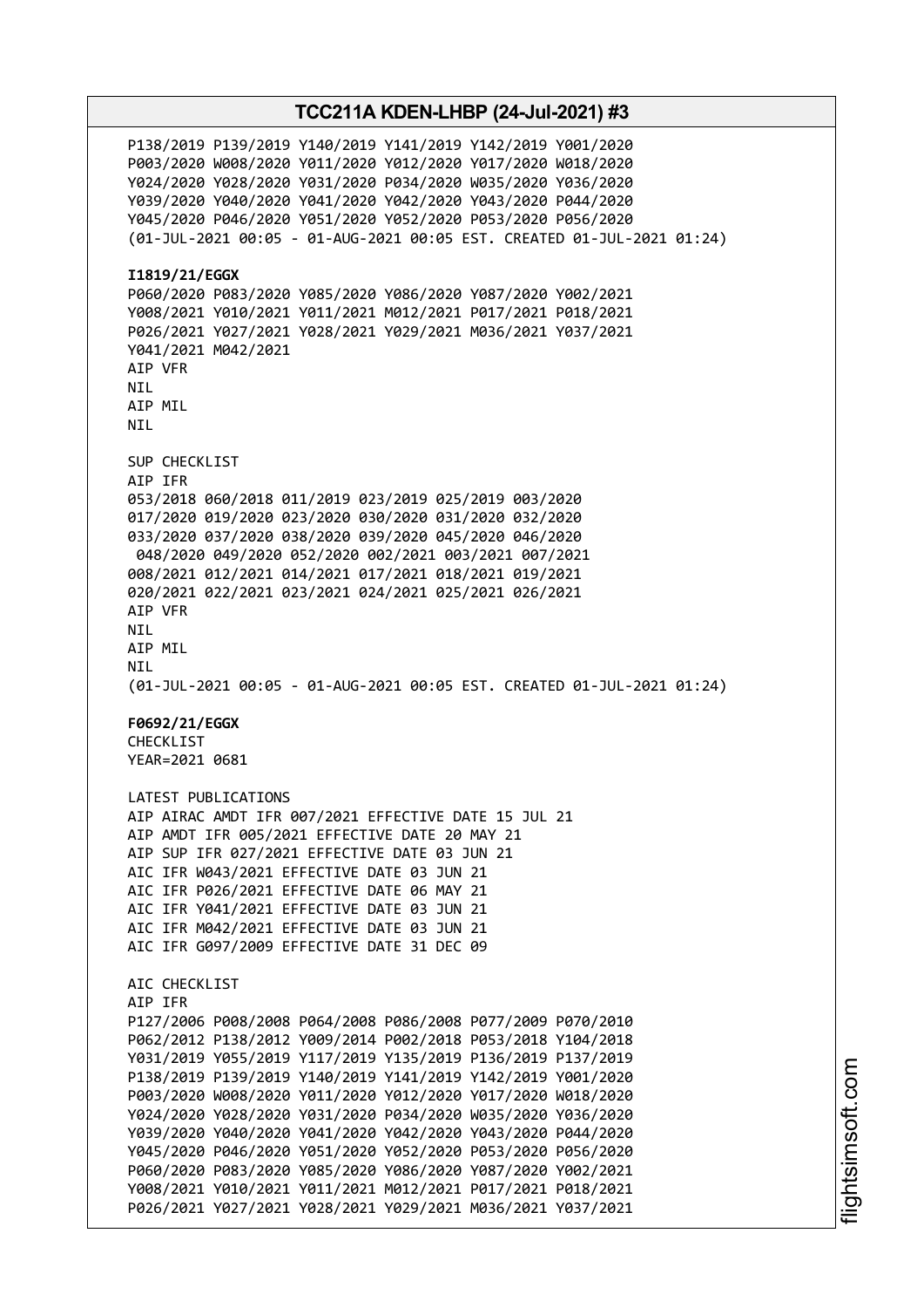P138/2019 P139/2019 Y140/2019 Y141/2019 Y142/2019 Y001/2020
P003/2020 W008/2020 Y011/2020 Y012/2020 Y017/2020 W018/2020
Y024/2020 Y028/2020 Y031/2020 P034/2020 W035/2020 Y036/2020
Y039/2020 Y040/2020 Y041/2020 Y042/2020 Y043/2020 P044/2020
Y045/2020 P046/2020 Y051/2020 Y052/2020 P053/2020 P056/2020
(01-JUL-2021 00:05 - 01-AUG-2021 00:05 EST. CREATED 01-JUL-2021 01:24)

**I1819/21/EGGX**
P060/2020 P083/2020 Y085/2020 Y086/2020 Y087/2020 Y002/2021
Y008/2021 Y010/2021 Y011/2021 M012/2021 P017/2021 P018/2021
P026/2021 Y027/2021 Y028/2021 Y029/2021 M036/2021 Y037/2021
Y041/2021 M042/2021
AIP VFR
NIL
AIP MIL
NIL

SUP CHECKLIST
AIP IFR
053/2018 060/2018 011/2019 023/2019 025/2019 003/2020
017/2020 019/2020 023/2020 030/2020 031/2020 032/2020
033/2020 037/2020 038/2020 039/2020 045/2020 046/2020
048/2020 049/2020 052/2020 002/2021 003/2021 007/2021
008/2021 012/2021 014/2021 017/2021 018/2021 019/2021
020/2021 022/2021 023/2021 024/2021 025/2021 026/2021
AIP VFR
NIL
AIP MIL
NIL
(01-JUL-2021 00:05 - 01-AUG-2021 00:05 EST. CREATED 01-JUL-2021 01:24)

**F0692/21/EGGX**
CHECKLIST
YEAR=2021 0681

LATEST PUBLICATIONS
AIP AIRAC AMDT IFR 007/2021 EFFECTIVE DATE 15 JUL 21
AIP AMDT IFR 005/2021 EFFECTIVE DATE 20 MAY 21
AIP SUP IFR 027/2021 EFFECTIVE DATE 03 JUN 21
AIC IFR W043/2021 EFFECTIVE DATE 03 JUN 21
AIC IFR P026/2021 EFFECTIVE DATE 06 MAY 21
AIC IFR Y041/2021 EFFECTIVE DATE 03 JUN 21
AIC IFR M042/2021 EFFECTIVE DATE 03 JUN 21
AIC IFR G097/2009 EFFECTIVE DATE 31 DEC 09

AIC CHECKLIST
AIP IFR
P127/2006 P008/2008 P064/2008 P086/2008 P077/2009 P070/2010
P062/2012 P138/2012 Y009/2014 P002/2018 P053/2018 Y104/2018
Y031/2019 Y055/2019 Y117/2019 Y135/2019 P136/2019 P137/2019
P138/2019 P139/2019 Y140/2019 Y141/2019 Y142/2019 Y001/2020
P003/2020 W008/2020 Y011/2020 Y012/2020 Y017/2020 W018/2020
Y024/2020 Y028/2020 Y031/2020 P034/2020 W035/2020 Y036/2020
Y039/2020 Y040/2020 Y041/2020 Y042/2020 Y043/2020 P044/2020
Y045/2020 P046/2020 Y051/2020 Y052/2020 P053/2020 P056/2020
P060/2020 P083/2020 Y085/2020 Y086/2020 Y087/2020 Y002/2021
Y008/2021 Y010/2021 Y011/2021 M012/2021 P017/2021 P018/2021
P026/2021 Y027/2021 Y028/2021 Y029/2021 M036/2021 Y037/2021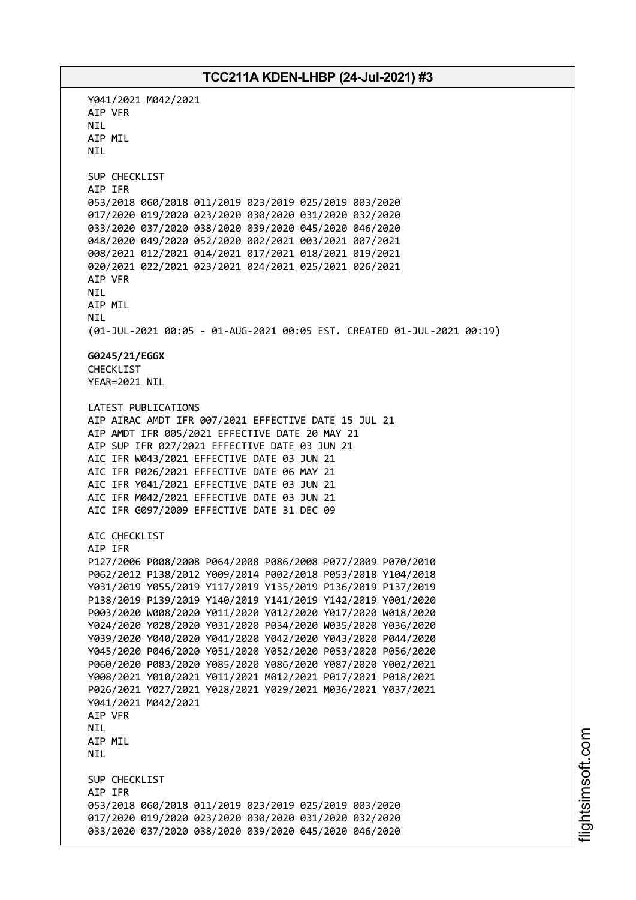Y041/2021 M042/2021
AIP VFR
NIL
AIP MIL
NIL

SUP CHECKLIST
AIP IFR
053/2018 060/2018 011/2019 023/2019 025/2019 003/2020
017/2020 019/2020 023/2020 030/2020 031/2020 032/2020
033/2020 037/2020 038/2020 039/2020 045/2020 046/2020
048/2020 049/2020 052/2020 002/2021 003/2021 007/2021
008/2021 012/2021 014/2021 017/2021 018/2021 019/2021
020/2021 022/2021 023/2021 024/2021 025/2021 026/2021
AIP VFR
NIL
AIP MIL
NIL
(01-JUL-2021 00:05 - 01-AUG-2021 00:05 EST. CREATED 01-JUL-2021 00:19)

**G0245/21/EGGX**
CHECKLIST
YEAR=2021 NIL

LATEST PUBLICATIONS
AIP AIRAC AMDT IFR 007/2021 EFFECTIVE DATE 15 JUL 21
AIP AMDT IFR 005/2021 EFFECTIVE DATE 20 MAY 21
AIP SUP IFR 027/2021 EFFECTIVE DATE 03 JUN 21
AIC IFR W043/2021 EFFECTIVE DATE 03 JUN 21
AIC IFR P026/2021 EFFECTIVE DATE 06 MAY 21
AIC IFR Y041/2021 EFFECTIVE DATE 03 JUN 21
AIC IFR M042/2021 EFFECTIVE DATE 03 JUN 21
AIC IFR G097/2009 EFFECTIVE DATE 31 DEC 09

AIC CHECKLIST
AIP IFR
P127/2006 P008/2008 P064/2008 P086/2008 P077/2009 P070/2010
P062/2012 P138/2012 Y009/2014 P002/2018 P053/2018 Y104/2018
Y031/2019 Y055/2019 Y117/2019 Y135/2019 P136/2019 P137/2019
P138/2019 P139/2019 Y140/2019 Y141/2019 Y142/2019 Y001/2020
P003/2020 W008/2020 Y011/2020 Y012/2020 Y017/2020 W018/2020
Y024/2020 Y028/2020 Y031/2020 P034/2020 W035/2020 Y036/2020
Y039/2020 Y040/2020 Y041/2020 Y042/2020 Y043/2020 P044/2020
Y045/2020 P046/2020 Y051/2020 Y052/2020 P053/2020 P056/2020
P060/2020 P083/2020 Y085/2020 Y086/2020 Y087/2020 Y002/2021
Y008/2021 Y010/2021 Y011/2021 M012/2021 P017/2021 P018/2021
P026/2021 Y027/2021 Y028/2021 Y029/2021 M036/2021 Y037/2021
Y041/2021 M042/2021
AIP VFR
NIL
AIP MIL
NIL

SUP CHECKLIST
AIP IFR
053/2018 060/2018 011/2019 023/2019 025/2019 003/2020
017/2020 019/2020 023/2020 030/2020 031/2020 032/2020
033/2020 037/2020 038/2020 039/2020 045/2020 046/2020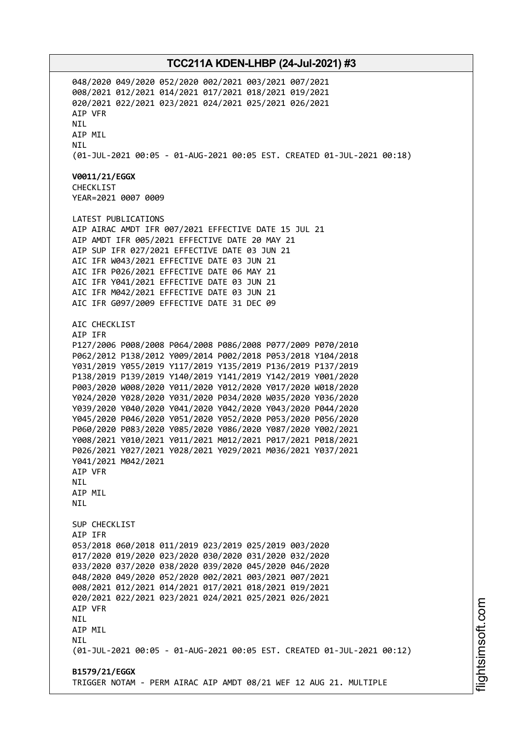048/2020 049/2020 052/2020 002/2021 003/2021 007/2021
008/2021 012/2021 014/2021 017/2021 018/2021 019/2021
020/2021 022/2021 023/2021 024/2021 025/2021 026/2021
AIP VFR
NIL
AIP MIL
NIL
(01-JUL-2021 00:05 - 01-AUG-2021 00:05 EST. CREATED 01-JUL-2021 00:18)

**V0011/21/EGGX**
CHECKLIST
YEAR=2021 0007 0009

LATEST PUBLICATIONS
AIP AIRAC AMDT IFR 007/2021 EFFECTIVE DATE 15 JUL 21
AIP AMDT IFR 005/2021 EFFECTIVE DATE 20 MAY 21
AIP SUP IFR 027/2021 EFFECTIVE DATE 03 JUN 21
AIC IFR W043/2021 EFFECTIVE DATE 03 JUN 21
AIC IFR P026/2021 EFFECTIVE DATE 06 MAY 21
AIC IFR Y041/2021 EFFECTIVE DATE 03 JUN 21
AIC IFR M042/2021 EFFECTIVE DATE 03 JUN 21
AIC IFR G097/2009 EFFECTIVE DATE 31 DEC 09

AIC CHECKLIST
AIP IFR
P127/2006 P008/2008 P064/2008 P086/2008 P077/2009 P070/2010
P062/2012 P138/2012 Y009/2014 P002/2018 P053/2018 Y104/2018
Y031/2019 Y055/2019 Y117/2019 Y135/2019 P136/2019 P137/2019
P138/2019 P139/2019 Y140/2019 Y141/2019 Y142/2019 Y001/2020
P003/2020 W008/2020 Y011/2020 Y012/2020 Y017/2020 W018/2020
Y024/2020 Y028/2020 Y031/2020 P034/2020 W035/2020 Y036/2020
Y039/2020 Y040/2020 Y041/2020 Y042/2020 Y043/2020 P044/2020
Y045/2020 P046/2020 Y051/2020 Y052/2020 P053/2020 P056/2020
P060/2020 P083/2020 Y085/2020 Y086/2020 Y087/2020 Y002/2021
Y008/2021 Y010/2021 Y011/2021 M012/2021 P017/2021 P018/2021
P026/2021 Y027/2021 Y028/2021 Y029/2021 M036/2021 Y037/2021
Y041/2021 M042/2021
AIP VFR
NIL
AIP MIL
NIL

SUP CHECKLIST
AIP IFR
053/2018 060/2018 011/2019 023/2019 025/2019 003/2020
017/2020 019/2020 023/2020 030/2020 031/2020 032/2020
033/2020 037/2020 038/2020 039/2020 045/2020 046/2020
048/2020 049/2020 052/2020 002/2021 003/2021 007/2021
008/2021 012/2021 014/2021 017/2021 018/2021 019/2021
020/2021 022/2021 023/2021 024/2021 025/2021 026/2021
AIP VFR
NIL
AIP MIL
NIL
(01-JUL-2021 00:05 - 01-AUG-2021 00:05 EST. CREATED 01-JUL-2021 00:12)

**B1579/21/EGGX**
TRIGGER NOTAM - PERM AIRAC AIP AMDT 08/21 WEF 12 AUG 21. MULTIPLE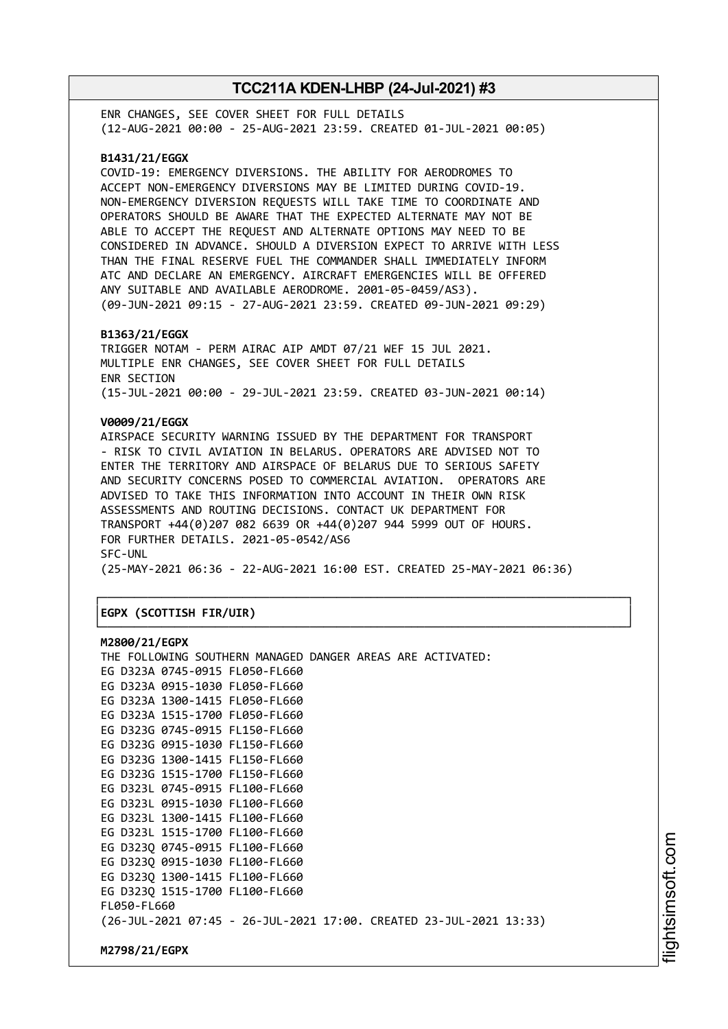ENR CHANGES, SEE COVER SHEET FOR FULL DETAILS
(12-AUG-2021 00:00 - 25-AUG-2021 23:59. CREATED 01-JUL-2021 00:05)

**B1431/21/EGGX**
COVID-19: EMERGENCY DIVERSIONS. THE ABILITY FOR AERODROMES TO ACCEPT NON-EMERGENCY DIVERSIONS MAY BE LIMITED DURING COVID-19. NON-EMERGENCY DIVERSION REQUESTS WILL TAKE TIME TO COORDINATE AND OPERATORS SHOULD BE AWARE THAT THE EXPECTED ALTERNATE MAY NOT BE ABLE TO ACCEPT THE REQUEST AND ALTERNATE OPTIONS MAY NEED TO BE CONSIDERED IN ADVANCE. SHOULD A DIVERSION EXPECT TO ARRIVE WITH LESS THAN THE FINAL RESERVE FUEL THE COMMANDER SHALL IMMEDIATELY INFORM ATC AND DECLARE AN EMERGENCY. AIRCRAFT EMERGENCIES WILL BE OFFERED ANY SUITABLE AND AVAILABLE AERODROME. 2001-05-0459/AS3).
(09-JUN-2021 09:15 - 27-AUG-2021 23:59. CREATED 09-JUN-2021 09:29)

**B1363/21/EGGX**
TRIGGER NOTAM - PERM AIRAC AIP AMDT 07/21 WEF 15 JUL 2021.
MULTIPLE ENR CHANGES, SEE COVER SHEET FOR FULL DETAILS
ENR SECTION
(15-JUL-2021 00:00 - 29-JUL-2021 23:59. CREATED 03-JUN-2021 00:14)

**V0009/21/EGGX**
AIRSPACE SECURITY WARNING ISSUED BY THE DEPARTMENT FOR TRANSPORT - RISK TO CIVIL AVIATION IN BELARUS. OPERATORS ARE ADVISED NOT TO ENTER THE TERRITORY AND AIRSPACE OF BELARUS DUE TO SERIOUS SAFETY AND SECURITY CONCERNS POSED TO COMMERCIAL AVIATION. OPERATORS ARE ADVISED TO TAKE THIS INFORMATION INTO ACCOUNT IN THEIR OWN RISK ASSESSMENTS AND ROUTING DECISIONS. CONTACT UK DEPARTMENT FOR TRANSPORT +44(0)207 082 6639 OR +44(0)207 944 5999 OUT OF HOURS. FOR FURTHER DETAILS. 2021-05-0542/AS6
SFC-UNL
(25-MAY-2021 06:36 - 22-AUG-2021 16:00 EST. CREATED 25-MAY-2021 06:36)

**EGPX (SCOTTISH FIR/UIR)**

**M2800/21/EGPX**
THE FOLLOWING SOUTHERN MANAGED DANGER AREAS ARE ACTIVATED:
EG D323A 0745-0915 FL050-FL660
EG D323A 0915-1030 FL050-FL660
EG D323A 1300-1415 FL050-FL660
EG D323A 1515-1700 FL050-FL660
EG D323G 0745-0915 FL150-FL660
EG D323G 0915-1030 FL150-FL660
EG D323G 1300-1415 FL150-FL660
EG D323G 1515-1700 FL150-FL660
EG D323L 0745-0915 FL100-FL660
EG D323L 0915-1030 FL100-FL660
EG D323L 1300-1415 FL100-FL660
EG D323L 1515-1700 FL100-FL660
EG D323Q 0745-0915 FL100-FL660
EG D323Q 0915-1030 FL100-FL660
EG D323Q 1300-1415 FL100-FL660
EG D323Q 1515-1700 FL100-FL660
FL050-FL660
(26-JUL-2021 07:45 - 26-JUL-2021 17:00. CREATED 23-JUL-2021 13:33)

**M2798/21/EGPX**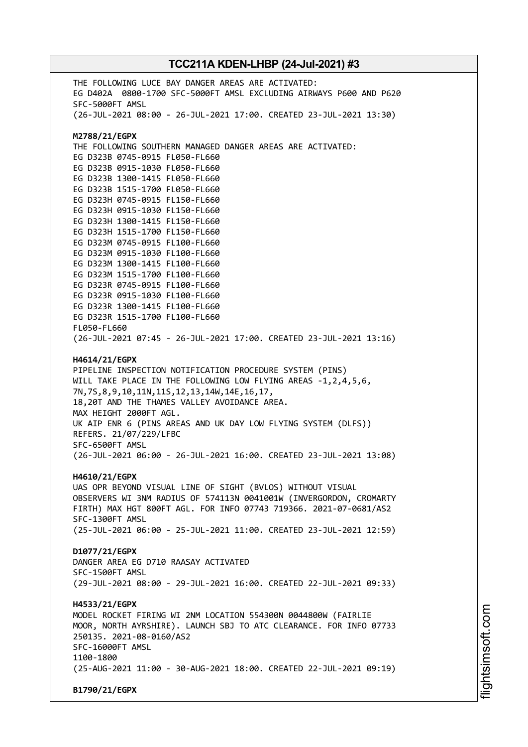THE FOLLOWING LUCE BAY DANGER AREAS ARE ACTIVATED:
EG D402A 0800-1700 SFC-5000FT AMSL EXCLUDING AIRWAYS P600 AND P620
SFC-5000FT AMSL
(26-JUL-2021 08:00 - 26-JUL-2021 17:00. CREATED 23-JUL-2021 13:30)

**M2788/21/EGPX**
THE FOLLOWING SOUTHERN MANAGED DANGER AREAS ARE ACTIVATED:
EG D323B 0745-0915 FL050-FL660
EG D323B 0915-1030 FL050-FL660
EG D323B 1300-1415 FL050-FL660
EG D323B 1515-1700 FL050-FL660
EG D323H 0745-0915 FL150-FL660
EG D323H 0915-1030 FL150-FL660
EG D323H 1300-1415 FL150-FL660
EG D323H 1515-1700 FL150-FL660
EG D323M 0745-0915 FL100-FL660
EG D323M 0915-1030 FL100-FL660
EG D323M 1300-1415 FL100-FL660
EG D323M 1515-1700 FL100-FL660
EG D323R 0745-0915 FL100-FL660
EG D323R 0915-1030 FL100-FL660
EG D323R 1300-1415 FL100-FL660
EG D323R 1515-1700 FL100-FL660
FL050-FL660
(26-JUL-2021 07:45 - 26-JUL-2021 17:00. CREATED 23-JUL-2021 13:16)

**H4614/21/EGPX**
PIPELINE INSPECTION NOTIFICATION PROCEDURE SYSTEM (PINS)
WILL TAKE PLACE IN THE FOLLOWING LOW FLYING AREAS -1,2,4,5,6,
7N,7S,8,9,10,11N,11S,12,13,14W,14E,16,17,
18,20T AND THE THAMES VALLEY AVOIDANCE AREA.
MAX HEIGHT 2000FT AGL.
UK AIP ENR 6 (PINS AREAS AND UK DAY LOW FLYING SYSTEM (DLFS))
REFERS. 21/07/229/LFBC
SFC-6500FT AMSL
(26-JUL-2021 06:00 - 26-JUL-2021 16:00. CREATED 23-JUL-2021 13:08)

**H4610/21/EGPX**
UAS OPR BEYOND VISUAL LINE OF SIGHT (BVLOS) WITHOUT VISUAL
OBSERVERS WI 3NM RADIUS OF 574113N 0041001W (INVERGORDON, CROMARTY
FIRTH) MAX HGT 800FT AGL. FOR INFO 07743 719366. 2021-07-0681/AS2
SFC-1300FT AMSL
(25-JUL-2021 06:00 - 25-JUL-2021 11:00. CREATED 23-JUL-2021 12:59)

**D1077/21/EGPX**
DANGER AREA EG D710 RAASAY ACTIVATED
SFC-1500FT AMSL
(29-JUL-2021 08:00 - 29-JUL-2021 16:00. CREATED 22-JUL-2021 09:33)

**H4533/21/EGPX**
MODEL ROCKET FIRING WI 2NM LOCATION 554300N 0044800W (FAIRLIE
MOOR, NORTH AYRSHIRE). LAUNCH SBJ TO ATC CLEARANCE. FOR INFO 07733
250135. 2021-08-0160/AS2
SFC-16000FT AMSL
1100-1800
(25-AUG-2021 11:00 - 30-AUG-2021 18:00. CREATED 22-JUL-2021 09:19)

**B1790/21/EGPX**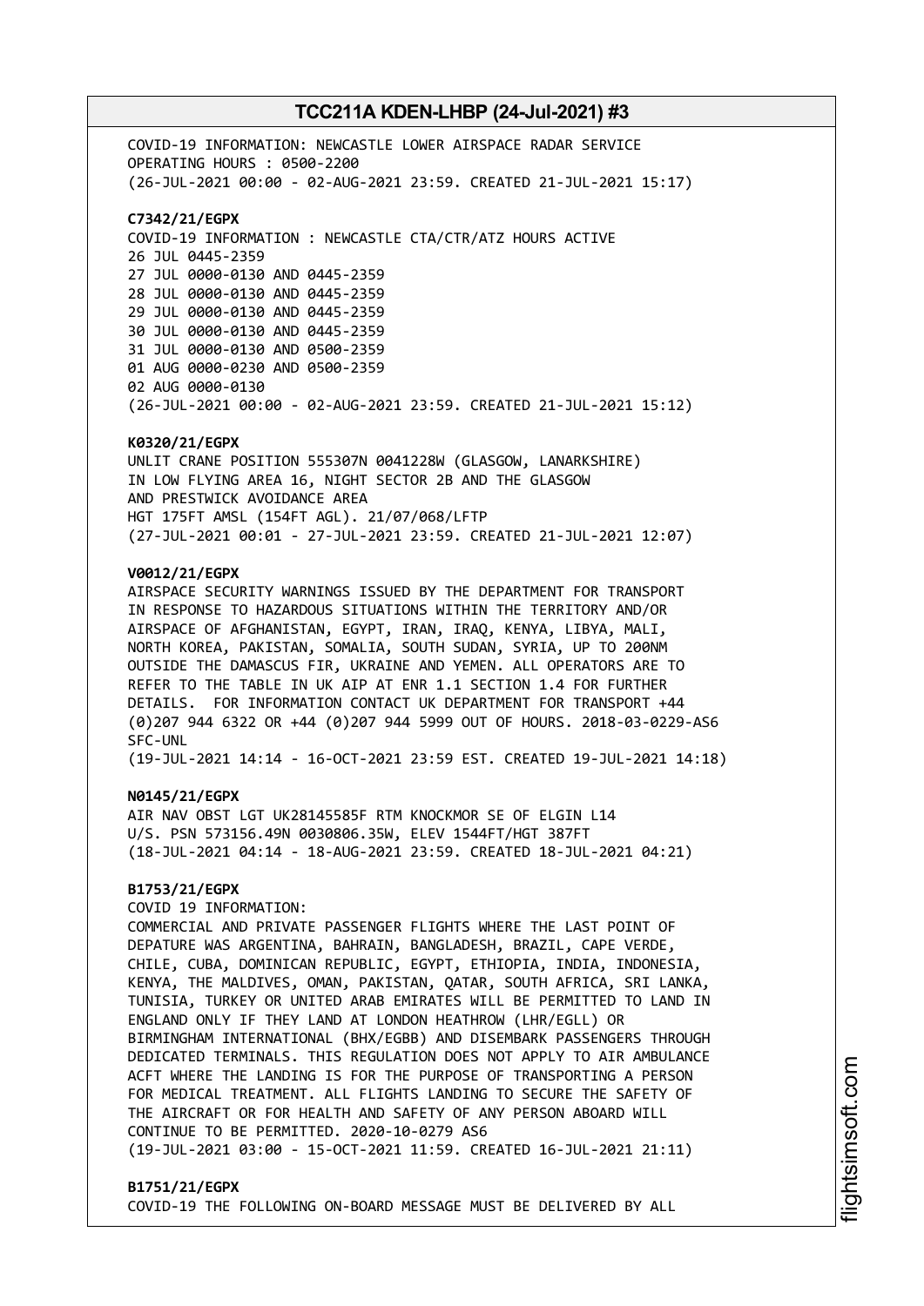COVID-19 INFORMATION: NEWCASTLE LOWER AIRSPACE RADAR SERVICE
OPERATING HOURS : 0500-2200
(26-JUL-2021 00:00 - 02-AUG-2021 23:59. CREATED 21-JUL-2021 15:17)

**C7342/21/EGPX**
COVID-19 INFORMATION : NEWCASTLE CTA/CTR/ATZ HOURS ACTIVE
26 JUL 0445-2359
27 JUL 0000-0130 AND 0445-2359
28 JUL 0000-0130 AND 0445-2359
29 JUL 0000-0130 AND 0445-2359
30 JUL 0000-0130 AND 0445-2359
31 JUL 0000-0130 AND 0500-2359
01 AUG 0000-0230 AND 0500-2359
02 AUG 0000-0130
(26-JUL-2021 00:00 - 02-AUG-2021 23:59. CREATED 21-JUL-2021 15:12)

**K0320/21/EGPX**
UNLIT CRANE POSITION 555307N 0041228W (GLASGOW, LANARKSHIRE)
IN LOW FLYING AREA 16, NIGHT SECTOR 2B AND THE GLASGOW
AND PRESTWICK AVOIDANCE AREA
HGT 175FT AMSL (154FT AGL). 21/07/068/LFTP
(27-JUL-2021 00:01 - 27-JUL-2021 23:59. CREATED 21-JUL-2021 12:07)

**V0012/21/EGPX**
AIRSPACE SECURITY WARNINGS ISSUED BY THE DEPARTMENT FOR TRANSPORT
IN RESPONSE TO HAZARDOUS SITUATIONS WITHIN THE TERRITORY AND/OR
AIRSPACE OF AFGHANISTAN, EGYPT, IRAN, IRAQ, KENYA, LIBYA, MALI,
NORTH KOREA, PAKISTAN, SOMALIA, SOUTH SUDAN, SYRIA, UP TO 200NM
OUTSIDE THE DAMASCUS FIR, UKRAINE AND YEMEN. ALL OPERATORS ARE TO
REFER TO THE TABLE IN UK AIP AT ENR 1.1 SECTION 1.4 FOR FURTHER
DETAILS. FOR INFORMATION CONTACT UK DEPARTMENT FOR TRANSPORT +44
(0)207 944 6322 OR +44 (0)207 944 5999 OUT OF HOURS. 2018-03-0229-AS6
SFC-UNL
(19-JUL-2021 14:14 - 16-OCT-2021 23:59 EST. CREATED 19-JUL-2021 14:18)

**N0145/21/EGPX**
AIR NAV OBST LGT UK28145585F RTM KNOCKMOR SE OF ELGIN L14
U/S. PSN 573156.49N 0030806.35W, ELEV 1544FT/HGT 387FT
(18-JUL-2021 04:14 - 18-AUG-2021 23:59. CREATED 18-JUL-2021 04:21)

**B1753/21/EGPX**
COVID 19 INFORMATION:
COMMERCIAL AND PRIVATE PASSENGER FLIGHTS WHERE THE LAST POINT OF
DEPATURE WAS ARGENTINA, BAHRAIN, BANGLADESH, BRAZIL, CAPE VERDE,
CHILE, CUBA, DOMINICAN REPUBLIC, EGYPT, ETHIOPIA, INDIA, INDONESIA,
KENYA, THE MALDIVES, OMAN, PAKISTAN, QATAR, SOUTH AFRICA, SRI LANKA,
TUNISIA, TURKEY OR UNITED ARAB EMIRATES WILL BE PERMITTED TO LAND IN
ENGLAND ONLY IF THEY LAND AT LONDON HEATHROW (LHR/EGLL) OR
BIRMINGHAM INTERNATIONAL (BHX/EGBB) AND DISEMBARK PASSENGERS THROUGH
DEDICATED TERMINALS. THIS REGULATION DOES NOT APPLY TO AIR AMBULANCE
ACFT WHERE THE LANDING IS FOR THE PURPOSE OF TRANSPORTING A PERSON
FOR MEDICAL TREATMENT. ALL FLIGHTS LANDING TO SECURE THE SAFETY OF
THE AIRCRAFT OR FOR HEALTH AND SAFETY OF ANY PERSON ABOARD WILL
CONTINUE TO BE PERMITTED. 2020-10-0279 AS6
(19-JUL-2021 03:00 - 15-OCT-2021 11:59. CREATED 16-JUL-2021 21:11)

**B1751/21/EGPX**
COVID-19 THE FOLLOWING ON-BOARD MESSAGE MUST BE DELIVERED BY ALL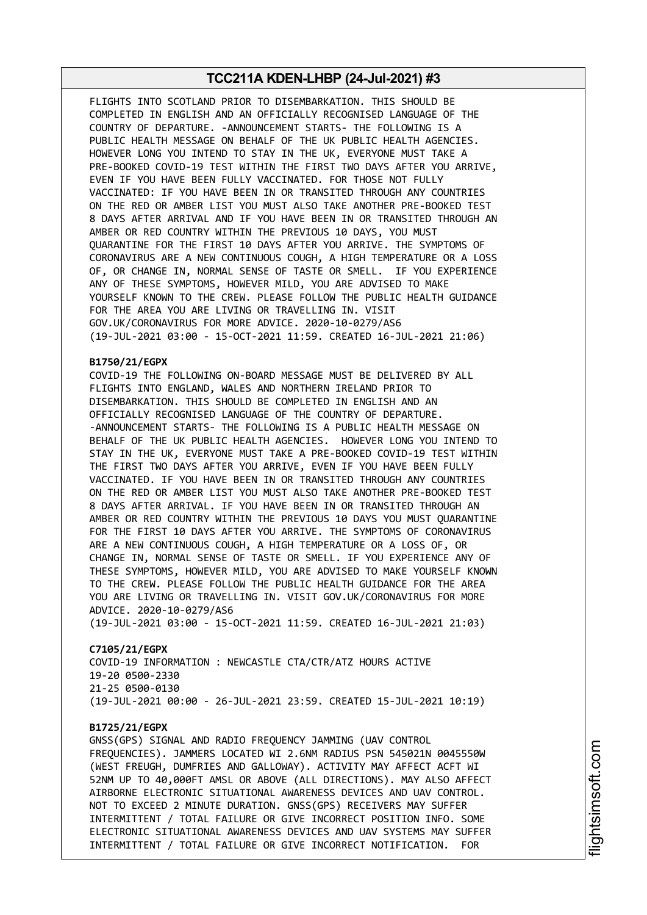FLIGHTS INTO SCOTLAND PRIOR TO DISEMBARKATION. THIS SHOULD BE COMPLETED IN ENGLISH AND AN OFFICIALLY RECOGNISED LANGUAGE OF THE COUNTRY OF DEPARTURE. -ANNOUNCEMENT STARTS- THE FOLLOWING IS A PUBLIC HEALTH MESSAGE ON BEHALF OF THE UK PUBLIC HEALTH AGENCIES. HOWEVER LONG YOU INTEND TO STAY IN THE UK, EVERYONE MUST TAKE A PRE-BOOKED COVID-19 TEST WITHIN THE FIRST TWO DAYS AFTER YOU ARRIVE, EVEN IF YOU HAVE BEEN FULLY VACCINATED. FOR THOSE NOT FULLY VACCINATED: IF YOU HAVE BEEN IN OR TRANSITED THROUGH ANY COUNTRIES ON THE RED OR AMBER LIST YOU MUST ALSO TAKE ANOTHER PRE-BOOKED TEST 8 DAYS AFTER ARRIVAL AND IF YOU HAVE BEEN IN OR TRANSITED THROUGH AN AMBER OR RED COUNTRY WITHIN THE PREVIOUS 10 DAYS, YOU MUST QUARANTINE FOR THE FIRST 10 DAYS AFTER YOU ARRIVE. THE SYMPTOMS OF CORONAVIRUS ARE A NEW CONTINUOUS COUGH, A HIGH TEMPERATURE OR A LOSS OF, OR CHANGE IN, NORMAL SENSE OF TASTE OR SMELL. IF YOU EXPERIENCE ANY OF THESE SYMPTOMS, HOWEVER MILD, YOU ARE ADVISED TO MAKE YOURSELF KNOWN TO THE CREW. PLEASE FOLLOW THE PUBLIC HEALTH GUIDANCE FOR THE AREA YOU ARE LIVING OR TRAVELLING IN. VISIT GOV.UK/CORONAVIRUS FOR MORE ADVICE. 2020-10-0279/AS6
(19-JUL-2021 03:00 - 15-OCT-2021 11:59. CREATED 16-JUL-2021 21:06)

**B1750/21/EGPX**
COVID-19 THE FOLLOWING ON-BOARD MESSAGE MUST BE DELIVERED BY ALL FLIGHTS INTO ENGLAND, WALES AND NORTHERN IRELAND PRIOR TO DISEMBARKATION. THIS SHOULD BE COMPLETED IN ENGLISH AND AN OFFICIALLY RECOGNISED LANGUAGE OF THE COUNTRY OF DEPARTURE. -ANNOUNCEMENT STARTS- THE FOLLOWING IS A PUBLIC HEALTH MESSAGE ON BEHALF OF THE UK PUBLIC HEALTH AGENCIES. HOWEVER LONG YOU INTEND TO STAY IN THE UK, EVERYONE MUST TAKE A PRE-BOOKED COVID-19 TEST WITHIN THE FIRST TWO DAYS AFTER YOU ARRIVE, EVEN IF YOU HAVE BEEN FULLY VACCINATED. IF YOU HAVE BEEN IN OR TRANSITED THROUGH ANY COUNTRIES ON THE RED OR AMBER LIST YOU MUST ALSO TAKE ANOTHER PRE-BOOKED TEST 8 DAYS AFTER ARRIVAL. IF YOU HAVE BEEN IN OR TRANSITED THROUGH AN AMBER OR RED COUNTRY WITHIN THE PREVIOUS 10 DAYS YOU MUST QUARANTINE FOR THE FIRST 10 DAYS AFTER YOU ARRIVE. THE SYMPTOMS OF CORONAVIRUS ARE A NEW CONTINUOUS COUGH, A HIGH TEMPERATURE OR A LOSS OF, OR CHANGE IN, NORMAL SENSE OF TASTE OR SMELL. IF YOU EXPERIENCE ANY OF THESE SYMPTOMS, HOWEVER MILD, YOU ARE ADVISED TO MAKE YOURSELF KNOWN TO THE CREW. PLEASE FOLLOW THE PUBLIC HEALTH GUIDANCE FOR THE AREA YOU ARE LIVING OR TRAVELLING IN. VISIT GOV.UK/CORONAVIRUS FOR MORE ADVICE. 2020-10-0279/AS6
(19-JUL-2021 03:00 - 15-OCT-2021 11:59. CREATED 16-JUL-2021 21:03)

**C7105/21/EGPX**
COVID-19 INFORMATION : NEWCASTLE CTA/CTR/ATZ HOURS ACTIVE
19-20 0500-2330
21-25 0500-0130
(19-JUL-2021 00:00 - 26-JUL-2021 23:59. CREATED 15-JUL-2021 10:19)

**B1725/21/EGPX**
GNSS(GPS) SIGNAL AND RADIO FREQUENCY JAMMING (UAV CONTROL FREQUENCIES). JAMMERS LOCATED WI 2.6NM RADIUS PSN 545021N 0045550W (WEST FREUGH, DUMFRIES AND GALLOWAY). ACTIVITY MAY AFFECT ACFT WI 52NM UP TO 40,000FT AMSL OR ABOVE (ALL DIRECTIONS). MAY ALSO AFFECT AIRBORNE ELECTRONIC SITUATIONAL AWARENESS DEVICES AND UAV CONTROL. NOT TO EXCEED 2 MINUTE DURATION. GNSS(GPS) RECEIVERS MAY SUFFER INTERMITTENT / TOTAL FAILURE OR GIVE INCORRECT POSITION INFO. SOME ELECTRONIC SITUATIONAL AWARENESS DEVICES AND UAV SYSTEMS MAY SUFFER INTERMITTENT / TOTAL FAILURE OR GIVE INCORRECT NOTIFICATION. FOR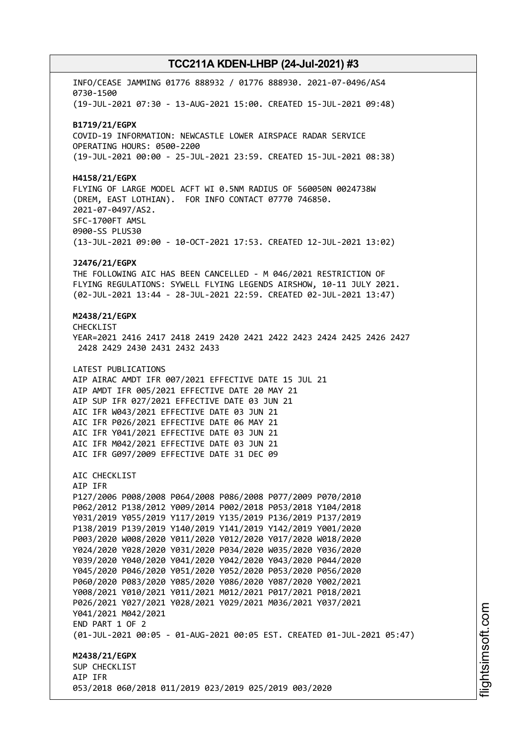INFO/CEASE JAMMING 01776 888932 / 01776 888930. 2021-07-0496/AS4
0730-1500
(19-JUL-2021 07:30 - 13-AUG-2021 15:00. CREATED 15-JUL-2021 09:48)

**B1719/21/EGPX**
COVID-19 INFORMATION: NEWCASTLE LOWER AIRSPACE RADAR SERVICE
OPERATING HOURS: 0500-2200
(19-JUL-2021 00:00 - 25-JUL-2021 23:59. CREATED 15-JUL-2021 08:38)

**H4158/21/EGPX**
FLYING OF LARGE MODEL ACFT WI 0.5NM RADIUS OF 560050N 0024738W
(DREM, EAST LOTHIAN). FOR INFO CONTACT 07770 746850.
2021-07-0497/AS2.
SFC-1700FT AMSL
0900-SS PLUS30
(13-JUL-2021 09:00 - 10-OCT-2021 17:53. CREATED 12-JUL-2021 13:02)

**J2476/21/EGPX**
THE FOLLOWING AIC HAS BEEN CANCELLED - M 046/2021 RESTRICTION OF
FLYING REGULATIONS: SYWELL FLYING LEGENDS AIRSHOW, 10-11 JULY 2021.
(02-JUL-2021 13:44 - 28-JUL-2021 22:59. CREATED 02-JUL-2021 13:47)

**M2438/21/EGPX**
CHECKLIST
YEAR=2021 2416 2417 2418 2419 2420 2421 2422 2423 2424 2425 2426 2427
2428 2429 2430 2431 2432 2433

LATEST PUBLICATIONS
AIP AIRAC AMDT IFR 007/2021 EFFECTIVE DATE 15 JUL 21
AIP AMDT IFR 005/2021 EFFECTIVE DATE 20 MAY 21
AIP SUP IFR 027/2021 EFFECTIVE DATE 03 JUN 21
AIC IFR W043/2021 EFFECTIVE DATE 03 JUN 21
AIC IFR P026/2021 EFFECTIVE DATE 06 MAY 21
AIC IFR Y041/2021 EFFECTIVE DATE 03 JUN 21
AIC IFR M042/2021 EFFECTIVE DATE 03 JUN 21
AIC IFR G097/2009 EFFECTIVE DATE 31 DEC 09

AIC CHECKLIST
AIP IFR
P127/2006 P008/2008 P064/2008 P086/2008 P077/2009 P070/2010
P062/2012 P138/2012 Y009/2014 P002/2018 P053/2018 Y104/2018
Y031/2019 Y055/2019 Y117/2019 Y135/2019 P136/2019 P137/2019
P138/2019 P139/2019 Y140/2019 Y141/2019 Y142/2019 Y001/2020
P003/2020 W008/2020 Y011/2020 Y012/2020 Y017/2020 W018/2020
Y024/2020 Y028/2020 Y031/2020 P034/2020 W035/2020 Y036/2020
Y039/2020 Y040/2020 Y041/2020 Y042/2020 Y043/2020 P044/2020
Y045/2020 P046/2020 Y051/2020 Y052/2020 P053/2020 P056/2020
P060/2020 P083/2020 Y085/2020 Y086/2020 Y087/2020 Y002/2021
Y008/2021 Y010/2021 Y011/2021 M012/2021 P017/2021 P018/2021
P026/2021 Y027/2021 Y028/2021 Y029/2021 M036/2021 Y037/2021
Y041/2021 M042/2021
END PART 1 OF 2
(01-JUL-2021 00:05 - 01-AUG-2021 00:05 EST. CREATED 01-JUL-2021 05:47)

**M2438/21/EGPX**
SUP CHECKLIST
AIP IFR
053/2018 060/2018 011/2019 023/2019 025/2019 003/2020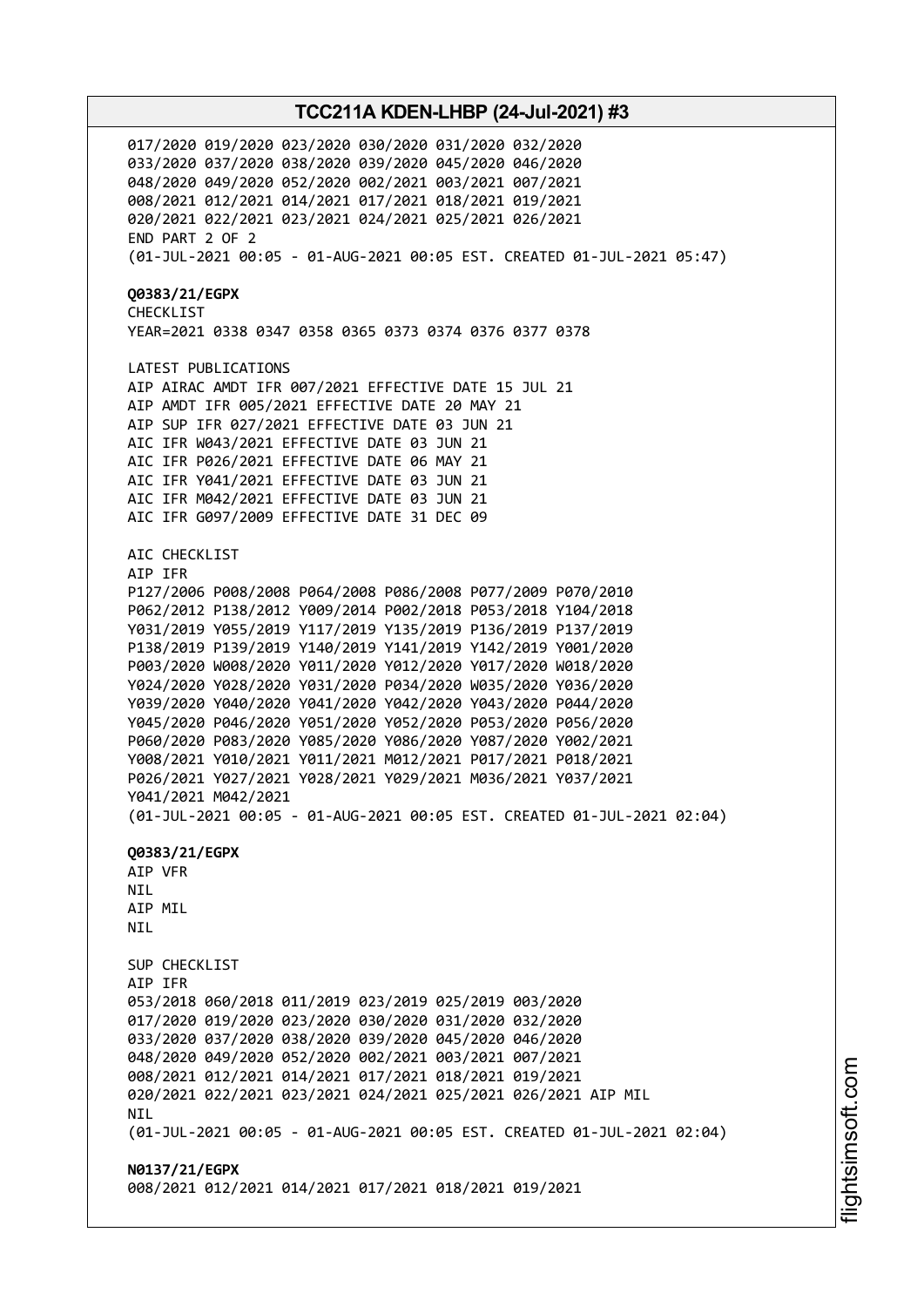017/2020 019/2020 023/2020 030/2020 031/2020 032/2020
033/2020 037/2020 038/2020 039/2020 045/2020 046/2020
048/2020 049/2020 052/2020 002/2021 003/2021 007/2021
008/2021 012/2021 014/2021 017/2021 018/2021 019/2021
020/2021 022/2021 023/2021 024/2021 025/2021 026/2021
END PART 2 OF 2
(01-JUL-2021 00:05 - 01-AUG-2021 00:05 EST. CREATED 01-JUL-2021 05:47)

**Q0383/21/EGPX**
CHECKLIST
YEAR=2021 0338 0347 0358 0365 0373 0374 0376 0377 0378

LATEST PUBLICATIONS
AIP AIRAC AMDT IFR 007/2021 EFFECTIVE DATE 15 JUL 21
AIP AMDT IFR 005/2021 EFFECTIVE DATE 20 MAY 21
AIP SUP IFR 027/2021 EFFECTIVE DATE 03 JUN 21
AIC IFR W043/2021 EFFECTIVE DATE 03 JUN 21
AIC IFR P026/2021 EFFECTIVE DATE 06 MAY 21
AIC IFR Y041/2021 EFFECTIVE DATE 03 JUN 21
AIC IFR M042/2021 EFFECTIVE DATE 03 JUN 21
AIC IFR G097/2009 EFFECTIVE DATE 31 DEC 09

AIC CHECKLIST
AIP IFR
P127/2006 P008/2008 P064/2008 P086/2008 P077/2009 P070/2010
P062/2012 P138/2012 Y009/2014 P002/2018 P053/2018 Y104/2018
Y031/2019 Y055/2019 Y117/2019 Y135/2019 P136/2019 P137/2019
P138/2019 P139/2019 Y140/2019 Y141/2019 Y142/2019 Y001/2020
P003/2020 W008/2020 Y011/2020 Y012/2020 Y017/2020 W018/2020
Y024/2020 Y028/2020 Y031/2020 P034/2020 W035/2020 Y036/2020
Y039/2020 Y040/2020 Y041/2020 Y042/2020 Y043/2020 P044/2020
Y045/2020 P046/2020 Y051/2020 Y052/2020 P053/2020 P056/2020
P060/2020 P083/2020 Y085/2020 Y086/2020 Y087/2020 Y002/2021
Y008/2021 Y010/2021 Y011/2021 M012/2021 P017/2021 P018/2021
P026/2021 Y027/2021 Y028/2021 Y029/2021 M036/2021 Y037/2021
Y041/2021 M042/2021
(01-JUL-2021 00:05 - 01-AUG-2021 00:05 EST. CREATED 01-JUL-2021 02:04)

**Q0383/21/EGPX**
AIP VFR
NIL
AIP MIL
NIL

SUP CHECKLIST
AIP IFR
053/2018 060/2018 011/2019 023/2019 025/2019 003/2020
017/2020 019/2020 023/2020 030/2020 031/2020 032/2020
033/2020 037/2020 038/2020 039/2020 045/2020 046/2020
048/2020 049/2020 052/2020 002/2021 003/2021 007/2021
008/2021 012/2021 014/2021 017/2021 018/2021 019/2021
020/2021 022/2021 023/2021 024/2021 025/2021 026/2021 AIP MIL
NIL
(01-JUL-2021 00:05 - 01-AUG-2021 00:05 EST. CREATED 01-JUL-2021 02:04)

**N0137/21/EGPX**
008/2021 012/2021 014/2021 017/2021 018/2021 019/2021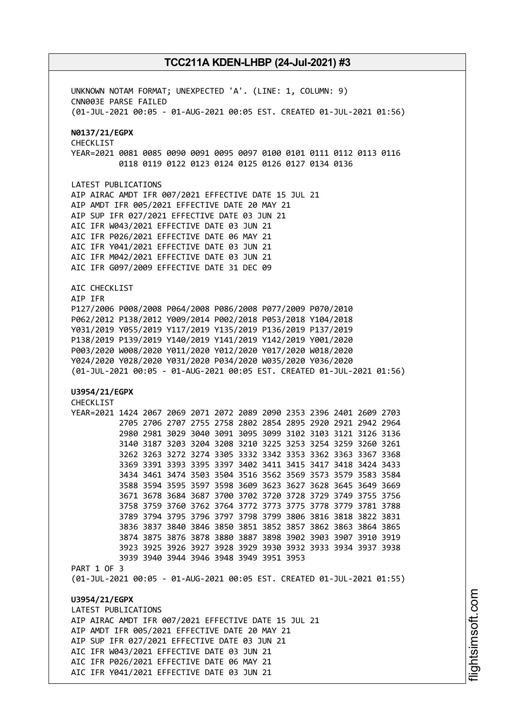UNKNOWN NOTAM FORMAT; UNEXPECTED 'A'. (LINE: 1, COLUMN: 9)
CNN003E PARSE FAILED
(01-JUL-2021 00:05 - 01-AUG-2021 00:05 EST. CREATED 01-JUL-2021 01:56)

**N0137/21/EGPX**
CHECKLIST
YEAR=2021 0081 0085 0090 0091 0095 0097 0100 0101 0111 0112 0113 0116
0118 0119 0122 0123 0124 0125 0126 0127 0134 0136

LATEST PUBLICATIONS
AIP AIRAC AMDT IFR 007/2021 EFFECTIVE DATE 15 JUL 21
AIP AMDT IFR 005/2021 EFFECTIVE DATE 20 MAY 21
AIP SUP IFR 027/2021 EFFECTIVE DATE 03 JUN 21
AIC IFR W043/2021 EFFECTIVE DATE 03 JUN 21
AIC IFR P026/2021 EFFECTIVE DATE 06 MAY 21
AIC IFR Y041/2021 EFFECTIVE DATE 03 JUN 21
AIC IFR M042/2021 EFFECTIVE DATE 03 JUN 21
AIC IFR G097/2009 EFFECTIVE DATE 31 DEC 09

AIC CHECKLIST
AIP IFR
P127/2006 P008/2008 P064/2008 P086/2008 P077/2009 P070/2010
P062/2012 P138/2012 Y009/2014 P002/2018 P053/2018 Y104/2018
Y031/2019 Y055/2019 Y117/2019 Y135/2019 P136/2019 P137/2019
P138/2019 P139/2019 Y140/2019 Y141/2019 Y142/2019 Y001/2020
P003/2020 W008/2020 Y011/2020 Y012/2020 Y017/2020 W018/2020
Y024/2020 Y028/2020 Y031/2020 P034/2020 W035/2020 Y036/2020
(01-JUL-2021 00:05 - 01-AUG-2021 00:05 EST. CREATED 01-JUL-2021 01:56)

**U3954/21/EGPX**
CHECKLIST
YEAR=2021 1424 2067 2069 2071 2072 2089 2090 2353 2396 2401 2609 2703
2705 2706 2707 2755 2758 2802 2854 2895 2920 2921 2942 2964
2980 2981 3029 3040 3091 3095 3099 3102 3103 3121 3126 3136
3140 3187 3203 3204 3208 3210 3225 3253 3254 3259 3260 3261
3262 3263 3272 3274 3305 3332 3342 3353 3362 3363 3367 3368
3369 3391 3393 3395 3397 3402 3411 3415 3417 3418 3424 3433
3434 3461 3474 3503 3504 3516 3562 3569 3573 3579 3583 3584
3588 3594 3595 3597 3598 3609 3623 3627 3628 3645 3649 3669
3671 3678 3684 3687 3700 3702 3720 3728 3729 3749 3755 3756
3758 3759 3760 3762 3764 3772 3773 3775 3778 3779 3781 3788
3789 3794 3795 3796 3797 3798 3799 3806 3816 3818 3822 3831
3836 3837 3840 3846 3850 3851 3852 3857 3862 3863 3864 3865
3874 3875 3876 3878 3880 3887 3898 3902 3903 3907 3910 3919
3923 3925 3926 3927 3928 3929 3930 3932 3933 3934 3937 3938
3939 3940 3944 3946 3948 3949 3951 3953
PART 1 OF 3
(01-JUL-2021 00:05 - 01-AUG-2021 00:05 EST. CREATED 01-JUL-2021 01:55)

**U3954/21/EGPX**
LATEST PUBLICATIONS
AIP AIRAC AMDT IFR 007/2021 EFFECTIVE DATE 15 JUL 21
AIP AMDT IFR 005/2021 EFFECTIVE DATE 20 MAY 21
AIP SUP IFR 027/2021 EFFECTIVE DATE 03 JUN 21
AIC IFR W043/2021 EFFECTIVE DATE 03 JUN 21
AIC IFR P026/2021 EFFECTIVE DATE 06 MAY 21
AIC IFR Y041/2021 EFFECTIVE DATE 03 JUN 21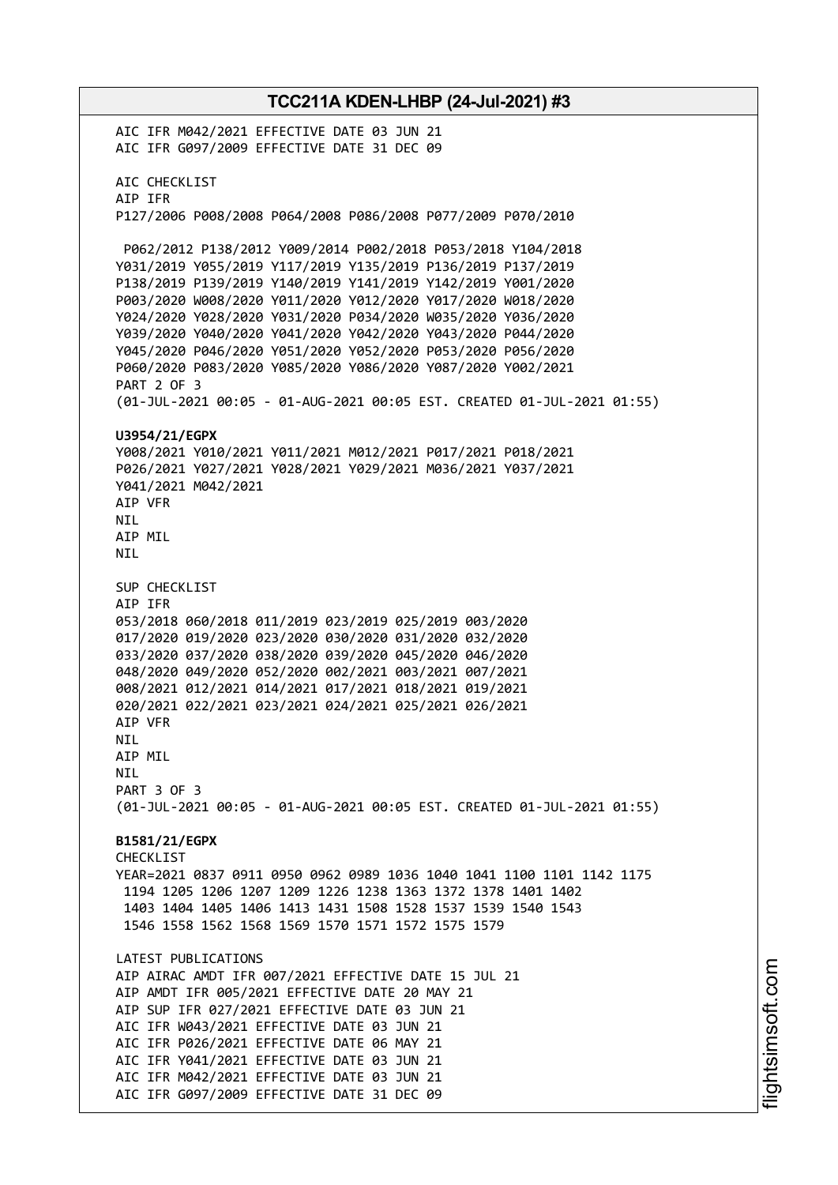AIC IFR M042/2021 EFFECTIVE DATE 03 JUN 21
AIC IFR G097/2009 EFFECTIVE DATE 31 DEC 09

AIC CHECKLIST
AIP IFR
P127/2006 P008/2008 P064/2008 P086/2008 P077/2009 P070/2010

P062/2012 P138/2012 Y009/2014 P002/2018 P053/2018 Y104/2018
Y031/2019 Y055/2019 Y117/2019 Y135/2019 P136/2019 P137/2019
P138/2019 P139/2019 Y140/2019 Y141/2019 Y142/2019 Y001/2020
P003/2020 W008/2020 Y011/2020 Y012/2020 Y017/2020 W018/2020
Y024/2020 Y028/2020 Y031/2020 P034/2020 W035/2020 Y036/2020
Y039/2020 Y040/2020 Y041/2020 Y042/2020 Y043/2020 P044/2020
Y045/2020 P046/2020 Y051/2020 Y052/2020 P053/2020 P056/2020
P060/2020 P083/2020 Y085/2020 Y086/2020 Y087/2020 Y002/2021
PART 2 OF 3
(01-JUL-2021 00:05 - 01-AUG-2021 00:05 EST. CREATED 01-JUL-2021 01:55)

**U3954/21/EGPX**
Y008/2021 Y010/2021 Y011/2021 M012/2021 P017/2021 P018/2021
P026/2021 Y027/2021 Y028/2021 Y029/2021 M036/2021 Y037/2021
Y041/2021 M042/2021
AIP VFR
NIL
AIP MIL
NIL

SUP CHECKLIST
AIP IFR
053/2018 060/2018 011/2019 023/2019 025/2019 003/2020
017/2020 019/2020 023/2020 030/2020 031/2020 032/2020
033/2020 037/2020 038/2020 039/2020 045/2020 046/2020
048/2020 049/2020 052/2020 002/2021 003/2021 007/2021
008/2021 012/2021 014/2021 017/2021 018/2021 019/2021
020/2021 022/2021 023/2021 024/2021 025/2021 026/2021
AIP VFR
NIL
AIP MIL
NIL
PART 3 OF 3
(01-JUL-2021 00:05 - 01-AUG-2021 00:05 EST. CREATED 01-JUL-2021 01:55)

**B1581/21/EGPX**
CHECKLIST
YEAR=2021 0837 0911 0950 0962 0989 1036 1040 1041 1100 1101 1142 1175
1194 1205 1206 1207 1209 1226 1238 1363 1372 1378 1401 1402
1403 1404 1405 1406 1413 1431 1508 1528 1537 1539 1540 1543
1546 1558 1562 1568 1569 1570 1571 1572 1575 1579

LATEST PUBLICATIONS
AIP AIRAC AMDT IFR 007/2021 EFFECTIVE DATE 15 JUL 21
AIP AMDT IFR 005/2021 EFFECTIVE DATE 20 MAY 21
AIP SUP IFR 027/2021 EFFECTIVE DATE 03 JUN 21
AIC IFR W043/2021 EFFECTIVE DATE 03 JUN 21
AIC IFR P026/2021 EFFECTIVE DATE 06 MAY 21
AIC IFR Y041/2021 EFFECTIVE DATE 03 JUN 21
AIC IFR M042/2021 EFFECTIVE DATE 03 JUN 21
AIC IFR G097/2009 EFFECTIVE DATE 31 DEC 09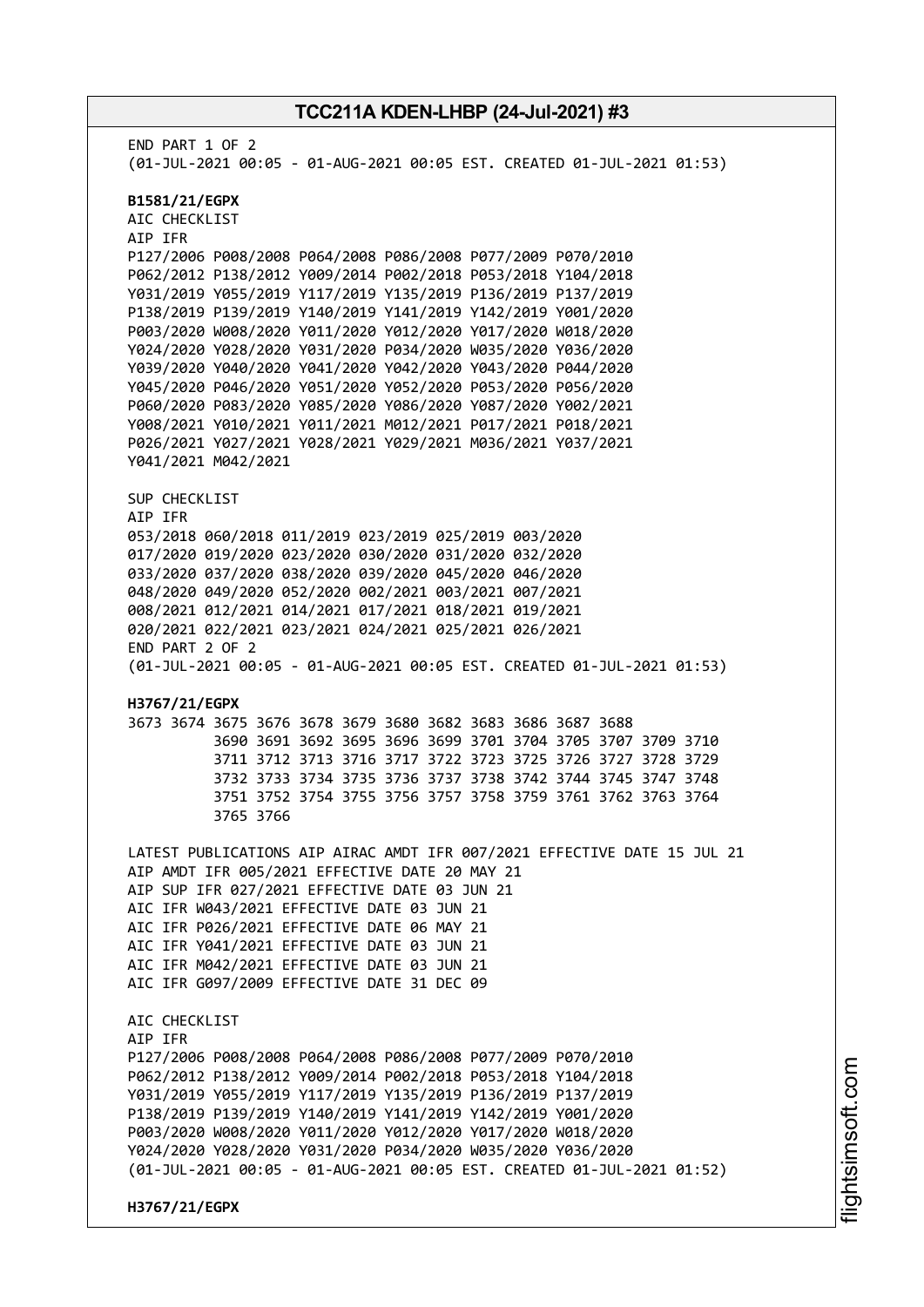END PART 1 OF 2
(01-JUL-2021 00:05 - 01-AUG-2021 00:05 EST. CREATED 01-JUL-2021 01:53)

**B1581/21/EGPX**
AIC CHECKLIST
AIP IFR
P127/2006 P008/2008 P064/2008 P086/2008 P077/2009 P070/2010
P062/2012 P138/2012 Y009/2014 P002/2018 P053/2018 Y104/2018
Y031/2019 Y055/2019 Y117/2019 Y135/2019 P136/2019 P137/2019
P138/2019 P139/2019 Y140/2019 Y141/2019 Y142/2019 Y001/2020
P003/2020 W008/2020 Y011/2020 Y012/2020 Y017/2020 W018/2020
Y024/2020 Y028/2020 Y031/2020 P034/2020 W035/2020 Y036/2020
Y039/2020 Y040/2020 Y041/2020 Y042/2020 Y043/2020 P044/2020
Y045/2020 P046/2020 Y051/2020 Y052/2020 P053/2020 P056/2020
P060/2020 P083/2020 Y085/2020 Y086/2020 Y087/2020 Y002/2021
Y008/2021 Y010/2021 Y011/2021 M012/2021 P017/2021 P018/2021
P026/2021 Y027/2021 Y028/2021 Y029/2021 M036/2021 Y037/2021
Y041/2021 M042/2021

SUP CHECKLIST
AIP IFR
053/2018 060/2018 011/2019 023/2019 025/2019 003/2020
017/2020 019/2020 023/2020 030/2020 031/2020 032/2020
033/2020 037/2020 038/2020 039/2020 045/2020 046/2020
048/2020 049/2020 052/2020 002/2021 003/2021 007/2021
008/2021 012/2021 014/2021 017/2021 018/2021 019/2021
020/2021 022/2021 023/2021 024/2021 025/2021 026/2021
END PART 2 OF 2
(01-JUL-2021 00:05 - 01-AUG-2021 00:05 EST. CREATED 01-JUL-2021 01:53)

**H3767/21/EGPX**
3673 3674 3675 3676 3678 3679 3680 3682 3683 3686 3687 3688
3690 3691 3692 3695 3696 3699 3701 3704 3705 3707 3709 3710
3711 3712 3713 3716 3717 3722 3723 3725 3726 3727 3728 3729
3732 3733 3734 3735 3736 3737 3738 3742 3744 3745 3747 3748
3751 3752 3754 3755 3756 3757 3758 3759 3761 3762 3763 3764
3765 3766

LATEST PUBLICATIONS AIP AIRAC AMDT IFR 007/2021 EFFECTIVE DATE 15 JUL 21
AIP AMDT IFR 005/2021 EFFECTIVE DATE 20 MAY 21
AIP SUP IFR 027/2021 EFFECTIVE DATE 03 JUN 21
AIC IFR W043/2021 EFFECTIVE DATE 03 JUN 21
AIC IFR P026/2021 EFFECTIVE DATE 06 MAY 21
AIC IFR Y041/2021 EFFECTIVE DATE 03 JUN 21
AIC IFR M042/2021 EFFECTIVE DATE 03 JUN 21
AIC IFR G097/2009 EFFECTIVE DATE 31 DEC 09

AIC CHECKLIST
AIP IFR
P127/2006 P008/2008 P064/2008 P086/2008 P077/2009 P070/2010
P062/2012 P138/2012 Y009/2014 P002/2018 P053/2018 Y104/2018
Y031/2019 Y055/2019 Y117/2019 Y135/2019 P136/2019 P137/2019
P138/2019 P139/2019 Y140/2019 Y141/2019 Y142/2019 Y001/2020
P003/2020 W008/2020 Y011/2020 Y012/2020 Y017/2020 W018/2020
Y024/2020 Y028/2020 Y031/2020 P034/2020 W035/2020 Y036/2020
(01-JUL-2021 00:05 - 01-AUG-2021 00:05 EST. CREATED 01-JUL-2021 01:52)

**H3767/21/EGPX**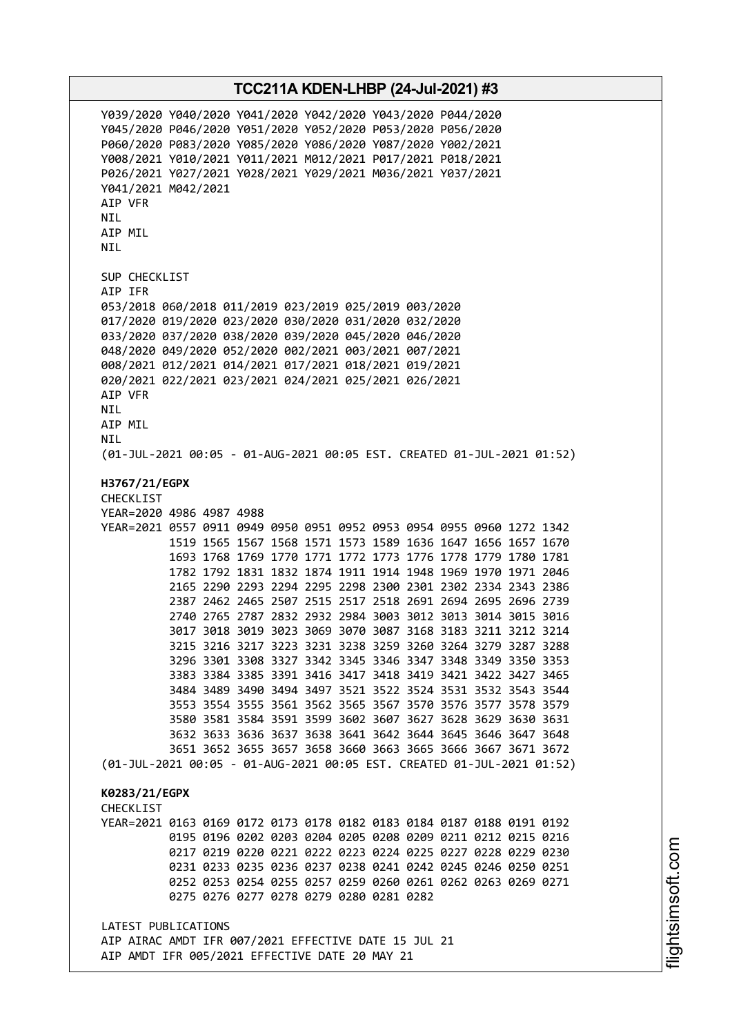Y039/2020 Y040/2020 Y041/2020 Y042/2020 Y043/2020 P044/2020
Y045/2020 P046/2020 Y051/2020 Y052/2020 P053/2020 P056/2020
P060/2020 P083/2020 Y085/2020 Y086/2020 Y087/2020 Y002/2021
Y008/2021 Y010/2021 Y011/2021 M012/2021 P017/2021 P018/2021
P026/2021 Y027/2021 Y028/2021 Y029/2021 M036/2021 Y037/2021
Y041/2021 M042/2021
AIP VFR
NIL
AIP MIL
NIL

SUP CHECKLIST
AIP IFR
053/2018 060/2018 011/2019 023/2019 025/2019 003/2020
017/2020 019/2020 023/2020 030/2020 031/2020 032/2020
033/2020 037/2020 038/2020 039/2020 045/2020 046/2020
048/2020 049/2020 052/2020 002/2021 003/2021 007/2021
008/2021 012/2021 014/2021 017/2021 018/2021 019/2021
020/2021 022/2021 023/2021 024/2021 025/2021 026/2021
AIP VFR
NIL
AIP MIL
NIL
(01-JUL-2021 00:05 - 01-AUG-2021 00:05 EST. CREATED 01-JUL-2021 01:52)

**H3767/21/EGPX**
CHECKLIST
YEAR=2020 4986 4987 4988
YEAR=2021 0557 0911 0949 0950 0951 0952 0953 0954 0955 0960 1272 1342
1519 1565 1567 1568 1571 1573 1589 1636 1647 1656 1657 1670
1693 1768 1769 1770 1771 1772 1773 1776 1778 1779 1780 1781
1782 1792 1831 1832 1874 1911 1914 1948 1969 1970 1971 2046
2165 2290 2293 2294 2295 2298 2300 2301 2302 2334 2343 2386
2387 2462 2465 2507 2515 2517 2518 2691 2694 2695 2696 2739
2740 2765 2787 2832 2932 2984 3003 3012 3013 3014 3015 3016
3017 3018 3019 3023 3069 3070 3087 3168 3183 3211 3212 3214
3215 3216 3217 3223 3231 3238 3259 3260 3264 3279 3287 3288
3296 3301 3308 3327 3342 3345 3346 3347 3348 3349 3350 3353
3383 3384 3385 3391 3416 3417 3418 3419 3421 3422 3427 3465
3484 3489 3490 3494 3497 3521 3522 3524 3531 3532 3543 3544
3553 3554 3555 3561 3562 3565 3567 3570 3576 3577 3578 3579
3580 3581 3584 3591 3599 3602 3607 3627 3628 3629 3630 3631
3632 3633 3636 3637 3638 3641 3642 3644 3645 3646 3647 3648
3651 3652 3655 3657 3658 3660 3663 3665 3666 3667 3671 3672
(01-JUL-2021 00:05 - 01-AUG-2021 00:05 EST. CREATED 01-JUL-2021 01:52)

**K0283/21/EGPX**
CHECKLIST
YEAR=2021 0163 0169 0172 0173 0178 0182 0183 0184 0187 0188 0191 0192
0195 0196 0202 0203 0204 0205 0208 0209 0211 0212 0215 0216
0217 0219 0220 0221 0222 0223 0224 0225 0227 0228 0229 0230
0231 0233 0235 0236 0237 0238 0241 0242 0245 0246 0250 0251
0252 0253 0254 0255 0257 0259 0260 0261 0262 0263 0269 0271
0275 0276 0277 0278 0279 0280 0281 0282

LATEST PUBLICATIONS
AIP AIRAC AMDT IFR 007/2021 EFFECTIVE DATE 15 JUL 21
AIP AMDT IFR 005/2021 EFFECTIVE DATE 20 MAY 21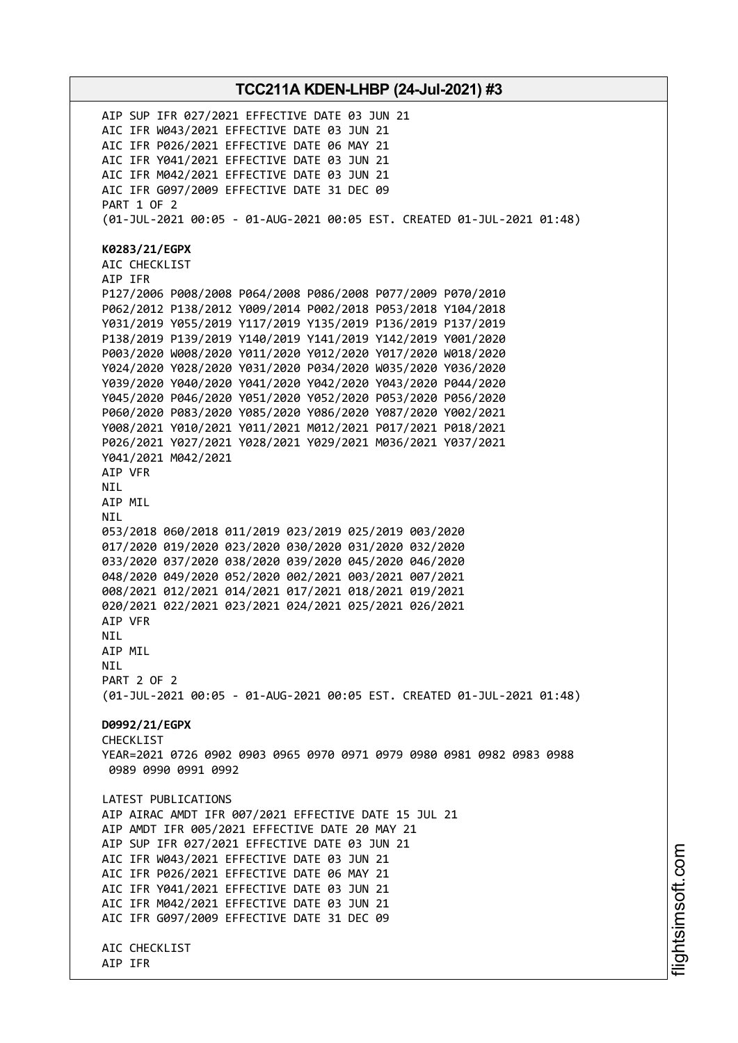AIP SUP IFR 027/2021 EFFECTIVE DATE 03 JUN 21
AIC IFR W043/2021 EFFECTIVE DATE 03 JUN 21
AIC IFR P026/2021 EFFECTIVE DATE 06 MAY 21
AIC IFR Y041/2021 EFFECTIVE DATE 03 JUN 21
AIC IFR M042/2021 EFFECTIVE DATE 03 JUN 21
AIC IFR G097/2009 EFFECTIVE DATE 31 DEC 09
PART 1 OF 2
(01-JUL-2021 00:05 - 01-AUG-2021 00:05 EST. CREATED 01-JUL-2021 01:48)

**K0283/21/EGPX**
AIC CHECKLIST
AIP IFR
P127/2006 P008/2008 P064/2008 P086/2008 P077/2009 P070/2010
P062/2012 P138/2012 Y009/2014 P002/2018 P053/2018 Y104/2018
Y031/2019 Y055/2019 Y117/2019 Y135/2019 P136/2019 P137/2019
P138/2019 P139/2019 Y140/2019 Y141/2019 Y142/2019 Y001/2020
P003/2020 W008/2020 Y011/2020 Y012/2020 Y017/2020 W018/2020
Y024/2020 Y028/2020 Y031/2020 P034/2020 W035/2020 Y036/2020
Y039/2020 Y040/2020 Y041/2020 Y042/2020 Y043/2020 P044/2020
Y045/2020 P046/2020 Y051/2020 Y052/2020 P053/2020 P056/2020
P060/2020 P083/2020 Y085/2020 Y086/2020 Y087/2020 Y002/2021
Y008/2021 Y010/2021 Y011/2021 M012/2021 P017/2021 P018/2021
P026/2021 Y027/2021 Y028/2021 Y029/2021 M036/2021 Y037/2021
Y041/2021 M042/2021
AIP VFR
NIL
AIP MIL
NIL
053/2018 060/2018 011/2019 023/2019 025/2019 003/2020
017/2020 019/2020 023/2020 030/2020 031/2020 032/2020
033/2020 037/2020 038/2020 039/2020 045/2020 046/2020
048/2020 049/2020 052/2020 002/2021 003/2021 007/2021
008/2021 012/2021 014/2021 017/2021 018/2021 019/2021
020/2021 022/2021 023/2021 024/2021 025/2021 026/2021
AIP VFR
NIL
AIP MIL
NIL
PART 2 OF 2
(01-JUL-2021 00:05 - 01-AUG-2021 00:05 EST. CREATED 01-JUL-2021 01:48)

**D0992/21/EGPX**
CHECKLIST
YEAR=2021 0726 0902 0903 0965 0970 0971 0979 0980 0981 0982 0983 0988
0989 0990 0991 0992

LATEST PUBLICATIONS
AIP AIRAC AMDT IFR 007/2021 EFFECTIVE DATE 15 JUL 21
AIP AMDT IFR 005/2021 EFFECTIVE DATE 20 MAY 21
AIP SUP IFR 027/2021 EFFECTIVE DATE 03 JUN 21
AIC IFR W043/2021 EFFECTIVE DATE 03 JUN 21
AIC IFR P026/2021 EFFECTIVE DATE 06 MAY 21
AIC IFR Y041/2021 EFFECTIVE DATE 03 JUN 21
AIC IFR M042/2021 EFFECTIVE DATE 03 JUN 21
AIC IFR G097/2009 EFFECTIVE DATE 31 DEC 09

AIC CHECKLIST
AIP IFR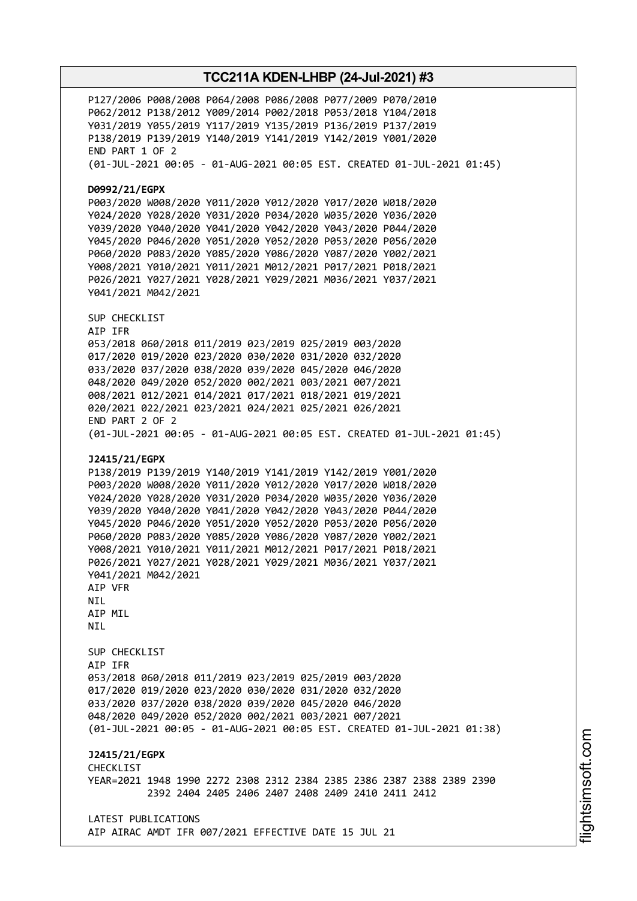P127/2006 P008/2008 P064/2008 P086/2008 P077/2009 P070/2010
P062/2012 P138/2012 Y009/2014 P002/2018 P053/2018 Y104/2018
Y031/2019 Y055/2019 Y117/2019 Y135/2019 P136/2019 P137/2019
P138/2019 P139/2019 Y140/2019 Y141/2019 Y142/2019 Y001/2020
END PART 1 OF 2
(01-JUL-2021 00:05 - 01-AUG-2021 00:05 EST. CREATED 01-JUL-2021 01:45)

**D0992/21/EGPX**
P003/2020 W008/2020 Y011/2020 Y012/2020 Y017/2020 W018/2020
Y024/2020 Y028/2020 Y031/2020 P034/2020 W035/2020 Y036/2020
Y039/2020 Y040/2020 Y041/2020 Y042/2020 Y043/2020 P044/2020
Y045/2020 P046/2020 Y051/2020 Y052/2020 P053/2020 P056/2020
P060/2020 P083/2020 Y085/2020 Y086/2020 Y087/2020 Y002/2021
Y008/2021 Y010/2021 Y011/2021 M012/2021 P017/2021 P018/2021
P026/2021 Y027/2021 Y028/2021 Y029/2021 M036/2021 Y037/2021
Y041/2021 M042/2021

SUP CHECKLIST
AIP IFR
053/2018 060/2018 011/2019 023/2019 025/2019 003/2020
017/2020 019/2020 023/2020 030/2020 031/2020 032/2020
033/2020 037/2020 038/2020 039/2020 045/2020 046/2020
048/2020 049/2020 052/2020 002/2021 003/2021 007/2021
008/2021 012/2021 014/2021 017/2021 018/2021 019/2021
020/2021 022/2021 023/2021 024/2021 025/2021 026/2021
END PART 2 OF 2
(01-JUL-2021 00:05 - 01-AUG-2021 00:05 EST. CREATED 01-JUL-2021 01:45)

**J2415/21/EGPX**
P138/2019 P139/2019 Y140/2019 Y141/2019 Y142/2019 Y001/2020
P003/2020 W008/2020 Y011/2020 Y012/2020 Y017/2020 W018/2020
Y024/2020 Y028/2020 Y031/2020 P034/2020 W035/2020 Y036/2020
Y039/2020 Y040/2020 Y041/2020 Y042/2020 Y043/2020 P044/2020
Y045/2020 P046/2020 Y051/2020 Y052/2020 P053/2020 P056/2020
P060/2020 P083/2020 Y085/2020 Y086/2020 Y087/2020 Y002/2021
Y008/2021 Y010/2021 Y011/2021 M012/2021 P017/2021 P018/2021
P026/2021 Y027/2021 Y028/2021 Y029/2021 M036/2021 Y037/2021
Y041/2021 M042/2021
AIP VFR
NIL
AIP MIL
NIL

SUP CHECKLIST
AIP IFR
053/2018 060/2018 011/2019 023/2019 025/2019 003/2020
017/2020 019/2020 023/2020 030/2020 031/2020 032/2020
033/2020 037/2020 038/2020 039/2020 045/2020 046/2020
048/2020 049/2020 052/2020 002/2021 003/2021 007/2021
(01-JUL-2021 00:05 - 01-AUG-2021 00:05 EST. CREATED 01-JUL-2021 01:38)

**J2415/21/EGPX**
CHECKLIST
YEAR=2021 1948 1990 2272 2308 2312 2384 2385 2386 2387 2388 2389 2390
2392 2404 2405 2406 2407 2408 2409 2410 2411 2412

LATEST PUBLICATIONS
AIP AIRAC AMDT IFR 007/2021 EFFECTIVE DATE 15 JUL 21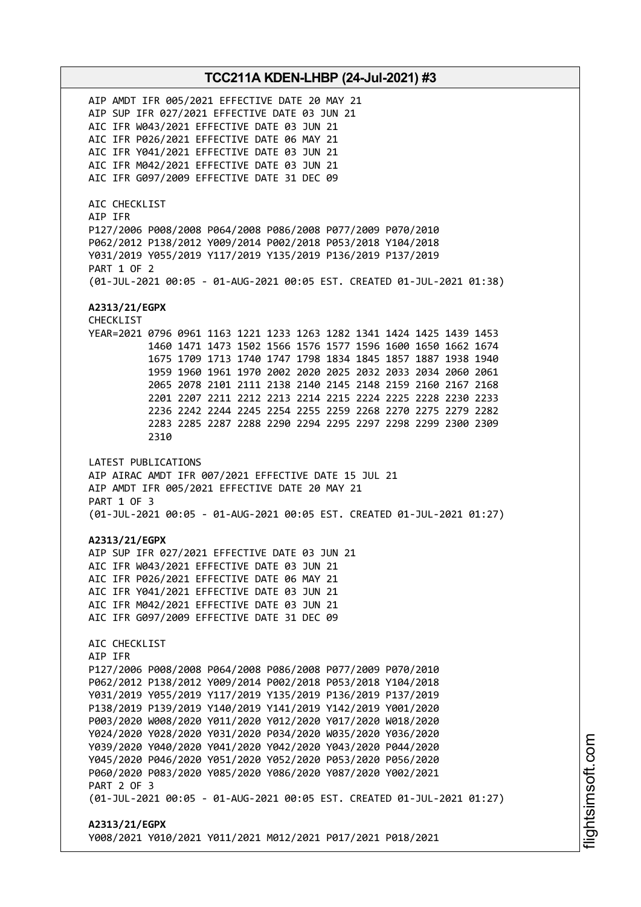AIP AMDT IFR 005/2021 EFFECTIVE DATE 20 MAY 21
AIP SUP IFR 027/2021 EFFECTIVE DATE 03 JUN 21
AIC IFR W043/2021 EFFECTIVE DATE 03 JUN 21
AIC IFR P026/2021 EFFECTIVE DATE 06 MAY 21
AIC IFR Y041/2021 EFFECTIVE DATE 03 JUN 21
AIC IFR M042/2021 EFFECTIVE DATE 03 JUN 21
AIC IFR G097/2009 EFFECTIVE DATE 31 DEC 09

AIC CHECKLIST
AIP IFR
P127/2006 P008/2008 P064/2008 P086/2008 P077/2009 P070/2010
P062/2012 P138/2012 Y009/2014 P002/2018 P053/2018 Y104/2018
Y031/2019 Y055/2019 Y117/2019 Y135/2019 P136/2019 P137/2019
PART 1 OF 2
(01-JUL-2021 00:05 - 01-AUG-2021 00:05 EST. CREATED 01-JUL-2021 01:38)

**A2313/21/EGPX**
CHECKLIST
YEAR=2021 0796 0961 1163 1221 1233 1263 1282 1341 1424 1425 1439 1453
1460 1471 1473 1502 1566 1576 1577 1596 1600 1650 1662 1674
1675 1709 1713 1740 1747 1798 1834 1845 1857 1887 1938 1940
1959 1960 1961 1970 2002 2020 2025 2032 2033 2034 2060 2061
2065 2078 2101 2111 2138 2140 2145 2148 2159 2160 2167 2168
2201 2207 2211 2212 2213 2214 2215 2224 2225 2228 2230 2233
2236 2242 2244 2245 2254 2255 2259 2268 2270 2275 2279 2282
2283 2285 2287 2288 2290 2294 2295 2297 2298 2299 2300 2309
2310

LATEST PUBLICATIONS
AIP AIRAC AMDT IFR 007/2021 EFFECTIVE DATE 15 JUL 21
AIP AMDT IFR 005/2021 EFFECTIVE DATE 20 MAY 21
PART 1 OF 3
(01-JUL-2021 00:05 - 01-AUG-2021 00:05 EST. CREATED 01-JUL-2021 01:27)

**A2313/21/EGPX**
AIP SUP IFR 027/2021 EFFECTIVE DATE 03 JUN 21
AIC IFR W043/2021 EFFECTIVE DATE 03 JUN 21
AIC IFR P026/2021 EFFECTIVE DATE 06 MAY 21
AIC IFR Y041/2021 EFFECTIVE DATE 03 JUN 21
AIC IFR M042/2021 EFFECTIVE DATE 03 JUN 21
AIC IFR G097/2009 EFFECTIVE DATE 31 DEC 09

AIC CHECKLIST
AIP IFR
P127/2006 P008/2008 P064/2008 P086/2008 P077/2009 P070/2010
P062/2012 P138/2012 Y009/2014 P002/2018 P053/2018 Y104/2018
Y031/2019 Y055/2019 Y117/2019 Y135/2019 P136/2019 P137/2019
P138/2019 P139/2019 Y140/2019 Y141/2019 Y142/2019 Y001/2020
P003/2020 W008/2020 Y011/2020 Y012/2020 Y017/2020 W018/2020
Y024/2020 Y028/2020 Y031/2020 P034/2020 W035/2020 Y036/2020
Y039/2020 Y040/2020 Y041/2020 Y042/2020 Y043/2020 P044/2020
Y045/2020 P046/2020 Y051/2020 Y052/2020 P053/2020 P056/2020
P060/2020 P083/2020 Y085/2020 Y086/2020 Y087/2020 Y002/2021
PART 2 OF 3
(01-JUL-2021 00:05 - 01-AUG-2021 00:05 EST. CREATED 01-JUL-2021 01:27)

**A2313/21/EGPX**
Y008/2021 Y010/2021 Y011/2021 M012/2021 P017/2021 P018/2021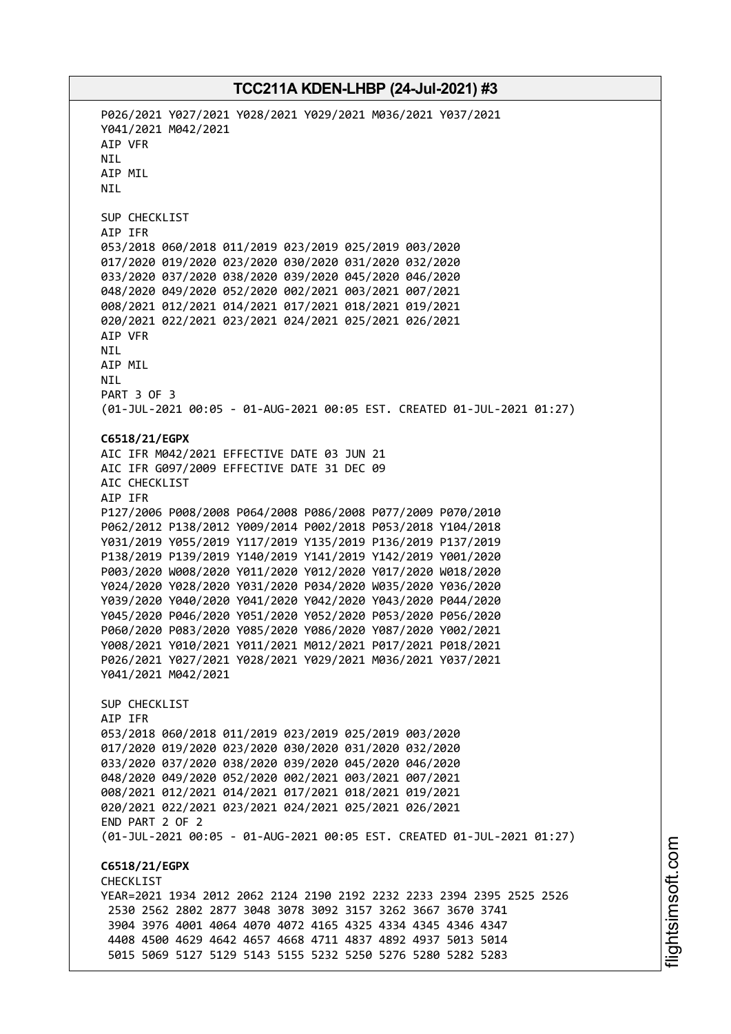P026/2021 Y027/2021 Y028/2021 Y029/2021 M036/2021 Y037/2021
Y041/2021 M042/2021
AIP VFR
NIL
AIP MIL
NIL

SUP CHECKLIST
AIP IFR
053/2018 060/2018 011/2019 023/2019 025/2019 003/2020
017/2020 019/2020 023/2020 030/2020 031/2020 032/2020
033/2020 037/2020 038/2020 039/2020 045/2020 046/2020
048/2020 049/2020 052/2020 002/2021 003/2021 007/2021
008/2021 012/2021 014/2021 017/2021 018/2021 019/2021
020/2021 022/2021 023/2021 024/2021 025/2021 026/2021
AIP VFR
NIL
AIP MIL
NIL
PART 3 OF 3
(01-JUL-2021 00:05 - 01-AUG-2021 00:05 EST. CREATED 01-JUL-2021 01:27)

**C6518/21/EGPX**
AIC IFR M042/2021 EFFECTIVE DATE 03 JUN 21
AIC IFR G097/2009 EFFECTIVE DATE 31 DEC 09
AIC CHECKLIST
AIP IFR
P127/2006 P008/2008 P064/2008 P086/2008 P077/2009 P070/2010
P062/2012 P138/2012 Y009/2014 P002/2018 P053/2018 Y104/2018
Y031/2019 Y055/2019 Y117/2019 Y135/2019 P136/2019 P137/2019
P138/2019 P139/2019 Y140/2019 Y141/2019 Y142/2019 Y001/2020
P003/2020 W008/2020 Y011/2020 Y012/2020 Y017/2020 W018/2020
Y024/2020 Y028/2020 Y031/2020 P034/2020 W035/2020 Y036/2020
Y039/2020 Y040/2020 Y041/2020 Y042/2020 Y043/2020 P044/2020
Y045/2020 P046/2020 Y051/2020 Y052/2020 P053/2020 P056/2020
P060/2020 P083/2020 Y085/2020 Y086/2020 Y087/2020 Y002/2021
Y008/2021 Y010/2021 Y011/2021 M012/2021 P017/2021 P018/2021
P026/2021 Y027/2021 Y028/2021 Y029/2021 M036/2021 Y037/2021
Y041/2021 M042/2021

SUP CHECKLIST
AIP IFR
053/2018 060/2018 011/2019 023/2019 025/2019 003/2020
017/2020 019/2020 023/2020 030/2020 031/2020 032/2020
033/2020 037/2020 038/2020 039/2020 045/2020 046/2020
048/2020 049/2020 052/2020 002/2021 003/2021 007/2021
008/2021 012/2021 014/2021 017/2021 018/2021 019/2021
020/2021 022/2021 023/2021 024/2021 025/2021 026/2021
END PART 2 OF 2
(01-JUL-2021 00:05 - 01-AUG-2021 00:05 EST. CREATED 01-JUL-2021 01:27)

**C6518/21/EGPX**
CHECKLIST
YEAR=2021 1934 2012 2062 2124 2190 2192 2232 2233 2394 2395 2525 2526
2530 2562 2802 2877 3048 3078 3092 3157 3262 3667 3670 3741
3904 3976 4001 4064 4070 4072 4165 4325 4334 4345 4346 4347
4408 4500 4629 4642 4657 4668 4711 4837 4892 4937 5013 5014
5015 5069 5127 5129 5143 5155 5232 5250 5276 5280 5282 5283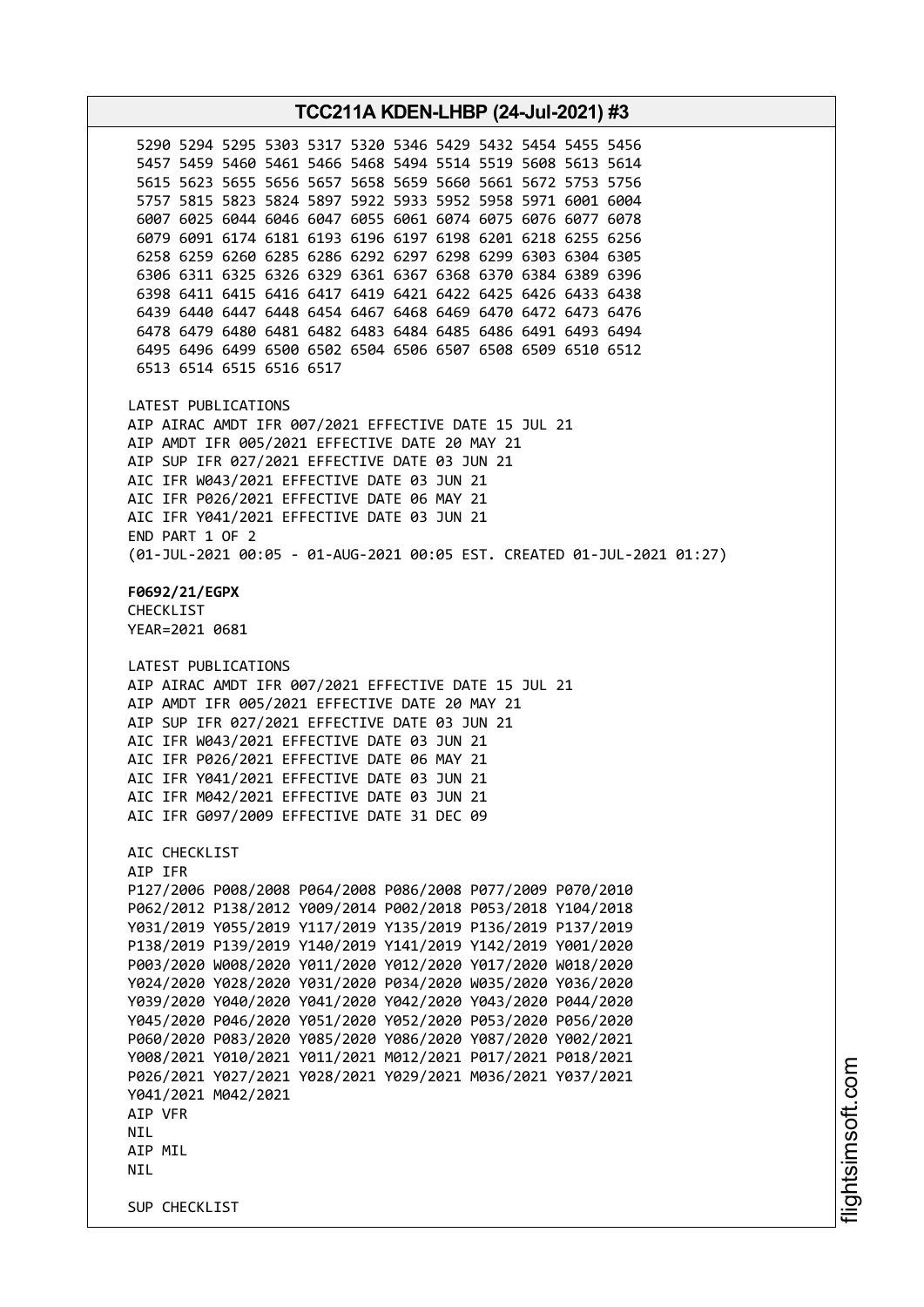5290 5294 5295 5303 5317 5320 5346 5429 5432 5454 5455 5456
5457 5459 5460 5461 5466 5468 5494 5514 5519 5608 5613 5614
5615 5623 5655 5656 5657 5658 5659 5660 5661 5672 5753 5756
5757 5815 5823 5824 5897 5922 5933 5952 5958 5971 6001 6004
6007 6025 6044 6046 6047 6055 6061 6074 6075 6076 6077 6078
6079 6091 6174 6181 6193 6196 6197 6198 6201 6218 6255 6256
6258 6259 6260 6285 6286 6292 6297 6298 6299 6303 6304 6305
6306 6311 6325 6326 6329 6361 6367 6368 6370 6384 6389 6396
6398 6411 6415 6416 6417 6419 6421 6422 6425 6426 6433 6438
6439 6440 6447 6448 6454 6467 6468 6469 6470 6472 6473 6476
6478 6479 6480 6481 6482 6483 6484 6485 6486 6491 6493 6494
6495 6496 6499 6500 6502 6504 6506 6507 6508 6509 6510 6512
6513 6514 6515 6516 6517

LATEST PUBLICATIONS
AIP AIRAC AMDT IFR 007/2021 EFFECTIVE DATE 15 JUL 21
AIP AMDT IFR 005/2021 EFFECTIVE DATE 20 MAY 21
AIP SUP IFR 027/2021 EFFECTIVE DATE 03 JUN 21
AIC IFR W043/2021 EFFECTIVE DATE 03 JUN 21
AIC IFR P026/2021 EFFECTIVE DATE 06 MAY 21
AIC IFR Y041/2021 EFFECTIVE DATE 03 JUN 21
END PART 1 OF 2
(01-JUL-2021 00:05 - 01-AUG-2021 00:05 EST. CREATED 01-JUL-2021 01:27)

**F0692/21/EGPX**
CHECKLIST
YEAR=2021 0681

LATEST PUBLICATIONS
AIP AIRAC AMDT IFR 007/2021 EFFECTIVE DATE 15 JUL 21
AIP AMDT IFR 005/2021 EFFECTIVE DATE 20 MAY 21
AIP SUP IFR 027/2021 EFFECTIVE DATE 03 JUN 21
AIC IFR W043/2021 EFFECTIVE DATE 03 JUN 21
AIC IFR P026/2021 EFFECTIVE DATE 06 MAY 21
AIC IFR Y041/2021 EFFECTIVE DATE 03 JUN 21
AIC IFR M042/2021 EFFECTIVE DATE 03 JUN 21
AIC IFR G097/2009 EFFECTIVE DATE 31 DEC 09

AIC CHECKLIST
AIP IFR
P127/2006 P008/2008 P064/2008 P086/2008 P077/2009 P070/2010
P062/2012 P138/2012 Y009/2014 P002/2018 P053/2018 Y104/2018
Y031/2019 Y055/2019 Y117/2019 Y135/2019 P136/2019 P137/2019
P138/2019 P139/2019 Y140/2019 Y141/2019 Y142/2019 Y001/2020
P003/2020 W008/2020 Y011/2020 Y012/2020 Y017/2020 W018/2020
Y024/2020 Y028/2020 Y031/2020 P034/2020 W035/2020 Y036/2020
Y039/2020 Y040/2020 Y041/2020 Y042/2020 Y043/2020 P044/2020
Y045/2020 P046/2020 Y051/2020 Y052/2020 P053/2020 P056/2020
P060/2020 P083/2020 Y085/2020 Y086/2020 Y087/2020 Y002/2021
Y008/2021 Y010/2021 Y011/2021 M012/2021 P017/2021 P018/2021
P026/2021 Y027/2021 Y028/2021 Y029/2021 M036/2021 Y037/2021
Y041/2021 M042/2021
AIP VFR
NIL
AIP MIL
NIL

SUP CHECKLIST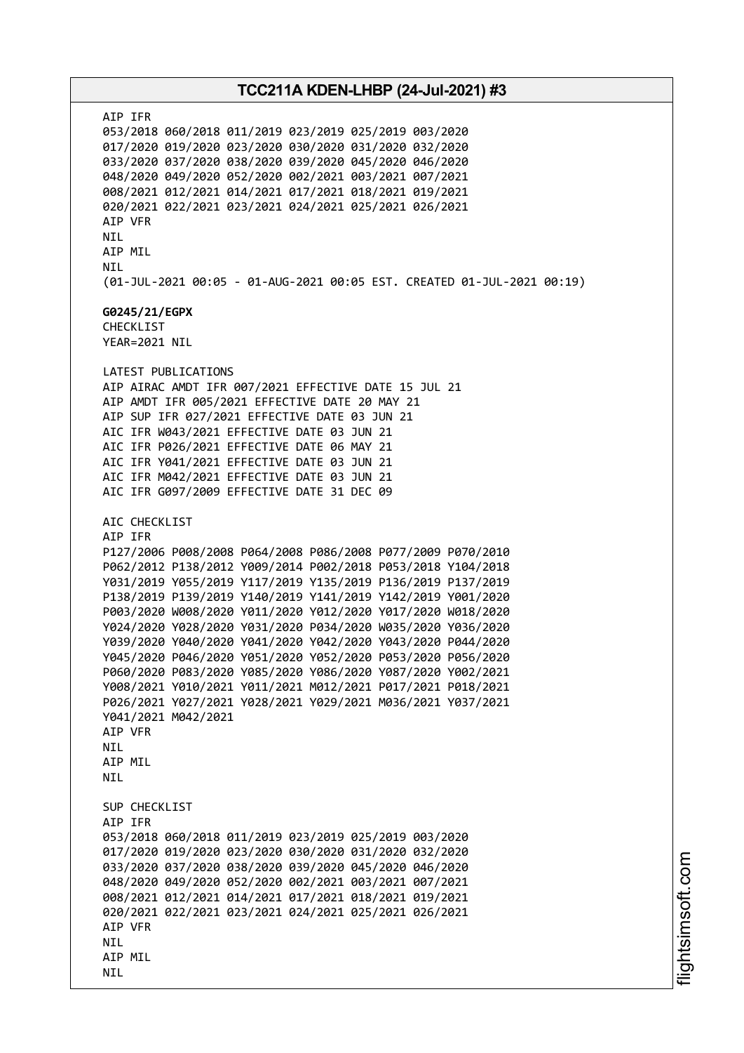AIP IFR
053/2018 060/2018 011/2019 023/2019 025/2019 003/2020
017/2020 019/2020 023/2020 030/2020 031/2020 032/2020
033/2020 037/2020 038/2020 039/2020 045/2020 046/2020
048/2020 049/2020 052/2020 002/2021 003/2021 007/2021
008/2021 012/2021 014/2021 017/2021 018/2021 019/2021
020/2021 022/2021 023/2021 024/2021 025/2021 026/2021
AIP VFR
NIL
AIP MIL
NIL
(01-JUL-2021 00:05 - 01-AUG-2021 00:05 EST. CREATED 01-JUL-2021 00:19)

**G0245/21/EGPX**
CHECKLIST
YEAR=2021 NIL

LATEST PUBLICATIONS
AIP AIRAC AMDT IFR 007/2021 EFFECTIVE DATE 15 JUL 21
AIP AMDT IFR 005/2021 EFFECTIVE DATE 20 MAY 21
AIP SUP IFR 027/2021 EFFECTIVE DATE 03 JUN 21
AIC IFR W043/2021 EFFECTIVE DATE 03 JUN 21
AIC IFR P026/2021 EFFECTIVE DATE 06 MAY 21
AIC IFR Y041/2021 EFFECTIVE DATE 03 JUN 21
AIC IFR M042/2021 EFFECTIVE DATE 03 JUN 21
AIC IFR G097/2009 EFFECTIVE DATE 31 DEC 09

AIC CHECKLIST
AIP IFR
P127/2006 P008/2008 P064/2008 P086/2008 P077/2009 P070/2010
P062/2012 P138/2012 Y009/2014 P002/2018 P053/2018 Y104/2018
Y031/2019 Y055/2019 Y117/2019 Y135/2019 P136/2019 P137/2019
P138/2019 P139/2019 Y140/2019 Y141/2019 Y142/2019 Y001/2020
P003/2020 W008/2020 Y011/2020 Y012/2020 Y017/2020 W018/2020
Y024/2020 Y028/2020 Y031/2020 P034/2020 W035/2020 Y036/2020
Y039/2020 Y040/2020 Y041/2020 Y042/2020 Y043/2020 P044/2020
Y045/2020 P046/2020 Y051/2020 Y052/2020 P053/2020 P056/2020
P060/2020 P083/2020 Y085/2020 Y086/2020 Y087/2020 Y002/2021
Y008/2021 Y010/2021 Y011/2021 M012/2021 P017/2021 P018/2021
P026/2021 Y027/2021 Y028/2021 Y029/2021 M036/2021 Y037/2021
Y041/2021 M042/2021
AIP VFR
NIL
AIP MIL
NIL

SUP CHECKLIST
AIP IFR
053/2018 060/2018 011/2019 023/2019 025/2019 003/2020
017/2020 019/2020 023/2020 030/2020 031/2020 032/2020
033/2020 037/2020 038/2020 039/2020 045/2020 046/2020
048/2020 049/2020 052/2020 002/2021 003/2021 007/2021
008/2021 012/2021 014/2021 017/2021 018/2021 019/2021
020/2021 022/2021 023/2021 024/2021 025/2021 026/2021
AIP VFR
NIL
AIP MIL
NIL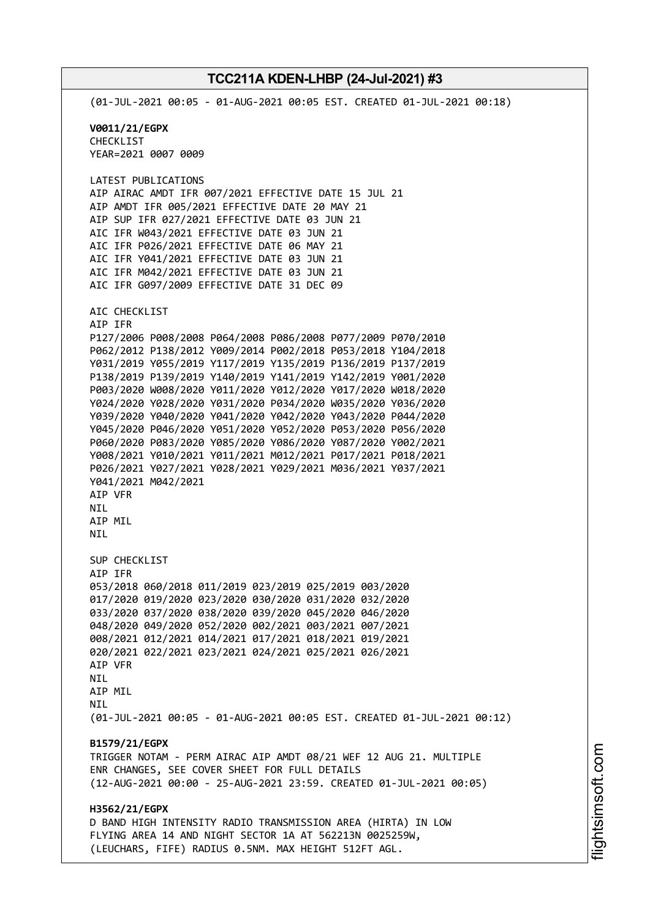(01-JUL-2021 00:05 - 01-AUG-2021 00:05 EST. CREATED 01-JUL-2021 00:18)

**V0011/21/EGPX**
CHECKLIST
YEAR=2021 0007 0009

LATEST PUBLICATIONS
AIP AIRAC AMDT IFR 007/2021 EFFECTIVE DATE 15 JUL 21
AIP AMDT IFR 005/2021 EFFECTIVE DATE 20 MAY 21
AIP SUP IFR 027/2021 EFFECTIVE DATE 03 JUN 21
AIC IFR W043/2021 EFFECTIVE DATE 03 JUN 21
AIC IFR P026/2021 EFFECTIVE DATE 06 MAY 21
AIC IFR Y041/2021 EFFECTIVE DATE 03 JUN 21
AIC IFR M042/2021 EFFECTIVE DATE 03 JUN 21
AIC IFR G097/2009 EFFECTIVE DATE 31 DEC 09

AIC CHECKLIST
AIP IFR
P127/2006 P008/2008 P064/2008 P086/2008 P077/2009 P070/2010
P062/2012 P138/2012 Y009/2014 P002/2018 P053/2018 Y104/2018
Y031/2019 Y055/2019 Y117/2019 Y135/2019 P136/2019 P137/2019
P138/2019 P139/2019 Y140/2019 Y141/2019 Y142/2019 Y001/2020
P003/2020 W008/2020 Y011/2020 Y012/2020 Y017/2020 W018/2020
Y024/2020 Y028/2020 Y031/2020 P034/2020 W035/2020 Y036/2020
Y039/2020 Y040/2020 Y041/2020 Y042/2020 Y043/2020 P044/2020
Y045/2020 P046/2020 Y051/2020 Y052/2020 P053/2020 P056/2020
P060/2020 P083/2020 Y085/2020 Y086/2020 Y087/2020 Y002/2021
Y008/2021 Y010/2021 Y011/2021 M012/2021 P017/2021 P018/2021
P026/2021 Y027/2021 Y028/2021 Y029/2021 M036/2021 Y037/2021
Y041/2021 M042/2021
AIP VFR
NIL
AIP MIL
NIL

SUP CHECKLIST
AIP IFR
053/2018 060/2018 011/2019 023/2019 025/2019 003/2020
017/2020 019/2020 023/2020 030/2020 031/2020 032/2020
033/2020 037/2020 038/2020 039/2020 045/2020 046/2020
048/2020 049/2020 052/2020 002/2021 003/2021 007/2021
008/2021 012/2021 014/2021 017/2021 018/2021 019/2021
020/2021 022/2021 023/2021 024/2021 025/2021 026/2021
AIP VFR
NIL
AIP MIL
NIL
(01-JUL-2021 00:05 - 01-AUG-2021 00:05 EST. CREATED 01-JUL-2021 00:12)

**B1579/21/EGPX**
TRIGGER NOTAM - PERM AIRAC AIP AMDT 08/21 WEF 12 AUG 21. MULTIPLE
ENR CHANGES, SEE COVER SHEET FOR FULL DETAILS
(12-AUG-2021 00:00 - 25-AUG-2021 23:59. CREATED 01-JUL-2021 00:05)

**H3562/21/EGPX**
D BAND HIGH INTENSITY RADIO TRANSMISSION AREA (HIRTA) IN LOW
FLYING AREA 14 AND NIGHT SECTOR 1A AT 562213N 0025259W,
(LEUCHARS, FIFE) RADIUS 0.5NM. MAX HEIGHT 512FT AGL.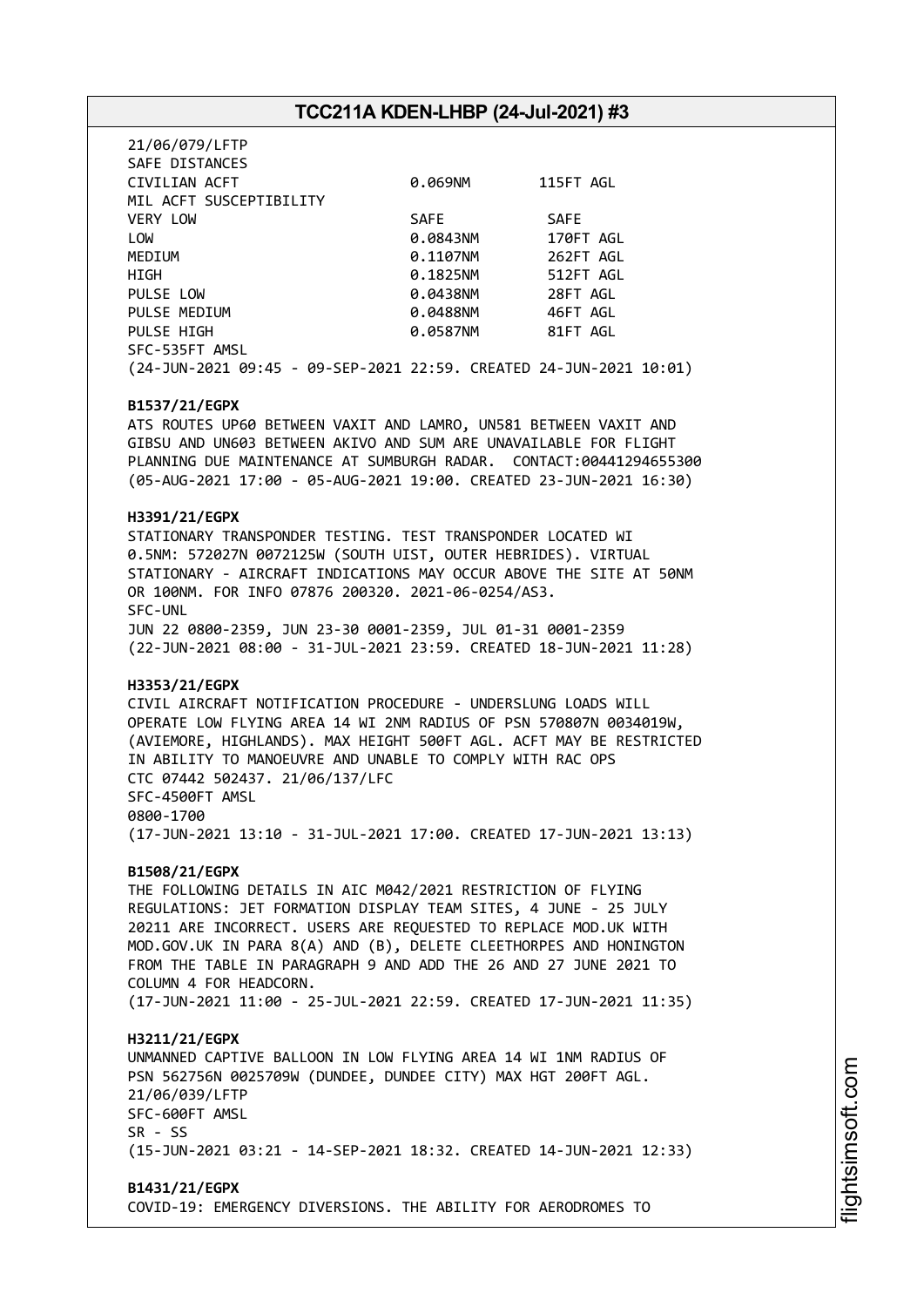21/06/079/LFTP
SAFE DISTANCES

| | | |
|---|---|---|
| CIVILIAN ACFT | 0.069NM | 115FT AGL |
| MIL ACFT SUSCEPTIBILITY | | |
| VERY LOW | SAFE | SAFE |
| LOW | 0.0843NM | 170FT AGL |
| MEDIUM | 0.1107NM | 262FT AGL |
| HIGH | 0.1825NM | 512FT AGL |
| PULSE LOW | 0.0438NM | 28FT AGL |
| PULSE MEDIUM | 0.0488NM | 46FT AGL |
| PULSE HIGH | 0.0587NM | 81FT AGL |

SFC-535FT AMSL
(24-JUN-2021 09:45 - 09-SEP-2021 22:59. CREATED 24-JUN-2021 10:01)

**B1537/21/EGPX**
ATS ROUTES UP60 BETWEEN VAXIT AND LAMRO, UN581 BETWEEN VAXIT AND GIBSU AND UN603 BETWEEN AKIVO AND SUM ARE UNAVAILABLE FOR FLIGHT PLANNING DUE MAINTENANCE AT SUMBURGH RADAR. CONTACT:00441294655300
(05-AUG-2021 17:00 - 05-AUG-2021 19:00. CREATED 23-JUN-2021 16:30)

**H3391/21/EGPX**
STATIONARY TRANSPONDER TESTING. TEST TRANSPONDER LOCATED WI 0.5NM: 572027N 0072125W (SOUTH UIST, OUTER HEBRIDES). VIRTUAL STATIONARY - AIRCRAFT INDICATIONS MAY OCCUR ABOVE THE SITE AT 50NM OR 100NM. FOR INFO 07876 200320. 2021-06-0254/AS3.
SFC-UNL
JUN 22 0800-2359, JUN 23-30 0001-2359, JUL 01-31 0001-2359
(22-JUN-2021 08:00 - 31-JUL-2021 23:59. CREATED 18-JUN-2021 11:28)

**H3353/21/EGPX**
CIVIL AIRCRAFT NOTIFICATION PROCEDURE - UNDERSLUNG LOADS WILL OPERATE LOW FLYING AREA 14 WI 2NM RADIUS OF PSN 570807N 0034019W, (AVIEMORE, HIGHLANDS). MAX HEIGHT 500FT AGL. ACFT MAY BE RESTRICTED IN ABILITY TO MANOEUVRE AND UNABLE TO COMPLY WITH RAC OPS CTC 07442 502437. 21/06/137/LFC
SFC-4500FT AMSL
0800-1700
(17-JUN-2021 13:10 - 31-JUL-2021 17:00. CREATED 17-JUN-2021 13:13)

**B1508/21/EGPX**
THE FOLLOWING DETAILS IN AIC M042/2021 RESTRICTION OF FLYING REGULATIONS: JET FORMATION DISPLAY TEAM SITES, 4 JUNE - 25 JULY 20211 ARE INCORRECT. USERS ARE REQUESTED TO REPLACE MOD.UK WITH MOD.GOV.UK IN PARA 8(A) AND (B), DELETE CLEETHORPES AND HONINGTON FROM THE TABLE IN PARAGRAPH 9 AND ADD THE 26 AND 27 JUNE 2021 TO COLUMN 4 FOR HEADCORN.
(17-JUN-2021 11:00 - 25-JUL-2021 22:59. CREATED 17-JUN-2021 11:35)

**H3211/21/EGPX**
UNMANNED CAPTIVE BALLOON IN LOW FLYING AREA 14 WI 1NM RADIUS OF PSN 562756N 0025709W (DUNDEE, DUNDEE CITY) MAX HGT 200FT AGL.
21/06/039/LFTP
SFC-600FT AMSL
SR - SS
(15-JUN-2021 03:21 - 14-SEP-2021 18:32. CREATED 14-JUN-2021 12:33)

**B1431/21/EGPX**
COVID-19: EMERGENCY DIVERSIONS. THE ABILITY FOR AERODROMES TO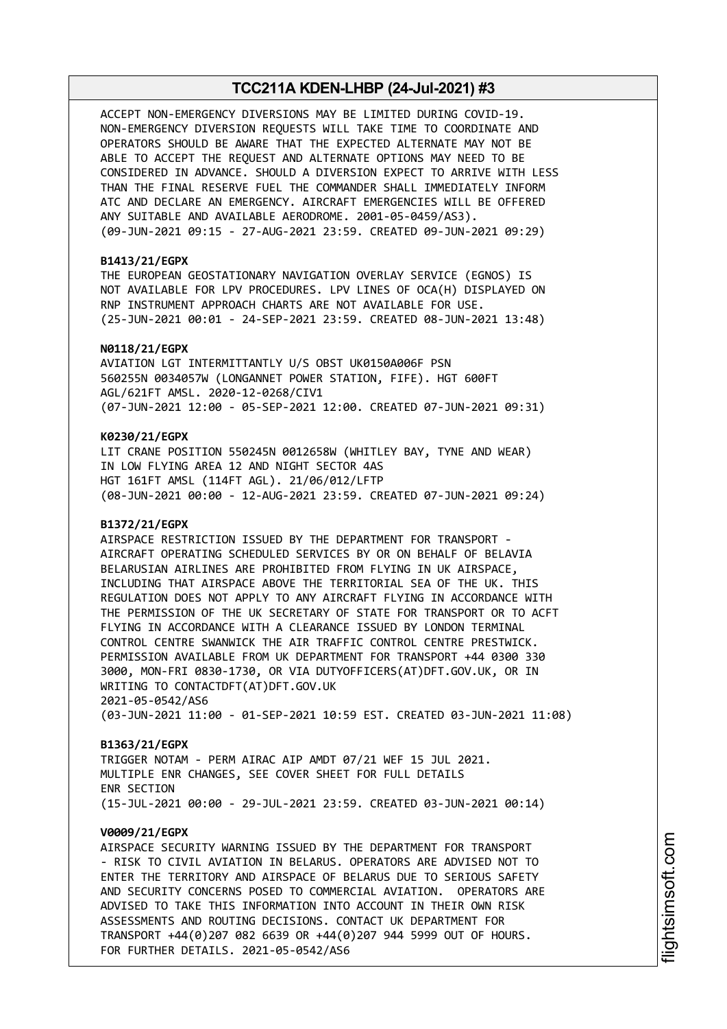ACCEPT NON-EMERGENCY DIVERSIONS MAY BE LIMITED DURING COVID-19. NON-EMERGENCY DIVERSION REQUESTS WILL TAKE TIME TO COORDINATE AND OPERATORS SHOULD BE AWARE THAT THE EXPECTED ALTERNATE MAY NOT BE ABLE TO ACCEPT THE REQUEST AND ALTERNATE OPTIONS MAY NEED TO BE CONSIDERED IN ADVANCE. SHOULD A DIVERSION EXPECT TO ARRIVE WITH LESS THAN THE FINAL RESERVE FUEL THE COMMANDER SHALL IMMEDIATELY INFORM ATC AND DECLARE AN EMERGENCY. AIRCRAFT EMERGENCIES WILL BE OFFERED ANY SUITABLE AND AVAILABLE AERODROME. 2001-05-0459/AS3).
(09-JUN-2021 09:15 - 27-AUG-2021 23:59. CREATED 09-JUN-2021 09:29)

**B1413/21/EGPX**
THE EUROPEAN GEOSTATIONARY NAVIGATION OVERLAY SERVICE (EGNOS) IS NOT AVAILABLE FOR LPV PROCEDURES. LPV LINES OF OCA(H) DISPLAYED ON RNP INSTRUMENT APPROACH CHARTS ARE NOT AVAILABLE FOR USE.
(25-JUN-2021 00:01 - 24-SEP-2021 23:59. CREATED 08-JUN-2021 13:48)

**N0118/21/EGPX**
AVIATION LGT INTERMITTANTLY U/S OBST UK0150A006F PSN 560255N 0034057W (LONGANNET POWER STATION, FIFE). HGT 600FT AGL/621FT AMSL. 2020-12-0268/CIV1
(07-JUN-2021 12:00 - 05-SEP-2021 12:00. CREATED 07-JUN-2021 09:31)

**K0230/21/EGPX**
LIT CRANE POSITION 550245N 0012658W (WHITLEY BAY, TYNE AND WEAR) IN LOW FLYING AREA 12 AND NIGHT SECTOR 4AS
HGT 161FT AMSL (114FT AGL). 21/06/012/LFTP
(08-JUN-2021 00:00 - 12-AUG-2021 23:59. CREATED 07-JUN-2021 09:24)

**B1372/21/EGPX**
AIRSPACE RESTRICTION ISSUED BY THE DEPARTMENT FOR TRANSPORT - AIRCRAFT OPERATING SCHEDULED SERVICES BY OR ON BEHALF OF BELAVIA BELARUSIAN AIRLINES ARE PROHIBITED FROM FLYING IN UK AIRSPACE, INCLUDING THAT AIRSPACE ABOVE THE TERRITORIAL SEA OF THE UK. THIS REGULATION DOES NOT APPLY TO ANY AIRCRAFT FLYING IN ACCORDANCE WITH THE PERMISSION OF THE UK SECRETARY OF STATE FOR TRANSPORT OR TO ACFT FLYING IN ACCORDANCE WITH A CLEARANCE ISSUED BY LONDON TERMINAL CONTROL CENTRE SWANWICK THE AIR TRAFFIC CONTROL CENTRE PRESTWICK. PERMISSION AVAILABLE FROM UK DEPARTMENT FOR TRANSPORT +44 0300 330 3000, MON-FRI 0830-1730, OR VIA DUTYOFFICERS(AT)DFT.GOV.UK, OR IN WRITING TO CONTACTDFT(AT)DFT.GOV.UK
2021-05-0542/AS6
(03-JUN-2021 11:00 - 01-SEP-2021 10:59 EST. CREATED 03-JUN-2021 11:08)

**B1363/21/EGPX**
TRIGGER NOTAM - PERM AIRAC AIP AMDT 07/21 WEF 15 JUL 2021.
MULTIPLE ENR CHANGES, SEE COVER SHEET FOR FULL DETAILS
ENR SECTION
(15-JUL-2021 00:00 - 29-JUL-2021 23:59. CREATED 03-JUN-2021 00:14)

**V0009/21/EGPX**
AIRSPACE SECURITY WARNING ISSUED BY THE DEPARTMENT FOR TRANSPORT - RISK TO CIVIL AVIATION IN BELARUS. OPERATORS ARE ADVISED NOT TO ENTER THE TERRITORY AND AIRSPACE OF BELARUS DUE TO SERIOUS SAFETY AND SECURITY CONCERNS POSED TO COMMERCIAL AVIATION. OPERATORS ARE ADVISED TO TAKE THIS INFORMATION INTO ACCOUNT IN THEIR OWN RISK ASSESSMENTS AND ROUTING DECISIONS. CONTACT UK DEPARTMENT FOR TRANSPORT +44(0)207 082 6639 OR +44(0)207 944 5999 OUT OF HOURS. FOR FURTHER DETAILS. 2021-05-0542/AS6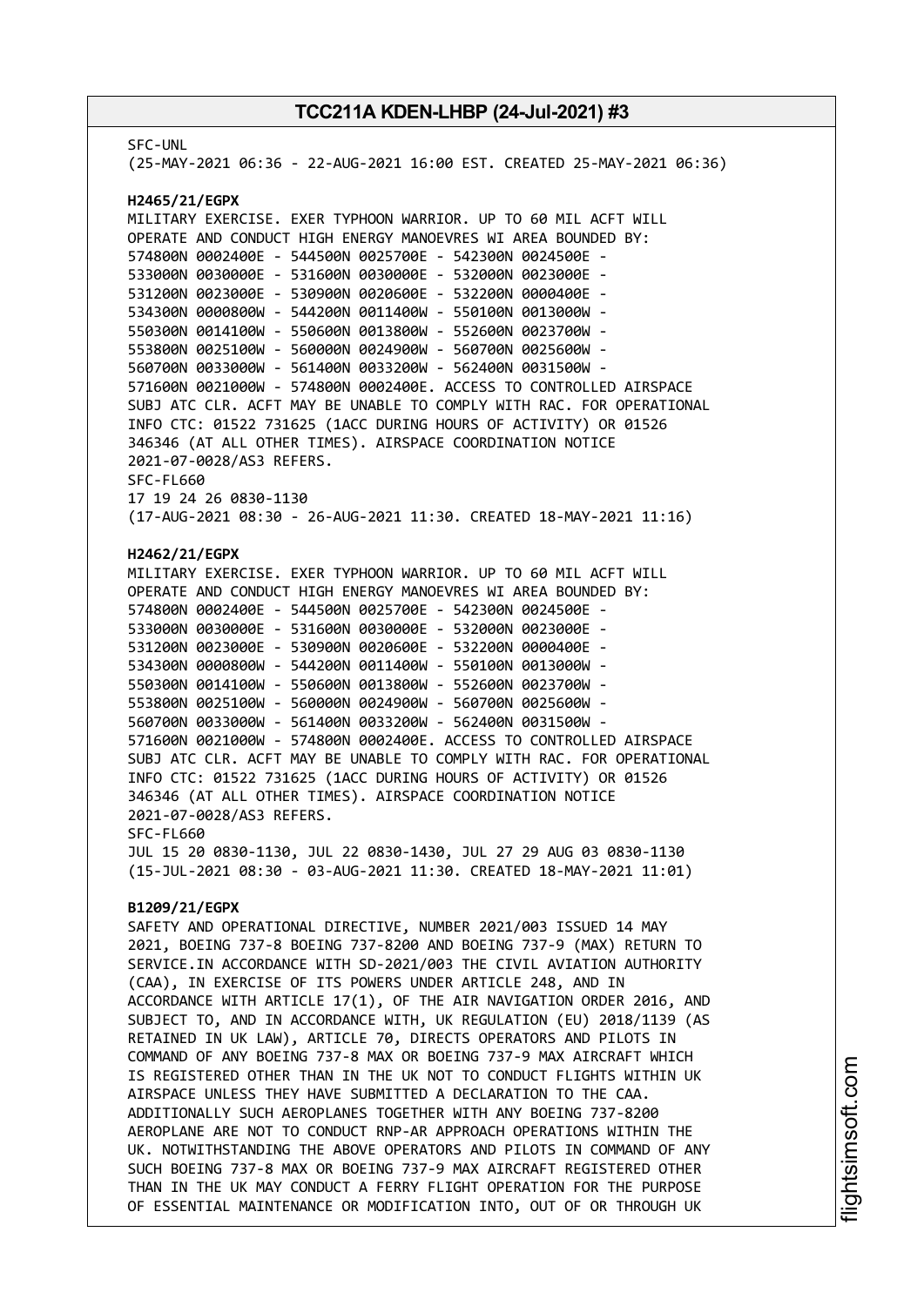SFC-UNL
(25-MAY-2021 06:36 - 22-AUG-2021 16:00 EST. CREATED 25-MAY-2021 06:36)

**H2465/21/EGPX**
MILITARY EXERCISE. EXER TYPHOON WARRIOR. UP TO 60 MIL ACFT WILL OPERATE AND CONDUCT HIGH ENERGY MANOEVRES WI AREA BOUNDED BY:
574800N 0002400E - 544500N 0025700E - 542300N 0024500E -
533000N 0030000E - 531600N 0030000E - 532000N 0023000E -
531200N 0023000E - 530900N 0020600E - 532200N 0000400E -
534300N 0000800W - 544200N 0011400W - 550100N 0013000W -
550300N 0014100W - 550600N 0013800W - 552600N 0023700W -
553800N 0025100W - 560000N 0024900W - 560700N 0025600W -
560700N 0033000W - 561400N 0033200W - 562400N 0031500W -
571600N 0021000W - 574800N 0002400E. ACCESS TO CONTROLLED AIRSPACE SUBJ ATC CLR. ACFT MAY BE UNABLE TO COMPLY WITH RAC. FOR OPERATIONAL INFO CTC: 01522 731625 (1ACC DURING HOURS OF ACTIVITY) OR 01526 346346 (AT ALL OTHER TIMES). AIRSPACE COORDINATION NOTICE 2021-07-0028/AS3 REFERS.
SFC-FL660
17 19 24 26 0830-1130
(17-AUG-2021 08:30 - 26-AUG-2021 11:30. CREATED 18-MAY-2021 11:16)

**H2462/21/EGPX**
MILITARY EXERCISE. EXER TYPHOON WARRIOR. UP TO 60 MIL ACFT WILL OPERATE AND CONDUCT HIGH ENERGY MANOEVRES WI AREA BOUNDED BY:
574800N 0002400E - 544500N 0025700E - 542300N 0024500E -
533000N 0030000E - 531600N 0030000E - 532000N 0023000E -
531200N 0023000E - 530900N 0020600E - 532200N 0000400E -
534300N 0000800W - 544200N 0011400W - 550100N 0013000W -
550300N 0014100W - 550600N 0013800W - 552600N 0023700W -
553800N 0025100W - 560000N 0024900W - 560700N 0025600W -
560700N 0033000W - 561400N 0033200W - 562400N 0031500W -
571600N 0021000W - 574800N 0002400E. ACCESS TO CONTROLLED AIRSPACE SUBJ ATC CLR. ACFT MAY BE UNABLE TO COMPLY WITH RAC. FOR OPERATIONAL INFO CTC: 01522 731625 (1ACC DURING HOURS OF ACTIVITY) OR 01526 346346 (AT ALL OTHER TIMES). AIRSPACE COORDINATION NOTICE 2021-07-0028/AS3 REFERS.
SFC-FL660
JUL 15 20 0830-1130, JUL 22 0830-1430, JUL 27 29 AUG 03 0830-1130
(15-JUL-2021 08:30 - 03-AUG-2021 11:30. CREATED 18-MAY-2021 11:01)

**B1209/21/EGPX**
SAFETY AND OPERATIONAL DIRECTIVE, NUMBER 2021/003 ISSUED 14 MAY 2021, BOEING 737-8 BOEING 737-8200 AND BOEING 737-9 (MAX) RETURN TO SERVICE.IN ACCORDANCE WITH SD-2021/003 THE CIVIL AVIATION AUTHORITY (CAA), IN EXERCISE OF ITS POWERS UNDER ARTICLE 248, AND IN ACCORDANCE WITH ARTICLE 17(1), OF THE AIR NAVIGATION ORDER 2016, AND SUBJECT TO, AND IN ACCORDANCE WITH, UK REGULATION (EU) 2018/1139 (AS RETAINED IN UK LAW), ARTICLE 70, DIRECTS OPERATORS AND PILOTS IN COMMAND OF ANY BOEING 737-8 MAX OR BOEING 737-9 MAX AIRCRAFT WHICH IS REGISTERED OTHER THAN IN THE UK NOT TO CONDUCT FLIGHTS WITHIN UK AIRSPACE UNLESS THEY HAVE SUBMITTED A DECLARATION TO THE CAA. ADDITIONALLY SUCH AEROPLANES TOGETHER WITH ANY BOEING 737-8200 AEROPLANE ARE NOT TO CONDUCT RNP-AR APPROACH OPERATIONS WITHIN THE UK. NOTWITHSTANDING THE ABOVE OPERATORS AND PILOTS IN COMMAND OF ANY SUCH BOEING 737-8 MAX OR BOEING 737-9 MAX AIRCRAFT REGISTERED OTHER THAN IN THE UK MAY CONDUCT A FERRY FLIGHT OPERATION FOR THE PURPOSE OF ESSENTIAL MAINTENANCE OR MODIFICATION INTO, OUT OF OR THROUGH UK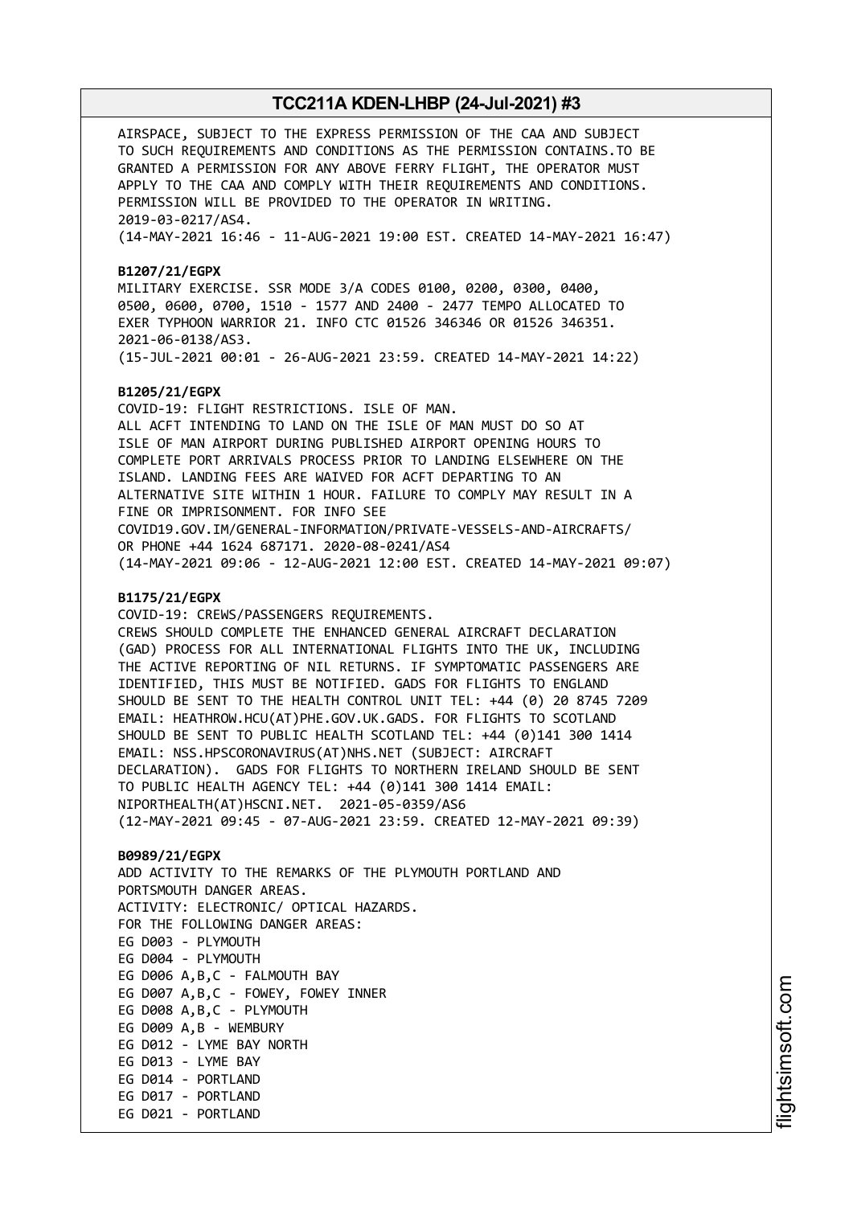AIRSPACE, SUBJECT TO THE EXPRESS PERMISSION OF THE CAA AND SUBJECT TO SUCH REQUIREMENTS AND CONDITIONS AS THE PERMISSION CONTAINS.TO BE GRANTED A PERMISSION FOR ANY ABOVE FERRY FLIGHT, THE OPERATOR MUST APPLY TO THE CAA AND COMPLY WITH THEIR REQUIREMENTS AND CONDITIONS. PERMISSION WILL BE PROVIDED TO THE OPERATOR IN WRITING.
2019-03-0217/AS4.
(14-MAY-2021 16:46 - 11-AUG-2021 19:00 EST. CREATED 14-MAY-2021 16:47)

**B1207/21/EGPX**
MILITARY EXERCISE. SSR MODE 3/A CODES 0100, 0200, 0300, 0400, 0500, 0600, 0700, 1510 - 1577 AND 2400 - 2477 TEMPO ALLOCATED TO EXER TYPHOON WARRIOR 21. INFO CTC 01526 346346 OR 01526 346351.
2021-06-0138/AS3.
(15-JUL-2021 00:01 - 26-AUG-2021 23:59. CREATED 14-MAY-2021 14:22)

**B1205/21/EGPX**
COVID-19: FLIGHT RESTRICTIONS. ISLE OF MAN.
ALL ACFT INTENDING TO LAND ON THE ISLE OF MAN MUST DO SO AT ISLE OF MAN AIRPORT DURING PUBLISHED AIRPORT OPENING HOURS TO COMPLETE PORT ARRIVALS PROCESS PRIOR TO LANDING ELSEWHERE ON THE ISLAND. LANDING FEES ARE WAIVED FOR ACFT DEPARTING TO AN ALTERNATIVE SITE WITHIN 1 HOUR. FAILURE TO COMPLY MAY RESULT IN A FINE OR IMPRISONMENT. FOR INFO SEE
COVID19.GOV.IM/GENERAL-INFORMATION/PRIVATE-VESSELS-AND-AIRCRAFTS/
OR PHONE +44 1624 687171. 2020-08-0241/AS4
(14-MAY-2021 09:06 - 12-AUG-2021 12:00 EST. CREATED 14-MAY-2021 09:07)

**B1175/21/EGPX**
COVID-19: CREWS/PASSENGERS REQUIREMENTS.
CREWS SHOULD COMPLETE THE ENHANCED GENERAL AIRCRAFT DECLARATION (GAD) PROCESS FOR ALL INTERNATIONAL FLIGHTS INTO THE UK, INCLUDING THE ACTIVE REPORTING OF NIL RETURNS. IF SYMPTOMATIC PASSENGERS ARE IDENTIFIED, THIS MUST BE NOTIFIED. GADS FOR FLIGHTS TO ENGLAND SHOULD BE SENT TO THE HEALTH CONTROL UNIT TEL: +44 (0) 20 8745 7209 EMAIL: HEATHROW.HCU(AT)PHE.GOV.UK.GADS. FOR FLIGHTS TO SCOTLAND SHOULD BE SENT TO PUBLIC HEALTH SCOTLAND TEL: +44 (0)141 300 1414 EMAIL: NSS.HPSCORONAVIRUS(AT)NHS.NET (SUBJECT: AIRCRAFT DECLARATION). GADS FOR FLIGHTS TO NORTHERN IRELAND SHOULD BE SENT TO PUBLIC HEALTH AGENCY TEL: +44 (0)141 300 1414 EMAIL: NIPORTHEALTH(AT)HSCNI.NET. 2021-05-0359/AS6
(12-MAY-2021 09:45 - 07-AUG-2021 23:59. CREATED 12-MAY-2021 09:39)

**B0989/21/EGPX**
ADD ACTIVITY TO THE REMARKS OF THE PLYMOUTH PORTLAND AND PORTSMOUTH DANGER AREAS.
ACTIVITY: ELECTRONIC/ OPTICAL HAZARDS.
FOR THE FOLLOWING DANGER AREAS:
EG D003 - PLYMOUTH
EG D004 - PLYMOUTH
EG D006 A,B,C - FALMOUTH BAY
EG D007 A,B,C - FOWEY, FOWEY INNER
EG D008 A,B,C - PLYMOUTH
EG D009 A,B - WEMBURY
EG D012 - LYME BAY NORTH
EG D013 - LYME BAY
EG D014 - PORTLAND
EG D017 - PORTLAND
EG D021 - PORTLAND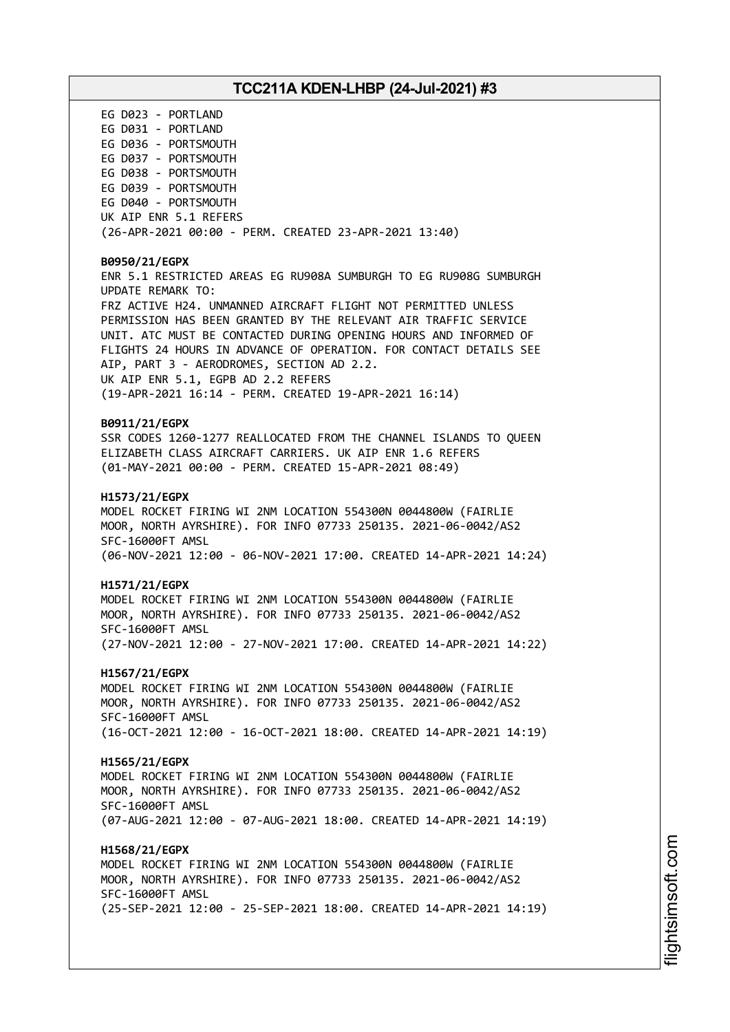EG D023 - PORTLAND
EG D031 - PORTLAND
EG D036 - PORTSMOUTH
EG D037 - PORTSMOUTH
EG D038 - PORTSMOUTH
EG D039 - PORTSMOUTH
EG D040 - PORTSMOUTH
UK AIP ENR 5.1 REFERS
(26-APR-2021 00:00 - PERM. CREATED 23-APR-2021 13:40)

**B0950/21/EGPX**
ENR 5.1 RESTRICTED AREAS EG RU908A SUMBURGH TO EG RU908G SUMBURGH
UPDATE REMARK TO:
FRZ ACTIVE H24. UNMANNED AIRCRAFT FLIGHT NOT PERMITTED UNLESS PERMISSION HAS BEEN GRANTED BY THE RELEVANT AIR TRAFFIC SERVICE UNIT. ATC MUST BE CONTACTED DURING OPENING HOURS AND INFORMED OF FLIGHTS 24 HOURS IN ADVANCE OF OPERATION. FOR CONTACT DETAILS SEE AIP, PART 3 - AERODROMES, SECTION AD 2.2.
UK AIP ENR 5.1, EGPB AD 2.2 REFERS
(19-APR-2021 16:14 - PERM. CREATED 19-APR-2021 16:14)

**B0911/21/EGPX**
SSR CODES 1260-1277 REALLOCATED FROM THE CHANNEL ISLANDS TO QUEEN ELIZABETH CLASS AIRCRAFT CARRIERS. UK AIP ENR 1.6 REFERS
(01-MAY-2021 00:00 - PERM. CREATED 15-APR-2021 08:49)

**H1573/21/EGPX**
MODEL ROCKET FIRING WI 2NM LOCATION 554300N 0044800W (FAIRLIE MOOR, NORTH AYRSHIRE). FOR INFO 07733 250135. 2021-06-0042/AS2
SFC-16000FT AMSL
(06-NOV-2021 12:00 - 06-NOV-2021 17:00. CREATED 14-APR-2021 14:24)

**H1571/21/EGPX**
MODEL ROCKET FIRING WI 2NM LOCATION 554300N 0044800W (FAIRLIE MOOR, NORTH AYRSHIRE). FOR INFO 07733 250135. 2021-06-0042/AS2
SFC-16000FT AMSL
(27-NOV-2021 12:00 - 27-NOV-2021 17:00. CREATED 14-APR-2021 14:22)

**H1567/21/EGPX**
MODEL ROCKET FIRING WI 2NM LOCATION 554300N 0044800W (FAIRLIE MOOR, NORTH AYRSHIRE). FOR INFO 07733 250135. 2021-06-0042/AS2
SFC-16000FT AMSL
(16-OCT-2021 12:00 - 16-OCT-2021 18:00. CREATED 14-APR-2021 14:19)

**H1565/21/EGPX**
MODEL ROCKET FIRING WI 2NM LOCATION 554300N 0044800W (FAIRLIE MOOR, NORTH AYRSHIRE). FOR INFO 07733 250135. 2021-06-0042/AS2
SFC-16000FT AMSL
(07-AUG-2021 12:00 - 07-AUG-2021 18:00. CREATED 14-APR-2021 14:19)

**H1568/21/EGPX**
MODEL ROCKET FIRING WI 2NM LOCATION 554300N 0044800W (FAIRLIE MOOR, NORTH AYRSHIRE). FOR INFO 07733 250135. 2021-06-0042/AS2
SFC-16000FT AMSL
(25-SEP-2021 12:00 - 25-SEP-2021 18:00. CREATED 14-APR-2021 14:19)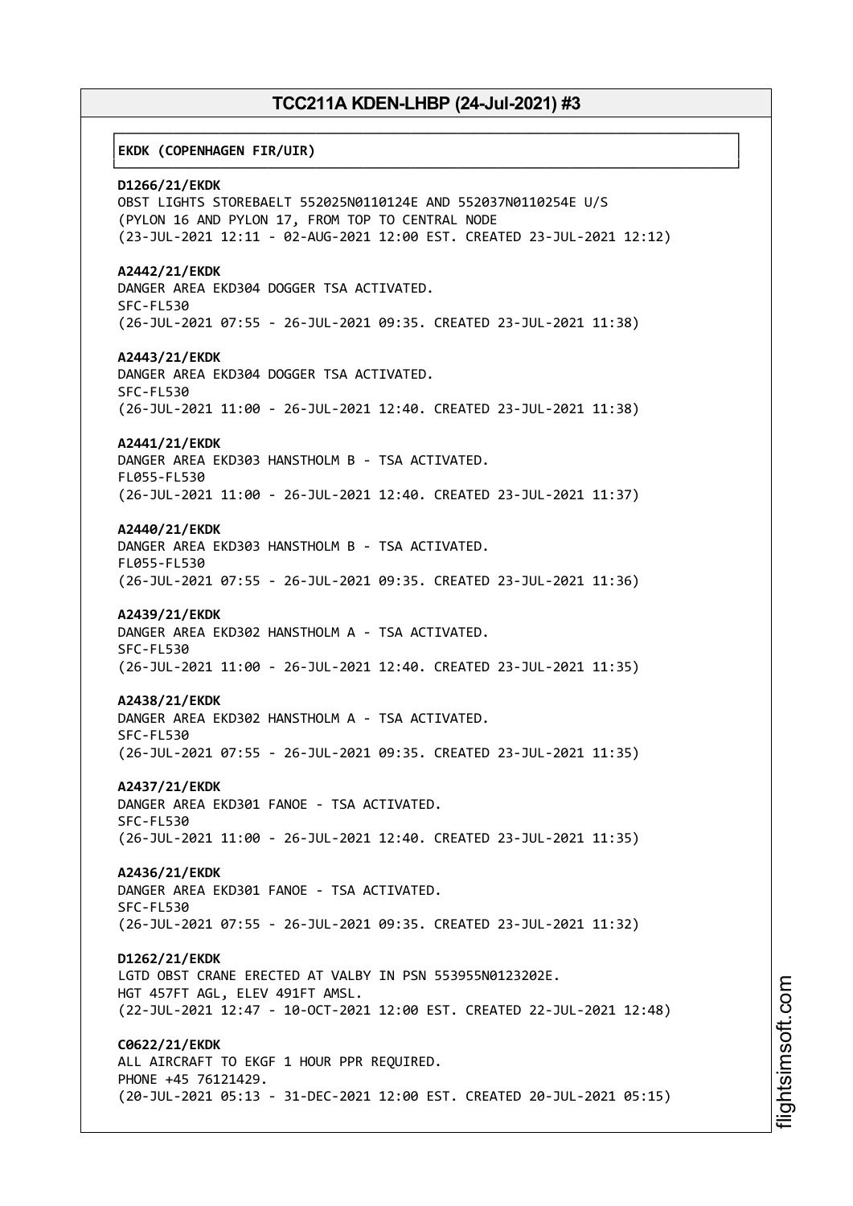**EKDK (COPENHAGEN FIR/UIR)**

**D1266/21/EKDK**
OBST LIGHTS STOREBAELT 552025N0110124E AND 552037N0110254E U/S
(PYLON 16 AND PYLON 17, FROM TOP TO CENTRAL NODE
(23-JUL-2021 12:11 - 02-AUG-2021 12:00 EST. CREATED 23-JUL-2021 12:12)

**A2442/21/EKDK**
DANGER AREA EKD304 DOGGER TSA ACTIVATED.
SFC-FL530
(26-JUL-2021 07:55 - 26-JUL-2021 09:35. CREATED 23-JUL-2021 11:38)

**A2443/21/EKDK**
DANGER AREA EKD304 DOGGER TSA ACTIVATED.
SFC-FL530
(26-JUL-2021 11:00 - 26-JUL-2021 12:40. CREATED 23-JUL-2021 11:38)

**A2441/21/EKDK**
DANGER AREA EKD303 HANSTHOLM B - TSA ACTIVATED.
FL055-FL530
(26-JUL-2021 11:00 - 26-JUL-2021 12:40. CREATED 23-JUL-2021 11:37)

**A2440/21/EKDK**
DANGER AREA EKD303 HANSTHOLM B - TSA ACTIVATED.
FL055-FL530
(26-JUL-2021 07:55 - 26-JUL-2021 09:35. CREATED 23-JUL-2021 11:36)

**A2439/21/EKDK**
DANGER AREA EKD302 HANSTHOLM A - TSA ACTIVATED.
SFC-FL530
(26-JUL-2021 11:00 - 26-JUL-2021 12:40. CREATED 23-JUL-2021 11:35)

**A2438/21/EKDK**
DANGER AREA EKD302 HANSTHOLM A - TSA ACTIVATED.
SFC-FL530
(26-JUL-2021 07:55 - 26-JUL-2021 09:35. CREATED 23-JUL-2021 11:35)

**A2437/21/EKDK**
DANGER AREA EKD301 FANOE - TSA ACTIVATED.
SFC-FL530
(26-JUL-2021 11:00 - 26-JUL-2021 12:40. CREATED 23-JUL-2021 11:35)

**A2436/21/EKDK**
DANGER AREA EKD301 FANOE - TSA ACTIVATED.
SFC-FL530
(26-JUL-2021 07:55 - 26-JUL-2021 09:35. CREATED 23-JUL-2021 11:32)

**D1262/21/EKDK**
LGTD OBST CRANE ERECTED AT VALBY IN PSN 553955N0123202E.
HGT 457FT AGL, ELEV 491FT AMSL.
(22-JUL-2021 12:47 - 10-OCT-2021 12:00 EST. CREATED 22-JUL-2021 12:48)

**C0622/21/EKDK**
ALL AIRCRAFT TO EKGF 1 HOUR PPR REQUIRED.
PHONE +45 76121429.
(20-JUL-2021 05:13 - 31-DEC-2021 12:00 EST. CREATED 20-JUL-2021 05:15)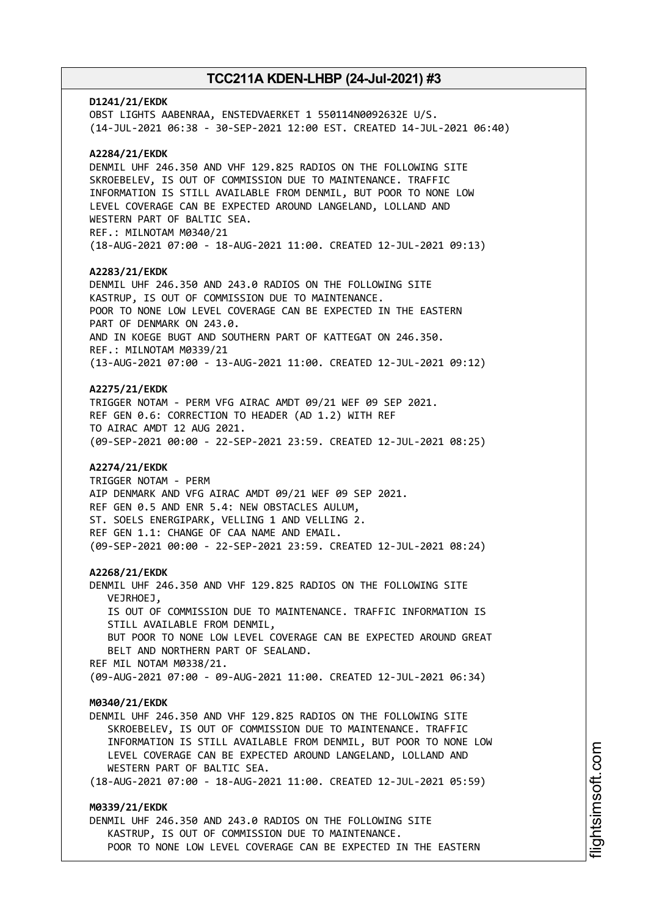**D1241/21/EKDK**
OBST LIGHTS AABENRAA, ENSTEDVAERKET 1 550114N0092632E U/S.
(14-JUL-2021 06:38 - 30-SEP-2021 12:00 EST. CREATED 14-JUL-2021 06:40)

**A2284/21/EKDK**
DENMIL UHF 246.350 AND VHF 129.825 RADIOS ON THE FOLLOWING SITE SKROEBELEV, IS OUT OF COMMISSION DUE TO MAINTENANCE. TRAFFIC INFORMATION IS STILL AVAILABLE FROM DENMIL, BUT POOR TO NONE LOW LEVEL COVERAGE CAN BE EXPECTED AROUND LANGELAND, LOLLAND AND WESTERN PART OF BALTIC SEA.
REF.: MILNOTAM M0340/21
(18-AUG-2021 07:00 - 18-AUG-2021 11:00. CREATED 12-JUL-2021 09:13)

**A2283/21/EKDK**
DENMIL UHF 246.350 AND 243.0 RADIOS ON THE FOLLOWING SITE KASTRUP, IS OUT OF COMMISSION DUE TO MAINTENANCE.
POOR TO NONE LOW LEVEL COVERAGE CAN BE EXPECTED IN THE EASTERN PART OF DENMARK ON 243.0.
AND IN KOEGE BUGT AND SOUTHERN PART OF KATTEGAT ON 246.350.
REF.: MILNOTAM M0339/21
(13-AUG-2021 07:00 - 13-AUG-2021 11:00. CREATED 12-JUL-2021 09:12)

**A2275/21/EKDK**
TRIGGER NOTAM - PERM VFG AIRAC AMDT 09/21 WEF 09 SEP 2021.
REF GEN 0.6: CORRECTION TO HEADER (AD 1.2) WITH REF TO AIRAC AMDT 12 AUG 2021.
(09-SEP-2021 00:00 - 22-SEP-2021 23:59. CREATED 12-JUL-2021 08:25)

**A2274/21/EKDK**
TRIGGER NOTAM - PERM
AIP DENMARK AND VFG AIRAC AMDT 09/21 WEF 09 SEP 2021.
REF GEN 0.5 AND ENR 5.4: NEW OBSTACLES AULUM, ST. SOELS ENERGIPARK, VELLING 1 AND VELLING 2.
REF GEN 1.1: CHANGE OF CAA NAME AND EMAIL.
(09-SEP-2021 00:00 - 22-SEP-2021 23:59. CREATED 12-JUL-2021 08:24)

**A2268/21/EKDK**
DENMIL UHF 246.350 AND VHF 129.825 RADIOS ON THE FOLLOWING SITE VEJRHOEJ,
IS OUT OF COMMISSION DUE TO MAINTENANCE. TRAFFIC INFORMATION IS STILL AVAILABLE FROM DENMIL,
BUT POOR TO NONE LOW LEVEL COVERAGE CAN BE EXPECTED AROUND GREAT BELT AND NORTHERN PART OF SEALAND.
REF MIL NOTAM M0338/21.
(09-AUG-2021 07:00 - 09-AUG-2021 11:00. CREATED 12-JUL-2021 06:34)

**M0340/21/EKDK**
DENMIL UHF 246.350 AND VHF 129.825 RADIOS ON THE FOLLOWING SITE SKROEBELEV, IS OUT OF COMMISSION DUE TO MAINTENANCE. TRAFFIC INFORMATION IS STILL AVAILABLE FROM DENMIL, BUT POOR TO NONE LOW LEVEL COVERAGE CAN BE EXPECTED AROUND LANGELAND, LOLLAND AND WESTERN PART OF BALTIC SEA.
(18-AUG-2021 07:00 - 18-AUG-2021 11:00. CREATED 12-JUL-2021 05:59)

**M0339/21/EKDK**
DENMIL UHF 246.350 AND 243.0 RADIOS ON THE FOLLOWING SITE KASTRUP, IS OUT OF COMMISSION DUE TO MAINTENANCE.
POOR TO NONE LOW LEVEL COVERAGE CAN BE EXPECTED IN THE EASTERN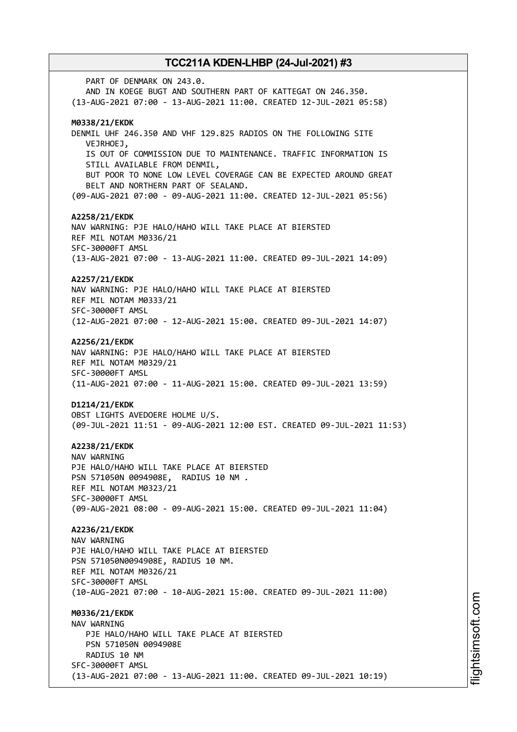PART OF DENMARK ON 243.0.
AND IN KOEGE BUGT AND SOUTHERN PART OF KATTEGAT ON 246.350.
(13-AUG-2021 07:00 - 13-AUG-2021 11:00. CREATED 12-JUL-2021 05:58)

**M0338/21/EKDK**
DENMIL UHF 246.350 AND VHF 129.825 RADIOS ON THE FOLLOWING SITE
VEJRHOEJ,
IS OUT OF COMMISSION DUE TO MAINTENANCE. TRAFFIC INFORMATION IS
STILL AVAILABLE FROM DENMIL,
BUT POOR TO NONE LOW LEVEL COVERAGE CAN BE EXPECTED AROUND GREAT
BELT AND NORTHERN PART OF SEALAND.
(09-AUG-2021 07:00 - 09-AUG-2021 11:00. CREATED 12-JUL-2021 05:56)

**A2258/21/EKDK**
NAV WARNING: PJE HALO/HAHO WILL TAKE PLACE AT BIERSTED
REF MIL NOTAM M0336/21
SFC-30000FT AMSL
(13-AUG-2021 07:00 - 13-AUG-2021 11:00. CREATED 09-JUL-2021 14:09)

**A2257/21/EKDK**
NAV WARNING: PJE HALO/HAHO WILL TAKE PLACE AT BIERSTED
REF MIL NOTAM M0333/21
SFC-30000FT AMSL
(12-AUG-2021 07:00 - 12-AUG-2021 15:00. CREATED 09-JUL-2021 14:07)

**A2256/21/EKDK**
NAV WARNING: PJE HALO/HAHO WILL TAKE PLACE AT BIERSTED
REF MIL NOTAM M0329/21
SFC-30000FT AMSL
(11-AUG-2021 07:00 - 11-AUG-2021 15:00. CREATED 09-JUL-2021 13:59)

**D1214/21/EKDK**
OBST LIGHTS AVEDOERE HOLME U/S.
(09-JUL-2021 11:51 - 09-AUG-2021 12:00 EST. CREATED 09-JUL-2021 11:53)

**A2238/21/EKDK**
NAV WARNING
PJE HALO/HAHO WILL TAKE PLACE AT BIERSTED
PSN 571050N 0094908E, RADIUS 10 NM .
REF MIL NOTAM M0323/21
SFC-30000FT AMSL
(09-AUG-2021 08:00 - 09-AUG-2021 15:00. CREATED 09-JUL-2021 11:04)

**A2236/21/EKDK**
NAV WARNING
PJE HALO/HAHO WILL TAKE PLACE AT BIERSTED
PSN 571050N0094908E, RADIUS 10 NM.
REF MIL NOTAM M0326/21
SFC-30000FT AMSL
(10-AUG-2021 07:00 - 10-AUG-2021 15:00. CREATED 09-JUL-2021 11:00)

**M0336/21/EKDK**
NAV WARNING
PJE HALO/HAHO WILL TAKE PLACE AT BIERSTED
PSN 571050N 0094908E
RADIUS 10 NM
SFC-30000FT AMSL
(13-AUG-2021 07:00 - 13-AUG-2021 11:00. CREATED 09-JUL-2021 10:19)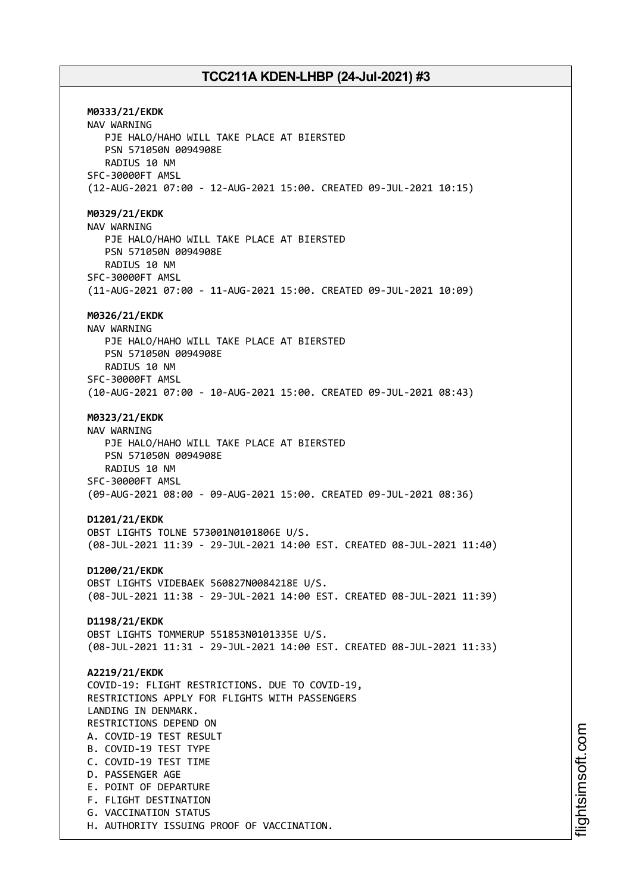**M0333/21/EKDK**
NAV WARNING
PJE HALO/HAHO WILL TAKE PLACE AT BIERSTED
PSN 571050N 0094908E
RADIUS 10 NM
SFC-30000FT AMSL
(12-AUG-2021 07:00 - 12-AUG-2021 15:00. CREATED 09-JUL-2021 10:15)

**M0329/21/EKDK**
NAV WARNING
PJE HALO/HAHO WILL TAKE PLACE AT BIERSTED
PSN 571050N 0094908E
RADIUS 10 NM
SFC-30000FT AMSL
(11-AUG-2021 07:00 - 11-AUG-2021 15:00. CREATED 09-JUL-2021 10:09)

**M0326/21/EKDK**
NAV WARNING
PJE HALO/HAHO WILL TAKE PLACE AT BIERSTED
PSN 571050N 0094908E
RADIUS 10 NM
SFC-30000FT AMSL
(10-AUG-2021 07:00 - 10-AUG-2021 15:00. CREATED 09-JUL-2021 08:43)

**M0323/21/EKDK**
NAV WARNING
PJE HALO/HAHO WILL TAKE PLACE AT BIERSTED
PSN 571050N 0094908E
RADIUS 10 NM
SFC-30000FT AMSL
(09-AUG-2021 08:00 - 09-AUG-2021 15:00. CREATED 09-JUL-2021 08:36)

**D1201/21/EKDK**
OBST LIGHTS TOLNE 573001N0101806E U/S.
(08-JUL-2021 11:39 - 29-JUL-2021 14:00 EST. CREATED 08-JUL-2021 11:40)

**D1200/21/EKDK**
OBST LIGHTS VIDEBAEK 560827N0084218E U/S.
(08-JUL-2021 11:38 - 29-JUL-2021 14:00 EST. CREATED 08-JUL-2021 11:39)

**D1198/21/EKDK**
OBST LIGHTS TOMMERUP 551853N0101335E U/S.
(08-JUL-2021 11:31 - 29-JUL-2021 14:00 EST. CREATED 08-JUL-2021 11:33)

**A2219/21/EKDK**
COVID-19: FLIGHT RESTRICTIONS. DUE TO COVID-19,
RESTRICTIONS APPLY FOR FLIGHTS WITH PASSENGERS
LANDING IN DENMARK.
RESTRICTIONS DEPEND ON
A. COVID-19 TEST RESULT
B. COVID-19 TEST TYPE
C. COVID-19 TEST TIME
D. PASSENGER AGE
E. POINT OF DEPARTURE
F. FLIGHT DESTINATION
G. VACCINATION STATUS
H. AUTHORITY ISSUING PROOF OF VACCINATION.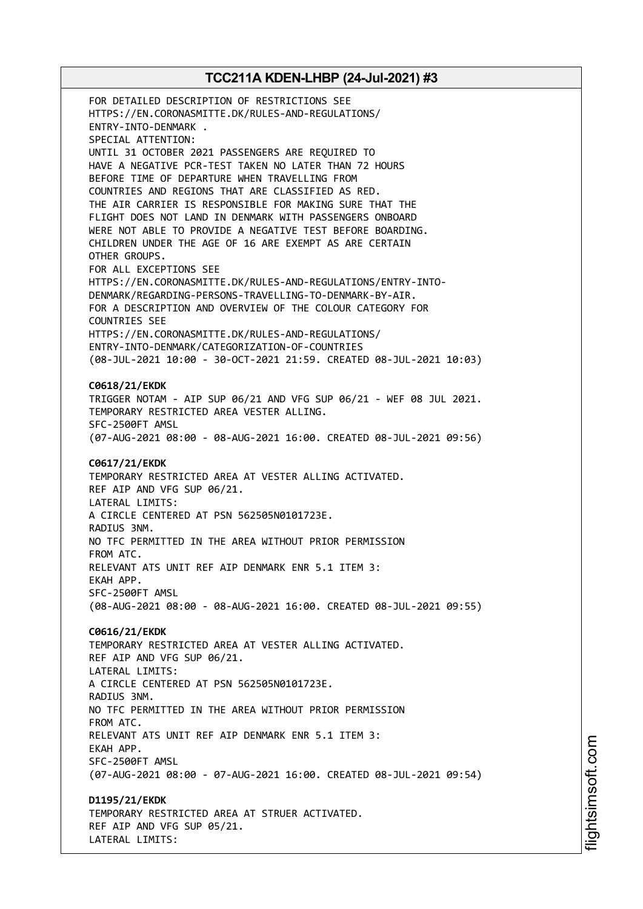FOR DETAILED DESCRIPTION OF RESTRICTIONS SEE
HTTPS://EN.CORONASMITTE.DK/RULES-AND-REGULATIONS/
ENTRY-INTO-DENMARK .
SPECIAL ATTENTION:
UNTIL 31 OCTOBER 2021 PASSENGERS ARE REQUIRED TO
HAVE A NEGATIVE PCR-TEST TAKEN NO LATER THAN 72 HOURS
BEFORE TIME OF DEPARTURE WHEN TRAVELLING FROM
COUNTRIES AND REGIONS THAT ARE CLASSIFIED AS RED.
THE AIR CARRIER IS RESPONSIBLE FOR MAKING SURE THAT THE
FLIGHT DOES NOT LAND IN DENMARK WITH PASSENGERS ONBOARD
WERE NOT ABLE TO PROVIDE A NEGATIVE TEST BEFORE BOARDING.
CHILDREN UNDER THE AGE OF 16 ARE EXEMPT AS ARE CERTAIN
OTHER GROUPS.
FOR ALL EXCEPTIONS SEE
HTTPS://EN.CORONASMITTE.DK/RULES-AND-REGULATIONS/ENTRY-INTO-
DENMARK/REGARDING-PERSONS-TRAVELLING-TO-DENMARK-BY-AIR.
FOR A DESCRIPTION AND OVERVIEW OF THE COLOUR CATEGORY FOR
COUNTRIES SEE
HTTPS://EN.CORONASMITTE.DK/RULES-AND-REGULATIONS/
ENTRY-INTO-DENMARK/CATEGORIZATION-OF-COUNTRIES
(08-JUL-2021 10:00 - 30-OCT-2021 21:59. CREATED 08-JUL-2021 10:03)

**C0618/21/EKDK**
TRIGGER NOTAM - AIP SUP 06/21 AND VFG SUP 06/21 - WEF 08 JUL 2021.
TEMPORARY RESTRICTED AREA VESTER ALLING.
SFC-2500FT AMSL
(07-AUG-2021 08:00 - 08-AUG-2021 16:00. CREATED 08-JUL-2021 09:56)

**C0617/21/EKDK**
TEMPORARY RESTRICTED AREA AT VESTER ALLING ACTIVATED.
REF AIP AND VFG SUP 06/21.
LATERAL LIMITS:
A CIRCLE CENTERED AT PSN 562505N0101723E.
RADIUS 3NM.
NO TFC PERMITTED IN THE AREA WITHOUT PRIOR PERMISSION
FROM ATC.
RELEVANT ATS UNIT REF AIP DENMARK ENR 5.1 ITEM 3:
EKAH APP.
SFC-2500FT AMSL
(08-AUG-2021 08:00 - 08-AUG-2021 16:00. CREATED 08-JUL-2021 09:55)

**C0616/21/EKDK**
TEMPORARY RESTRICTED AREA AT VESTER ALLING ACTIVATED.
REF AIP AND VFG SUP 06/21.
LATERAL LIMITS:
A CIRCLE CENTERED AT PSN 562505N0101723E.
RADIUS 3NM.
NO TFC PERMITTED IN THE AREA WITHOUT PRIOR PERMISSION
FROM ATC.
RELEVANT ATS UNIT REF AIP DENMARK ENR 5.1 ITEM 3:
EKAH APP.
SFC-2500FT AMSL
(07-AUG-2021 08:00 - 07-AUG-2021 16:00. CREATED 08-JUL-2021 09:54)

**D1195/21/EKDK**
TEMPORARY RESTRICTED AREA AT STRUER ACTIVATED.
REF AIP AND VFG SUP 05/21.
LATERAL LIMITS: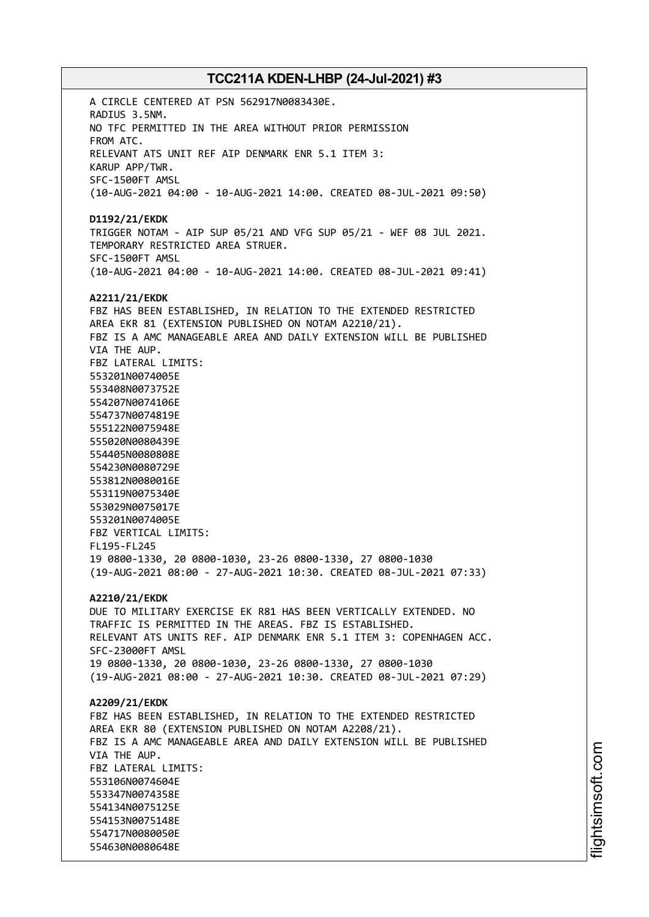A CIRCLE CENTERED AT PSN 562917N0083430E.
RADIUS 3.5NM.
NO TFC PERMITTED IN THE AREA WITHOUT PRIOR PERMISSION
FROM ATC.
RELEVANT ATS UNIT REF AIP DENMARK ENR 5.1 ITEM 3:
KARUP APP/TWR.
SFC-1500FT AMSL
(10-AUG-2021 04:00 - 10-AUG-2021 14:00. CREATED 08-JUL-2021 09:50)

**D1192/21/EKDK**
TRIGGER NOTAM - AIP SUP 05/21 AND VFG SUP 05/21 - WEF 08 JUL 2021.
TEMPORARY RESTRICTED AREA STRUER.
SFC-1500FT AMSL
(10-AUG-2021 04:00 - 10-AUG-2021 14:00. CREATED 08-JUL-2021 09:41)

**A2211/21/EKDK**
FBZ HAS BEEN ESTABLISHED, IN RELATION TO THE EXTENDED RESTRICTED
AREA EKR 81 (EXTENSION PUBLISHED ON NOTAM A2210/21).
FBZ IS A AMC MANAGEABLE AREA AND DAILY EXTENSION WILL BE PUBLISHED
VIA THE AUP.
FBZ LATERAL LIMITS:
553201N0074005E
553408N0073752E
554207N0074106E
554737N0074819E
555122N0075948E
555020N0080439E
554405N0080808E
554230N0080729E
553812N0080016E
553119N0075340E
553029N0075017E
553201N0074005E
FBZ VERTICAL LIMITS:
FL195-FL245
19 0800-1330, 20 0800-1030, 23-26 0800-1330, 27 0800-1030
(19-AUG-2021 08:00 - 27-AUG-2021 10:30. CREATED 08-JUL-2021 07:33)

**A2210/21/EKDK**
DUE TO MILITARY EXERCISE EK R81 HAS BEEN VERTICALLY EXTENDED. NO
TRAFFIC IS PERMITTED IN THE AREAS. FBZ IS ESTABLISHED.
RELEVANT ATS UNITS REF. AIP DENMARK ENR 5.1 ITEM 3: COPENHAGEN ACC.
SFC-23000FT AMSL
19 0800-1330, 20 0800-1030, 23-26 0800-1330, 27 0800-1030
(19-AUG-2021 08:00 - 27-AUG-2021 10:30. CREATED 08-JUL-2021 07:29)

**A2209/21/EKDK**
FBZ HAS BEEN ESTABLISHED, IN RELATION TO THE EXTENDED RESTRICTED
AREA EKR 80 (EXTENSION PUBLISHED ON NOTAM A2208/21).
FBZ IS A AMC MANAGEABLE AREA AND DAILY EXTENSION WILL BE PUBLISHED
VIA THE AUP.
FBZ LATERAL LIMITS:
553106N0074604E
553347N0074358E
554134N0075125E
554153N0075148E
554717N0080050E
554630N0080648E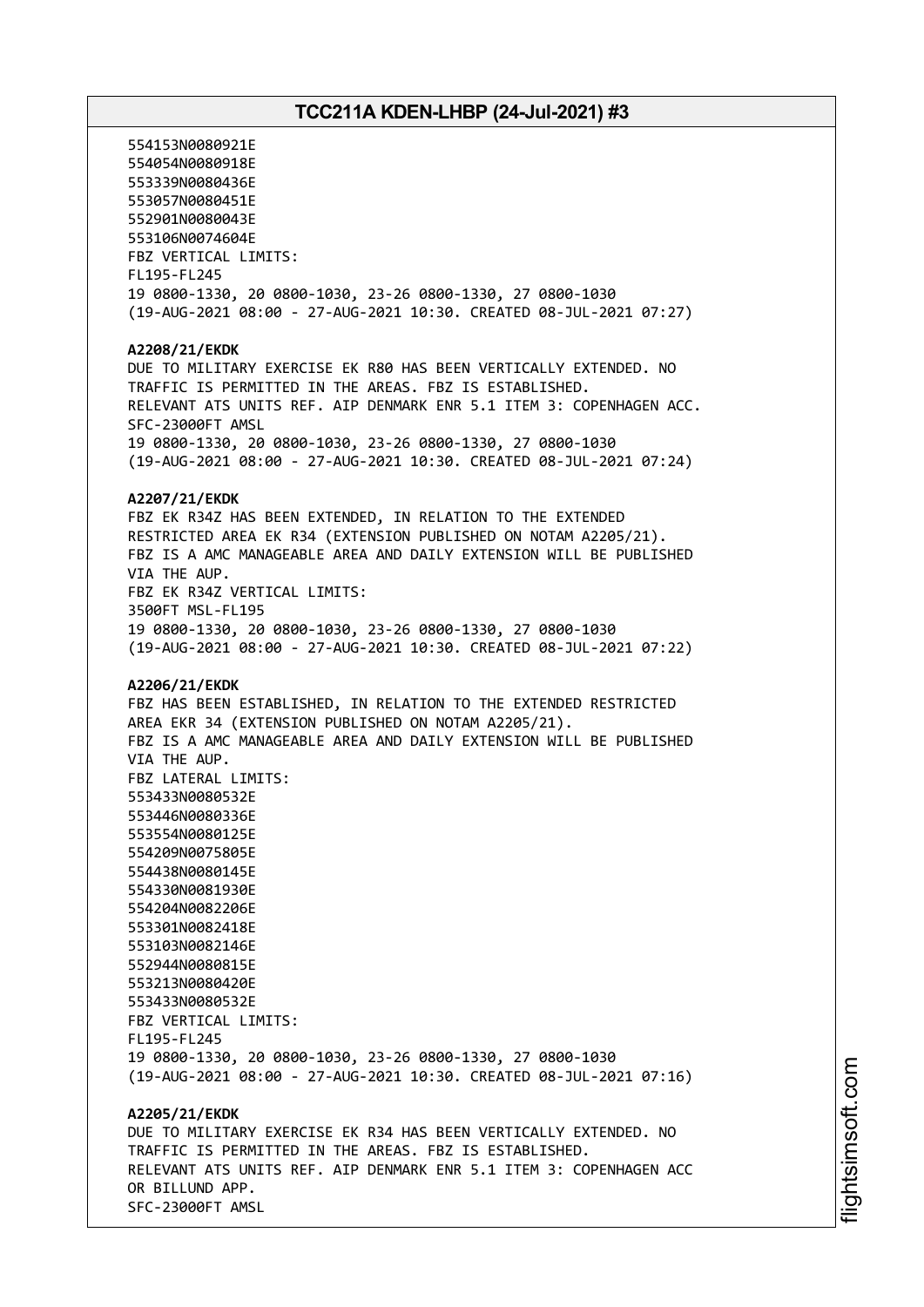554153N0080921E
554054N0080918E
553339N0080436E
553057N0080451E
552901N0080043E
553106N0074604E
FBZ VERTICAL LIMITS:
FL195-FL245
19 0800-1330, 20 0800-1030, 23-26 0800-1330, 27 0800-1030
(19-AUG-2021 08:00 - 27-AUG-2021 10:30. CREATED 08-JUL-2021 07:27)

**A2208/21/EKDK**
DUE TO MILITARY EXERCISE EK R80 HAS BEEN VERTICALLY EXTENDED. NO
TRAFFIC IS PERMITTED IN THE AREAS. FBZ IS ESTABLISHED.
RELEVANT ATS UNITS REF. AIP DENMARK ENR 5.1 ITEM 3: COPENHAGEN ACC.
SFC-23000FT AMSL
19 0800-1330, 20 0800-1030, 23-26 0800-1330, 27 0800-1030
(19-AUG-2021 08:00 - 27-AUG-2021 10:30. CREATED 08-JUL-2021 07:24)

**A2207/21/EKDK**
FBZ EK R34Z HAS BEEN EXTENDED, IN RELATION TO THE EXTENDED
RESTRICTED AREA EK R34 (EXTENSION PUBLISHED ON NOTAM A2205/21).
FBZ IS A AMC MANAGEABLE AREA AND DAILY EXTENSION WILL BE PUBLISHED
VIA THE AUP.
FBZ EK R34Z VERTICAL LIMITS:
3500FT MSL-FL195
19 0800-1330, 20 0800-1030, 23-26 0800-1330, 27 0800-1030
(19-AUG-2021 08:00 - 27-AUG-2021 10:30. CREATED 08-JUL-2021 07:22)

**A2206/21/EKDK**
FBZ HAS BEEN ESTABLISHED, IN RELATION TO THE EXTENDED RESTRICTED
AREA EKR 34 (EXTENSION PUBLISHED ON NOTAM A2205/21).
FBZ IS A AMC MANAGEABLE AREA AND DAILY EXTENSION WILL BE PUBLISHED
VIA THE AUP.
FBZ LATERAL LIMITS:
553433N0080532E
553446N0080336E
553554N0080125E
554209N0075805E
554438N0080145E
554330N0081930E
554204N0082206E
553301N0082418E
553103N0082146E
552944N0080815E
553213N0080420E
553433N0080532E
FBZ VERTICAL LIMITS:
FL195-FL245
19 0800-1330, 20 0800-1030, 23-26 0800-1330, 27 0800-1030
(19-AUG-2021 08:00 - 27-AUG-2021 10:30. CREATED 08-JUL-2021 07:16)

**A2205/21/EKDK**
DUE TO MILITARY EXERCISE EK R34 HAS BEEN VERTICALLY EXTENDED. NO
TRAFFIC IS PERMITTED IN THE AREAS. FBZ IS ESTABLISHED.
RELEVANT ATS UNITS REF. AIP DENMARK ENR 5.1 ITEM 3: COPENHAGEN ACC
OR BILLUND APP.
SFC-23000FT AMSL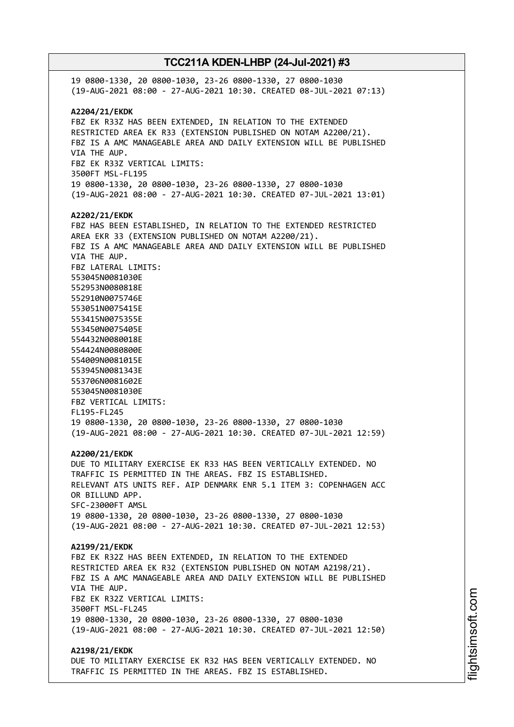19 0800-1330, 20 0800-1030, 23-26 0800-1330, 27 0800-1030
(19-AUG-2021 08:00 - 27-AUG-2021 10:30. CREATED 08-JUL-2021 07:13)

**A2204/21/EKDK**
FBZ EK R33Z HAS BEEN EXTENDED, IN RELATION TO THE EXTENDED
RESTRICTED AREA EK R33 (EXTENSION PUBLISHED ON NOTAM A2200/21).
FBZ IS A AMC MANAGEABLE AREA AND DAILY EXTENSION WILL BE PUBLISHED
VIA THE AUP.
FBZ EK R33Z VERTICAL LIMITS:
3500FT MSL-FL195
19 0800-1330, 20 0800-1030, 23-26 0800-1330, 27 0800-1030
(19-AUG-2021 08:00 - 27-AUG-2021 10:30. CREATED 07-JUL-2021 13:01)

**A2202/21/EKDK**
FBZ HAS BEEN ESTABLISHED, IN RELATION TO THE EXTENDED RESTRICTED
AREA EKR 33 (EXTENSION PUBLISHED ON NOTAM A2200/21).
FBZ IS A AMC MANAGEABLE AREA AND DAILY EXTENSION WILL BE PUBLISHED
VIA THE AUP.
FBZ LATERAL LIMITS:
553045N0081030E
552953N0080818E
552910N0075746E
553051N0075415E
553415N0075355E
553450N0075405E
554432N0080018E
554424N0080800E
554009N0081015E
553945N0081343E
553706N0081602E
553045N0081030E
FBZ VERTICAL LIMITS:
FL195-FL245
19 0800-1330, 20 0800-1030, 23-26 0800-1330, 27 0800-1030
(19-AUG-2021 08:00 - 27-AUG-2021 10:30. CREATED 07-JUL-2021 12:59)

**A2200/21/EKDK**
DUE TO MILITARY EXERCISE EK R33 HAS BEEN VERTICALLY EXTENDED. NO
TRAFFIC IS PERMITTED IN THE AREAS. FBZ IS ESTABLISHED.
RELEVANT ATS UNITS REF. AIP DENMARK ENR 5.1 ITEM 3: COPENHAGEN ACC
OR BILLUND APP.
SFC-23000FT AMSL
19 0800-1330, 20 0800-1030, 23-26 0800-1330, 27 0800-1030
(19-AUG-2021 08:00 - 27-AUG-2021 10:30. CREATED 07-JUL-2021 12:53)

**A2199/21/EKDK**
FBZ EK R32Z HAS BEEN EXTENDED, IN RELATION TO THE EXTENDED
RESTRICTED AREA EK R32 (EXTENSION PUBLISHED ON NOTAM A2198/21).
FBZ IS A AMC MANAGEABLE AREA AND DAILY EXTENSION WILL BE PUBLISHED
VIA THE AUP.
FBZ EK R32Z VERTICAL LIMITS:
3500FT MSL-FL245
19 0800-1330, 20 0800-1030, 23-26 0800-1330, 27 0800-1030
(19-AUG-2021 08:00 - 27-AUG-2021 10:30. CREATED 07-JUL-2021 12:50)

**A2198/21/EKDK**
DUE TO MILITARY EXERCISE EK R32 HAS BEEN VERTICALLY EXTENDED. NO
TRAFFIC IS PERMITTED IN THE AREAS. FBZ IS ESTABLISHED.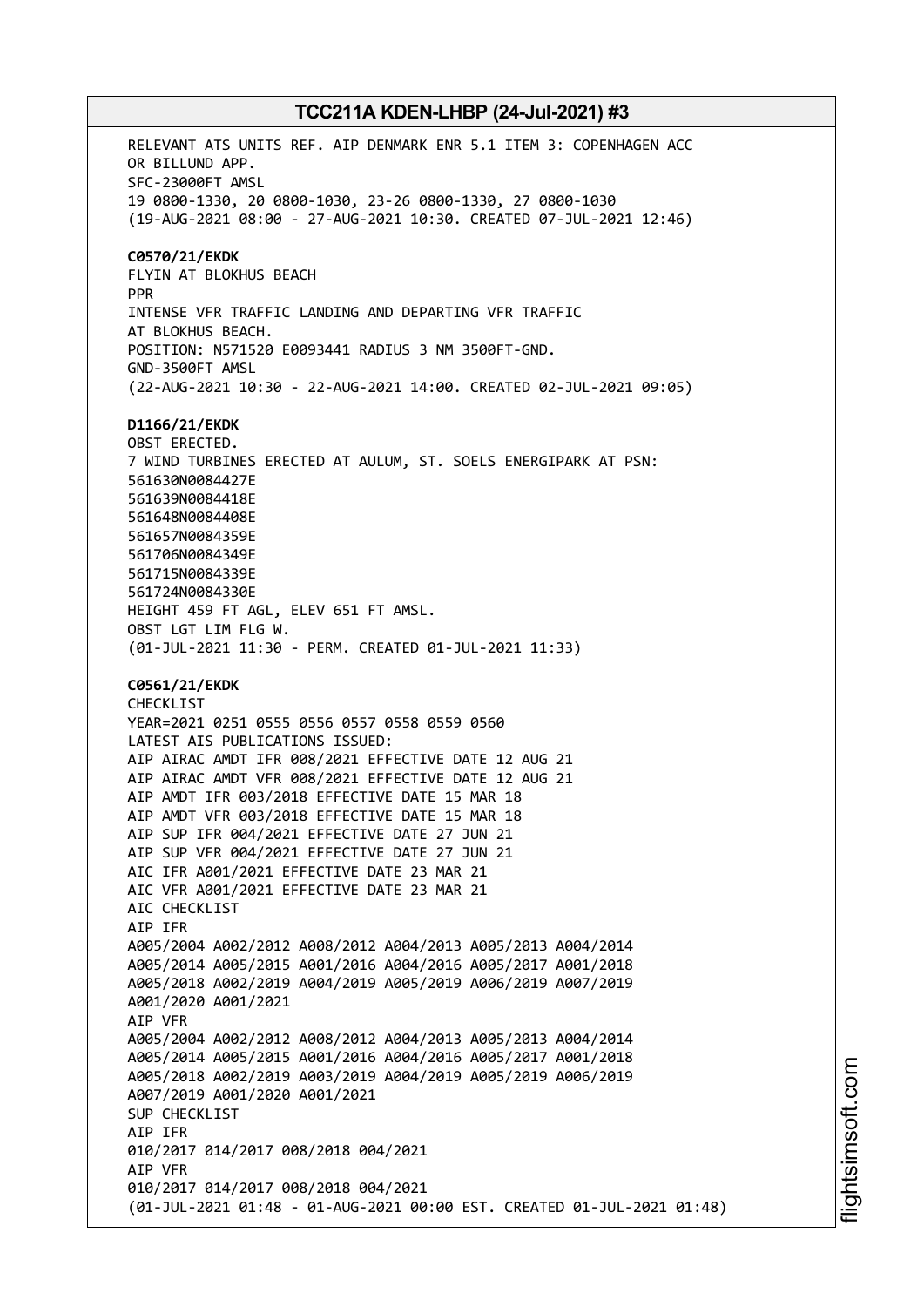RELEVANT ATS UNITS REF. AIP DENMARK ENR 5.1 ITEM 3: COPENHAGEN ACC
OR BILLUND APP.
SFC-23000FT AMSL
19 0800-1330, 20 0800-1030, 23-26 0800-1330, 27 0800-1030
(19-AUG-2021 08:00 - 27-AUG-2021 10:30. CREATED 07-JUL-2021 12:46)

**C0570/21/EKDK**
FLYIN AT BLOKHUS BEACH
PPR
INTENSE VFR TRAFFIC LANDING AND DEPARTING VFR TRAFFIC
AT BLOKHUS BEACH.
POSITION: N571520 E0093441 RADIUS 3 NM 3500FT-GND.
GND-3500FT AMSL
(22-AUG-2021 10:30 - 22-AUG-2021 14:00. CREATED 02-JUL-2021 09:05)

**D1166/21/EKDK**
OBST ERECTED.
7 WIND TURBINES ERECTED AT AULUM, ST. SOELS ENERGIPARK AT PSN:
561630N0084427E
561639N0084418E
561648N0084408E
561657N0084359E
561706N0084349E
561715N0084339E
561724N0084330E
HEIGHT 459 FT AGL, ELEV 651 FT AMSL.
OBST LGT LIM FLG W.
(01-JUL-2021 11:30 - PERM. CREATED 01-JUL-2021 11:33)

**C0561/21/EKDK**
CHECKLIST
YEAR=2021 0251 0555 0556 0557 0558 0559 0560
LATEST AIS PUBLICATIONS ISSUED:
AIP AIRAC AMDT IFR 008/2021 EFFECTIVE DATE 12 AUG 21
AIP AIRAC AMDT VFR 008/2021 EFFECTIVE DATE 12 AUG 21
AIP AMDT IFR 003/2018 EFFECTIVE DATE 15 MAR 18
AIP AMDT VFR 003/2018 EFFECTIVE DATE 15 MAR 18
AIP SUP IFR 004/2021 EFFECTIVE DATE 27 JUN 21
AIP SUP VFR 004/2021 EFFECTIVE DATE 27 JUN 21
AIC IFR A001/2021 EFFECTIVE DATE 23 MAR 21
AIC VFR A001/2021 EFFECTIVE DATE 23 MAR 21
AIC CHECKLIST
AIP IFR
A005/2004 A002/2012 A008/2012 A004/2013 A005/2013 A004/2014
A005/2014 A005/2015 A001/2016 A004/2016 A005/2017 A001/2018
A005/2018 A002/2019 A004/2019 A005/2019 A006/2019 A007/2019
A001/2020 A001/2021
AIP VFR
A005/2004 A002/2012 A008/2012 A004/2013 A005/2013 A004/2014
A005/2014 A005/2015 A001/2016 A004/2016 A005/2017 A001/2018
A005/2018 A002/2019 A003/2019 A004/2019 A005/2019 A006/2019
A007/2019 A001/2020 A001/2021
SUP CHECKLIST
AIP IFR
010/2017 014/2017 008/2018 004/2021
AIP VFR
010/2017 014/2017 008/2018 004/2021
(01-JUL-2021 01:48 - 01-AUG-2021 00:00 EST. CREATED 01-JUL-2021 01:48)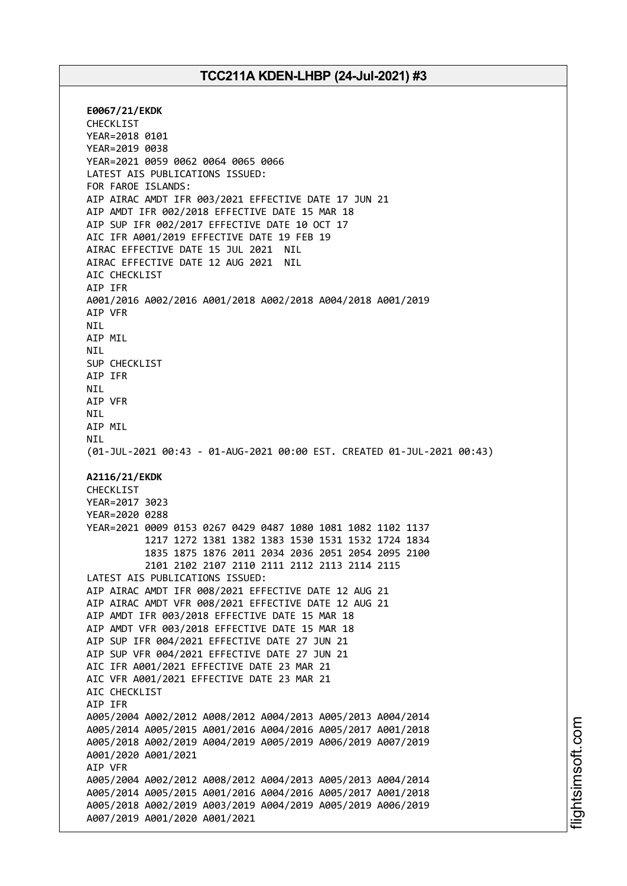**E0067/21/EKDK**
CHECKLIST
YEAR=2018 0101
YEAR=2019 0038
YEAR=2021 0059 0062 0064 0065 0066
LATEST AIS PUBLICATIONS ISSUED:
FOR FAROE ISLANDS:
AIP AIRAC AMDT IFR 003/2021 EFFECTIVE DATE 17 JUN 21
AIP AMDT IFR 002/2018 EFFECTIVE DATE 15 MAR 18
AIP SUP IFR 002/2017 EFFECTIVE DATE 10 OCT 17
AIC IFR A001/2019 EFFECTIVE DATE 19 FEB 19
AIRAC EFFECTIVE DATE 15 JUL 2021 NIL
AIRAC EFFECTIVE DATE 12 AUG 2021 NIL
AIC CHECKLIST
AIP IFR
A001/2016 A002/2016 A001/2018 A002/2018 A004/2018 A001/2019
AIP VFR
NIL
AIP MIL
NIL
SUP CHECKLIST
AIP IFR
NIL
AIP VFR
NIL
AIP MIL
NIL
(01-JUL-2021 00:43 - 01-AUG-2021 00:00 EST. CREATED 01-JUL-2021 00:43)

**A2116/21/EKDK**
CHECKLIST
YEAR=2017 3023
YEAR=2020 0288
YEAR=2021 0009 0153 0267 0429 0487 1080 1081 1082 1102 1137
1217 1272 1381 1382 1383 1530 1531 1532 1724 1834
1835 1875 1876 2011 2034 2036 2051 2054 2095 2100
2101 2102 2107 2110 2111 2112 2113 2114 2115
LATEST AIS PUBLICATIONS ISSUED:
AIP AIRAC AMDT IFR 008/2021 EFFECTIVE DATE 12 AUG 21
AIP AIRAC AMDT VFR 008/2021 EFFECTIVE DATE 12 AUG 21
AIP AMDT IFR 003/2018 EFFECTIVE DATE 15 MAR 18
AIP AMDT VFR 003/2018 EFFECTIVE DATE 15 MAR 18
AIP SUP IFR 004/2021 EFFECTIVE DATE 27 JUN 21
AIP SUP VFR 004/2021 EFFECTIVE DATE 27 JUN 21
AIC IFR A001/2021 EFFECTIVE DATE 23 MAR 21
AIC VFR A001/2021 EFFECTIVE DATE 23 MAR 21
AIC CHECKLIST
AIP IFR
A005/2004 A002/2012 A008/2012 A004/2013 A005/2013 A004/2014
A005/2014 A005/2015 A001/2016 A004/2016 A005/2017 A001/2018
A005/2018 A002/2019 A004/2019 A005/2019 A006/2019 A007/2019
A001/2020 A001/2021
AIP VFR
A005/2004 A002/2012 A008/2012 A004/2013 A005/2013 A004/2014
A005/2014 A005/2015 A001/2016 A004/2016 A005/2017 A001/2018
A005/2018 A002/2019 A003/2019 A004/2019 A005/2019 A006/2019
A007/2019 A001/2020 A001/2021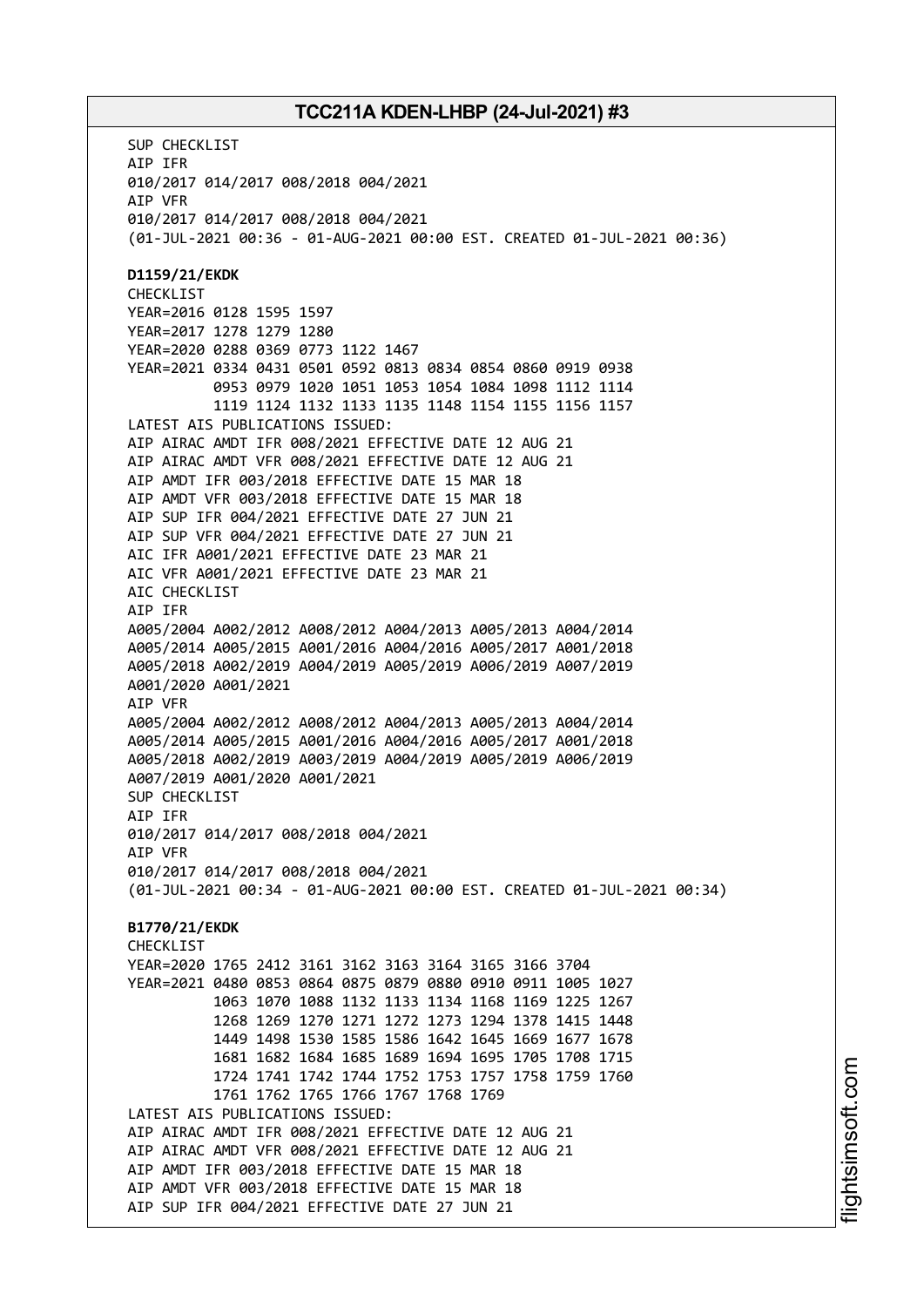SUP CHECKLIST
AIP IFR
010/2017 014/2017 008/2018 004/2021
AIP VFR
010/2017 014/2017 008/2018 004/2021
(01-JUL-2021 00:36 - 01-AUG-2021 00:00 EST. CREATED 01-JUL-2021 00:36)

**D1159/21/EKDK**
CHECKLIST
YEAR=2016 0128 1595 1597
YEAR=2017 1278 1279 1280
YEAR=2020 0288 0369 0773 1122 1467
YEAR=2021 0334 0431 0501 0592 0813 0834 0854 0860 0919 0938
0953 0979 1020 1051 1053 1054 1084 1098 1112 1114
1119 1124 1132 1133 1135 1148 1154 1155 1156 1157
LATEST AIS PUBLICATIONS ISSUED:
AIP AIRAC AMDT IFR 008/2021 EFFECTIVE DATE 12 AUG 21
AIP AIRAC AMDT VFR 008/2021 EFFECTIVE DATE 12 AUG 21
AIP AMDT IFR 003/2018 EFFECTIVE DATE 15 MAR 18
AIP AMDT VFR 003/2018 EFFECTIVE DATE 15 MAR 18
AIP SUP IFR 004/2021 EFFECTIVE DATE 27 JUN 21
AIP SUP VFR 004/2021 EFFECTIVE DATE 27 JUN 21
AIC IFR A001/2021 EFFECTIVE DATE 23 MAR 21
AIC VFR A001/2021 EFFECTIVE DATE 23 MAR 21
AIC CHECKLIST
AIP IFR
A005/2004 A002/2012 A008/2012 A004/2013 A005/2013 A004/2014
A005/2014 A005/2015 A001/2016 A004/2016 A005/2017 A001/2018
A005/2018 A002/2019 A004/2019 A005/2019 A006/2019 A007/2019
A001/2020 A001/2021
AIP VFR
A005/2004 A002/2012 A008/2012 A004/2013 A005/2013 A004/2014
A005/2014 A005/2015 A001/2016 A004/2016 A005/2017 A001/2018
A005/2018 A002/2019 A003/2019 A004/2019 A005/2019 A006/2019
A007/2019 A001/2020 A001/2021
SUP CHECKLIST
AIP IFR
010/2017 014/2017 008/2018 004/2021
AIP VFR
010/2017 014/2017 008/2018 004/2021
(01-JUL-2021 00:34 - 01-AUG-2021 00:00 EST. CREATED 01-JUL-2021 00:34)

**B1770/21/EKDK**
CHECKLIST
YEAR=2020 1765 2412 3161 3162 3163 3164 3165 3166 3704
YEAR=2021 0480 0853 0864 0875 0879 0880 0910 0911 1005 1027
1063 1070 1088 1132 1133 1134 1168 1169 1225 1267
1268 1269 1270 1271 1272 1273 1294 1378 1415 1448
1449 1498 1530 1585 1586 1642 1645 1669 1677 1678
1681 1682 1684 1685 1689 1694 1695 1705 1708 1715
1724 1741 1742 1744 1752 1753 1757 1758 1759 1760
1761 1762 1765 1766 1767 1768 1769
LATEST AIS PUBLICATIONS ISSUED:
AIP AIRAC AMDT IFR 008/2021 EFFECTIVE DATE 12 AUG 21
AIP AIRAC AMDT VFR 008/2021 EFFECTIVE DATE 12 AUG 21
AIP AMDT IFR 003/2018 EFFECTIVE DATE 15 MAR 18
AIP AMDT VFR 003/2018 EFFECTIVE DATE 15 MAR 18
AIP SUP IFR 004/2021 EFFECTIVE DATE 27 JUN 21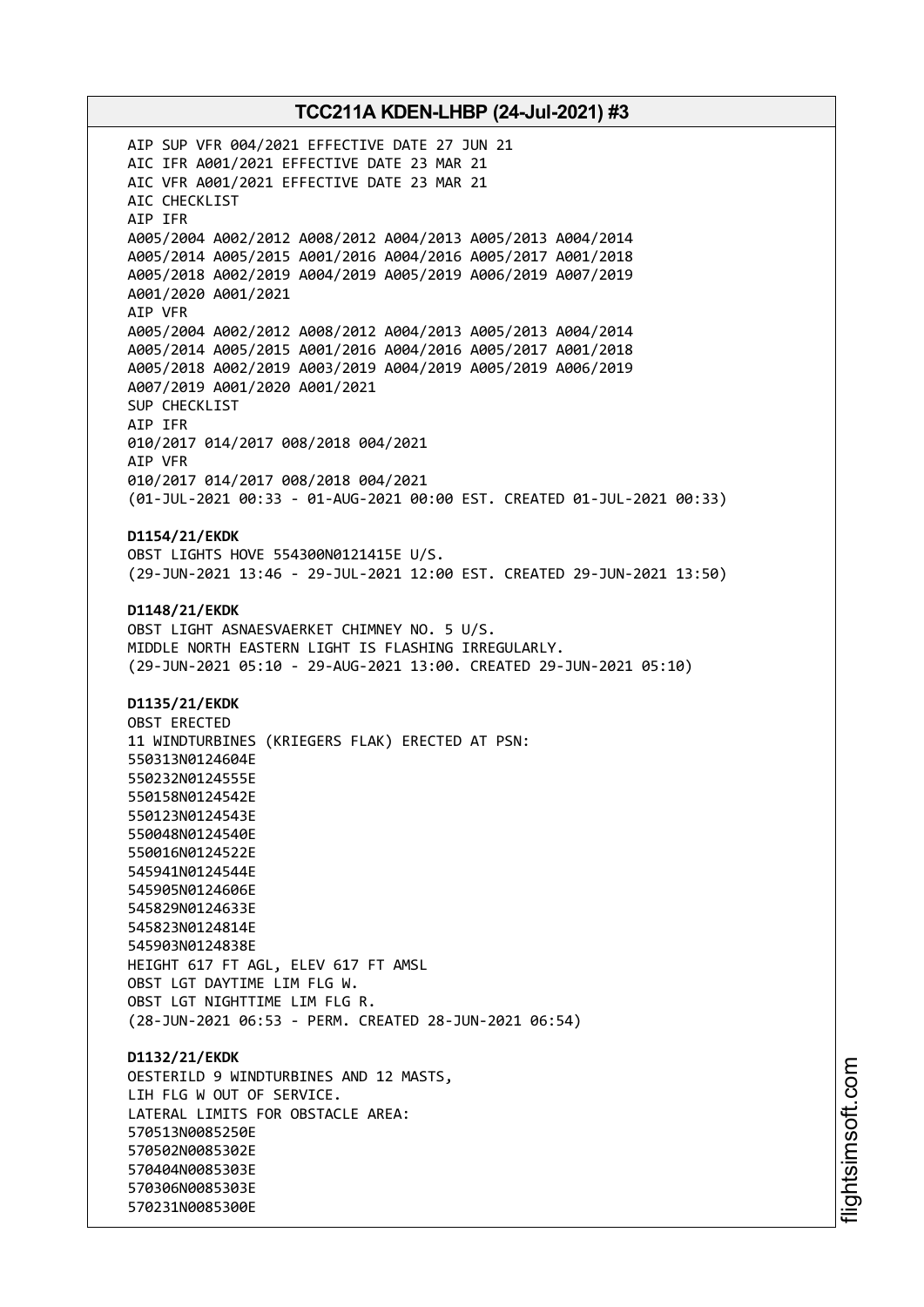AIP SUP VFR 004/2021 EFFECTIVE DATE 27 JUN 21
AIC IFR A001/2021 EFFECTIVE DATE 23 MAR 21
AIC VFR A001/2021 EFFECTIVE DATE 23 MAR 21
AIC CHECKLIST
AIP IFR
A005/2004 A002/2012 A008/2012 A004/2013 A005/2013 A004/2014
A005/2014 A005/2015 A001/2016 A004/2016 A005/2017 A001/2018
A005/2018 A002/2019 A004/2019 A005/2019 A006/2019 A007/2019
A001/2020 A001/2021
AIP VFR
A005/2004 A002/2012 A008/2012 A004/2013 A005/2013 A004/2014
A005/2014 A005/2015 A001/2016 A004/2016 A005/2017 A001/2018
A005/2018 A002/2019 A003/2019 A004/2019 A005/2019 A006/2019
A007/2019 A001/2020 A001/2021
SUP CHECKLIST
AIP IFR
010/2017 014/2017 008/2018 004/2021
AIP VFR
010/2017 014/2017 008/2018 004/2021
(01-JUL-2021 00:33 - 01-AUG-2021 00:00 EST. CREATED 01-JUL-2021 00:33)

**D1154/21/EKDK**
OBST LIGHTS HOVE 554300N0121415E U/S.
(29-JUN-2021 13:46 - 29-JUL-2021 12:00 EST. CREATED 29-JUN-2021 13:50)

**D1148/21/EKDK**
OBST LIGHT ASNAESVAERKET CHIMNEY NO. 5 U/S.
MIDDLE NORTH EASTERN LIGHT IS FLASHING IRREGULARLY.
(29-JUN-2021 05:10 - 29-AUG-2021 13:00. CREATED 29-JUN-2021 05:10)

**D1135/21/EKDK**
OBST ERECTED
11 WINDTURBINES (KRIEGERS FLAK) ERECTED AT PSN:
550313N0124604E
550232N0124555E
550158N0124542E
550123N0124543E
550048N0124540E
550016N0124522E
545941N0124544E
545905N0124606E
545829N0124633E
545823N0124814E
545903N0124838E
HEIGHT 617 FT AGL, ELEV 617 FT AMSL
OBST LGT DAYTIME LIM FLG W.
OBST LGT NIGHTTIME LIM FLG R.
(28-JUN-2021 06:53 - PERM. CREATED 28-JUN-2021 06:54)

**D1132/21/EKDK**
OESTERILD 9 WINDTURBINES AND 12 MASTS,
LIH FLG W OUT OF SERVICE.
LATERAL LIMITS FOR OBSTACLE AREA:
570513N0085250E
570502N0085302E
570404N0085303E
570306N0085303E
570231N0085300E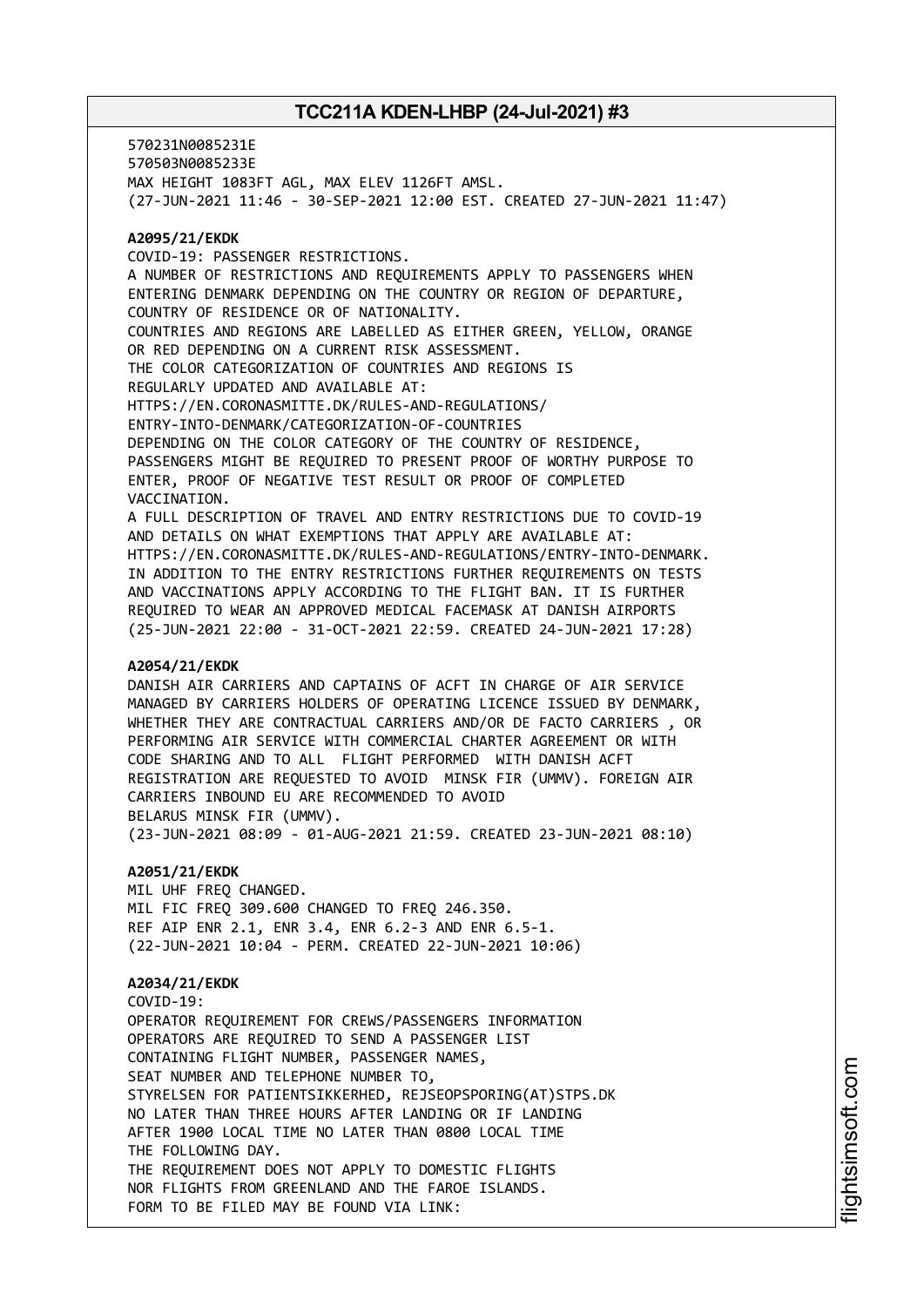570231N0085231E
570503N0085233E
MAX HEIGHT 1083FT AGL, MAX ELEV 1126FT AMSL.
(27-JUN-2021 11:46 - 30-SEP-2021 12:00 EST. CREATED 27-JUN-2021 11:47)

**A2095/21/EKDK**
COVID-19: PASSENGER RESTRICTIONS.
A NUMBER OF RESTRICTIONS AND REQUIREMENTS APPLY TO PASSENGERS WHEN ENTERING DENMARK DEPENDING ON THE COUNTRY OR REGION OF DEPARTURE, COUNTRY OF RESIDENCE OR OF NATIONALITY.
COUNTRIES AND REGIONS ARE LABELLED AS EITHER GREEN, YELLOW, ORANGE OR RED DEPENDING ON A CURRENT RISK ASSESSMENT.
THE COLOR CATEGORIZATION OF COUNTRIES AND REGIONS IS REGULARLY UPDATED AND AVAILABLE AT:
HTTPS://EN.CORONASMITTE.DK/RULES-AND-REGULATIONS/ENTRY-INTO-DENMARK/CATEGORIZATION-OF-COUNTRIES
DEPENDING ON THE COLOR CATEGORY OF THE COUNTRY OF RESIDENCE, PASSENGERS MIGHT BE REQUIRED TO PRESENT PROOF OF WORTHY PURPOSE TO ENTER, PROOF OF NEGATIVE TEST RESULT OR PROOF OF COMPLETED VACCINATION.
A FULL DESCRIPTION OF TRAVEL AND ENTRY RESTRICTIONS DUE TO COVID-19 AND DETAILS ON WHAT EXEMPTIONS THAT APPLY ARE AVAILABLE AT:
HTTPS://EN.CORONASMITTE.DK/RULES-AND-REGULATIONS/ENTRY-INTO-DENMARK.
IN ADDITION TO THE ENTRY RESTRICTIONS FURTHER REQUIREMENTS ON TESTS AND VACCINATIONS APPLY ACCORDING TO THE FLIGHT BAN. IT IS FURTHER REQUIRED TO WEAR AN APPROVED MEDICAL FACEMASK AT DANISH AIRPORTS
(25-JUN-2021 22:00 - 31-OCT-2021 22:59. CREATED 24-JUN-2021 17:28)

**A2054/21/EKDK**
DANISH AIR CARRIERS AND CAPTAINS OF ACFT IN CHARGE OF AIR SERVICE MANAGED BY CARRIERS HOLDERS OF OPERATING LICENCE ISSUED BY DENMARK, WHETHER THEY ARE CONTRACTUAL CARRIERS AND/OR DE FACTO CARRIERS , OR PERFORMING AIR SERVICE WITH COMMERCIAL CHARTER AGREEMENT OR WITH CODE SHARING AND TO ALL FLIGHT PERFORMED WITH DANISH ACFT REGISTRATION ARE REQUESTED TO AVOID MINSK FIR (UMMV). FOREIGN AIR CARRIERS INBOUND EU ARE RECOMMENDED TO AVOID BELARUS MINSK FIR (UMMV).
(23-JUN-2021 08:09 - 01-AUG-2021 21:59. CREATED 23-JUN-2021 08:10)

**A2051/21/EKDK**
MIL UHF FREQ CHANGED.
MIL FIC FREQ 309.600 CHANGED TO FREQ 246.350.
REF AIP ENR 2.1, ENR 3.4, ENR 6.2-3 AND ENR 6.5-1.
(22-JUN-2021 10:04 - PERM. CREATED 22-JUN-2021 10:06)

**A2034/21/EKDK**
COVID-19:
OPERATOR REQUIREMENT FOR CREWS/PASSENGERS INFORMATION
OPERATORS ARE REQUIRED TO SEND A PASSENGER LIST CONTAINING FLIGHT NUMBER, PASSENGER NAMES, SEAT NUMBER AND TELEPHONE NUMBER TO,
STYRELSEN FOR PATIENTSIKKERHED, REJSEOPSPORING(AT)STPS.DK
NO LATER THAN THREE HOURS AFTER LANDING OR IF LANDING AFTER 1900 LOCAL TIME NO LATER THAN 0800 LOCAL TIME THE FOLLOWING DAY.
THE REQUIREMENT DOES NOT APPLY TO DOMESTIC FLIGHTS NOR FLIGHTS FROM GREENLAND AND THE FAROE ISLANDS.
FORM TO BE FILED MAY BE FOUND VIA LINK: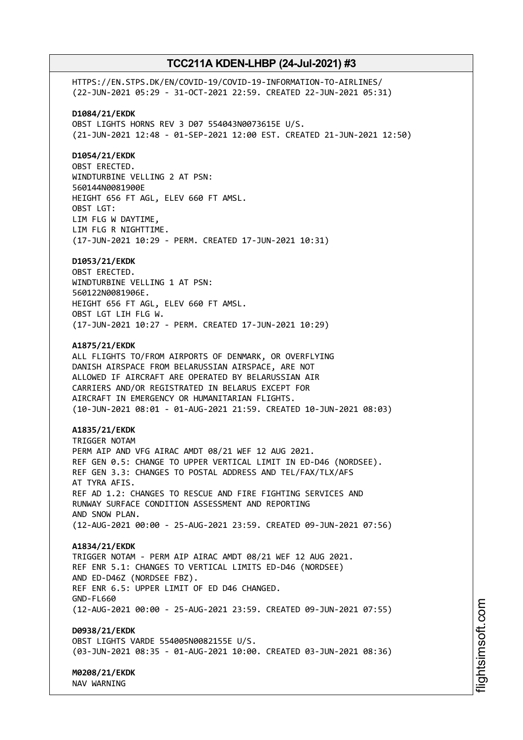HTTPS://EN.STPS.DK/EN/COVID-19/COVID-19-INFORMATION-TO-AIRLINES/
(22-JUN-2021 05:29 - 31-OCT-2021 22:59. CREATED 22-JUN-2021 05:31)

**D1084/21/EKDK**
OBST LIGHTS HORNS REV 3 D07 554043N0073615E U/S.
(21-JUN-2021 12:48 - 01-SEP-2021 12:00 EST. CREATED 21-JUN-2021 12:50)

**D1054/21/EKDK**
OBST ERECTED.
WINDTURBINE VELLING 2 AT PSN:
560144N0081900E
HEIGHT 656 FT AGL, ELEV 660 FT AMSL.
OBST LGT:
LIM FLG W DAYTIME,
LIM FLG R NIGHTTIME.
(17-JUN-2021 10:29 - PERM. CREATED 17-JUN-2021 10:31)

**D1053/21/EKDK**
OBST ERECTED.
WINDTURBINE VELLING 1 AT PSN:
560122N0081906E.
HEIGHT 656 FT AGL, ELEV 660 FT AMSL.
OBST LGT LIH FLG W.
(17-JUN-2021 10:27 - PERM. CREATED 17-JUN-2021 10:29)

**A1875/21/EKDK**
ALL FLIGHTS TO/FROM AIRPORTS OF DENMARK, OR OVERFLYING
DANISH AIRSPACE FROM BELARUSSIAN AIRSPACE, ARE NOT
ALLOWED IF AIRCRAFT ARE OPERATED BY BELARUSSIAN AIR
CARRIERS AND/OR REGISTRATED IN BELARUS EXCEPT FOR
AIRCRAFT IN EMERGENCY OR HUMANITARIAN FLIGHTS.
(10-JUN-2021 08:01 - 01-AUG-2021 21:59. CREATED 10-JUN-2021 08:03)

**A1835/21/EKDK**
TRIGGER NOTAM
PERM AIP AND VFG AIRAC AMDT 08/21 WEF 12 AUG 2021.
REF GEN 0.5: CHANGE TO UPPER VERTICAL LIMIT IN ED-D46 (NORDSEE).
REF GEN 3.3: CHANGES TO POSTAL ADDRESS AND TEL/FAX/TLX/AFS
AT TYRA AFIS.
REF AD 1.2: CHANGES TO RESCUE AND FIRE FIGHTING SERVICES AND
RUNWAY SURFACE CONDITION ASSESSMENT AND REPORTING
AND SNOW PLAN.
(12-AUG-2021 00:00 - 25-AUG-2021 23:59. CREATED 09-JUN-2021 07:56)

**A1834/21/EKDK**
TRIGGER NOTAM - PERM AIP AIRAC AMDT 08/21 WEF 12 AUG 2021.
REF ENR 5.1: CHANGES TO VERTICAL LIMITS ED-D46 (NORDSEE)
AND ED-D46Z (NORDSEE FBZ).
REF ENR 6.5: UPPER LIMIT OF ED D46 CHANGED.
GND-FL660
(12-AUG-2021 00:00 - 25-AUG-2021 23:59. CREATED 09-JUN-2021 07:55)

**D0938/21/EKDK**
OBST LIGHTS VARDE 554005N0082155E U/S.
(03-JUN-2021 08:35 - 01-AUG-2021 10:00. CREATED 03-JUN-2021 08:36)

**M0208/21/EKDK**
NAV WARNING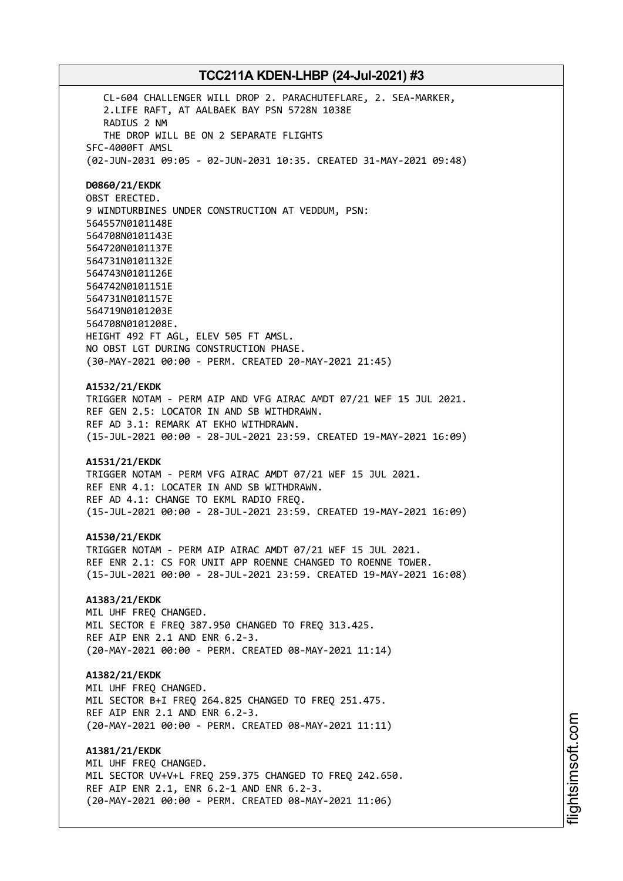CL-604 CHALLENGER WILL DROP 2. PARACHUTEFLARE, 2. SEA-MARKER,
2.LIFE RAFT, AT AALBAEK BAY PSN 5728N 1038E
RADIUS 2 NM
THE DROP WILL BE ON 2 SEPARATE FLIGHTS
SFC-4000FT AMSL
(02-JUN-2031 09:05 - 02-JUN-2031 10:35. CREATED 31-MAY-2021 09:48)

**D0860/21/EKDK**
OBST ERECTED.
9 WINDTURBINES UNDER CONSTRUCTION AT VEDDUM, PSN:
564557N0101148E
564708N0101143E
564720N0101137E
564731N0101132E
564743N0101126E
564742N0101151E
564731N0101157E
564719N0101203E
564708N0101208E.
HEIGHT 492 FT AGL, ELEV 505 FT AMSL.
NO OBST LGT DURING CONSTRUCTION PHASE.
(30-MAY-2021 00:00 - PERM. CREATED 20-MAY-2021 21:45)

**A1532/21/EKDK**
TRIGGER NOTAM - PERM AIP AND VFG AIRAC AMDT 07/21 WEF 15 JUL 2021.
REF GEN 2.5: LOCATOR IN AND SB WITHDRAWN.
REF AD 3.1: REMARK AT EKHO WITHDRAWN.
(15-JUL-2021 00:00 - 28-JUL-2021 23:59. CREATED 19-MAY-2021 16:09)

**A1531/21/EKDK**
TRIGGER NOTAM - PERM VFG AIRAC AMDT 07/21 WEF 15 JUL 2021.
REF ENR 4.1: LOCATER IN AND SB WITHDRAWN.
REF AD 4.1: CHANGE TO EKML RADIO FREQ.
(15-JUL-2021 00:00 - 28-JUL-2021 23:59. CREATED 19-MAY-2021 16:09)

**A1530/21/EKDK**
TRIGGER NOTAM - PERM AIP AIRAC AMDT 07/21 WEF 15 JUL 2021.
REF ENR 2.1: CS FOR UNIT APP ROENNE CHANGED TO ROENNE TOWER.
(15-JUL-2021 00:00 - 28-JUL-2021 23:59. CREATED 19-MAY-2021 16:08)

**A1383/21/EKDK**
MIL UHF FREQ CHANGED.
MIL SECTOR E FREQ 387.950 CHANGED TO FREQ 313.425.
REF AIP ENR 2.1 AND ENR 6.2-3.
(20-MAY-2021 00:00 - PERM. CREATED 08-MAY-2021 11:14)

**A1382/21/EKDK**
MIL UHF FREQ CHANGED.
MIL SECTOR B+I FREQ 264.825 CHANGED TO FREQ 251.475.
REF AIP ENR 2.1 AND ENR 6.2-3.
(20-MAY-2021 00:00 - PERM. CREATED 08-MAY-2021 11:11)

**A1381/21/EKDK**
MIL UHF FREQ CHANGED.
MIL SECTOR UV+V+L FREQ 259.375 CHANGED TO FREQ 242.650.
REF AIP ENR 2.1, ENR 6.2-1 AND ENR 6.2-3.
(20-MAY-2021 00:00 - PERM. CREATED 08-MAY-2021 11:06)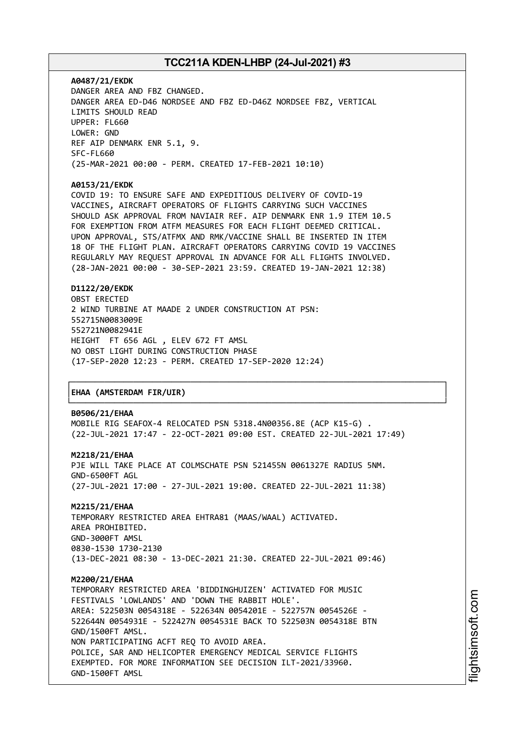**A0487/21/EKDK**
DANGER AREA AND FBZ CHANGED.
DANGER AREA ED-D46 NORDSEE AND FBZ ED-D46Z NORDSEE FBZ, VERTICAL
LIMITS SHOULD READ
UPPER: FL660
LOWER: GND
REF AIP DENMARK ENR 5.1, 9.
SFC-FL660
(25-MAR-2021 00:00 - PERM. CREATED 17-FEB-2021 10:10)

**A0153/21/EKDK**
COVID 19: TO ENSURE SAFE AND EXPEDITIOUS DELIVERY OF COVID-19
VACCINES, AIRCRAFT OPERATORS OF FLIGHTS CARRYING SUCH VACCINES
SHOULD ASK APPROVAL FROM NAVIAIR REF. AIP DENMARK ENR 1.9 ITEM 10.5
FOR EXEMPTION FROM ATFM MEASURES FOR EACH FLIGHT DEEMED CRITICAL.
UPON APPROVAL, STS/ATFMX AND RMK/VACCINE SHALL BE INSERTED IN ITEM
18 OF THE FLIGHT PLAN. AIRCRAFT OPERATORS CARRYING COVID 19 VACCINES
REGULARLY MAY REQUEST APPROVAL IN ADVANCE FOR ALL FLIGHTS INVOLVED.
(28-JAN-2021 00:00 - 30-SEP-2021 23:59. CREATED 19-JAN-2021 12:38)

**D1122/20/EKDK**
OBST ERECTED
2 WIND TURBINE AT MAADE 2 UNDER CONSTRUCTION AT PSN:
552715N0083009E
552721N0082941E
HEIGHT FT 656 AGL , ELEV 672 FT AMSL
NO OBST LIGHT DURING CONSTRUCTION PHASE
(17-SEP-2020 12:23 - PERM. CREATED 17-SEP-2020 12:24)

## EHAA (AMSTERDAM FIR/UIR)

**B0506/21/EHAA**
MOBILE RIG SEAFOX-4 RELOCATED PSN 5318.4N00356.8E (ACP K15-G) .
(22-JUL-2021 17:47 - 22-OCT-2021 09:00 EST. CREATED 22-JUL-2021 17:49)

**M2218/21/EHAA**
PJE WILL TAKE PLACE AT COLMSCHATE PSN 521455N 0061327E RADIUS 5NM.
GND-6500FT AGL
(27-JUL-2021 17:00 - 27-JUL-2021 19:00. CREATED 22-JUL-2021 11:38)

**M2215/21/EHAA**
TEMPORARY RESTRICTED AREA EHTRA81 (MAAS/WAAL) ACTIVATED.
AREA PROHIBITED.
GND-3000FT AMSL
0830-1530 1730-2130
(13-DEC-2021 08:30 - 13-DEC-2021 21:30. CREATED 22-JUL-2021 09:46)

**M2200/21/EHAA**
TEMPORARY RESTRICTED AREA 'BIDDINGHUIZEN' ACTIVATED FOR MUSIC
FESTIVALS 'LOWLANDS' AND 'DOWN THE RABBIT HOLE'.
AREA: 522503N 0054318E - 522634N 0054201E - 522757N 0054526E -
522644N 0054931E - 522427N 0054531E BACK TO 522503N 0054318E BTN
GND/1500FT AMSL.
NON PARTICIPATING ACFT REQ TO AVOID AREA.
POLICE, SAR AND HELICOPTER EMERGENCY MEDICAL SERVICE FLIGHTS
EXEMPTED. FOR MORE INFORMATION SEE DECISION ILT-2021/33960.
GND-1500FT AMSL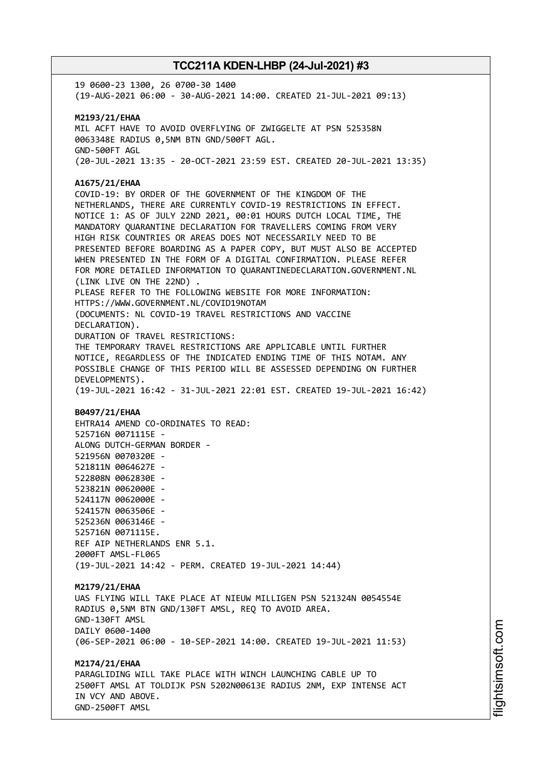19 0600-23 1300, 26 0700-30 1400
(19-AUG-2021 06:00 - 30-AUG-2021 14:00. CREATED 21-JUL-2021 09:13)

**M2193/21/EHAA**
MIL ACFT HAVE TO AVOID OVERFLYING OF ZWIGGELTE AT PSN 525358N 0063348E RADIUS 0,5NM BTN GND/500FT AGL.
GND-500FT AGL
(20-JUL-2021 13:35 - 20-OCT-2021 23:59 EST. CREATED 20-JUL-2021 13:35)

**A1675/21/EHAA**
COVID-19: BY ORDER OF THE GOVERNMENT OF THE KINGDOM OF THE NETHERLANDS, THERE ARE CURRENTLY COVID-19 RESTRICTIONS IN EFFECT.
NOTICE 1: AS OF JULY 22ND 2021, 00:01 HOURS DUTCH LOCAL TIME, THE MANDATORY QUARANTINE DECLARATION FOR TRAVELLERS COMING FROM VERY HIGH RISK COUNTRIES OR AREAS DOES NOT NECESSARILY NEED TO BE PRESENTED BEFORE BOARDING AS A PAPER COPY, BUT MUST ALSO BE ACCEPTED WHEN PRESENTED IN THE FORM OF A DIGITAL CONFIRMATION. PLEASE REFER FOR MORE DETAILED INFORMATION TO QUARANTINEDECLARATION.GOVERNMENT.NL (LINK LIVE ON THE 22ND) .
PLEASE REFER TO THE FOLLOWING WEBSITE FOR MORE INFORMATION:
HTTPS://WWW.GOVERNMENT.NL/COVID19NOTAM
(DOCUMENTS: NL COVID-19 TRAVEL RESTRICTIONS AND VACCINE DECLARATION).
DURATION OF TRAVEL RESTRICTIONS:
THE TEMPORARY TRAVEL RESTRICTIONS ARE APPLICABLE UNTIL FURTHER NOTICE, REGARDLESS OF THE INDICATED ENDING TIME OF THIS NOTAM. ANY POSSIBLE CHANGE OF THIS PERIOD WILL BE ASSESSED DEPENDING ON FURTHER DEVELOPMENTS).
(19-JUL-2021 16:42 - 31-JUL-2021 22:01 EST. CREATED 19-JUL-2021 16:42)

**B0497/21/EHAA**
EHTRA14 AMEND CO-ORDINATES TO READ:
525716N 0071115E -
ALONG DUTCH-GERMAN BORDER -
521956N 0070320E -
521811N 0064627E -
522808N 0062830E -
523821N 0062000E -
524117N 0062000E -
524157N 0063506E -
525236N 0063146E -
525716N 0071115E.
REF AIP NETHERLANDS ENR 5.1.
2000FT AMSL-FL065
(19-JUL-2021 14:42 - PERM. CREATED 19-JUL-2021 14:44)

**M2179/21/EHAA**
UAS FLYING WILL TAKE PLACE AT NIEUW MILLIGEN PSN 521324N 0054554E RADIUS 0,5NM BTN GND/130FT AMSL, REQ TO AVOID AREA.
GND-130FT AMSL
DAILY 0600-1400
(06-SEP-2021 06:00 - 10-SEP-2021 14:00. CREATED 19-JUL-2021 11:53)

**M2174/21/EHAA**
PARAGLIDING WILL TAKE PLACE WITH WINCH LAUNCHING CABLE UP TO 2500FT AMSL AT TOLDIJK PSN 5202N00613E RADIUS 2NM, EXP INTENSE ACT IN VCY AND ABOVE.
GND-2500FT AMSL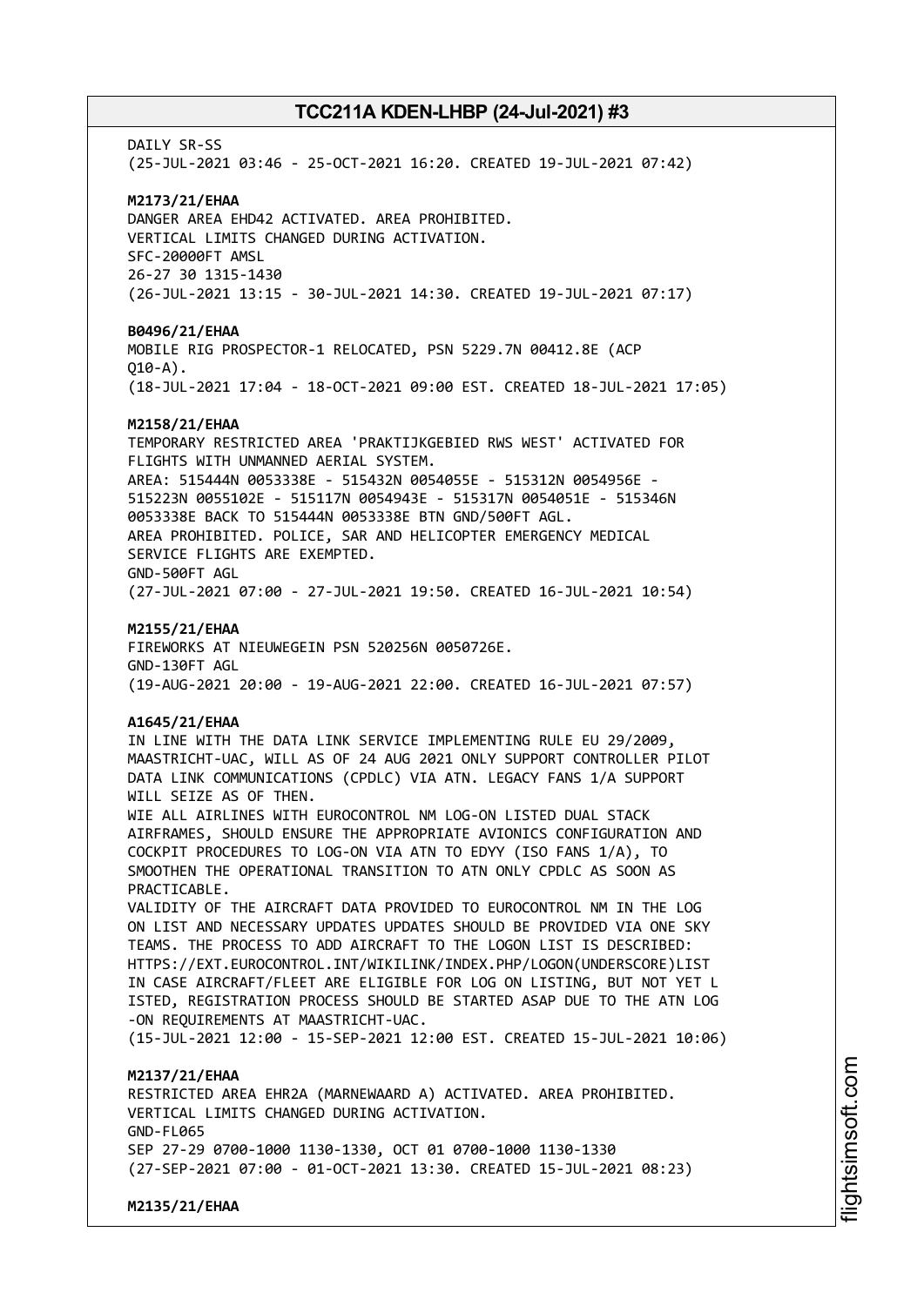DAILY SR-SS
(25-JUL-2021 03:46 - 25-OCT-2021 16:20. CREATED 19-JUL-2021 07:42)

**M2173/21/EHAA**
DANGER AREA EHD42 ACTIVATED. AREA PROHIBITED.
VERTICAL LIMITS CHANGED DURING ACTIVATION.
SFC-20000FT AMSL
26-27 30 1315-1430
(26-JUL-2021 13:15 - 30-JUL-2021 14:30. CREATED 19-JUL-2021 07:17)

**B0496/21/EHAA**
MOBILE RIG PROSPECTOR-1 RELOCATED, PSN 5229.7N 00412.8E (ACP Q10-A).
(18-JUL-2021 17:04 - 18-OCT-2021 09:00 EST. CREATED 18-JUL-2021 17:05)

**M2158/21/EHAA**
TEMPORARY RESTRICTED AREA 'PRAKTIJKGEBIED RWS WEST' ACTIVATED FOR FLIGHTS WITH UNMANNED AERIAL SYSTEM.
AREA: 515444N 0053338E - 515432N 0054055E - 515312N 0054956E - 515223N 0055102E - 515117N 0054943E - 515317N 0054051E - 515346N 0053338E BACK TO 515444N 0053338E BTN GND/500FT AGL.
AREA PROHIBITED. POLICE, SAR AND HELICOPTER EMERGENCY MEDICAL SERVICE FLIGHTS ARE EXEMPTED.
GND-500FT AGL
(27-JUL-2021 07:00 - 27-JUL-2021 19:50. CREATED 16-JUL-2021 10:54)

**M2155/21/EHAA**
FIREWORKS AT NIEUWEGEIN PSN 520256N 0050726E.
GND-130FT AGL
(19-AUG-2021 20:00 - 19-AUG-2021 22:00. CREATED 16-JUL-2021 07:57)

**A1645/21/EHAA**
IN LINE WITH THE DATA LINK SERVICE IMPLEMENTING RULE EU 29/2009, MAASTRICHT-UAC, WILL AS OF 24 AUG 2021 ONLY SUPPORT CONTROLLER PILOT DATA LINK COMMUNICATIONS (CPDLC) VIA ATN. LEGACY FANS 1/A SUPPORT WILL SEIZE AS OF THEN.
WIE ALL AIRLINES WITH EUROCONTROL NM LOG-ON LISTED DUAL STACK AIRFRAMES, SHOULD ENSURE THE APPROPRIATE AVIONICS CONFIGURATION AND COCKPIT PROCEDURES TO LOG-ON VIA ATN TO EDYY (ISO FANS 1/A), TO SMOOTHEN THE OPERATIONAL TRANSITION TO ATN ONLY CPDLC AS SOON AS PRACTICABLE.
VALIDITY OF THE AIRCRAFT DATA PROVIDED TO EUROCONTROL NM IN THE LOG ON LIST AND NECESSARY UPDATES UPDATES SHOULD BE PROVIDED VIA ONE SKY TEAMS. THE PROCESS TO ADD AIRCRAFT TO THE LOGON LIST IS DESCRIBED:
HTTPS://EXT.EUROCONTROL.INT/WIKILINK/INDEX.PHP/LOGON(UNDERSCORE)LIST
IN CASE AIRCRAFT/FLEET ARE ELIGIBLE FOR LOG ON LISTING, BUT NOT YET L ISTED, REGISTRATION PROCESS SHOULD BE STARTED ASAP DUE TO THE ATN LOG -ON REQUIREMENTS AT MAASTRICHT-UAC.
(15-JUL-2021 12:00 - 15-SEP-2021 12:00 EST. CREATED 15-JUL-2021 10:06)

**M2137/21/EHAA**
RESTRICTED AREA EHR2A (MARNEWAARD A) ACTIVATED. AREA PROHIBITED.
VERTICAL LIMITS CHANGED DURING ACTIVATION.
GND-FL065
SEP 27-29 0700-1000 1130-1330, OCT 01 0700-1000 1130-1330
(27-SEP-2021 07:00 - 01-OCT-2021 13:30. CREATED 15-JUL-2021 08:23)

**M2135/21/EHAA**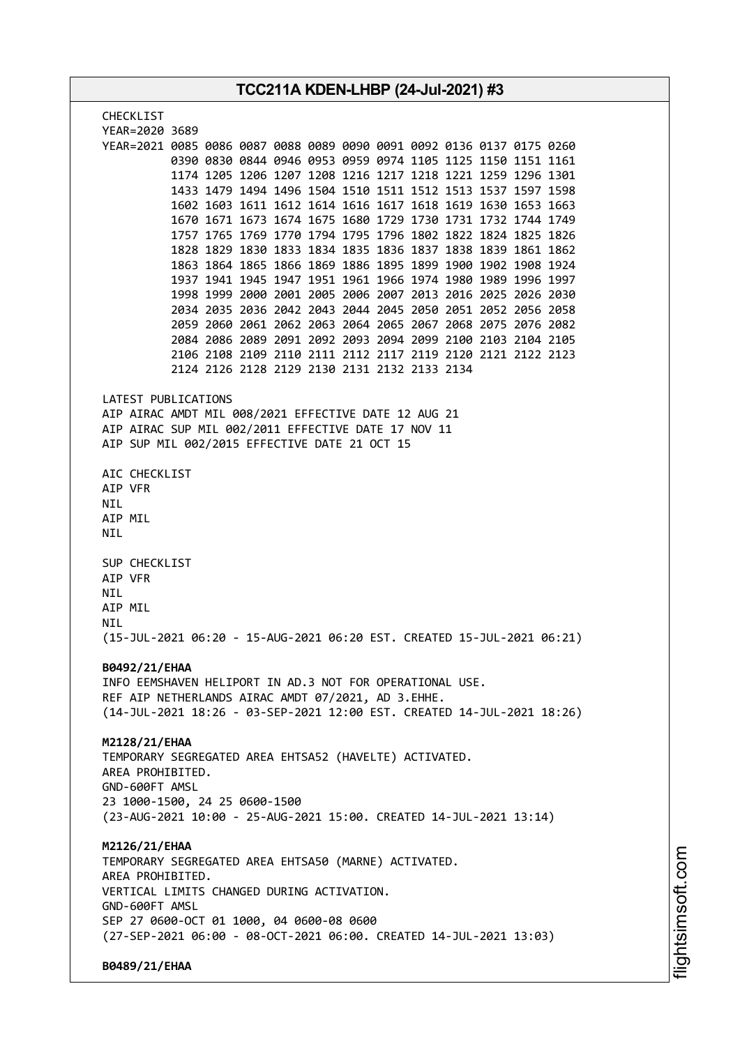CHECKLIST
YEAR=2020 3689
YEAR=2021 0085 0086 0087 0088 0089 0090 0091 0092 0136 0137 0175 0260
0390 0830 0844 0946 0953 0959 0974 1105 1125 1150 1151 1161
1174 1205 1206 1207 1208 1216 1217 1218 1221 1259 1296 1301
1433 1479 1494 1496 1504 1510 1511 1512 1513 1537 1597 1598
1602 1603 1611 1612 1614 1616 1617 1618 1619 1630 1653 1663
1670 1671 1673 1674 1675 1680 1729 1730 1731 1732 1744 1749
1757 1765 1769 1770 1794 1795 1796 1802 1822 1824 1825 1826
1828 1829 1830 1833 1834 1835 1836 1837 1838 1839 1861 1862
1863 1864 1865 1866 1869 1886 1895 1899 1900 1902 1908 1924
1937 1941 1945 1947 1951 1961 1966 1974 1980 1989 1996 1997
1998 1999 2000 2001 2005 2006 2007 2013 2016 2025 2026 2030
2034 2035 2036 2042 2043 2044 2045 2050 2051 2052 2056 2058
2059 2060 2061 2062 2063 2064 2065 2067 2068 2075 2076 2082
2084 2086 2089 2091 2092 2093 2094 2099 2100 2103 2104 2105
2106 2108 2109 2110 2111 2112 2117 2119 2120 2121 2122 2123
2124 2126 2128 2129 2130 2131 2132 2133 2134

LATEST PUBLICATIONS
AIP AIRAC AMDT MIL 008/2021 EFFECTIVE DATE 12 AUG 21
AIP AIRAC SUP MIL 002/2011 EFFECTIVE DATE 17 NOV 11
AIP SUP MIL 002/2015 EFFECTIVE DATE 21 OCT 15

AIC CHECKLIST
AIP VFR
NIL
AIP MIL
NIL

SUP CHECKLIST
AIP VFR
NIL
AIP MIL
NIL
(15-JUL-2021 06:20 - 15-AUG-2021 06:20 EST. CREATED 15-JUL-2021 06:21)

**B0492/21/EHAA**
INFO EEMSHAVEN HELIPORT IN AD.3 NOT FOR OPERATIONAL USE.
REF AIP NETHERLANDS AIRAC AMDT 07/2021, AD 3.EHHE.
(14-JUL-2021 18:26 - 03-SEP-2021 12:00 EST. CREATED 14-JUL-2021 18:26)

**M2128/21/EHAA**
TEMPORARY SEGREGATED AREA EHTSA52 (HAVELTE) ACTIVATED.
AREA PROHIBITED.
GND-600FT AMSL
23 1000-1500, 24 25 0600-1500
(23-AUG-2021 10:00 - 25-AUG-2021 15:00. CREATED 14-JUL-2021 13:14)

**M2126/21/EHAA**
TEMPORARY SEGREGATED AREA EHTSA50 (MARNE) ACTIVATED.
AREA PROHIBITED.
VERTICAL LIMITS CHANGED DURING ACTIVATION.
GND-600FT AMSL
SEP 27 0600-OCT 01 1000, 04 0600-08 0600
(27-SEP-2021 06:00 - 08-OCT-2021 06:00. CREATED 14-JUL-2021 13:03)

**B0489/21/EHAA**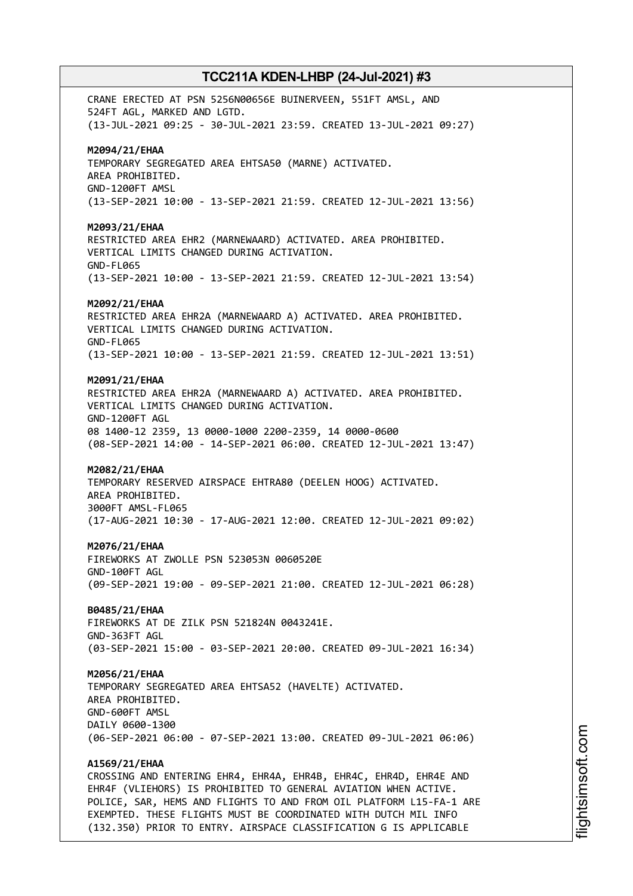CRANE ERECTED AT PSN 5256N00656E BUINERVEEN, 551FT AMSL, AND 524FT AGL, MARKED AND LGTD.
(13-JUL-2021 09:25 - 30-JUL-2021 23:59. CREATED 13-JUL-2021 09:27)

**M2094/21/EHAA**
TEMPORARY SEGREGATED AREA EHTSA50 (MARNE) ACTIVATED.
AREA PROHIBITED.
GND-1200FT AMSL
(13-SEP-2021 10:00 - 13-SEP-2021 21:59. CREATED 12-JUL-2021 13:56)

**M2093/21/EHAA**
RESTRICTED AREA EHR2 (MARNEWAARD) ACTIVATED. AREA PROHIBITED.
VERTICAL LIMITS CHANGED DURING ACTIVATION.
GND-FL065
(13-SEP-2021 10:00 - 13-SEP-2021 21:59. CREATED 12-JUL-2021 13:54)

**M2092/21/EHAA**
RESTRICTED AREA EHR2A (MARNEWAARD A) ACTIVATED. AREA PROHIBITED.
VERTICAL LIMITS CHANGED DURING ACTIVATION.
GND-FL065
(13-SEP-2021 10:00 - 13-SEP-2021 21:59. CREATED 12-JUL-2021 13:51)

**M2091/21/EHAA**
RESTRICTED AREA EHR2A (MARNEWAARD A) ACTIVATED. AREA PROHIBITED.
VERTICAL LIMITS CHANGED DURING ACTIVATION.
GND-1200FT AGL
08 1400-12 2359, 13 0000-1000 2200-2359, 14 0000-0600
(08-SEP-2021 14:00 - 14-SEP-2021 06:00. CREATED 12-JUL-2021 13:47)

**M2082/21/EHAA**
TEMPORARY RESERVED AIRSPACE EHTRA80 (DEELEN HOOG) ACTIVATED.
AREA PROHIBITED.
3000FT AMSL-FL065
(17-AUG-2021 10:30 - 17-AUG-2021 12:00. CREATED 12-JUL-2021 09:02)

**M2076/21/EHAA**
FIREWORKS AT ZWOLLE PSN 523053N 0060520E
GND-100FT AGL
(09-SEP-2021 19:00 - 09-SEP-2021 21:00. CREATED 12-JUL-2021 06:28)

**B0485/21/EHAA**
FIREWORKS AT DE ZILK PSN 521824N 0043241E.
GND-363FT AGL
(03-SEP-2021 15:00 - 03-SEP-2021 20:00. CREATED 09-JUL-2021 16:34)

**M2056/21/EHAA**
TEMPORARY SEGREGATED AREA EHTSA52 (HAVELTE) ACTIVATED.
AREA PROHIBITED.
GND-600FT AMSL
DAILY 0600-1300
(06-SEP-2021 06:00 - 07-SEP-2021 13:00. CREATED 09-JUL-2021 06:06)

**A1569/21/EHAA**
CROSSING AND ENTERING EHR4, EHR4A, EHR4B, EHR4C, EHR4D, EHR4E AND EHR4F (VLIEHORS) IS PROHIBITED TO GENERAL AVIATION WHEN ACTIVE.
POLICE, SAR, HEMS AND FLIGHTS TO AND FROM OIL PLATFORM L15-FA-1 ARE EXEMPTED. THESE FLIGHTS MUST BE COORDINATED WITH DUTCH MIL INFO (132.350) PRIOR TO ENTRY. AIRSPACE CLASSIFICATION G IS APPLICABLE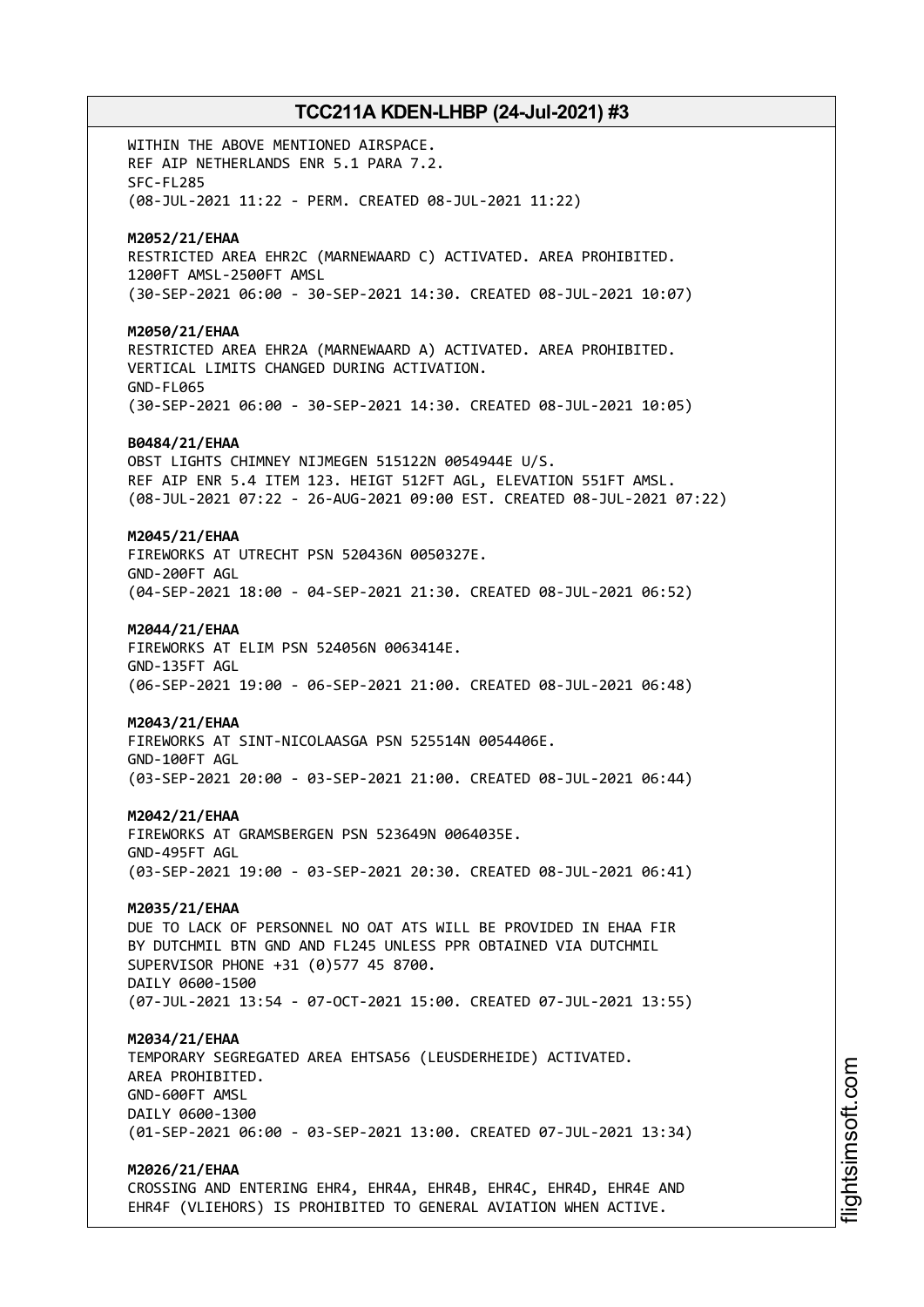WITHIN THE ABOVE MENTIONED AIRSPACE.
REF AIP NETHERLANDS ENR 5.1 PARA 7.2.
SFC-FL285
(08-JUL-2021 11:22 - PERM. CREATED 08-JUL-2021 11:22)

**M2052/21/EHAA**
RESTRICTED AREA EHR2C (MARNEWAARD C) ACTIVATED. AREA PROHIBITED.
1200FT AMSL-2500FT AMSL
(30-SEP-2021 06:00 - 30-SEP-2021 14:30. CREATED 08-JUL-2021 10:07)

**M2050/21/EHAA**
RESTRICTED AREA EHR2A (MARNEWAARD A) ACTIVATED. AREA PROHIBITED.
VERTICAL LIMITS CHANGED DURING ACTIVATION.
GND-FL065
(30-SEP-2021 06:00 - 30-SEP-2021 14:30. CREATED 08-JUL-2021 10:05)

**B0484/21/EHAA**
OBST LIGHTS CHIMNEY NIJMEGEN 515122N 0054944E U/S.
REF AIP ENR 5.4 ITEM 123. HEIGT 512FT AGL, ELEVATION 551FT AMSL.
(08-JUL-2021 07:22 - 26-AUG-2021 09:00 EST. CREATED 08-JUL-2021 07:22)

**M2045/21/EHAA**
FIREWORKS AT UTRECHT PSN 520436N 0050327E.
GND-200FT AGL
(04-SEP-2021 18:00 - 04-SEP-2021 21:30. CREATED 08-JUL-2021 06:52)

**M2044/21/EHAA**
FIREWORKS AT ELIM PSN 524056N 0063414E.
GND-135FT AGL
(06-SEP-2021 19:00 - 06-SEP-2021 21:00. CREATED 08-JUL-2021 06:48)

**M2043/21/EHAA**
FIREWORKS AT SINT-NICOLAASGA PSN 525514N 0054406E.
GND-100FT AGL
(03-SEP-2021 20:00 - 03-SEP-2021 21:00. CREATED 08-JUL-2021 06:44)

**M2042/21/EHAA**
FIREWORKS AT GRAMSBERGEN PSN 523649N 0064035E.
GND-495FT AGL
(03-SEP-2021 19:00 - 03-SEP-2021 20:30. CREATED 08-JUL-2021 06:41)

**M2035/21/EHAA**
DUE TO LACK OF PERSONNEL NO OAT ATS WILL BE PROVIDED IN EHAA FIR
BY DUTCHMIL BTN GND AND FL245 UNLESS PPR OBTAINED VIA DUTCHMIL
SUPERVISOR PHONE +31 (0)577 45 8700.
DAILY 0600-1500
(07-JUL-2021 13:54 - 07-OCT-2021 15:00. CREATED 07-JUL-2021 13:55)

**M2034/21/EHAA**
TEMPORARY SEGREGATED AREA EHTSA56 (LEUSDERHEIDE) ACTIVATED.
AREA PROHIBITED.
GND-600FT AMSL
DAILY 0600-1300
(01-SEP-2021 06:00 - 03-SEP-2021 13:00. CREATED 07-JUL-2021 13:34)

**M2026/21/EHAA**
CROSSING AND ENTERING EHR4, EHR4A, EHR4B, EHR4C, EHR4D, EHR4E AND
EHR4F (VLIEHORS) IS PROHIBITED TO GENERAL AVIATION WHEN ACTIVE.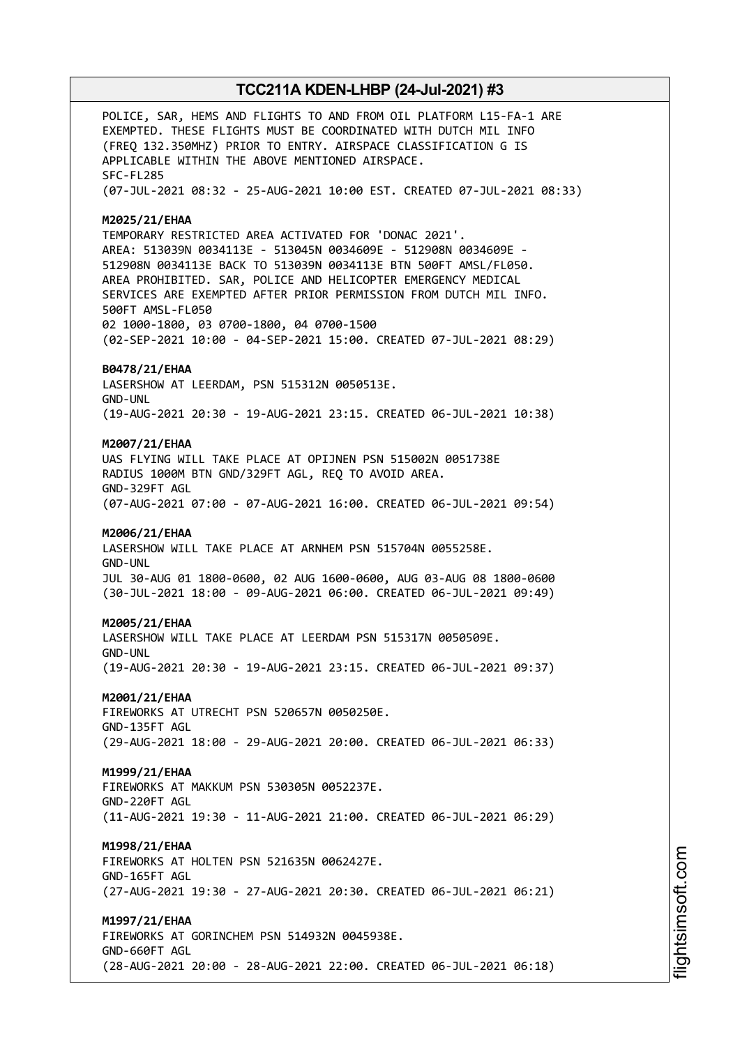POLICE, SAR, HEMS AND FLIGHTS TO AND FROM OIL PLATFORM L15-FA-1 ARE EXEMPTED. THESE FLIGHTS MUST BE COORDINATED WITH DUTCH MIL INFO (FREQ 132.350MHZ) PRIOR TO ENTRY. AIRSPACE CLASSIFICATION G IS APPLICABLE WITHIN THE ABOVE MENTIONED AIRSPACE.
SFC-FL285
(07-JUL-2021 08:32 - 25-AUG-2021 10:00 EST. CREATED 07-JUL-2021 08:33)

**M2025/21/EHAA**
TEMPORARY RESTRICTED AREA ACTIVATED FOR 'DONAC 2021'.
AREA: 513039N 0034113E - 513045N 0034609E - 512908N 0034609E - 512908N 0034113E BACK TO 513039N 0034113E BTN 500FT AMSL/FL050.
AREA PROHIBITED. SAR, POLICE AND HELICOPTER EMERGENCY MEDICAL SERVICES ARE EXEMPTED AFTER PRIOR PERMISSION FROM DUTCH MIL INFO.
500FT AMSL-FL050
02 1000-1800, 03 0700-1800, 04 0700-1500
(02-SEP-2021 10:00 - 04-SEP-2021 15:00. CREATED 07-JUL-2021 08:29)

**B0478/21/EHAA**
LASERSHOW AT LEERDAM, PSN 515312N 0050513E.
GND-UNL
(19-AUG-2021 20:30 - 19-AUG-2021 23:15. CREATED 06-JUL-2021 10:38)

**M2007/21/EHAA**
UAS FLYING WILL TAKE PLACE AT OPIJNEN PSN 515002N 0051738E RADIUS 1000M BTN GND/329FT AGL, REQ TO AVOID AREA.
GND-329FT AGL
(07-AUG-2021 07:00 - 07-AUG-2021 16:00. CREATED 06-JUL-2021 09:54)

**M2006/21/EHAA**
LASERSHOW WILL TAKE PLACE AT ARNHEM PSN 515704N 0055258E.
GND-UNL
JUL 30-AUG 01 1800-0600, 02 AUG 1600-0600, AUG 03-AUG 08 1800-0600
(30-JUL-2021 18:00 - 09-AUG-2021 06:00. CREATED 06-JUL-2021 09:49)

**M2005/21/EHAA**
LASERSHOW WILL TAKE PLACE AT LEERDAM PSN 515317N 0050509E.
GND-UNL
(19-AUG-2021 20:30 - 19-AUG-2021 23:15. CREATED 06-JUL-2021 09:37)

**M2001/21/EHAA**
FIREWORKS AT UTRECHT PSN 520657N 0050250E.
GND-135FT AGL
(29-AUG-2021 18:00 - 29-AUG-2021 20:00. CREATED 06-JUL-2021 06:33)

**M1999/21/EHAA**
FIREWORKS AT MAKKUM PSN 530305N 0052237E.
GND-220FT AGL
(11-AUG-2021 19:30 - 11-AUG-2021 21:00. CREATED 06-JUL-2021 06:29)

**M1998/21/EHAA**
FIREWORKS AT HOLTEN PSN 521635N 0062427E.
GND-165FT AGL
(27-AUG-2021 19:30 - 27-AUG-2021 20:30. CREATED 06-JUL-2021 06:21)

**M1997/21/EHAA**
FIREWORKS AT GORINCHEM PSN 514932N 0045938E.
GND-660FT AGL
(28-AUG-2021 20:00 - 28-AUG-2021 22:00. CREATED 06-JUL-2021 06:18)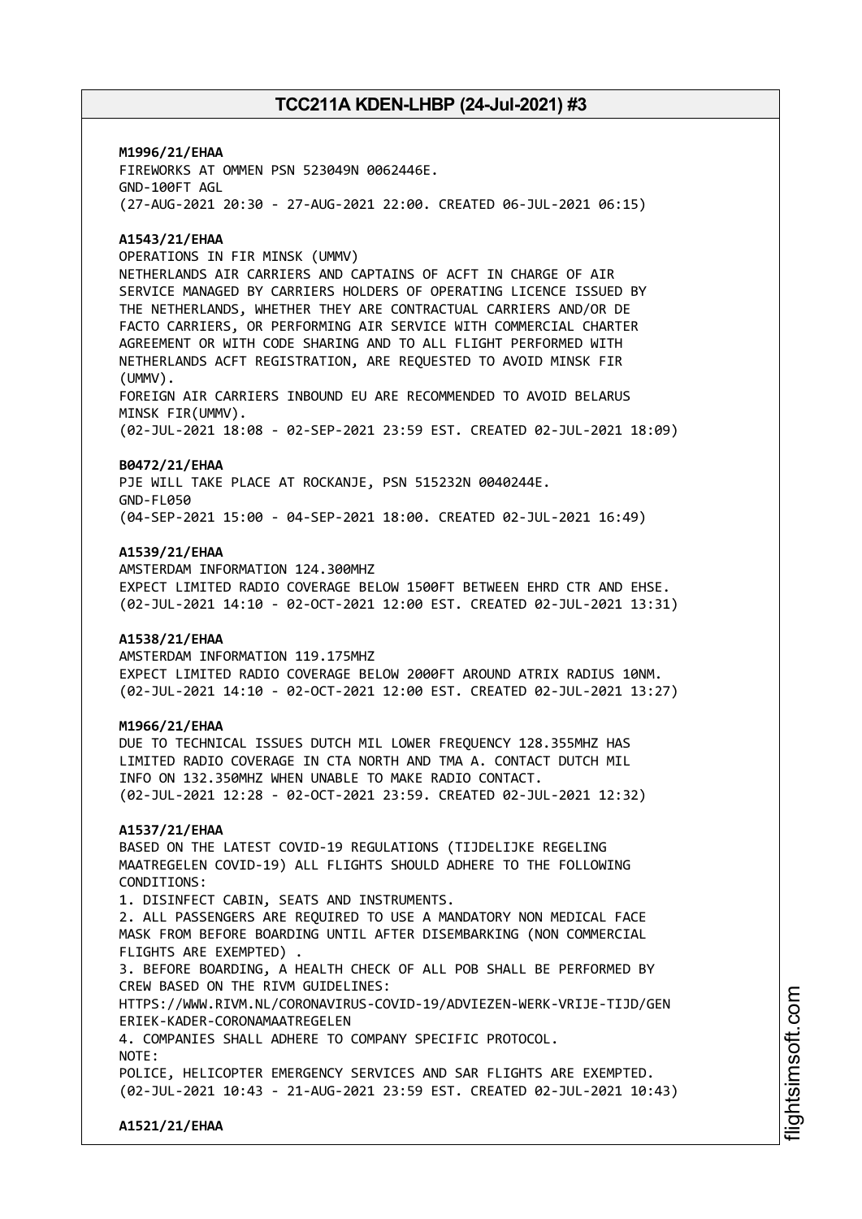**M1996/21/EHAA**
FIREWORKS AT OMMEN PSN 523049N 0062446E.
GND-100FT AGL
(27-AUG-2021 20:30 - 27-AUG-2021 22:00. CREATED 06-JUL-2021 06:15)

**A1543/21/EHAA**
OPERATIONS IN FIR MINSK (UMMV)
NETHERLANDS AIR CARRIERS AND CAPTAINS OF ACFT IN CHARGE OF AIR SERVICE MANAGED BY CARRIERS HOLDERS OF OPERATING LICENCE ISSUED BY THE NETHERLANDS, WHETHER THEY ARE CONTRACTUAL CARRIERS AND/OR DE FACTO CARRIERS, OR PERFORMING AIR SERVICE WITH COMMERCIAL CHARTER AGREEMENT OR WITH CODE SHARING AND TO ALL FLIGHT PERFORMED WITH NETHERLANDS ACFT REGISTRATION, ARE REQUESTED TO AVOID MINSK FIR (UMMV).
FOREIGN AIR CARRIERS INBOUND EU ARE RECOMMENDED TO AVOID BELARUS MINSK FIR(UMMV).
(02-JUL-2021 18:08 - 02-SEP-2021 23:59 EST. CREATED 02-JUL-2021 18:09)

**B0472/21/EHAA**
PJE WILL TAKE PLACE AT ROCKANJE, PSN 515232N 0040244E.
GND-FL050
(04-SEP-2021 15:00 - 04-SEP-2021 18:00. CREATED 02-JUL-2021 16:49)

**A1539/21/EHAA**
AMSTERDAM INFORMATION 124.300MHZ
EXPECT LIMITED RADIO COVERAGE BELOW 1500FT BETWEEN EHRD CTR AND EHSE.
(02-JUL-2021 14:10 - 02-OCT-2021 12:00 EST. CREATED 02-JUL-2021 13:31)

**A1538/21/EHAA**
AMSTERDAM INFORMATION 119.175MHZ
EXPECT LIMITED RADIO COVERAGE BELOW 2000FT AROUND ATRIX RADIUS 10NM.
(02-JUL-2021 14:10 - 02-OCT-2021 12:00 EST. CREATED 02-JUL-2021 13:27)

**M1966/21/EHAA**
DUE TO TECHNICAL ISSUES DUTCH MIL LOWER FREQUENCY 128.355MHZ HAS LIMITED RADIO COVERAGE IN CTA NORTH AND TMA A. CONTACT DUTCH MIL INFO ON 132.350MHZ WHEN UNABLE TO MAKE RADIO CONTACT.
(02-JUL-2021 12:28 - 02-OCT-2021 23:59. CREATED 02-JUL-2021 12:32)

**A1537/21/EHAA**
BASED ON THE LATEST COVID-19 REGULATIONS (TIJDELIJKE REGELING MAATREGELEN COVID-19) ALL FLIGHTS SHOULD ADHERE TO THE FOLLOWING CONDITIONS:
1. DISINFECT CABIN, SEATS AND INSTRUMENTS.
2. ALL PASSENGERS ARE REQUIRED TO USE A MANDATORY NON MEDICAL FACE MASK FROM BEFORE BOARDING UNTIL AFTER DISEMBARKING (NON COMMERCIAL FLIGHTS ARE EXEMPTED) .
3. BEFORE BOARDING, A HEALTH CHECK OF ALL POB SHALL BE PERFORMED BY CREW BASED ON THE RIVM GUIDELINES:
HTTPS://WWW.RIVM.NL/CORONAVIRUS-COVID-19/ADVIEZEN-WERK-VRIJE-TIJD/GENERIEK-KADER-CORONAMAATREGELEN
4. COMPANIES SHALL ADHERE TO COMPANY SPECIFIC PROTOCOL.
NOTE:
POLICE, HELICOPTER EMERGENCY SERVICES AND SAR FLIGHTS ARE EXEMPTED.
(02-JUL-2021 10:43 - 21-AUG-2021 23:59 EST. CREATED 02-JUL-2021 10:43)

**A1521/21/EHAA**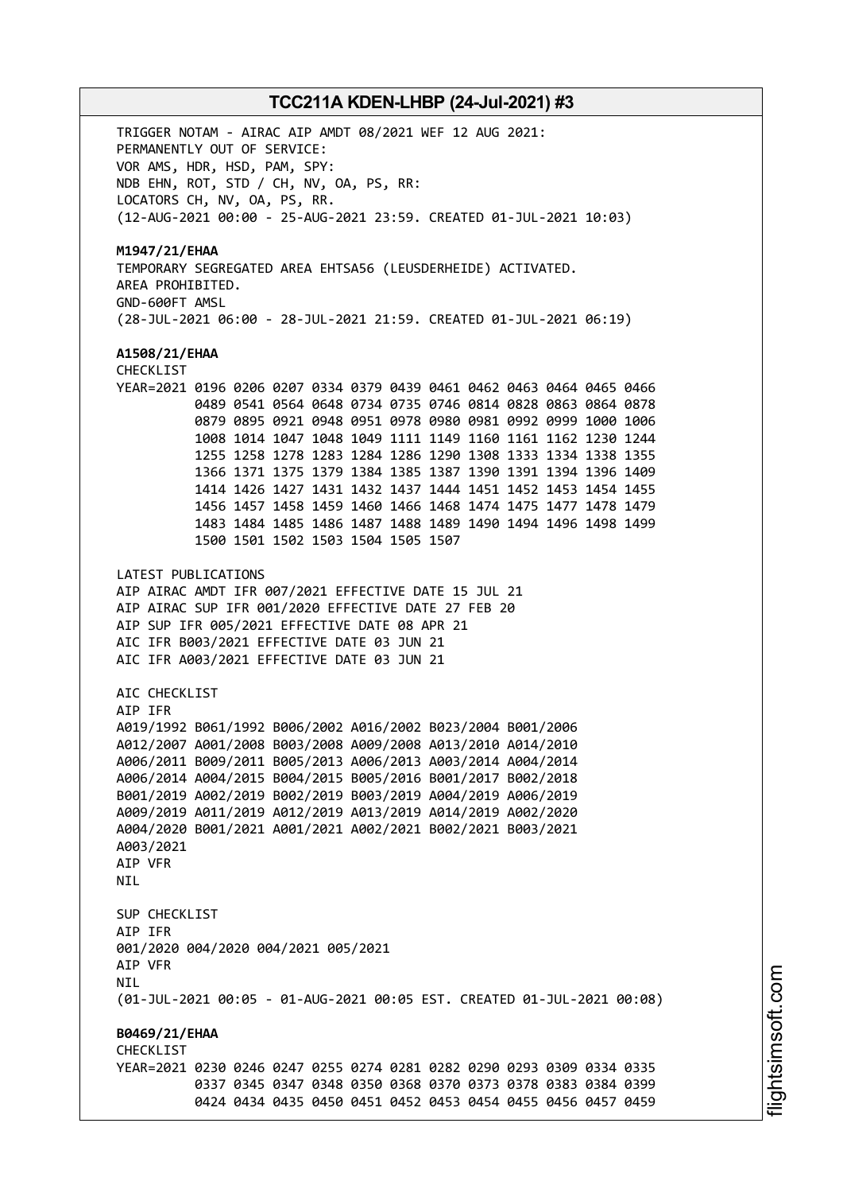TRIGGER NOTAM - AIRAC AIP AMDT 08/2021 WEF 12 AUG 2021:
PERMANENTLY OUT OF SERVICE:
VOR AMS, HDR, HSD, PAM, SPY:
NDB EHN, ROT, STD / CH, NV, OA, PS, RR:
LOCATORS CH, NV, OA, PS, RR.
(12-AUG-2021 00:00 - 25-AUG-2021 23:59. CREATED 01-JUL-2021 10:03)

**M1947/21/EHAA**
TEMPORARY SEGREGATED AREA EHTSA56 (LEUSDERHEIDE) ACTIVATED.
AREA PROHIBITED.
GND-600FT AMSL
(28-JUL-2021 06:00 - 28-JUL-2021 21:59. CREATED 01-JUL-2021 06:19)

**A1508/21/EHAA**
CHECKLIST
```
YEAR=2021 0196 0206 0207 0334 0379 0439 0461 0462 0463 0464 0465 0466
          0489 0541 0564 0648 0734 0735 0746 0814 0828 0863 0864 0878
          0879 0895 0921 0948 0951 0978 0980 0981 0992 0999 1000 1006
          1008 1014 1047 1048 1049 1111 1149 1160 1161 1162 1230 1244
          1255 1258 1278 1283 1284 1286 1290 1308 1333 1334 1338 1355
          1366 1371 1375 1379 1384 1385 1387 1390 1391 1394 1396 1409
          1414 1426 1427 1431 1432 1437 1444 1451 1452 1453 1454 1455
          1456 1457 1458 1459 1460 1466 1468 1474 1475 1477 1478 1479
          1483 1484 1485 1486 1487 1488 1489 1490 1494 1496 1498 1499
          1500 1501 1502 1503 1504 1505 1507
```

LATEST PUBLICATIONS
AIP AIRAC AMDT IFR 007/2021 EFFECTIVE DATE 15 JUL 21
AIP AIRAC SUP IFR 001/2020 EFFECTIVE DATE 27 FEB 20
AIP SUP IFR 005/2021 EFFECTIVE DATE 08 APR 21
AIC IFR B003/2021 EFFECTIVE DATE 03 JUN 21
AIC IFR A003/2021 EFFECTIVE DATE 03 JUN 21

AIC CHECKLIST
AIP IFR
A019/1992 B061/1992 B006/2002 A016/2002 B023/2004 B001/2006
A012/2007 A001/2008 B003/2008 A009/2008 A013/2010 A014/2010
A006/2011 B009/2011 B005/2013 A006/2013 A003/2014 A004/2014
A006/2014 A004/2015 B004/2015 B005/2016 B001/2017 B002/2018
B001/2019 A002/2019 B002/2019 B003/2019 A004/2019 A006/2019
A009/2019 A011/2019 A012/2019 A013/2019 A014/2019 A002/2020
A004/2020 B001/2021 A001/2021 A002/2021 B002/2021 B003/2021
A003/2021
AIP VFR
NIL

SUP CHECKLIST
AIP IFR
001/2020 004/2020 004/2021 005/2021
AIP VFR
NIL
(01-JUL-2021 00:05 - 01-AUG-2021 00:05 EST. CREATED 01-JUL-2021 00:08)

**B0469/21/EHAA**
CHECKLIST
```
YEAR=2021 0230 0246 0247 0255 0274 0281 0282 0290 0293 0309 0334 0335
          0337 0345 0347 0348 0350 0368 0370 0373 0378 0383 0384 0399
          0424 0434 0435 0450 0451 0452 0453 0454 0455 0456 0457 0459
```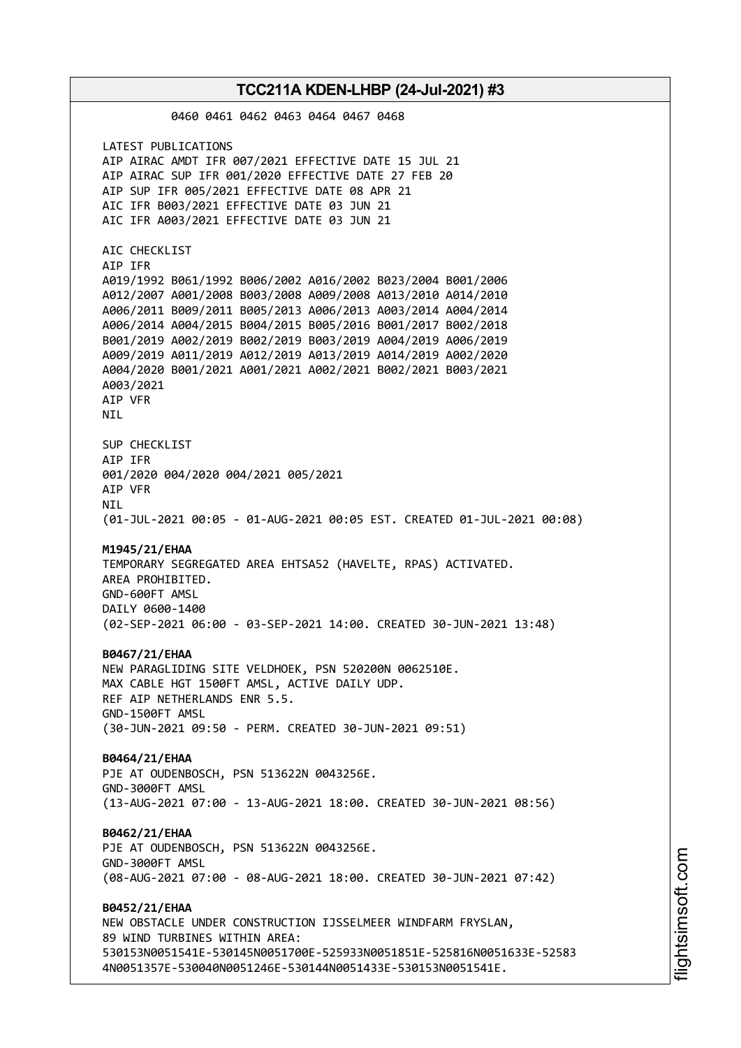0460 0461 0462 0463 0464 0467 0468

LATEST PUBLICATIONS
AIP AIRAC AMDT IFR 007/2021 EFFECTIVE DATE 15 JUL 21
AIP AIRAC SUP IFR 001/2020 EFFECTIVE DATE 27 FEB 20
AIP SUP IFR 005/2021 EFFECTIVE DATE 08 APR 21
AIC IFR B003/2021 EFFECTIVE DATE 03 JUN 21
AIC IFR A003/2021 EFFECTIVE DATE 03 JUN 21

AIC CHECKLIST
AIP IFR
A019/1992 B061/1992 B006/2002 A016/2002 B023/2004 B001/2006
A012/2007 A001/2008 B003/2008 A009/2008 A013/2010 A014/2010
A006/2011 B009/2011 B005/2013 A006/2013 A003/2014 A004/2014
A006/2014 A004/2015 B004/2015 B005/2016 B001/2017 B002/2018
B001/2019 A002/2019 B002/2019 B003/2019 A004/2019 A006/2019
A009/2019 A011/2019 A012/2019 A013/2019 A014/2019 A002/2020
A004/2020 B001/2021 A001/2021 A002/2021 B002/2021 B003/2021
A003/2021
AIP VFR
NIL

SUP CHECKLIST
AIP IFR
001/2020 004/2020 004/2021 005/2021
AIP VFR
NIL
(01-JUL-2021 00:05 - 01-AUG-2021 00:05 EST. CREATED 01-JUL-2021 00:08)

**M1945/21/EHAA**
TEMPORARY SEGREGATED AREA EHTSA52 (HAVELTE, RPAS) ACTIVATED.
AREA PROHIBITED.
GND-600FT AMSL
DAILY 0600-1400
(02-SEP-2021 06:00 - 03-SEP-2021 14:00. CREATED 30-JUN-2021 13:48)

**B0467/21/EHAA**
NEW PARAGLIDING SITE VELDHOEK, PSN 520200N 0062510E.
MAX CABLE HGT 1500FT AMSL, ACTIVE DAILY UDP.
REF AIP NETHERLANDS ENR 5.5.
GND-1500FT AMSL
(30-JUN-2021 09:50 - PERM. CREATED 30-JUN-2021 09:51)

**B0464/21/EHAA**
PJE AT OUDENBOSCH, PSN 513622N 0043256E.
GND-3000FT AMSL
(13-AUG-2021 07:00 - 13-AUG-2021 18:00. CREATED 30-JUN-2021 08:56)

**B0462/21/EHAA**
PJE AT OUDENBOSCH, PSN 513622N 0043256E.
GND-3000FT AMSL
(08-AUG-2021 07:00 - 08-AUG-2021 18:00. CREATED 30-JUN-2021 07:42)

**B0452/21/EHAA**
NEW OBSTACLE UNDER CONSTRUCTION IJSSELMEER WINDFARM FRYSLAN,
89 WIND TURBINES WITHIN AREA:
530153N0051541E-530145N0051700E-525933N0051851E-525816N0051633E-52583
4N0051357E-530040N0051246E-530144N0051433E-530153N0051541E.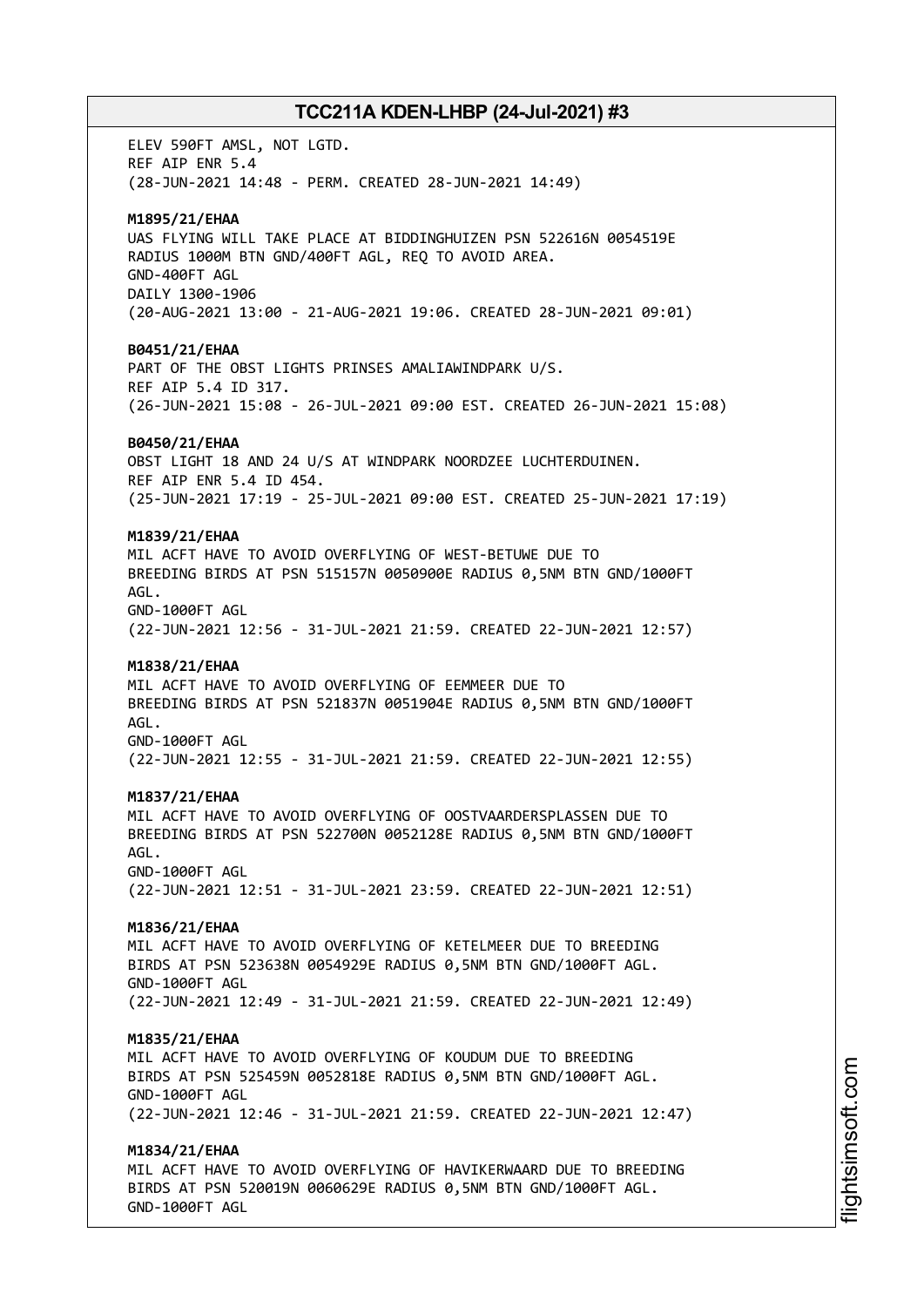ELEV 590FT AMSL, NOT LGTD.
REF AIP ENR 5.4
(28-JUN-2021 14:48 - PERM. CREATED 28-JUN-2021 14:49)

**M1895/21/EHAA**
UAS FLYING WILL TAKE PLACE AT BIDDINGHUIZEN PSN 522616N 0054519E
RADIUS 1000M BTN GND/400FT AGL, REQ TO AVOID AREA.
GND-400FT AGL
DAILY 1300-1906
(20-AUG-2021 13:00 - 21-AUG-2021 19:06. CREATED 28-JUN-2021 09:01)

**B0451/21/EHAA**
PART OF THE OBST LIGHTS PRINSES AMALIAWINDPARK U/S.
REF AIP 5.4 ID 317.
(26-JUN-2021 15:08 - 26-JUL-2021 09:00 EST. CREATED 26-JUN-2021 15:08)

**B0450/21/EHAA**
OBST LIGHT 18 AND 24 U/S AT WINDPARK NOORDZEE LUCHTERDUINEN.
REF AIP ENR 5.4 ID 454.
(25-JUN-2021 17:19 - 25-JUL-2021 09:00 EST. CREATED 25-JUN-2021 17:19)

**M1839/21/EHAA**
MIL ACFT HAVE TO AVOID OVERFLYING OF WEST-BETUWE DUE TO
BREEDING BIRDS AT PSN 515157N 0050900E RADIUS 0,5NM BTN GND/1000FT
AGL.
GND-1000FT AGL
(22-JUN-2021 12:56 - 31-JUL-2021 21:59. CREATED 22-JUN-2021 12:57)

**M1838/21/EHAA**
MIL ACFT HAVE TO AVOID OVERFLYING OF EEMMEER DUE TO
BREEDING BIRDS AT PSN 521837N 0051904E RADIUS 0,5NM BTN GND/1000FT
AGL.
GND-1000FT AGL
(22-JUN-2021 12:55 - 31-JUL-2021 21:59. CREATED 22-JUN-2021 12:55)

**M1837/21/EHAA**
MIL ACFT HAVE TO AVOID OVERFLYING OF OOSTVAARDERSPLASSEN DUE TO
BREEDING BIRDS AT PSN 522700N 0052128E RADIUS 0,5NM BTN GND/1000FT
AGL.
GND-1000FT AGL
(22-JUN-2021 12:51 - 31-JUL-2021 23:59. CREATED 22-JUN-2021 12:51)

**M1836/21/EHAA**
MIL ACFT HAVE TO AVOID OVERFLYING OF KETELMEER DUE TO BREEDING
BIRDS AT PSN 523638N 0054929E RADIUS 0,5NM BTN GND/1000FT AGL.
GND-1000FT AGL
(22-JUN-2021 12:49 - 31-JUL-2021 21:59. CREATED 22-JUN-2021 12:49)

**M1835/21/EHAA**
MIL ACFT HAVE TO AVOID OVERFLYING OF KOUDUM DUE TO BREEDING
BIRDS AT PSN 525459N 0052818E RADIUS 0,5NM BTN GND/1000FT AGL.
GND-1000FT AGL
(22-JUN-2021 12:46 - 31-JUL-2021 21:59. CREATED 22-JUN-2021 12:47)

**M1834/21/EHAA**
MIL ACFT HAVE TO AVOID OVERFLYING OF HAVIKERWAARD DUE TO BREEDING
BIRDS AT PSN 520019N 0060629E RADIUS 0,5NM BTN GND/1000FT AGL.
GND-1000FT AGL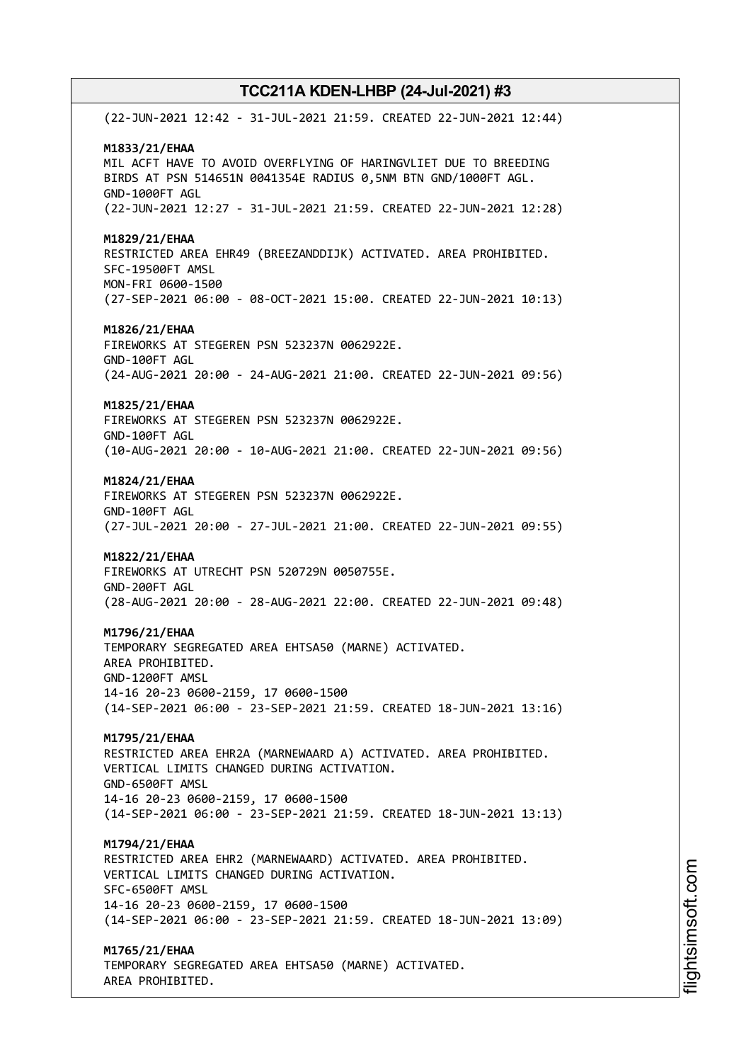(22-JUN-2021 12:42 - 31-JUL-2021 21:59. CREATED 22-JUN-2021 12:44)

**M1833/21/EHAA**
MIL ACFT HAVE TO AVOID OVERFLYING OF HARINGVLIET DUE TO BREEDING BIRDS AT PSN 514651N 0041354E RADIUS 0,5NM BTN GND/1000FT AGL.
GND-1000FT AGL
(22-JUN-2021 12:27 - 31-JUL-2021 21:59. CREATED 22-JUN-2021 12:28)

**M1829/21/EHAA**
RESTRICTED AREA EHR49 (BREEZANDDIJK) ACTIVATED. AREA PROHIBITED.
SFC-19500FT AMSL
MON-FRI 0600-1500
(27-SEP-2021 06:00 - 08-OCT-2021 15:00. CREATED 22-JUN-2021 10:13)

**M1826/21/EHAA**
FIREWORKS AT STEGEREN PSN 523237N 0062922E.
GND-100FT AGL
(24-AUG-2021 20:00 - 24-AUG-2021 21:00. CREATED 22-JUN-2021 09:56)

**M1825/21/EHAA**
FIREWORKS AT STEGEREN PSN 523237N 0062922E.
GND-100FT AGL
(10-AUG-2021 20:00 - 10-AUG-2021 21:00. CREATED 22-JUN-2021 09:56)

**M1824/21/EHAA**
FIREWORKS AT STEGEREN PSN 523237N 0062922E.
GND-100FT AGL
(27-JUL-2021 20:00 - 27-JUL-2021 21:00. CREATED 22-JUN-2021 09:55)

**M1822/21/EHAA**
FIREWORKS AT UTRECHT PSN 520729N 0050755E.
GND-200FT AGL
(28-AUG-2021 20:00 - 28-AUG-2021 22:00. CREATED 22-JUN-2021 09:48)

**M1796/21/EHAA**
TEMPORARY SEGREGATED AREA EHTSA50 (MARNE) ACTIVATED.
AREA PROHIBITED.
GND-1200FT AMSL
14-16 20-23 0600-2159, 17 0600-1500
(14-SEP-2021 06:00 - 23-SEP-2021 21:59. CREATED 18-JUN-2021 13:16)

**M1795/21/EHAA**
RESTRICTED AREA EHR2A (MARNEWAARD A) ACTIVATED. AREA PROHIBITED.
VERTICAL LIMITS CHANGED DURING ACTIVATION.
GND-6500FT AMSL
14-16 20-23 0600-2159, 17 0600-1500
(14-SEP-2021 06:00 - 23-SEP-2021 21:59. CREATED 18-JUN-2021 13:13)

**M1794/21/EHAA**
RESTRICTED AREA EHR2 (MARNEWAARD) ACTIVATED. AREA PROHIBITED.
VERTICAL LIMITS CHANGED DURING ACTIVATION.
SFC-6500FT AMSL
14-16 20-23 0600-2159, 17 0600-1500
(14-SEP-2021 06:00 - 23-SEP-2021 21:59. CREATED 18-JUN-2021 13:09)

**M1765/21/EHAA**
TEMPORARY SEGREGATED AREA EHTSA50 (MARNE) ACTIVATED.
AREA PROHIBITED.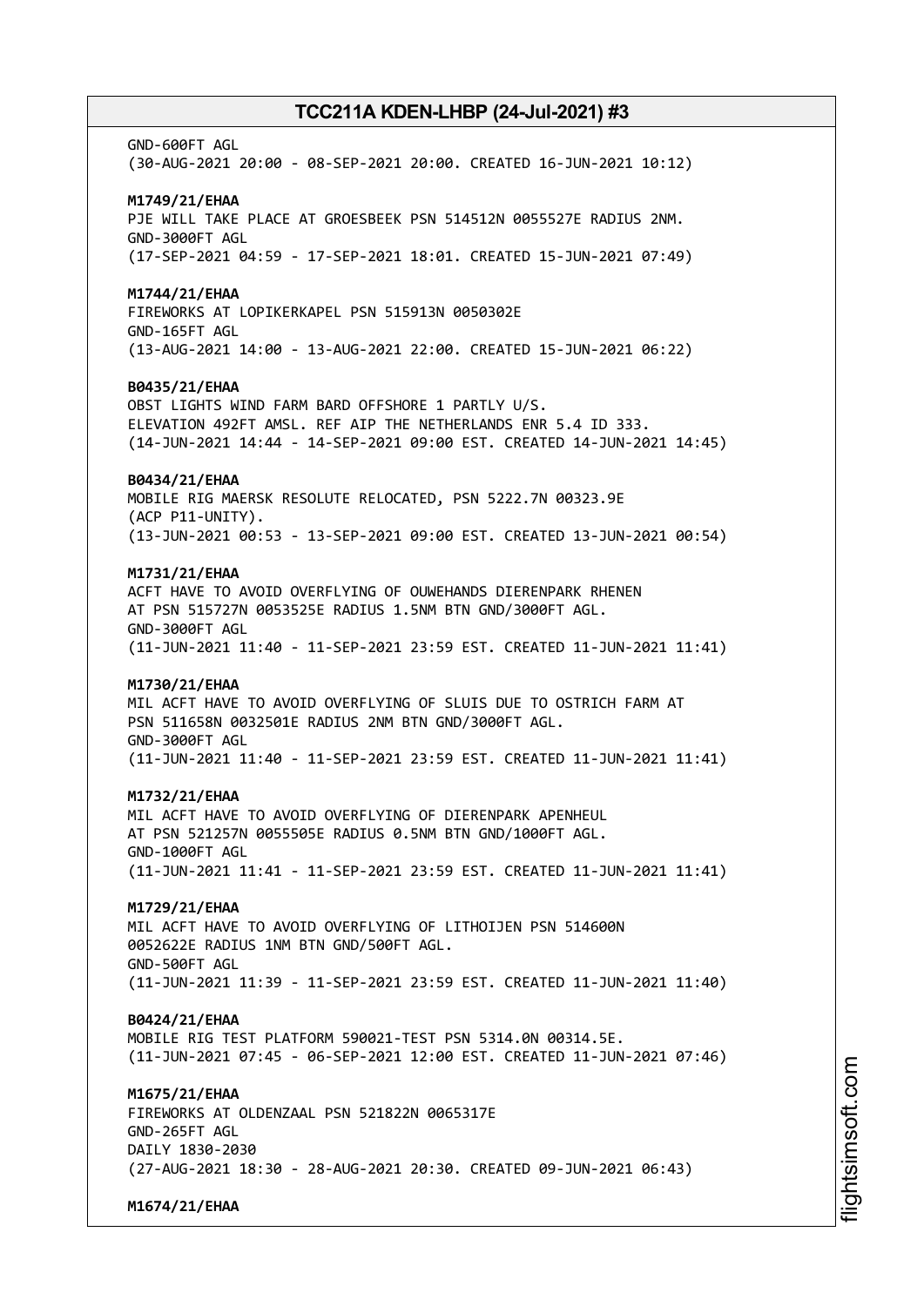GND-600FT AGL
(30-AUG-2021 20:00 - 08-SEP-2021 20:00. CREATED 16-JUN-2021 10:12)

**M1749/21/EHAA**
PJE WILL TAKE PLACE AT GROESBEEK PSN 514512N 0055527E RADIUS 2NM.
GND-3000FT AGL
(17-SEP-2021 04:59 - 17-SEP-2021 18:01. CREATED 15-JUN-2021 07:49)

**M1744/21/EHAA**
FIREWORKS AT LOPIKERKAPEL PSN 515913N 0050302E
GND-165FT AGL
(13-AUG-2021 14:00 - 13-AUG-2021 22:00. CREATED 15-JUN-2021 06:22)

**B0435/21/EHAA**
OBST LIGHTS WIND FARM BARD OFFSHORE 1 PARTLY U/S.
ELEVATION 492FT AMSL. REF AIP THE NETHERLANDS ENR 5.4 ID 333.
(14-JUN-2021 14:44 - 14-SEP-2021 09:00 EST. CREATED 14-JUN-2021 14:45)

**B0434/21/EHAA**
MOBILE RIG MAERSK RESOLUTE RELOCATED, PSN 5222.7N 00323.9E
(ACP P11-UNITY).
(13-JUN-2021 00:53 - 13-SEP-2021 09:00 EST. CREATED 13-JUN-2021 00:54)

**M1731/21/EHAA**
ACFT HAVE TO AVOID OVERFLYING OF OUWEHANDS DIERENPARK RHENEN
AT PSN 515727N 0053525E RADIUS 1.5NM BTN GND/3000FT AGL.
GND-3000FT AGL
(11-JUN-2021 11:40 - 11-SEP-2021 23:59 EST. CREATED 11-JUN-2021 11:41)

**M1730/21/EHAA**
MIL ACFT HAVE TO AVOID OVERFLYING OF SLUIS DUE TO OSTRICH FARM AT
PSN 511658N 0032501E RADIUS 2NM BTN GND/3000FT AGL.
GND-3000FT AGL
(11-JUN-2021 11:40 - 11-SEP-2021 23:59 EST. CREATED 11-JUN-2021 11:41)

**M1732/21/EHAA**
MIL ACFT HAVE TO AVOID OVERFLYING OF DIERENPARK APENHEUL
AT PSN 521257N 0055505E RADIUS 0.5NM BTN GND/1000FT AGL.
GND-1000FT AGL
(11-JUN-2021 11:41 - 11-SEP-2021 23:59 EST. CREATED 11-JUN-2021 11:41)

**M1729/21/EHAA**
MIL ACFT HAVE TO AVOID OVERFLYING OF LITHOIJEN PSN 514600N
0052622E RADIUS 1NM BTN GND/500FT AGL.
GND-500FT AGL
(11-JUN-2021 11:39 - 11-SEP-2021 23:59 EST. CREATED 11-JUN-2021 11:40)

**B0424/21/EHAA**
MOBILE RIG TEST PLATFORM 590021-TEST PSN 5314.0N 00314.5E.
(11-JUN-2021 07:45 - 06-SEP-2021 12:00 EST. CREATED 11-JUN-2021 07:46)

**M1675/21/EHAA**
FIREWORKS AT OLDENZAAL PSN 521822N 0065317E
GND-265FT AGL
DAILY 1830-2030
(27-AUG-2021 18:30 - 28-AUG-2021 20:30. CREATED 09-JUN-2021 06:43)

**M1674/21/EHAA**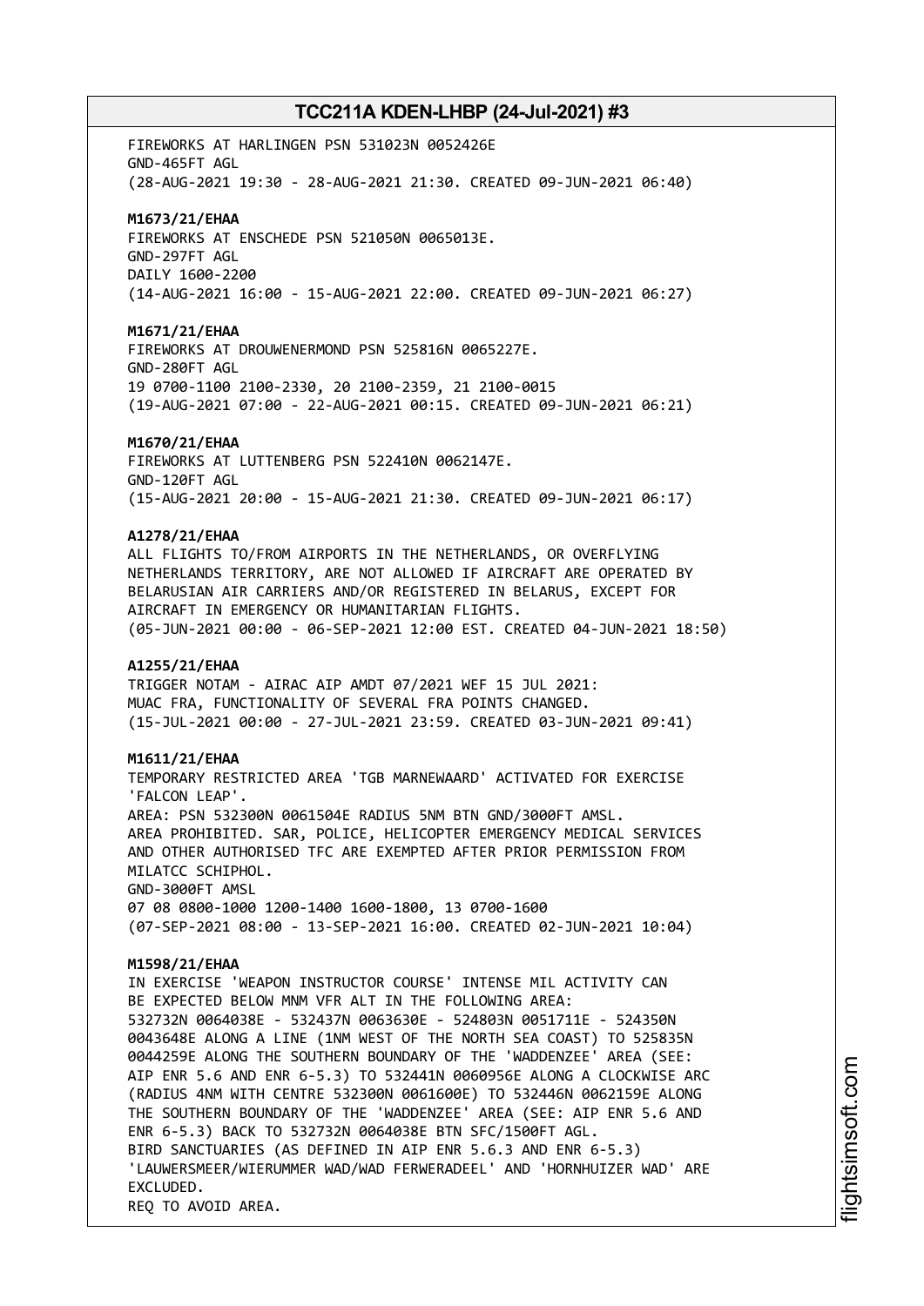FIREWORKS AT HARLINGEN PSN 531023N 0052426E
GND-465FT AGL
(28-AUG-2021 19:30 - 28-AUG-2021 21:30. CREATED 09-JUN-2021 06:40)

**M1673/21/EHAA**
FIREWORKS AT ENSCHEDE PSN 521050N 0065013E.
GND-297FT AGL
DAILY 1600-2200
(14-AUG-2021 16:00 - 15-AUG-2021 22:00. CREATED 09-JUN-2021 06:27)

**M1671/21/EHAA**
FIREWORKS AT DROUWENERMOND PSN 525816N 0065227E.
GND-280FT AGL
19 0700-1100 2100-2330, 20 2100-2359, 21 2100-0015
(19-AUG-2021 07:00 - 22-AUG-2021 00:15. CREATED 09-JUN-2021 06:21)

**M1670/21/EHAA**
FIREWORKS AT LUTTENBERG PSN 522410N 0062147E.
GND-120FT AGL
(15-AUG-2021 20:00 - 15-AUG-2021 21:30. CREATED 09-JUN-2021 06:17)

**A1278/21/EHAA**
ALL FLIGHTS TO/FROM AIRPORTS IN THE NETHERLANDS, OR OVERFLYING
NETHERLANDS TERRITORY, ARE NOT ALLOWED IF AIRCRAFT ARE OPERATED BY
BELARUSIAN AIR CARRIERS AND/OR REGISTERED IN BELARUS, EXCEPT FOR
AIRCRAFT IN EMERGENCY OR HUMANITARIAN FLIGHTS.
(05-JUN-2021 00:00 - 06-SEP-2021 12:00 EST. CREATED 04-JUN-2021 18:50)

**A1255/21/EHAA**
TRIGGER NOTAM - AIRAC AIP AMDT 07/2021 WEF 15 JUL 2021:
MUAC FRA, FUNCTIONALITY OF SEVERAL FRA POINTS CHANGED.
(15-JUL-2021 00:00 - 27-JUL-2021 23:59. CREATED 03-JUN-2021 09:41)

**M1611/21/EHAA**
TEMPORARY RESTRICTED AREA 'TGB MARNEWAARD' ACTIVATED FOR EXERCISE
'FALCON LEAP'.
AREA: PSN 532300N 0061504E RADIUS 5NM BTN GND/3000FT AMSL.
AREA PROHIBITED. SAR, POLICE, HELICOPTER EMERGENCY MEDICAL SERVICES
AND OTHER AUTHORISED TFC ARE EXEMPTED AFTER PRIOR PERMISSION FROM
MILATCC SCHIPHOL.
GND-3000FT AMSL
07 08 0800-1000 1200-1400 1600-1800, 13 0700-1600
(07-SEP-2021 08:00 - 13-SEP-2021 16:00. CREATED 02-JUN-2021 10:04)

**M1598/21/EHAA**
IN EXERCISE 'WEAPON INSTRUCTOR COURSE' INTENSE MIL ACTIVITY CAN
BE EXPECTED BELOW MNM VFR ALT IN THE FOLLOWING AREA:
532732N 0064038E - 532437N 0063630E - 524803N 0051711E - 524350N
0043648E ALONG A LINE (1NM WEST OF THE NORTH SEA COAST) TO 525835N
0044259E ALONG THE SOUTHERN BOUNDARY OF THE 'WADDENZEE' AREA (SEE:
AIP ENR 5.6 AND ENR 6-5.3) TO 532441N 0060956E ALONG A CLOCKWISE ARC
(RADIUS 4NM WITH CENTRE 532300N 0061600E) TO 532446N 0062159E ALONG
THE SOUTHERN BOUNDARY OF THE 'WADDENZEE' AREA (SEE: AIP ENR 5.6 AND
ENR 6-5.3) BACK TO 532732N 0064038E BTN SFC/1500FT AGL.
BIRD SANCTUARIES (AS DEFINED IN AIP ENR 5.6.3 AND ENR 6-5.3)
'LAUWERSMEER/WIERUMMER WAD/WAD FERWERADEEL' AND 'HORNHUIZER WAD' ARE
EXCLUDED.
REQ TO AVOID AREA.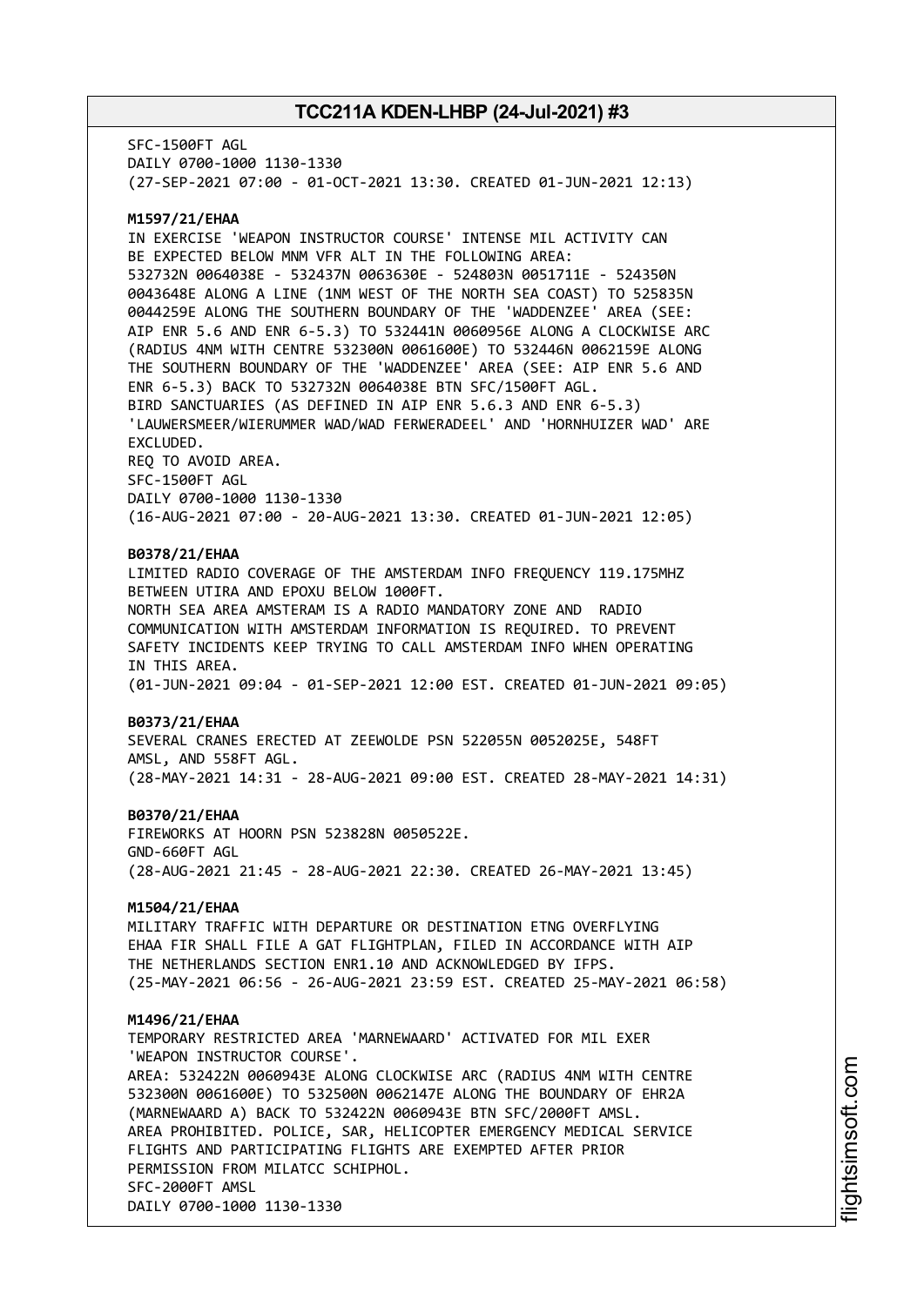SFC-1500FT AGL
DAILY 0700-1000 1130-1330
(27-SEP-2021 07:00 - 01-OCT-2021 13:30. CREATED 01-JUN-2021 12:13)

**M1597/21/EHAA**
IN EXERCISE 'WEAPON INSTRUCTOR COURSE' INTENSE MIL ACTIVITY CAN BE EXPECTED BELOW MNM VFR ALT IN THE FOLLOWING AREA:
532732N 0064038E - 532437N 0063630E - 524803N 0051711E - 524350N 0043648E ALONG A LINE (1NM WEST OF THE NORTH SEA COAST) TO 525835N 0044259E ALONG THE SOUTHERN BOUNDARY OF THE 'WADDENZEE' AREA (SEE: AIP ENR 5.6 AND ENR 6-5.3) TO 532441N 0060956E ALONG A CLOCKWISE ARC (RADIUS 4NM WITH CENTRE 532300N 0061600E) TO 532446N 0062159E ALONG THE SOUTHERN BOUNDARY OF THE 'WADDENZEE' AREA (SEE: AIP ENR 5.6 AND ENR 6-5.3) BACK TO 532732N 0064038E BTN SFC/1500FT AGL.
BIRD SANCTUARIES (AS DEFINED IN AIP ENR 5.6.3 AND ENR 6-5.3) 'LAUWERSMEER/WIERUMMER WAD/WAD FERWERADEEL' AND 'HORNHUIZER WAD' ARE EXCLUDED.
REQ TO AVOID AREA.
SFC-1500FT AGL
DAILY 0700-1000 1130-1330
(16-AUG-2021 07:00 - 20-AUG-2021 13:30. CREATED 01-JUN-2021 12:05)

**B0378/21/EHAA**
LIMITED RADIO COVERAGE OF THE AMSTERDAM INFO FREQUENCY 119.175MHZ BETWEEN UTIRA AND EPOXU BELOW 1000FT.
NORTH SEA AREA AMSTERAM IS A RADIO MANDATORY ZONE AND RADIO COMMUNICATION WITH AMSTERDAM INFORMATION IS REQUIRED. TO PREVENT SAFETY INCIDENTS KEEP TRYING TO CALL AMSTERDAM INFO WHEN OPERATING IN THIS AREA.
(01-JUN-2021 09:04 - 01-SEP-2021 12:00 EST. CREATED 01-JUN-2021 09:05)

**B0373/21/EHAA**
SEVERAL CRANES ERECTED AT ZEEWOLDE PSN 522055N 0052025E, 548FT AMSL, AND 558FT AGL.
(28-MAY-2021 14:31 - 28-AUG-2021 09:00 EST. CREATED 28-MAY-2021 14:31)

**B0370/21/EHAA**
FIREWORKS AT HOORN PSN 523828N 0050522E.
GND-660FT AGL
(28-AUG-2021 21:45 - 28-AUG-2021 22:30. CREATED 26-MAY-2021 13:45)

**M1504/21/EHAA**
MILITARY TRAFFIC WITH DEPARTURE OR DESTINATION ETNG OVERFLYING EHAA FIR SHALL FILE A GAT FLIGHTPLAN, FILED IN ACCORDANCE WITH AIP THE NETHERLANDS SECTION ENR1.10 AND ACKNOWLEDGED BY IFPS.
(25-MAY-2021 06:56 - 26-AUG-2021 23:59 EST. CREATED 25-MAY-2021 06:58)

**M1496/21/EHAA**
TEMPORARY RESTRICTED AREA 'MARNEWAARD' ACTIVATED FOR MIL EXER 'WEAPON INSTRUCTOR COURSE'.
AREA: 532422N 0060943E ALONG CLOCKWISE ARC (RADIUS 4NM WITH CENTRE 532300N 0061600E) TO 532500N 0062147E ALONG THE BOUNDARY OF EHR2A (MARNEWAARD A) BACK TO 532422N 0060943E BTN SFC/2000FT AMSL.
AREA PROHIBITED. POLICE, SAR, HELICOPTER EMERGENCY MEDICAL SERVICE FLIGHTS AND PARTICIPATING FLIGHTS ARE EXEMPTED AFTER PRIOR PERMISSION FROM MILATCC SCHIPHOL.
SFC-2000FT AMSL
DAILY 0700-1000 1130-1330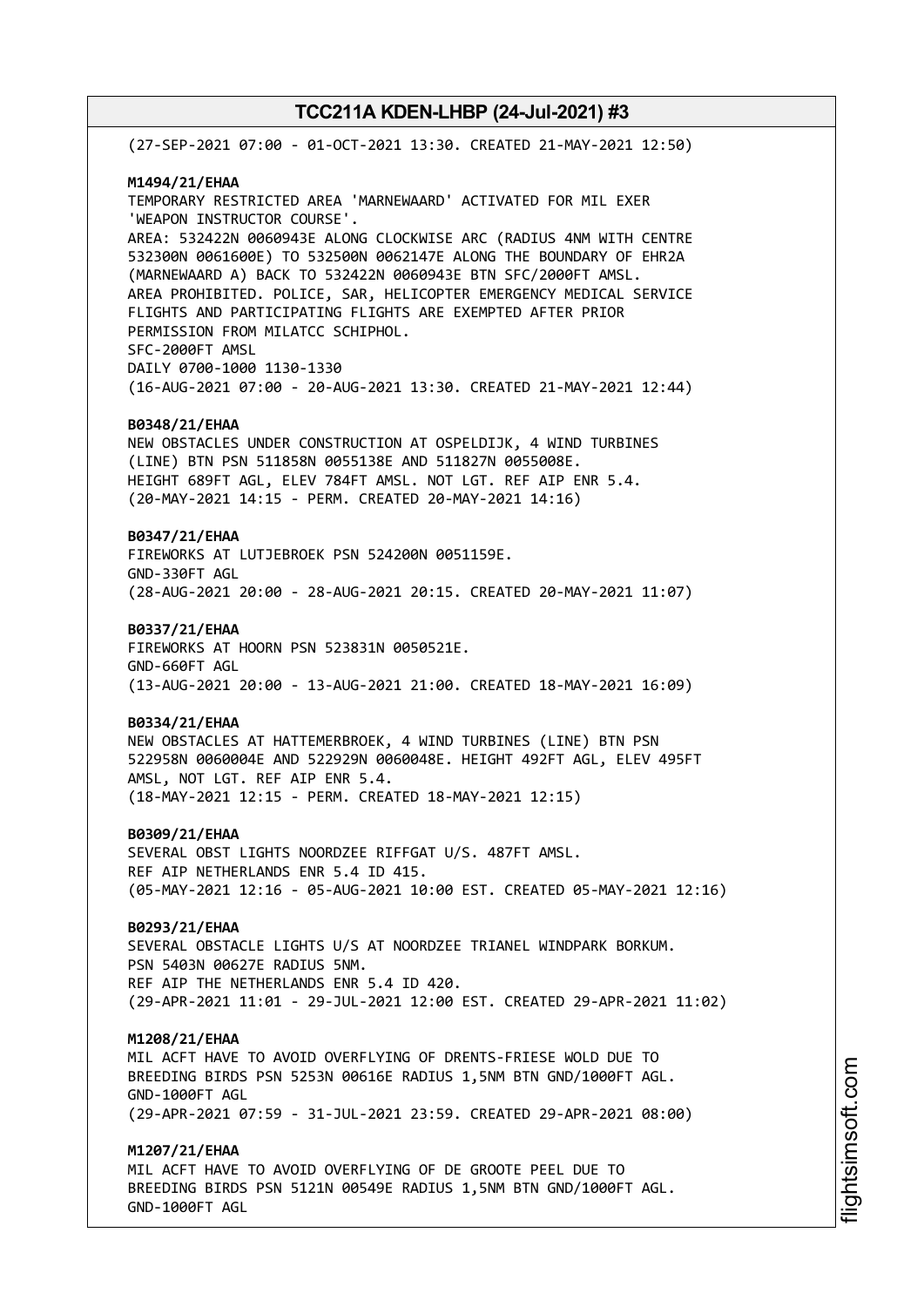(27-SEP-2021 07:00 - 01-OCT-2021 13:30. CREATED 21-MAY-2021 12:50)

**M1494/21/EHAA**
TEMPORARY RESTRICTED AREA 'MARNEWAARD' ACTIVATED FOR MIL EXER 'WEAPON INSTRUCTOR COURSE'.
AREA: 532422N 0060943E ALONG CLOCKWISE ARC (RADIUS 4NM WITH CENTRE 532300N 0061600E) TO 532500N 0062147E ALONG THE BOUNDARY OF EHR2A (MARNEWAARD A) BACK TO 532422N 0060943E BTN SFC/2000FT AMSL.
AREA PROHIBITED. POLICE, SAR, HELICOPTER EMERGENCY MEDICAL SERVICE FLIGHTS AND PARTICIPATING FLIGHTS ARE EXEMPTED AFTER PRIOR PERMISSION FROM MILATCC SCHIPHOL.
SFC-2000FT AMSL
DAILY 0700-1000 1130-1330
(16-AUG-2021 07:00 - 20-AUG-2021 13:30. CREATED 21-MAY-2021 12:44)

**B0348/21/EHAA**
NEW OBSTACLES UNDER CONSTRUCTION AT OSPELDIJK, 4 WIND TURBINES (LINE) BTN PSN 511858N 0055138E AND 511827N 0055008E.
HEIGHT 689FT AGL, ELEV 784FT AMSL. NOT LGT. REF AIP ENR 5.4.
(20-MAY-2021 14:15 - PERM. CREATED 20-MAY-2021 14:16)

**B0347/21/EHAA**
FIREWORKS AT LUTJEBROEK PSN 524200N 0051159E.
GND-330FT AGL
(28-AUG-2021 20:00 - 28-AUG-2021 20:15. CREATED 20-MAY-2021 11:07)

**B0337/21/EHAA**
FIREWORKS AT HOORN PSN 523831N 0050521E.
GND-660FT AGL
(13-AUG-2021 20:00 - 13-AUG-2021 21:00. CREATED 18-MAY-2021 16:09)

**B0334/21/EHAA**
NEW OBSTACLES AT HATTEMERBROEK, 4 WIND TURBINES (LINE) BTN PSN 522958N 0060004E AND 522929N 0060048E. HEIGHT 492FT AGL, ELEV 495FT AMSL, NOT LGT. REF AIP ENR 5.4.
(18-MAY-2021 12:15 - PERM. CREATED 18-MAY-2021 12:15)

**B0309/21/EHAA**
SEVERAL OBST LIGHTS NOORDZEE RIFFGAT U/S. 487FT AMSL.
REF AIP NETHERLANDS ENR 5.4 ID 415.
(05-MAY-2021 12:16 - 05-AUG-2021 10:00 EST. CREATED 05-MAY-2021 12:16)

**B0293/21/EHAA**
SEVERAL OBSTACLE LIGHTS U/S AT NOORDZEE TRIANEL WINDPARK BORKUM.
PSN 5403N 00627E RADIUS 5NM.
REF AIP THE NETHERLANDS ENR 5.4 ID 420.
(29-APR-2021 11:01 - 29-JUL-2021 12:00 EST. CREATED 29-APR-2021 11:02)

**M1208/21/EHAA**
MIL ACFT HAVE TO AVOID OVERFLYING OF DRENTS-FRIESE WOLD DUE TO BREEDING BIRDS PSN 5253N 00616E RADIUS 1,5NM BTN GND/1000FT AGL.
GND-1000FT AGL
(29-APR-2021 07:59 - 31-JUL-2021 23:59. CREATED 29-APR-2021 08:00)

**M1207/21/EHAA**
MIL ACFT HAVE TO AVOID OVERFLYING OF DE GROOTE PEEL DUE TO BREEDING BIRDS PSN 5121N 00549E RADIUS 1,5NM BTN GND/1000FT AGL.
GND-1000FT AGL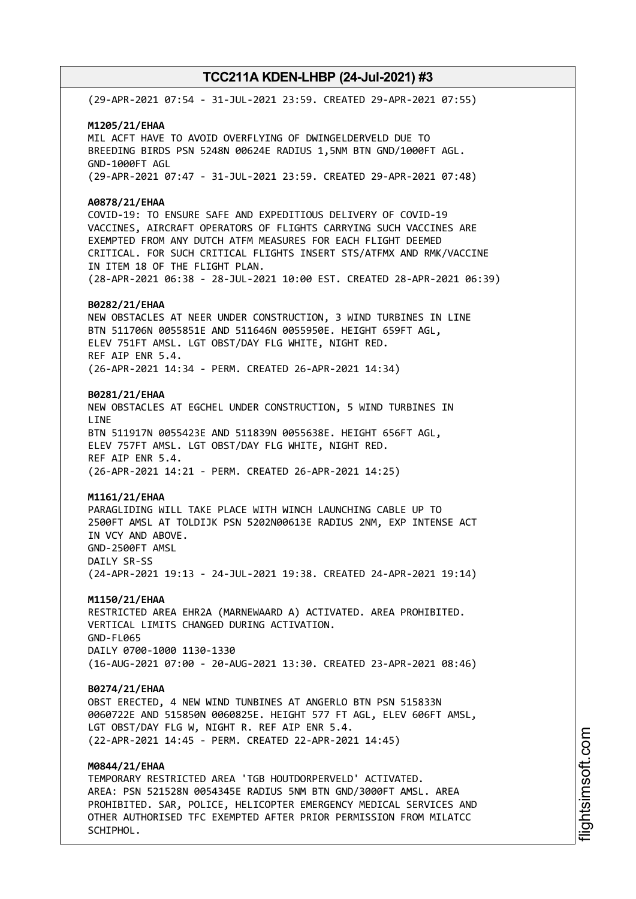(29-APR-2021 07:54 - 31-JUL-2021 23:59. CREATED 29-APR-2021 07:55)

**M1205/21/EHAA**
MIL ACFT HAVE TO AVOID OVERFLYING OF DWINGELDERVELD DUE TO BREEDING BIRDS PSN 5248N 00624E RADIUS 1,5NM BTN GND/1000FT AGL.
GND-1000FT AGL
(29-APR-2021 07:47 - 31-JUL-2021 23:59. CREATED 29-APR-2021 07:48)

**A0878/21/EHAA**
COVID-19: TO ENSURE SAFE AND EXPEDITIOUS DELIVERY OF COVID-19 VACCINES, AIRCRAFT OPERATORS OF FLIGHTS CARRYING SUCH VACCINES ARE EXEMPTED FROM ANY DUTCH ATFM MEASURES FOR EACH FLIGHT DEEMED CRITICAL. FOR SUCH CRITICAL FLIGHTS INSERT STS/ATFMX AND RMK/VACCINE IN ITEM 18 OF THE FLIGHT PLAN.
(28-APR-2021 06:38 - 28-JUL-2021 10:00 EST. CREATED 28-APR-2021 06:39)

**B0282/21/EHAA**
NEW OBSTACLES AT NEER UNDER CONSTRUCTION, 3 WIND TURBINES IN LINE BTN 511706N 0055851E AND 511646N 0055950E. HEIGHT 659FT AGL, ELEV 751FT AMSL. LGT OBST/DAY FLG WHITE, NIGHT RED.
REF AIP ENR 5.4.
(26-APR-2021 14:34 - PERM. CREATED 26-APR-2021 14:34)

**B0281/21/EHAA**
NEW OBSTACLES AT EGCHEL UNDER CONSTRUCTION, 5 WIND TURBINES IN LINE
BTN 511917N 0055423E AND 511839N 0055638E. HEIGHT 656FT AGL, ELEV 757FT AMSL. LGT OBST/DAY FLG WHITE, NIGHT RED.
REF AIP ENR 5.4.
(26-APR-2021 14:21 - PERM. CREATED 26-APR-2021 14:25)

**M1161/21/EHAA**
PARAGLIDING WILL TAKE PLACE WITH WINCH LAUNCHING CABLE UP TO 2500FT AMSL AT TOLDIJK PSN 5202N00613E RADIUS 2NM, EXP INTENSE ACT IN VCY AND ABOVE.
GND-2500FT AMSL
DAILY SR-SS
(24-APR-2021 19:13 - 24-JUL-2021 19:38. CREATED 24-APR-2021 19:14)

**M1150/21/EHAA**
RESTRICTED AREA EHR2A (MARNEWAARD A) ACTIVATED. AREA PROHIBITED. VERTICAL LIMITS CHANGED DURING ACTIVATION.
GND-FL065
DAILY 0700-1000 1130-1330
(16-AUG-2021 07:00 - 20-AUG-2021 13:30. CREATED 23-APR-2021 08:46)

**B0274/21/EHAA**
OBST ERECTED, 4 NEW WIND TUNBINES AT ANGERLO BTN PSN 515833N 0060722E AND 515850N 0060825E. HEIGHT 577 FT AGL, ELEV 606FT AMSL, LGT OBST/DAY FLG W, NIGHT R. REF AIP ENR 5.4.
(22-APR-2021 14:45 - PERM. CREATED 22-APR-2021 14:45)

**M0844/21/EHAA**
TEMPORARY RESTRICTED AREA 'TGB HOUTDORPERVELD' ACTIVATED.
AREA: PSN 521528N 0054345E RADIUS 5NM BTN GND/3000FT AMSL. AREA PROHIBITED. SAR, POLICE, HELICOPTER EMERGENCY MEDICAL SERVICES AND OTHER AUTHORISED TFC EXEMPTED AFTER PRIOR PERMISSION FROM MILATCC SCHIPHOL.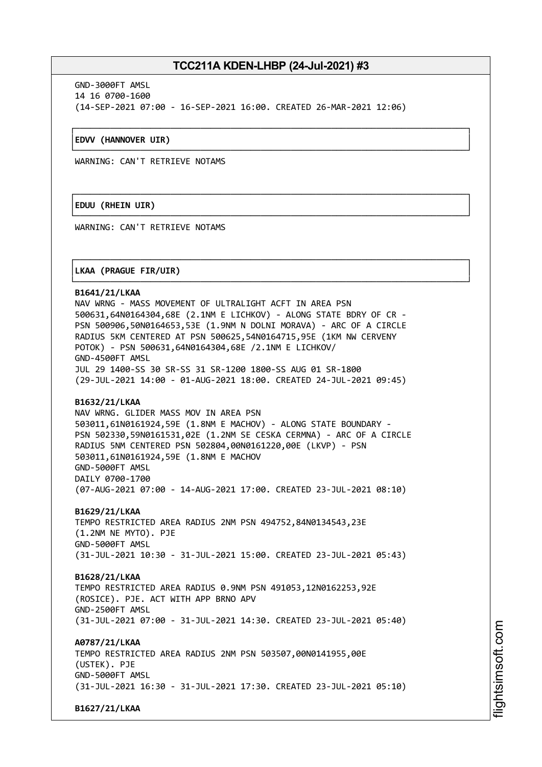GND-3000FT AMSL
14 16 0700-1600
(14-SEP-2021 07:00 - 16-SEP-2021 16:00. CREATED 26-MAR-2021 12:06)

**EDVV (HANNOVER UIR)**

WARNING: CAN'T RETRIEVE NOTAMS

**EDUU (RHEIN UIR)**

WARNING: CAN'T RETRIEVE NOTAMS

**LKAA (PRAGUE FIR/UIR)**

**B1641/21/LKAA**
NAV WRNG - MASS MOVEMENT OF ULTRALIGHT ACFT IN AREA PSN
500631,64N0164304,68E (2.1NM E LICHKOV) - ALONG STATE BDRY OF CR -
PSN 500906,50N0164653,53E (1.9NM N DOLNI MORAVA) - ARC OF A CIRCLE
RADIUS 5KM CENTERED AT PSN 500625,54N0164715,95E (1KM NW CERVENY
POTOK) - PSN 500631,64N0164304,68E /2.1NM E LICHKOV/
GND-4500FT AMSL
JUL 29 1400-SS 30 SR-SS 31 SR-1200 1800-SS AUG 01 SR-1800
(29-JUL-2021 14:00 - 01-AUG-2021 18:00. CREATED 24-JUL-2021 09:45)

**B1632/21/LKAA**
NAV WRNG. GLIDER MASS MOV IN AREA PSN
503011,61N0161924,59E (1.8NM E MACHOV) - ALONG STATE BOUNDARY -
PSN 502330,59N0161531,02E (1.2NM SE CESKA CERMNA) - ARC OF A CIRCLE
RADIUS 5NM CENTERED PSN 502804,00N0161220,00E (LKVP) - PSN
503011,61N0161924,59E (1.8NM E MACHOV
GND-5000FT AMSL
DAILY 0700-1700
(07-AUG-2021 07:00 - 14-AUG-2021 17:00. CREATED 23-JUL-2021 08:10)

**B1629/21/LKAA**
TEMPO RESTRICTED AREA RADIUS 2NM PSN 494752,84N0134543,23E
(1.2NM NE MYTO). PJE
GND-5000FT AMSL
(31-JUL-2021 10:30 - 31-JUL-2021 15:00. CREATED 23-JUL-2021 05:43)

**B1628/21/LKAA**
TEMPO RESTRICTED AREA RADIUS 0.9NM PSN 491053,12N0162253,92E
(ROSICE). PJE. ACT WITH APP BRNO APV
GND-2500FT AMSL
(31-JUL-2021 07:00 - 31-JUL-2021 14:30. CREATED 23-JUL-2021 05:40)

**A0787/21/LKAA**
TEMPO RESTRICTED AREA RADIUS 2NM PSN 503507,00N0141955,00E
(USTEK). PJE
GND-5000FT AMSL
(31-JUL-2021 16:30 - 31-JUL-2021 17:30. CREATED 23-JUL-2021 05:10)

**B1627/21/LKAA**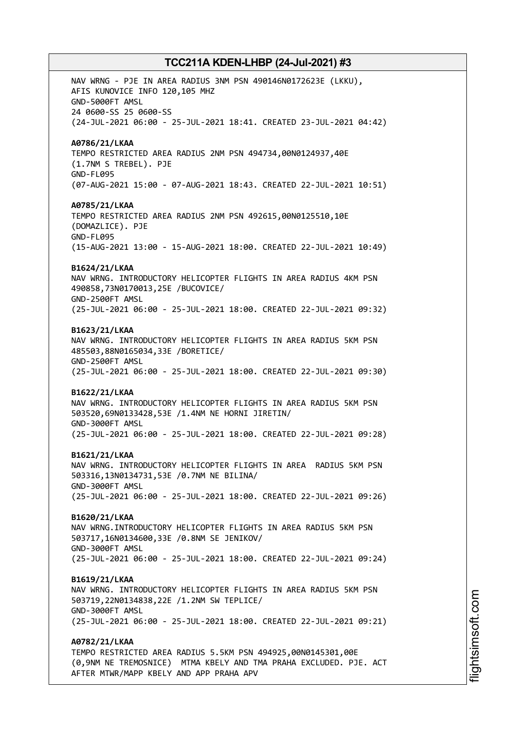NAV WRNG - PJE IN AREA RADIUS 3NM PSN 490146N0172623E (LKKU),
AFIS KUNOVICE INFO 120,105 MHZ
GND-5000FT AMSL
24 0600-SS 25 0600-SS
(24-JUL-2021 06:00 - 25-JUL-2021 18:41. CREATED 23-JUL-2021 04:42)

**A0786/21/LKAA**
TEMPO RESTRICTED AREA RADIUS 2NM PSN 494734,00N0124937,40E
(1.7NM S TREBEL). PJE
GND-FL095
(07-AUG-2021 15:00 - 07-AUG-2021 18:43. CREATED 22-JUL-2021 10:51)

**A0785/21/LKAA**
TEMPO RESTRICTED AREA RADIUS 2NM PSN 492615,00N0125510,10E
(DOMAZLICE). PJE
GND-FL095
(15-AUG-2021 13:00 - 15-AUG-2021 18:00. CREATED 22-JUL-2021 10:49)

**B1624/21/LKAA**
NAV WRNG. INTRODUCTORY HELICOPTER FLIGHTS IN AREA RADIUS 4KM PSN
490858,73N0170013,25E /BUCOVICE/
GND-2500FT AMSL
(25-JUL-2021 06:00 - 25-JUL-2021 18:00. CREATED 22-JUL-2021 09:32)

**B1623/21/LKAA**
NAV WRNG. INTRODUCTORY HELICOPTER FLIGHTS IN AREA RADIUS 5KM PSN
485503,88N0165034,33E /BORETICE/
GND-2500FT AMSL
(25-JUL-2021 06:00 - 25-JUL-2021 18:00. CREATED 22-JUL-2021 09:30)

**B1622/21/LKAA**
NAV WRNG. INTRODUCTORY HELICOPTER FLIGHTS IN AREA RADIUS 5KM PSN
503520,69N0133428,53E /1.4NM NE HORNI JIRETIN/
GND-3000FT AMSL
(25-JUL-2021 06:00 - 25-JUL-2021 18:00. CREATED 22-JUL-2021 09:28)

**B1621/21/LKAA**
NAV WRNG. INTRODUCTORY HELICOPTER FLIGHTS IN AREA  RADIUS 5KM PSN
503316,13N0134731,53E /0.7NM NE BILINA/
GND-3000FT AMSL
(25-JUL-2021 06:00 - 25-JUL-2021 18:00. CREATED 22-JUL-2021 09:26)

**B1620/21/LKAA**
NAV WRNG.INTRODUCTORY HELICOPTER FLIGHTS IN AREA RADIUS 5KM PSN
503717,16N0134600,33E /0.8NM SE JENIKOV/
GND-3000FT AMSL
(25-JUL-2021 06:00 - 25-JUL-2021 18:00. CREATED 22-JUL-2021 09:24)

**B1619/21/LKAA**
NAV WRNG. INTRODUCTORY HELICOPTER FLIGHTS IN AREA RADIUS 5KM PSN
503719,22N0134838,22E /1.2NM SW TEPLICE/
GND-3000FT AMSL
(25-JUL-2021 06:00 - 25-JUL-2021 18:00. CREATED 22-JUL-2021 09:21)

**A0782/21/LKAA**
TEMPO RESTRICTED AREA RADIUS 5.5KM PSN 494925,00N0145301,00E
(0,9NM NE TREMOSNICE)  MTMA KBELY AND TMA PRAHA EXCLUDED. PJE. ACT
AFTER MTWR/MAPP KBELY AND APP PRAHA APV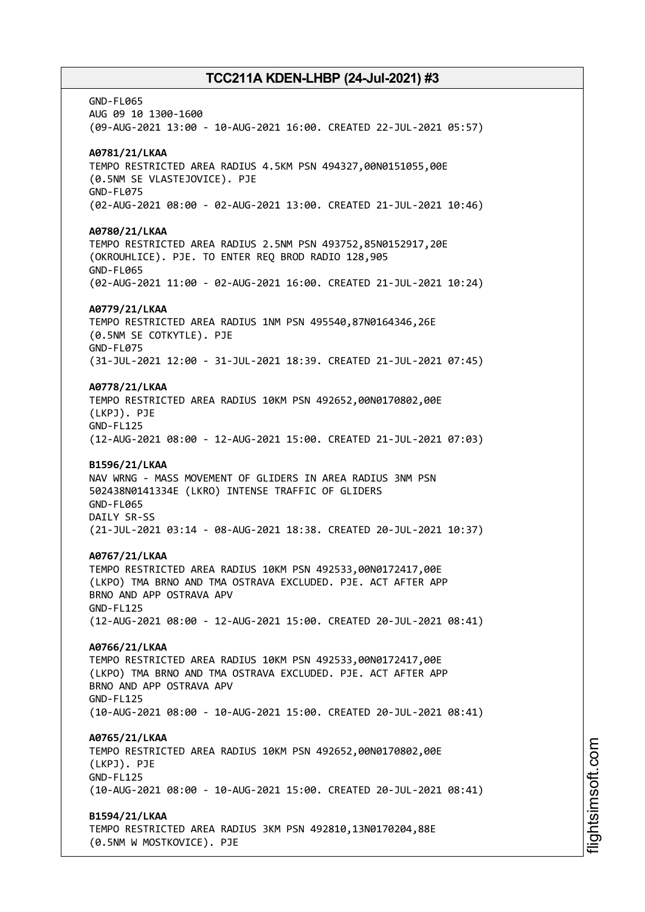GND-FL065
AUG 09 10 1300-1600
(09-AUG-2021 13:00 - 10-AUG-2021 16:00. CREATED 22-JUL-2021 05:57)

**A0781/21/LKAA**
TEMPO RESTRICTED AREA RADIUS 4.5KM PSN 494327,00N0151055,00E
(0.5NM SE VLASTEJOVICE). PJE
GND-FL075
(02-AUG-2021 08:00 - 02-AUG-2021 13:00. CREATED 21-JUL-2021 10:46)

**A0780/21/LKAA**
TEMPO RESTRICTED AREA RADIUS 2.5NM PSN 493752,85N0152917,20E
(OKROUHLICE). PJE. TO ENTER REQ BROD RADIO 128,905
GND-FL065
(02-AUG-2021 11:00 - 02-AUG-2021 16:00. CREATED 21-JUL-2021 10:24)

**A0779/21/LKAA**
TEMPO RESTRICTED AREA RADIUS 1NM PSN 495540,87N0164346,26E
(0.5NM SE COTKYTLE). PJE
GND-FL075
(31-JUL-2021 12:00 - 31-JUL-2021 18:39. CREATED 21-JUL-2021 07:45)

**A0778/21/LKAA**
TEMPO RESTRICTED AREA RADIUS 10KM PSN 492652,00N0170802,00E
(LKPJ). PJE
GND-FL125
(12-AUG-2021 08:00 - 12-AUG-2021 15:00. CREATED 21-JUL-2021 07:03)

**B1596/21/LKAA**
NAV WRNG - MASS MOVEMENT OF GLIDERS IN AREA RADIUS 3NM PSN
502438N0141334E (LKRO) INTENSE TRAFFIC OF GLIDERS
GND-FL065
DAILY SR-SS
(21-JUL-2021 03:14 - 08-AUG-2021 18:38. CREATED 20-JUL-2021 10:37)

**A0767/21/LKAA**
TEMPO RESTRICTED AREA RADIUS 10KM PSN 492533,00N0172417,00E
(LKPO) TMA BRNO AND TMA OSTRAVA EXCLUDED. PJE. ACT AFTER APP
BRNO AND APP OSTRAVA APV
GND-FL125
(12-AUG-2021 08:00 - 12-AUG-2021 15:00. CREATED 20-JUL-2021 08:41)

**A0766/21/LKAA**
TEMPO RESTRICTED AREA RADIUS 10KM PSN 492533,00N0172417,00E
(LKPO) TMA BRNO AND TMA OSTRAVA EXCLUDED. PJE. ACT AFTER APP
BRNO AND APP OSTRAVA APV
GND-FL125
(10-AUG-2021 08:00 - 10-AUG-2021 15:00. CREATED 20-JUL-2021 08:41)

**A0765/21/LKAA**
TEMPO RESTRICTED AREA RADIUS 10KM PSN 492652,00N0170802,00E
(LKPJ). PJE
GND-FL125
(10-AUG-2021 08:00 - 10-AUG-2021 15:00. CREATED 20-JUL-2021 08:41)

**B1594/21/LKAA**
TEMPO RESTRICTED AREA RADIUS 3KM PSN 492810,13N0170204,88E
(0.5NM W MOSTKOVICE). PJE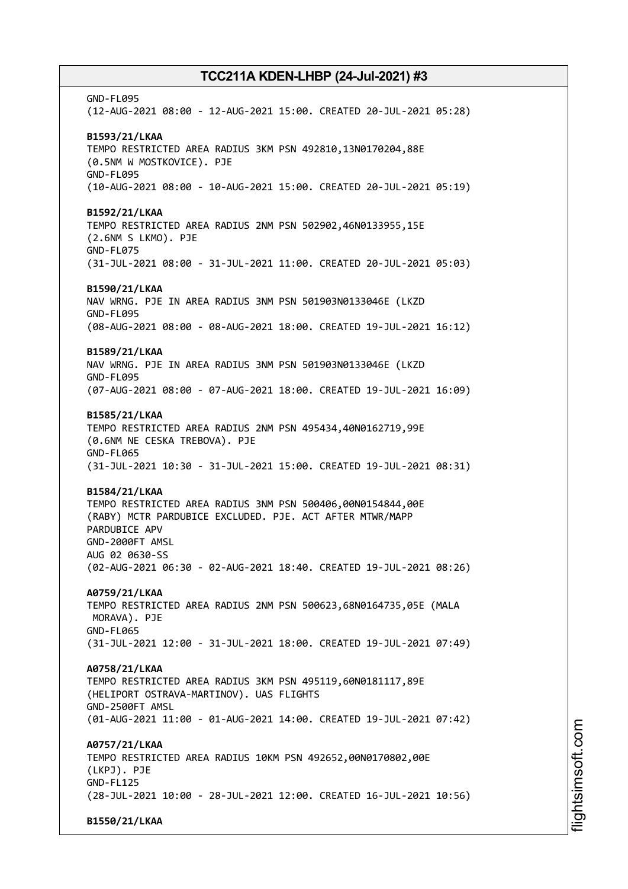GND-FL095
(12-AUG-2021 08:00 - 12-AUG-2021 15:00. CREATED 20-JUL-2021 05:28)

**B1593/21/LKAA**
TEMPO RESTRICTED AREA RADIUS 3KM PSN 492810,13N0170204,88E
(0.5NM W MOSTKOVICE). PJE
GND-FL095
(10-AUG-2021 08:00 - 10-AUG-2021 15:00. CREATED 20-JUL-2021 05:19)

**B1592/21/LKAA**
TEMPO RESTRICTED AREA RADIUS 2NM PSN 502902,46N0133955,15E
(2.6NM S LKMO). PJE
GND-FL075
(31-JUL-2021 08:00 - 31-JUL-2021 11:00. CREATED 20-JUL-2021 05:03)

**B1590/21/LKAA**
NAV WRNG. PJE IN AREA RADIUS 3NM PSN 501903N0133046E (LKZD
GND-FL095
(08-AUG-2021 08:00 - 08-AUG-2021 18:00. CREATED 19-JUL-2021 16:12)

**B1589/21/LKAA**
NAV WRNG. PJE IN AREA RADIUS 3NM PSN 501903N0133046E (LKZD
GND-FL095
(07-AUG-2021 08:00 - 07-AUG-2021 18:00. CREATED 19-JUL-2021 16:09)

**B1585/21/LKAA**
TEMPO RESTRICTED AREA RADIUS 2NM PSN 495434,40N0162719,99E
(0.6NM NE CESKA TREBOVA). PJE
GND-FL065
(31-JUL-2021 10:30 - 31-JUL-2021 15:00. CREATED 19-JUL-2021 08:31)

**B1584/21/LKAA**
TEMPO RESTRICTED AREA RADIUS 3NM PSN 500406,00N0154844,00E
(RABY) MCTR PARDUBICE EXCLUDED. PJE. ACT AFTER MTWR/MAPP
PARDUBICE APV
GND-2000FT AMSL
AUG 02 0630-SS
(02-AUG-2021 06:30 - 02-AUG-2021 18:40. CREATED 19-JUL-2021 08:26)

**A0759/21/LKAA**
TEMPO RESTRICTED AREA RADIUS 2NM PSN 500623,68N0164735,05E (MALA
MORAVA). PJE
GND-FL065
(31-JUL-2021 12:00 - 31-JUL-2021 18:00. CREATED 19-JUL-2021 07:49)

**A0758/21/LKAA**
TEMPO RESTRICTED AREA RADIUS 3KM PSN 495119,60N0181117,89E
(HELIPORT OSTRAVA-MARTINOV). UAS FLIGHTS
GND-2500FT AMSL
(01-AUG-2021 11:00 - 01-AUG-2021 14:00. CREATED 19-JUL-2021 07:42)

**A0757/21/LKAA**
TEMPO RESTRICTED AREA RADIUS 10KM PSN 492652,00N0170802,00E
(LKPJ). PJE
GND-FL125
(28-JUL-2021 10:00 - 28-JUL-2021 12:00. CREATED 16-JUL-2021 10:56)

**B1550/21/LKAA**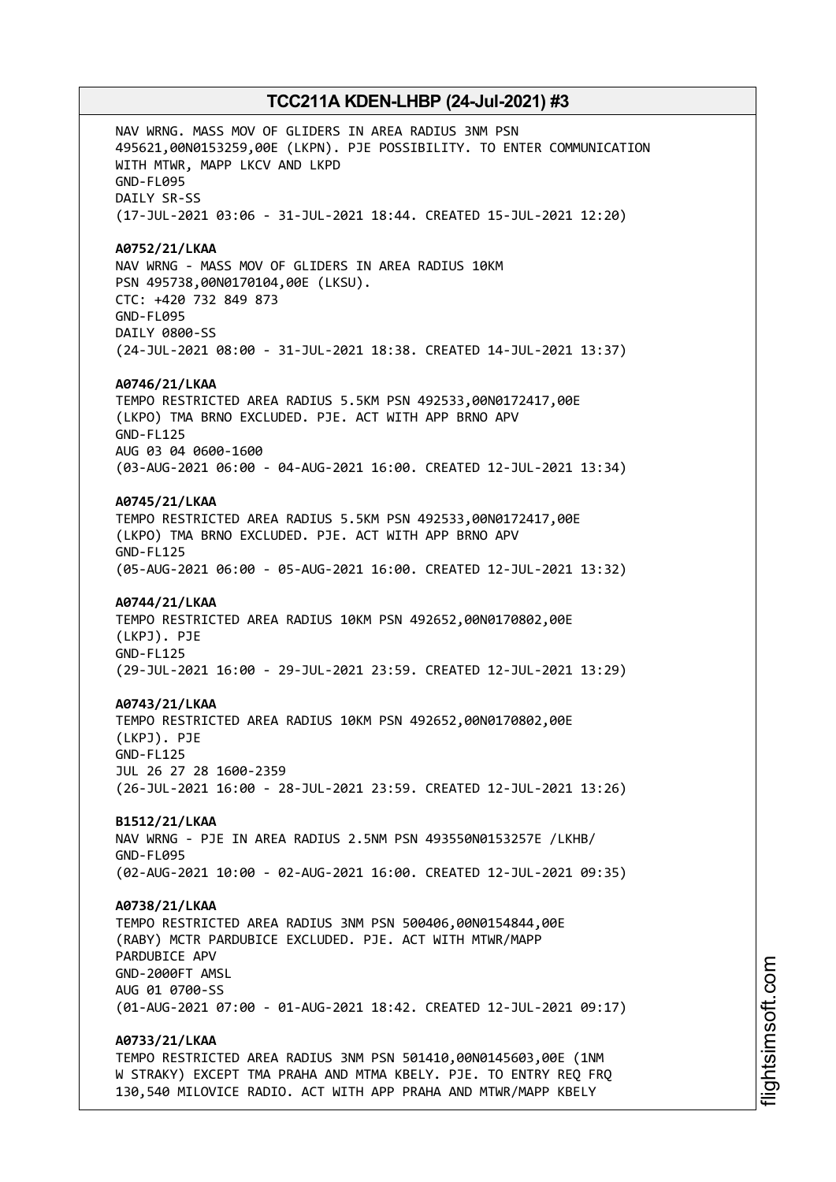NAV WRNG. MASS MOV OF GLIDERS IN AREA RADIUS 3NM PSN 495621,00N0153259,00E (LKPN). PJE POSSIBILITY. TO ENTER COMMUNICATION WITH MTWR, MAPP LKCV AND LKPD
GND-FL095
DAILY SR-SS
(17-JUL-2021 03:06 - 31-JUL-2021 18:44. CREATED 15-JUL-2021 12:20)

**A0752/21/LKAA**
NAV WRNG - MASS MOV OF GLIDERS IN AREA RADIUS 10KM PSN 495738,00N0170104,00E (LKSU).
CTC: +420 732 849 873
GND-FL095
DAILY 0800-SS
(24-JUL-2021 08:00 - 31-JUL-2021 18:38. CREATED 14-JUL-2021 13:37)

**A0746/21/LKAA**
TEMPO RESTRICTED AREA RADIUS 5.5KM PSN 492533,00N0172417,00E (LKPO) TMA BRNO EXCLUDED. PJE. ACT WITH APP BRNO APV
GND-FL125
AUG 03 04 0600-1600
(03-AUG-2021 06:00 - 04-AUG-2021 16:00. CREATED 12-JUL-2021 13:34)

**A0745/21/LKAA**
TEMPO RESTRICTED AREA RADIUS 5.5KM PSN 492533,00N0172417,00E (LKPO) TMA BRNO EXCLUDED. PJE. ACT WITH APP BRNO APV
GND-FL125
(05-AUG-2021 06:00 - 05-AUG-2021 16:00. CREATED 12-JUL-2021 13:32)

**A0744/21/LKAA**
TEMPO RESTRICTED AREA RADIUS 10KM PSN 492652,00N0170802,00E (LKPJ). PJE
GND-FL125
(29-JUL-2021 16:00 - 29-JUL-2021 23:59. CREATED 12-JUL-2021 13:29)

**A0743/21/LKAA**
TEMPO RESTRICTED AREA RADIUS 10KM PSN 492652,00N0170802,00E (LKPJ). PJE
GND-FL125
JUL 26 27 28 1600-2359
(26-JUL-2021 16:00 - 28-JUL-2021 23:59. CREATED 12-JUL-2021 13:26)

**B1512/21/LKAA**
NAV WRNG - PJE IN AREA RADIUS 2.5NM PSN 493550N0153257E /LKHB/
GND-FL095
(02-AUG-2021 10:00 - 02-AUG-2021 16:00. CREATED 12-JUL-2021 09:35)

**A0738/21/LKAA**
TEMPO RESTRICTED AREA RADIUS 3NM PSN 500406,00N0154844,00E (RABY) MCTR PARDUBICE EXCLUDED. PJE. ACT WITH MTWR/MAPP PARDUBICE APV
GND-2000FT AMSL
AUG 01 0700-SS
(01-AUG-2021 07:00 - 01-AUG-2021 18:42. CREATED 12-JUL-2021 09:17)

**A0733/21/LKAA**
TEMPO RESTRICTED AREA RADIUS 3NM PSN 501410,00N0145603,00E (1NM W STRAKY) EXCEPT TMA PRAHA AND MTMA KBELY. PJE. TO ENTRY REQ FRQ 130,540 MILOVICE RADIO. ACT WITH APP PRAHA AND MTWR/MAPP KBELY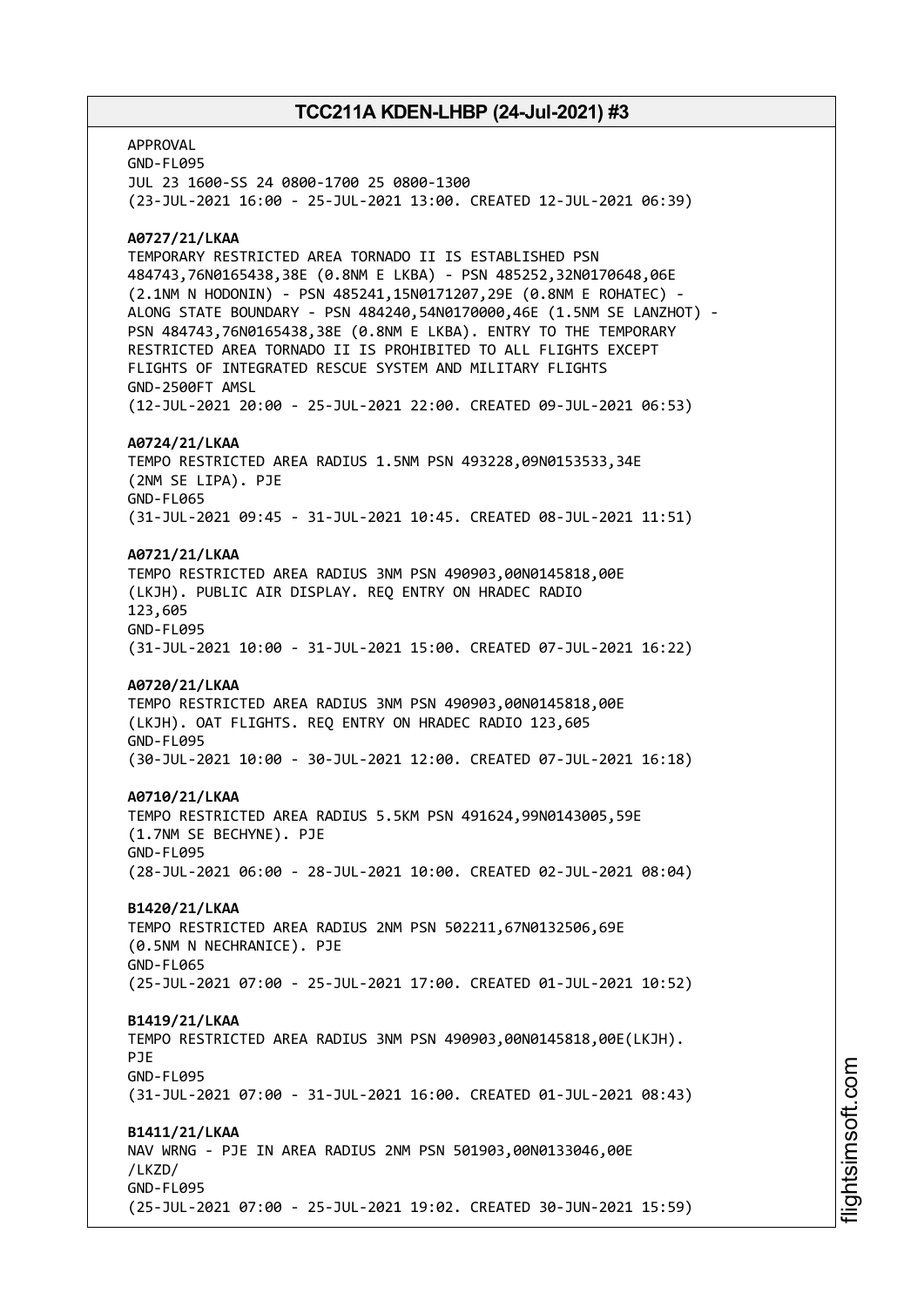APPROVAL
GND-FL095
JUL 23 1600-SS 24 0800-1700 25 0800-1300
(23-JUL-2021 16:00 - 25-JUL-2021 13:00. CREATED 12-JUL-2021 06:39)

**A0727/21/LKAA**
TEMPORARY RESTRICTED AREA TORNADO II IS ESTABLISHED PSN 484743,76N0165438,38E (0.8NM E LKBA) - PSN 485252,32N0170648,06E (2.1NM N HODONIN) - PSN 485241,15N0171207,29E (0.8NM E ROHATEC) - ALONG STATE BOUNDARY - PSN 484240,54N0170000,46E (1.5NM SE LANZHOT) - PSN 484743,76N0165438,38E (0.8NM E LKBA). ENTRY TO THE TEMPORARY RESTRICTED AREA TORNADO II IS PROHIBITED TO ALL FLIGHTS EXCEPT FLIGHTS OF INTEGRATED RESCUE SYSTEM AND MILITARY FLIGHTS
GND-2500FT AMSL
(12-JUL-2021 20:00 - 25-JUL-2021 22:00. CREATED 09-JUL-2021 06:53)

**A0724/21/LKAA**
TEMPO RESTRICTED AREA RADIUS 1.5NM PSN 493228,09N0153533,34E (2NM SE LIPA). PJE
GND-FL065
(31-JUL-2021 09:45 - 31-JUL-2021 10:45. CREATED 08-JUL-2021 11:51)

**A0721/21/LKAA**
TEMPO RESTRICTED AREA RADIUS 3NM PSN 490903,00N0145818,00E (LKJH). PUBLIC AIR DISPLAY. REQ ENTRY ON HRADEC RADIO 123,605
GND-FL095
(31-JUL-2021 10:00 - 31-JUL-2021 15:00. CREATED 07-JUL-2021 16:22)

**A0720/21/LKAA**
TEMPO RESTRICTED AREA RADIUS 3NM PSN 490903,00N0145818,00E (LKJH). OAT FLIGHTS. REQ ENTRY ON HRADEC RADIO 123,605
GND-FL095
(30-JUL-2021 10:00 - 30-JUL-2021 12:00. CREATED 07-JUL-2021 16:18)

**A0710/21/LKAA**
TEMPO RESTRICTED AREA RADIUS 5.5KM PSN 491624,99N0143005,59E (1.7NM SE BECHYNE). PJE
GND-FL095
(28-JUL-2021 06:00 - 28-JUL-2021 10:00. CREATED 02-JUL-2021 08:04)

**B1420/21/LKAA**
TEMPO RESTRICTED AREA RADIUS 2NM PSN 502211,67N0132506,69E (0.5NM N NECHRANICE). PJE
GND-FL065
(25-JUL-2021 07:00 - 25-JUL-2021 17:00. CREATED 01-JUL-2021 10:52)

**B1419/21/LKAA**
TEMPO RESTRICTED AREA RADIUS 3NM PSN 490903,00N0145818,00E(LKJH). PJE
GND-FL095
(31-JUL-2021 07:00 - 31-JUL-2021 16:00. CREATED 01-JUL-2021 08:43)

**B1411/21/LKAA**
NAV WRNG - PJE IN AREA RADIUS 2NM PSN 501903,00N0133046,00E /LKZD/
GND-FL095
(25-JUL-2021 07:00 - 25-JUL-2021 19:02. CREATED 30-JUN-2021 15:59)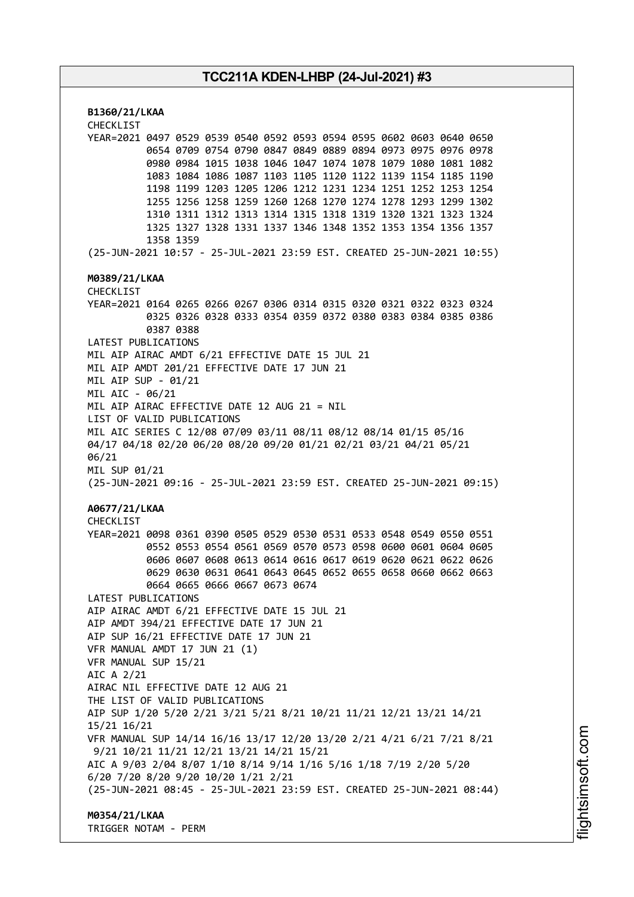**B1360/21/LKAA**
CHECKLIST
YEAR=2021 0497 0529 0539 0540 0592 0593 0594 0595 0602 0603 0640 0650
0654 0709 0754 0790 0847 0849 0889 0894 0973 0975 0976 0978
0980 0984 1015 1038 1046 1047 1074 1078 1079 1080 1081 1082
1083 1084 1086 1087 1103 1105 1120 1122 1139 1154 1185 1190
1198 1199 1203 1205 1206 1212 1231 1234 1251 1252 1253 1254
1255 1256 1258 1259 1260 1268 1270 1274 1278 1293 1299 1302
1310 1311 1312 1313 1314 1315 1318 1319 1320 1321 1323 1324
1325 1327 1328 1331 1337 1346 1348 1352 1353 1354 1356 1357
1358 1359
(25-JUN-2021 10:57 - 25-JUL-2021 23:59 EST. CREATED 25-JUN-2021 10:55)

**M0389/21/LKAA**
CHECKLIST
YEAR=2021 0164 0265 0266 0267 0306 0314 0315 0320 0321 0322 0323 0324
0325 0326 0328 0333 0354 0359 0372 0380 0383 0384 0385 0386
0387 0388
LATEST PUBLICATIONS
MIL AIP AIRAC AMDT 6/21 EFFECTIVE DATE 15 JUL 21
MIL AIP AMDT 201/21 EFFECTIVE DATE 17 JUN 21
MIL AIP SUP - 01/21
MIL AIC - 06/21
MIL AIP AIRAC EFFECTIVE DATE 12 AUG 21 = NIL
LIST OF VALID PUBLICATIONS
MIL AIC SERIES C 12/08 07/09 03/11 08/11 08/12 08/14 01/15 05/16
04/17 04/18 02/20 06/20 08/20 09/20 01/21 02/21 03/21 04/21 05/21
06/21
MIL SUP 01/21
(25-JUN-2021 09:16 - 25-JUL-2021 23:59 EST. CREATED 25-JUN-2021 09:15)

**A0677/21/LKAA**
CHECKLIST
YEAR=2021 0098 0361 0390 0505 0529 0530 0531 0533 0548 0549 0550 0551
0552 0553 0554 0561 0569 0570 0573 0598 0600 0601 0604 0605
0606 0607 0608 0613 0614 0616 0617 0619 0620 0621 0622 0626
0629 0630 0631 0641 0643 0645 0652 0655 0658 0660 0662 0663
0664 0665 0666 0667 0673 0674
LATEST PUBLICATIONS
AIP AIRAC AMDT 6/21 EFFECTIVE DATE 15 JUL 21
AIP AMDT 394/21 EFFECTIVE DATE 17 JUN 21
AIP SUP 16/21 EFFECTIVE DATE 17 JUN 21
VFR MANUAL AMDT 17 JUN 21 (1)
VFR MANUAL SUP 15/21
AIC A 2/21
AIRAC NIL EFFECTIVE DATE 12 AUG 21
THE LIST OF VALID PUBLICATIONS
AIP SUP 1/20 5/20 2/21 3/21 5/21 8/21 10/21 11/21 12/21 13/21 14/21
15/21 16/21
VFR MANUAL SUP 14/14 16/16 13/17 12/20 13/20 2/21 4/21 6/21 7/21 8/21
9/21 10/21 11/21 12/21 13/21 14/21 15/21
AIC A 9/03 2/04 8/07 1/10 8/14 9/14 1/16 5/16 1/18 7/19 2/20 5/20
6/20 7/20 8/20 9/20 10/20 1/21 2/21
(25-JUN-2021 08:45 - 25-JUL-2021 23:59 EST. CREATED 25-JUN-2021 08:44)

**M0354/21/LKAA**
TRIGGER NOTAM - PERM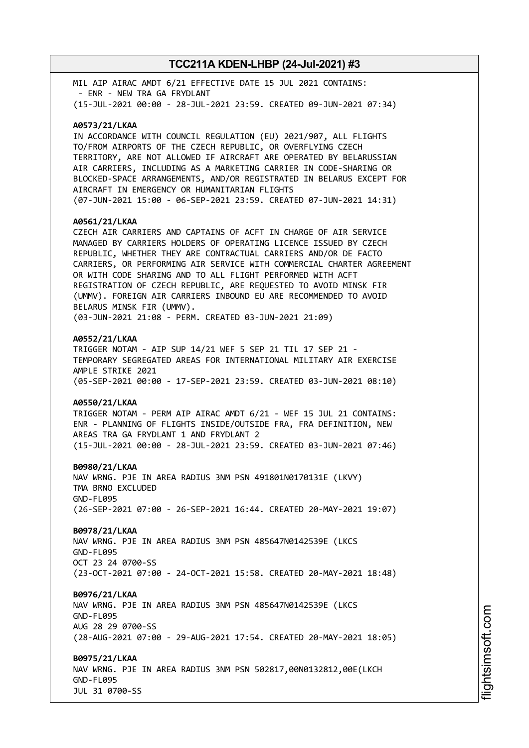MIL AIP AIRAC AMDT 6/21 EFFECTIVE DATE 15 JUL 2021 CONTAINS:
- ENR - NEW TRA GA FRYDLANT
(15-JUL-2021 00:00 - 28-JUL-2021 23:59. CREATED 09-JUN-2021 07:34)

**A0573/21/LKAA**
IN ACCORDANCE WITH COUNCIL REGULATION (EU) 2021/907, ALL FLIGHTS TO/FROM AIRPORTS OF THE CZECH REPUBLIC, OR OVERFLYING CZECH TERRITORY, ARE NOT ALLOWED IF AIRCRAFT ARE OPERATED BY BELARUSSIAN AIR CARRIERS, INCLUDING AS A MARKETING CARRIER IN CODE-SHARING OR BLOCKED-SPACE ARRANGEMENTS, AND/OR REGISTRATED IN BELARUS EXCEPT FOR AIRCRAFT IN EMERGENCY OR HUMANITARIAN FLIGHTS
(07-JUN-2021 15:00 - 06-SEP-2021 23:59. CREATED 07-JUN-2021 14:31)

**A0561/21/LKAA**
CZECH AIR CARRIERS AND CAPTAINS OF ACFT IN CHARGE OF AIR SERVICE MANAGED BY CARRIERS HOLDERS OF OPERATING LICENCE ISSUED BY CZECH REPUBLIC, WHETHER THEY ARE CONTRACTUAL CARRIERS AND/OR DE FACTO CARRIERS, OR PERFORMING AIR SERVICE WITH COMMERCIAL CHARTER AGREEMENT OR WITH CODE SHARING AND TO ALL FLIGHT PERFORMED WITH ACFT REGISTRATION OF CZECH REPUBLIC, ARE REQUESTED TO AVOID MINSK FIR (UMMV). FOREIGN AIR CARRIERS INBOUND EU ARE RECOMMENDED TO AVOID BELARUS MINSK FIR (UMMV).
(03-JUN-2021 21:08 - PERM. CREATED 03-JUN-2021 21:09)

**A0552/21/LKAA**
TRIGGER NOTAM - AIP SUP 14/21 WEF 5 SEP 21 TIL 17 SEP 21 - TEMPORARY SEGREGATED AREAS FOR INTERNATIONAL MILITARY AIR EXERCISE AMPLE STRIKE 2021
(05-SEP-2021 00:00 - 17-SEP-2021 23:59. CREATED 03-JUN-2021 08:10)

**A0550/21/LKAA**
TRIGGER NOTAM - PERM AIP AIRAC AMDT 6/21 - WEF 15 JUL 21 CONTAINS: ENR - PLANNING OF FLIGHTS INSIDE/OUTSIDE FRA, FRA DEFINITION, NEW AREAS TRA GA FRYDLANT 1 AND FRYDLANT 2
(15-JUL-2021 00:00 - 28-JUL-2021 23:59. CREATED 03-JUN-2021 07:46)

**B0980/21/LKAA**
NAV WRNG. PJE IN AREA RADIUS 3NM PSN 491801N0170131E (LKVY)
TMA BRNO EXCLUDED
GND-FL095
(26-SEP-2021 07:00 - 26-SEP-2021 16:44. CREATED 20-MAY-2021 19:07)

**B0978/21/LKAA**
NAV WRNG. PJE IN AREA RADIUS 3NM PSN 485647N0142539E (LKCS
GND-FL095
OCT 23 24 0700-SS
(23-OCT-2021 07:00 - 24-OCT-2021 15:58. CREATED 20-MAY-2021 18:48)

**B0976/21/LKAA**
NAV WRNG. PJE IN AREA RADIUS 3NM PSN 485647N0142539E (LKCS
GND-FL095
AUG 28 29 0700-SS
(28-AUG-2021 07:00 - 29-AUG-2021 17:54. CREATED 20-MAY-2021 18:05)

**B0975/21/LKAA**
NAV WRNG. PJE IN AREA RADIUS 3NM PSN 502817,00N0132812,00E(LKCH
GND-FL095
JUL 31 0700-SS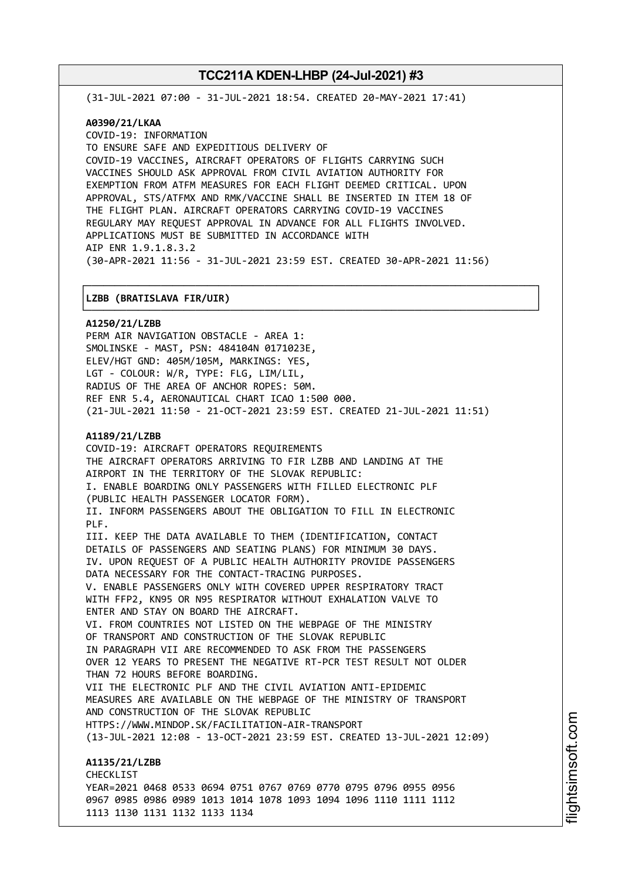(31-JUL-2021 07:00 - 31-JUL-2021 18:54. CREATED 20-MAY-2021 17:41)

**A0390/21/LKAA**
COVID-19: INFORMATION
TO ENSURE SAFE AND EXPEDITIOUS DELIVERY OF
COVID-19 VACCINES, AIRCRAFT OPERATORS OF FLIGHTS CARRYING SUCH
VACCINES SHOULD ASK APPROVAL FROM CIVIL AVIATION AUTHORITY FOR
EXEMPTION FROM ATFM MEASURES FOR EACH FLIGHT DEEMED CRITICAL. UPON
APPROVAL, STS/ATFMX AND RMK/VACCINE SHALL BE INSERTED IN ITEM 18 OF
THE FLIGHT PLAN. AIRCRAFT OPERATORS CARRYING COVID-19 VACCINES
REGULARY MAY REQUEST APPROVAL IN ADVANCE FOR ALL FLIGHTS INVOLVED.
APPLICATIONS MUST BE SUBMITTED IN ACCORDANCE WITH
AIP ENR 1.9.1.8.3.2
(30-APR-2021 11:56 - 31-JUL-2021 23:59 EST. CREATED 30-APR-2021 11:56)

## LZBB (BRATISLAVA FIR/UIR)

**A1250/21/LZBB**
PERM AIR NAVIGATION OBSTACLE - AREA 1:
SMOLINSKE - MAST, PSN: 484104N 0171023E,
ELEV/HGT GND: 405M/105M, MARKINGS: YES,
LGT - COLOUR: W/R, TYPE: FLG, LIM/LIL,
RADIUS OF THE AREA OF ANCHOR ROPES: 50M.
REF ENR 5.4, AERONAUTICAL CHART ICAO 1:500 000.
(21-JUL-2021 11:50 - 21-OCT-2021 23:59 EST. CREATED 21-JUL-2021 11:51)

**A1189/21/LZBB**
COVID-19: AIRCRAFT OPERATORS REQUIREMENTS
THE AIRCRAFT OPERATORS ARRIVING TO FIR LZBB AND LANDING AT THE
AIRPORT IN THE TERRITORY OF THE SLOVAK REPUBLIC:
I. ENABLE BOARDING ONLY PASSENGERS WITH FILLED ELECTRONIC PLF
(PUBLIC HEALTH PASSENGER LOCATOR FORM).
II. INFORM PASSENGERS ABOUT THE OBLIGATION TO FILL IN ELECTRONIC
PLF.
III. KEEP THE DATA AVAILABLE TO THEM (IDENTIFICATION, CONTACT
DETAILS OF PASSENGERS AND SEATING PLANS) FOR MINIMUM 30 DAYS.
IV. UPON REQUEST OF A PUBLIC HEALTH AUTHORITY PROVIDE PASSENGERS
DATA NECESSARY FOR THE CONTACT-TRACING PURPOSES.
V. ENABLE PASSENGERS ONLY WITH COVERED UPPER RESPIRATORY TRACT
WITH FFP2, KN95 OR N95 RESPIRATOR WITHOUT EXHALATION VALVE TO
ENTER AND STAY ON BOARD THE AIRCRAFT.
VI. FROM COUNTRIES NOT LISTED ON THE WEBPAGE OF THE MINISTRY
OF TRANSPORT AND CONSTRUCTION OF THE SLOVAK REPUBLIC
IN PARAGRAPH VII ARE RECOMMENDED TO ASK FROM THE PASSENGERS
OVER 12 YEARS TO PRESENT THE NEGATIVE RT-PCR TEST RESULT NOT OLDER
THAN 72 HOURS BEFORE BOARDING.
VII THE ELECTRONIC PLF AND THE CIVIL AVIATION ANTI-EPIDEMIC
MEASURES ARE AVAILABLE ON THE WEBPAGE OF THE MINISTRY OF TRANSPORT
AND CONSTRUCTION OF THE SLOVAK REPUBLIC
HTTPS://WWW.MINDOP.SK/FACILITATION-AIR-TRANSPORT
(13-JUL-2021 12:08 - 13-OCT-2021 23:59 EST. CREATED 13-JUL-2021 12:09)

**A1135/21/LZBB**
CHECKLIST
YEAR=2021 0468 0533 0694 0751 0767 0769 0770 0795 0796 0955 0956
0967 0985 0986 0989 1013 1014 1078 1093 1094 1096 1110 1111 1112
1113 1130 1131 1132 1133 1134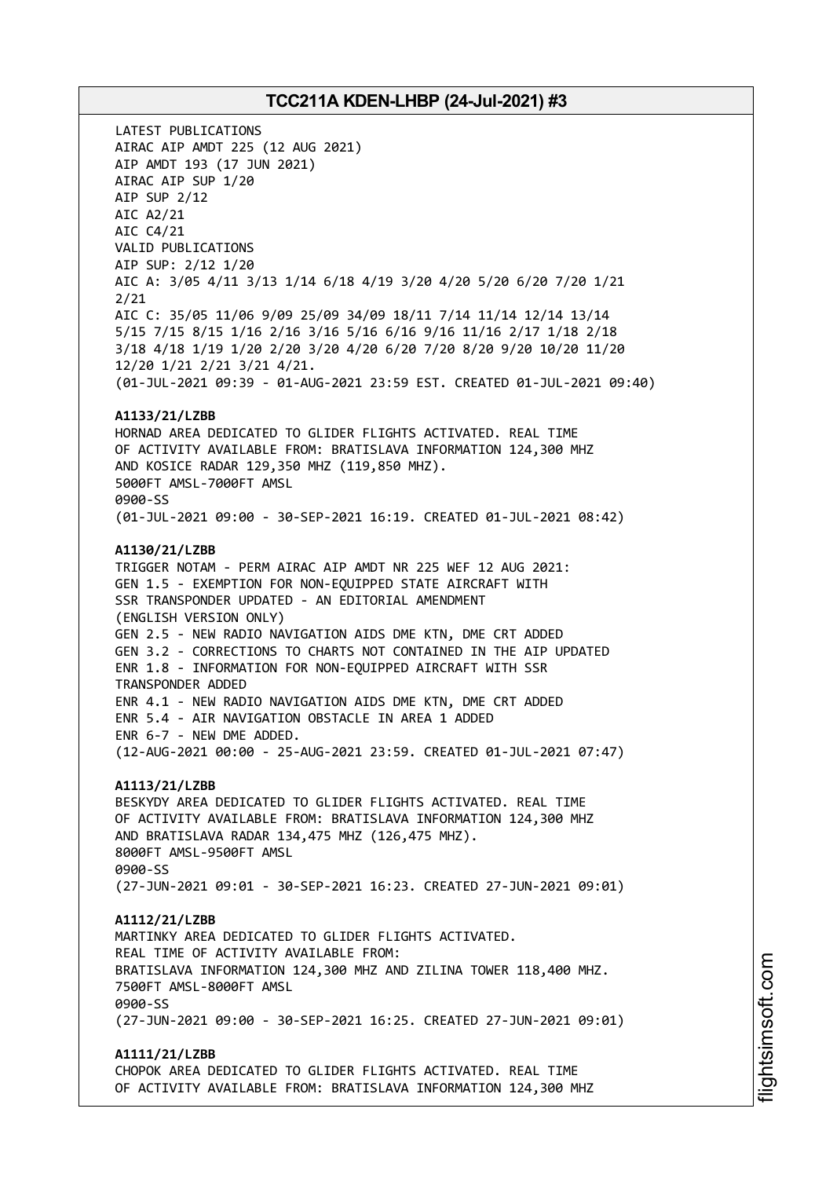LATEST PUBLICATIONS
AIRAC AIP AMDT 225 (12 AUG 2021)
AIP AMDT 193 (17 JUN 2021)
AIRAC AIP SUP 1/20
AIP SUP 2/12
AIC A2/21
AIC C4/21
VALID PUBLICATIONS
AIP SUP: 2/12 1/20
AIC A: 3/05 4/11 3/13 1/14 6/18 4/19 3/20 4/20 5/20 6/20 7/20 1/21 2/21
AIC C: 35/05 11/06 9/09 25/09 34/09 18/11 7/14 11/14 12/14 13/14 5/15 7/15 8/15 1/16 2/16 3/16 5/16 6/16 9/16 11/16 2/17 1/18 2/18 3/18 4/18 1/19 1/20 2/20 3/20 4/20 6/20 7/20 8/20 9/20 10/20 11/20 12/20 1/21 2/21 3/21 4/21.
(01-JUL-2021 09:39 - 01-AUG-2021 23:59 EST. CREATED 01-JUL-2021 09:40)

**A1133/21/LZBB**
HORNAD AREA DEDICATED TO GLIDER FLIGHTS ACTIVATED. REAL TIME OF ACTIVITY AVAILABLE FROM: BRATISLAVA INFORMATION 124,300 MHZ AND KOSICE RADAR 129,350 MHZ (119,850 MHZ).
5000FT AMSL-7000FT AMSL
0900-SS
(01-JUL-2021 09:00 - 30-SEP-2021 16:19. CREATED 01-JUL-2021 08:42)

**A1130/21/LZBB**
TRIGGER NOTAM - PERM AIRAC AIP AMDT NR 225 WEF 12 AUG 2021:
GEN 1.5 - EXEMPTION FOR NON-EQUIPPED STATE AIRCRAFT WITH SSR TRANSPONDER UPDATED - AN EDITORIAL AMENDMENT (ENGLISH VERSION ONLY)
GEN 2.5 - NEW RADIO NAVIGATION AIDS DME KTN, DME CRT ADDED
GEN 3.2 - CORRECTIONS TO CHARTS NOT CONTAINED IN THE AIP UPDATED
ENR 1.8 - INFORMATION FOR NON-EQUIPPED AIRCRAFT WITH SSR TRANSPONDER ADDED
ENR 4.1 - NEW RADIO NAVIGATION AIDS DME KTN, DME CRT ADDED
ENR 5.4 - AIR NAVIGATION OBSTACLE IN AREA 1 ADDED
ENR 6-7 - NEW DME ADDED.
(12-AUG-2021 00:00 - 25-AUG-2021 23:59. CREATED 01-JUL-2021 07:47)

**A1113/21/LZBB**
BESKYDY AREA DEDICATED TO GLIDER FLIGHTS ACTIVATED. REAL TIME OF ACTIVITY AVAILABLE FROM: BRATISLAVA INFORMATION 124,300 MHZ AND BRATISLAVA RADAR 134,475 MHZ (126,475 MHZ).
8000FT AMSL-9500FT AMSL
0900-SS
(27-JUN-2021 09:01 - 30-SEP-2021 16:23. CREATED 27-JUN-2021 09:01)

**A1112/21/LZBB**
MARTINKY AREA DEDICATED TO GLIDER FLIGHTS ACTIVATED.
REAL TIME OF ACTIVITY AVAILABLE FROM:
BRATISLAVA INFORMATION 124,300 MHZ AND ZILINA TOWER 118,400 MHZ.
7500FT AMSL-8000FT AMSL
0900-SS
(27-JUN-2021 09:00 - 30-SEP-2021 16:25. CREATED 27-JUN-2021 09:01)

**A1111/21/LZBB**
CHOPOK AREA DEDICATED TO GLIDER FLIGHTS ACTIVATED. REAL TIME OF ACTIVITY AVAILABLE FROM: BRATISLAVA INFORMATION 124,300 MHZ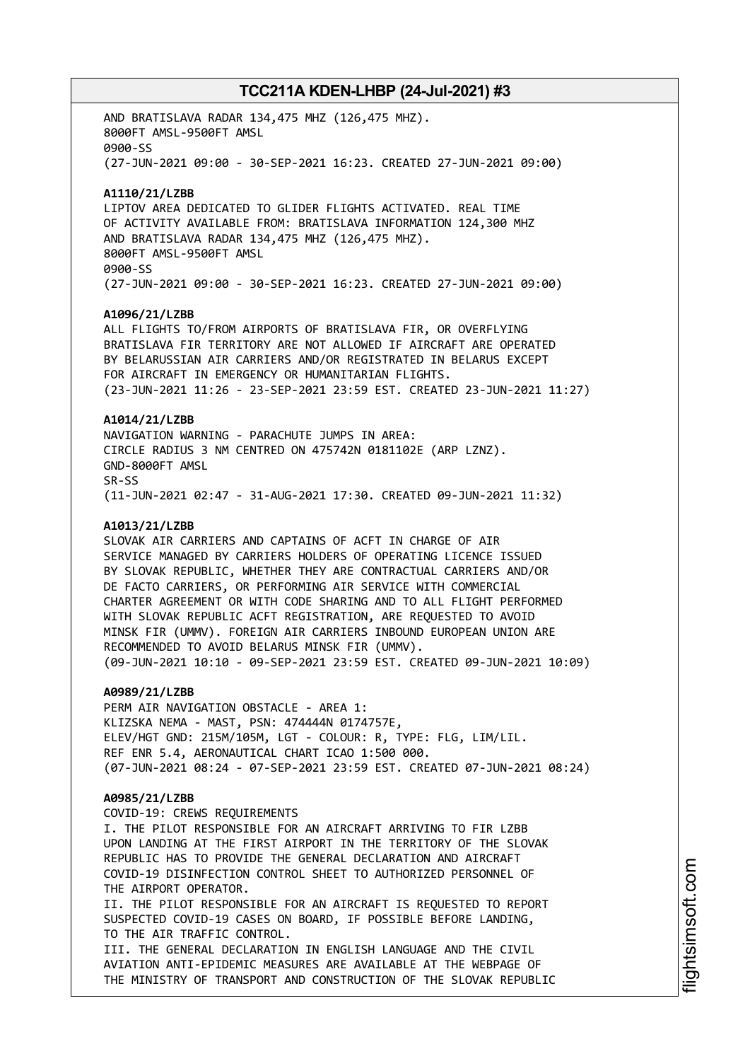AND BRATISLAVA RADAR 134,475 MHZ (126,475 MHZ).
8000FT AMSL-9500FT AMSL
0900-SS
(27-JUN-2021 09:00 - 30-SEP-2021 16:23. CREATED 27-JUN-2021 09:00)

**A1110/21/LZBB**
LIPTOV AREA DEDICATED TO GLIDER FLIGHTS ACTIVATED. REAL TIME
OF ACTIVITY AVAILABLE FROM: BRATISLAVA INFORMATION 124,300 MHZ
AND BRATISLAVA RADAR 134,475 MHZ (126,475 MHZ).
8000FT AMSL-9500FT AMSL
0900-SS
(27-JUN-2021 09:00 - 30-SEP-2021 16:23. CREATED 27-JUN-2021 09:00)

**A1096/21/LZBB**
ALL FLIGHTS TO/FROM AIRPORTS OF BRATISLAVA FIR, OR OVERFLYING
BRATISLAVA FIR TERRITORY ARE NOT ALLOWED IF AIRCRAFT ARE OPERATED
BY BELARUSSIAN AIR CARRIERS AND/OR REGISTRATED IN BELARUS EXCEPT
FOR AIRCRAFT IN EMERGENCY OR HUMANITARIAN FLIGHTS.
(23-JUN-2021 11:26 - 23-SEP-2021 23:59 EST. CREATED 23-JUN-2021 11:27)

**A1014/21/LZBB**
NAVIGATION WARNING - PARACHUTE JUMPS IN AREA:
CIRCLE RADIUS 3 NM CENTRED ON 475742N 0181102E (ARP LZNZ).
GND-8000FT AMSL
SR-SS
(11-JUN-2021 02:47 - 31-AUG-2021 17:30. CREATED 09-JUN-2021 11:32)

**A1013/21/LZBB**
SLOVAK AIR CARRIERS AND CAPTAINS OF ACFT IN CHARGE OF AIR
SERVICE MANAGED BY CARRIERS HOLDERS OF OPERATING LICENCE ISSUED
BY SLOVAK REPUBLIC, WHETHER THEY ARE CONTRACTUAL CARRIERS AND/OR
DE FACTO CARRIERS, OR PERFORMING AIR SERVICE WITH COMMERCIAL
CHARTER AGREEMENT OR WITH CODE SHARING AND TO ALL FLIGHT PERFORMED
WITH SLOVAK REPUBLIC ACFT REGISTRATION, ARE REQUESTED TO AVOID
MINSK FIR (UMMV). FOREIGN AIR CARRIERS INBOUND EUROPEAN UNION ARE
RECOMMENDED TO AVOID BELARUS MINSK FIR (UMMV).
(09-JUN-2021 10:10 - 09-SEP-2021 23:59 EST. CREATED 09-JUN-2021 10:09)

**A0989/21/LZBB**
PERM AIR NAVIGATION OBSTACLE - AREA 1:
KLIZSKA NEMA - MAST, PSN: 474444N 0174757E,
ELEV/HGT GND: 215M/105M, LGT - COLOUR: R, TYPE: FLG, LIM/LIL.
REF ENR 5.4, AERONAUTICAL CHART ICAO 1:500 000.
(07-JUN-2021 08:24 - 07-SEP-2021 23:59 EST. CREATED 07-JUN-2021 08:24)

**A0985/21/LZBB**
COVID-19: CREWS REQUIREMENTS
I. THE PILOT RESPONSIBLE FOR AN AIRCRAFT ARRIVING TO FIR LZBB
UPON LANDING AT THE FIRST AIRPORT IN THE TERRITORY OF THE SLOVAK
REPUBLIC HAS TO PROVIDE THE GENERAL DECLARATION AND AIRCRAFT
COVID-19 DISINFECTION CONTROL SHEET TO AUTHORIZED PERSONNEL OF
THE AIRPORT OPERATOR.
II. THE PILOT RESPONSIBLE FOR AN AIRCRAFT IS REQUESTED TO REPORT
SUSPECTED COVID-19 CASES ON BOARD, IF POSSIBLE BEFORE LANDING,
TO THE AIR TRAFFIC CONTROL.
III. THE GENERAL DECLARATION IN ENGLISH LANGUAGE AND THE CIVIL
AVIATION ANTI-EPIDEMIC MEASURES ARE AVAILABLE AT THE WEBPAGE OF
THE MINISTRY OF TRANSPORT AND CONSTRUCTION OF THE SLOVAK REPUBLIC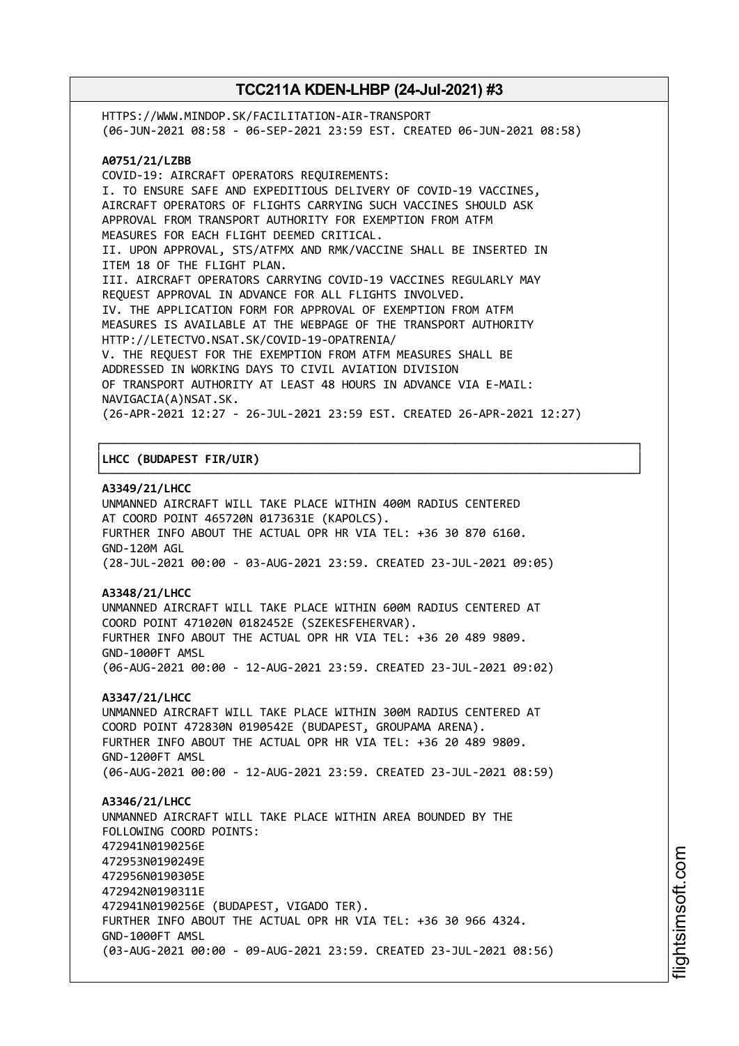HTTPS://WWW.MINDOP.SK/FACILITATION-AIR-TRANSPORT
(06-JUN-2021 08:58 - 06-SEP-2021 23:59 EST. CREATED 06-JUN-2021 08:58)

**A0751/21/LZBB**
COVID-19: AIRCRAFT OPERATORS REQUIREMENTS:
I. TO ENSURE SAFE AND EXPEDITIOUS DELIVERY OF COVID-19 VACCINES,
AIRCRAFT OPERATORS OF FLIGHTS CARRYING SUCH VACCINES SHOULD ASK
APPROVAL FROM TRANSPORT AUTHORITY FOR EXEMPTION FROM ATFM
MEASURES FOR EACH FLIGHT DEEMED CRITICAL.
II. UPON APPROVAL, STS/ATFMX AND RMK/VACCINE SHALL BE INSERTED IN
ITEM 18 OF THE FLIGHT PLAN.
III. AIRCRAFT OPERATORS CARRYING COVID-19 VACCINES REGULARLY MAY
REQUEST APPROVAL IN ADVANCE FOR ALL FLIGHTS INVOLVED.
IV. THE APPLICATION FORM FOR APPROVAL OF EXEMPTION FROM ATFM
MEASURES IS AVAILABLE AT THE WEBPAGE OF THE TRANSPORT AUTHORITY
HTTP://LETECTVO.NSAT.SK/COVID-19-OPATRENIA/
V. THE REQUEST FOR THE EXEMPTION FROM ATFM MEASURES SHALL BE
ADDRESSED IN WORKING DAYS TO CIVIL AVIATION DIVISION
OF TRANSPORT AUTHORITY AT LEAST 48 HOURS IN ADVANCE VIA E-MAIL:
NAVIGACIA(A)NSAT.SK.
(26-APR-2021 12:27 - 26-JUL-2021 23:59 EST. CREATED 26-APR-2021 12:27)

## LHCC (BUDAPEST FIR/UIR)

**A3349/21/LHCC**
UNMANNED AIRCRAFT WILL TAKE PLACE WITHIN 400M RADIUS CENTERED
AT COORD POINT 465720N 0173631E (KAPOLCS).
FURTHER INFO ABOUT THE ACTUAL OPR HR VIA TEL: +36 30 870 6160.
GND-120M AGL
(28-JUL-2021 00:00 - 03-AUG-2021 23:59. CREATED 23-JUL-2021 09:05)

**A3348/21/LHCC**
UNMANNED AIRCRAFT WILL TAKE PLACE WITHIN 600M RADIUS CENTERED AT
COORD POINT 471020N 0182452E (SZEKESFEHERVAR).
FURTHER INFO ABOUT THE ACTUAL OPR HR VIA TEL: +36 20 489 9809.
GND-1000FT AMSL
(06-AUG-2021 00:00 - 12-AUG-2021 23:59. CREATED 23-JUL-2021 09:02)

**A3347/21/LHCC**
UNMANNED AIRCRAFT WILL TAKE PLACE WITHIN 300M RADIUS CENTERED AT
COORD POINT 472830N 0190542E (BUDAPEST, GROUPAMA ARENA).
FURTHER INFO ABOUT THE ACTUAL OPR HR VIA TEL: +36 20 489 9809.
GND-1200FT AMSL
(06-AUG-2021 00:00 - 12-AUG-2021 23:59. CREATED 23-JUL-2021 08:59)

**A3346/21/LHCC**
UNMANNED AIRCRAFT WILL TAKE PLACE WITHIN AREA BOUNDED BY THE
FOLLOWING COORD POINTS:
472941N0190256E
472953N0190249E
472956N0190305E
472942N0190311E
472941N0190256E (BUDAPEST, VIGADO TER).
FURTHER INFO ABOUT THE ACTUAL OPR HR VIA TEL: +36 30 966 4324.
GND-1000FT AMSL
(03-AUG-2021 00:00 - 09-AUG-2021 23:59. CREATED 23-JUL-2021 08:56)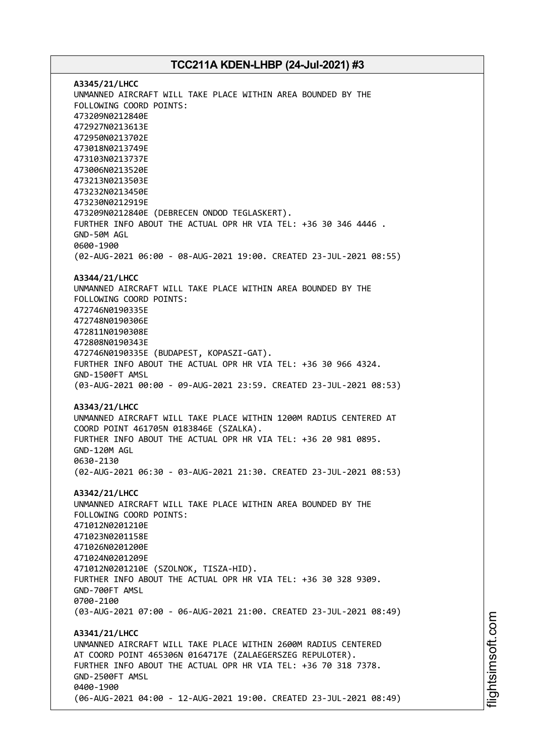**A3345/21/LHCC**
UNMANNED AIRCRAFT WILL TAKE PLACE WITHIN AREA BOUNDED BY THE FOLLOWING COORD POINTS:
473209N0212840E
472927N0213613E
472950N0213702E
473018N0213749E
473103N0213737E
473006N0213520E
473213N0213503E
473232N0213450E
473230N0212919E
473209N0212840E (DEBRECEN ONDOD TEGLASKERT).
FURTHER INFO ABOUT THE ACTUAL OPR HR VIA TEL: +36 30 346 4446 .
GND-50M AGL
0600-1900
(02-AUG-2021 06:00 - 08-AUG-2021 19:00. CREATED 23-JUL-2021 08:55)

**A3344/21/LHCC**
UNMANNED AIRCRAFT WILL TAKE PLACE WITHIN AREA BOUNDED BY THE FOLLOWING COORD POINTS:
472746N0190335E
472748N0190306E
472811N0190308E
472808N0190343E
472746N0190335E (BUDAPEST, KOPASZI-GAT).
FURTHER INFO ABOUT THE ACTUAL OPR HR VIA TEL: +36 30 966 4324.
GND-1500FT AMSL
(03-AUG-2021 00:00 - 09-AUG-2021 23:59. CREATED 23-JUL-2021 08:53)

**A3343/21/LHCC**
UNMANNED AIRCRAFT WILL TAKE PLACE WITHIN 1200M RADIUS CENTERED AT COORD POINT 461705N 0183846E (SZALKA).
FURTHER INFO ABOUT THE ACTUAL OPR HR VIA TEL: +36 20 981 0895.
GND-120M AGL
0630-2130
(02-AUG-2021 06:30 - 03-AUG-2021 21:30. CREATED 23-JUL-2021 08:53)

**A3342/21/LHCC**
UNMANNED AIRCRAFT WILL TAKE PLACE WITHIN AREA BOUNDED BY THE FOLLOWING COORD POINTS:
471012N0201210E
471023N0201158E
471026N0201200E
471024N0201209E
471012N0201210E (SZOLNOK, TISZA-HID).
FURTHER INFO ABOUT THE ACTUAL OPR HR VIA TEL: +36 30 328 9309.
GND-700FT AMSL
0700-2100
(03-AUG-2021 07:00 - 06-AUG-2021 21:00. CREATED 23-JUL-2021 08:49)

**A3341/21/LHCC**
UNMANNED AIRCRAFT WILL TAKE PLACE WITHIN 2600M RADIUS CENTERED AT COORD POINT 465306N 0164717E (ZALAEGERSZEG REPULOTER).
FURTHER INFO ABOUT THE ACTUAL OPR HR VIA TEL: +36 70 318 7378.
GND-2500FT AMSL
0400-1900
(06-AUG-2021 04:00 - 12-AUG-2021 19:00. CREATED 23-JUL-2021 08:49)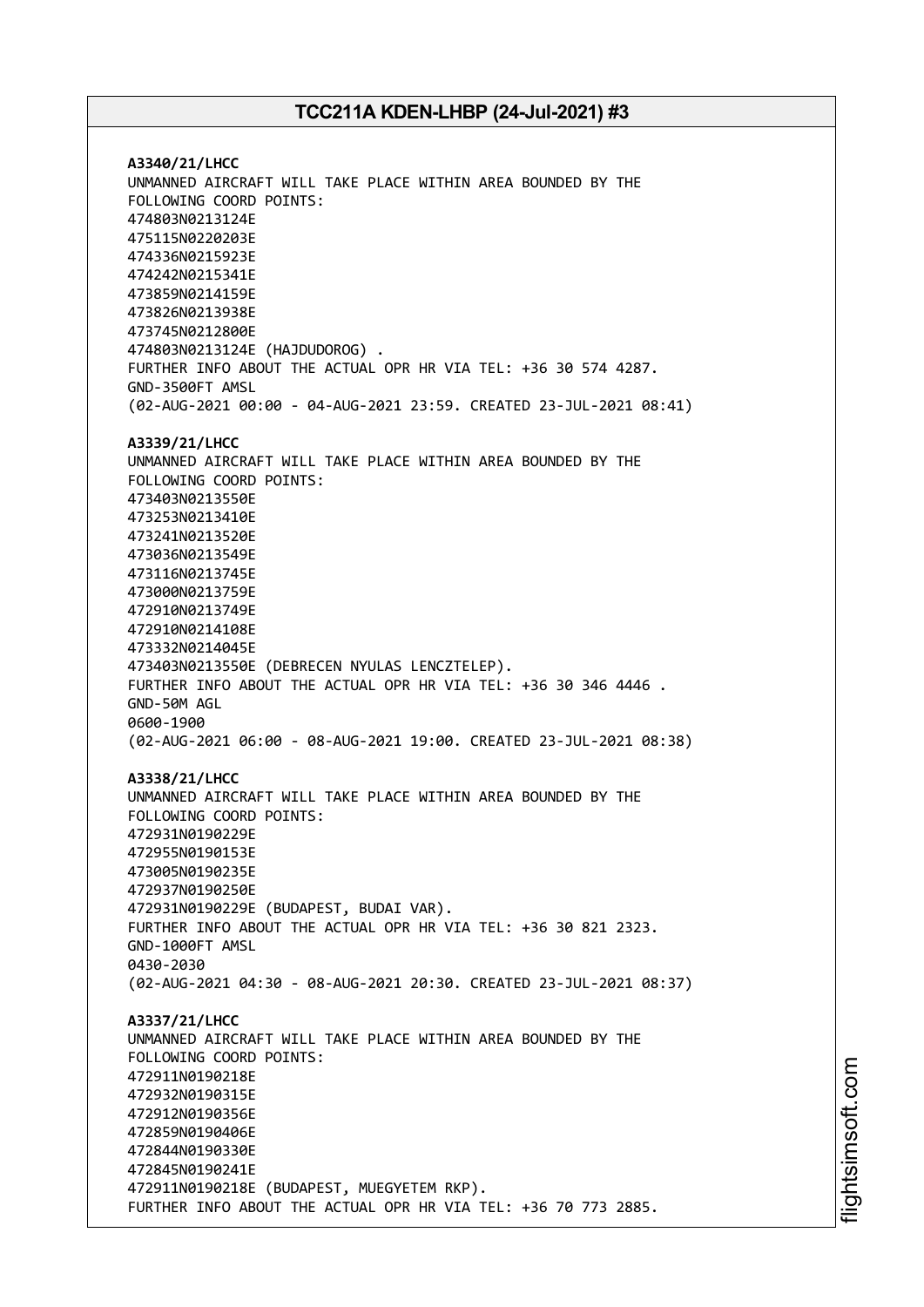**A3340/21/LHCC**
UNMANNED AIRCRAFT WILL TAKE PLACE WITHIN AREA BOUNDED BY THE
FOLLOWING COORD POINTS:
474803N0213124E
475115N0220203E
474336N0215923E
474242N0215341E
473859N0214159E
473826N0213938E
473745N0212800E
474803N0213124E (HAJDUDOROG) .
FURTHER INFO ABOUT THE ACTUAL OPR HR VIA TEL: +36 30 574 4287.
GND-3500FT AMSL
(02-AUG-2021 00:00 - 04-AUG-2021 23:59. CREATED 23-JUL-2021 08:41)

**A3339/21/LHCC**
UNMANNED AIRCRAFT WILL TAKE PLACE WITHIN AREA BOUNDED BY THE
FOLLOWING COORD POINTS:
473403N0213550E
473253N0213410E
473241N0213520E
473036N0213549E
473116N0213745E
473000N0213759E
472910N0213749E
472910N0214108E
473332N0214045E
473403N0213550E (DEBRECEN NYULAS LENCZTELEP).
FURTHER INFO ABOUT THE ACTUAL OPR HR VIA TEL: +36 30 346 4446 .
GND-50M AGL
0600-1900
(02-AUG-2021 06:00 - 08-AUG-2021 19:00. CREATED 23-JUL-2021 08:38)

**A3338/21/LHCC**
UNMANNED AIRCRAFT WILL TAKE PLACE WITHIN AREA BOUNDED BY THE
FOLLOWING COORD POINTS:
472931N0190229E
472955N0190153E
473005N0190235E
472937N0190250E
472931N0190229E (BUDAPEST, BUDAI VAR).
FURTHER INFO ABOUT THE ACTUAL OPR HR VIA TEL: +36 30 821 2323.
GND-1000FT AMSL
0430-2030
(02-AUG-2021 04:30 - 08-AUG-2021 20:30. CREATED 23-JUL-2021 08:37)

**A3337/21/LHCC**
UNMANNED AIRCRAFT WILL TAKE PLACE WITHIN AREA BOUNDED BY THE
FOLLOWING COORD POINTS:
472911N0190218E
472932N0190315E
472912N0190356E
472859N0190406E
472844N0190330E
472845N0190241E
472911N0190218E (BUDAPEST, MUEGYETEM RKP).
FURTHER INFO ABOUT THE ACTUAL OPR HR VIA TEL: +36 70 773 2885.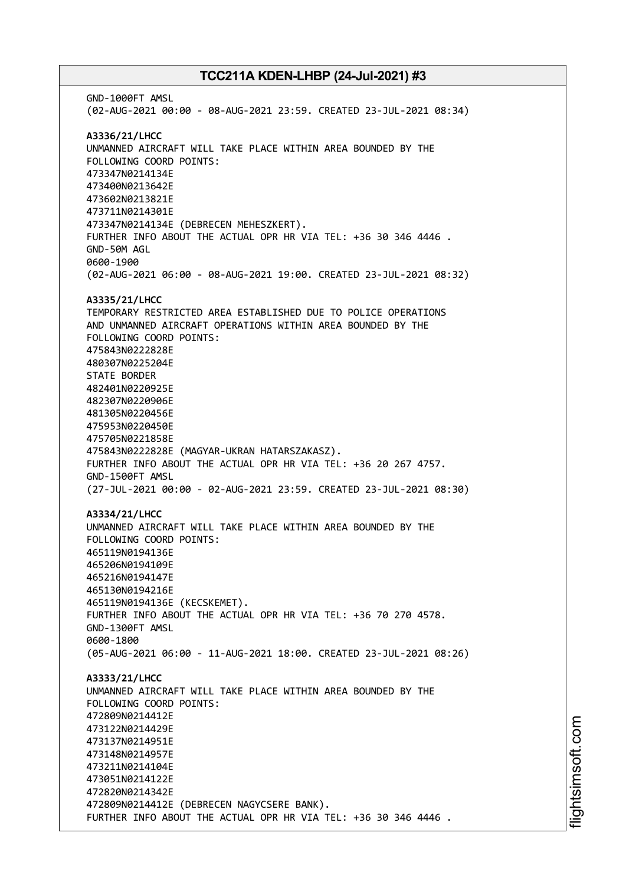GND-1000FT AMSL
(02-AUG-2021 00:00 - 08-AUG-2021 23:59. CREATED 23-JUL-2021 08:34)

**A3336/21/LHCC**
UNMANNED AIRCRAFT WILL TAKE PLACE WITHIN AREA BOUNDED BY THE FOLLOWING COORD POINTS:
473347N0214134E
473400N0213642E
473602N0213821E
473711N0214301E
473347N0214134E (DEBRECEN MEHESZKERT).
FURTHER INFO ABOUT THE ACTUAL OPR HR VIA TEL: +36 30 346 4446 .
GND-50M AGL
0600-1900
(02-AUG-2021 06:00 - 08-AUG-2021 19:00. CREATED 23-JUL-2021 08:32)

**A3335/21/LHCC**
TEMPORARY RESTRICTED AREA ESTABLISHED DUE TO POLICE OPERATIONS AND UNMANNED AIRCRAFT OPERATIONS WITHIN AREA BOUNDED BY THE FOLLOWING COORD POINTS:
475843N0222828E
480307N0225204E
STATE BORDER
482401N0220925E
482307N0220906E
481305N0220456E
475953N0220450E
475705N0221858E
475843N0222828E (MAGYAR-UKRAN HATARSZAKASZ).
FURTHER INFO ABOUT THE ACTUAL OPR HR VIA TEL: +36 20 267 4757.
GND-1500FT AMSL
(27-JUL-2021 00:00 - 02-AUG-2021 23:59. CREATED 23-JUL-2021 08:30)

**A3334/21/LHCC**
UNMANNED AIRCRAFT WILL TAKE PLACE WITHIN AREA BOUNDED BY THE FOLLOWING COORD POINTS:
465119N0194136E
465206N0194109E
465216N0194147E
465130N0194216E
465119N0194136E (KECSKEMET).
FURTHER INFO ABOUT THE ACTUAL OPR HR VIA TEL: +36 70 270 4578.
GND-1300FT AMSL
0600-1800
(05-AUG-2021 06:00 - 11-AUG-2021 18:00. CREATED 23-JUL-2021 08:26)

**A3333/21/LHCC**
UNMANNED AIRCRAFT WILL TAKE PLACE WITHIN AREA BOUNDED BY THE FOLLOWING COORD POINTS:
472809N0214412E
473122N0214429E
473137N0214951E
473148N0214957E
473211N0214104E
473051N0214122E
472820N0214342E
472809N0214412E (DEBRECEN NAGYCSERE BANK).
FURTHER INFO ABOUT THE ACTUAL OPR HR VIA TEL: +36 30 346 4446 .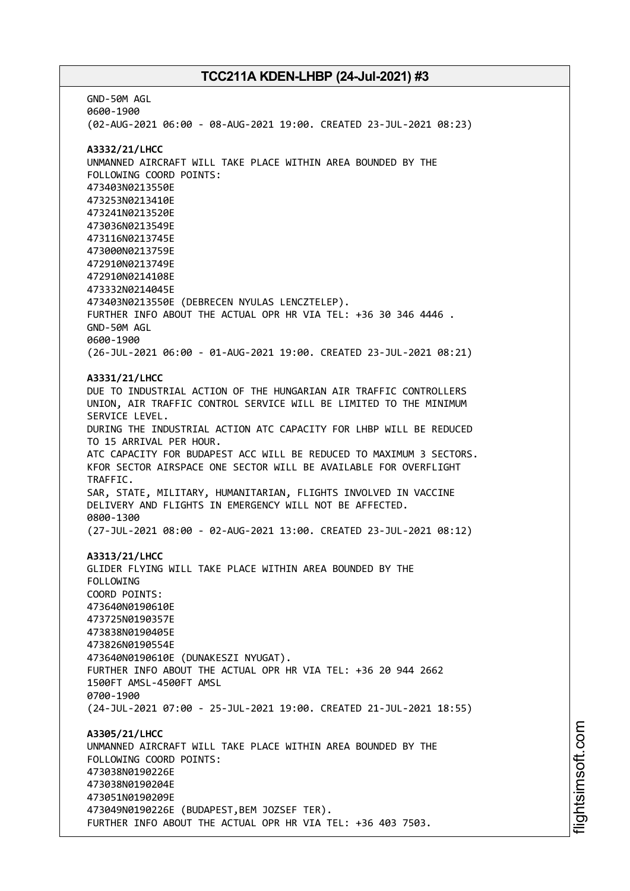GND-50M AGL
0600-1900
(02-AUG-2021 06:00 - 08-AUG-2021 19:00. CREATED 23-JUL-2021 08:23)

**A3332/21/LHCC**
UNMANNED AIRCRAFT WILL TAKE PLACE WITHIN AREA BOUNDED BY THE
FOLLOWING COORD POINTS:
473403N0213550E
473253N0213410E
473241N0213520E
473036N0213549E
473116N0213745E
473000N0213759E
472910N0213749E
472910N0214108E
473332N0214045E
473403N0213550E (DEBRECEN NYULAS LENCZTELEP).
FURTHER INFO ABOUT THE ACTUAL OPR HR VIA TEL: +36 30 346 4446 .
GND-50M AGL
0600-1900
(26-JUL-2021 06:00 - 01-AUG-2021 19:00. CREATED 23-JUL-2021 08:21)

**A3331/21/LHCC**
DUE TO INDUSTRIAL ACTION OF THE HUNGARIAN AIR TRAFFIC CONTROLLERS
UNION, AIR TRAFFIC CONTROL SERVICE WILL BE LIMITED TO THE MINIMUM
SERVICE LEVEL.
DURING THE INDUSTRIAL ACTION ATC CAPACITY FOR LHBP WILL BE REDUCED
TO 15 ARRIVAL PER HOUR.
ATC CAPACITY FOR BUDAPEST ACC WILL BE REDUCED TO MAXIMUM 3 SECTORS.
KFOR SECTOR AIRSPACE ONE SECTOR WILL BE AVAILABLE FOR OVERFLIGHT
TRAFFIC.
SAR, STATE, MILITARY, HUMANITARIAN, FLIGHTS INVOLVED IN VACCINE
DELIVERY AND FLIGHTS IN EMERGENCY WILL NOT BE AFFECTED.
0800-1300
(27-JUL-2021 08:00 - 02-AUG-2021 13:00. CREATED 23-JUL-2021 08:12)

**A3313/21/LHCC**
GLIDER FLYING WILL TAKE PLACE WITHIN AREA BOUNDED BY THE
FOLLOWING
COORD POINTS:
473640N0190610E
473725N0190357E
473838N0190405E
473826N0190554E
473640N0190610E (DUNAKESZI NYUGAT).
FURTHER INFO ABOUT THE ACTUAL OPR HR VIA TEL: +36 20 944 2662
1500FT AMSL-4500FT AMSL
0700-1900
(24-JUL-2021 07:00 - 25-JUL-2021 19:00. CREATED 21-JUL-2021 18:55)

**A3305/21/LHCC**
UNMANNED AIRCRAFT WILL TAKE PLACE WITHIN AREA BOUNDED BY THE
FOLLOWING COORD POINTS:
473038N0190226E
473038N0190204E
473051N0190209E
473049N0190226E (BUDAPEST,BEM JOZSEF TER).
FURTHER INFO ABOUT THE ACTUAL OPR HR VIA TEL: +36 403 7503.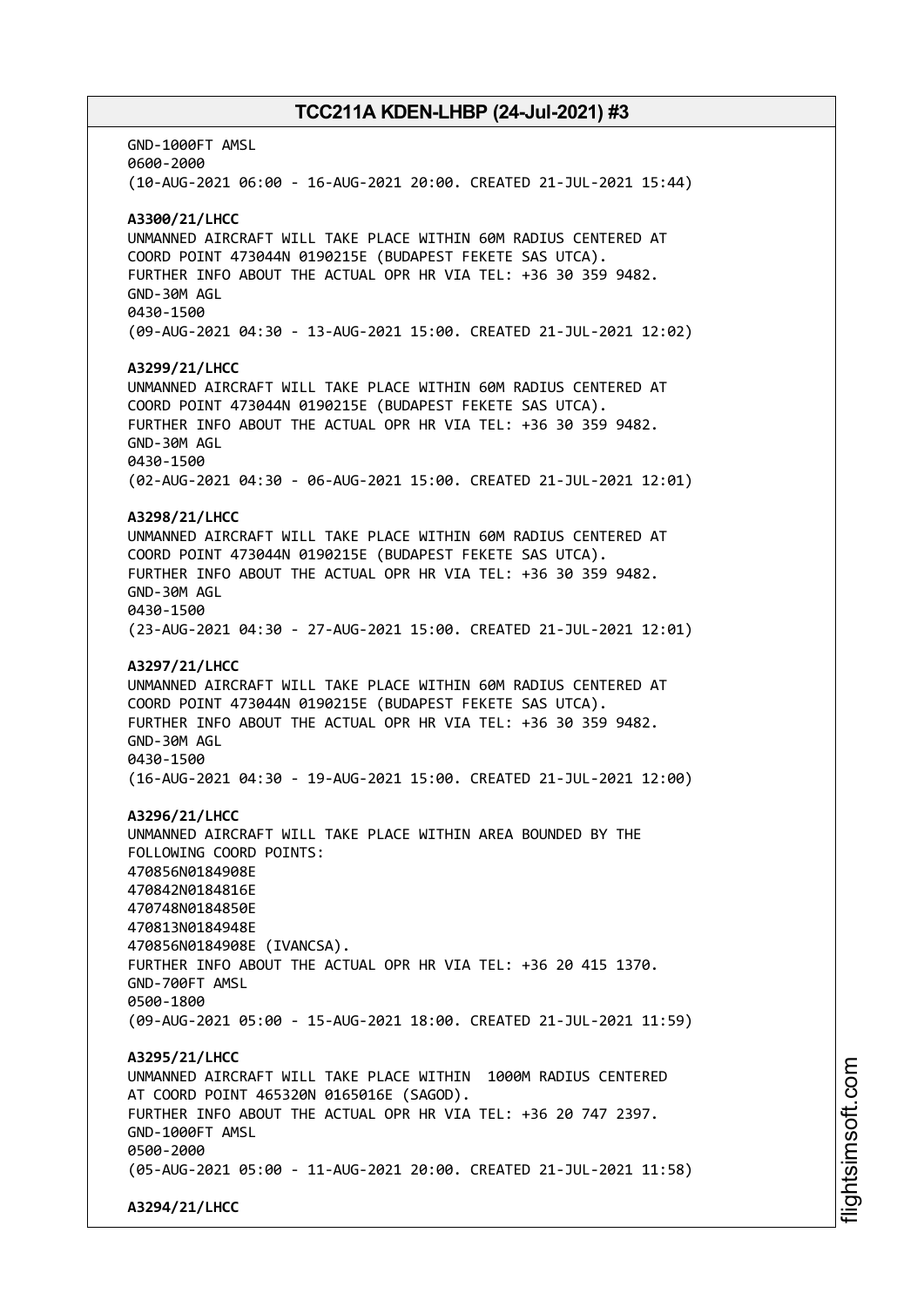GND-1000FT AMSL
0600-2000
(10-AUG-2021 06:00 - 16-AUG-2021 20:00. CREATED 21-JUL-2021 15:44)

**A3300/21/LHCC**
UNMANNED AIRCRAFT WILL TAKE PLACE WITHIN 60M RADIUS CENTERED AT
COORD POINT 473044N 0190215E (BUDAPEST FEKETE SAS UTCA).
FURTHER INFO ABOUT THE ACTUAL OPR HR VIA TEL: +36 30 359 9482.
GND-30M AGL
0430-1500
(09-AUG-2021 04:30 - 13-AUG-2021 15:00. CREATED 21-JUL-2021 12:02)

**A3299/21/LHCC**
UNMANNED AIRCRAFT WILL TAKE PLACE WITHIN 60M RADIUS CENTERED AT
COORD POINT 473044N 0190215E (BUDAPEST FEKETE SAS UTCA).
FURTHER INFO ABOUT THE ACTUAL OPR HR VIA TEL: +36 30 359 9482.
GND-30M AGL
0430-1500
(02-AUG-2021 04:30 - 06-AUG-2021 15:00. CREATED 21-JUL-2021 12:01)

**A3298/21/LHCC**
UNMANNED AIRCRAFT WILL TAKE PLACE WITHIN 60M RADIUS CENTERED AT
COORD POINT 473044N 0190215E (BUDAPEST FEKETE SAS UTCA).
FURTHER INFO ABOUT THE ACTUAL OPR HR VIA TEL: +36 30 359 9482.
GND-30M AGL
0430-1500
(23-AUG-2021 04:30 - 27-AUG-2021 15:00. CREATED 21-JUL-2021 12:01)

**A3297/21/LHCC**
UNMANNED AIRCRAFT WILL TAKE PLACE WITHIN 60M RADIUS CENTERED AT
COORD POINT 473044N 0190215E (BUDAPEST FEKETE SAS UTCA).
FURTHER INFO ABOUT THE ACTUAL OPR HR VIA TEL: +36 30 359 9482.
GND-30M AGL
0430-1500
(16-AUG-2021 04:30 - 19-AUG-2021 15:00. CREATED 21-JUL-2021 12:00)

**A3296/21/LHCC**
UNMANNED AIRCRAFT WILL TAKE PLACE WITHIN AREA BOUNDED BY THE
FOLLOWING COORD POINTS:
470856N0184908E
470842N0184816E
470748N0184850E
470813N0184948E
470856N0184908E (IVANCSA).
FURTHER INFO ABOUT THE ACTUAL OPR HR VIA TEL: +36 20 415 1370.
GND-700FT AMSL
0500-1800
(09-AUG-2021 05:00 - 15-AUG-2021 18:00. CREATED 21-JUL-2021 11:59)

**A3295/21/LHCC**
UNMANNED AIRCRAFT WILL TAKE PLACE WITHIN 1000M RADIUS CENTERED
AT COORD POINT 465320N 0165016E (SAGOD).
FURTHER INFO ABOUT THE ACTUAL OPR HR VIA TEL: +36 20 747 2397.
GND-1000FT AMSL
0500-2000
(05-AUG-2021 05:00 - 11-AUG-2021 20:00. CREATED 21-JUL-2021 11:58)

**A3294/21/LHCC**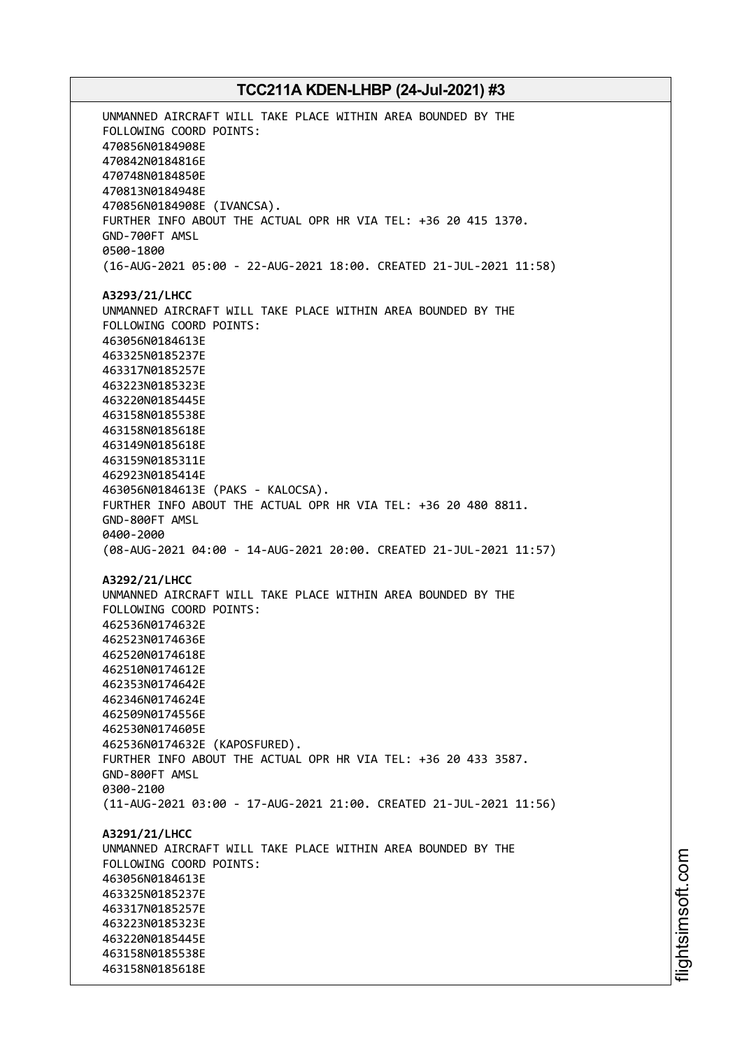UNMANNED AIRCRAFT WILL TAKE PLACE WITHIN AREA BOUNDED BY THE
FOLLOWING COORD POINTS:
470856N0184908E
470842N0184816E
470748N0184850E
470813N0184948E
470856N0184908E (IVANCSA).
FURTHER INFO ABOUT THE ACTUAL OPR HR VIA TEL: +36 20 415 1370.
GND-700FT AMSL
0500-1800
(16-AUG-2021 05:00 - 22-AUG-2021 18:00. CREATED 21-JUL-2021 11:58)

**A3293/21/LHCC**
UNMANNED AIRCRAFT WILL TAKE PLACE WITHIN AREA BOUNDED BY THE
FOLLOWING COORD POINTS:
463056N0184613E
463325N0185237E
463317N0185257E
463223N0185323E
463220N0185445E
463158N0185538E
463158N0185618E
463149N0185618E
463159N0185311E
462923N0185414E
463056N0184613E (PAKS - KALOCSA).
FURTHER INFO ABOUT THE ACTUAL OPR HR VIA TEL: +36 20 480 8811.
GND-800FT AMSL
0400-2000
(08-AUG-2021 04:00 - 14-AUG-2021 20:00. CREATED 21-JUL-2021 11:57)

**A3292/21/LHCC**
UNMANNED AIRCRAFT WILL TAKE PLACE WITHIN AREA BOUNDED BY THE
FOLLOWING COORD POINTS:
462536N0174632E
462523N0174636E
462520N0174618E
462510N0174612E
462353N0174642E
462346N0174624E
462509N0174556E
462530N0174605E
462536N0174632E (KAPOSFURED).
FURTHER INFO ABOUT THE ACTUAL OPR HR VIA TEL: +36 20 433 3587.
GND-800FT AMSL
0300-2100
(11-AUG-2021 03:00 - 17-AUG-2021 21:00. CREATED 21-JUL-2021 11:56)

**A3291/21/LHCC**
UNMANNED AIRCRAFT WILL TAKE PLACE WITHIN AREA BOUNDED BY THE
FOLLOWING COORD POINTS:
463056N0184613E
463325N0185237E
463317N0185257E
463223N0185323E
463220N0185445E
463158N0185538E
463158N0185618E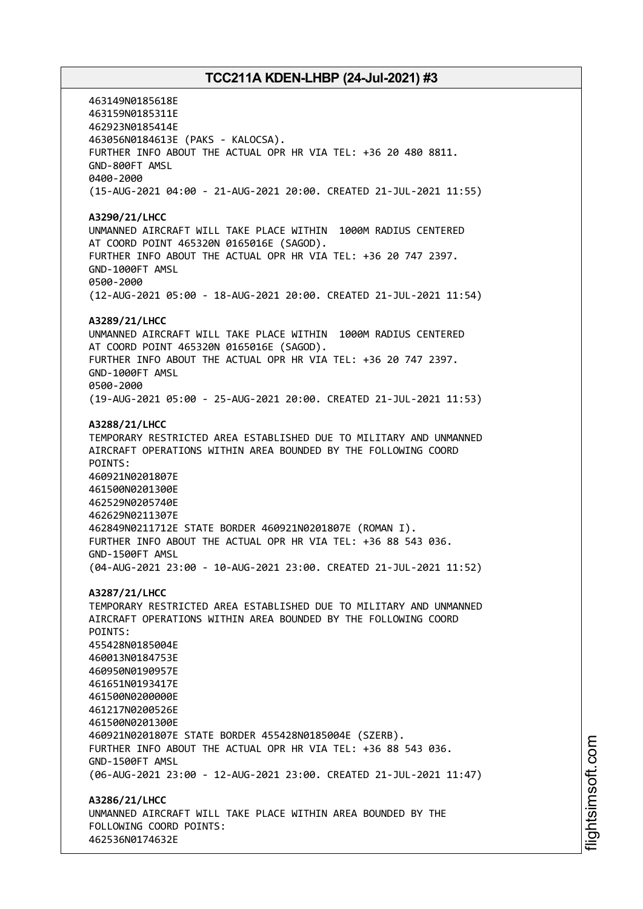463149N0185618E
463159N0185311E
462923N0185414E
463056N0184613E (PAKS - KALOCSA).
FURTHER INFO ABOUT THE ACTUAL OPR HR VIA TEL: +36 20 480 8811.
GND-800FT AMSL
0400-2000
(15-AUG-2021 04:00 - 21-AUG-2021 20:00. CREATED 21-JUL-2021 11:55)

**A3290/21/LHCC**
UNMANNED AIRCRAFT WILL TAKE PLACE WITHIN 1000M RADIUS CENTERED
AT COORD POINT 465320N 0165016E (SAGOD).
FURTHER INFO ABOUT THE ACTUAL OPR HR VIA TEL: +36 20 747 2397.
GND-1000FT AMSL
0500-2000
(12-AUG-2021 05:00 - 18-AUG-2021 20:00. CREATED 21-JUL-2021 11:54)

**A3289/21/LHCC**
UNMANNED AIRCRAFT WILL TAKE PLACE WITHIN 1000M RADIUS CENTERED
AT COORD POINT 465320N 0165016E (SAGOD).
FURTHER INFO ABOUT THE ACTUAL OPR HR VIA TEL: +36 20 747 2397.
GND-1000FT AMSL
0500-2000
(19-AUG-2021 05:00 - 25-AUG-2021 20:00. CREATED 21-JUL-2021 11:53)

**A3288/21/LHCC**
TEMPORARY RESTRICTED AREA ESTABLISHED DUE TO MILITARY AND UNMANNED
AIRCRAFT OPERATIONS WITHIN AREA BOUNDED BY THE FOLLOWING COORD
POINTS:
460921N0201807E
461500N0201300E
462529N0205740E
462629N0211307E
462849N0211712E STATE BORDER 460921N0201807E (ROMAN I).
FURTHER INFO ABOUT THE ACTUAL OPR HR VIA TEL: +36 88 543 036.
GND-1500FT AMSL
(04-AUG-2021 23:00 - 10-AUG-2021 23:00. CREATED 21-JUL-2021 11:52)

**A3287/21/LHCC**
TEMPORARY RESTRICTED AREA ESTABLISHED DUE TO MILITARY AND UNMANNED
AIRCRAFT OPERATIONS WITHIN AREA BOUNDED BY THE FOLLOWING COORD
POINTS:
455428N0185004E
460013N0184753E
460950N0190957E
461651N0193417E
461500N0200000E
461217N0200526E
461500N0201300E
460921N0201807E STATE BORDER 455428N0185004E (SZERB).
FURTHER INFO ABOUT THE ACTUAL OPR HR VIA TEL: +36 88 543 036.
GND-1500FT AMSL
(06-AUG-2021 23:00 - 12-AUG-2021 23:00. CREATED 21-JUL-2021 11:47)

**A3286/21/LHCC**
UNMANNED AIRCRAFT WILL TAKE PLACE WITHIN AREA BOUNDED BY THE
FOLLOWING COORD POINTS:
462536N0174632E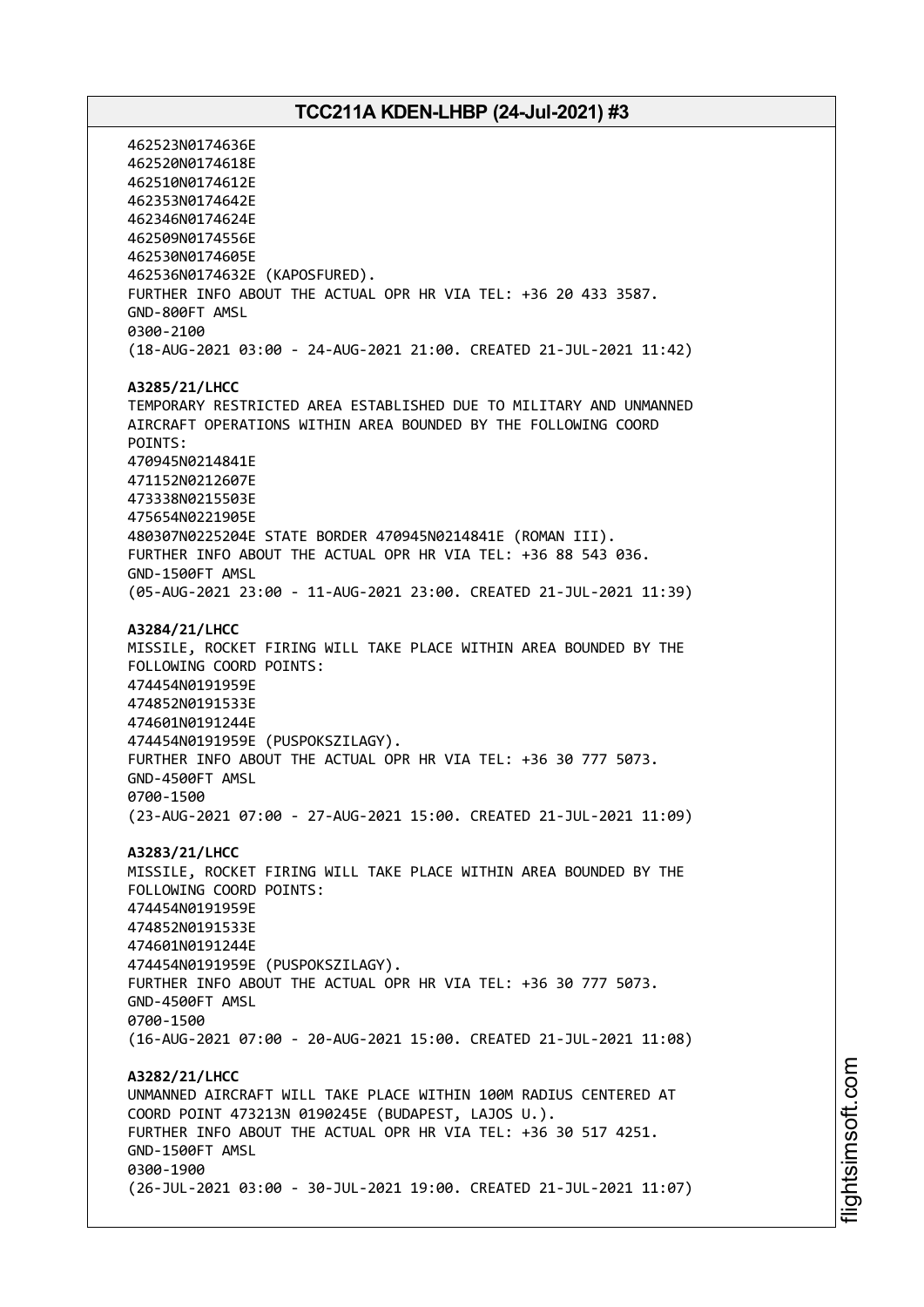462523N0174636E
462520N0174618E
462510N0174612E
462353N0174642E
462346N0174624E
462509N0174556E
462530N0174605E
462536N0174632E (KAPOSFURED).
FURTHER INFO ABOUT THE ACTUAL OPR HR VIA TEL: +36 20 433 3587.
GND-800FT AMSL
0300-2100
(18-AUG-2021 03:00 - 24-AUG-2021 21:00. CREATED 21-JUL-2021 11:42)

**A3285/21/LHCC**
TEMPORARY RESTRICTED AREA ESTABLISHED DUE TO MILITARY AND UNMANNED AIRCRAFT OPERATIONS WITHIN AREA BOUNDED BY THE FOLLOWING COORD POINTS:
470945N0214841E
471152N0212607E
473338N0215503E
475654N0221905E
480307N0225204E STATE BORDER 470945N0214841E (ROMAN III).
FURTHER INFO ABOUT THE ACTUAL OPR HR VIA TEL: +36 88 543 036.
GND-1500FT AMSL
(05-AUG-2021 23:00 - 11-AUG-2021 23:00. CREATED 21-JUL-2021 11:39)

**A3284/21/LHCC**
MISSILE, ROCKET FIRING WILL TAKE PLACE WITHIN AREA BOUNDED BY THE FOLLOWING COORD POINTS:
474454N0191959E
474852N0191533E
474601N0191244E
474454N0191959E (PUSPOKSZILAGY).
FURTHER INFO ABOUT THE ACTUAL OPR HR VIA TEL: +36 30 777 5073.
GND-4500FT AMSL
0700-1500
(23-AUG-2021 07:00 - 27-AUG-2021 15:00. CREATED 21-JUL-2021 11:09)

**A3283/21/LHCC**
MISSILE, ROCKET FIRING WILL TAKE PLACE WITHIN AREA BOUNDED BY THE FOLLOWING COORD POINTS:
474454N0191959E
474852N0191533E
474601N0191244E
474454N0191959E (PUSPOKSZILAGY).
FURTHER INFO ABOUT THE ACTUAL OPR HR VIA TEL: +36 30 777 5073.
GND-4500FT AMSL
0700-1500
(16-AUG-2021 07:00 - 20-AUG-2021 15:00. CREATED 21-JUL-2021 11:08)

**A3282/21/LHCC**
UNMANNED AIRCRAFT WILL TAKE PLACE WITHIN 100M RADIUS CENTERED AT COORD POINT 473213N 0190245E (BUDAPEST, LAJOS U.).
FURTHER INFO ABOUT THE ACTUAL OPR HR VIA TEL: +36 30 517 4251.
GND-1500FT AMSL
0300-1900
(26-JUL-2021 03:00 - 30-JUL-2021 19:00. CREATED 21-JUL-2021 11:07)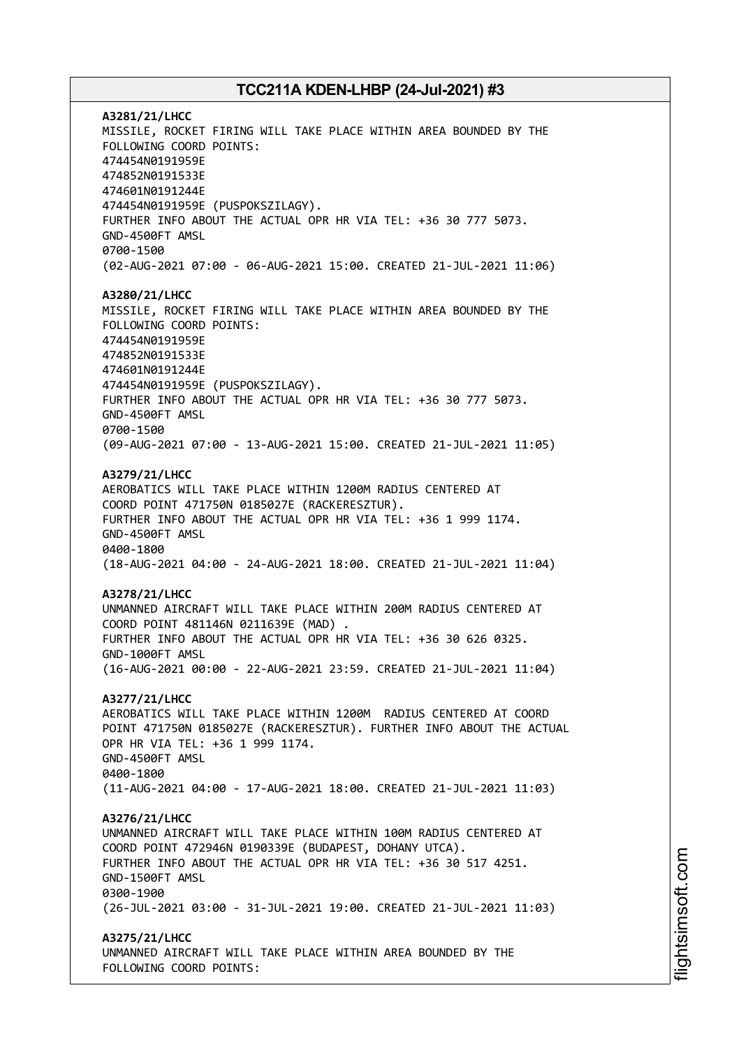**A3281/21/LHCC**
MISSILE, ROCKET FIRING WILL TAKE PLACE WITHIN AREA BOUNDED BY THE FOLLOWING COORD POINTS:
474454N0191959E
474852N0191533E
474601N0191244E
474454N0191959E (PUSPOKSZILAGY).
FURTHER INFO ABOUT THE ACTUAL OPR HR VIA TEL: +36 30 777 5073.
GND-4500FT AMSL
0700-1500
(02-AUG-2021 07:00 - 06-AUG-2021 15:00. CREATED 21-JUL-2021 11:06)

**A3280/21/LHCC**
MISSILE, ROCKET FIRING WILL TAKE PLACE WITHIN AREA BOUNDED BY THE FOLLOWING COORD POINTS:
474454N0191959E
474852N0191533E
474601N0191244E
474454N0191959E (PUSPOKSZILAGY).
FURTHER INFO ABOUT THE ACTUAL OPR HR VIA TEL: +36 30 777 5073.
GND-4500FT AMSL
0700-1500
(09-AUG-2021 07:00 - 13-AUG-2021 15:00. CREATED 21-JUL-2021 11:05)

**A3279/21/LHCC**
AEROBATICS WILL TAKE PLACE WITHIN 1200M RADIUS CENTERED AT COORD POINT 471750N 0185027E (RACKERESZTUR).
FURTHER INFO ABOUT THE ACTUAL OPR HR VIA TEL: +36 1 999 1174.
GND-4500FT AMSL
0400-1800
(18-AUG-2021 04:00 - 24-AUG-2021 18:00. CREATED 21-JUL-2021 11:04)

**A3278/21/LHCC**
UNMANNED AIRCRAFT WILL TAKE PLACE WITHIN 200M RADIUS CENTERED AT COORD POINT 481146N 0211639E (MAD) .
FURTHER INFO ABOUT THE ACTUAL OPR HR VIA TEL: +36 30 626 0325.
GND-1000FT AMSL
(16-AUG-2021 00:00 - 22-AUG-2021 23:59. CREATED 21-JUL-2021 11:04)

**A3277/21/LHCC**
AEROBATICS WILL TAKE PLACE WITHIN 1200M RADIUS CENTERED AT COORD POINT 471750N 0185027E (RACKERESZTUR). FURTHER INFO ABOUT THE ACTUAL OPR HR VIA TEL: +36 1 999 1174.
GND-4500FT AMSL
0400-1800
(11-AUG-2021 04:00 - 17-AUG-2021 18:00. CREATED 21-JUL-2021 11:03)

**A3276/21/LHCC**
UNMANNED AIRCRAFT WILL TAKE PLACE WITHIN 100M RADIUS CENTERED AT COORD POINT 472946N 0190339E (BUDAPEST, DOHANY UTCA).
FURTHER INFO ABOUT THE ACTUAL OPR HR VIA TEL: +36 30 517 4251.
GND-1500FT AMSL
0300-1900
(26-JUL-2021 03:00 - 31-JUL-2021 19:00. CREATED 21-JUL-2021 11:03)

**A3275/21/LHCC**
UNMANNED AIRCRAFT WILL TAKE PLACE WITHIN AREA BOUNDED BY THE FOLLOWING COORD POINTS: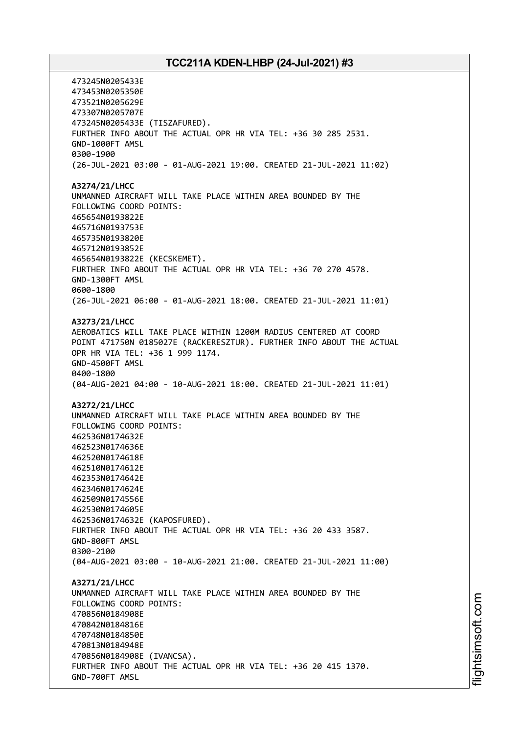473245N0205433E
473453N0205350E
473521N0205629E
473307N0205707E
473245N0205433E (TISZAFURED).
FURTHER INFO ABOUT THE ACTUAL OPR HR VIA TEL: +36 30 285 2531.
GND-1000FT AMSL
0300-1900
(26-JUL-2021 03:00 - 01-AUG-2021 19:00. CREATED 21-JUL-2021 11:02)

**A3274/21/LHCC**
UNMANNED AIRCRAFT WILL TAKE PLACE WITHIN AREA BOUNDED BY THE FOLLOWING COORD POINTS:
465654N0193822E
465716N0193753E
465735N0193820E
465712N0193852E
465654N0193822E (KECSKEMET).
FURTHER INFO ABOUT THE ACTUAL OPR HR VIA TEL: +36 70 270 4578.
GND-1300FT AMSL
0600-1800
(26-JUL-2021 06:00 - 01-AUG-2021 18:00. CREATED 21-JUL-2021 11:01)

**A3273/21/LHCC**
AEROBATICS WILL TAKE PLACE WITHIN 1200M RADIUS CENTERED AT COORD POINT 471750N 0185027E (RACKERESZTUR). FURTHER INFO ABOUT THE ACTUAL OPR HR VIA TEL: +36 1 999 1174.
GND-4500FT AMSL
0400-1800
(04-AUG-2021 04:00 - 10-AUG-2021 18:00. CREATED 21-JUL-2021 11:01)

**A3272/21/LHCC**
UNMANNED AIRCRAFT WILL TAKE PLACE WITHIN AREA BOUNDED BY THE FOLLOWING COORD POINTS:
462536N0174632E
462523N0174636E
462520N0174618E
462510N0174612E
462353N0174642E
462346N0174624E
462509N0174556E
462530N0174605E
462536N0174632E (KAPOSFURED).
FURTHER INFO ABOUT THE ACTUAL OPR HR VIA TEL: +36 20 433 3587.
GND-800FT AMSL
0300-2100
(04-AUG-2021 03:00 - 10-AUG-2021 21:00. CREATED 21-JUL-2021 11:00)

**A3271/21/LHCC**
UNMANNED AIRCRAFT WILL TAKE PLACE WITHIN AREA BOUNDED BY THE FOLLOWING COORD POINTS:
470856N0184908E
470842N0184816E
470748N0184850E
470813N0184948E
470856N0184908E (IVANCSA).
FURTHER INFO ABOUT THE ACTUAL OPR HR VIA TEL: +36 20 415 1370.
GND-700FT AMSL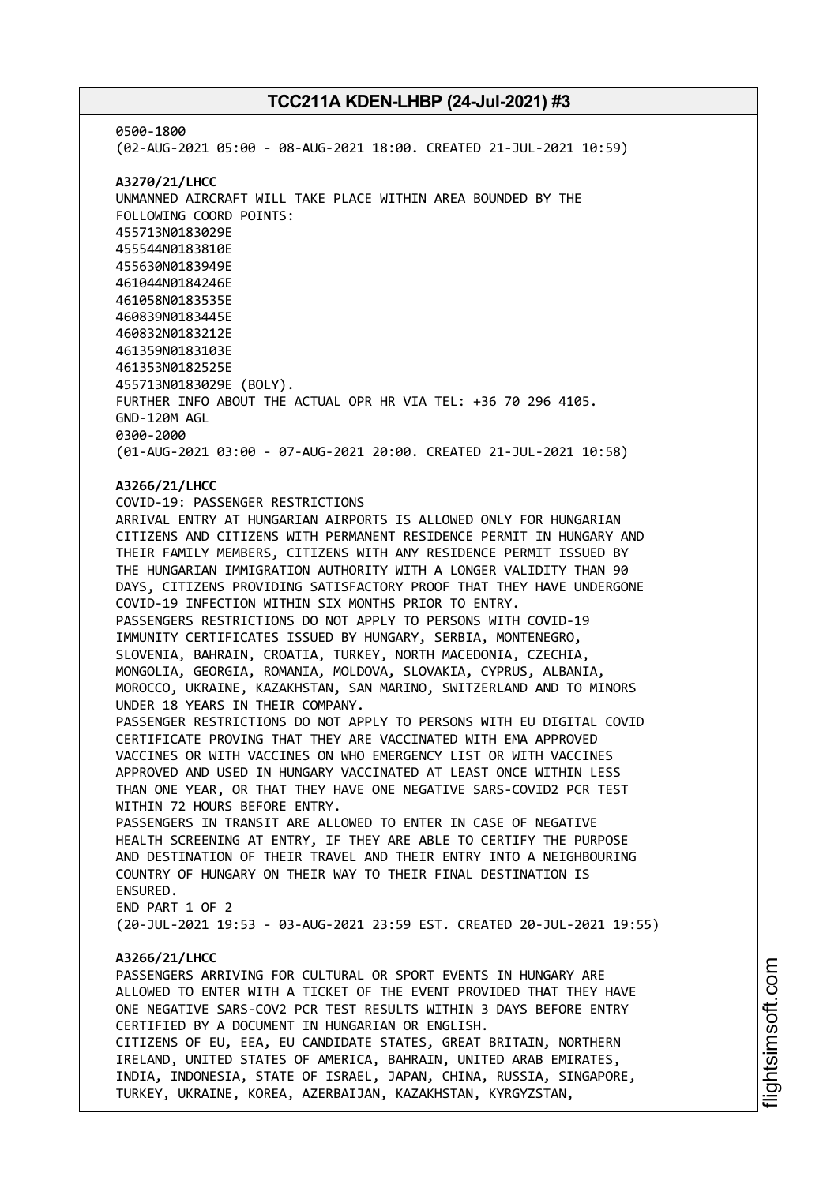0500-1800
(02-AUG-2021 05:00 - 08-AUG-2021 18:00. CREATED 21-JUL-2021 10:59)

**A3270/21/LHCC**
UNMANNED AIRCRAFT WILL TAKE PLACE WITHIN AREA BOUNDED BY THE
FOLLOWING COORD POINTS:
455713N0183029E
455544N0183810E
455630N0183949E
461044N0184246E
461058N0183535E
460839N0183445E
460832N0183212E
461359N0183103E
461353N0182525E
455713N0183029E (BOLY).
FURTHER INFO ABOUT THE ACTUAL OPR HR VIA TEL: +36 70 296 4105.
GND-120M AGL
0300-2000
(01-AUG-2021 03:00 - 07-AUG-2021 20:00. CREATED 21-JUL-2021 10:58)

**A3266/21/LHCC**
COVID-19: PASSENGER RESTRICTIONS
ARRIVAL ENTRY AT HUNGARIAN AIRPORTS IS ALLOWED ONLY FOR HUNGARIAN
CITIZENS AND CITIZENS WITH PERMANENT RESIDENCE PERMIT IN HUNGARY AND
THEIR FAMILY MEMBERS, CITIZENS WITH ANY RESIDENCE PERMIT ISSUED BY
THE HUNGARIAN IMMIGRATION AUTHORITY WITH A LONGER VALIDITY THAN 90
DAYS, CITIZENS PROVIDING SATISFACTORY PROOF THAT THEY HAVE UNDERGONE
COVID-19 INFECTION WITHIN SIX MONTHS PRIOR TO ENTRY.
PASSENGERS RESTRICTIONS DO NOT APPLY TO PERSONS WITH COVID-19
IMMUNITY CERTIFICATES ISSUED BY HUNGARY, SERBIA, MONTENEGRO,
SLOVENIA, BAHRAIN, CROATIA, TURKEY, NORTH MACEDONIA, CZECHIA,
MONGOLIA, GEORGIA, ROMANIA, MOLDOVA, SLOVAKIA, CYPRUS, ALBANIA,
MOROCCO, UKRAINE, KAZAKHSTAN, SAN MARINO, SWITZERLAND AND TO MINORS
UNDER 18 YEARS IN THEIR COMPANY.
PASSENGER RESTRICTIONS DO NOT APPLY TO PERSONS WITH EU DIGITAL COVID
CERTIFICATE PROVING THAT THEY ARE VACCINATED WITH EMA APPROVED
VACCINES OR WITH VACCINES ON WHO EMERGENCY LIST OR WITH VACCINES
APPROVED AND USED IN HUNGARY VACCINATED AT LEAST ONCE WITHIN LESS
THAN ONE YEAR, OR THAT THEY HAVE ONE NEGATIVE SARS-COVID2 PCR TEST
WITHIN 72 HOURS BEFORE ENTRY.
PASSENGERS IN TRANSIT ARE ALLOWED TO ENTER IN CASE OF NEGATIVE
HEALTH SCREENING AT ENTRY, IF THEY ARE ABLE TO CERTIFY THE PURPOSE
AND DESTINATION OF THEIR TRAVEL AND THEIR ENTRY INTO A NEIGHBOURING
COUNTRY OF HUNGARY ON THEIR WAY TO THEIR FINAL DESTINATION IS
ENSURED.
END PART 1 OF 2
(20-JUL-2021 19:53 - 03-AUG-2021 23:59 EST. CREATED 20-JUL-2021 19:55)

**A3266/21/LHCC**
PASSENGERS ARRIVING FOR CULTURAL OR SPORT EVENTS IN HUNGARY ARE
ALLOWED TO ENTER WITH A TICKET OF THE EVENT PROVIDED THAT THEY HAVE
ONE NEGATIVE SARS-COV2 PCR TEST RESULTS WITHIN 3 DAYS BEFORE ENTRY
CERTIFIED BY A DOCUMENT IN HUNGARIAN OR ENGLISH.
CITIZENS OF EU, EEA, EU CANDIDATE STATES, GREAT BRITAIN, NORTHERN
IRELAND, UNITED STATES OF AMERICA, BAHRAIN, UNITED ARAB EMIRATES,
INDIA, INDONESIA, STATE OF ISRAEL, JAPAN, CHINA, RUSSIA, SINGAPORE,
TURKEY, UKRAINE, KOREA, AZERBAIJAN, KAZAKHSTAN, KYRGYZSTAN,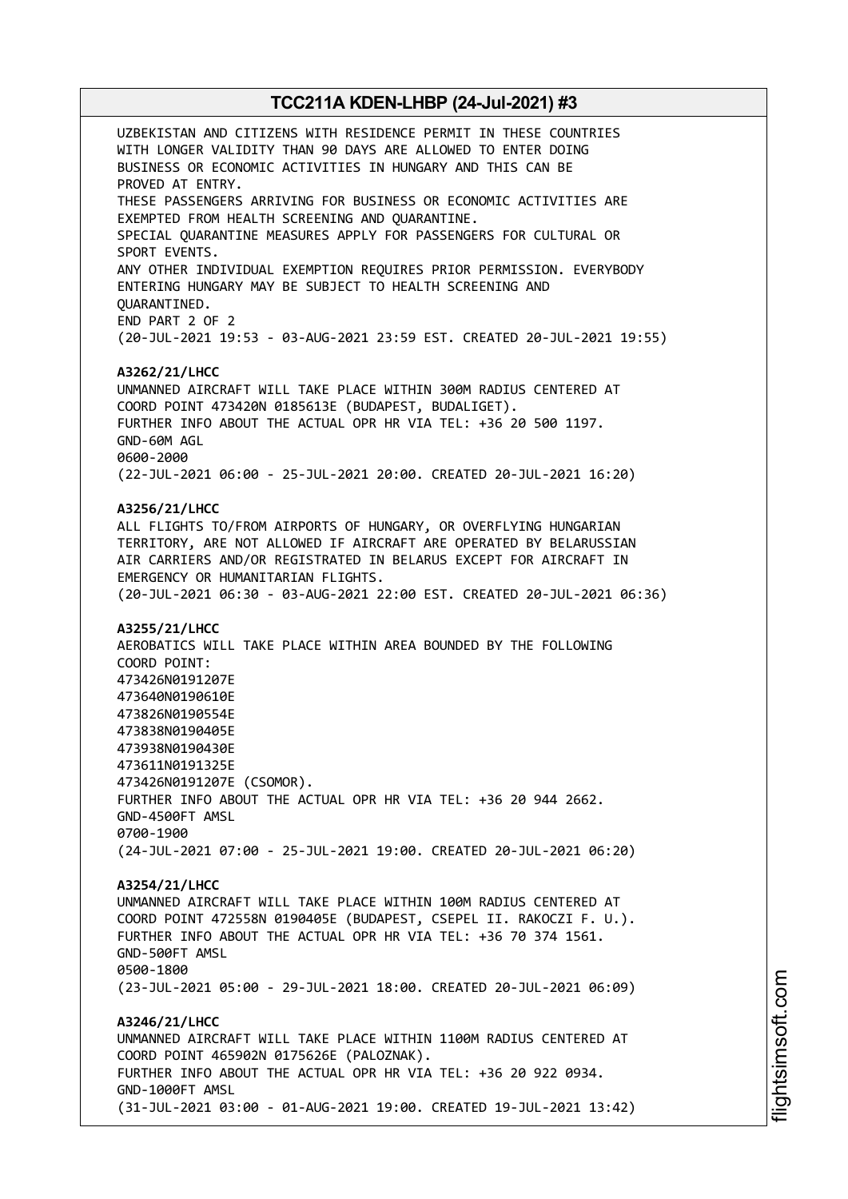UZBEKISTAN AND CITIZENS WITH RESIDENCE PERMIT IN THESE COUNTRIES WITH LONGER VALIDITY THAN 90 DAYS ARE ALLOWED TO ENTER DOING BUSINESS OR ECONOMIC ACTIVITIES IN HUNGARY AND THIS CAN BE PROVED AT ENTRY.
THESE PASSENGERS ARRIVING FOR BUSINESS OR ECONOMIC ACTIVITIES ARE EXEMPTED FROM HEALTH SCREENING AND QUARANTINE.
SPECIAL QUARANTINE MEASURES APPLY FOR PASSENGERS FOR CULTURAL OR SPORT EVENTS.
ANY OTHER INDIVIDUAL EXEMPTION REQUIRES PRIOR PERMISSION. EVERYBODY ENTERING HUNGARY MAY BE SUBJECT TO HEALTH SCREENING AND QUARANTINED.
END PART 2 OF 2
(20-JUL-2021 19:53 - 03-AUG-2021 23:59 EST. CREATED 20-JUL-2021 19:55)

**A3262/21/LHCC**
UNMANNED AIRCRAFT WILL TAKE PLACE WITHIN 300M RADIUS CENTERED AT COORD POINT 473420N 0185613E (BUDAPEST, BUDALIGET).
FURTHER INFO ABOUT THE ACTUAL OPR HR VIA TEL: +36 20 500 1197.
GND-60M AGL
0600-2000
(22-JUL-2021 06:00 - 25-JUL-2021 20:00. CREATED 20-JUL-2021 16:20)

**A3256/21/LHCC**
ALL FLIGHTS TO/FROM AIRPORTS OF HUNGARY, OR OVERFLYING HUNGARIAN TERRITORY, ARE NOT ALLOWED IF AIRCRAFT ARE OPERATED BY BELARUSSIAN AIR CARRIERS AND/OR REGISTRATED IN BELARUS EXCEPT FOR AIRCRAFT IN EMERGENCY OR HUMANITARIAN FLIGHTS.
(20-JUL-2021 06:30 - 03-AUG-2021 22:00 EST. CREATED 20-JUL-2021 06:36)

**A3255/21/LHCC**
AEROBATICS WILL TAKE PLACE WITHIN AREA BOUNDED BY THE FOLLOWING COORD POINT:
473426N0191207E
473640N0190610E
473826N0190554E
473838N0190405E
473938N0190430E
473611N0191325E
473426N0191207E (CSOMOR).
FURTHER INFO ABOUT THE ACTUAL OPR HR VIA TEL: +36 20 944 2662.
GND-4500FT AMSL
0700-1900
(24-JUL-2021 07:00 - 25-JUL-2021 19:00. CREATED 20-JUL-2021 06:20)

**A3254/21/LHCC**
UNMANNED AIRCRAFT WILL TAKE PLACE WITHIN 100M RADIUS CENTERED AT COORD POINT 472558N 0190405E (BUDAPEST, CSEPEL II. RAKOCZI F. U.).
FURTHER INFO ABOUT THE ACTUAL OPR HR VIA TEL: +36 70 374 1561.
GND-500FT AMSL
0500-1800
(23-JUL-2021 05:00 - 29-JUL-2021 18:00. CREATED 20-JUL-2021 06:09)

**A3246/21/LHCC**
UNMANNED AIRCRAFT WILL TAKE PLACE WITHIN 1100M RADIUS CENTERED AT COORD POINT 465902N 0175626E (PALOZNAK).
FURTHER INFO ABOUT THE ACTUAL OPR HR VIA TEL: +36 20 922 0934.
GND-1000FT AMSL
(31-JUL-2021 03:00 - 01-AUG-2021 19:00. CREATED 19-JUL-2021 13:42)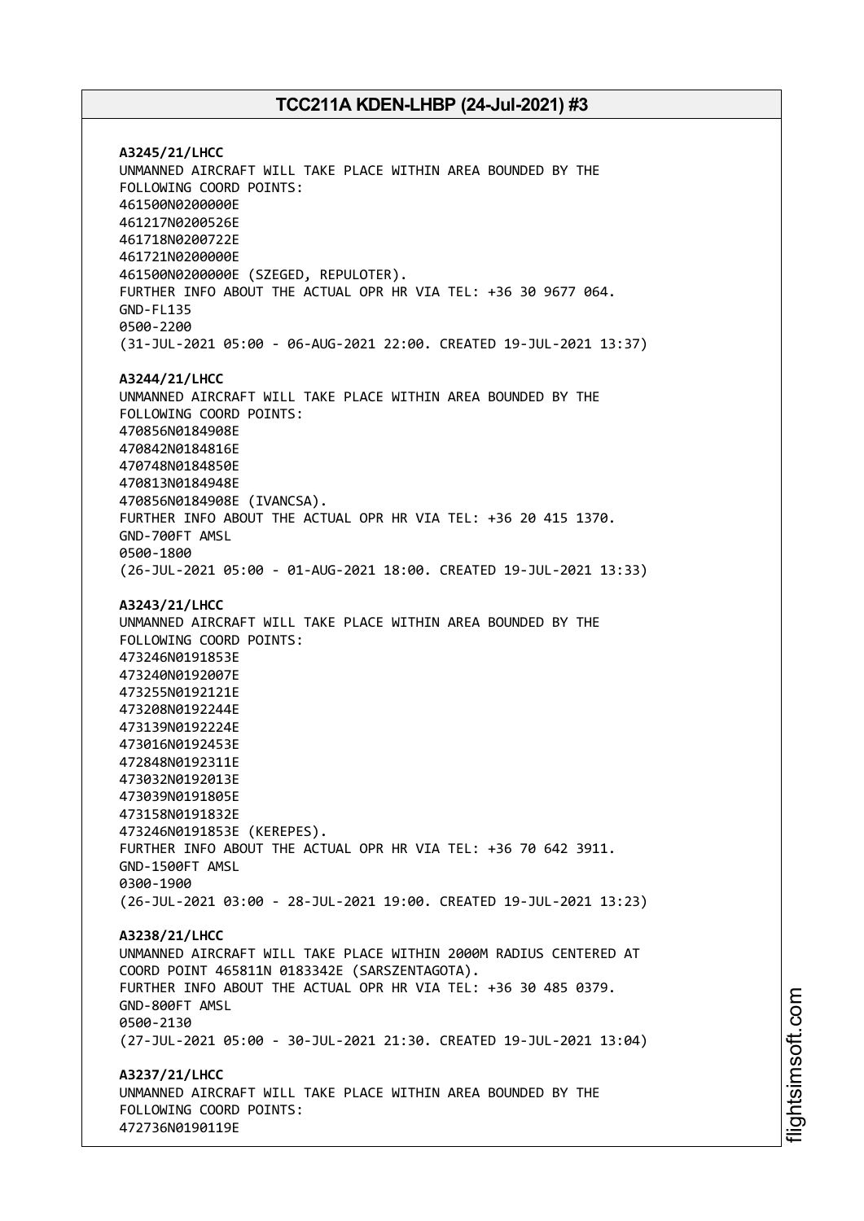**A3245/21/LHCC**
UNMANNED AIRCRAFT WILL TAKE PLACE WITHIN AREA BOUNDED BY THE
FOLLOWING COORD POINTS:
461500N0200000E
461217N0200526E
461718N0200722E
461721N0200000E
461500N0200000E (SZEGED, REPULOTER).
FURTHER INFO ABOUT THE ACTUAL OPR HR VIA TEL: +36 30 9677 064.
GND-FL135
0500-2200
(31-JUL-2021 05:00 - 06-AUG-2021 22:00. CREATED 19-JUL-2021 13:37)

**A3244/21/LHCC**
UNMANNED AIRCRAFT WILL TAKE PLACE WITHIN AREA BOUNDED BY THE
FOLLOWING COORD POINTS:
470856N0184908E
470842N0184816E
470748N0184850E
470813N0184948E
470856N0184908E (IVANCSA).
FURTHER INFO ABOUT THE ACTUAL OPR HR VIA TEL: +36 20 415 1370.
GND-700FT AMSL
0500-1800
(26-JUL-2021 05:00 - 01-AUG-2021 18:00. CREATED 19-JUL-2021 13:33)

**A3243/21/LHCC**
UNMANNED AIRCRAFT WILL TAKE PLACE WITHIN AREA BOUNDED BY THE
FOLLOWING COORD POINTS:
473246N0191853E
473240N0192007E
473255N0192121E
473208N0192244E
473139N0192224E
473016N0192453E
472848N0192311E
473032N0192013E
473039N0191805E
473158N0191832E
473246N0191853E (KEREPES).
FURTHER INFO ABOUT THE ACTUAL OPR HR VIA TEL: +36 70 642 3911.
GND-1500FT AMSL
0300-1900
(26-JUL-2021 03:00 - 28-JUL-2021 19:00. CREATED 19-JUL-2021 13:23)

**A3238/21/LHCC**
UNMANNED AIRCRAFT WILL TAKE PLACE WITHIN 2000M RADIUS CENTERED AT
COORD POINT 465811N 0183342E (SARSZENTAGOTA).
FURTHER INFO ABOUT THE ACTUAL OPR HR VIA TEL: +36 30 485 0379.
GND-800FT AMSL
0500-2130
(27-JUL-2021 05:00 - 30-JUL-2021 21:30. CREATED 19-JUL-2021 13:04)

**A3237/21/LHCC**
UNMANNED AIRCRAFT WILL TAKE PLACE WITHIN AREA BOUNDED BY THE
FOLLOWING COORD POINTS:
472736N0190119E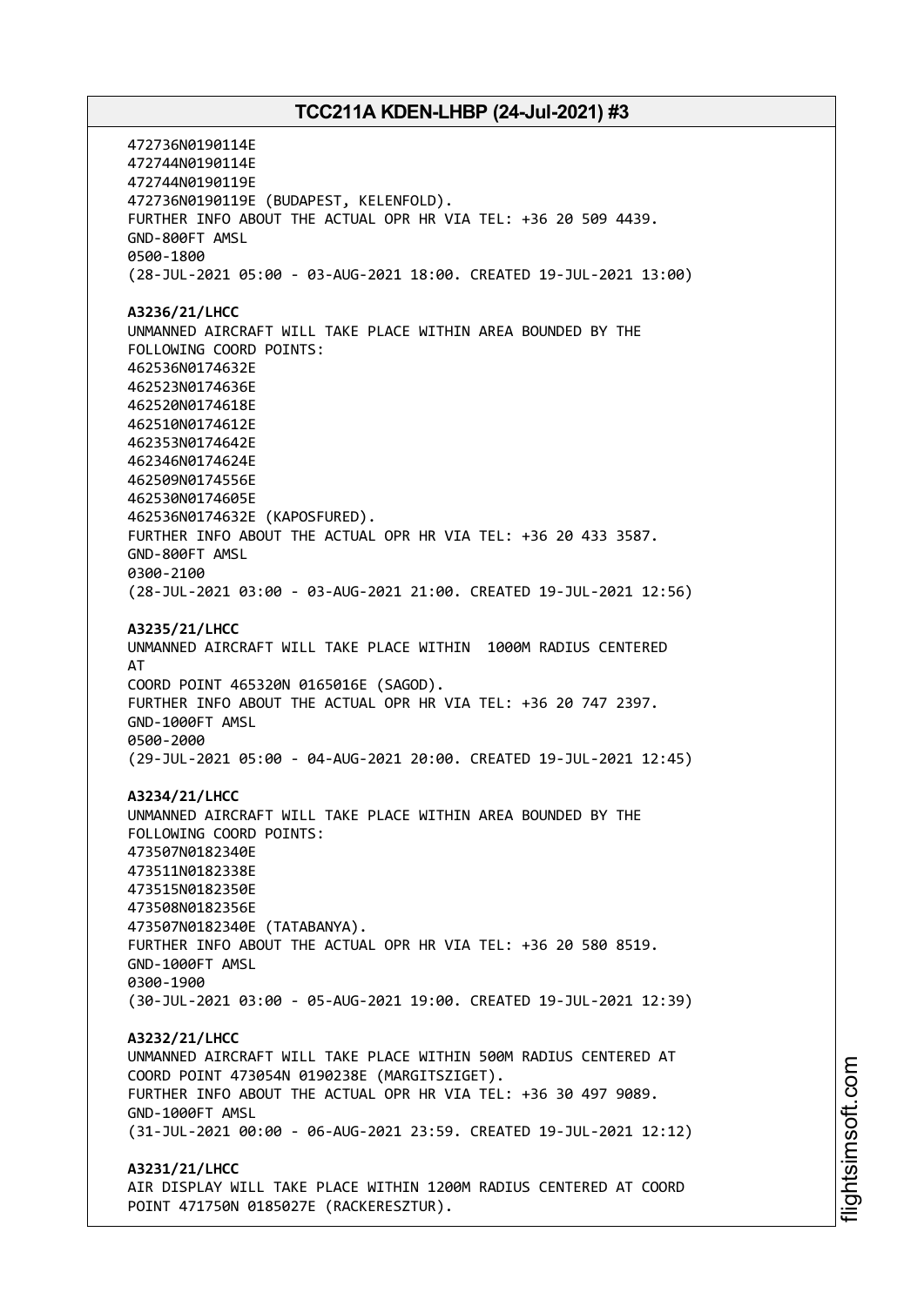472736N0190114E
472744N0190114E
472744N0190119E
472736N0190119E (BUDAPEST, KELENFOLD).
FURTHER INFO ABOUT THE ACTUAL OPR HR VIA TEL: +36 20 509 4439.
GND-800FT AMSL
0500-1800
(28-JUL-2021 05:00 - 03-AUG-2021 18:00. CREATED 19-JUL-2021 13:00)

**A3236/21/LHCC**
UNMANNED AIRCRAFT WILL TAKE PLACE WITHIN AREA BOUNDED BY THE
FOLLOWING COORD POINTS:
462536N0174632E
462523N0174636E
462520N0174618E
462510N0174612E
462353N0174642E
462346N0174624E
462509N0174556E
462530N0174605E
462536N0174632E (KAPOSFURED).
FURTHER INFO ABOUT THE ACTUAL OPR HR VIA TEL: +36 20 433 3587.
GND-800FT AMSL
0300-2100
(28-JUL-2021 03:00 - 03-AUG-2021 21:00. CREATED 19-JUL-2021 12:56)

**A3235/21/LHCC**
UNMANNED AIRCRAFT WILL TAKE PLACE WITHIN 1000M RADIUS CENTERED
AT
COORD POINT 465320N 0165016E (SAGOD).
FURTHER INFO ABOUT THE ACTUAL OPR HR VIA TEL: +36 20 747 2397.
GND-1000FT AMSL
0500-2000
(29-JUL-2021 05:00 - 04-AUG-2021 20:00. CREATED 19-JUL-2021 12:45)

**A3234/21/LHCC**
UNMANNED AIRCRAFT WILL TAKE PLACE WITHIN AREA BOUNDED BY THE
FOLLOWING COORD POINTS:
473507N0182340E
473511N0182338E
473515N0182350E
473508N0182356E
473507N0182340E (TATABANYA).
FURTHER INFO ABOUT THE ACTUAL OPR HR VIA TEL: +36 20 580 8519.
GND-1000FT AMSL
0300-1900
(30-JUL-2021 03:00 - 05-AUG-2021 19:00. CREATED 19-JUL-2021 12:39)

**A3232/21/LHCC**
UNMANNED AIRCRAFT WILL TAKE PLACE WITHIN 500M RADIUS CENTERED AT
COORD POINT 473054N 0190238E (MARGITSZIGET).
FURTHER INFO ABOUT THE ACTUAL OPR HR VIA TEL: +36 30 497 9089.
GND-1000FT AMSL
(31-JUL-2021 00:00 - 06-AUG-2021 23:59. CREATED 19-JUL-2021 12:12)

**A3231/21/LHCC**
AIR DISPLAY WILL TAKE PLACE WITHIN 1200M RADIUS CENTERED AT COORD
POINT 471750N 0185027E (RACKERESZTUR).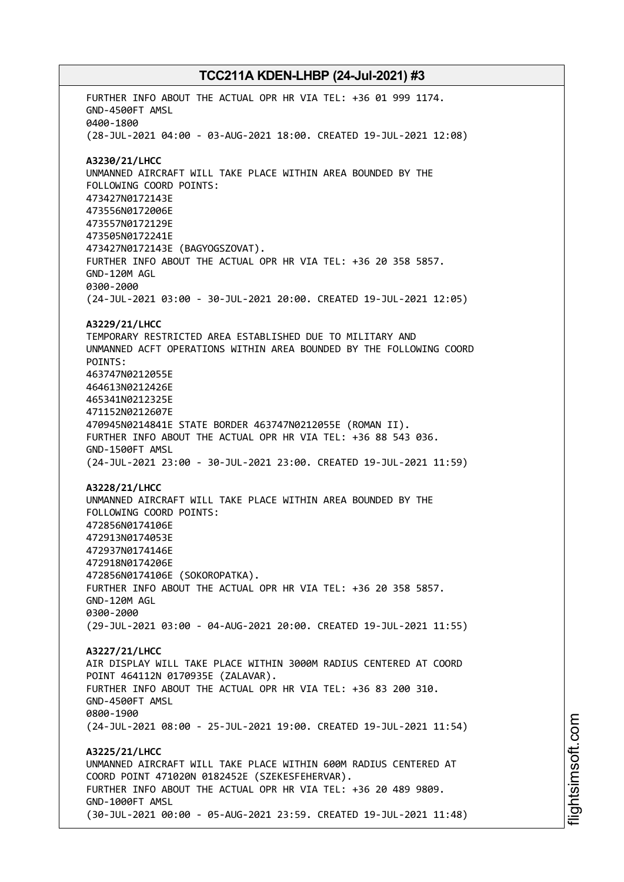FURTHER INFO ABOUT THE ACTUAL OPR HR VIA TEL: +36 01 999 1174.
GND-4500FT AMSL
0400-1800
(28-JUL-2021 04:00 - 03-AUG-2021 18:00. CREATED 19-JUL-2021 12:08)

**A3230/21/LHCC**
UNMANNED AIRCRAFT WILL TAKE PLACE WITHIN AREA BOUNDED BY THE FOLLOWING COORD POINTS:
473427N0172143E
473556N0172006E
473557N0172129E
473505N0172241E
473427N0172143E (BAGYOGSZOVAT).
FURTHER INFO ABOUT THE ACTUAL OPR HR VIA TEL: +36 20 358 5857.
GND-120M AGL
0300-2000
(24-JUL-2021 03:00 - 30-JUL-2021 20:00. CREATED 19-JUL-2021 12:05)

**A3229/21/LHCC**
TEMPORARY RESTRICTED AREA ESTABLISHED DUE TO MILITARY AND UNMANNED ACFT OPERATIONS WITHIN AREA BOUNDED BY THE FOLLOWING COORD POINTS:
463747N0212055E
464613N0212426E
465341N0212325E
471152N0212607E
470945N0214841E STATE BORDER 463747N0212055E (ROMAN II).
FURTHER INFO ABOUT THE ACTUAL OPR HR VIA TEL: +36 88 543 036.
GND-1500FT AMSL
(24-JUL-2021 23:00 - 30-JUL-2021 23:00. CREATED 19-JUL-2021 11:59)

**A3228/21/LHCC**
UNMANNED AIRCRAFT WILL TAKE PLACE WITHIN AREA BOUNDED BY THE FOLLOWING COORD POINTS:
472856N0174106E
472913N0174053E
472937N0174146E
472918N0174206E
472856N0174106E (SOKOROPATKA).
FURTHER INFO ABOUT THE ACTUAL OPR HR VIA TEL: +36 20 358 5857.
GND-120M AGL
0300-2000
(29-JUL-2021 03:00 - 04-AUG-2021 20:00. CREATED 19-JUL-2021 11:55)

**A3227/21/LHCC**
AIR DISPLAY WILL TAKE PLACE WITHIN 3000M RADIUS CENTERED AT COORD POINT 464112N 0170935E (ZALAVAR).
FURTHER INFO ABOUT THE ACTUAL OPR HR VIA TEL: +36 83 200 310.
GND-4500FT AMSL
0800-1900
(24-JUL-2021 08:00 - 25-JUL-2021 19:00. CREATED 19-JUL-2021 11:54)

**A3225/21/LHCC**
UNMANNED AIRCRAFT WILL TAKE PLACE WITHIN 600M RADIUS CENTERED AT COORD POINT 471020N 0182452E (SZEKESFEHERVAR).
FURTHER INFO ABOUT THE ACTUAL OPR HR VIA TEL: +36 20 489 9809.
GND-1000FT AMSL
(30-JUL-2021 00:00 - 05-AUG-2021 23:59. CREATED 19-JUL-2021 11:48)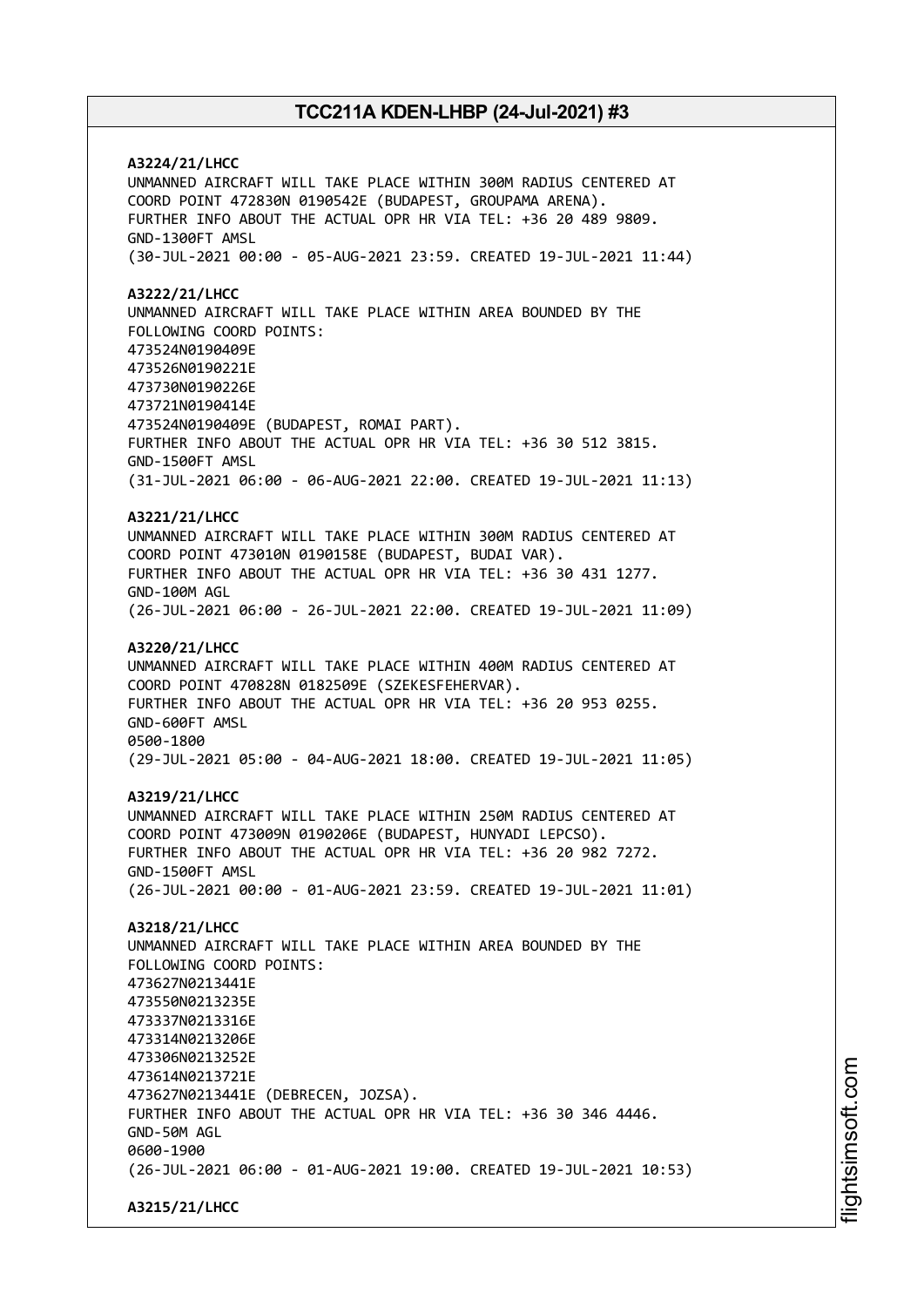**A3224/21/LHCC**
UNMANNED AIRCRAFT WILL TAKE PLACE WITHIN 300M RADIUS CENTERED AT COORD POINT 472830N 0190542E (BUDAPEST, GROUPAMA ARENA).
FURTHER INFO ABOUT THE ACTUAL OPR HR VIA TEL: +36 20 489 9809.
GND-1300FT AMSL
(30-JUL-2021 00:00 - 05-AUG-2021 23:59. CREATED 19-JUL-2021 11:44)

**A3222/21/LHCC**
UNMANNED AIRCRAFT WILL TAKE PLACE WITHIN AREA BOUNDED BY THE FOLLOWING COORD POINTS:
473524N0190409E
473526N0190221E
473730N0190226E
473721N0190414E
473524N0190409E (BUDAPEST, ROMAI PART).
FURTHER INFO ABOUT THE ACTUAL OPR HR VIA TEL: +36 30 512 3815.
GND-1500FT AMSL
(31-JUL-2021 06:00 - 06-AUG-2021 22:00. CREATED 19-JUL-2021 11:13)

**A3221/21/LHCC**
UNMANNED AIRCRAFT WILL TAKE PLACE WITHIN 300M RADIUS CENTERED AT COORD POINT 473010N 0190158E (BUDAPEST, BUDAI VAR).
FURTHER INFO ABOUT THE ACTUAL OPR HR VIA TEL: +36 30 431 1277.
GND-100M AGL
(26-JUL-2021 06:00 - 26-JUL-2021 22:00. CREATED 19-JUL-2021 11:09)

**A3220/21/LHCC**
UNMANNED AIRCRAFT WILL TAKE PLACE WITHIN 400M RADIUS CENTERED AT COORD POINT 470828N 0182509E (SZEKESFEHERVAR).
FURTHER INFO ABOUT THE ACTUAL OPR HR VIA TEL: +36 20 953 0255.
GND-600FT AMSL
0500-1800
(29-JUL-2021 05:00 - 04-AUG-2021 18:00. CREATED 19-JUL-2021 11:05)

**A3219/21/LHCC**
UNMANNED AIRCRAFT WILL TAKE PLACE WITHIN 250M RADIUS CENTERED AT COORD POINT 473009N 0190206E (BUDAPEST, HUNYADI LEPCSO).
FURTHER INFO ABOUT THE ACTUAL OPR HR VIA TEL: +36 20 982 7272.
GND-1500FT AMSL
(26-JUL-2021 00:00 - 01-AUG-2021 23:59. CREATED 19-JUL-2021 11:01)

**A3218/21/LHCC**
UNMANNED AIRCRAFT WILL TAKE PLACE WITHIN AREA BOUNDED BY THE FOLLOWING COORD POINTS:
473627N0213441E
473550N0213235E
473337N0213316E
473314N0213206E
473306N0213252E
473614N0213721E
473627N0213441E (DEBRECEN, JOZSA).
FURTHER INFO ABOUT THE ACTUAL OPR HR VIA TEL: +36 30 346 4446.
GND-50M AGL
0600-1900
(26-JUL-2021 06:00 - 01-AUG-2021 19:00. CREATED 19-JUL-2021 10:53)

**A3215/21/LHCC**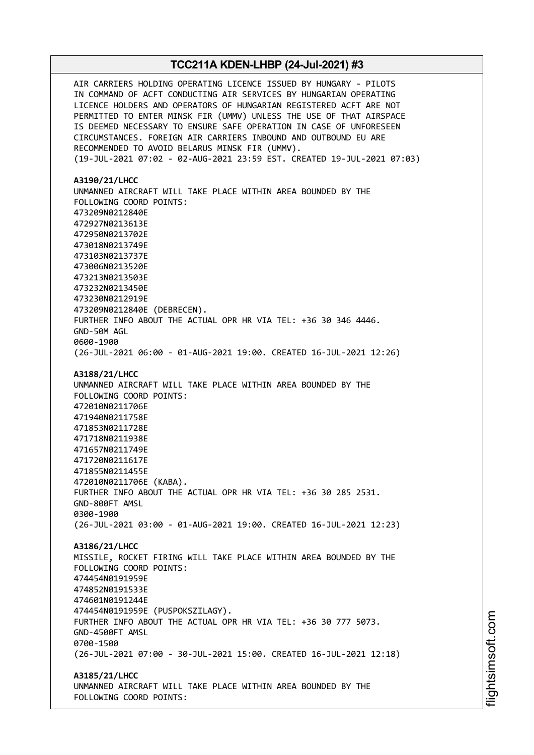AIR CARRIERS HOLDING OPERATING LICENCE ISSUED BY HUNGARY - PILOTS IN COMMAND OF ACFT CONDUCTING AIR SERVICES BY HUNGARIAN OPERATING LICENCE HOLDERS AND OPERATORS OF HUNGARIAN REGISTERED ACFT ARE NOT PERMITTED TO ENTER MINSK FIR (UMMV) UNLESS THE USE OF THAT AIRSPACE IS DEEMED NECESSARY TO ENSURE SAFE OPERATION IN CASE OF UNFORESEEN CIRCUMSTANCES. FOREIGN AIR CARRIERS INBOUND AND OUTBOUND EU ARE RECOMMENDED TO AVOID BELARUS MINSK FIR (UMMV).
(19-JUL-2021 07:02 - 02-AUG-2021 23:59 EST. CREATED 19-JUL-2021 07:03)

**A3190/21/LHCC**
UNMANNED AIRCRAFT WILL TAKE PLACE WITHIN AREA BOUNDED BY THE FOLLOWING COORD POINTS:
473209N0212840E
472927N0213613E
472950N0213702E
473018N0213749E
473103N0213737E
473006N0213520E
473213N0213503E
473232N0213450E
473230N0212919E
473209N0212840E (DEBRECEN).
FURTHER INFO ABOUT THE ACTUAL OPR HR VIA TEL: +36 30 346 4446.
GND-50M AGL
0600-1900
(26-JUL-2021 06:00 - 01-AUG-2021 19:00. CREATED 16-JUL-2021 12:26)

**A3188/21/LHCC**
UNMANNED AIRCRAFT WILL TAKE PLACE WITHIN AREA BOUNDED BY THE FOLLOWING COORD POINTS:
472010N0211706E
471940N0211758E
471853N0211728E
471718N0211938E
471657N0211749E
471720N0211617E
471855N0211455E
472010N0211706E (KABA).
FURTHER INFO ABOUT THE ACTUAL OPR HR VIA TEL: +36 30 285 2531.
GND-800FT AMSL
0300-1900
(26-JUL-2021 03:00 - 01-AUG-2021 19:00. CREATED 16-JUL-2021 12:23)

**A3186/21/LHCC**
MISSILE, ROCKET FIRING WILL TAKE PLACE WITHIN AREA BOUNDED BY THE FOLLOWING COORD POINTS:
474454N0191959E
474852N0191533E
474601N0191244E
474454N0191959E (PUSPOKSZILAGY).
FURTHER INFO ABOUT THE ACTUAL OPR HR VIA TEL: +36 30 777 5073.
GND-4500FT AMSL
0700-1500
(26-JUL-2021 07:00 - 30-JUL-2021 15:00. CREATED 16-JUL-2021 12:18)

**A3185/21/LHCC**
UNMANNED AIRCRAFT WILL TAKE PLACE WITHIN AREA BOUNDED BY THE FOLLOWING COORD POINTS: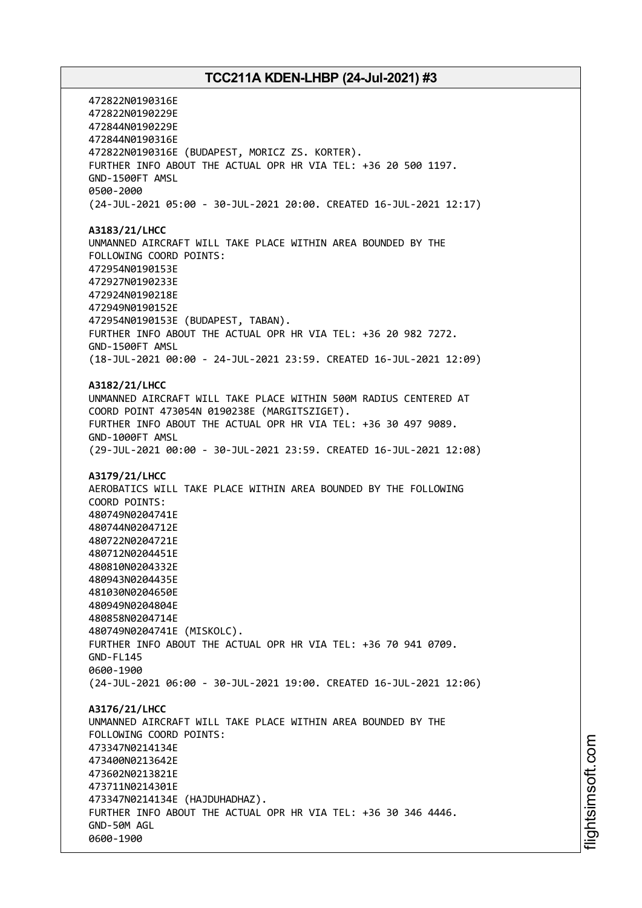472822N0190316E
472822N0190229E
472844N0190229E
472844N0190316E
472822N0190316E (BUDAPEST, MORICZ ZS. KORTER).
FURTHER INFO ABOUT THE ACTUAL OPR HR VIA TEL: +36 20 500 1197.
GND-1500FT AMSL
0500-2000
(24-JUL-2021 05:00 - 30-JUL-2021 20:00. CREATED 16-JUL-2021 12:17)

**A3183/21/LHCC**
UNMANNED AIRCRAFT WILL TAKE PLACE WITHIN AREA BOUNDED BY THE FOLLOWING COORD POINTS:
472954N0190153E
472927N0190233E
472924N0190218E
472949N0190152E
472954N0190153E (BUDAPEST, TABAN).
FURTHER INFO ABOUT THE ACTUAL OPR HR VIA TEL: +36 20 982 7272.
GND-1500FT AMSL
(18-JUL-2021 00:00 - 24-JUL-2021 23:59. CREATED 16-JUL-2021 12:09)

**A3182/21/LHCC**
UNMANNED AIRCRAFT WILL TAKE PLACE WITHIN 500M RADIUS CENTERED AT COORD POINT 473054N 0190238E (MARGITSZIGET).
FURTHER INFO ABOUT THE ACTUAL OPR HR VIA TEL: +36 30 497 9089.
GND-1000FT AMSL
(29-JUL-2021 00:00 - 30-JUL-2021 23:59. CREATED 16-JUL-2021 12:08)

**A3179/21/LHCC**
AEROBATICS WILL TAKE PLACE WITHIN AREA BOUNDED BY THE FOLLOWING COORD POINTS:
480749N0204741E
480744N0204712E
480722N0204721E
480712N0204451E
480810N0204332E
480943N0204435E
481030N0204650E
480949N0204804E
480858N0204714E
480749N0204741E (MISKOLC).
FURTHER INFO ABOUT THE ACTUAL OPR HR VIA TEL: +36 70 941 0709.
GND-FL145
0600-1900
(24-JUL-2021 06:00 - 30-JUL-2021 19:00. CREATED 16-JUL-2021 12:06)

**A3176/21/LHCC**
UNMANNED AIRCRAFT WILL TAKE PLACE WITHIN AREA BOUNDED BY THE FOLLOWING COORD POINTS:
473347N0214134E
473400N0213642E
473602N0213821E
473711N0214301E
473347N0214134E (HAJDUHADHAZ).
FURTHER INFO ABOUT THE ACTUAL OPR HR VIA TEL: +36 30 346 4446.
GND-50M AGL
0600-1900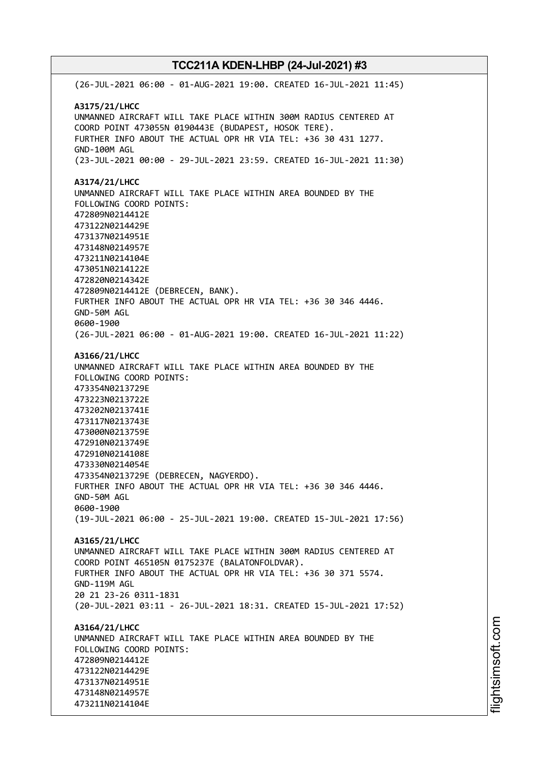(26-JUL-2021 06:00 - 01-AUG-2021 19:00. CREATED 16-JUL-2021 11:45)

**A3175/21/LHCC**
UNMANNED AIRCRAFT WILL TAKE PLACE WITHIN 300M RADIUS CENTERED AT COORD POINT 473055N 0190443E (BUDAPEST, HOSOK TERE).
FURTHER INFO ABOUT THE ACTUAL OPR HR VIA TEL: +36 30 431 1277.
GND-100M AGL
(23-JUL-2021 00:00 - 29-JUL-2021 23:59. CREATED 16-JUL-2021 11:30)

**A3174/21/LHCC**
UNMANNED AIRCRAFT WILL TAKE PLACE WITHIN AREA BOUNDED BY THE FOLLOWING COORD POINTS:
472809N0214412E
473122N0214429E
473137N0214951E
473148N0214957E
473211N0214104E
473051N0214122E
472820N0214342E
472809N0214412E (DEBRECEN, BANK).
FURTHER INFO ABOUT THE ACTUAL OPR HR VIA TEL: +36 30 346 4446.
GND-50M AGL
0600-1900
(26-JUL-2021 06:00 - 01-AUG-2021 19:00. CREATED 16-JUL-2021 11:22)

**A3166/21/LHCC**
UNMANNED AIRCRAFT WILL TAKE PLACE WITHIN AREA BOUNDED BY THE FOLLOWING COORD POINTS:
473354N0213729E
473223N0213722E
473202N0213741E
473117N0213743E
473000N0213759E
472910N0213749E
472910N0214108E
473330N0214054E
473354N0213729E (DEBRECEN, NAGYERDO).
FURTHER INFO ABOUT THE ACTUAL OPR HR VIA TEL: +36 30 346 4446.
GND-50M AGL
0600-1900
(19-JUL-2021 06:00 - 25-JUL-2021 19:00. CREATED 15-JUL-2021 17:56)

**A3165/21/LHCC**
UNMANNED AIRCRAFT WILL TAKE PLACE WITHIN 300M RADIUS CENTERED AT COORD POINT 465105N 0175237E (BALATONFOLDVAR).
FURTHER INFO ABOUT THE ACTUAL OPR HR VIA TEL: +36 30 371 5574.
GND-119M AGL
20 21 23-26 0311-1831
(20-JUL-2021 03:11 - 26-JUL-2021 18:31. CREATED 15-JUL-2021 17:52)

**A3164/21/LHCC**
UNMANNED AIRCRAFT WILL TAKE PLACE WITHIN AREA BOUNDED BY THE FOLLOWING COORD POINTS:
472809N0214412E
473122N0214429E
473137N0214951E
473148N0214957E
473211N0214104E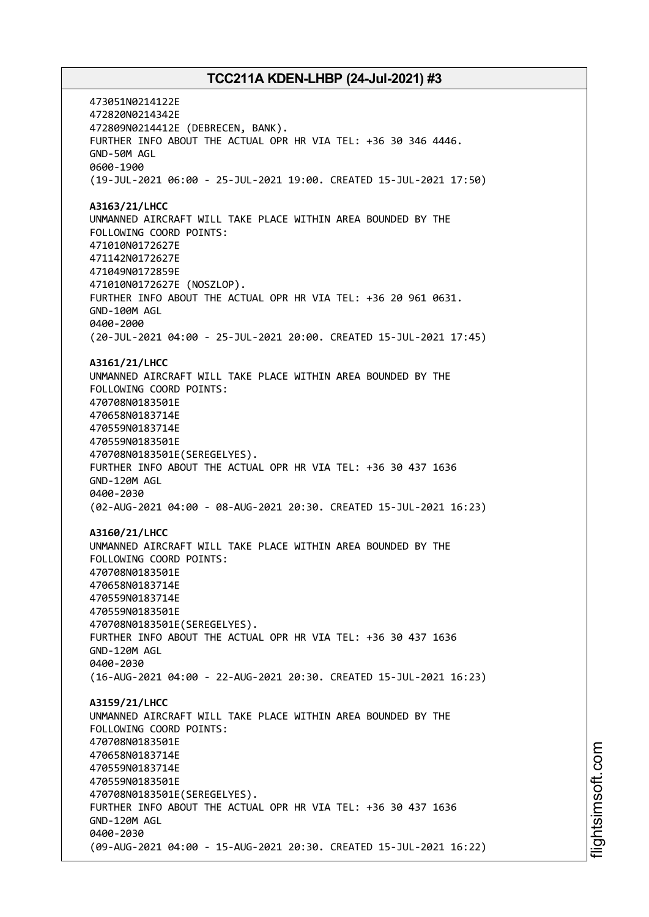473051N0214122E
472820N0214342E
472809N0214412E (DEBRECEN, BANK).
FURTHER INFO ABOUT THE ACTUAL OPR HR VIA TEL: +36 30 346 4446.
GND-50M AGL
0600-1900
(19-JUL-2021 06:00 - 25-JUL-2021 19:00. CREATED 15-JUL-2021 17:50)

**A3163/21/LHCC**
UNMANNED AIRCRAFT WILL TAKE PLACE WITHIN AREA BOUNDED BY THE
FOLLOWING COORD POINTS:
471010N0172627E
471142N0172627E
471049N0172859E
471010N0172627E (NOSZLOP).
FURTHER INFO ABOUT THE ACTUAL OPR HR VIA TEL: +36 20 961 0631.
GND-100M AGL
0400-2000
(20-JUL-2021 04:00 - 25-JUL-2021 20:00. CREATED 15-JUL-2021 17:45)

**A3161/21/LHCC**
UNMANNED AIRCRAFT WILL TAKE PLACE WITHIN AREA BOUNDED BY THE
FOLLOWING COORD POINTS:
470708N0183501E
470658N0183714E
470559N0183714E
470559N0183501E
470708N0183501E(SEREGELYES).
FURTHER INFO ABOUT THE ACTUAL OPR HR VIA TEL: +36 30 437 1636
GND-120M AGL
0400-2030
(02-AUG-2021 04:00 - 08-AUG-2021 20:30. CREATED 15-JUL-2021 16:23)

**A3160/21/LHCC**
UNMANNED AIRCRAFT WILL TAKE PLACE WITHIN AREA BOUNDED BY THE
FOLLOWING COORD POINTS:
470708N0183501E
470658N0183714E
470559N0183714E
470559N0183501E
470708N0183501E(SEREGELYES).
FURTHER INFO ABOUT THE ACTUAL OPR HR VIA TEL: +36 30 437 1636
GND-120M AGL
0400-2030
(16-AUG-2021 04:00 - 22-AUG-2021 20:30. CREATED 15-JUL-2021 16:23)

**A3159/21/LHCC**
UNMANNED AIRCRAFT WILL TAKE PLACE WITHIN AREA BOUNDED BY THE
FOLLOWING COORD POINTS:
470708N0183501E
470658N0183714E
470559N0183714E
470559N0183501E
470708N0183501E(SEREGELYES).
FURTHER INFO ABOUT THE ACTUAL OPR HR VIA TEL: +36 30 437 1636
GND-120M AGL
0400-2030
(09-AUG-2021 04:00 - 15-AUG-2021 20:30. CREATED 15-JUL-2021 16:22)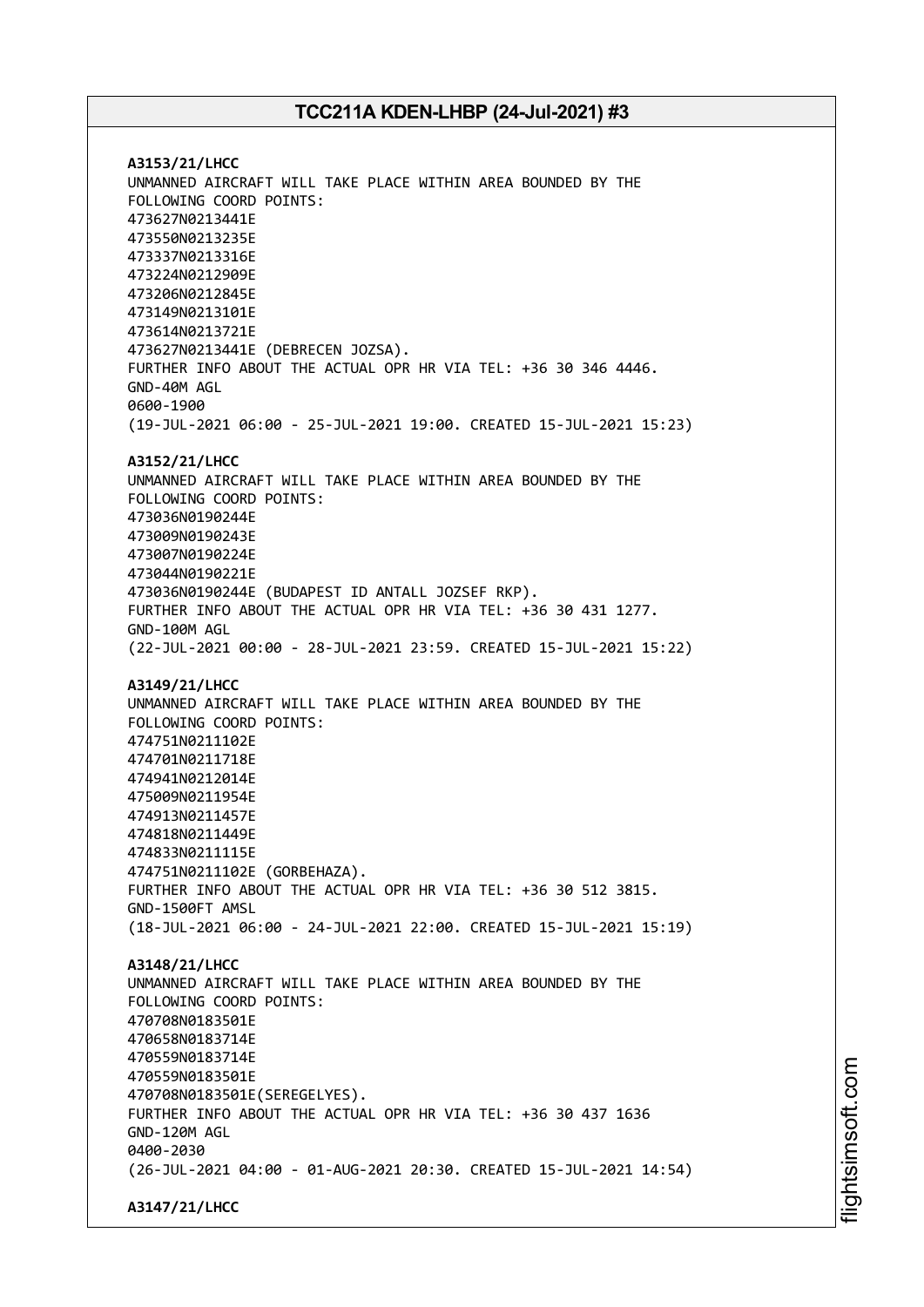**A3153/21/LHCC**
UNMANNED AIRCRAFT WILL TAKE PLACE WITHIN AREA BOUNDED BY THE FOLLOWING COORD POINTS:
473627N0213441E
473550N0213235E
473337N0213316E
473224N0212909E
473206N0212845E
473149N0213101E
473614N0213721E
473627N0213441E (DEBRECEN JOZSA).
FURTHER INFO ABOUT THE ACTUAL OPR HR VIA TEL: +36 30 346 4446.
GND-40M AGL
0600-1900
(19-JUL-2021 06:00 - 25-JUL-2021 19:00. CREATED 15-JUL-2021 15:23)

**A3152/21/LHCC**
UNMANNED AIRCRAFT WILL TAKE PLACE WITHIN AREA BOUNDED BY THE FOLLOWING COORD POINTS:
473036N0190244E
473009N0190243E
473007N0190224E
473044N0190221E
473036N0190244E (BUDAPEST ID ANTALL JOZSEF RKP).
FURTHER INFO ABOUT THE ACTUAL OPR HR VIA TEL: +36 30 431 1277.
GND-100M AGL
(22-JUL-2021 00:00 - 28-JUL-2021 23:59. CREATED 15-JUL-2021 15:22)

**A3149/21/LHCC**
UNMANNED AIRCRAFT WILL TAKE PLACE WITHIN AREA BOUNDED BY THE FOLLOWING COORD POINTS:
474751N0211102E
474701N0211718E
474941N0212014E
475009N0211954E
474913N0211457E
474818N0211449E
474833N0211115E
474751N0211102E (GORBEHAZA).
FURTHER INFO ABOUT THE ACTUAL OPR HR VIA TEL: +36 30 512 3815.
GND-1500FT AMSL
(18-JUL-2021 06:00 - 24-JUL-2021 22:00. CREATED 15-JUL-2021 15:19)

**A3148/21/LHCC**
UNMANNED AIRCRAFT WILL TAKE PLACE WITHIN AREA BOUNDED BY THE FOLLOWING COORD POINTS:
470708N0183501E
470658N0183714E
470559N0183714E
470559N0183501E
470708N0183501E(SEREGELYES).
FURTHER INFO ABOUT THE ACTUAL OPR HR VIA TEL: +36 30 437 1636
GND-120M AGL
0400-2030
(26-JUL-2021 04:00 - 01-AUG-2021 20:30. CREATED 15-JUL-2021 14:54)

**A3147/21/LHCC**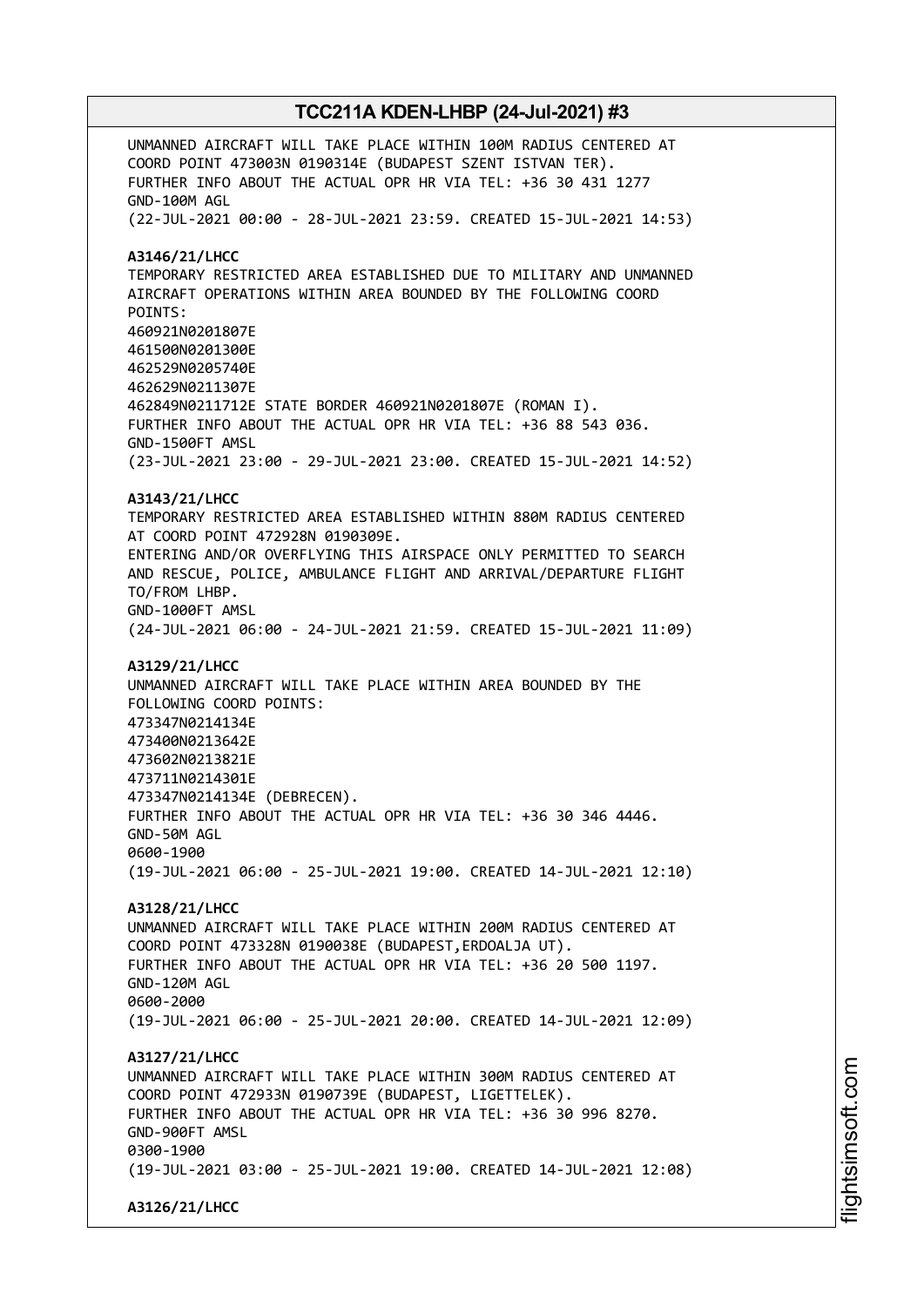UNMANNED AIRCRAFT WILL TAKE PLACE WITHIN 100M RADIUS CENTERED AT COORD POINT 473003N 0190314E (BUDAPEST SZENT ISTVAN TER).
FURTHER INFO ABOUT THE ACTUAL OPR HR VIA TEL: +36 30 431 1277
GND-100M AGL
(22-JUL-2021 00:00 - 28-JUL-2021 23:59. CREATED 15-JUL-2021 14:53)

**A3146/21/LHCC**
TEMPORARY RESTRICTED AREA ESTABLISHED DUE TO MILITARY AND UNMANNED AIRCRAFT OPERATIONS WITHIN AREA BOUNDED BY THE FOLLOWING COORD POINTS:
460921N0201807E
461500N0201300E
462529N0205740E
462629N0211307E
462849N0211712E STATE BORDER 460921N0201807E (ROMAN I).
FURTHER INFO ABOUT THE ACTUAL OPR HR VIA TEL: +36 88 543 036.
GND-1500FT AMSL
(23-JUL-2021 23:00 - 29-JUL-2021 23:00. CREATED 15-JUL-2021 14:52)

**A3143/21/LHCC**
TEMPORARY RESTRICTED AREA ESTABLISHED WITHIN 880M RADIUS CENTERED AT COORD POINT 472928N 0190309E.
ENTERING AND/OR OVERFLYING THIS AIRSPACE ONLY PERMITTED TO SEARCH AND RESCUE, POLICE, AMBULANCE FLIGHT AND ARRIVAL/DEPARTURE FLIGHT TO/FROM LHBP.
GND-1000FT AMSL
(24-JUL-2021 06:00 - 24-JUL-2021 21:59. CREATED 15-JUL-2021 11:09)

**A3129/21/LHCC**
UNMANNED AIRCRAFT WILL TAKE PLACE WITHIN AREA BOUNDED BY THE FOLLOWING COORD POINTS:
473347N0214134E
473400N0213642E
473602N0213821E
473711N0214301E
473347N0214134E (DEBRECEN).
FURTHER INFO ABOUT THE ACTUAL OPR HR VIA TEL: +36 30 346 4446.
GND-50M AGL
0600-1900
(19-JUL-2021 06:00 - 25-JUL-2021 19:00. CREATED 14-JUL-2021 12:10)

**A3128/21/LHCC**
UNMANNED AIRCRAFT WILL TAKE PLACE WITHIN 200M RADIUS CENTERED AT COORD POINT 473328N 0190038E (BUDAPEST,ERDOALJA UT).
FURTHER INFO ABOUT THE ACTUAL OPR HR VIA TEL: +36 20 500 1197.
GND-120M AGL
0600-2000
(19-JUL-2021 06:00 - 25-JUL-2021 20:00. CREATED 14-JUL-2021 12:09)

**A3127/21/LHCC**
UNMANNED AIRCRAFT WILL TAKE PLACE WITHIN 300M RADIUS CENTERED AT COORD POINT 472933N 0190739E (BUDAPEST, LIGETTELEK).
FURTHER INFO ABOUT THE ACTUAL OPR HR VIA TEL: +36 30 996 8270.
GND-900FT AMSL
0300-1900
(19-JUL-2021 03:00 - 25-JUL-2021 19:00. CREATED 14-JUL-2021 12:08)

**A3126/21/LHCC**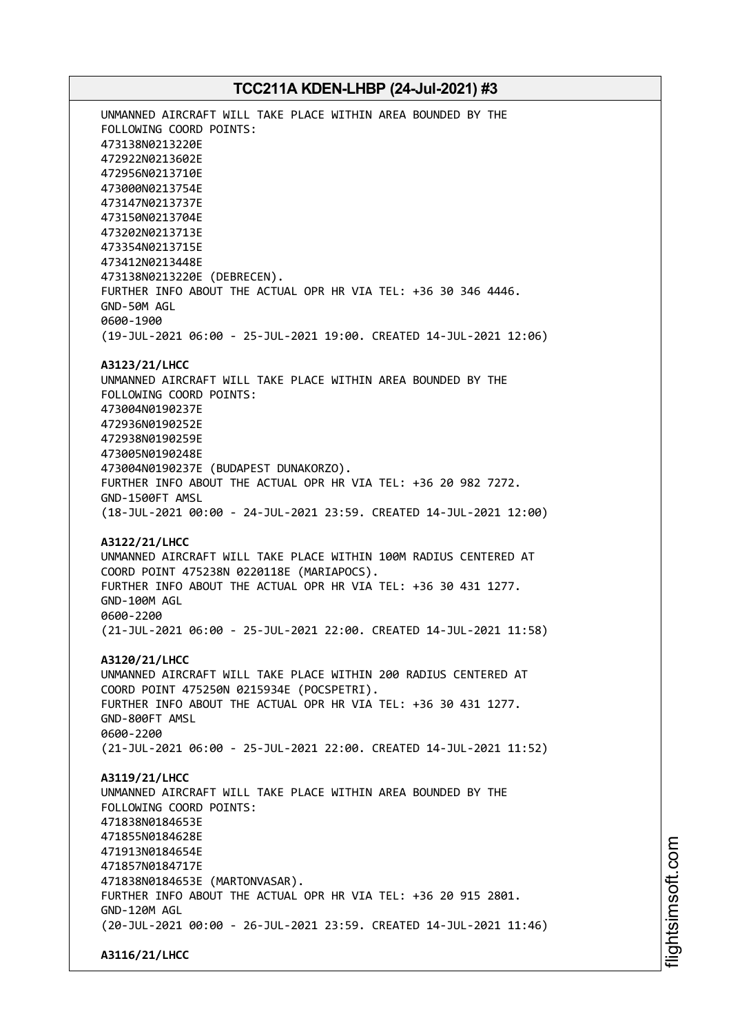UNMANNED AIRCRAFT WILL TAKE PLACE WITHIN AREA BOUNDED BY THE FOLLOWING COORD POINTS:
473138N0213220E
472922N0213602E
472956N0213710E
473000N0213754E
473147N0213737E
473150N0213704E
473202N0213713E
473354N0213715E
473412N0213448E
473138N0213220E (DEBRECEN).
FURTHER INFO ABOUT THE ACTUAL OPR HR VIA TEL: +36 30 346 4446.
GND-50M AGL
0600-1900
(19-JUL-2021 06:00 - 25-JUL-2021 19:00. CREATED 14-JUL-2021 12:06)

**A3123/21/LHCC**
UNMANNED AIRCRAFT WILL TAKE PLACE WITHIN AREA BOUNDED BY THE FOLLOWING COORD POINTS:
473004N0190237E
472936N0190252E
472938N0190259E
473005N0190248E
473004N0190237E (BUDAPEST DUNAKORZO).
FURTHER INFO ABOUT THE ACTUAL OPR HR VIA TEL: +36 20 982 7272.
GND-1500FT AMSL
(18-JUL-2021 00:00 - 24-JUL-2021 23:59. CREATED 14-JUL-2021 12:00)

**A3122/21/LHCC**
UNMANNED AIRCRAFT WILL TAKE PLACE WITHIN 100M RADIUS CENTERED AT COORD POINT 475238N 0220118E (MARIAPOCS).
FURTHER INFO ABOUT THE ACTUAL OPR HR VIA TEL: +36 30 431 1277.
GND-100M AGL
0600-2200
(21-JUL-2021 06:00 - 25-JUL-2021 22:00. CREATED 14-JUL-2021 11:58)

**A3120/21/LHCC**
UNMANNED AIRCRAFT WILL TAKE PLACE WITHIN 200 RADIUS CENTERED AT COORD POINT 475250N 0215934E (POCSPETRI).
FURTHER INFO ABOUT THE ACTUAL OPR HR VIA TEL: +36 30 431 1277.
GND-800FT AMSL
0600-2200
(21-JUL-2021 06:00 - 25-JUL-2021 22:00. CREATED 14-JUL-2021 11:52)

**A3119/21/LHCC**
UNMANNED AIRCRAFT WILL TAKE PLACE WITHIN AREA BOUNDED BY THE FOLLOWING COORD POINTS:
471838N0184653E
471855N0184628E
471913N0184654E
471857N0184717E
471838N0184653E (MARTONVASAR).
FURTHER INFO ABOUT THE ACTUAL OPR HR VIA TEL: +36 20 915 2801.
GND-120M AGL
(20-JUL-2021 00:00 - 26-JUL-2021 23:59. CREATED 14-JUL-2021 11:46)

**A3116/21/LHCC**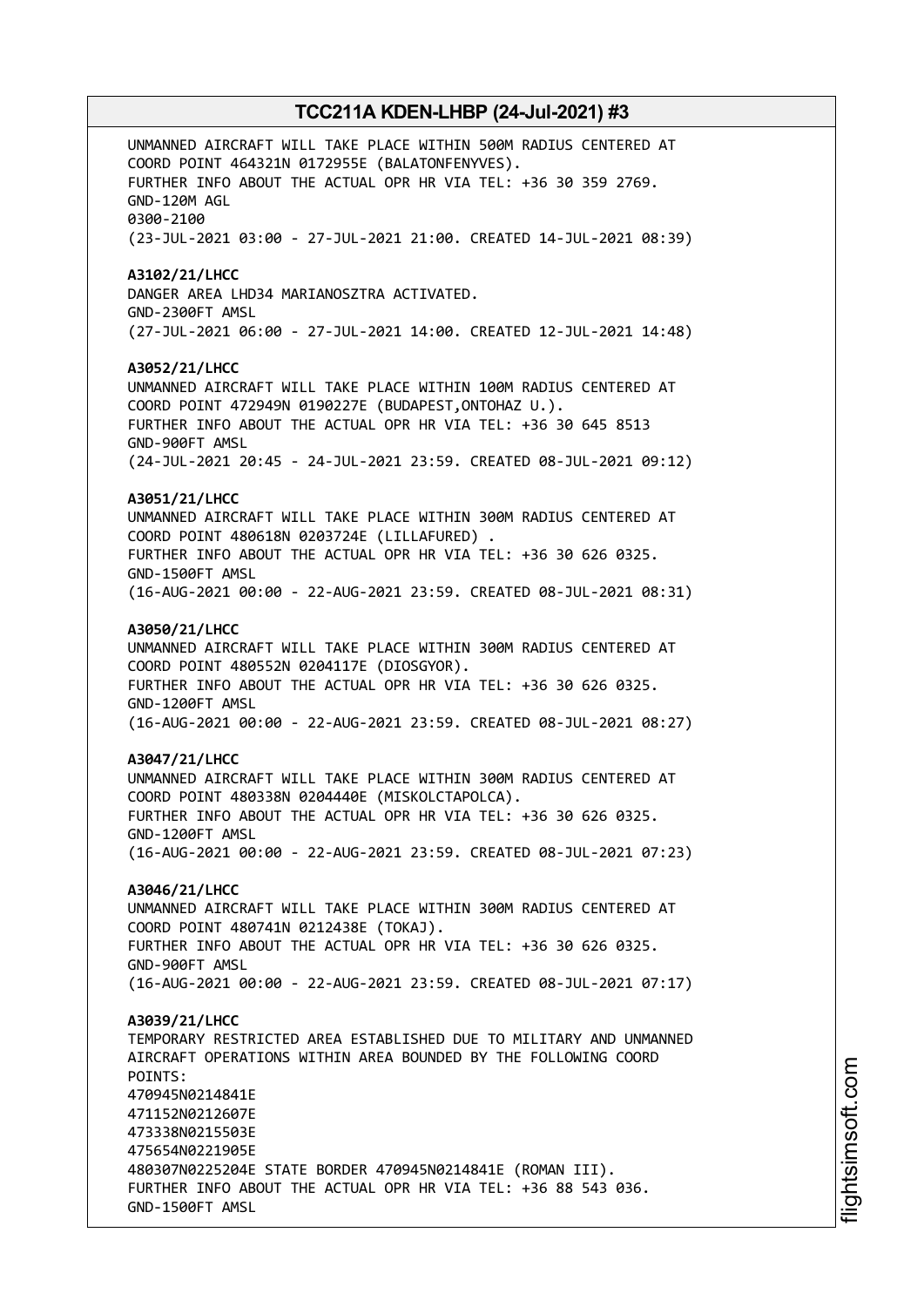UNMANNED AIRCRAFT WILL TAKE PLACE WITHIN 500M RADIUS CENTERED AT COORD POINT 464321N 0172955E (BALATONFENYVES).
FURTHER INFO ABOUT THE ACTUAL OPR HR VIA TEL: +36 30 359 2769.
GND-120M AGL
0300-2100
(23-JUL-2021 03:00 - 27-JUL-2021 21:00. CREATED 14-JUL-2021 08:39)

**A3102/21/LHCC**
DANGER AREA LHD34 MARIANOSZTRA ACTIVATED.
GND-2300FT AMSL
(27-JUL-2021 06:00 - 27-JUL-2021 14:00. CREATED 12-JUL-2021 14:48)

**A3052/21/LHCC**
UNMANNED AIRCRAFT WILL TAKE PLACE WITHIN 100M RADIUS CENTERED AT COORD POINT 472949N 0190227E (BUDAPEST,ONTOHAZ U.).
FURTHER INFO ABOUT THE ACTUAL OPR HR VIA TEL: +36 30 645 8513
GND-900FT AMSL
(24-JUL-2021 20:45 - 24-JUL-2021 23:59. CREATED 08-JUL-2021 09:12)

**A3051/21/LHCC**
UNMANNED AIRCRAFT WILL TAKE PLACE WITHIN 300M RADIUS CENTERED AT COORD POINT 480618N 0203724E (LILLAFURED) .
FURTHER INFO ABOUT THE ACTUAL OPR HR VIA TEL: +36 30 626 0325.
GND-1500FT AMSL
(16-AUG-2021 00:00 - 22-AUG-2021 23:59. CREATED 08-JUL-2021 08:31)

**A3050/21/LHCC**
UNMANNED AIRCRAFT WILL TAKE PLACE WITHIN 300M RADIUS CENTERED AT COORD POINT 480552N 0204117E (DIOSGYOR).
FURTHER INFO ABOUT THE ACTUAL OPR HR VIA TEL: +36 30 626 0325.
GND-1200FT AMSL
(16-AUG-2021 00:00 - 22-AUG-2021 23:59. CREATED 08-JUL-2021 08:27)

**A3047/21/LHCC**
UNMANNED AIRCRAFT WILL TAKE PLACE WITHIN 300M RADIUS CENTERED AT COORD POINT 480338N 0204440E (MISKOLCTAPOLCA).
FURTHER INFO ABOUT THE ACTUAL OPR HR VIA TEL: +36 30 626 0325.
GND-1200FT AMSL
(16-AUG-2021 00:00 - 22-AUG-2021 23:59. CREATED 08-JUL-2021 07:23)

**A3046/21/LHCC**
UNMANNED AIRCRAFT WILL TAKE PLACE WITHIN 300M RADIUS CENTERED AT COORD POINT 480741N 0212438E (TOKAJ).
FURTHER INFO ABOUT THE ACTUAL OPR HR VIA TEL: +36 30 626 0325.
GND-900FT AMSL
(16-AUG-2021 00:00 - 22-AUG-2021 23:59. CREATED 08-JUL-2021 07:17)

**A3039/21/LHCC**
TEMPORARY RESTRICTED AREA ESTABLISHED DUE TO MILITARY AND UNMANNED AIRCRAFT OPERATIONS WITHIN AREA BOUNDED BY THE FOLLOWING COORD POINTS:
470945N0214841E
471152N0212607E
473338N0215503E
475654N0221905E
480307N0225204E STATE BORDER 470945N0214841E (ROMAN III).
FURTHER INFO ABOUT THE ACTUAL OPR HR VIA TEL: +36 88 543 036.
GND-1500FT AMSL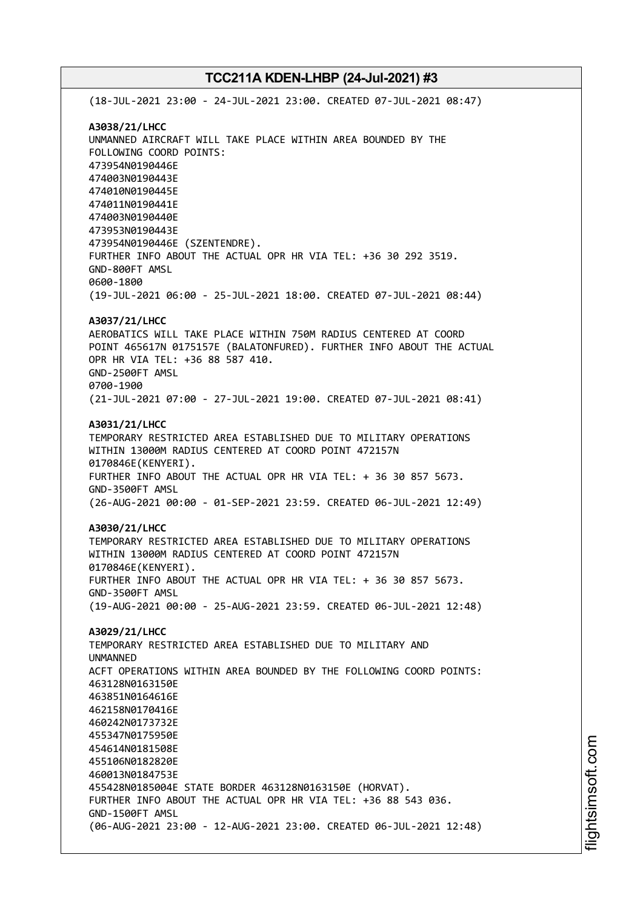(18-JUL-2021 23:00 - 24-JUL-2021 23:00. CREATED 07-JUL-2021 08:47)

**A3038/21/LHCC**
UNMANNED AIRCRAFT WILL TAKE PLACE WITHIN AREA BOUNDED BY THE FOLLOWING COORD POINTS:
473954N0190446E
474003N0190443E
474010N0190445E
474011N0190441E
474003N0190440E
473953N0190443E
473954N0190446E (SZENTENDRE).
FURTHER INFO ABOUT THE ACTUAL OPR HR VIA TEL: +36 30 292 3519.
GND-800FT AMSL
0600-1800
(19-JUL-2021 06:00 - 25-JUL-2021 18:00. CREATED 07-JUL-2021 08:44)

**A3037/21/LHCC**
AEROBATICS WILL TAKE PLACE WITHIN 750M RADIUS CENTERED AT COORD POINT 465617N 0175157E (BALATONFURED). FURTHER INFO ABOUT THE ACTUAL OPR HR VIA TEL: +36 88 587 410.
GND-2500FT AMSL
0700-1900
(21-JUL-2021 07:00 - 27-JUL-2021 19:00. CREATED 07-JUL-2021 08:41)

**A3031/21/LHCC**
TEMPORARY RESTRICTED AREA ESTABLISHED DUE TO MILITARY OPERATIONS WITHIN 13000M RADIUS CENTERED AT COORD POINT 472157N 0170846E(KENYERI).
FURTHER INFO ABOUT THE ACTUAL OPR HR VIA TEL: + 36 30 857 5673.
GND-3500FT AMSL
(26-AUG-2021 00:00 - 01-SEP-2021 23:59. CREATED 06-JUL-2021 12:49)

**A3030/21/LHCC**
TEMPORARY RESTRICTED AREA ESTABLISHED DUE TO MILITARY OPERATIONS WITHIN 13000M RADIUS CENTERED AT COORD POINT 472157N 0170846E(KENYERI).
FURTHER INFO ABOUT THE ACTUAL OPR HR VIA TEL: + 36 30 857 5673.
GND-3500FT AMSL
(19-AUG-2021 00:00 - 25-AUG-2021 23:59. CREATED 06-JUL-2021 12:48)

**A3029/21/LHCC**
TEMPORARY RESTRICTED AREA ESTABLISHED DUE TO MILITARY AND UNMANNED
ACFT OPERATIONS WITHIN AREA BOUNDED BY THE FOLLOWING COORD POINTS:
463128N0163150E
463851N0164616E
462158N0170416E
460242N0173732E
455347N0175950E
454614N0181508E
455106N0182820E
460013N0184753E
455428N0185004E STATE BORDER 463128N0163150E (HORVAT).
FURTHER INFO ABOUT THE ACTUAL OPR HR VIA TEL: +36 88 543 036.
GND-1500FT AMSL
(06-AUG-2021 23:00 - 12-AUG-2021 23:00. CREATED 06-JUL-2021 12:48)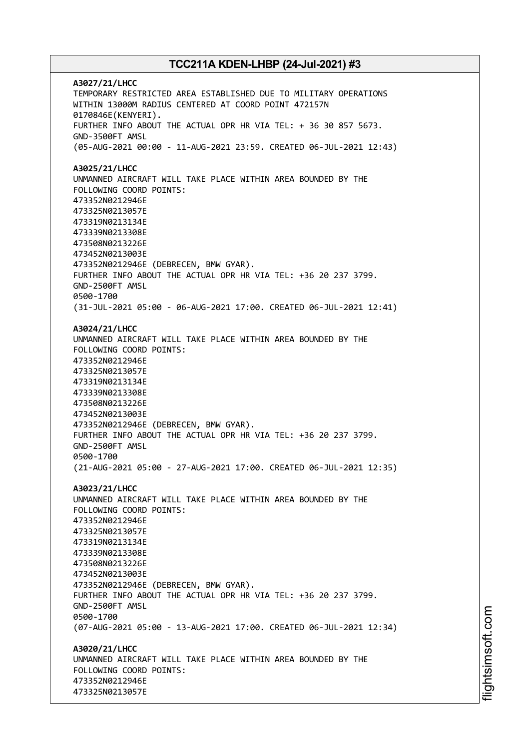**A3027/21/LHCC**
TEMPORARY RESTRICTED AREA ESTABLISHED DUE TO MILITARY OPERATIONS
WITHIN 13000M RADIUS CENTERED AT COORD POINT 472157N
0170846E(KENYERI).
FURTHER INFO ABOUT THE ACTUAL OPR HR VIA TEL: + 36 30 857 5673.
GND-3500FT AMSL
(05-AUG-2021 00:00 - 11-AUG-2021 23:59. CREATED 06-JUL-2021 12:43)

**A3025/21/LHCC**
UNMANNED AIRCRAFT WILL TAKE PLACE WITHIN AREA BOUNDED BY THE
FOLLOWING COORD POINTS:
473352N0212946E
473325N0213057E
473319N0213134E
473339N0213308E
473508N0213226E
473452N0213003E
473352N0212946E (DEBRECEN, BMW GYAR).
FURTHER INFO ABOUT THE ACTUAL OPR HR VIA TEL: +36 20 237 3799.
GND-2500FT AMSL
0500-1700
(31-JUL-2021 05:00 - 06-AUG-2021 17:00. CREATED 06-JUL-2021 12:41)

**A3024/21/LHCC**
UNMANNED AIRCRAFT WILL TAKE PLACE WITHIN AREA BOUNDED BY THE
FOLLOWING COORD POINTS:
473352N0212946E
473325N0213057E
473319N0213134E
473339N0213308E
473508N0213226E
473452N0213003E
473352N0212946E (DEBRECEN, BMW GYAR).
FURTHER INFO ABOUT THE ACTUAL OPR HR VIA TEL: +36 20 237 3799.
GND-2500FT AMSL
0500-1700
(21-AUG-2021 05:00 - 27-AUG-2021 17:00. CREATED 06-JUL-2021 12:35)

**A3023/21/LHCC**
UNMANNED AIRCRAFT WILL TAKE PLACE WITHIN AREA BOUNDED BY THE
FOLLOWING COORD POINTS:
473352N0212946E
473325N0213057E
473319N0213134E
473339N0213308E
473508N0213226E
473452N0213003E
473352N0212946E (DEBRECEN, BMW GYAR).
FURTHER INFO ABOUT THE ACTUAL OPR HR VIA TEL: +36 20 237 3799.
GND-2500FT AMSL
0500-1700
(07-AUG-2021 05:00 - 13-AUG-2021 17:00. CREATED 06-JUL-2021 12:34)

**A3020/21/LHCC**
UNMANNED AIRCRAFT WILL TAKE PLACE WITHIN AREA BOUNDED BY THE
FOLLOWING COORD POINTS:
473352N0212946E
473325N0213057E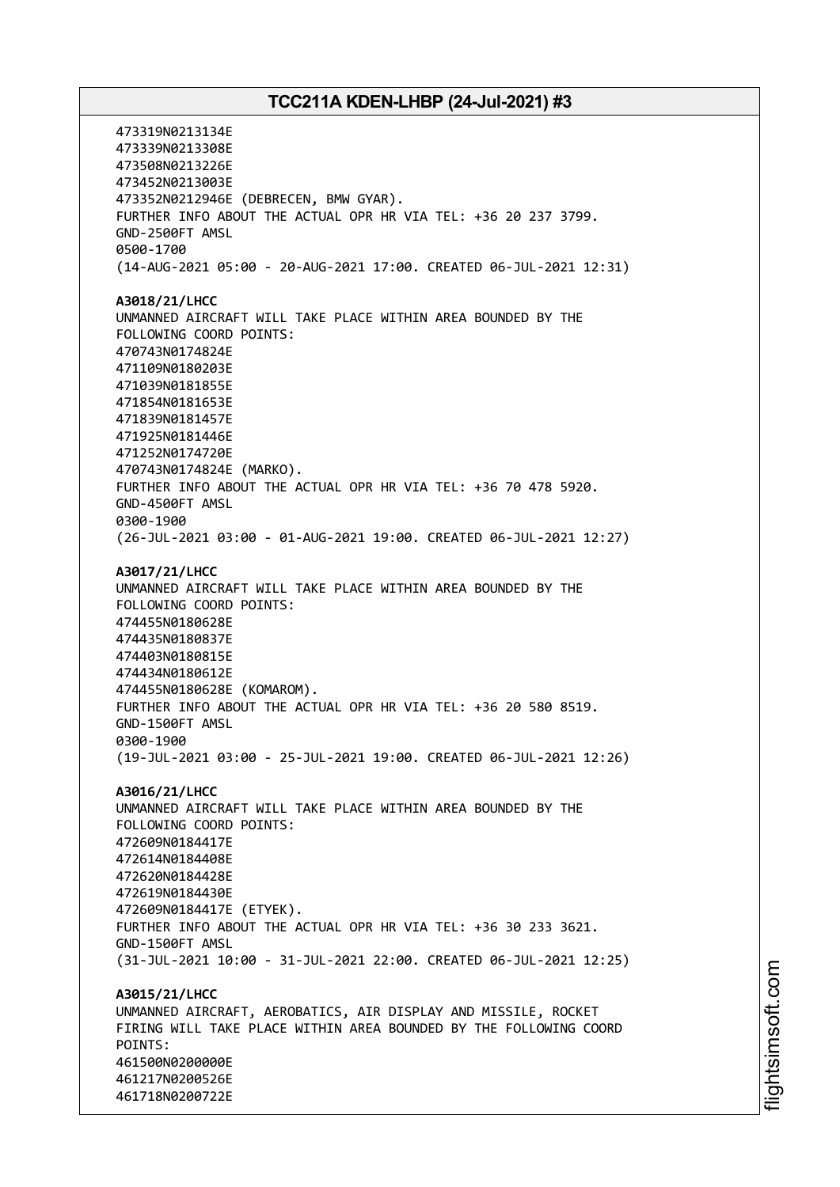473319N0213134E
473339N0213308E
473508N0213226E
473452N0213003E
473352N0212946E (DEBRECEN, BMW GYAR).
FURTHER INFO ABOUT THE ACTUAL OPR HR VIA TEL: +36 20 237 3799.
GND-2500FT AMSL
0500-1700
(14-AUG-2021 05:00 - 20-AUG-2021 17:00. CREATED 06-JUL-2021 12:31)

**A3018/21/LHCC**
UNMANNED AIRCRAFT WILL TAKE PLACE WITHIN AREA BOUNDED BY THE FOLLOWING COORD POINTS:
470743N0174824E
471109N0180203E
471039N0181855E
471854N0181653E
471839N0181457E
471925N0181446E
471252N0174720E
470743N0174824E (MARKO).
FURTHER INFO ABOUT THE ACTUAL OPR HR VIA TEL: +36 70 478 5920.
GND-4500FT AMSL
0300-1900
(26-JUL-2021 03:00 - 01-AUG-2021 19:00. CREATED 06-JUL-2021 12:27)

**A3017/21/LHCC**
UNMANNED AIRCRAFT WILL TAKE PLACE WITHIN AREA BOUNDED BY THE FOLLOWING COORD POINTS:
474455N0180628E
474435N0180837E
474403N0180815E
474434N0180612E
474455N0180628E (KOMAROM).
FURTHER INFO ABOUT THE ACTUAL OPR HR VIA TEL: +36 20 580 8519.
GND-1500FT AMSL
0300-1900
(19-JUL-2021 03:00 - 25-JUL-2021 19:00. CREATED 06-JUL-2021 12:26)

**A3016/21/LHCC**
UNMANNED AIRCRAFT WILL TAKE PLACE WITHIN AREA BOUNDED BY THE FOLLOWING COORD POINTS:
472609N0184417E
472614N0184408E
472620N0184428E
472619N0184430E
472609N0184417E (ETYEK).
FURTHER INFO ABOUT THE ACTUAL OPR HR VIA TEL: +36 30 233 3621.
GND-1500FT AMSL
(31-JUL-2021 10:00 - 31-JUL-2021 22:00. CREATED 06-JUL-2021 12:25)

**A3015/21/LHCC**
UNMANNED AIRCRAFT, AEROBATICS, AIR DISPLAY AND MISSILE, ROCKET FIRING WILL TAKE PLACE WITHIN AREA BOUNDED BY THE FOLLOWING COORD POINTS:
461500N0200000E
461217N0200526E
461718N0200722E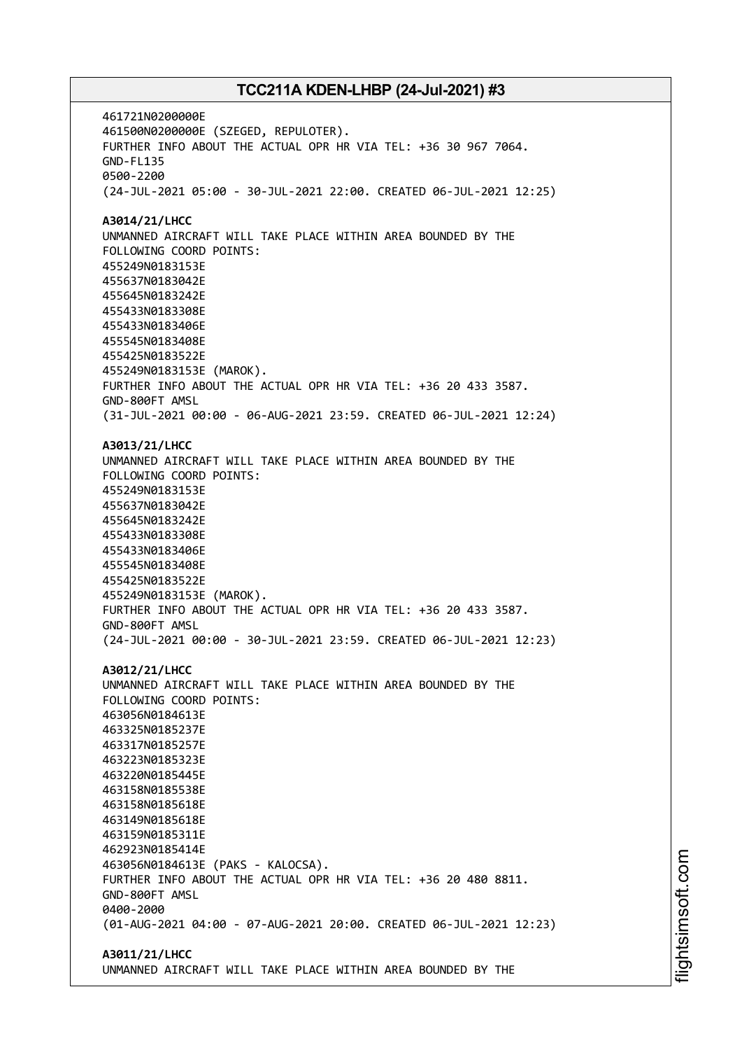461721N0200000E
461500N0200000E (SZEGED, REPULOTER).
FURTHER INFO ABOUT THE ACTUAL OPR HR VIA TEL: +36 30 967 7064.
GND-FL135
0500-2200
(24-JUL-2021 05:00 - 30-JUL-2021 22:00. CREATED 06-JUL-2021 12:25)

**A3014/21/LHCC**
UNMANNED AIRCRAFT WILL TAKE PLACE WITHIN AREA BOUNDED BY THE
FOLLOWING COORD POINTS:
455249N0183153E
455637N0183042E
455645N0183242E
455433N0183308E
455433N0183406E
455545N0183408E
455425N0183522E
455249N0183153E (MAROK).
FURTHER INFO ABOUT THE ACTUAL OPR HR VIA TEL: +36 20 433 3587.
GND-800FT AMSL
(31-JUL-2021 00:00 - 06-AUG-2021 23:59. CREATED 06-JUL-2021 12:24)

**A3013/21/LHCC**
UNMANNED AIRCRAFT WILL TAKE PLACE WITHIN AREA BOUNDED BY THE
FOLLOWING COORD POINTS:
455249N0183153E
455637N0183042E
455645N0183242E
455433N0183308E
455433N0183406E
455545N0183408E
455425N0183522E
455249N0183153E (MAROK).
FURTHER INFO ABOUT THE ACTUAL OPR HR VIA TEL: +36 20 433 3587.
GND-800FT AMSL
(24-JUL-2021 00:00 - 30-JUL-2021 23:59. CREATED 06-JUL-2021 12:23)

**A3012/21/LHCC**
UNMANNED AIRCRAFT WILL TAKE PLACE WITHIN AREA BOUNDED BY THE
FOLLOWING COORD POINTS:
463056N0184613E
463325N0185237E
463317N0185257E
463223N0185323E
463220N0185445E
463158N0185538E
463158N0185618E
463149N0185618E
463159N0185311E
462923N0185414E
463056N0184613E (PAKS - KALOCSA).
FURTHER INFO ABOUT THE ACTUAL OPR HR VIA TEL: +36 20 480 8811.
GND-800FT AMSL
0400-2000
(01-AUG-2021 04:00 - 07-AUG-2021 20:00. CREATED 06-JUL-2021 12:23)

**A3011/21/LHCC**
UNMANNED AIRCRAFT WILL TAKE PLACE WITHIN AREA BOUNDED BY THE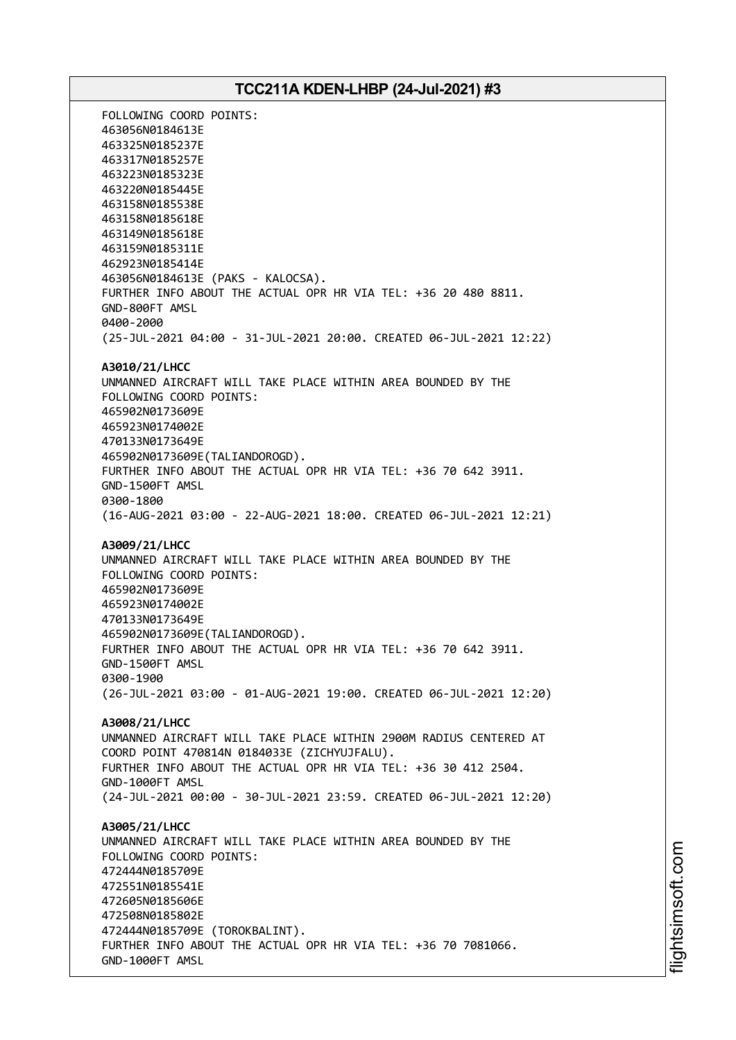FOLLOWING COORD POINTS:
463056N0184613E
463325N0185237E
463317N0185257E
463223N0185323E
463220N0185445E
463158N0185538E
463158N0185618E
463149N0185618E
463159N0185311E
462923N0185414E
463056N0184613E (PAKS - KALOCSA).
FURTHER INFO ABOUT THE ACTUAL OPR HR VIA TEL: +36 20 480 8811.
GND-800FT AMSL
0400-2000
(25-JUL-2021 04:00 - 31-JUL-2021 20:00. CREATED 06-JUL-2021 12:22)

**A3010/21/LHCC**
UNMANNED AIRCRAFT WILL TAKE PLACE WITHIN AREA BOUNDED BY THE
FOLLOWING COORD POINTS:
465902N0173609E
465923N0174002E
470133N0173649E
465902N0173609E(TALIANDOROGD).
FURTHER INFO ABOUT THE ACTUAL OPR HR VIA TEL: +36 70 642 3911.
GND-1500FT AMSL
0300-1800
(16-AUG-2021 03:00 - 22-AUG-2021 18:00. CREATED 06-JUL-2021 12:21)

**A3009/21/LHCC**
UNMANNED AIRCRAFT WILL TAKE PLACE WITHIN AREA BOUNDED BY THE
FOLLOWING COORD POINTS:
465902N0173609E
465923N0174002E
470133N0173649E
465902N0173609E(TALIANDOROGD).
FURTHER INFO ABOUT THE ACTUAL OPR HR VIA TEL: +36 70 642 3911.
GND-1500FT AMSL
0300-1900
(26-JUL-2021 03:00 - 01-AUG-2021 19:00. CREATED 06-JUL-2021 12:20)

**A3008/21/LHCC**
UNMANNED AIRCRAFT WILL TAKE PLACE WITHIN 2900M RADIUS CENTERED AT
COORD POINT 470814N 0184033E (ZICHYUJFALU).
FURTHER INFO ABOUT THE ACTUAL OPR HR VIA TEL: +36 30 412 2504.
GND-1000FT AMSL
(24-JUL-2021 00:00 - 30-JUL-2021 23:59. CREATED 06-JUL-2021 12:20)

**A3005/21/LHCC**
UNMANNED AIRCRAFT WILL TAKE PLACE WITHIN AREA BOUNDED BY THE
FOLLOWING COORD POINTS:
472444N0185709E
472551N0185541E
472605N0185606E
472508N0185802E
472444N0185709E (TOROKBALINT).
FURTHER INFO ABOUT THE ACTUAL OPR HR VIA TEL: +36 70 7081066.
GND-1000FT AMSL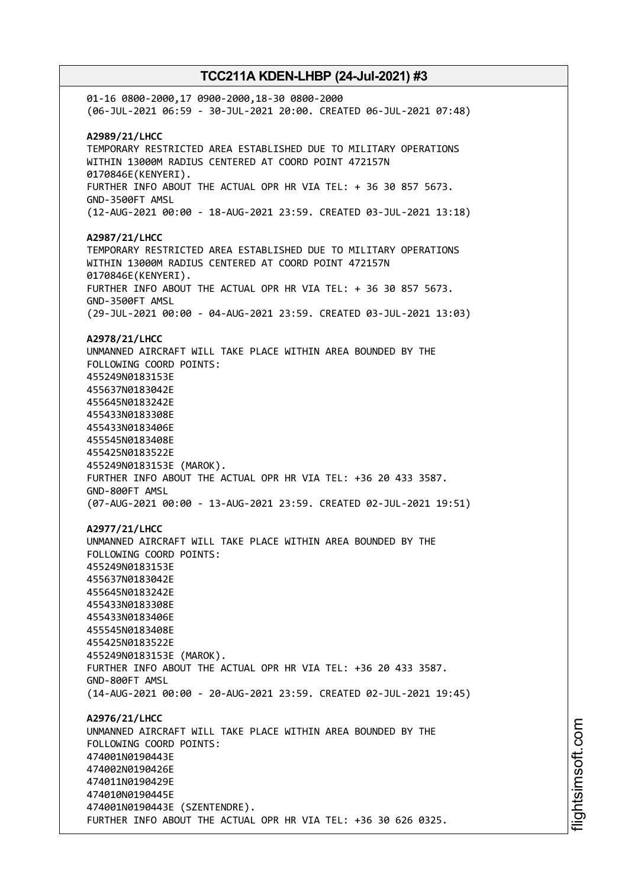01-16 0800-2000,17 0900-2000,18-30 0800-2000
(06-JUL-2021 06:59 - 30-JUL-2021 20:00. CREATED 06-JUL-2021 07:48)

**A2989/21/LHCC**
TEMPORARY RESTRICTED AREA ESTABLISHED DUE TO MILITARY OPERATIONS
WITHIN 13000M RADIUS CENTERED AT COORD POINT 472157N
0170846E(KENYERI).
FURTHER INFO ABOUT THE ACTUAL OPR HR VIA TEL: + 36 30 857 5673.
GND-3500FT AMSL
(12-AUG-2021 00:00 - 18-AUG-2021 23:59. CREATED 03-JUL-2021 13:18)

**A2987/21/LHCC**
TEMPORARY RESTRICTED AREA ESTABLISHED DUE TO MILITARY OPERATIONS
WITHIN 13000M RADIUS CENTERED AT COORD POINT 472157N
0170846E(KENYERI).
FURTHER INFO ABOUT THE ACTUAL OPR HR VIA TEL: + 36 30 857 5673.
GND-3500FT AMSL
(29-JUL-2021 00:00 - 04-AUG-2021 23:59. CREATED 03-JUL-2021 13:03)

**A2978/21/LHCC**
UNMANNED AIRCRAFT WILL TAKE PLACE WITHIN AREA BOUNDED BY THE
FOLLOWING COORD POINTS:
455249N0183153E
455637N0183042E
455645N0183242E
455433N0183308E
455433N0183406E
455545N0183408E
455425N0183522E
455249N0183153E (MAROK).
FURTHER INFO ABOUT THE ACTUAL OPR HR VIA TEL: +36 20 433 3587.
GND-800FT AMSL
(07-AUG-2021 00:00 - 13-AUG-2021 23:59. CREATED 02-JUL-2021 19:51)

**A2977/21/LHCC**
UNMANNED AIRCRAFT WILL TAKE PLACE WITHIN AREA BOUNDED BY THE
FOLLOWING COORD POINTS:
455249N0183153E
455637N0183042E
455645N0183242E
455433N0183308E
455433N0183406E
455545N0183408E
455425N0183522E
455249N0183153E (MAROK).
FURTHER INFO ABOUT THE ACTUAL OPR HR VIA TEL: +36 20 433 3587.
GND-800FT AMSL
(14-AUG-2021 00:00 - 20-AUG-2021 23:59. CREATED 02-JUL-2021 19:45)

**A2976/21/LHCC**
UNMANNED AIRCRAFT WILL TAKE PLACE WITHIN AREA BOUNDED BY THE
FOLLOWING COORD POINTS:
474001N0190443E
474002N0190426E
474011N0190429E
474010N0190445E
474001N0190443E (SZENTENDRE).
FURTHER INFO ABOUT THE ACTUAL OPR HR VIA TEL: +36 30 626 0325.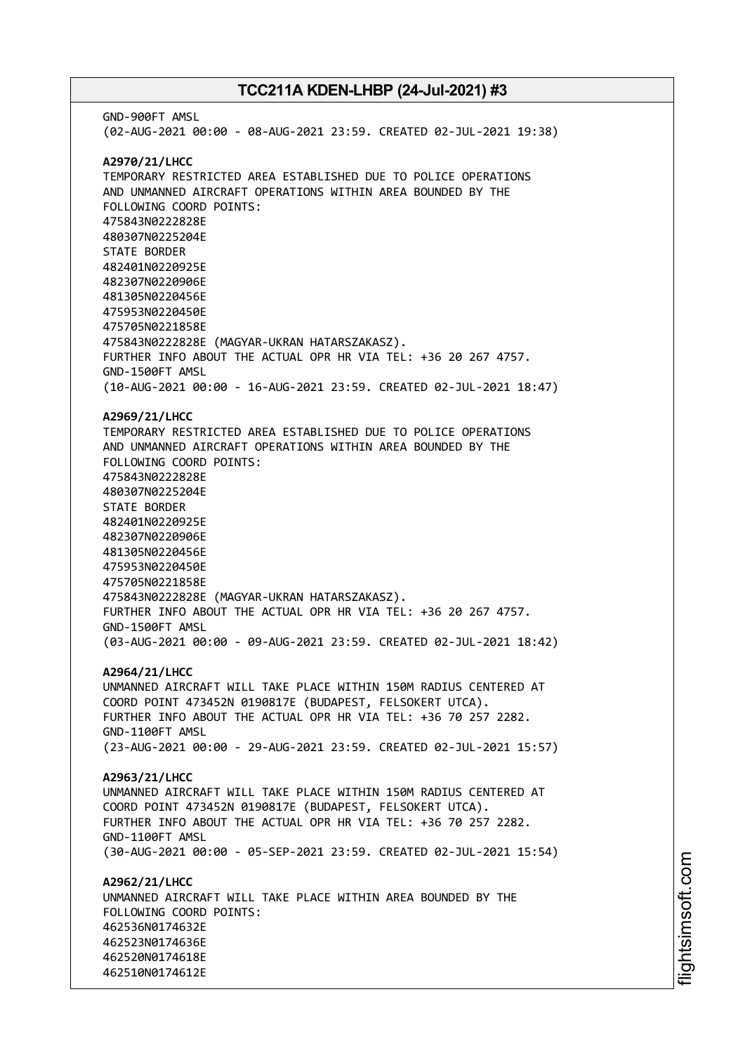GND-900FT AMSL
(02-AUG-2021 00:00 - 08-AUG-2021 23:59. CREATED 02-JUL-2021 19:38)

**A2970/21/LHCC**
TEMPORARY RESTRICTED AREA ESTABLISHED DUE TO POLICE OPERATIONS
AND UNMANNED AIRCRAFT OPERATIONS WITHIN AREA BOUNDED BY THE
FOLLOWING COORD POINTS:
475843N0222828E
480307N0225204E
STATE BORDER
482401N0220925E
482307N0220906E
481305N0220456E
475953N0220450E
475705N0221858E
475843N0222828E (MAGYAR-UKRAN HATARSZAKASZ).
FURTHER INFO ABOUT THE ACTUAL OPR HR VIA TEL: +36 20 267 4757.
GND-1500FT AMSL
(10-AUG-2021 00:00 - 16-AUG-2021 23:59. CREATED 02-JUL-2021 18:47)

**A2969/21/LHCC**
TEMPORARY RESTRICTED AREA ESTABLISHED DUE TO POLICE OPERATIONS
AND UNMANNED AIRCRAFT OPERATIONS WITHIN AREA BOUNDED BY THE
FOLLOWING COORD POINTS:
475843N0222828E
480307N0225204E
STATE BORDER
482401N0220925E
482307N0220906E
481305N0220456E
475953N0220450E
475705N0221858E
475843N0222828E (MAGYAR-UKRAN HATARSZAKASZ).
FURTHER INFO ABOUT THE ACTUAL OPR HR VIA TEL: +36 20 267 4757.
GND-1500FT AMSL
(03-AUG-2021 00:00 - 09-AUG-2021 23:59. CREATED 02-JUL-2021 18:42)

**A2964/21/LHCC**
UNMANNED AIRCRAFT WILL TAKE PLACE WITHIN 150M RADIUS CENTERED AT
COORD POINT 473452N 0190817E (BUDAPEST, FELSOKERT UTCA).
FURTHER INFO ABOUT THE ACTUAL OPR HR VIA TEL: +36 70 257 2282.
GND-1100FT AMSL
(23-AUG-2021 00:00 - 29-AUG-2021 23:59. CREATED 02-JUL-2021 15:57)

**A2963/21/LHCC**
UNMANNED AIRCRAFT WILL TAKE PLACE WITHIN 150M RADIUS CENTERED AT
COORD POINT 473452N 0190817E (BUDAPEST, FELSOKERT UTCA).
FURTHER INFO ABOUT THE ACTUAL OPR HR VIA TEL: +36 70 257 2282.
GND-1100FT AMSL
(30-AUG-2021 00:00 - 05-SEP-2021 23:59. CREATED 02-JUL-2021 15:54)

**A2962/21/LHCC**
UNMANNED AIRCRAFT WILL TAKE PLACE WITHIN AREA BOUNDED BY THE
FOLLOWING COORD POINTS:
462536N0174632E
462523N0174636E
462520N0174618E
462510N0174612E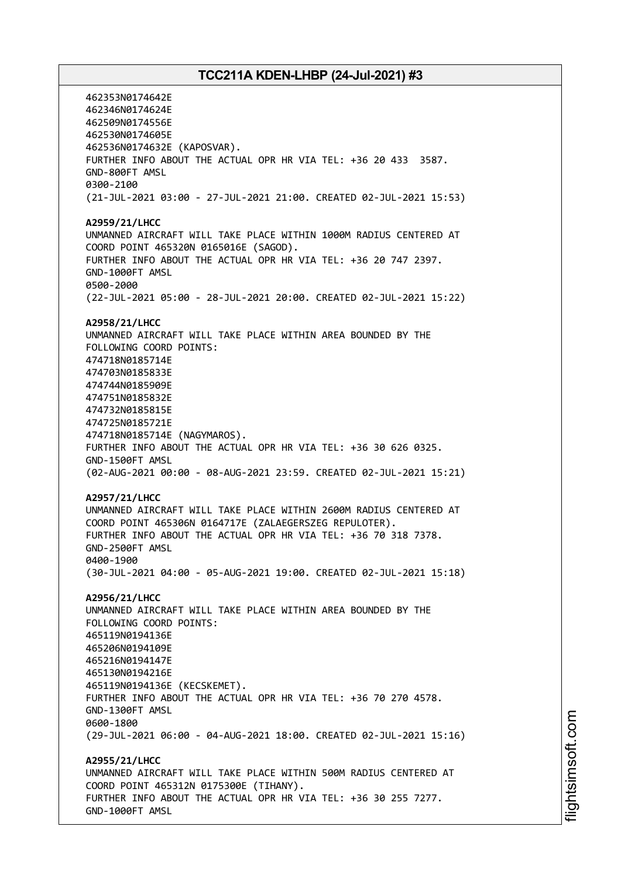462353N0174642E
462346N0174624E
462509N0174556E
462530N0174605E
462536N0174632E (KAPOSVAR).
FURTHER INFO ABOUT THE ACTUAL OPR HR VIA TEL: +36 20 433  3587.
GND-800FT AMSL
0300-2100
(21-JUL-2021 03:00 - 27-JUL-2021 21:00. CREATED 02-JUL-2021 15:53)

**A2959/21/LHCC**
UNMANNED AIRCRAFT WILL TAKE PLACE WITHIN 1000M RADIUS CENTERED AT COORD POINT 465320N 0165016E (SAGOD).
FURTHER INFO ABOUT THE ACTUAL OPR HR VIA TEL: +36 20 747 2397.
GND-1000FT AMSL
0500-2000
(22-JUL-2021 05:00 - 28-JUL-2021 20:00. CREATED 02-JUL-2021 15:22)

**A2958/21/LHCC**
UNMANNED AIRCRAFT WILL TAKE PLACE WITHIN AREA BOUNDED BY THE FOLLOWING COORD POINTS:
474718N0185714E
474703N0185833E
474744N0185909E
474751N0185832E
474732N0185815E
474725N0185721E
474718N0185714E (NAGYMAROS).
FURTHER INFO ABOUT THE ACTUAL OPR HR VIA TEL: +36 30 626 0325.
GND-1500FT AMSL
(02-AUG-2021 00:00 - 08-AUG-2021 23:59. CREATED 02-JUL-2021 15:21)

**A2957/21/LHCC**
UNMANNED AIRCRAFT WILL TAKE PLACE WITHIN 2600M RADIUS CENTERED AT COORD POINT 465306N 0164717E (ZALAEGERSZEG REPULOTER).
FURTHER INFO ABOUT THE ACTUAL OPR HR VIA TEL: +36 70 318 7378.
GND-2500FT AMSL
0400-1900
(30-JUL-2021 04:00 - 05-AUG-2021 19:00. CREATED 02-JUL-2021 15:18)

**A2956/21/LHCC**
UNMANNED AIRCRAFT WILL TAKE PLACE WITHIN AREA BOUNDED BY THE FOLLOWING COORD POINTS:
465119N0194136E
465206N0194109E
465216N0194147E
465130N0194216E
465119N0194136E (KECSKEMET).
FURTHER INFO ABOUT THE ACTUAL OPR HR VIA TEL: +36 70 270 4578.
GND-1300FT AMSL
0600-1800
(29-JUL-2021 06:00 - 04-AUG-2021 18:00. CREATED 02-JUL-2021 15:16)

**A2955/21/LHCC**
UNMANNED AIRCRAFT WILL TAKE PLACE WITHIN 500M RADIUS CENTERED AT COORD POINT 465312N 0175300E (TIHANY).
FURTHER INFO ABOUT THE ACTUAL OPR HR VIA TEL: +36 30 255 7277.
GND-1000FT AMSL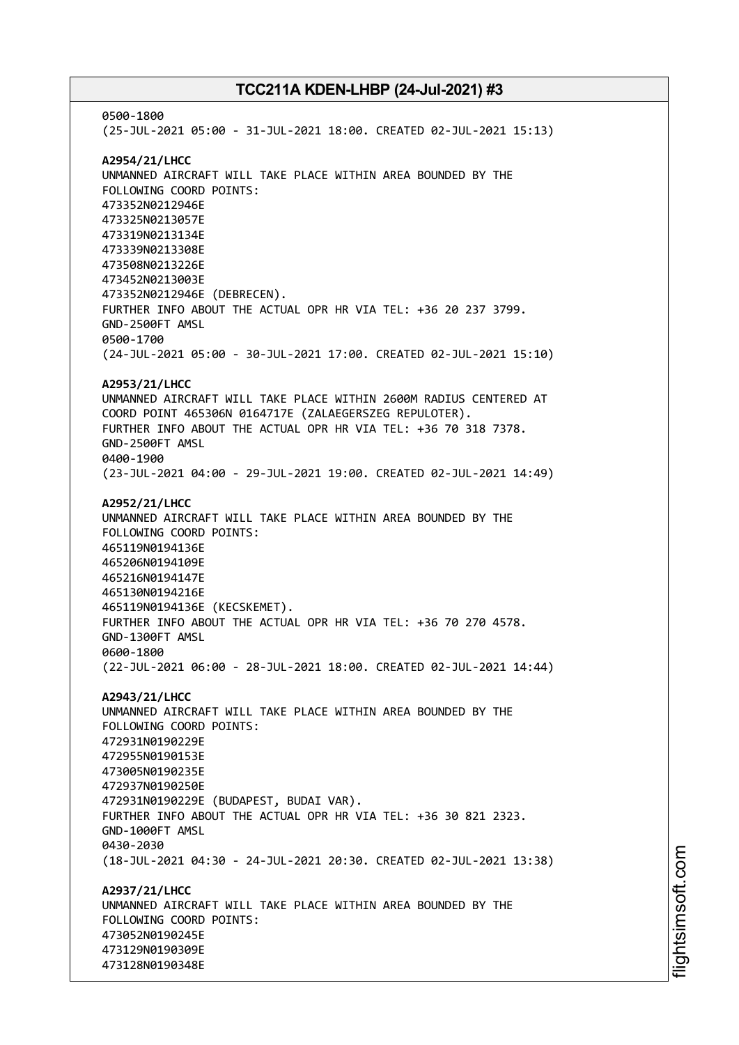0500-1800
(25-JUL-2021 05:00 - 31-JUL-2021 18:00. CREATED 02-JUL-2021 15:13)

**A2954/21/LHCC**
UNMANNED AIRCRAFT WILL TAKE PLACE WITHIN AREA BOUNDED BY THE
FOLLOWING COORD POINTS:
473352N0212946E
473325N0213057E
473319N0213134E
473339N0213308E
473508N0213226E
473452N0213003E
473352N0212946E (DEBRECEN).
FURTHER INFO ABOUT THE ACTUAL OPR HR VIA TEL: +36 20 237 3799.
GND-2500FT AMSL
0500-1700
(24-JUL-2021 05:00 - 30-JUL-2021 17:00. CREATED 02-JUL-2021 15:10)

**A2953/21/LHCC**
UNMANNED AIRCRAFT WILL TAKE PLACE WITHIN 2600M RADIUS CENTERED AT
COORD POINT 465306N 0164717E (ZALAEGERSZEG REPULOTER).
FURTHER INFO ABOUT THE ACTUAL OPR HR VIA TEL: +36 70 318 7378.
GND-2500FT AMSL
0400-1900
(23-JUL-2021 04:00 - 29-JUL-2021 19:00. CREATED 02-JUL-2021 14:49)

**A2952/21/LHCC**
UNMANNED AIRCRAFT WILL TAKE PLACE WITHIN AREA BOUNDED BY THE
FOLLOWING COORD POINTS:
465119N0194136E
465206N0194109E
465216N0194147E
465130N0194216E
465119N0194136E (KECSKEMET).
FURTHER INFO ABOUT THE ACTUAL OPR HR VIA TEL: +36 70 270 4578.
GND-1300FT AMSL
0600-1800
(22-JUL-2021 06:00 - 28-JUL-2021 18:00. CREATED 02-JUL-2021 14:44)

**A2943/21/LHCC**
UNMANNED AIRCRAFT WILL TAKE PLACE WITHIN AREA BOUNDED BY THE
FOLLOWING COORD POINTS:
472931N0190229E
472955N0190153E
473005N0190235E
472937N0190250E
472931N0190229E (BUDAPEST, BUDAI VAR).
FURTHER INFO ABOUT THE ACTUAL OPR HR VIA TEL: +36 30 821 2323.
GND-1000FT AMSL
0430-2030
(18-JUL-2021 04:30 - 24-JUL-2021 20:30. CREATED 02-JUL-2021 13:38)

**A2937/21/LHCC**
UNMANNED AIRCRAFT WILL TAKE PLACE WITHIN AREA BOUNDED BY THE
FOLLOWING COORD POINTS:
473052N0190245E
473129N0190309E
473128N0190348E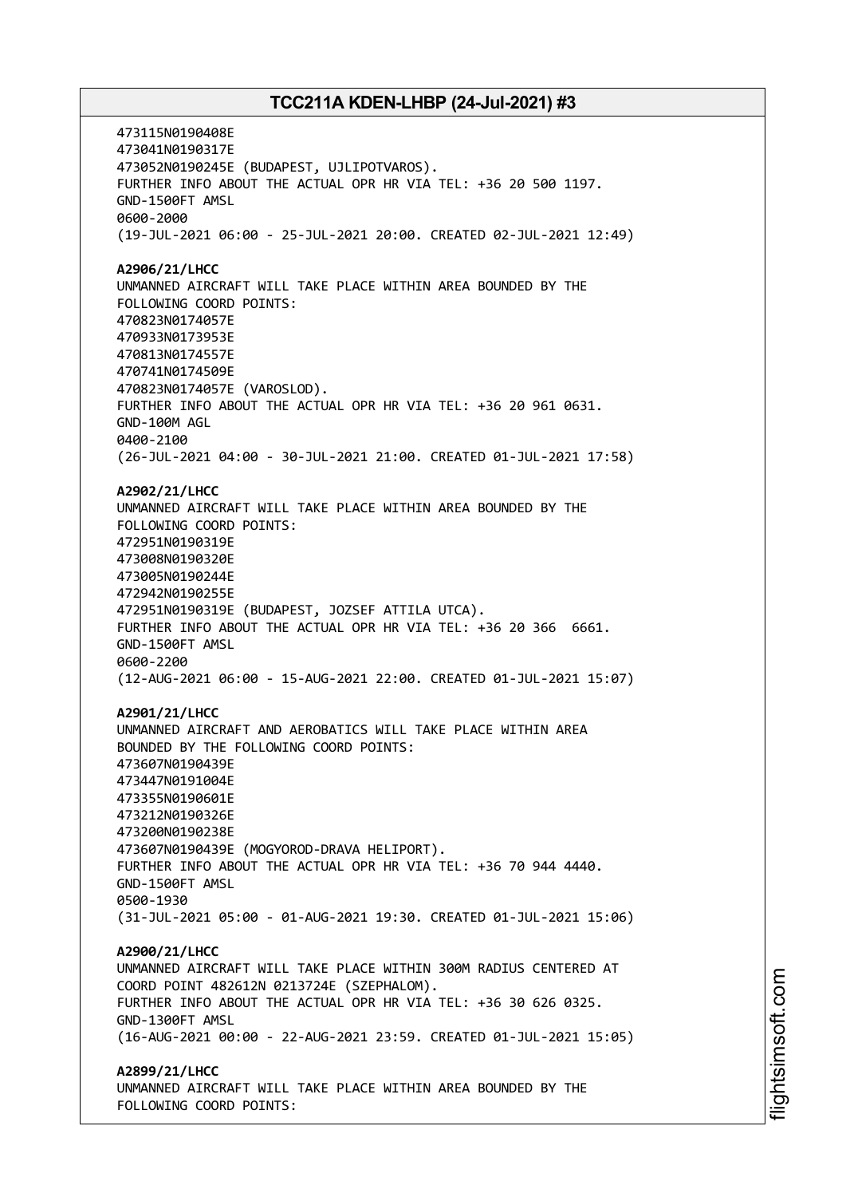473115N0190408E
473041N0190317E
473052N0190245E (BUDAPEST, UJLIPOTVAROS).
FURTHER INFO ABOUT THE ACTUAL OPR HR VIA TEL: +36 20 500 1197.
GND-1500FT AMSL
0600-2000
(19-JUL-2021 06:00 - 25-JUL-2021 20:00. CREATED 02-JUL-2021 12:49)

**A2906/21/LHCC**
UNMANNED AIRCRAFT WILL TAKE PLACE WITHIN AREA BOUNDED BY THE
FOLLOWING COORD POINTS:
470823N0174057E
470933N0173953E
470813N0174557E
470741N0174509E
470823N0174057E (VAROSLOD).
FURTHER INFO ABOUT THE ACTUAL OPR HR VIA TEL: +36 20 961 0631.
GND-100M AGL
0400-2100
(26-JUL-2021 04:00 - 30-JUL-2021 21:00. CREATED 01-JUL-2021 17:58)

**A2902/21/LHCC**
UNMANNED AIRCRAFT WILL TAKE PLACE WITHIN AREA BOUNDED BY THE
FOLLOWING COORD POINTS:
472951N0190319E
473008N0190320E
473005N0190244E
472942N0190255E
472951N0190319E (BUDAPEST, JOZSEF ATTILA UTCA).
FURTHER INFO ABOUT THE ACTUAL OPR HR VIA TEL: +36 20 366  6661.
GND-1500FT AMSL
0600-2200
(12-AUG-2021 06:00 - 15-AUG-2021 22:00. CREATED 01-JUL-2021 15:07)

**A2901/21/LHCC**
UNMANNED AIRCRAFT AND AEROBATICS WILL TAKE PLACE WITHIN AREA
BOUNDED BY THE FOLLOWING COORD POINTS:
473607N0190439E
473447N0191004E
473355N0190601E
473212N0190326E
473200N0190238E
473607N0190439E (MOGYOROD-DRAVA HELIPORT).
FURTHER INFO ABOUT THE ACTUAL OPR HR VIA TEL: +36 70 944 4440.
GND-1500FT AMSL
0500-1930
(31-JUL-2021 05:00 - 01-AUG-2021 19:30. CREATED 01-JUL-2021 15:06)

**A2900/21/LHCC**
UNMANNED AIRCRAFT WILL TAKE PLACE WITHIN 300M RADIUS CENTERED AT
COORD POINT 482612N 0213724E (SZEPHALOM).
FURTHER INFO ABOUT THE ACTUAL OPR HR VIA TEL: +36 30 626 0325.
GND-1300FT AMSL
(16-AUG-2021 00:00 - 22-AUG-2021 23:59. CREATED 01-JUL-2021 15:05)

**A2899/21/LHCC**
UNMANNED AIRCRAFT WILL TAKE PLACE WITHIN AREA BOUNDED BY THE
FOLLOWING COORD POINTS: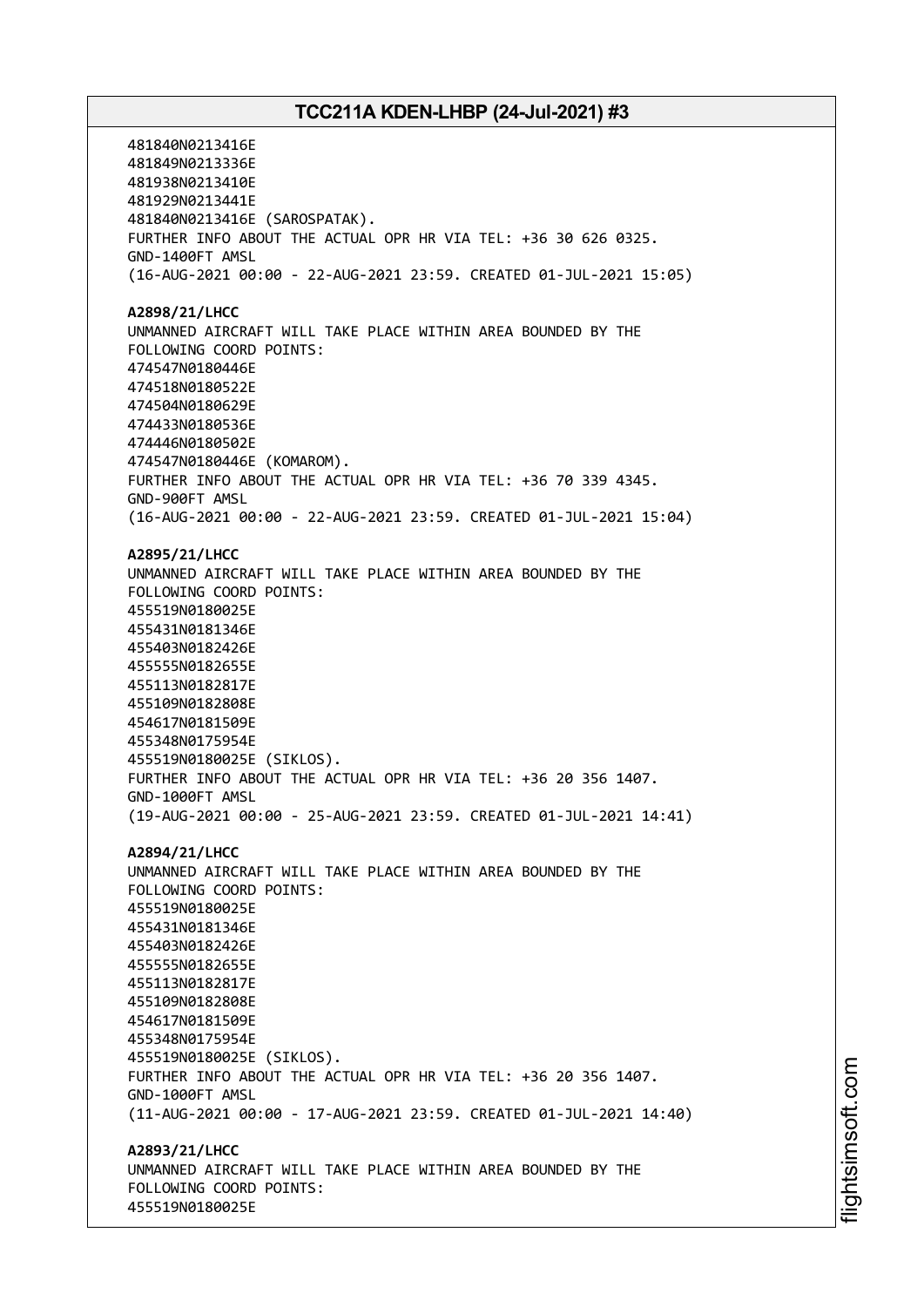481840N0213416E
481849N0213336E
481938N0213410E
481929N0213441E
481840N0213416E (SAROSPATAK).
FURTHER INFO ABOUT THE ACTUAL OPR HR VIA TEL: +36 30 626 0325.
GND-1400FT AMSL
(16-AUG-2021 00:00 - 22-AUG-2021 23:59. CREATED 01-JUL-2021 15:05)

**A2898/21/LHCC**
UNMANNED AIRCRAFT WILL TAKE PLACE WITHIN AREA BOUNDED BY THE FOLLOWING COORD POINTS:
474547N0180446E
474518N0180522E
474504N0180629E
474433N0180536E
474446N0180502E
474547N0180446E (KOMAROM).
FURTHER INFO ABOUT THE ACTUAL OPR HR VIA TEL: +36 70 339 4345.
GND-900FT AMSL
(16-AUG-2021 00:00 - 22-AUG-2021 23:59. CREATED 01-JUL-2021 15:04)

**A2895/21/LHCC**
UNMANNED AIRCRAFT WILL TAKE PLACE WITHIN AREA BOUNDED BY THE FOLLOWING COORD POINTS:
455519N0180025E
455431N0181346E
455403N0182426E
455555N0182655E
455113N0182817E
455109N0182808E
454617N0181509E
455348N0175954E
455519N0180025E (SIKLOS).
FURTHER INFO ABOUT THE ACTUAL OPR HR VIA TEL: +36 20 356 1407.
GND-1000FT AMSL
(19-AUG-2021 00:00 - 25-AUG-2021 23:59. CREATED 01-JUL-2021 14:41)

**A2894/21/LHCC**
UNMANNED AIRCRAFT WILL TAKE PLACE WITHIN AREA BOUNDED BY THE FOLLOWING COORD POINTS:
455519N0180025E
455431N0181346E
455403N0182426E
455555N0182655E
455113N0182817E
455109N0182808E
454617N0181509E
455348N0175954E
455519N0180025E (SIKLOS).
FURTHER INFO ABOUT THE ACTUAL OPR HR VIA TEL: +36 20 356 1407.
GND-1000FT AMSL
(11-AUG-2021 00:00 - 17-AUG-2021 23:59. CREATED 01-JUL-2021 14:40)

**A2893/21/LHCC**
UNMANNED AIRCRAFT WILL TAKE PLACE WITHIN AREA BOUNDED BY THE FOLLOWING COORD POINTS:
455519N0180025E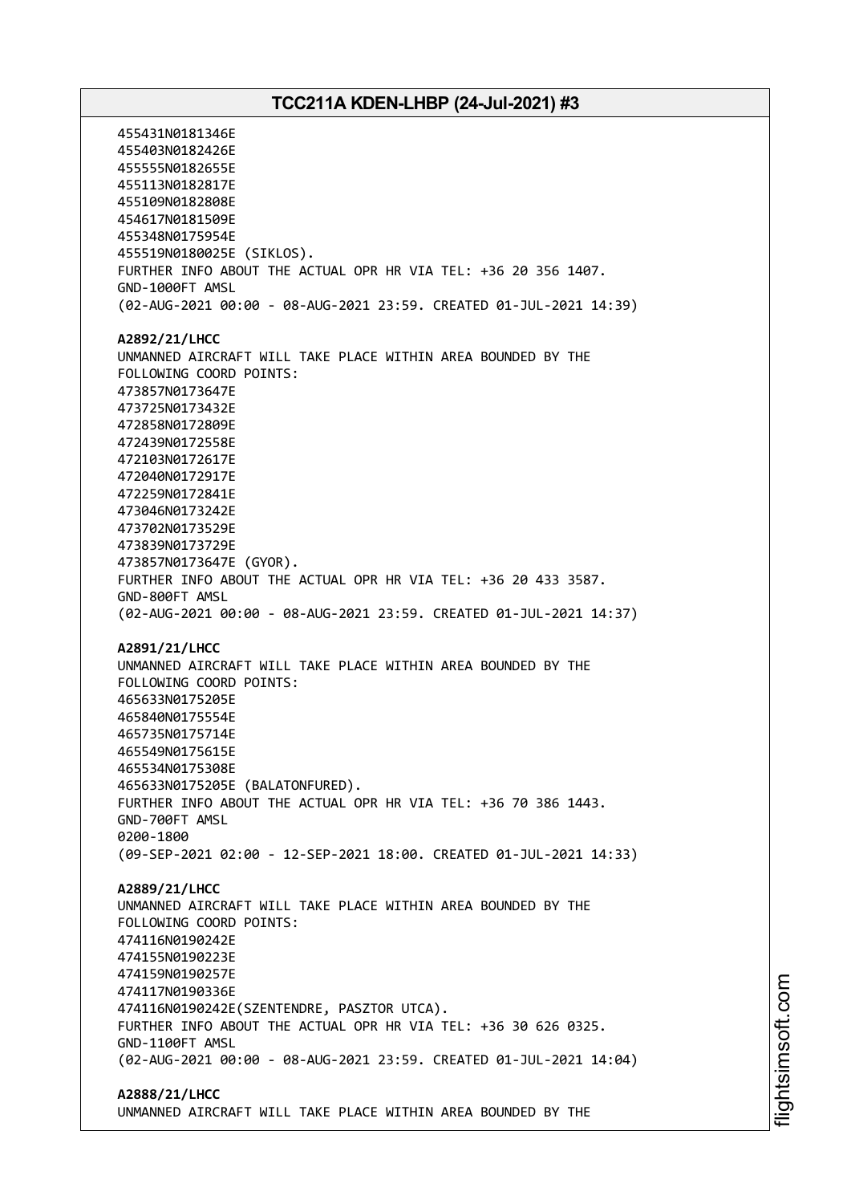455431N0181346E
455403N0182426E
455555N0182655E
455113N0182817E
455109N0182808E
454617N0181509E
455348N0175954E
455519N0180025E (SIKLOS).
FURTHER INFO ABOUT THE ACTUAL OPR HR VIA TEL: +36 20 356 1407.
GND-1000FT AMSL
(02-AUG-2021 00:00 - 08-AUG-2021 23:59. CREATED 01-JUL-2021 14:39)

**A2892/21/LHCC**
UNMANNED AIRCRAFT WILL TAKE PLACE WITHIN AREA BOUNDED BY THE
FOLLOWING COORD POINTS:
473857N0173647E
473725N0173432E
472858N0172809E
472439N0172558E
472103N0172617E
472040N0172917E
472259N0172841E
473046N0173242E
473702N0173529E
473839N0173729E
473857N0173647E (GYOR).
FURTHER INFO ABOUT THE ACTUAL OPR HR VIA TEL: +36 20 433 3587.
GND-800FT AMSL
(02-AUG-2021 00:00 - 08-AUG-2021 23:59. CREATED 01-JUL-2021 14:37)

**A2891/21/LHCC**
UNMANNED AIRCRAFT WILL TAKE PLACE WITHIN AREA BOUNDED BY THE
FOLLOWING COORD POINTS:
465633N0175205E
465840N0175554E
465735N0175714E
465549N0175615E
465534N0175308E
465633N0175205E (BALATONFURED).
FURTHER INFO ABOUT THE ACTUAL OPR HR VIA TEL: +36 70 386 1443.
GND-700FT AMSL
0200-1800
(09-SEP-2021 02:00 - 12-SEP-2021 18:00. CREATED 01-JUL-2021 14:33)

**A2889/21/LHCC**
UNMANNED AIRCRAFT WILL TAKE PLACE WITHIN AREA BOUNDED BY THE
FOLLOWING COORD POINTS:
474116N0190242E
474155N0190223E
474159N0190257E
474117N0190336E
474116N0190242E(SZENTENDRE, PASZTOR UTCA).
FURTHER INFO ABOUT THE ACTUAL OPR HR VIA TEL: +36 30 626 0325.
GND-1100FT AMSL
(02-AUG-2021 00:00 - 08-AUG-2021 23:59. CREATED 01-JUL-2021 14:04)

**A2888/21/LHCC**
UNMANNED AIRCRAFT WILL TAKE PLACE WITHIN AREA BOUNDED BY THE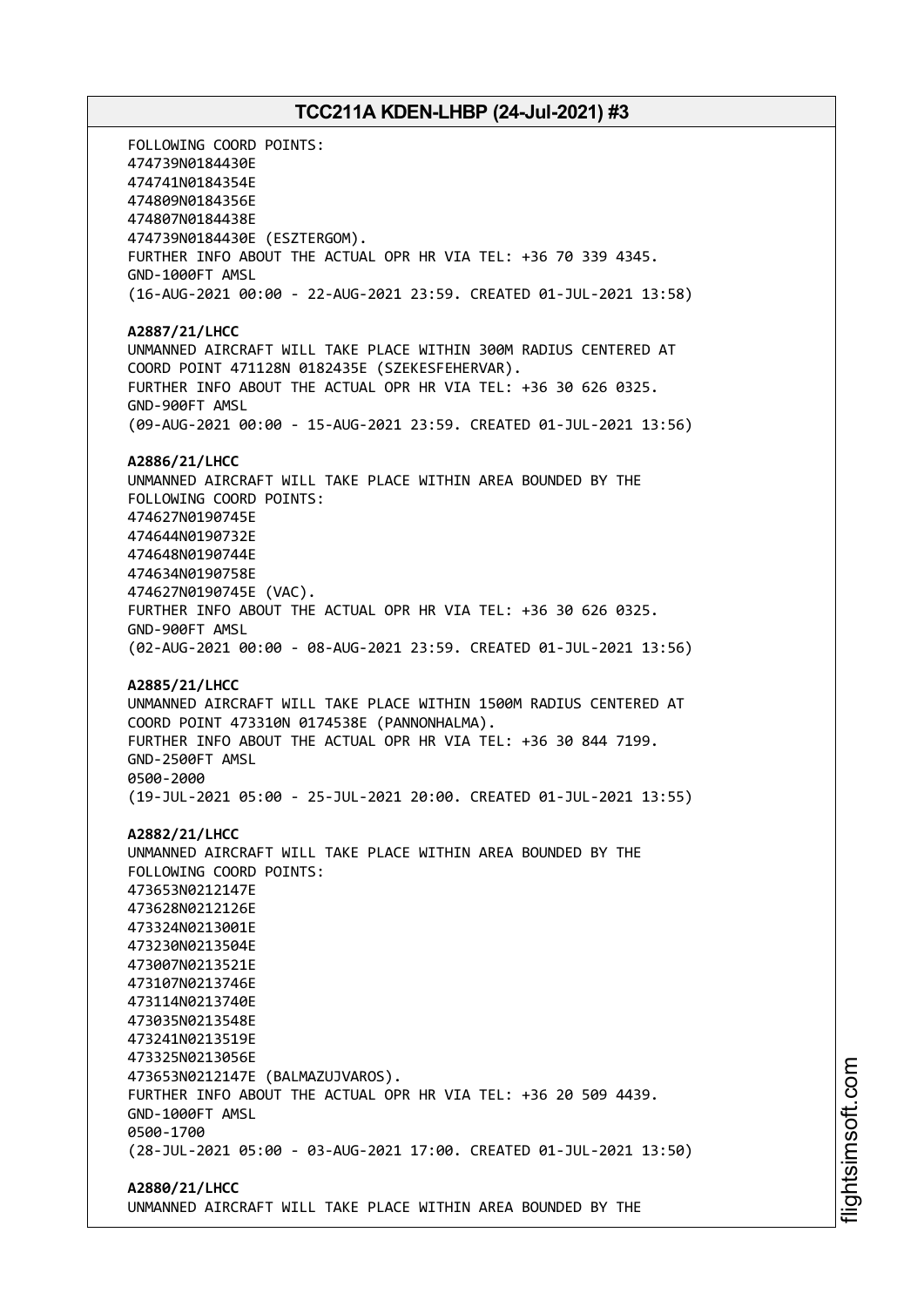FOLLOWING COORD POINTS:
474739N0184430E
474741N0184354E
474809N0184356E
474807N0184438E
474739N0184430E (ESZTERGOM).
FURTHER INFO ABOUT THE ACTUAL OPR HR VIA TEL: +36 70 339 4345.
GND-1000FT AMSL
(16-AUG-2021 00:00 - 22-AUG-2021 23:59. CREATED 01-JUL-2021 13:58)

**A2887/21/LHCC**
UNMANNED AIRCRAFT WILL TAKE PLACE WITHIN 300M RADIUS CENTERED AT
COORD POINT 471128N 0182435E (SZEKESFEHERVAR).
FURTHER INFO ABOUT THE ACTUAL OPR HR VIA TEL: +36 30 626 0325.
GND-900FT AMSL
(09-AUG-2021 00:00 - 15-AUG-2021 23:59. CREATED 01-JUL-2021 13:56)

**A2886/21/LHCC**
UNMANNED AIRCRAFT WILL TAKE PLACE WITHIN AREA BOUNDED BY THE
FOLLOWING COORD POINTS:
474627N0190745E
474644N0190732E
474648N0190744E
474634N0190758E
474627N0190745E (VAC).
FURTHER INFO ABOUT THE ACTUAL OPR HR VIA TEL: +36 30 626 0325.
GND-900FT AMSL
(02-AUG-2021 00:00 - 08-AUG-2021 23:59. CREATED 01-JUL-2021 13:56)

**A2885/21/LHCC**
UNMANNED AIRCRAFT WILL TAKE PLACE WITHIN 1500M RADIUS CENTERED AT
COORD POINT 473310N 0174538E (PANNONHALMA).
FURTHER INFO ABOUT THE ACTUAL OPR HR VIA TEL: +36 30 844 7199.
GND-2500FT AMSL
0500-2000
(19-JUL-2021 05:00 - 25-JUL-2021 20:00. CREATED 01-JUL-2021 13:55)

**A2882/21/LHCC**
UNMANNED AIRCRAFT WILL TAKE PLACE WITHIN AREA BOUNDED BY THE
FOLLOWING COORD POINTS:
473653N0212147E
473628N0212126E
473324N0213001E
473230N0213504E
473007N0213521E
473107N0213746E
473114N0213740E
473035N0213548E
473241N0213519E
473325N0213056E
473653N0212147E (BALMAZUJVAROS).
FURTHER INFO ABOUT THE ACTUAL OPR HR VIA TEL: +36 20 509 4439.
GND-1000FT AMSL
0500-1700
(28-JUL-2021 05:00 - 03-AUG-2021 17:00. CREATED 01-JUL-2021 13:50)

**A2880/21/LHCC**
UNMANNED AIRCRAFT WILL TAKE PLACE WITHIN AREA BOUNDED BY THE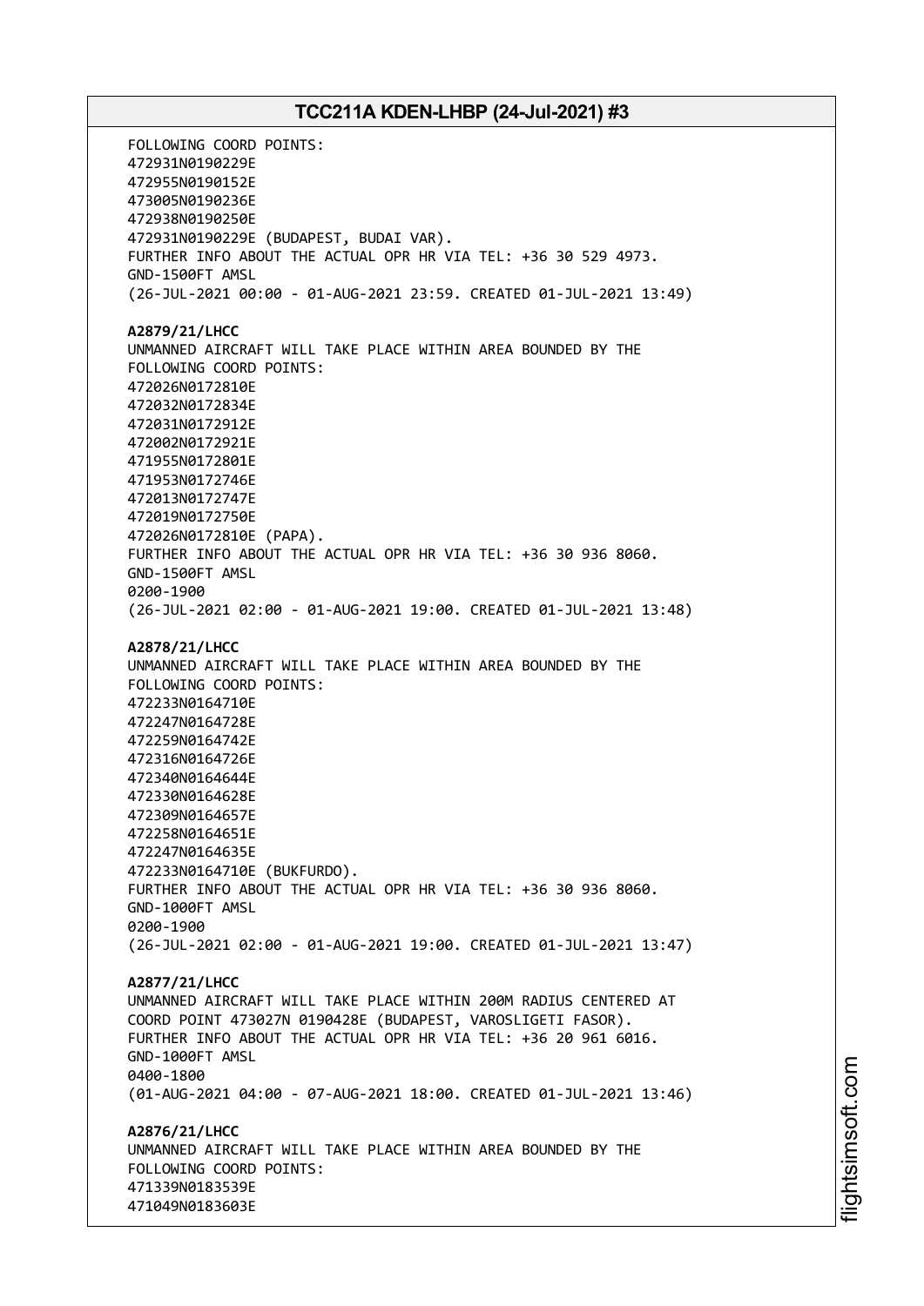FOLLOWING COORD POINTS:
472931N0190229E
472955N0190152E
473005N0190236E
472938N0190250E
472931N0190229E (BUDAPEST, BUDAI VAR).
FURTHER INFO ABOUT THE ACTUAL OPR HR VIA TEL: +36 30 529 4973.
GND-1500FT AMSL
(26-JUL-2021 00:00 - 01-AUG-2021 23:59. CREATED 01-JUL-2021 13:49)

**A2879/21/LHCC**
UNMANNED AIRCRAFT WILL TAKE PLACE WITHIN AREA BOUNDED BY THE
FOLLOWING COORD POINTS:
472026N0172810E
472032N0172834E
472031N0172912E
472002N0172921E
471955N0172801E
471953N0172746E
472013N0172747E
472019N0172750E
472026N0172810E (PAPA).
FURTHER INFO ABOUT THE ACTUAL OPR HR VIA TEL: +36 30 936 8060.
GND-1500FT AMSL
0200-1900
(26-JUL-2021 02:00 - 01-AUG-2021 19:00. CREATED 01-JUL-2021 13:48)

**A2878/21/LHCC**
UNMANNED AIRCRAFT WILL TAKE PLACE WITHIN AREA BOUNDED BY THE
FOLLOWING COORD POINTS:
472233N0164710E
472247N0164728E
472259N0164742E
472316N0164726E
472340N0164644E
472330N0164628E
472309N0164657E
472258N0164651E
472247N0164635E
472233N0164710E (BUKFURDO).
FURTHER INFO ABOUT THE ACTUAL OPR HR VIA TEL: +36 30 936 8060.
GND-1000FT AMSL
0200-1900
(26-JUL-2021 02:00 - 01-AUG-2021 19:00. CREATED 01-JUL-2021 13:47)

**A2877/21/LHCC**
UNMANNED AIRCRAFT WILL TAKE PLACE WITHIN 200M RADIUS CENTERED AT
COORD POINT 473027N 0190428E (BUDAPEST, VAROSLIGETI FASOR).
FURTHER INFO ABOUT THE ACTUAL OPR HR VIA TEL: +36 20 961 6016.
GND-1000FT AMSL
0400-1800
(01-AUG-2021 04:00 - 07-AUG-2021 18:00. CREATED 01-JUL-2021 13:46)

**A2876/21/LHCC**
UNMANNED AIRCRAFT WILL TAKE PLACE WITHIN AREA BOUNDED BY THE
FOLLOWING COORD POINTS:
471339N0183539E
471049N0183603E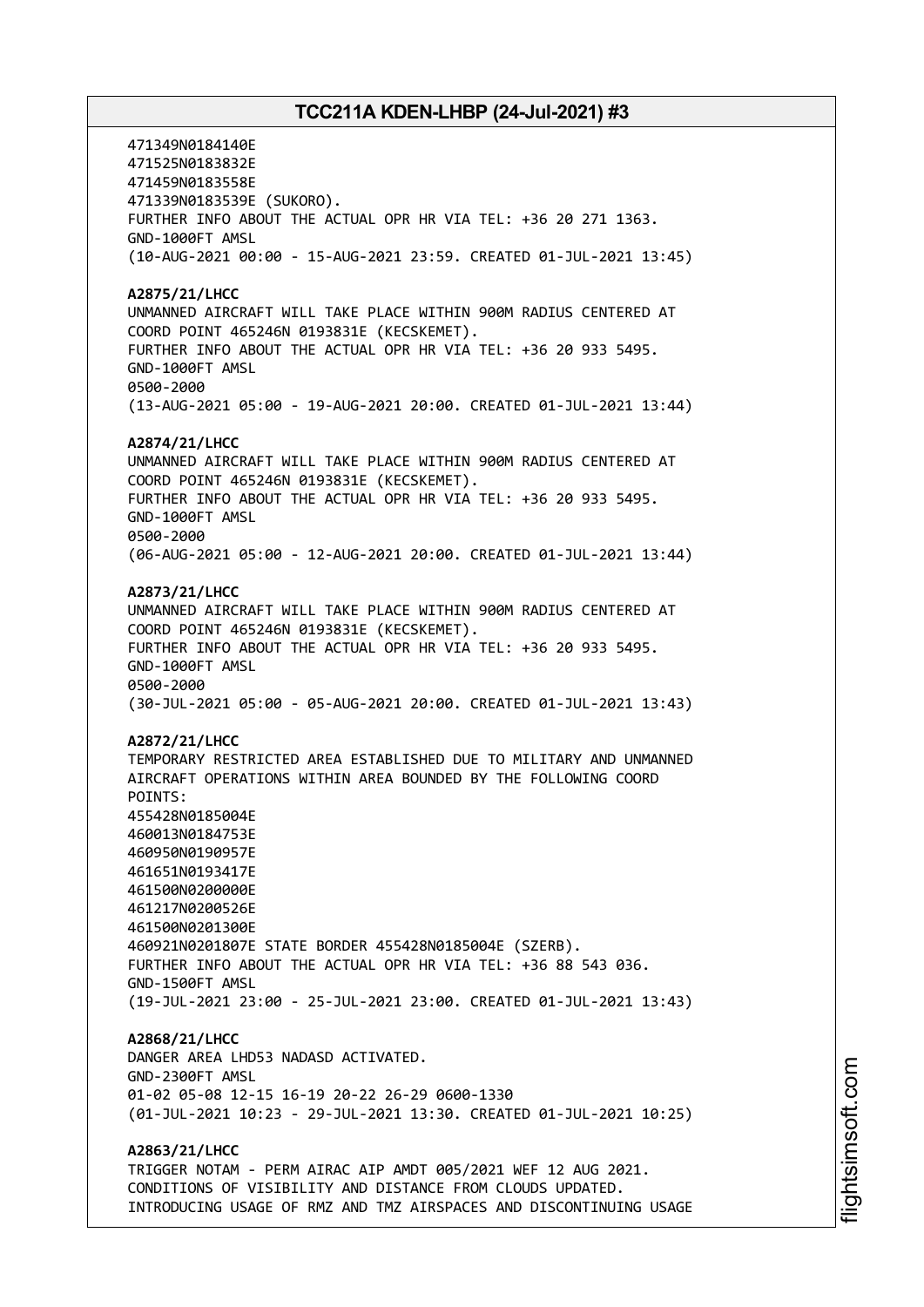471349N0184140E
471525N0183832E
471459N0183558E
471339N0183539E (SUKORO).
FURTHER INFO ABOUT THE ACTUAL OPR HR VIA TEL: +36 20 271 1363.
GND-1000FT AMSL
(10-AUG-2021 00:00 - 15-AUG-2021 23:59. CREATED 01-JUL-2021 13:45)

**A2875/21/LHCC**
UNMANNED AIRCRAFT WILL TAKE PLACE WITHIN 900M RADIUS CENTERED AT
COORD POINT 465246N 0193831E (KECSKEMET).
FURTHER INFO ABOUT THE ACTUAL OPR HR VIA TEL: +36 20 933 5495.
GND-1000FT AMSL
0500-2000
(13-AUG-2021 05:00 - 19-AUG-2021 20:00. CREATED 01-JUL-2021 13:44)

**A2874/21/LHCC**
UNMANNED AIRCRAFT WILL TAKE PLACE WITHIN 900M RADIUS CENTERED AT
COORD POINT 465246N 0193831E (KECSKEMET).
FURTHER INFO ABOUT THE ACTUAL OPR HR VIA TEL: +36 20 933 5495.
GND-1000FT AMSL
0500-2000
(06-AUG-2021 05:00 - 12-AUG-2021 20:00. CREATED 01-JUL-2021 13:44)

**A2873/21/LHCC**
UNMANNED AIRCRAFT WILL TAKE PLACE WITHIN 900M RADIUS CENTERED AT
COORD POINT 465246N 0193831E (KECSKEMET).
FURTHER INFO ABOUT THE ACTUAL OPR HR VIA TEL: +36 20 933 5495.
GND-1000FT AMSL
0500-2000
(30-JUL-2021 05:00 - 05-AUG-2021 20:00. CREATED 01-JUL-2021 13:43)

**A2872/21/LHCC**
TEMPORARY RESTRICTED AREA ESTABLISHED DUE TO MILITARY AND UNMANNED
AIRCRAFT OPERATIONS WITHIN AREA BOUNDED BY THE FOLLOWING COORD
POINTS:
455428N0185004E
460013N0184753E
460950N0190957E
461651N0193417E
461500N0200000E
461217N0200526E
461500N0201300E
460921N0201807E STATE BORDER 455428N0185004E (SZERB).
FURTHER INFO ABOUT THE ACTUAL OPR HR VIA TEL: +36 88 543 036.
GND-1500FT AMSL
(19-JUL-2021 23:00 - 25-JUL-2021 23:00. CREATED 01-JUL-2021 13:43)

**A2868/21/LHCC**
DANGER AREA LHD53 NADASD ACTIVATED.
GND-2300FT AMSL
01-02 05-08 12-15 16-19 20-22 26-29 0600-1330
(01-JUL-2021 10:23 - 29-JUL-2021 13:30. CREATED 01-JUL-2021 10:25)

**A2863/21/LHCC**
TRIGGER NOTAM - PERM AIRAC AIP AMDT 005/2021 WEF 12 AUG 2021.
CONDITIONS OF VISIBILITY AND DISTANCE FROM CLOUDS UPDATED.
INTRODUCING USAGE OF RMZ AND TMZ AIRSPACES AND DISCONTINUING USAGE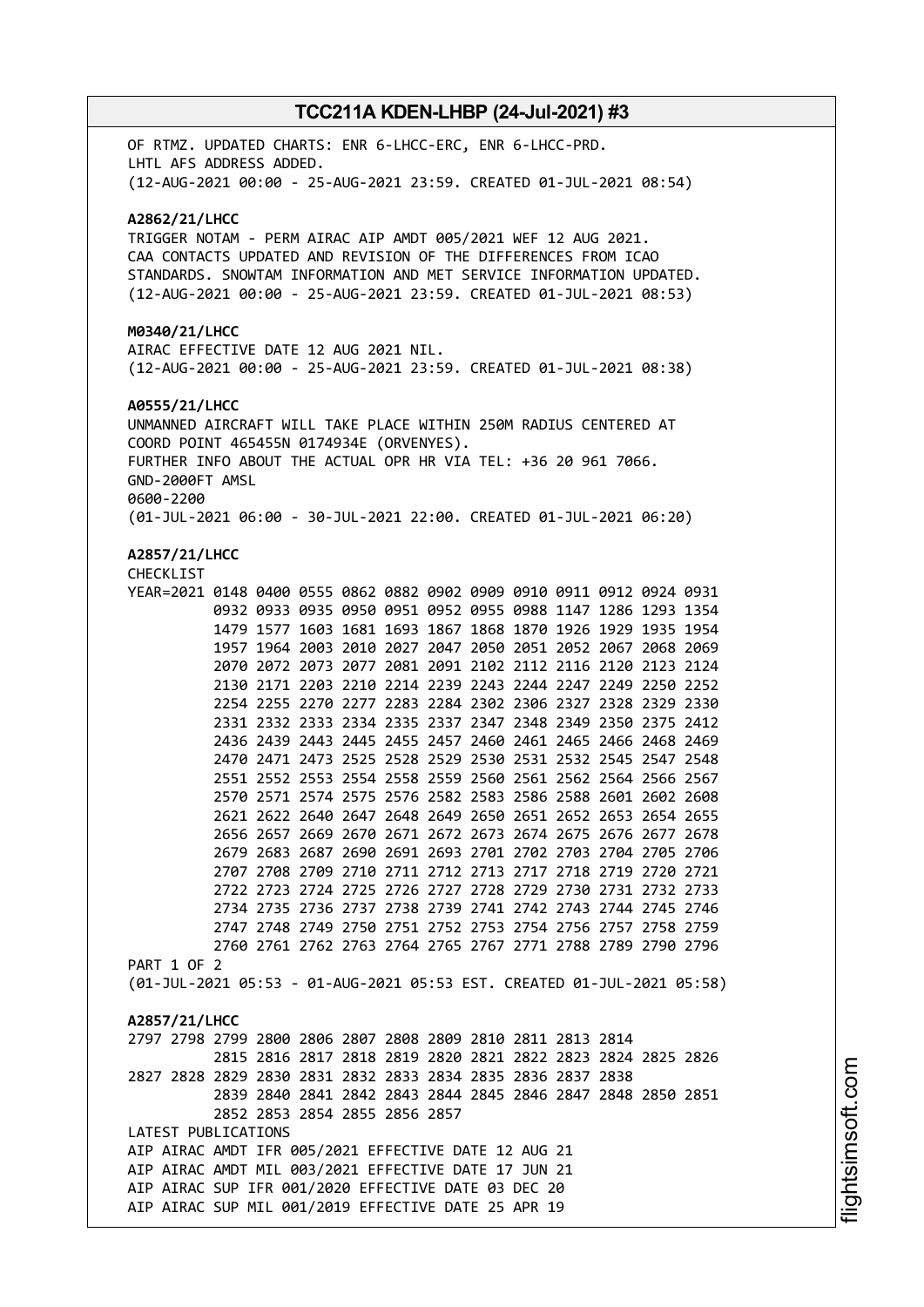OF RTMZ. UPDATED CHARTS: ENR 6-LHCC-ERC, ENR 6-LHCC-PRD.
LHTL AFS ADDRESS ADDED.
(12-AUG-2021 00:00 - 25-AUG-2021 23:59. CREATED 01-JUL-2021 08:54)

**A2862/21/LHCC**
TRIGGER NOTAM - PERM AIRAC AIP AMDT 005/2021 WEF 12 AUG 2021.
CAA CONTACTS UPDATED AND REVISION OF THE DIFFERENCES FROM ICAO
STANDARDS. SNOWTAM INFORMATION AND MET SERVICE INFORMATION UPDATED.
(12-AUG-2021 00:00 - 25-AUG-2021 23:59. CREATED 01-JUL-2021 08:53)

**M0340/21/LHCC**
AIRAC EFFECTIVE DATE 12 AUG 2021 NIL.
(12-AUG-2021 00:00 - 25-AUG-2021 23:59. CREATED 01-JUL-2021 08:38)

**A0555/21/LHCC**
UNMANNED AIRCRAFT WILL TAKE PLACE WITHIN 250M RADIUS CENTERED AT
COORD POINT 465455N 0174934E (ORVENYES).
FURTHER INFO ABOUT THE ACTUAL OPR HR VIA TEL: +36 20 961 7066.
GND-2000FT AMSL
0600-2200
(01-JUL-2021 06:00 - 30-JUL-2021 22:00. CREATED 01-JUL-2021 06:20)

**A2857/21/LHCC**
CHECKLIST
YEAR=2021 0148 0400 0555 0862 0882 0902 0909 0910 0911 0912 0924 0931
0932 0933 0935 0950 0951 0952 0955 0988 1147 1286 1293 1354
1479 1577 1603 1681 1693 1867 1868 1870 1926 1929 1935 1954
1957 1964 2003 2010 2027 2047 2050 2051 2052 2067 2068 2069
2070 2072 2073 2077 2081 2091 2102 2112 2116 2120 2123 2124
2130 2171 2203 2210 2214 2239 2243 2244 2247 2249 2250 2252
2254 2255 2270 2277 2283 2284 2302 2306 2327 2328 2329 2330
2331 2332 2333 2334 2335 2337 2347 2348 2349 2350 2375 2412
2436 2439 2443 2445 2455 2457 2460 2461 2465 2466 2468 2469
2470 2471 2473 2525 2528 2529 2530 2531 2532 2545 2547 2548
2551 2552 2553 2554 2558 2559 2560 2561 2562 2564 2566 2567
2570 2571 2574 2575 2576 2582 2583 2586 2588 2601 2602 2608
2621 2622 2640 2647 2648 2649 2650 2651 2652 2653 2654 2655
2656 2657 2669 2670 2671 2672 2673 2674 2675 2676 2677 2678
2679 2683 2687 2690 2691 2693 2701 2702 2703 2704 2705 2706
2707 2708 2709 2710 2711 2712 2713 2717 2718 2719 2720 2721
2722 2723 2724 2725 2726 2727 2728 2729 2730 2731 2732 2733
2734 2735 2736 2737 2738 2739 2741 2742 2743 2744 2745 2746
2747 2748 2749 2750 2751 2752 2753 2754 2756 2757 2758 2759
2760 2761 2762 2763 2764 2765 2767 2771 2788 2789 2790 2796
PART 1 OF 2
(01-JUL-2021 05:53 - 01-AUG-2021 05:53 EST. CREATED 01-JUL-2021 05:58)

**A2857/21/LHCC**
2797 2798 2799 2800 2806 2807 2808 2809 2810 2811 2813 2814
2815 2816 2817 2818 2819 2820 2821 2822 2823 2824 2825 2826
2827 2828 2829 2830 2831 2832 2833 2834 2835 2836 2837 2838
2839 2840 2841 2842 2843 2844 2845 2846 2847 2848 2850 2851
2852 2853 2854 2855 2856 2857
LATEST PUBLICATIONS
AIP AIRAC AMDT IFR 005/2021 EFFECTIVE DATE 12 AUG 21
AIP AIRAC AMDT MIL 003/2021 EFFECTIVE DATE 17 JUN 21
AIP AIRAC SUP IFR 001/2020 EFFECTIVE DATE 03 DEC 20
AIP AIRAC SUP MIL 001/2019 EFFECTIVE DATE 25 APR 19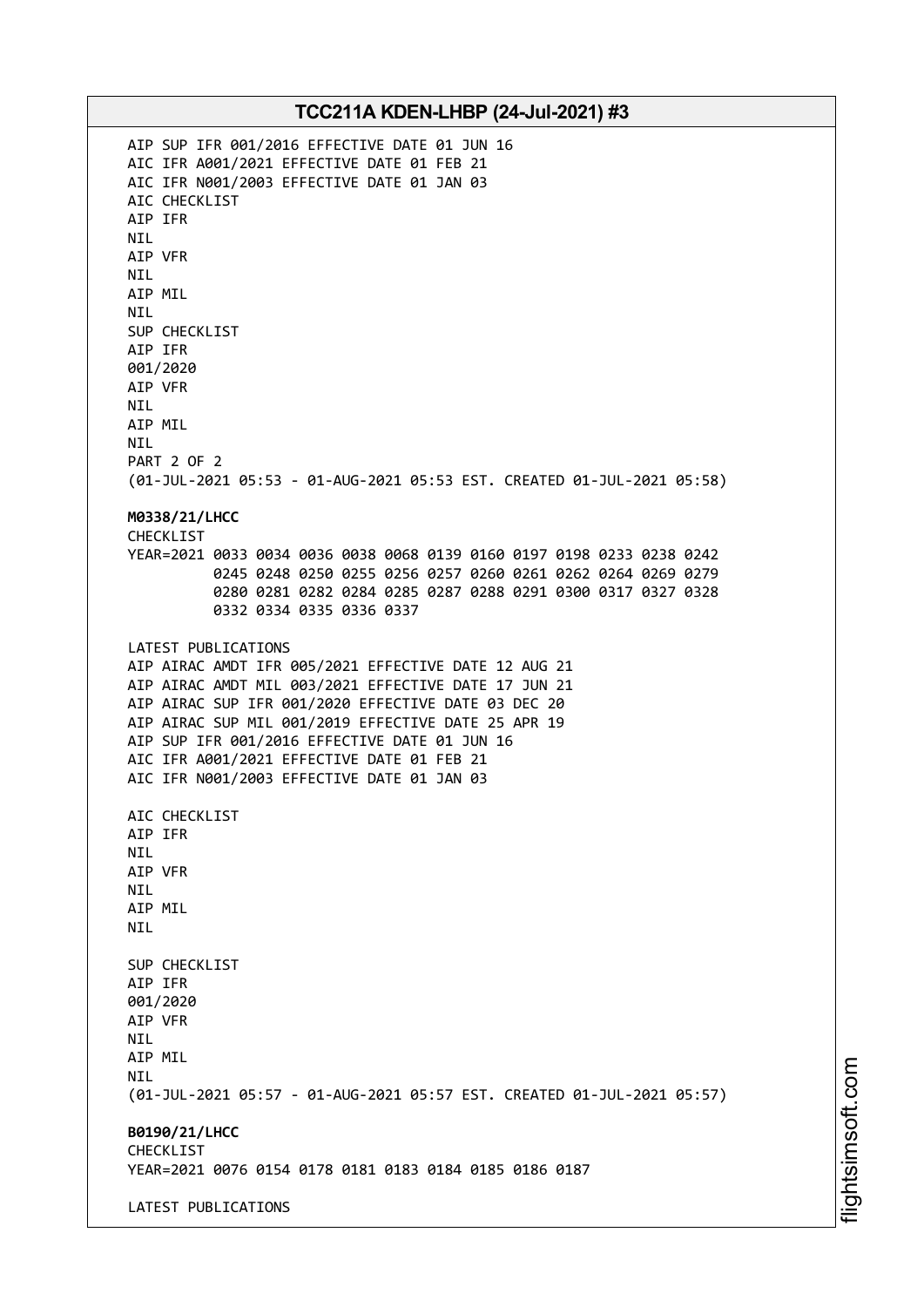AIP SUP IFR 001/2016 EFFECTIVE DATE 01 JUN 16
AIC IFR A001/2021 EFFECTIVE DATE 01 FEB 21
AIC IFR N001/2003 EFFECTIVE DATE 01 JAN 03
AIC CHECKLIST
AIP IFR
NIL
AIP VFR
NIL
AIP MIL
NIL
SUP CHECKLIST
AIP IFR
001/2020
AIP VFR
NIL
AIP MIL
NIL
PART 2 OF 2
(01-JUL-2021 05:53 - 01-AUG-2021 05:53 EST. CREATED 01-JUL-2021 05:58)

**M0338/21/LHCC**
CHECKLIST
YEAR=2021 0033 0034 0036 0038 0068 0139 0160 0197 0198 0233 0238 0242
0245 0248 0250 0255 0256 0257 0260 0261 0262 0264 0269 0279
0280 0281 0282 0284 0285 0287 0288 0291 0300 0317 0327 0328
0332 0334 0335 0336 0337

LATEST PUBLICATIONS
AIP AIRAC AMDT IFR 005/2021 EFFECTIVE DATE 12 AUG 21
AIP AIRAC AMDT MIL 003/2021 EFFECTIVE DATE 17 JUN 21
AIP AIRAC SUP IFR 001/2020 EFFECTIVE DATE 03 DEC 20
AIP AIRAC SUP MIL 001/2019 EFFECTIVE DATE 25 APR 19
AIP SUP IFR 001/2016 EFFECTIVE DATE 01 JUN 16
AIC IFR A001/2021 EFFECTIVE DATE 01 FEB 21
AIC IFR N001/2003 EFFECTIVE DATE 01 JAN 03

AIC CHECKLIST
AIP IFR
NIL
AIP VFR
NIL
AIP MIL
NIL

SUP CHECKLIST
AIP IFR
001/2020
AIP VFR
NIL
AIP MIL
NIL
(01-JUL-2021 05:57 - 01-AUG-2021 05:57 EST. CREATED 01-JUL-2021 05:57)

**B0190/21/LHCC**
CHECKLIST
YEAR=2021 0076 0154 0178 0181 0183 0184 0185 0186 0187

LATEST PUBLICATIONS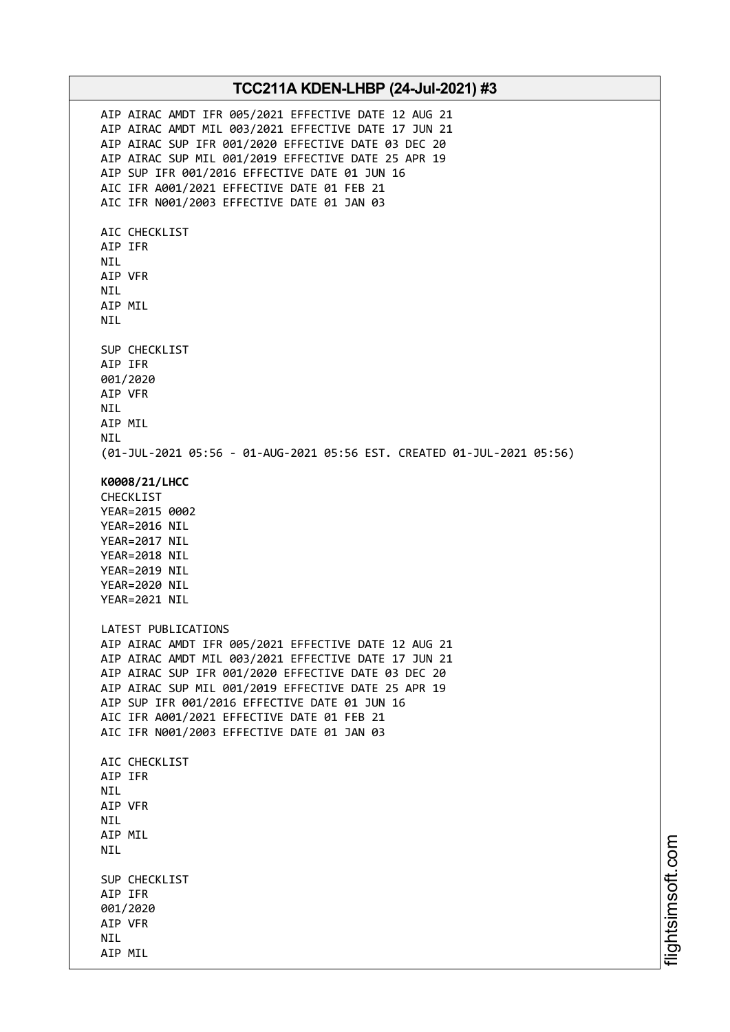AIP AIRAC AMDT IFR 005/2021 EFFECTIVE DATE 12 AUG 21
AIP AIRAC AMDT MIL 003/2021 EFFECTIVE DATE 17 JUN 21
AIP AIRAC SUP IFR 001/2020 EFFECTIVE DATE 03 DEC 20
AIP AIRAC SUP MIL 001/2019 EFFECTIVE DATE 25 APR 19
AIP SUP IFR 001/2016 EFFECTIVE DATE 01 JUN 16
AIC IFR A001/2021 EFFECTIVE DATE 01 FEB 21
AIC IFR N001/2003 EFFECTIVE DATE 01 JAN 03

AIC CHECKLIST
AIP IFR
NIL
AIP VFR
NIL
AIP MIL
NIL

SUP CHECKLIST
AIP IFR
001/2020
AIP VFR
NIL
AIP MIL
NIL
(01-JUL-2021 05:56 - 01-AUG-2021 05:56 EST. CREATED 01-JUL-2021 05:56)

**K0008/21/LHCC**
CHECKLIST
YEAR=2015 0002
YEAR=2016 NIL
YEAR=2017 NIL
YEAR=2018 NIL
YEAR=2019 NIL
YEAR=2020 NIL
YEAR=2021 NIL

LATEST PUBLICATIONS
AIP AIRAC AMDT IFR 005/2021 EFFECTIVE DATE 12 AUG 21
AIP AIRAC AMDT MIL 003/2021 EFFECTIVE DATE 17 JUN 21
AIP AIRAC SUP IFR 001/2020 EFFECTIVE DATE 03 DEC 20
AIP AIRAC SUP MIL 001/2019 EFFECTIVE DATE 25 APR 19
AIP SUP IFR 001/2016 EFFECTIVE DATE 01 JUN 16
AIC IFR A001/2021 EFFECTIVE DATE 01 FEB 21
AIC IFR N001/2003 EFFECTIVE DATE 01 JAN 03

AIC CHECKLIST
AIP IFR
NIL
AIP VFR
NIL
AIP MIL
NIL

SUP CHECKLIST
AIP IFR
001/2020
AIP VFR
NIL
AIP MIL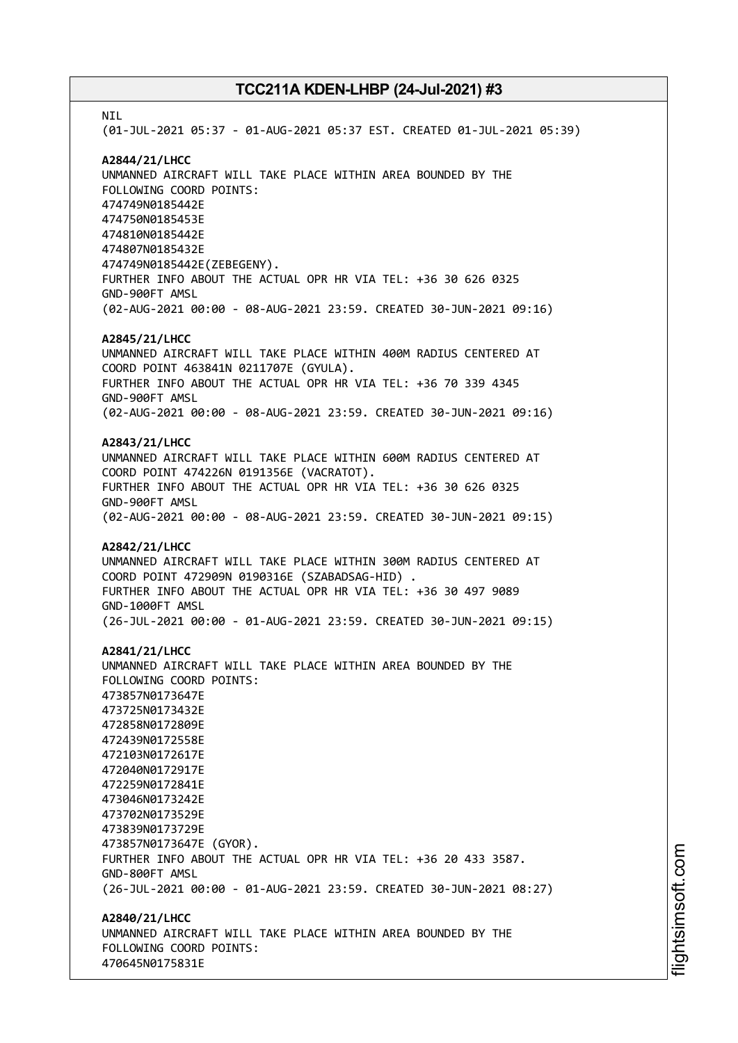NIL
(01-JUL-2021 05:37 - 01-AUG-2021 05:37 EST. CREATED 01-JUL-2021 05:39)

**A2844/21/LHCC**
UNMANNED AIRCRAFT WILL TAKE PLACE WITHIN AREA BOUNDED BY THE
FOLLOWING COORD POINTS:
474749N0185442E
474750N0185453E
474810N0185442E
474807N0185432E
474749N0185442E(ZEBEGENY).
FURTHER INFO ABOUT THE ACTUAL OPR HR VIA TEL: +36 30 626 0325
GND-900FT AMSL
(02-AUG-2021 00:00 - 08-AUG-2021 23:59. CREATED 30-JUN-2021 09:16)

**A2845/21/LHCC**
UNMANNED AIRCRAFT WILL TAKE PLACE WITHIN 400M RADIUS CENTERED AT
COORD POINT 463841N 0211707E (GYULA).
FURTHER INFO ABOUT THE ACTUAL OPR HR VIA TEL: +36 70 339 4345
GND-900FT AMSL
(02-AUG-2021 00:00 - 08-AUG-2021 23:59. CREATED 30-JUN-2021 09:16)

**A2843/21/LHCC**
UNMANNED AIRCRAFT WILL TAKE PLACE WITHIN 600M RADIUS CENTERED AT
COORD POINT 474226N 0191356E (VACRATOT).
FURTHER INFO ABOUT THE ACTUAL OPR HR VIA TEL: +36 30 626 0325
GND-900FT AMSL
(02-AUG-2021 00:00 - 08-AUG-2021 23:59. CREATED 30-JUN-2021 09:15)

**A2842/21/LHCC**
UNMANNED AIRCRAFT WILL TAKE PLACE WITHIN 300M RADIUS CENTERED AT
COORD POINT 472909N 0190316E (SZABADSAG-HID) .
FURTHER INFO ABOUT THE ACTUAL OPR HR VIA TEL: +36 30 497 9089
GND-1000FT AMSL
(26-JUL-2021 00:00 - 01-AUG-2021 23:59. CREATED 30-JUN-2021 09:15)

**A2841/21/LHCC**
UNMANNED AIRCRAFT WILL TAKE PLACE WITHIN AREA BOUNDED BY THE
FOLLOWING COORD POINTS:
473857N0173647E
473725N0173432E
472858N0172809E
472439N0172558E
472103N0172617E
472040N0172917E
472259N0172841E
473046N0173242E
473702N0173529E
473839N0173729E
473857N0173647E (GYOR).
FURTHER INFO ABOUT THE ACTUAL OPR HR VIA TEL: +36 20 433 3587.
GND-800FT AMSL
(26-JUL-2021 00:00 - 01-AUG-2021 23:59. CREATED 30-JUN-2021 08:27)

**A2840/21/LHCC**
UNMANNED AIRCRAFT WILL TAKE PLACE WITHIN AREA BOUNDED BY THE
FOLLOWING COORD POINTS:
470645N0175831E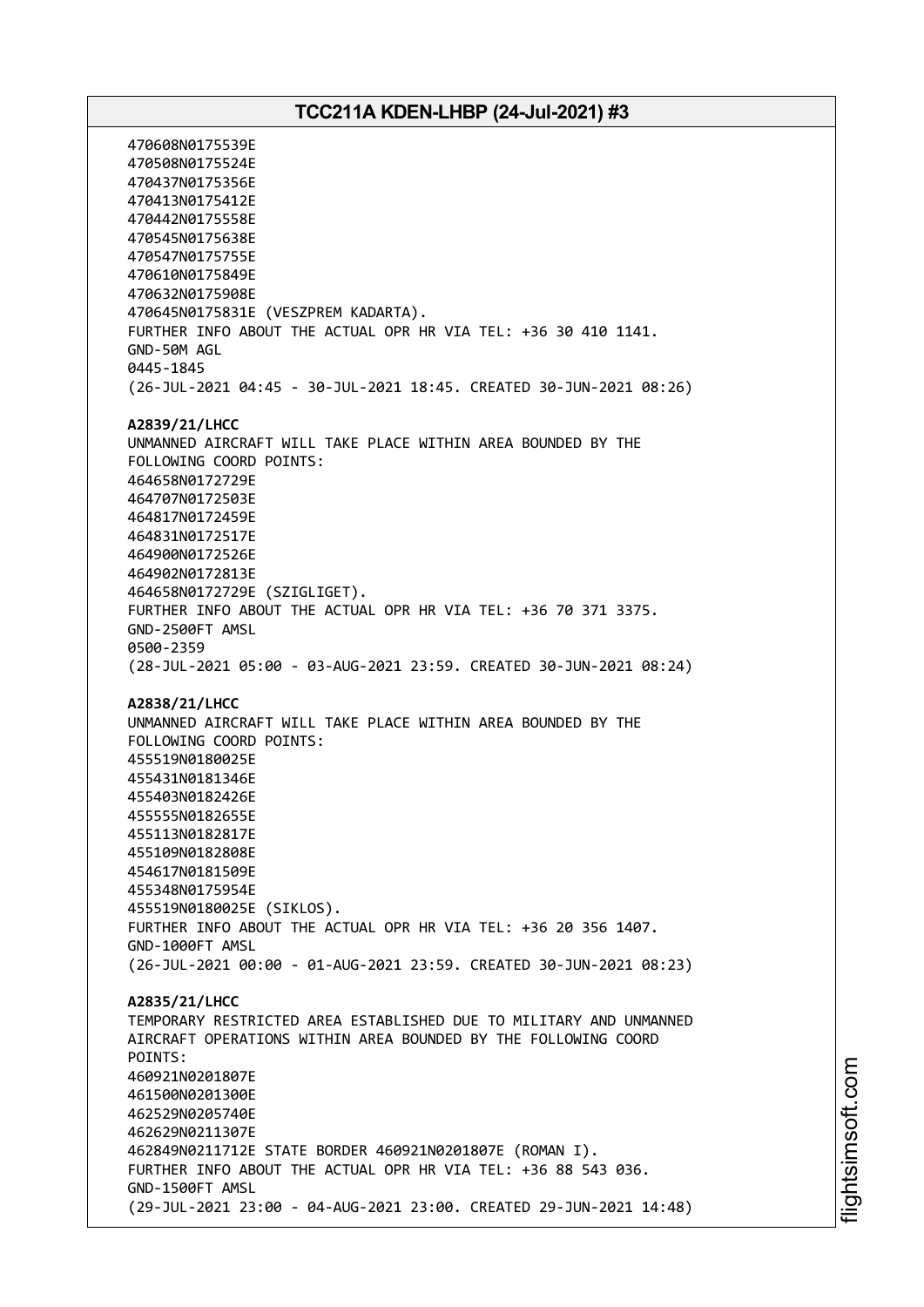470608N0175539E
470508N0175524E
470437N0175356E
470413N0175412E
470442N0175558E
470545N0175638E
470547N0175755E
470610N0175849E
470632N0175908E
470645N0175831E (VESZPREM KADARTA).
FURTHER INFO ABOUT THE ACTUAL OPR HR VIA TEL: +36 30 410 1141.
GND-50M AGL
0445-1845
(26-JUL-2021 04:45 - 30-JUL-2021 18:45. CREATED 30-JUN-2021 08:26)

**A2839/21/LHCC**
UNMANNED AIRCRAFT WILL TAKE PLACE WITHIN AREA BOUNDED BY THE
FOLLOWING COORD POINTS:
464658N0172729E
464707N0172503E
464817N0172459E
464831N0172517E
464900N0172526E
464902N0172813E
464658N0172729E (SZIGLIGET).
FURTHER INFO ABOUT THE ACTUAL OPR HR VIA TEL: +36 70 371 3375.
GND-2500FT AMSL
0500-2359
(28-JUL-2021 05:00 - 03-AUG-2021 23:59. CREATED 30-JUN-2021 08:24)

**A2838/21/LHCC**
UNMANNED AIRCRAFT WILL TAKE PLACE WITHIN AREA BOUNDED BY THE
FOLLOWING COORD POINTS:
455519N0180025E
455431N0181346E
455403N0182426E
455555N0182655E
455113N0182817E
455109N0182808E
454617N0181509E
455348N0175954E
455519N0180025E (SIKLOS).
FURTHER INFO ABOUT THE ACTUAL OPR HR VIA TEL: +36 20 356 1407.
GND-1000FT AMSL
(26-JUL-2021 00:00 - 01-AUG-2021 23:59. CREATED 30-JUN-2021 08:23)

**A2835/21/LHCC**
TEMPORARY RESTRICTED AREA ESTABLISHED DUE TO MILITARY AND UNMANNED
AIRCRAFT OPERATIONS WITHIN AREA BOUNDED BY THE FOLLOWING COORD
POINTS:
460921N0201807E
461500N0201300E
462529N0205740E
462629N0211307E
462849N0211712E STATE BORDER 460921N0201807E (ROMAN I).
FURTHER INFO ABOUT THE ACTUAL OPR HR VIA TEL: +36 88 543 036.
GND-1500FT AMSL
(29-JUL-2021 23:00 - 04-AUG-2021 23:00. CREATED 29-JUN-2021 14:48)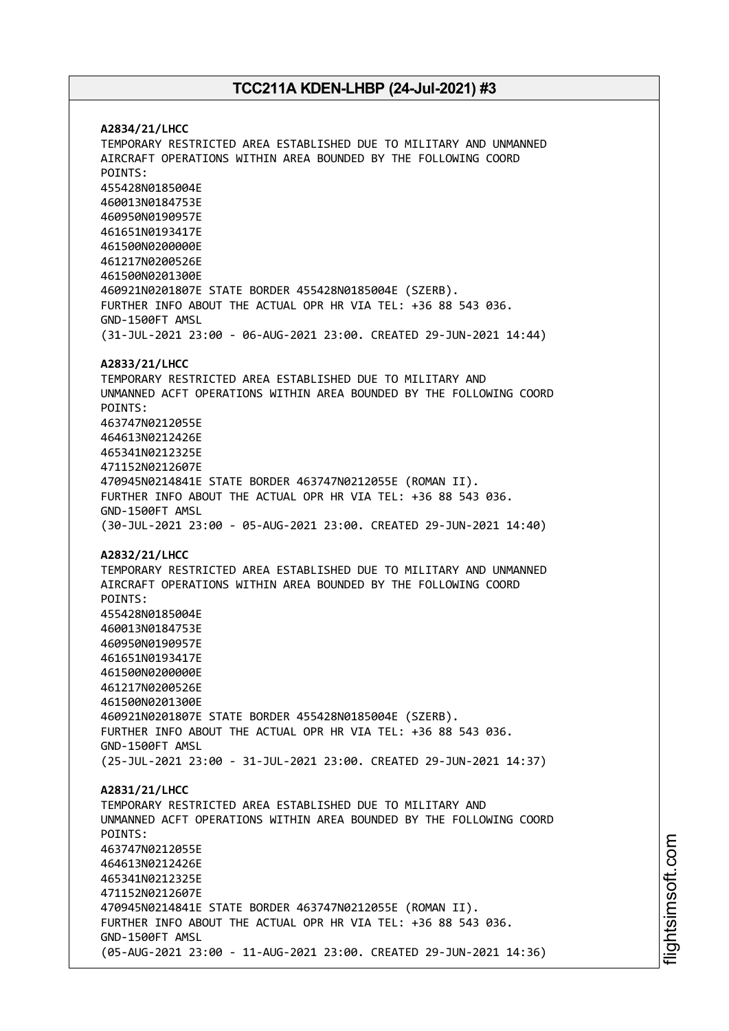**A2834/21/LHCC**
TEMPORARY RESTRICTED AREA ESTABLISHED DUE TO MILITARY AND UNMANNED AIRCRAFT OPERATIONS WITHIN AREA BOUNDED BY THE FOLLOWING COORD POINTS:
455428N0185004E
460013N0184753E
460950N0190957E
461651N0193417E
461500N0200000E
461217N0200526E
461500N0201300E
460921N0201807E STATE BORDER 455428N0185004E (SZERB).
FURTHER INFO ABOUT THE ACTUAL OPR HR VIA TEL: +36 88 543 036.
GND-1500FT AMSL
(31-JUL-2021 23:00 - 06-AUG-2021 23:00. CREATED 29-JUN-2021 14:44)

**A2833/21/LHCC**
TEMPORARY RESTRICTED AREA ESTABLISHED DUE TO MILITARY AND UNMANNED ACFT OPERATIONS WITHIN AREA BOUNDED BY THE FOLLOWING COORD POINTS:
463747N0212055E
464613N0212426E
465341N0212325E
471152N0212607E
470945N0214841E STATE BORDER 463747N0212055E (ROMAN II).
FURTHER INFO ABOUT THE ACTUAL OPR HR VIA TEL: +36 88 543 036.
GND-1500FT AMSL
(30-JUL-2021 23:00 - 05-AUG-2021 23:00. CREATED 29-JUN-2021 14:40)

**A2832/21/LHCC**
TEMPORARY RESTRICTED AREA ESTABLISHED DUE TO MILITARY AND UNMANNED AIRCRAFT OPERATIONS WITHIN AREA BOUNDED BY THE FOLLOWING COORD POINTS:
455428N0185004E
460013N0184753E
460950N0190957E
461651N0193417E
461500N0200000E
461217N0200526E
461500N0201300E
460921N0201807E STATE BORDER 455428N0185004E (SZERB).
FURTHER INFO ABOUT THE ACTUAL OPR HR VIA TEL: +36 88 543 036.
GND-1500FT AMSL
(25-JUL-2021 23:00 - 31-JUL-2021 23:00. CREATED 29-JUN-2021 14:37)

**A2831/21/LHCC**
TEMPORARY RESTRICTED AREA ESTABLISHED DUE TO MILITARY AND UNMANNED ACFT OPERATIONS WITHIN AREA BOUNDED BY THE FOLLOWING COORD POINTS:
463747N0212055E
464613N0212426E
465341N0212325E
471152N0212607E
470945N0214841E STATE BORDER 463747N0212055E (ROMAN II).
FURTHER INFO ABOUT THE ACTUAL OPR HR VIA TEL: +36 88 543 036.
GND-1500FT AMSL
(05-AUG-2021 23:00 - 11-AUG-2021 23:00. CREATED 29-JUN-2021 14:36)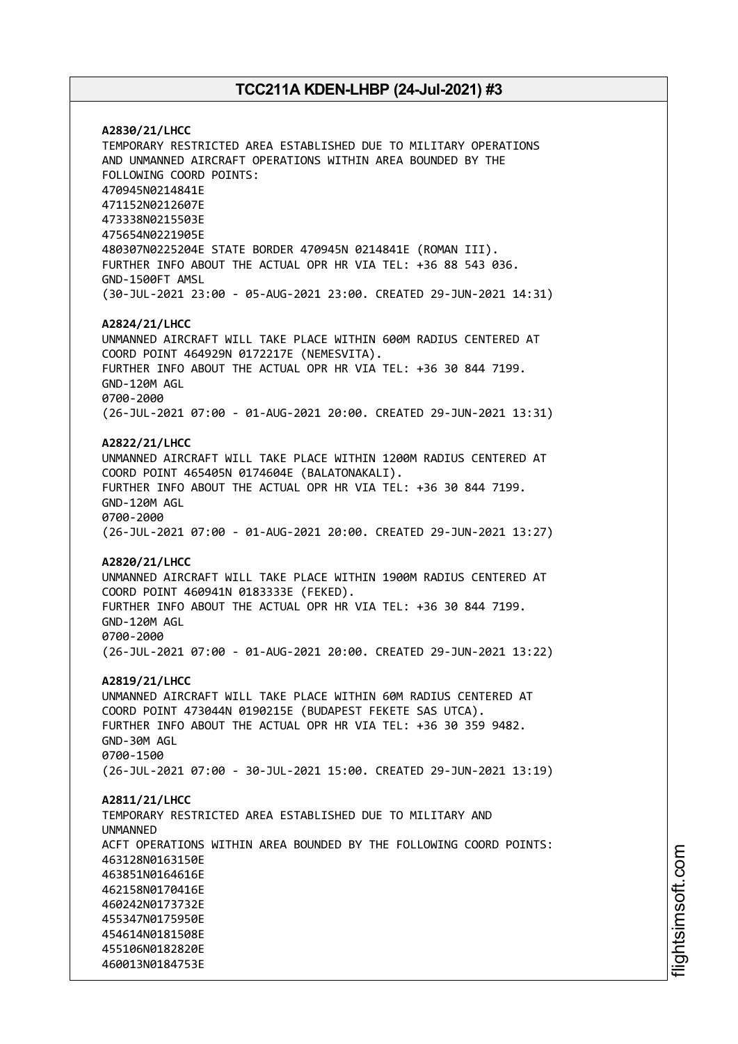**A2830/21/LHCC**
TEMPORARY RESTRICTED AREA ESTABLISHED DUE TO MILITARY OPERATIONS AND UNMANNED AIRCRAFT OPERATIONS WITHIN AREA BOUNDED BY THE FOLLOWING COORD POINTS:
470945N0214841E
471152N0212607E
473338N0215503E
475654N0221905E
480307N0225204E STATE BORDER 470945N 0214841E (ROMAN III).
FURTHER INFO ABOUT THE ACTUAL OPR HR VIA TEL: +36 88 543 036.
GND-1500FT AMSL
(30-JUL-2021 23:00 - 05-AUG-2021 23:00. CREATED 29-JUN-2021 14:31)

**A2824/21/LHCC**
UNMANNED AIRCRAFT WILL TAKE PLACE WITHIN 600M RADIUS CENTERED AT COORD POINT 464929N 0172217E (NEMESVITA).
FURTHER INFO ABOUT THE ACTUAL OPR HR VIA TEL: +36 30 844 7199.
GND-120M AGL
0700-2000
(26-JUL-2021 07:00 - 01-AUG-2021 20:00. CREATED 29-JUN-2021 13:31)

**A2822/21/LHCC**
UNMANNED AIRCRAFT WILL TAKE PLACE WITHIN 1200M RADIUS CENTERED AT COORD POINT 465405N 0174604E (BALATONAKALI).
FURTHER INFO ABOUT THE ACTUAL OPR HR VIA TEL: +36 30 844 7199.
GND-120M AGL
0700-2000
(26-JUL-2021 07:00 - 01-AUG-2021 20:00. CREATED 29-JUN-2021 13:27)

**A2820/21/LHCC**
UNMANNED AIRCRAFT WILL TAKE PLACE WITHIN 1900M RADIUS CENTERED AT COORD POINT 460941N 0183333E (FEKED).
FURTHER INFO ABOUT THE ACTUAL OPR HR VIA TEL: +36 30 844 7199.
GND-120M AGL
0700-2000
(26-JUL-2021 07:00 - 01-AUG-2021 20:00. CREATED 29-JUN-2021 13:22)

**A2819/21/LHCC**
UNMANNED AIRCRAFT WILL TAKE PLACE WITHIN 60M RADIUS CENTERED AT COORD POINT 473044N 0190215E (BUDAPEST FEKETE SAS UTCA).
FURTHER INFO ABOUT THE ACTUAL OPR HR VIA TEL: +36 30 359 9482.
GND-30M AGL
0700-1500
(26-JUL-2021 07:00 - 30-JUL-2021 15:00. CREATED 29-JUN-2021 13:19)

**A2811/21/LHCC**
TEMPORARY RESTRICTED AREA ESTABLISHED DUE TO MILITARY AND UNMANNED
ACFT OPERATIONS WITHIN AREA BOUNDED BY THE FOLLOWING COORD POINTS:
463128N0163150E
463851N0164616E
462158N0170416E
460242N0173732E
455347N0175950E
454614N0181508E
455106N0182820E
460013N0184753E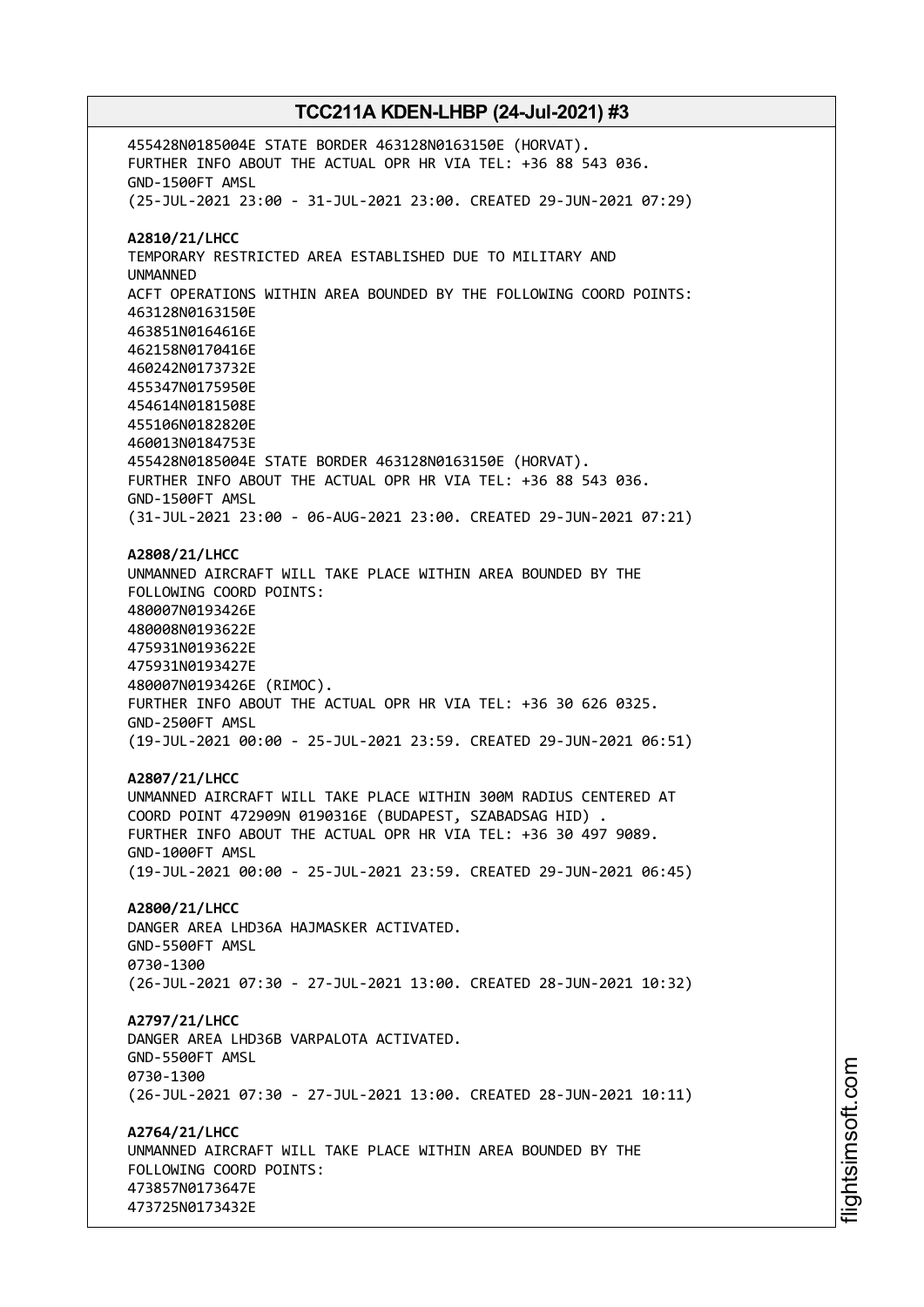455428N0185004E STATE BORDER 463128N0163150E (HORVAT).
FURTHER INFO ABOUT THE ACTUAL OPR HR VIA TEL: +36 88 543 036.
GND-1500FT AMSL
(25-JUL-2021 23:00 - 31-JUL-2021 23:00. CREATED 29-JUN-2021 07:29)

**A2810/21/LHCC**
TEMPORARY RESTRICTED AREA ESTABLISHED DUE TO MILITARY AND
UNMANNED
ACFT OPERATIONS WITHIN AREA BOUNDED BY THE FOLLOWING COORD POINTS:
463128N0163150E
463851N0164616E
462158N0170416E
460242N0173732E
455347N0175950E
454614N0181508E
455106N0182820E
460013N0184753E
455428N0185004E STATE BORDER 463128N0163150E (HORVAT).
FURTHER INFO ABOUT THE ACTUAL OPR HR VIA TEL: +36 88 543 036.
GND-1500FT AMSL
(31-JUL-2021 23:00 - 06-AUG-2021 23:00. CREATED 29-JUN-2021 07:21)

**A2808/21/LHCC**
UNMANNED AIRCRAFT WILL TAKE PLACE WITHIN AREA BOUNDED BY THE
FOLLOWING COORD POINTS:
480007N0193426E
480008N0193622E
475931N0193622E
475931N0193427E
480007N0193426E (RIMOC).
FURTHER INFO ABOUT THE ACTUAL OPR HR VIA TEL: +36 30 626 0325.
GND-2500FT AMSL
(19-JUL-2021 00:00 - 25-JUL-2021 23:59. CREATED 29-JUN-2021 06:51)

**A2807/21/LHCC**
UNMANNED AIRCRAFT WILL TAKE PLACE WITHIN 300M RADIUS CENTERED AT
COORD POINT 472909N 0190316E (BUDAPEST, SZABADSAG HID) .
FURTHER INFO ABOUT THE ACTUAL OPR HR VIA TEL: +36 30 497 9089.
GND-1000FT AMSL
(19-JUL-2021 00:00 - 25-JUL-2021 23:59. CREATED 29-JUN-2021 06:45)

**A2800/21/LHCC**
DANGER AREA LHD36A HAJMASKER ACTIVATED.
GND-5500FT AMSL
0730-1300
(26-JUL-2021 07:30 - 27-JUL-2021 13:00. CREATED 28-JUN-2021 10:32)

**A2797/21/LHCC**
DANGER AREA LHD36B VARPALOTA ACTIVATED.
GND-5500FT AMSL
0730-1300
(26-JUL-2021 07:30 - 27-JUL-2021 13:00. CREATED 28-JUN-2021 10:11)

**A2764/21/LHCC**
UNMANNED AIRCRAFT WILL TAKE PLACE WITHIN AREA BOUNDED BY THE
FOLLOWING COORD POINTS:
473857N0173647E
473725N0173432E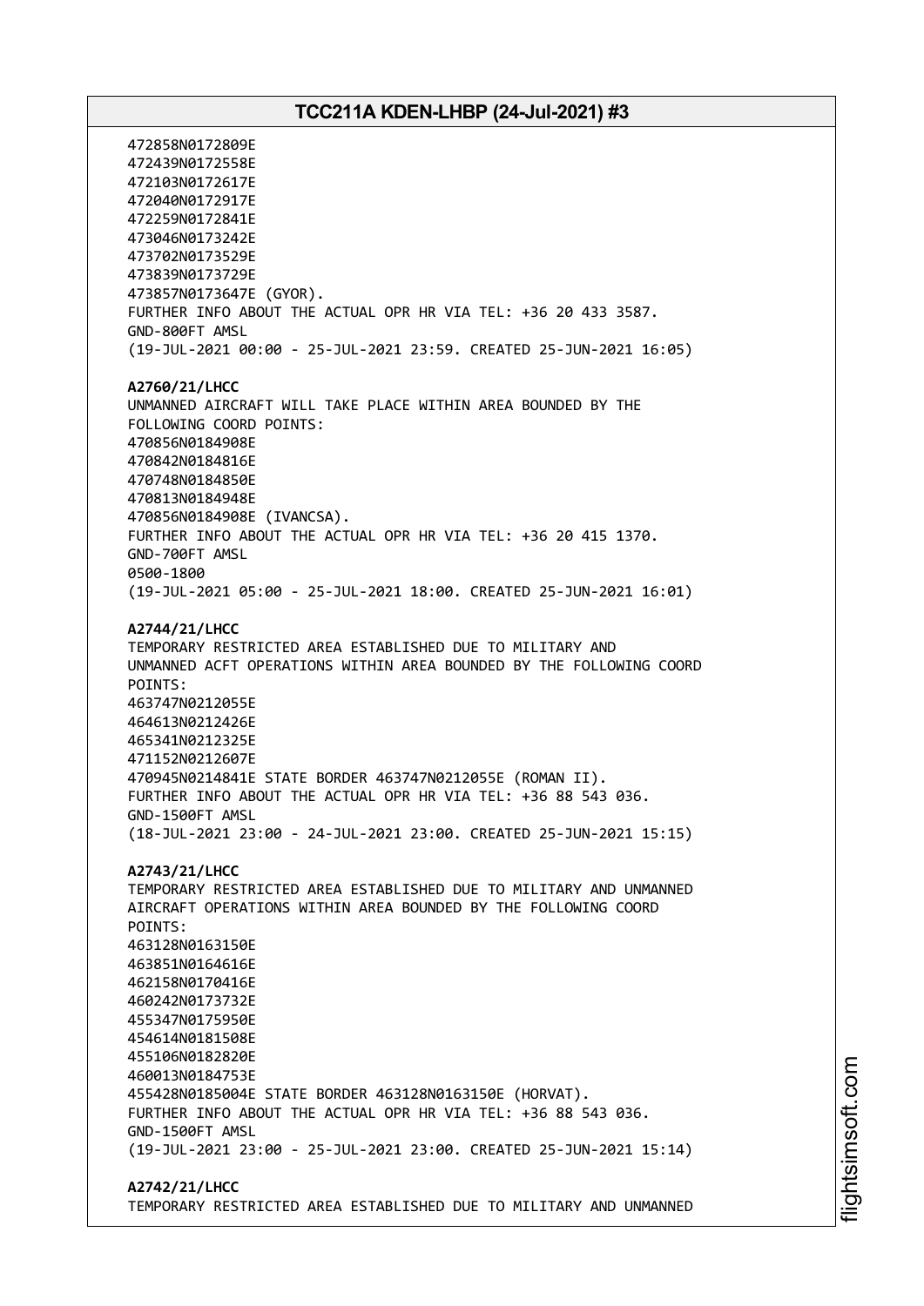472858N0172809E
472439N0172558E
472103N0172617E
472040N0172917E
472259N0172841E
473046N0173242E
473702N0173529E
473839N0173729E
473857N0173647E (GYOR).
FURTHER INFO ABOUT THE ACTUAL OPR HR VIA TEL: +36 20 433 3587.
GND-800FT AMSL
(19-JUL-2021 00:00 - 25-JUL-2021 23:59. CREATED 25-JUN-2021 16:05)

**A2760/21/LHCC**
UNMANNED AIRCRAFT WILL TAKE PLACE WITHIN AREA BOUNDED BY THE FOLLOWING COORD POINTS:
470856N0184908E
470842N0184816E
470748N0184850E
470813N0184948E
470856N0184908E (IVANCSA).
FURTHER INFO ABOUT THE ACTUAL OPR HR VIA TEL: +36 20 415 1370.
GND-700FT AMSL
0500-1800
(19-JUL-2021 05:00 - 25-JUL-2021 18:00. CREATED 25-JUN-2021 16:01)

**A2744/21/LHCC**
TEMPORARY RESTRICTED AREA ESTABLISHED DUE TO MILITARY AND UNMANNED ACFT OPERATIONS WITHIN AREA BOUNDED BY THE FOLLOWING COORD POINTS:
463747N0212055E
464613N0212426E
465341N0212325E
471152N0212607E
470945N0214841E STATE BORDER 463747N0212055E (ROMAN II).
FURTHER INFO ABOUT THE ACTUAL OPR HR VIA TEL: +36 88 543 036.
GND-1500FT AMSL
(18-JUL-2021 23:00 - 24-JUL-2021 23:00. CREATED 25-JUN-2021 15:15)

**A2743/21/LHCC**
TEMPORARY RESTRICTED AREA ESTABLISHED DUE TO MILITARY AND UNMANNED AIRCRAFT OPERATIONS WITHIN AREA BOUNDED BY THE FOLLOWING COORD POINTS:
463128N0163150E
463851N0164616E
462158N0170416E
460242N0173732E
455347N0175950E
454614N0181508E
455106N0182820E
460013N0184753E
455428N0185004E STATE BORDER 463128N0163150E (HORVAT).
FURTHER INFO ABOUT THE ACTUAL OPR HR VIA TEL: +36 88 543 036.
GND-1500FT AMSL
(19-JUL-2021 23:00 - 25-JUL-2021 23:00. CREATED 25-JUN-2021 15:14)

**A2742/21/LHCC**
TEMPORARY RESTRICTED AREA ESTABLISHED DUE TO MILITARY AND UNMANNED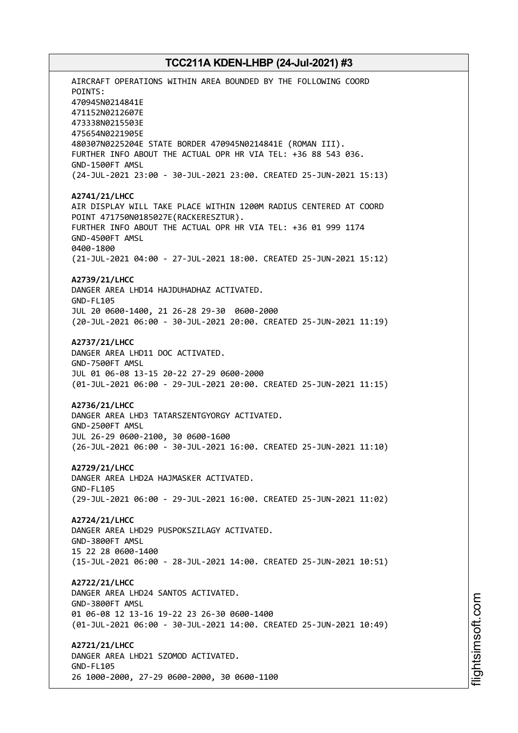AIRCRAFT OPERATIONS WITHIN AREA BOUNDED BY THE FOLLOWING COORD POINTS:
470945N0214841E
471152N0212607E
473338N0215503E
475654N0221905E
480307N0225204E STATE BORDER 470945N0214841E (ROMAN III).
FURTHER INFO ABOUT THE ACTUAL OPR HR VIA TEL: +36 88 543 036.
GND-1500FT AMSL
(24-JUL-2021 23:00 - 30-JUL-2021 23:00. CREATED 25-JUN-2021 15:13)

**A2741/21/LHCC**
AIR DISPLAY WILL TAKE PLACE WITHIN 1200M RADIUS CENTERED AT COORD POINT 471750N0185027E(RACKERESZTUR).
FURTHER INFO ABOUT THE ACTUAL OPR HR VIA TEL: +36 01 999 1174
GND-4500FT AMSL
0400-1800
(21-JUL-2021 04:00 - 27-JUL-2021 18:00. CREATED 25-JUN-2021 15:12)

**A2739/21/LHCC**
DANGER AREA LHD14 HAJDUHADHAZ ACTIVATED.
GND-FL105
JUL 20 0600-1400, 21 26-28 29-30 0600-2000
(20-JUL-2021 06:00 - 30-JUL-2021 20:00. CREATED 25-JUN-2021 11:19)

**A2737/21/LHCC**
DANGER AREA LHD11 DOC ACTIVATED.
GND-7500FT AMSL
JUL 01 06-08 13-15 20-22 27-29 0600-2000
(01-JUL-2021 06:00 - 29-JUL-2021 20:00. CREATED 25-JUN-2021 11:15)

**A2736/21/LHCC**
DANGER AREA LHD3 TATARSZENTGYORGY ACTIVATED.
GND-2500FT AMSL
JUL 26-29 0600-2100, 30 0600-1600
(26-JUL-2021 06:00 - 30-JUL-2021 16:00. CREATED 25-JUN-2021 11:10)

**A2729/21/LHCC**
DANGER AREA LHD2A HAJMASKER ACTIVATED.
GND-FL105
(29-JUL-2021 06:00 - 29-JUL-2021 16:00. CREATED 25-JUN-2021 11:02)

**A2724/21/LHCC**
DANGER AREA LHD29 PUSPOKSZILAGY ACTIVATED.
GND-3800FT AMSL
15 22 28 0600-1400
(15-JUL-2021 06:00 - 28-JUL-2021 14:00. CREATED 25-JUN-2021 10:51)

**A2722/21/LHCC**
DANGER AREA LHD24 SANTOS ACTIVATED.
GND-3800FT AMSL
01 06-08 12 13-16 19-22 23 26-30 0600-1400
(01-JUL-2021 06:00 - 30-JUL-2021 14:00. CREATED 25-JUN-2021 10:49)

**A2721/21/LHCC**
DANGER AREA LHD21 SZOMOD ACTIVATED.
GND-FL105
26 1000-2000, 27-29 0600-2000, 30 0600-1100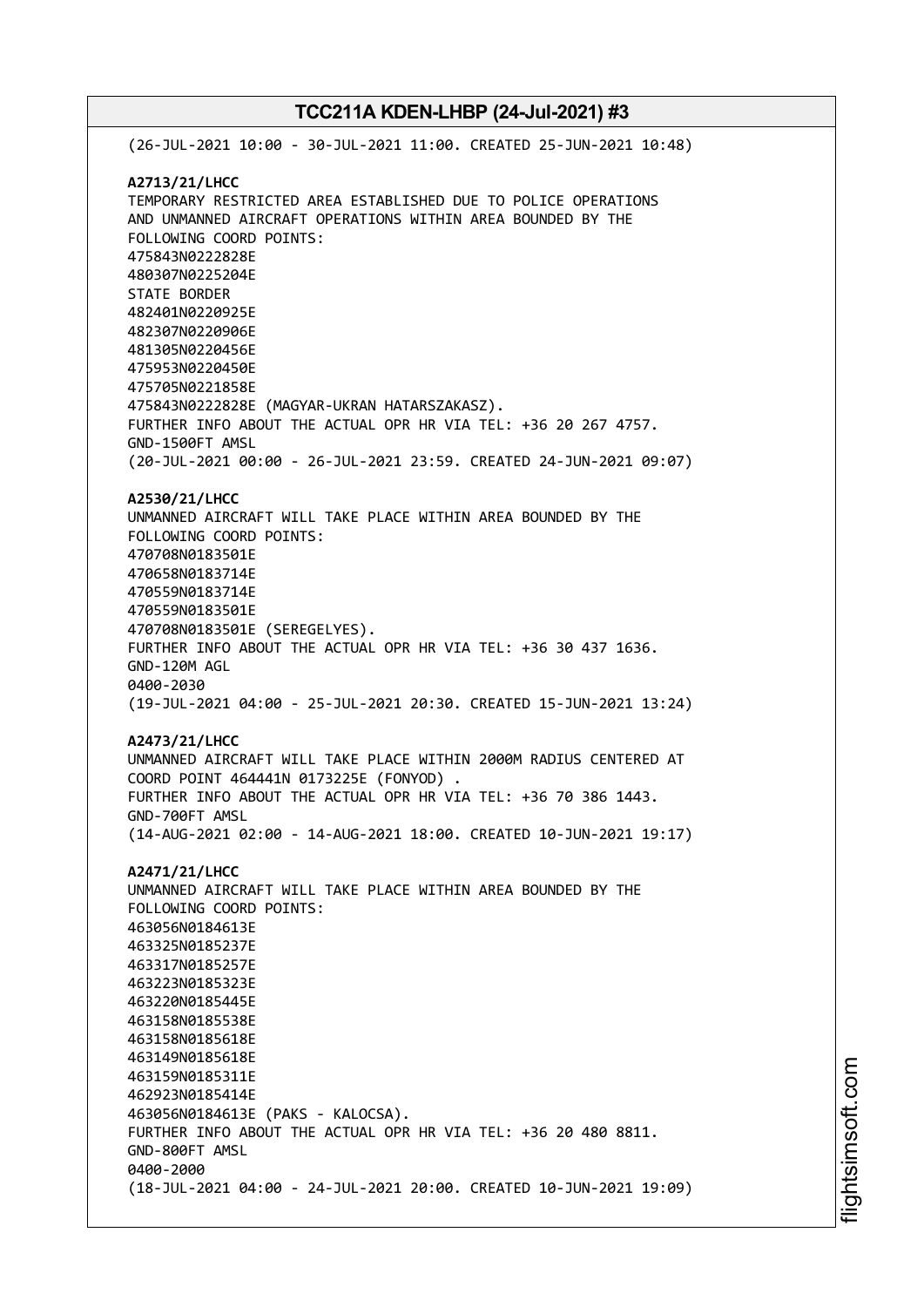(26-JUL-2021 10:00 - 30-JUL-2021 11:00. CREATED 25-JUN-2021 10:48)

**A2713/21/LHCC**
TEMPORARY RESTRICTED AREA ESTABLISHED DUE TO POLICE OPERATIONS AND UNMANNED AIRCRAFT OPERATIONS WITHIN AREA BOUNDED BY THE FOLLOWING COORD POINTS:
475843N0222828E
480307N0225204E
STATE BORDER
482401N0220925E
482307N0220906E
481305N0220456E
475953N0220450E
475705N0221858E
475843N0222828E (MAGYAR-UKRAN HATARSZAKASZ).
FURTHER INFO ABOUT THE ACTUAL OPR HR VIA TEL: +36 20 267 4757.
GND-1500FT AMSL
(20-JUL-2021 00:00 - 26-JUL-2021 23:59. CREATED 24-JUN-2021 09:07)

**A2530/21/LHCC**
UNMANNED AIRCRAFT WILL TAKE PLACE WITHIN AREA BOUNDED BY THE FOLLOWING COORD POINTS:
470708N0183501E
470658N0183714E
470559N0183714E
470559N0183501E
470708N0183501E (SEREGELYES).
FURTHER INFO ABOUT THE ACTUAL OPR HR VIA TEL: +36 30 437 1636.
GND-120M AGL
0400-2030
(19-JUL-2021 04:00 - 25-JUL-2021 20:30. CREATED 15-JUN-2021 13:24)

**A2473/21/LHCC**
UNMANNED AIRCRAFT WILL TAKE PLACE WITHIN 2000M RADIUS CENTERED AT COORD POINT 464441N 0173225E (FONYOD) .
FURTHER INFO ABOUT THE ACTUAL OPR HR VIA TEL: +36 70 386 1443.
GND-700FT AMSL
(14-AUG-2021 02:00 - 14-AUG-2021 18:00. CREATED 10-JUN-2021 19:17)

**A2471/21/LHCC**
UNMANNED AIRCRAFT WILL TAKE PLACE WITHIN AREA BOUNDED BY THE FOLLOWING COORD POINTS:
463056N0184613E
463325N0185237E
463317N0185257E
463223N0185323E
463220N0185445E
463158N0185538E
463158N0185618E
463149N0185618E
463159N0185311E
462923N0185414E
463056N0184613E (PAKS - KALOCSA).
FURTHER INFO ABOUT THE ACTUAL OPR HR VIA TEL: +36 20 480 8811.
GND-800FT AMSL
0400-2000
(18-JUL-2021 04:00 - 24-JUL-2021 20:00. CREATED 10-JUN-2021 19:09)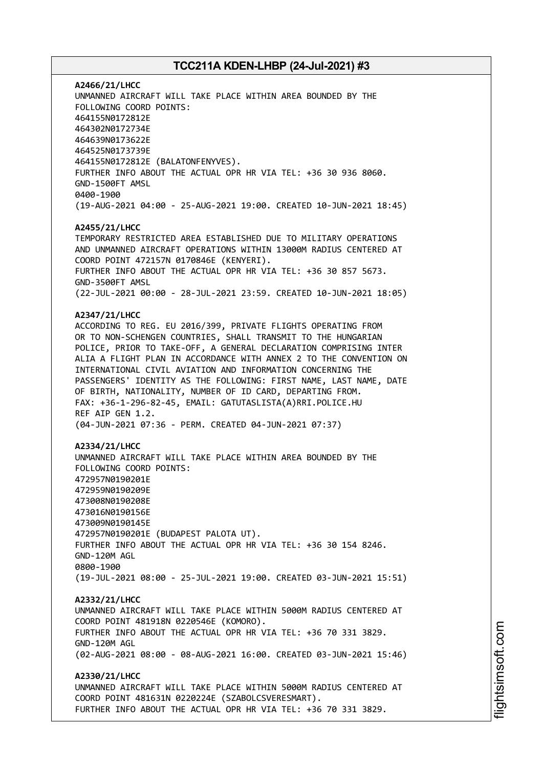**A2466/21/LHCC**
UNMANNED AIRCRAFT WILL TAKE PLACE WITHIN AREA BOUNDED BY THE
FOLLOWING COORD POINTS:
464155N0172812E
464302N0172734E
464639N0173622E
464525N0173739E
464155N0172812E (BALATONFENYVES).
FURTHER INFO ABOUT THE ACTUAL OPR HR VIA TEL: +36 30 936 8060.
GND-1500FT AMSL
0400-1900
(19-AUG-2021 04:00 - 25-AUG-2021 19:00. CREATED 10-JUN-2021 18:45)

**A2455/21/LHCC**
TEMPORARY RESTRICTED AREA ESTABLISHED DUE TO MILITARY OPERATIONS
AND UNMANNED AIRCRAFT OPERATIONS WITHIN 13000M RADIUS CENTERED AT
COORD POINT 472157N 0170846E (KENYERI).
FURTHER INFO ABOUT THE ACTUAL OPR HR VIA TEL: +36 30 857 5673.
GND-3500FT AMSL
(22-JUL-2021 00:00 - 28-JUL-2021 23:59. CREATED 10-JUN-2021 18:05)

**A2347/21/LHCC**
ACCORDING TO REG. EU 2016/399, PRIVATE FLIGHTS OPERATING FROM
OR TO NON-SCHENGEN COUNTRIES, SHALL TRANSMIT TO THE HUNGARIAN
POLICE, PRIOR TO TAKE-OFF, A GENERAL DECLARATION COMPRISING INTER
ALIA A FLIGHT PLAN IN ACCORDANCE WITH ANNEX 2 TO THE CONVENTION ON
INTERNATIONAL CIVIL AVIATION AND INFORMATION CONCERNING THE
PASSENGERS' IDENTITY AS THE FOLLOWING: FIRST NAME, LAST NAME, DATE
OF BIRTH, NATIONALITY, NUMBER OF ID CARD, DEPARTING FROM.
FAX: +36-1-296-82-45, EMAIL: GATUTASLISTA(A)RRI.POLICE.HU
REF AIP GEN 1.2.
(04-JUN-2021 07:36 - PERM. CREATED 04-JUN-2021 07:37)

**A2334/21/LHCC**
UNMANNED AIRCRAFT WILL TAKE PLACE WITHIN AREA BOUNDED BY THE
FOLLOWING COORD POINTS:
472957N0190201E
472959N0190209E
473008N0190208E
473016N0190156E
473009N0190145E
472957N0190201E (BUDAPEST PALOTA UT).
FURTHER INFO ABOUT THE ACTUAL OPR HR VIA TEL: +36 30 154 8246.
GND-120M AGL
0800-1900
(19-JUL-2021 08:00 - 25-JUL-2021 19:00. CREATED 03-JUN-2021 15:51)

**A2332/21/LHCC**
UNMANNED AIRCRAFT WILL TAKE PLACE WITHIN 5000M RADIUS CENTERED AT
COORD POINT 481918N 0220546E (KOMORO).
FURTHER INFO ABOUT THE ACTUAL OPR HR VIA TEL: +36 70 331 3829.
GND-120M AGL
(02-AUG-2021 08:00 - 08-AUG-2021 16:00. CREATED 03-JUN-2021 15:46)

**A2330/21/LHCC**
UNMANNED AIRCRAFT WILL TAKE PLACE WITHIN 5000M RADIUS CENTERED AT
COORD POINT 481631N 0220224E (SZABOLCSVERESMART).
FURTHER INFO ABOUT THE ACTUAL OPR HR VIA TEL: +36 70 331 3829.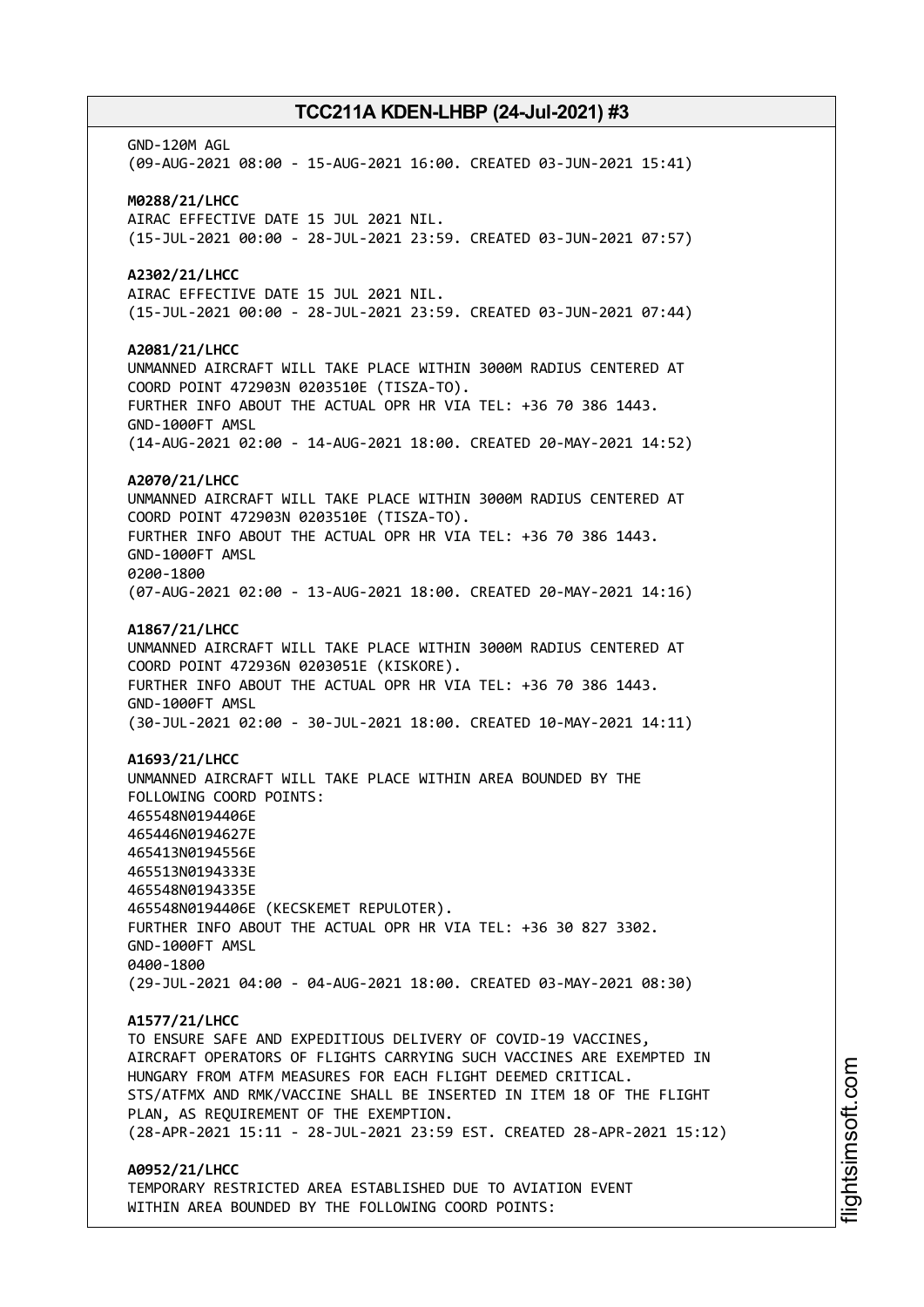GND-120M AGL
(09-AUG-2021 08:00 - 15-AUG-2021 16:00. CREATED 03-JUN-2021 15:41)

**M0288/21/LHCC**
AIRAC EFFECTIVE DATE 15 JUL 2021 NIL.
(15-JUL-2021 00:00 - 28-JUL-2021 23:59. CREATED 03-JUN-2021 07:57)

**A2302/21/LHCC**
AIRAC EFFECTIVE DATE 15 JUL 2021 NIL.
(15-JUL-2021 00:00 - 28-JUL-2021 23:59. CREATED 03-JUN-2021 07:44)

**A2081/21/LHCC**
UNMANNED AIRCRAFT WILL TAKE PLACE WITHIN 3000M RADIUS CENTERED AT
COORD POINT 472903N 0203510E (TISZA-TO).
FURTHER INFO ABOUT THE ACTUAL OPR HR VIA TEL: +36 70 386 1443.
GND-1000FT AMSL
(14-AUG-2021 02:00 - 14-AUG-2021 18:00. CREATED 20-MAY-2021 14:52)

**A2070/21/LHCC**
UNMANNED AIRCRAFT WILL TAKE PLACE WITHIN 3000M RADIUS CENTERED AT
COORD POINT 472903N 0203510E (TISZA-TO).
FURTHER INFO ABOUT THE ACTUAL OPR HR VIA TEL: +36 70 386 1443.
GND-1000FT AMSL
0200-1800
(07-AUG-2021 02:00 - 13-AUG-2021 18:00. CREATED 20-MAY-2021 14:16)

**A1867/21/LHCC**
UNMANNED AIRCRAFT WILL TAKE PLACE WITHIN 3000M RADIUS CENTERED AT
COORD POINT 472936N 0203051E (KISKORE).
FURTHER INFO ABOUT THE ACTUAL OPR HR VIA TEL: +36 70 386 1443.
GND-1000FT AMSL
(30-JUL-2021 02:00 - 30-JUL-2021 18:00. CREATED 10-MAY-2021 14:11)

**A1693/21/LHCC**
UNMANNED AIRCRAFT WILL TAKE PLACE WITHIN AREA BOUNDED BY THE
FOLLOWING COORD POINTS:
465548N0194406E
465446N0194627E
465413N0194556E
465513N0194333E
465548N0194335E
465548N0194406E (KECSKEMET REPULOTER).
FURTHER INFO ABOUT THE ACTUAL OPR HR VIA TEL: +36 30 827 3302.
GND-1000FT AMSL
0400-1800
(29-JUL-2021 04:00 - 04-AUG-2021 18:00. CREATED 03-MAY-2021 08:30)

**A1577/21/LHCC**
TO ENSURE SAFE AND EXPEDITIOUS DELIVERY OF COVID-19 VACCINES,
AIRCRAFT OPERATORS OF FLIGHTS CARRYING SUCH VACCINES ARE EXEMPTED IN
HUNGARY FROM ATFM MEASURES FOR EACH FLIGHT DEEMED CRITICAL.
STS/ATFMX AND RMK/VACCINE SHALL BE INSERTED IN ITEM 18 OF THE FLIGHT
PLAN, AS REQUIREMENT OF THE EXEMPTION.
(28-APR-2021 15:11 - 28-JUL-2021 23:59 EST. CREATED 28-APR-2021 15:12)

**A0952/21/LHCC**
TEMPORARY RESTRICTED AREA ESTABLISHED DUE TO AVIATION EVENT
WITHIN AREA BOUNDED BY THE FOLLOWING COORD POINTS: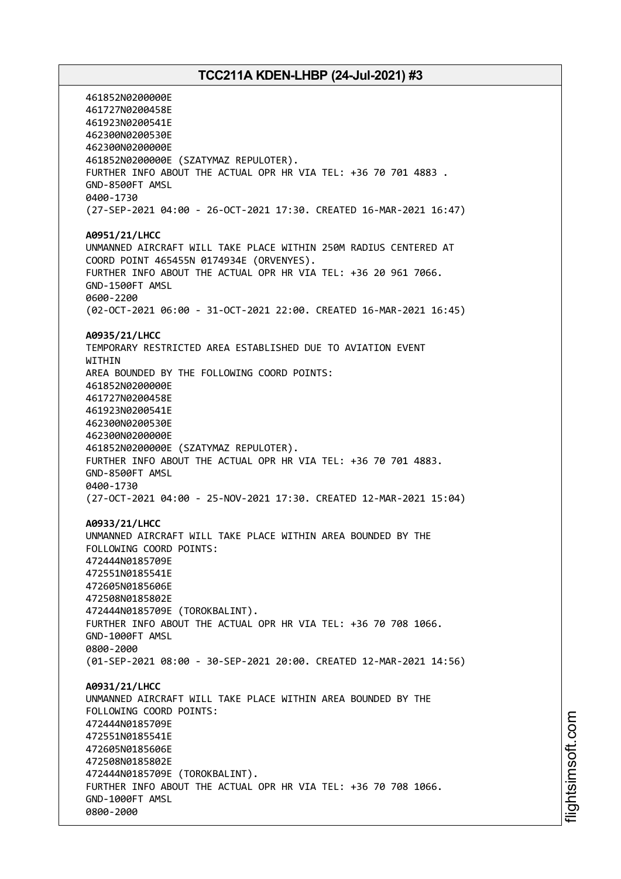461852N0200000E
461727N0200458E
461923N0200541E
462300N0200530E
462300N0200000E
461852N0200000E (SZATYMAZ REPULOTER).
FURTHER INFO ABOUT THE ACTUAL OPR HR VIA TEL: +36 70 701 4883 .
GND-8500FT AMSL
0400-1730
(27-SEP-2021 04:00 - 26-OCT-2021 17:30. CREATED 16-MAR-2021 16:47)

**A0951/21/LHCC**
UNMANNED AIRCRAFT WILL TAKE PLACE WITHIN 250M RADIUS CENTERED AT
COORD POINT 465455N 0174934E (ORVENYES).
FURTHER INFO ABOUT THE ACTUAL OPR HR VIA TEL: +36 20 961 7066.
GND-1500FT AMSL
0600-2200
(02-OCT-2021 06:00 - 31-OCT-2021 22:00. CREATED 16-MAR-2021 16:45)

**A0935/21/LHCC**
TEMPORARY RESTRICTED AREA ESTABLISHED DUE TO AVIATION EVENT
WITHIN
AREA BOUNDED BY THE FOLLOWING COORD POINTS:
461852N0200000E
461727N0200458E
461923N0200541E
462300N0200530E
462300N0200000E
461852N0200000E (SZATYMAZ REPULOTER).
FURTHER INFO ABOUT THE ACTUAL OPR HR VIA TEL: +36 70 701 4883.
GND-8500FT AMSL
0400-1730
(27-OCT-2021 04:00 - 25-NOV-2021 17:30. CREATED 12-MAR-2021 15:04)

**A0933/21/LHCC**
UNMANNED AIRCRAFT WILL TAKE PLACE WITHIN AREA BOUNDED BY THE
FOLLOWING COORD POINTS:
472444N0185709E
472551N0185541E
472605N0185606E
472508N0185802E
472444N0185709E (TOROKBALINT).
FURTHER INFO ABOUT THE ACTUAL OPR HR VIA TEL: +36 70 708 1066.
GND-1000FT AMSL
0800-2000
(01-SEP-2021 08:00 - 30-SEP-2021 20:00. CREATED 12-MAR-2021 14:56)

**A0931/21/LHCC**
UNMANNED AIRCRAFT WILL TAKE PLACE WITHIN AREA BOUNDED BY THE
FOLLOWING COORD POINTS:
472444N0185709E
472551N0185541E
472605N0185606E
472508N0185802E
472444N0185709E (TOROKBALINT).
FURTHER INFO ABOUT THE ACTUAL OPR HR VIA TEL: +36 70 708 1066.
GND-1000FT AMSL
0800-2000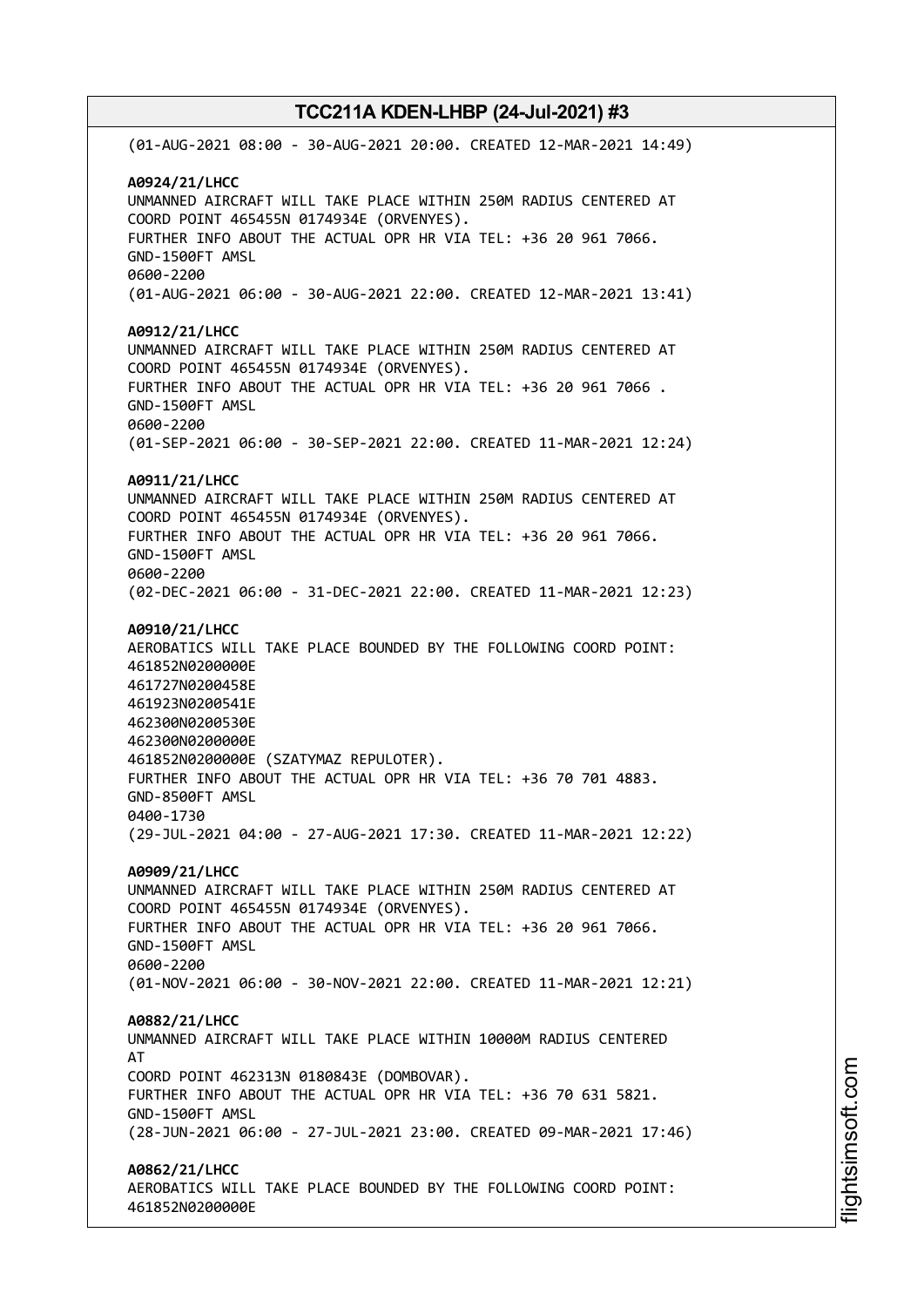(01-AUG-2021 08:00 - 30-AUG-2021 20:00. CREATED 12-MAR-2021 14:49)

**A0924/21/LHCC**
UNMANNED AIRCRAFT WILL TAKE PLACE WITHIN 250M RADIUS CENTERED AT
COORD POINT 465455N 0174934E (ORVENYES).
FURTHER INFO ABOUT THE ACTUAL OPR HR VIA TEL: +36 20 961 7066.
GND-1500FT AMSL
0600-2200
(01-AUG-2021 06:00 - 30-AUG-2021 22:00. CREATED 12-MAR-2021 13:41)

**A0912/21/LHCC**
UNMANNED AIRCRAFT WILL TAKE PLACE WITHIN 250M RADIUS CENTERED AT
COORD POINT 465455N 0174934E (ORVENYES).
FURTHER INFO ABOUT THE ACTUAL OPR HR VIA TEL: +36 20 961 7066 .
GND-1500FT AMSL
0600-2200
(01-SEP-2021 06:00 - 30-SEP-2021 22:00. CREATED 11-MAR-2021 12:24)

**A0911/21/LHCC**
UNMANNED AIRCRAFT WILL TAKE PLACE WITHIN 250M RADIUS CENTERED AT
COORD POINT 465455N 0174934E (ORVENYES).
FURTHER INFO ABOUT THE ACTUAL OPR HR VIA TEL: +36 20 961 7066.
GND-1500FT AMSL
0600-2200
(02-DEC-2021 06:00 - 31-DEC-2021 22:00. CREATED 11-MAR-2021 12:23)

**A0910/21/LHCC**
AEROBATICS WILL TAKE PLACE BOUNDED BY THE FOLLOWING COORD POINT:
461852N0200000E
461727N0200458E
461923N0200541E
462300N0200530E
462300N0200000E
461852N0200000E (SZATYMAZ REPULOTER).
FURTHER INFO ABOUT THE ACTUAL OPR HR VIA TEL: +36 70 701 4883.
GND-8500FT AMSL
0400-1730
(29-JUL-2021 04:00 - 27-AUG-2021 17:30. CREATED 11-MAR-2021 12:22)

**A0909/21/LHCC**
UNMANNED AIRCRAFT WILL TAKE PLACE WITHIN 250M RADIUS CENTERED AT
COORD POINT 465455N 0174934E (ORVENYES).
FURTHER INFO ABOUT THE ACTUAL OPR HR VIA TEL: +36 20 961 7066.
GND-1500FT AMSL
0600-2200
(01-NOV-2021 06:00 - 30-NOV-2021 22:00. CREATED 11-MAR-2021 12:21)

**A0882/21/LHCC**
UNMANNED AIRCRAFT WILL TAKE PLACE WITHIN 10000M RADIUS CENTERED
AT
COORD POINT 462313N 0180843E (DOMBOVAR).
FURTHER INFO ABOUT THE ACTUAL OPR HR VIA TEL: +36 70 631 5821.
GND-1500FT AMSL
(28-JUN-2021 06:00 - 27-JUL-2021 23:00. CREATED 09-MAR-2021 17:46)

**A0862/21/LHCC**
AEROBATICS WILL TAKE PLACE BOUNDED BY THE FOLLOWING COORD POINT:
461852N0200000E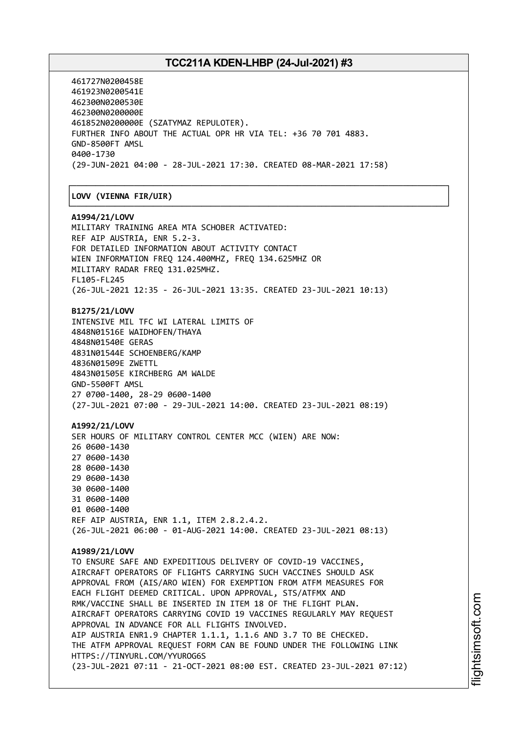461727N0200458E
461923N0200541E
462300N0200530E
462300N0200000E
461852N0200000E (SZATYMAZ REPULOTER).
FURTHER INFO ABOUT THE ACTUAL OPR HR VIA TEL: +36 70 701 4883.
GND-8500FT AMSL
0400-1730
(29-JUN-2021 04:00 - 28-JUL-2021 17:30. CREATED 08-MAR-2021 17:58)

**LOVV (VIENNA FIR/UIR)**

**A1994/21/LOVV**
MILITARY TRAINING AREA MTA SCHOBER ACTIVATED:
REF AIP AUSTRIA, ENR 5.2-3.
FOR DETAILED INFORMATION ABOUT ACTIVITY CONTACT
WIEN INFORMATION FREQ 124.400MHZ, FREQ 134.625MHZ OR
MILITARY RADAR FREQ 131.025MHZ.
FL105-FL245
(26-JUL-2021 12:35 - 26-JUL-2021 13:35. CREATED 23-JUL-2021 10:13)

**B1275/21/LOVV**
INTENSIVE MIL TFC WI LATERAL LIMITS OF
4848N01516E WAIDHOFEN/THAYA
4848N01540E GERAS
4831N01544E SCHOENBERG/KAMP
4836N01509E ZWETTL
4843N01505E KIRCHBERG AM WALDE
GND-5500FT AMSL
27 0700-1400, 28-29 0600-1400
(27-JUL-2021 07:00 - 29-JUL-2021 14:00. CREATED 23-JUL-2021 08:19)

**A1992/21/LOVV**
SER HOURS OF MILITARY CONTROL CENTER MCC (WIEN) ARE NOW:
26 0600-1430
27 0600-1430
28 0600-1430
29 0600-1430
30 0600-1400
31 0600-1400
01 0600-1400
REF AIP AUSTRIA, ENR 1.1, ITEM 2.8.2.4.2.
(26-JUL-2021 06:00 - 01-AUG-2021 14:00. CREATED 23-JUL-2021 08:13)

**A1989/21/LOVV**
TO ENSURE SAFE AND EXPEDITIOUS DELIVERY OF COVID-19 VACCINES,
AIRCRAFT OPERATORS OF FLIGHTS CARRYING SUCH VACCINES SHOULD ASK
APPROVAL FROM (AIS/ARO WIEN) FOR EXEMPTION FROM ATFM MEASURES FOR
EACH FLIGHT DEEMED CRITICAL. UPON APPROVAL, STS/ATFMX AND
RMK/VACCINE SHALL BE INSERTED IN ITEM 18 OF THE FLIGHT PLAN.
AIRCRAFT OPERATORS CARRYING COVID 19 VACCINES REGULARLY MAY REQUEST
APPROVAL IN ADVANCE FOR ALL FLIGHTS INVOLVED.
AIP AUSTRIA ENR1.9 CHAPTER 1.1.1, 1.1.6 AND 3.7 TO BE CHECKED.
THE ATFM APPROVAL REQUEST FORM CAN BE FOUND UNDER THE FOLLOWING LINK
HTTPS://TINYURL.COM/YYUROG6S
(23-JUL-2021 07:11 - 21-OCT-2021 08:00 EST. CREATED 23-JUL-2021 07:12)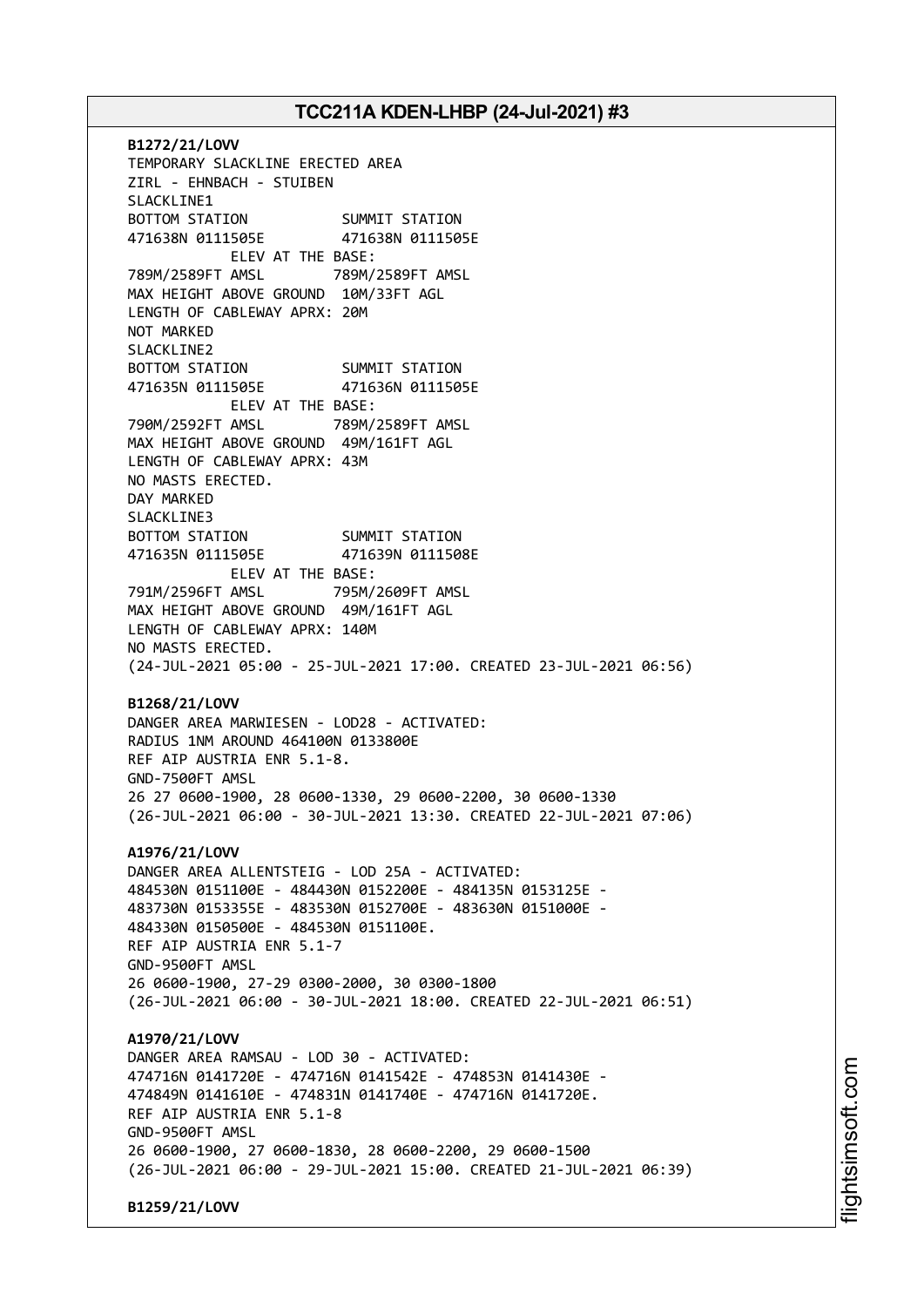**B1272/21/LOVV**
TEMPORARY SLACKLINE ERECTED AREA
ZIRL - EHNBACH - STUIBEN
SLACKLINE1
BOTTOM STATION SUMMIT STATION
471638N 0111505E 471638N 0111505E
ELEV AT THE BASE:
789M/2589FT AMSL 789M/2589FT AMSL
MAX HEIGHT ABOVE GROUND 10M/33FT AGL
LENGTH OF CABLEWAY APRX: 20M
NOT MARKED
SLACKLINE2
BOTTOM STATION SUMMIT STATION
471635N 0111505E 471636N 0111505E
ELEV AT THE BASE:
790M/2592FT AMSL 789M/2589FT AMSL
MAX HEIGHT ABOVE GROUND 49M/161FT AGL
LENGTH OF CABLEWAY APRX: 43M
NO MASTS ERECTED.
DAY MARKED
SLACKLINE3
BOTTOM STATION SUMMIT STATION
471635N 0111505E 471639N 0111508E
ELEV AT THE BASE:
791M/2596FT AMSL 795M/2609FT AMSL
MAX HEIGHT ABOVE GROUND 49M/161FT AGL
LENGTH OF CABLEWAY APRX: 140M
NO MASTS ERECTED.
(24-JUL-2021 05:00 - 25-JUL-2021 17:00. CREATED 23-JUL-2021 06:56)

**B1268/21/LOVV**
DANGER AREA MARWIESEN - LOD28 - ACTIVATED:
RADIUS 1NM AROUND 464100N 0133800E
REF AIP AUSTRIA ENR 5.1-8.
GND-7500FT AMSL
26 27 0600-1900, 28 0600-1330, 29 0600-2200, 30 0600-1330
(26-JUL-2021 06:00 - 30-JUL-2021 13:30. CREATED 22-JUL-2021 07:06)

**A1976/21/LOVV**
DANGER AREA ALLENTSTEIG - LOD 25A - ACTIVATED:
484530N 0151100E - 484430N 0152200E - 484135N 0153125E -
483730N 0153355E - 483530N 0152700E - 483630N 0151000E -
484330N 0150500E - 484530N 0151100E.
REF AIP AUSTRIA ENR 5.1-7
GND-9500FT AMSL
26 0600-1900, 27-29 0300-2000, 30 0300-1800
(26-JUL-2021 06:00 - 30-JUL-2021 18:00. CREATED 22-JUL-2021 06:51)

**A1970/21/LOVV**
DANGER AREA RAMSAU - LOD 30 - ACTIVATED:
474716N 0141720E - 474716N 0141542E - 474853N 0141430E -
474849N 0141610E - 474831N 0141740E - 474716N 0141720E.
REF AIP AUSTRIA ENR 5.1-8
GND-9500FT AMSL
26 0600-1900, 27 0600-1830, 28 0600-2200, 29 0600-1500
(26-JUL-2021 06:00 - 29-JUL-2021 15:00. CREATED 21-JUL-2021 06:39)

**B1259/21/LOVV**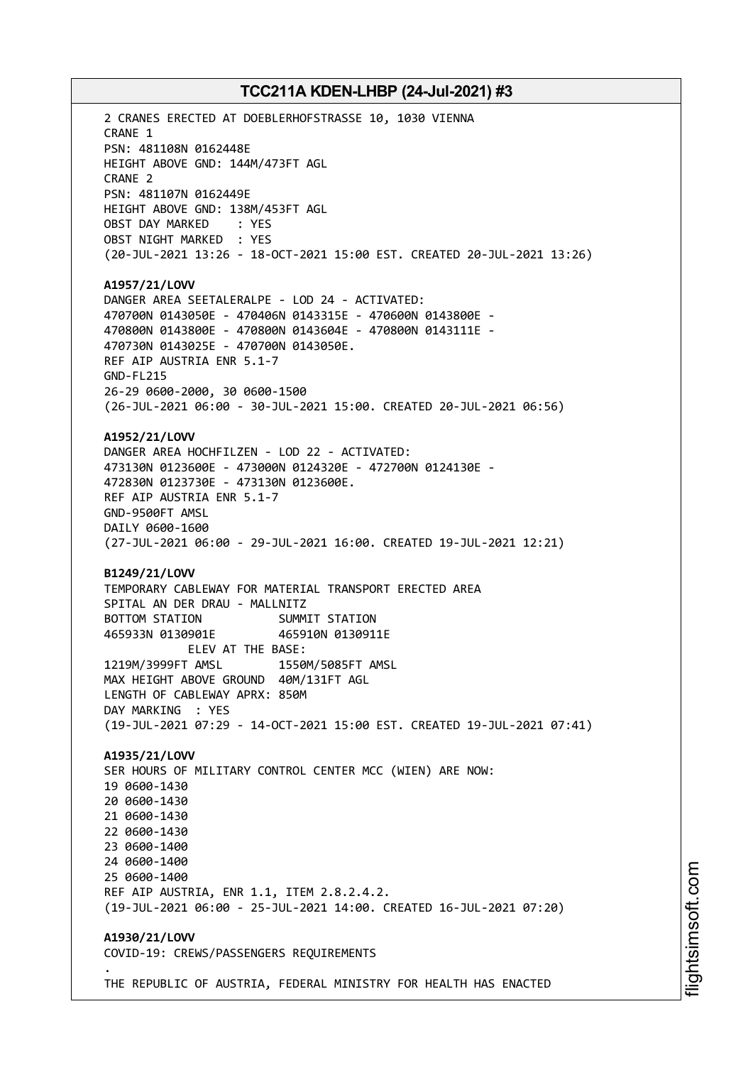2 CRANES ERECTED AT DOEBLERHOFSTRASSE 10, 1030 VIENNA
CRANE 1
PSN: 481108N 0162448E
HEIGHT ABOVE GND: 144M/473FT AGL
CRANE 2
PSN: 481107N 0162449E
HEIGHT ABOVE GND: 138M/453FT AGL
OBST DAY MARKED : YES
OBST NIGHT MARKED : YES
(20-JUL-2021 13:26 - 18-OCT-2021 15:00 EST. CREATED 20-JUL-2021 13:26)

**A1957/21/LOVV**
DANGER AREA SEETALERALPE - LOD 24 - ACTIVATED:
470700N 0143050E - 470406N 0143315E - 470600N 0143800E -
470800N 0143800E - 470800N 0143604E - 470800N 0143111E -
470730N 0143025E - 470700N 0143050E.
REF AIP AUSTRIA ENR 5.1-7
GND-FL215
26-29 0600-2000, 30 0600-1500
(26-JUL-2021 06:00 - 30-JUL-2021 15:00. CREATED 20-JUL-2021 06:56)

**A1952/21/LOVV**
DANGER AREA HOCHFILZEN - LOD 22 - ACTIVATED:
473130N 0123600E - 473000N 0124320E - 472700N 0124130E -
472830N 0123730E - 473130N 0123600E.
REF AIP AUSTRIA ENR 5.1-7
GND-9500FT AMSL
DAILY 0600-1600
(27-JUL-2021 06:00 - 29-JUL-2021 16:00. CREATED 19-JUL-2021 12:21)

**B1249/21/LOVV**
TEMPORARY CABLEWAY FOR MATERIAL TRANSPORT ERECTED AREA
SPITAL AN DER DRAU - MALLNITZ
BOTTOM STATION SUMMIT STATION
465933N 0130901E 465910N 0130911E
ELEV AT THE BASE:
1219M/3999FT AMSL 1550M/5085FT AMSL
MAX HEIGHT ABOVE GROUND 40M/131FT AGL
LENGTH OF CABLEWAY APRX: 850M
DAY MARKING : YES
(19-JUL-2021 07:29 - 14-OCT-2021 15:00 EST. CREATED 19-JUL-2021 07:41)

**A1935/21/LOVV**
SER HOURS OF MILITARY CONTROL CENTER MCC (WIEN) ARE NOW:
19 0600-1430
20 0600-1430
21 0600-1430
22 0600-1430
23 0600-1400
24 0600-1400
25 0600-1400
REF AIP AUSTRIA, ENR 1.1, ITEM 2.8.2.4.2.
(19-JUL-2021 06:00 - 25-JUL-2021 14:00. CREATED 16-JUL-2021 07:20)

**A1930/21/LOVV**
COVID-19: CREWS/PASSENGERS REQUIREMENTS
.
THE REPUBLIC OF AUSTRIA, FEDERAL MINISTRY FOR HEALTH HAS ENACTED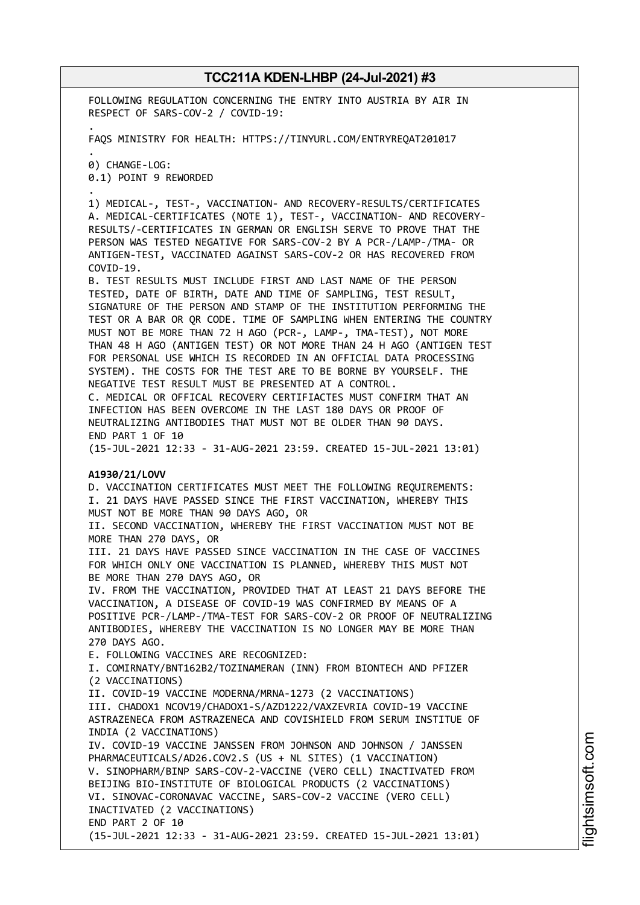FOLLOWING REGULATION CONCERNING THE ENTRY INTO AUSTRIA BY AIR IN RESPECT OF SARS-COV-2 / COVID-19:

.

FAQS MINISTRY FOR HEALTH: HTTPS://TINYURL.COM/ENTRYREQAT201017

.

0) CHANGE-LOG:
0.1) POINT 9 REWORDED

.

1) MEDICAL-, TEST-, VACCINATION- AND RECOVERY-RESULTS/CERTIFICATES
A. MEDICAL-CERTIFICATES (NOTE 1), TEST-, VACCINATION- AND RECOVERY-RESULTS/-CERTIFICATES IN GERMAN OR ENGLISH SERVE TO PROVE THAT THE PERSON WAS TESTED NEGATIVE FOR SARS-COV-2 BY A PCR-/LAMP-/TMA- OR ANTIGEN-TEST, VACCINATED AGAINST SARS-COV-2 OR HAS RECOVERED FROM COVID-19.
B. TEST RESULTS MUST INCLUDE FIRST AND LAST NAME OF THE PERSON TESTED, DATE OF BIRTH, DATE AND TIME OF SAMPLING, TEST RESULT, SIGNATURE OF THE PERSON AND STAMP OF THE INSTITUTION PERFORMING THE TEST OR A BAR OR QR CODE. TIME OF SAMPLING WHEN ENTERING THE COUNTRY MUST NOT BE MORE THAN 72 H AGO (PCR-, LAMP-, TMA-TEST), NOT MORE THAN 48 H AGO (ANTIGEN TEST) OR NOT MORE THAN 24 H AGO (ANTIGEN TEST FOR PERSONAL USE WHICH IS RECORDED IN AN OFFICIAL DATA PROCESSING SYSTEM). THE COSTS FOR THE TEST ARE TO BE BORNE BY YOURSELF. THE NEGATIVE TEST RESULT MUST BE PRESENTED AT A CONTROL.
C. MEDICAL OR OFFICAL RECOVERY CERTIFIACTES MUST CONFIRM THAT AN INFECTION HAS BEEN OVERCOME IN THE LAST 180 DAYS OR PROOF OF NEUTRALIZING ANTIBODIES THAT MUST NOT BE OLDER THAN 90 DAYS.
END PART 1 OF 10
(15-JUL-2021 12:33 - 31-AUG-2021 23:59. CREATED 15-JUL-2021 13:01)

**A1930/21/LOVV**
D. VACCINATION CERTIFICATES MUST MEET THE FOLLOWING REQUIREMENTS:
I. 21 DAYS HAVE PASSED SINCE THE FIRST VACCINATION, WHEREBY THIS MUST NOT BE MORE THAN 90 DAYS AGO, OR
II. SECOND VACCINATION, WHEREBY THE FIRST VACCINATION MUST NOT BE MORE THAN 270 DAYS, OR
III. 21 DAYS HAVE PASSED SINCE VACCINATION IN THE CASE OF VACCINES FOR WHICH ONLY ONE VACCINATION IS PLANNED, WHEREBY THIS MUST NOT BE MORE THAN 270 DAYS AGO, OR
IV. FROM THE VACCINATION, PROVIDED THAT AT LEAST 21 DAYS BEFORE THE VACCINATION, A DISEASE OF COVID-19 WAS CONFIRMED BY MEANS OF A POSITIVE PCR-/LAMP-/TMA-TEST FOR SARS-COV-2 OR PROOF OF NEUTRALIZING ANTIBODIES, WHEREBY THE VACCINATION IS NO LONGER MAY BE MORE THAN 270 DAYS AGO.
E. FOLLOWING VACCINES ARE RECOGNIZED:
I. COMIRNATY/BNT162B2/TOZINAMERAN (INN) FROM BIONTECH AND PFIZER (2 VACCINATIONS)
II. COVID-19 VACCINE MODERNA/MRNA-1273 (2 VACCINATIONS)
III. CHADOX1 NCOV19/CHADOX1-S/AZD1222/VAXZEVRIA COVID-19 VACCINE ASTRAZENECA FROM ASTRAZENECA AND COVISHIELD FROM SERUM INSTITUE OF INDIA (2 VACCINATIONS)
IV. COVID-19 VACCINE JANSSEN FROM JOHNSON AND JOHNSON / JANSSEN PHARMACEUTICALS/AD26.COV2.S (US + NL SITES) (1 VACCINATION)
V. SINOPHARM/BINP SARS-COV-2-VACCINE (VERO CELL) INACTIVATED FROM BEIJING BIO-INSTITUTE OF BIOLOGICAL PRODUCTS (2 VACCINATIONS)
VI. SINOVAC-CORONAVAC VACCINE, SARS-COV-2 VACCINE (VERO CELL) INACTIVATED (2 VACCINATIONS)
END PART 2 OF 10
(15-JUL-2021 12:33 - 31-AUG-2021 23:59. CREATED 15-JUL-2021 13:01)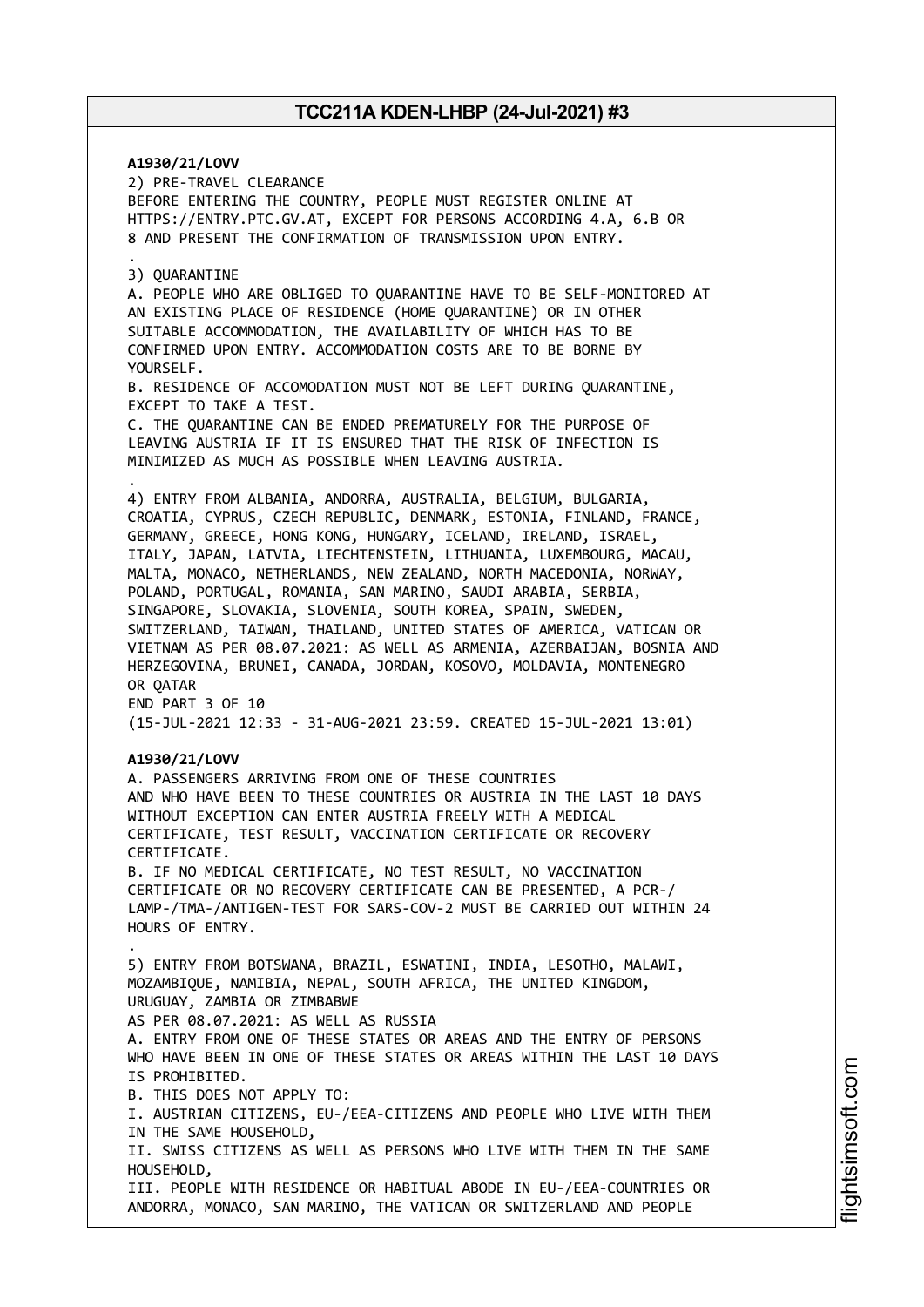**A1930/21/LOVV**
2) PRE-TRAVEL CLEARANCE
BEFORE ENTERING THE COUNTRY, PEOPLE MUST REGISTER ONLINE AT HTTPS://ENTRY.PTC.GV.AT, EXCEPT FOR PERSONS ACCORDING 4.A, 6.B OR 8 AND PRESENT THE CONFIRMATION OF TRANSMISSION UPON ENTRY.
.
3) QUARANTINE
A. PEOPLE WHO ARE OBLIGED TO QUARANTINE HAVE TO BE SELF-MONITORED AT AN EXISTING PLACE OF RESIDENCE (HOME QUARANTINE) OR IN OTHER SUITABLE ACCOMMODATION, THE AVAILABILITY OF WHICH HAS TO BE CONFIRMED UPON ENTRY. ACCOMMODATION COSTS ARE TO BE BORNE BY YOURSELF.
B. RESIDENCE OF ACCOMODATION MUST NOT BE LEFT DURING QUARANTINE, EXCEPT TO TAKE A TEST.
C. THE QUARANTINE CAN BE ENDED PREMATURELY FOR THE PURPOSE OF LEAVING AUSTRIA IF IT IS ENSURED THAT THE RISK OF INFECTION IS MINIMIZED AS MUCH AS POSSIBLE WHEN LEAVING AUSTRIA.
.
4) ENTRY FROM ALBANIA, ANDORRA, AUSTRALIA, BELGIUM, BULGARIA, CROATIA, CYPRUS, CZECH REPUBLIC, DENMARK, ESTONIA, FINLAND, FRANCE, GERMANY, GREECE, HONG KONG, HUNGARY, ICELAND, IRELAND, ISRAEL, ITALY, JAPAN, LATVIA, LIECHTENSTEIN, LITHUANIA, LUXEMBOURG, MACAU, MALTA, MONACO, NETHERLANDS, NEW ZEALAND, NORTH MACEDONIA, NORWAY, POLAND, PORTUGAL, ROMANIA, SAN MARINO, SAUDI ARABIA, SERBIA, SINGAPORE, SLOVAKIA, SLOVENIA, SOUTH KOREA, SPAIN, SWEDEN, SWITZERLAND, TAIWAN, THAILAND, UNITED STATES OF AMERICA, VATICAN OR VIETNAM AS PER 08.07.2021: AS WELL AS ARMENIA, AZERBAIJAN, BOSNIA AND HERZEGOVINA, BRUNEI, CANADA, JORDAN, KOSOVO, MOLDAVIA, MONTENEGRO OR QATAR
END PART 3 OF 10
(15-JUL-2021 12:33 - 31-AUG-2021 23:59. CREATED 15-JUL-2021 13:01)

**A1930/21/LOVV**
A. PASSENGERS ARRIVING FROM ONE OF THESE COUNTRIES AND WHO HAVE BEEN TO THESE COUNTRIES OR AUSTRIA IN THE LAST 10 DAYS WITHOUT EXCEPTION CAN ENTER AUSTRIA FREELY WITH A MEDICAL CERTIFICATE, TEST RESULT, VACCINATION CERTIFICATE OR RECOVERY CERTIFICATE.
B. IF NO MEDICAL CERTIFICATE, NO TEST RESULT, NO VACCINATION CERTIFICATE OR NO RECOVERY CERTIFICATE CAN BE PRESENTED, A PCR-/ LAMP-/TMA-/ANTIGEN-TEST FOR SARS-COV-2 MUST BE CARRIED OUT WITHIN 24 HOURS OF ENTRY.
.
5) ENTRY FROM BOTSWANA, BRAZIL, ESWATINI, INDIA, LESOTHO, MALAWI, MOZAMBIQUE, NAMIBIA, NEPAL, SOUTH AFRICA, THE UNITED KINGDOM, URUGUAY, ZAMBIA OR ZIMBABWE
AS PER 08.07.2021: AS WELL AS RUSSIA
A. ENTRY FROM ONE OF THESE STATES OR AREAS AND THE ENTRY OF PERSONS WHO HAVE BEEN IN ONE OF THESE STATES OR AREAS WITHIN THE LAST 10 DAYS IS PROHIBITED.
B. THIS DOES NOT APPLY TO:
I. AUSTRIAN CITIZENS, EU-/EEA-CITIZENS AND PEOPLE WHO LIVE WITH THEM IN THE SAME HOUSEHOLD,
II. SWISS CITIZENS AS WELL AS PERSONS WHO LIVE WITH THEM IN THE SAME HOUSEHOLD,
III. PEOPLE WITH RESIDENCE OR HABITUAL ABODE IN EU-/EEA-COUNTRIES OR ANDORRA, MONACO, SAN MARINO, THE VATICAN OR SWITZERLAND AND PEOPLE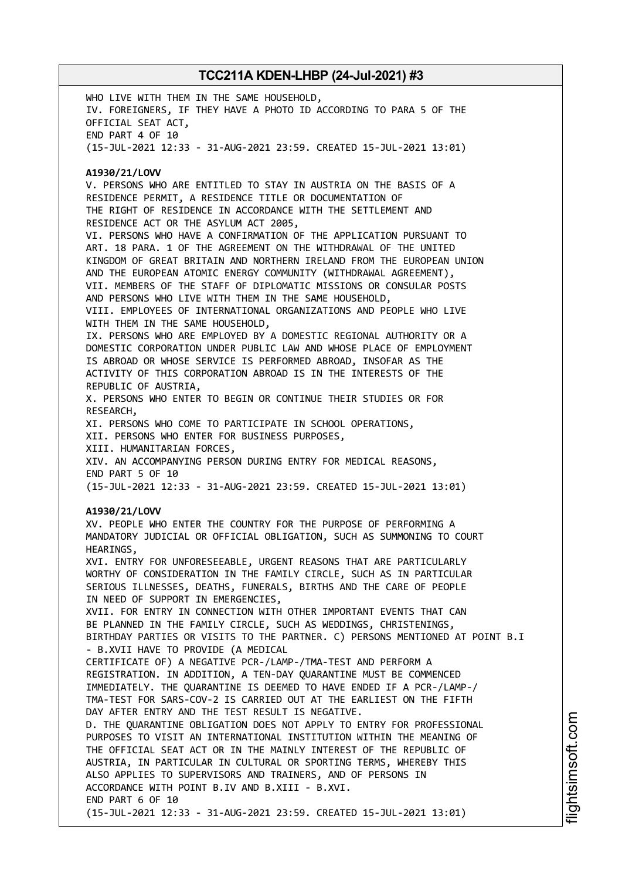WHO LIVE WITH THEM IN THE SAME HOUSEHOLD,
IV. FOREIGNERS, IF THEY HAVE A PHOTO ID ACCORDING TO PARA 5 OF THE OFFICIAL SEAT ACT,
END PART 4 OF 10
(15-JUL-2021 12:33 - 31-AUG-2021 23:59. CREATED 15-JUL-2021 13:01)

**A1930/21/LOVV**

V. PERSONS WHO ARE ENTITLED TO STAY IN AUSTRIA ON THE BASIS OF A RESIDENCE PERMIT, A RESIDENCE TITLE OR DOCUMENTATION OF THE RIGHT OF RESIDENCE IN ACCORDANCE WITH THE SETTLEMENT AND RESIDENCE ACT OR THE ASYLUM ACT 2005,
VI. PERSONS WHO HAVE A CONFIRMATION OF THE APPLICATION PURSUANT TO ART. 18 PARA. 1 OF THE AGREEMENT ON THE WITHDRAWAL OF THE UNITED KINGDOM OF GREAT BRITAIN AND NORTHERN IRELAND FROM THE EUROPEAN UNION AND THE EUROPEAN ATOMIC ENERGY COMMUNITY (WITHDRAWAL AGREEMENT),
VII. MEMBERS OF THE STAFF OF DIPLOMATIC MISSIONS OR CONSULAR POSTS AND PERSONS WHO LIVE WITH THEM IN THE SAME HOUSEHOLD,
VIII. EMPLOYEES OF INTERNATIONAL ORGANIZATIONS AND PEOPLE WHO LIVE WITH THEM IN THE SAME HOUSEHOLD,
IX. PERSONS WHO ARE EMPLOYED BY A DOMESTIC REGIONAL AUTHORITY OR A DOMESTIC CORPORATION UNDER PUBLIC LAW AND WHOSE PLACE OF EMPLOYMENT IS ABROAD OR WHOSE SERVICE IS PERFORMED ABROAD, INSOFAR AS THE ACTIVITY OF THIS CORPORATION ABROAD IS IN THE INTERESTS OF THE REPUBLIC OF AUSTRIA,
X. PERSONS WHO ENTER TO BEGIN OR CONTINUE THEIR STUDIES OR FOR RESEARCH,
XI. PERSONS WHO COME TO PARTICIPATE IN SCHOOL OPERATIONS,
XII. PERSONS WHO ENTER FOR BUSINESS PURPOSES,
XIII. HUMANITARIAN FORCES,
XIV. AN ACCOMPANYING PERSON DURING ENTRY FOR MEDICAL REASONS,
END PART 5 OF 10
(15-JUL-2021 12:33 - 31-AUG-2021 23:59. CREATED 15-JUL-2021 13:01)

**A1930/21/LOVV**

XV. PEOPLE WHO ENTER THE COUNTRY FOR THE PURPOSE OF PERFORMING A MANDATORY JUDICIAL OR OFFICIAL OBLIGATION, SUCH AS SUMMONING TO COURT HEARINGS,
XVI. ENTRY FOR UNFORESEEABLE, URGENT REASONS THAT ARE PARTICULARLY WORTHY OF CONSIDERATION IN THE FAMILY CIRCLE, SUCH AS IN PARTICULAR SERIOUS ILLNESSES, DEATHS, FUNERALS, BIRTHS AND THE CARE OF PEOPLE IN NEED OF SUPPORT IN EMERGENCIES,
XVII. FOR ENTRY IN CONNECTION WITH OTHER IMPORTANT EVENTS THAT CAN BE PLANNED IN THE FAMILY CIRCLE, SUCH AS WEDDINGS, CHRISTENINGS, BIRTHDAY PARTIES OR VISITS TO THE PARTNER. C) PERSONS MENTIONED AT POINT B.I - B.XVII HAVE TO PROVIDE (A MEDICAL CERTIFICATE OF) A NEGATIVE PCR-/LAMP-/TMA-TEST AND PERFORM A REGISTRATION. IN ADDITION, A TEN-DAY QUARANTINE MUST BE COMMENCED IMMEDIATELY. THE QUARANTINE IS DEEMED TO HAVE ENDED IF A PCR-/LAMP-/ TMA-TEST FOR SARS-COV-2 IS CARRIED OUT AT THE EARLIEST ON THE FIFTH DAY AFTER ENTRY AND THE TEST RESULT IS NEGATIVE.
D. THE QUARANTINE OBLIGATION DOES NOT APPLY TO ENTRY FOR PROFESSIONAL PURPOSES TO VISIT AN INTERNATIONAL INSTITUTION WITHIN THE MEANING OF THE OFFICIAL SEAT ACT OR IN THE MAINLY INTEREST OF THE REPUBLIC OF AUSTRIA, IN PARTICULAR IN CULTURAL OR SPORTING TERMS, WHEREBY THIS ALSO APPLIES TO SUPERVISORS AND TRAINERS, AND OF PERSONS IN ACCORDANCE WITH POINT B.IV AND B.XIII - B.XVI.
END PART 6 OF 10
(15-JUL-2021 12:33 - 31-AUG-2021 23:59. CREATED 15-JUL-2021 13:01)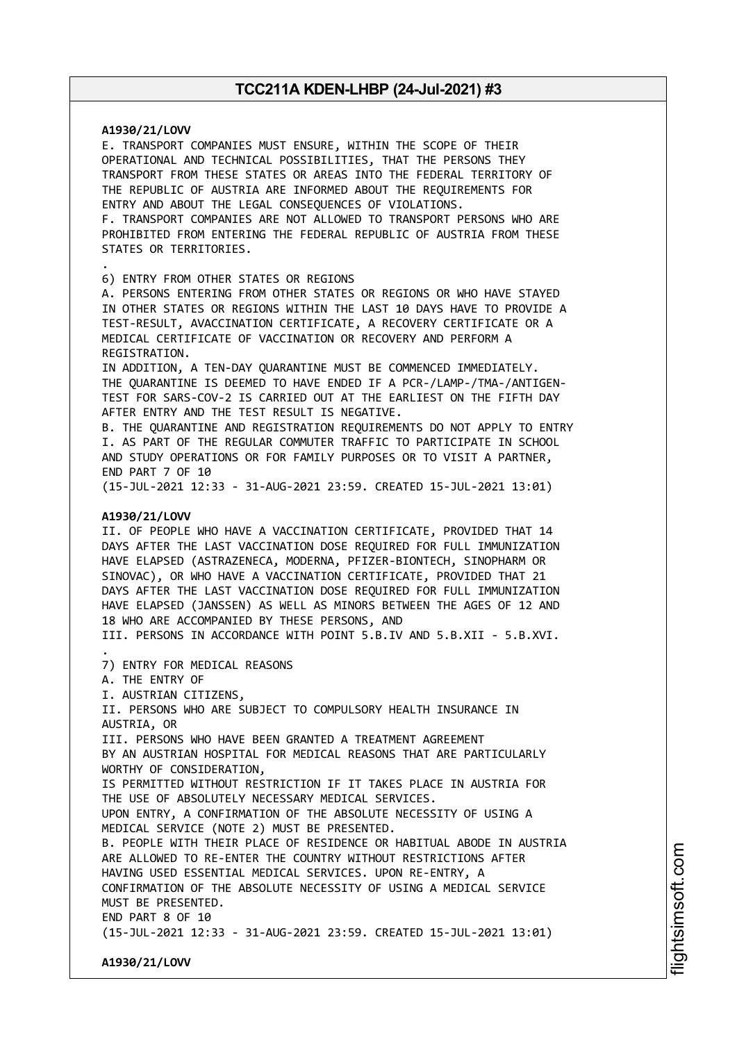**A1930/21/LOVV**

E. TRANSPORT COMPANIES MUST ENSURE, WITHIN THE SCOPE OF THEIR OPERATIONAL AND TECHNICAL POSSIBILITIES, THAT THE PERSONS THEY TRANSPORT FROM THESE STATES OR AREAS INTO THE FEDERAL TERRITORY OF THE REPUBLIC OF AUSTRIA ARE INFORMED ABOUT THE REQUIREMENTS FOR ENTRY AND ABOUT THE LEGAL CONSEQUENCES OF VIOLATIONS.
F. TRANSPORT COMPANIES ARE NOT ALLOWED TO TRANSPORT PERSONS WHO ARE PROHIBITED FROM ENTERING THE FEDERAL REPUBLIC OF AUSTRIA FROM THESE STATES OR TERRITORIES.
.
6) ENTRY FROM OTHER STATES OR REGIONS
A. PERSONS ENTERING FROM OTHER STATES OR REGIONS OR WHO HAVE STAYED IN OTHER STATES OR REGIONS WITHIN THE LAST 10 DAYS HAVE TO PROVIDE A TEST-RESULT, AVACCINATION CERTIFICATE, A RECOVERY CERTIFICATE OR A MEDICAL CERTIFICATE OF VACCINATION OR RECOVERY AND PERFORM A REGISTRATION.
IN ADDITION, A TEN-DAY QUARANTINE MUST BE COMMENCED IMMEDIATELY.
THE QUARANTINE IS DEEMED TO HAVE ENDED IF A PCR-/LAMP-/TMA-/ANTIGEN-TEST FOR SARS-COV-2 IS CARRIED OUT AT THE EARLIEST ON THE FIFTH DAY AFTER ENTRY AND THE TEST RESULT IS NEGATIVE.
B. THE QUARANTINE AND REGISTRATION REQUIREMENTS DO NOT APPLY TO ENTRY
I. AS PART OF THE REGULAR COMMUTER TRAFFIC TO PARTICIPATE IN SCHOOL AND STUDY OPERATIONS OR FOR FAMILY PURPOSES OR TO VISIT A PARTNER,
END PART 7 OF 10
(15-JUL-2021 12:33 - 31-AUG-2021 23:59. CREATED 15-JUL-2021 13:01)

**A1930/21/LOVV**

II. OF PEOPLE WHO HAVE A VACCINATION CERTIFICATE, PROVIDED THAT 14 DAYS AFTER THE LAST VACCINATION DOSE REQUIRED FOR FULL IMMUNIZATION HAVE ELAPSED (ASTRAZENECA, MODERNA, PFIZER-BIONTECH, SINOPHARM OR SINOVAC), OR WHO HAVE A VACCINATION CERTIFICATE, PROVIDED THAT 21 DAYS AFTER THE LAST VACCINATION DOSE REQUIRED FOR FULL IMMUNIZATION HAVE ELAPSED (JANSSEN) AS WELL AS MINORS BETWEEN THE AGES OF 12 AND 18 WHO ARE ACCOMPANIED BY THESE PERSONS, AND
III. PERSONS IN ACCORDANCE WITH POINT 5.B.IV AND 5.B.XII - 5.B.XVI.
.
7) ENTRY FOR MEDICAL REASONS
A. THE ENTRY OF
I. AUSTRIAN CITIZENS,
II. PERSONS WHO ARE SUBJECT TO COMPULSORY HEALTH INSURANCE IN AUSTRIA, OR
III. PERSONS WHO HAVE BEEN GRANTED A TREATMENT AGREEMENT BY AN AUSTRIAN HOSPITAL FOR MEDICAL REASONS THAT ARE PARTICULARLY WORTHY OF CONSIDERATION,
IS PERMITTED WITHOUT RESTRICTION IF IT TAKES PLACE IN AUSTRIA FOR THE USE OF ABSOLUTELY NECESSARY MEDICAL SERVICES.
UPON ENTRY, A CONFIRMATION OF THE ABSOLUTE NECESSITY OF USING A MEDICAL SERVICE (NOTE 2) MUST BE PRESENTED.
B. PEOPLE WITH THEIR PLACE OF RESIDENCE OR HABITUAL ABODE IN AUSTRIA ARE ALLOWED TO RE-ENTER THE COUNTRY WITHOUT RESTRICTIONS AFTER HAVING USED ESSENTIAL MEDICAL SERVICES. UPON RE-ENTRY, A CONFIRMATION OF THE ABSOLUTE NECESSITY OF USING A MEDICAL SERVICE MUST BE PRESENTED.
END PART 8 OF 10
(15-JUL-2021 12:33 - 31-AUG-2021 23:59. CREATED 15-JUL-2021 13:01)

**A1930/21/LOVV**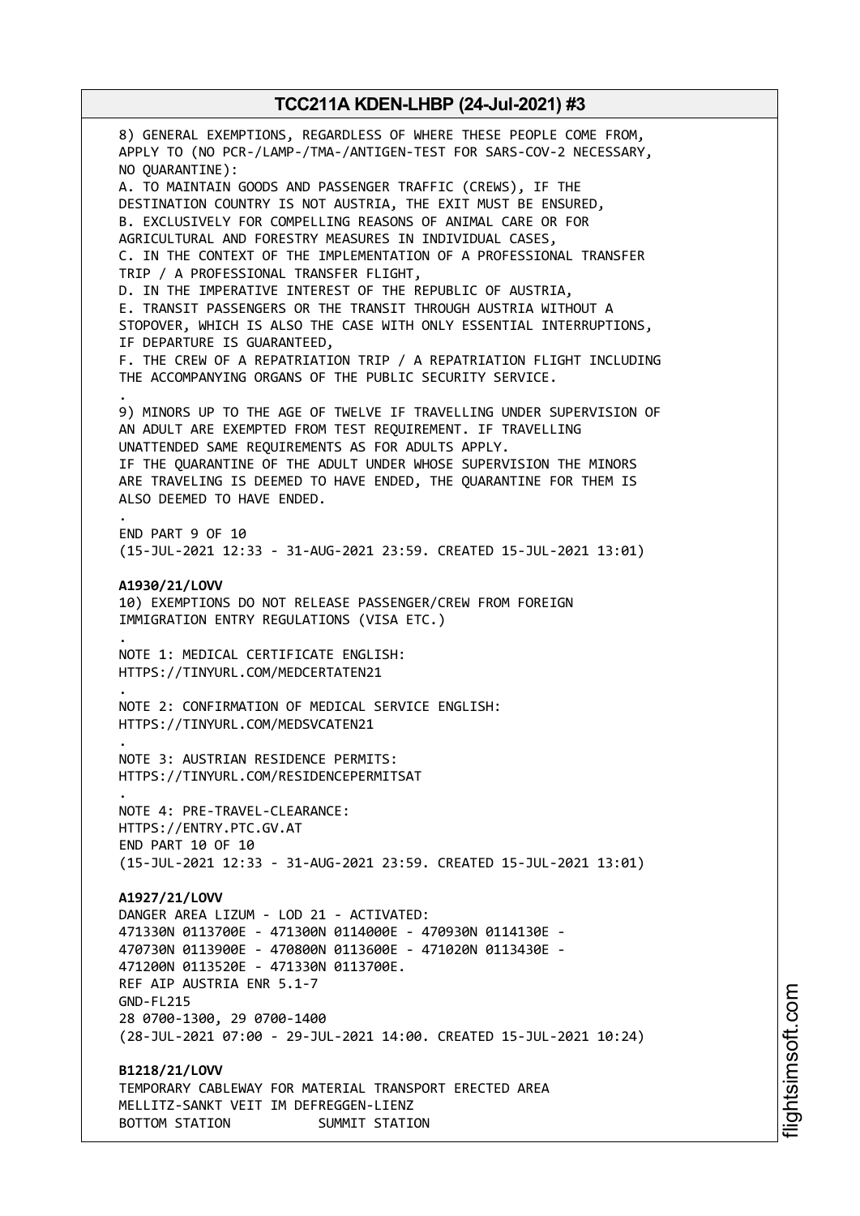8) GENERAL EXEMPTIONS, REGARDLESS OF WHERE THESE PEOPLE COME FROM, APPLY TO (NO PCR-/LAMP-/TMA-/ANTIGEN-TEST FOR SARS-COV-2 NECESSARY, NO QUARANTINE):
A. TO MAINTAIN GOODS AND PASSENGER TRAFFIC (CREWS), IF THE DESTINATION COUNTRY IS NOT AUSTRIA, THE EXIT MUST BE ENSURED,
B. EXCLUSIVELY FOR COMPELLING REASONS OF ANIMAL CARE OR FOR AGRICULTURAL AND FORESTRY MEASURES IN INDIVIDUAL CASES,
C. IN THE CONTEXT OF THE IMPLEMENTATION OF A PROFESSIONAL TRANSFER TRIP / A PROFESSIONAL TRANSFER FLIGHT,
D. IN THE IMPERATIVE INTEREST OF THE REPUBLIC OF AUSTRIA,
E. TRANSIT PASSENGERS OR THE TRANSIT THROUGH AUSTRIA WITHOUT A STOPOVER, WHICH IS ALSO THE CASE WITH ONLY ESSENTIAL INTERRUPTIONS, IF DEPARTURE IS GUARANTEED,
F. THE CREW OF A REPATRIATION TRIP / A REPATRIATION FLIGHT INCLUDING THE ACCOMPANYING ORGANS OF THE PUBLIC SECURITY SERVICE.
.
9) MINORS UP TO THE AGE OF TWELVE IF TRAVELLING UNDER SUPERVISION OF AN ADULT ARE EXEMPTED FROM TEST REQUIREMENT. IF TRAVELLING UNATTENDED SAME REQUIREMENTS AS FOR ADULTS APPLY.
IF THE QUARANTINE OF THE ADULT UNDER WHOSE SUPERVISION THE MINORS ARE TRAVELING IS DEEMED TO HAVE ENDED, THE QUARANTINE FOR THEM IS ALSO DEEMED TO HAVE ENDED.
.
END PART 9 OF 10
(15-JUL-2021 12:33 - 31-AUG-2021 23:59. CREATED 15-JUL-2021 13:01)

**A1930/21/LOVV**
10) EXEMPTIONS DO NOT RELEASE PASSENGER/CREW FROM FOREIGN IMMIGRATION ENTRY REGULATIONS (VISA ETC.)
.
NOTE 1: MEDICAL CERTIFICATE ENGLISH:
HTTPS://TINYURL.COM/MEDCERTATEN21
.
NOTE 2: CONFIRMATION OF MEDICAL SERVICE ENGLISH:
HTTPS://TINYURL.COM/MEDSVCATEN21
.
NOTE 3: AUSTRIAN RESIDENCE PERMITS:
HTTPS://TINYURL.COM/RESIDENCEPERMITSAT
.
NOTE 4: PRE-TRAVEL-CLEARANCE:
HTTPS://ENTRY.PTC.GV.AT
END PART 10 OF 10
(15-JUL-2021 12:33 - 31-AUG-2021 23:59. CREATED 15-JUL-2021 13:01)

**A1927/21/LOVV**
DANGER AREA LIZUM - LOD 21 - ACTIVATED:
471330N 0113700E - 471300N 0114000E - 470930N 0114130E -
470730N 0113900E - 470800N 0113600E - 471020N 0113430E -
471200N 0113520E - 471330N 0113700E.
REF AIP AUSTRIA ENR 5.1-7
GND-FL215
28 0700-1300, 29 0700-1400
(28-JUL-2021 07:00 - 29-JUL-2021 14:00. CREATED 15-JUL-2021 10:24)

**B1218/21/LOVV**
TEMPORARY CABLEWAY FOR MATERIAL TRANSPORT ERECTED AREA
MELLITZ-SANKT VEIT IM DEFREGGEN-LIENZ
BOTTOM STATION SUMMIT STATION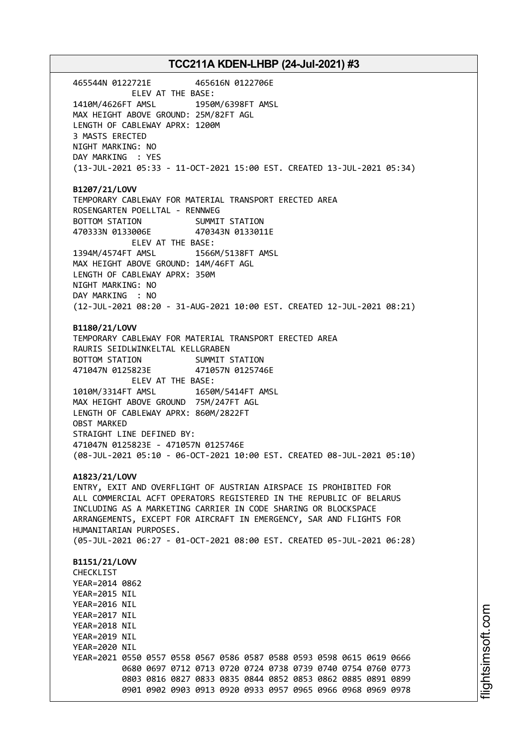465544N 0122721E 465616N 0122706E
ELEV AT THE BASE:
1410M/4626FT AMSL 1950M/6398FT AMSL
MAX HEIGHT ABOVE GROUND: 25M/82FT AGL
LENGTH OF CABLEWAY APRX: 1200M
3 MASTS ERECTED
NIGHT MARKING: NO
DAY MARKING : YES
(13-JUL-2021 05:33 - 11-OCT-2021 15:00 EST. CREATED 13-JUL-2021 05:34)

**B1207/21/LOVV**
TEMPORARY CABLEWAY FOR MATERIAL TRANSPORT ERECTED AREA
ROSENGARTEN POELLTAL - RENNWEG
BOTTOM STATION SUMMIT STATION
470333N 0133006E 470343N 0133011E
ELEV AT THE BASE:
1394M/4574FT AMSL 1566M/5138FT AMSL
MAX HEIGHT ABOVE GROUND: 14M/46FT AGL
LENGTH OF CABLEWAY APRX: 350M
NIGHT MARKING: NO
DAY MARKING : NO
(12-JUL-2021 08:20 - 31-AUG-2021 10:00 EST. CREATED 12-JUL-2021 08:21)

**B1180/21/LOVV**
TEMPORARY CABLEWAY FOR MATERIAL TRANSPORT ERECTED AREA
RAURIS SEIDLWINKELTAL KELLGRABEN
BOTTOM STATION SUMMIT STATION
471047N 0125823E 471057N 0125746E
ELEV AT THE BASE:
1010M/3314FT AMSL 1650M/5414FT AMSL
MAX HEIGHT ABOVE GROUND 75M/247FT AGL
LENGTH OF CABLEWAY APRX: 860M/2822FT
OBST MARKED
STRAIGHT LINE DEFINED BY:
471047N 0125823E - 471057N 0125746E
(08-JUL-2021 05:10 - 06-OCT-2021 10:00 EST. CREATED 08-JUL-2021 05:10)

**A1823/21/LOVV**
ENTRY, EXIT AND OVERFLIGHT OF AUSTRIAN AIRSPACE IS PROHIBITED FOR
ALL COMMERCIAL ACFT OPERATORS REGISTERED IN THE REPUBLIC OF BELARUS
INCLUDING AS A MARKETING CARRIER IN CODE SHARING OR BLOCKSPACE
ARRANGEMENTS, EXCEPT FOR AIRCRAFT IN EMERGENCY, SAR AND FLIGHTS FOR
HUMANITARIAN PURPOSES.
(05-JUL-2021 06:27 - 01-OCT-2021 08:00 EST. CREATED 05-JUL-2021 06:28)

**B1151/21/LOVV**
CHECKLIST
YEAR=2014 0862
YEAR=2015 NIL
YEAR=2016 NIL
YEAR=2017 NIL
YEAR=2018 NIL
YEAR=2019 NIL
YEAR=2020 NIL
YEAR=2021 0550 0557 0558 0567 0586 0587 0588 0593 0598 0615 0619 0666
0680 0697 0712 0713 0720 0724 0738 0739 0740 0754 0760 0773
0803 0816 0827 0833 0835 0844 0852 0853 0862 0885 0891 0899
0901 0902 0903 0913 0920 0933 0957 0965 0966 0968 0969 0978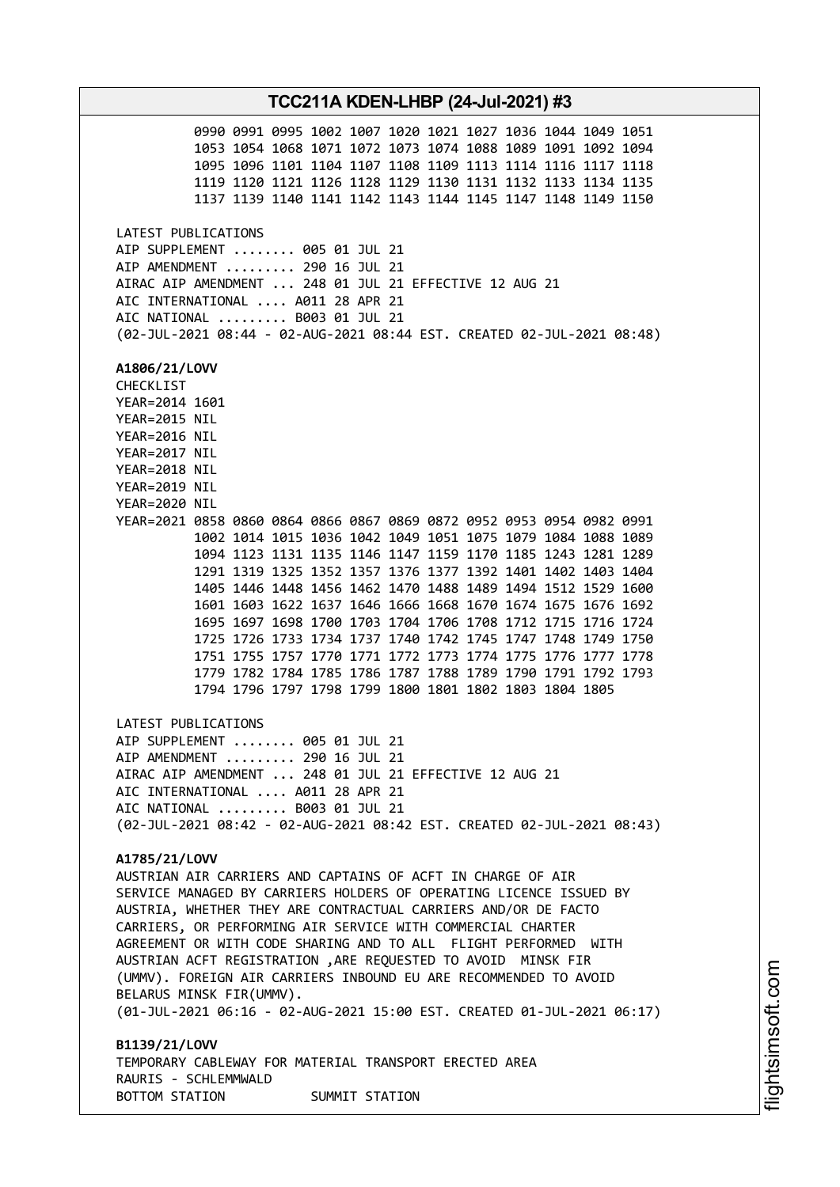0990 0991 0995 1002 1007 1020 1021 1027 1036 1044 1049 1051
1053 1054 1068 1071 1072 1073 1074 1088 1089 1091 1092 1094
1095 1096 1101 1104 1107 1108 1109 1113 1114 1116 1117 1118
1119 1120 1121 1126 1128 1129 1130 1131 1132 1133 1134 1135
1137 1139 1140 1141 1142 1143 1144 1145 1147 1148 1149 1150

LATEST PUBLICATIONS
AIP SUPPLEMENT ........ 005 01 JUL 21
AIP AMENDMENT ......... 290 16 JUL 21
AIRAC AIP AMENDMENT ... 248 01 JUL 21 EFFECTIVE 12 AUG 21
AIC INTERNATIONAL .... A011 28 APR 21
AIC NATIONAL ......... B003 01 JUL 21
(02-JUL-2021 08:44 - 02-AUG-2021 08:44 EST. CREATED 02-JUL-2021 08:48)

**A1806/21/LOVV**
CHECKLIST
YEAR=2014 1601
YEAR=2015 NIL
YEAR=2016 NIL
YEAR=2017 NIL
YEAR=2018 NIL
YEAR=2019 NIL
YEAR=2020 NIL
YEAR=2021 0858 0860 0864 0866 0867 0869 0872 0952 0953 0954 0982 0991
1002 1014 1015 1036 1042 1049 1051 1075 1079 1084 1088 1089
1094 1123 1131 1135 1146 1147 1159 1170 1185 1243 1281 1289
1291 1319 1325 1352 1357 1376 1377 1392 1401 1402 1403 1404
1405 1446 1448 1456 1462 1470 1488 1489 1494 1512 1529 1600
1601 1603 1622 1637 1646 1666 1668 1670 1674 1675 1676 1692
1695 1697 1698 1700 1703 1704 1706 1708 1712 1715 1716 1724
1725 1726 1733 1734 1737 1740 1742 1745 1747 1748 1749 1750
1751 1755 1757 1770 1771 1772 1773 1774 1775 1776 1777 1778
1779 1782 1784 1785 1786 1787 1788 1789 1790 1791 1792 1793
1794 1796 1797 1798 1799 1800 1801 1802 1803 1804 1805

LATEST PUBLICATIONS
AIP SUPPLEMENT ........ 005 01 JUL 21
AIP AMENDMENT ......... 290 16 JUL 21
AIRAC AIP AMENDMENT ... 248 01 JUL 21 EFFECTIVE 12 AUG 21
AIC INTERNATIONAL .... A011 28 APR 21
AIC NATIONAL ......... B003 01 JUL 21
(02-JUL-2021 08:42 - 02-AUG-2021 08:42 EST. CREATED 02-JUL-2021 08:43)

**A1785/21/LOVV**
AUSTRIAN AIR CARRIERS AND CAPTAINS OF ACFT IN CHARGE OF AIR
SERVICE MANAGED BY CARRIERS HOLDERS OF OPERATING LICENCE ISSUED BY
AUSTRIA, WHETHER THEY ARE CONTRACTUAL CARRIERS AND/OR DE FACTO
CARRIERS, OR PERFORMING AIR SERVICE WITH COMMERCIAL CHARTER
AGREEMENT OR WITH CODE SHARING AND TO ALL FLIGHT PERFORMED WITH
AUSTRIAN ACFT REGISTRATION ,ARE REQUESTED TO AVOID MINSK FIR
(UMMV). FOREIGN AIR CARRIERS INBOUND EU ARE RECOMMENDED TO AVOID
BELARUS MINSK FIR(UMMV).
(01-JUL-2021 06:16 - 02-AUG-2021 15:00 EST. CREATED 01-JUL-2021 06:17)

**B1139/21/LOVV**
TEMPORARY CABLEWAY FOR MATERIAL TRANSPORT ERECTED AREA
RAURIS - SCHLEMMWALD
BOTTOM STATION SUMMIT STATION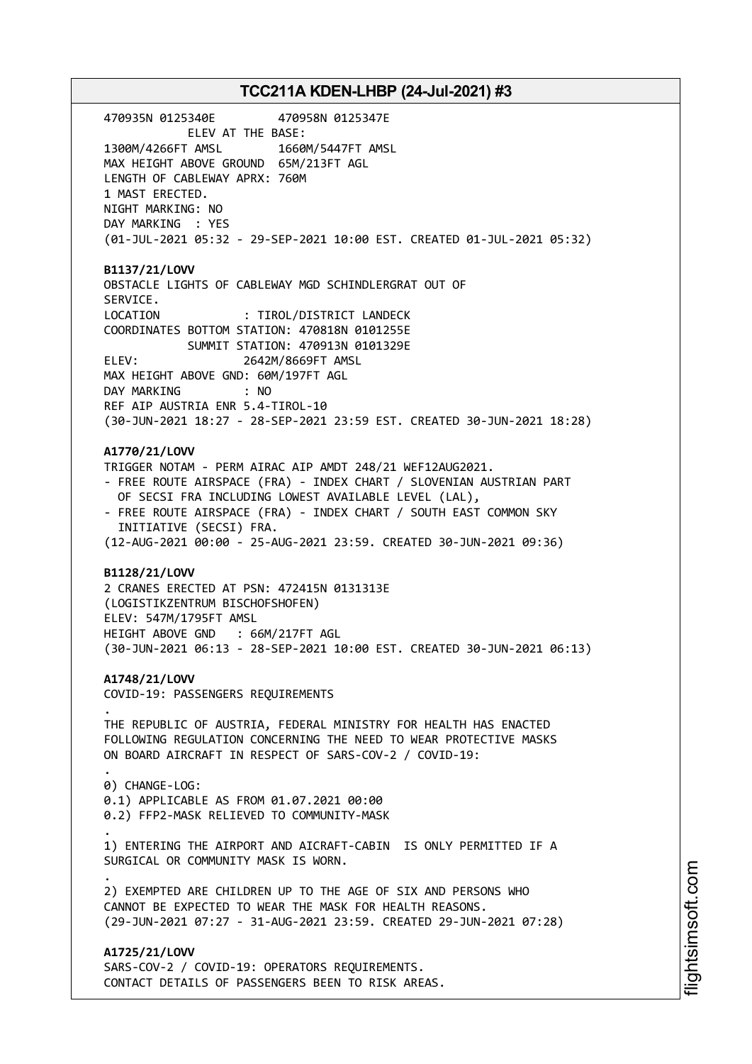```
470935N 0125340E         470958N 0125347E
           ELEV AT THE BASE:
1300M/4266FT AMSL        1660M/5447FT AMSL
MAX HEIGHT ABOVE GROUND  65M/213FT AGL
LENGTH OF CABLEWAY APRX: 760M
1 MAST ERECTED.
NIGHT MARKING: NO
DAY MARKING  : YES
(01-JUL-2021 05:32 - 29-SEP-2021 10:00 EST. CREATED 01-JUL-2021 05:32)
```

**B1137/21/LOVV**

```
OBSTACLE LIGHTS OF CABLEWAY MGD SCHINDLERGRAT OUT OF
SERVICE.
LOCATION            : TIROL/DISTRICT LANDECK
COORDINATES BOTTOM STATION: 470818N 0101255E
           SUMMIT STATION: 470913N 0101329E
ELEV:               2642M/8669FT AMSL
MAX HEIGHT ABOVE GND: 60M/197FT AGL
DAY MARKING         : NO
REF AIP AUSTRIA ENR 5.4-TIROL-10
(30-JUN-2021 18:27 - 28-SEP-2021 23:59 EST. CREATED 30-JUN-2021 18:28)
```

**A1770/21/LOVV**

```
TRIGGER NOTAM - PERM AIRAC AIP AMDT 248/21 WEF12AUG2021.
- FREE ROUTE AIRSPACE (FRA) - INDEX CHART / SLOVENIAN AUSTRIAN PART
  OF SECSI FRA INCLUDING LOWEST AVAILABLE LEVEL (LAL),
- FREE ROUTE AIRSPACE (FRA) - INDEX CHART / SOUTH EAST COMMON SKY
  INITIATIVE (SECSI) FRA.
(12-AUG-2021 00:00 - 25-AUG-2021 23:59. CREATED 30-JUN-2021 09:36)
```

**B1128/21/LOVV**

```
2 CRANES ERECTED AT PSN: 472415N 0131313E
(LOGISTIKZENTRUM BISCHOFSHOFEN)
ELEV: 547M/1795FT AMSL
HEIGHT ABOVE GND   : 66M/217FT AGL
(30-JUN-2021 06:13 - 28-SEP-2021 10:00 EST. CREATED 30-JUN-2021 06:13)
```

**A1748/21/LOVV**

```
COVID-19: PASSENGERS REQUIREMENTS
.
THE REPUBLIC OF AUSTRIA, FEDERAL MINISTRY FOR HEALTH HAS ENACTED
FOLLOWING REGULATION CONCERNING THE NEED TO WEAR PROTECTIVE MASKS
ON BOARD AIRCRAFT IN RESPECT OF SARS-COV-2 / COVID-19:
.
0) CHANGE-LOG:
0.1) APPLICABLE AS FROM 01.07.2021 00:00
0.2) FFP2-MASK RELIEVED TO COMMUNITY-MASK
.
1) ENTERING THE AIRPORT AND AICRAFT-CABIN  IS ONLY PERMITTED IF A
SURGICAL OR COMMUNITY MASK IS WORN.
.
2) EXEMPTED ARE CHILDREN UP TO THE AGE OF SIX AND PERSONS WHO
CANNOT BE EXPECTED TO WEAR THE MASK FOR HEALTH REASONS.
(29-JUN-2021 07:27 - 31-AUG-2021 23:59. CREATED 29-JUN-2021 07:28)
```

**A1725/21/LOVV**

```
SARS-COV-2 / COVID-19: OPERATORS REQUIREMENTS.
CONTACT DETAILS OF PASSENGERS BEEN TO RISK AREAS.
```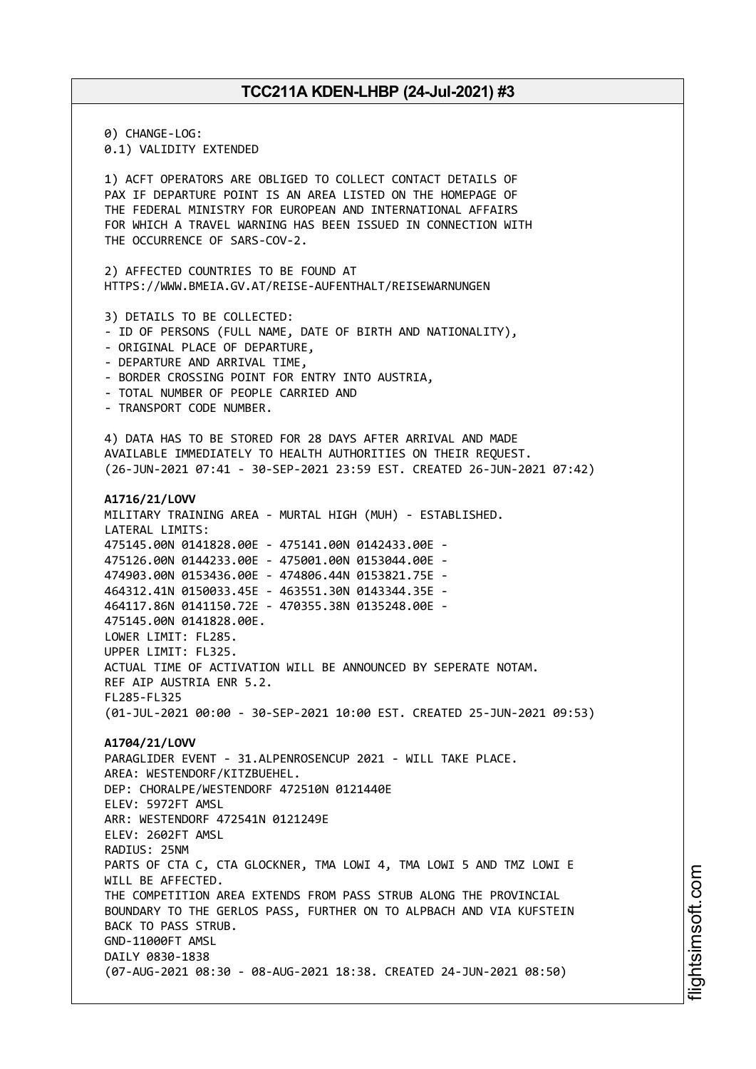0) CHANGE-LOG:
0.1) VALIDITY EXTENDED

1) ACFT OPERATORS ARE OBLIGED TO COLLECT CONTACT DETAILS OF PAX IF DEPARTURE POINT IS AN AREA LISTED ON THE HOMEPAGE OF THE FEDERAL MINISTRY FOR EUROPEAN AND INTERNATIONAL AFFAIRS FOR WHICH A TRAVEL WARNING HAS BEEN ISSUED IN CONNECTION WITH THE OCCURRENCE OF SARS-COV-2.

2) AFFECTED COUNTRIES TO BE FOUND AT
HTTPS://WWW.BMEIA.GV.AT/REISE-AUFENTHALT/REISEWARNUNGEN

3) DETAILS TO BE COLLECTED:
- ID OF PERSONS (FULL NAME, DATE OF BIRTH AND NATIONALITY),
- ORIGINAL PLACE OF DEPARTURE,
- DEPARTURE AND ARRIVAL TIME,
- BORDER CROSSING POINT FOR ENTRY INTO AUSTRIA,
- TOTAL NUMBER OF PEOPLE CARRIED AND
- TRANSPORT CODE NUMBER.

4) DATA HAS TO BE STORED FOR 28 DAYS AFTER ARRIVAL AND MADE AVAILABLE IMMEDIATELY TO HEALTH AUTHORITIES ON THEIR REQUEST.
(26-JUN-2021 07:41 - 30-SEP-2021 23:59 EST. CREATED 26-JUN-2021 07:42)

**A1716/21/LOVV**
MILITARY TRAINING AREA - MURTAL HIGH (MUH) - ESTABLISHED.
LATERAL LIMITS:
475145.00N 0141828.00E - 475141.00N 0142433.00E -
475126.00N 0144233.00E - 475001.00N 0153044.00E -
474903.00N 0153436.00E - 474806.44N 0153821.75E -
464312.41N 0150033.45E - 463551.30N 0143344.35E -
464117.86N 0141150.72E - 470355.38N 0135248.00E -
475145.00N 0141828.00E.
LOWER LIMIT: FL285.
UPPER LIMIT: FL325.
ACTUAL TIME OF ACTIVATION WILL BE ANNOUNCED BY SEPERATE NOTAM.
REF AIP AUSTRIA ENR 5.2.
FL285-FL325
(01-JUL-2021 00:00 - 30-SEP-2021 10:00 EST. CREATED 25-JUN-2021 09:53)

**A1704/21/LOVV**
PARAGLIDER EVENT - 31.ALPENROSENCUP 2021 - WILL TAKE PLACE.
AREA: WESTENDORF/KITZBUEHEL.
DEP: CHORALPE/WESTENDORF 472510N 0121440E
ELEV: 5972FT AMSL
ARR: WESTENDORF 472541N 0121249E
ELEV: 2602FT AMSL
RADIUS: 25NM
PARTS OF CTA C, CTA GLOCKNER, TMA LOWI 4, TMA LOWI 5 AND TMZ LOWI E WILL BE AFFECTED.
THE COMPETITION AREA EXTENDS FROM PASS STRUB ALONG THE PROVINCIAL BOUNDARY TO THE GERLOS PASS, FURTHER ON TO ALPBACH AND VIA KUFSTEIN BACK TO PASS STRUB.
GND-11000FT AMSL
DAILY 0830-1838
(07-AUG-2021 08:30 - 08-AUG-2021 18:38. CREATED 24-JUN-2021 08:50)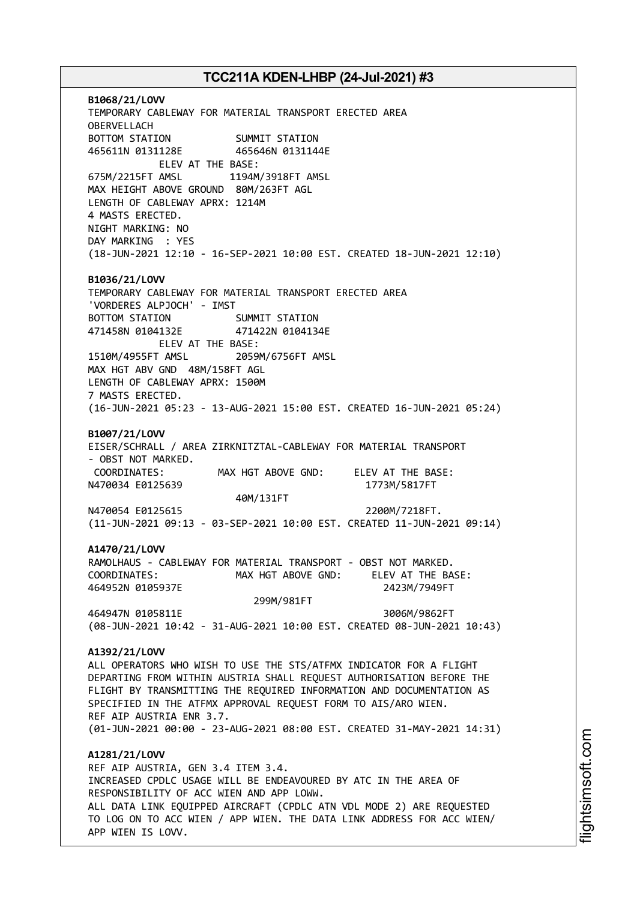**B1068/21/LOVV**
TEMPORARY CABLEWAY FOR MATERIAL TRANSPORT ERECTED AREA
OBERVELLACH
BOTTOM STATION SUMMIT STATION
465611N 0131128E 465646N 0131144E
ELEV AT THE BASE:
675M/2215FT AMSL 1194M/3918FT AMSL
MAX HEIGHT ABOVE GROUND 80M/263FT AGL
LENGTH OF CABLEWAY APRX: 1214M
4 MASTS ERECTED.
NIGHT MARKING: NO
DAY MARKING : YES
(18-JUN-2021 12:10 - 16-SEP-2021 10:00 EST. CREATED 18-JUN-2021 12:10)

**B1036/21/LOVV**
TEMPORARY CABLEWAY FOR MATERIAL TRANSPORT ERECTED AREA
'VORDERES ALPJOCH' - IMST
BOTTOM STATION SUMMIT STATION
471458N 0104132E 471422N 0104134E
ELEV AT THE BASE:
1510M/4955FT AMSL 2059M/6756FT AMSL
MAX HGT ABV GND 48M/158FT AGL
LENGTH OF CABLEWAY APRX: 1500M
7 MASTS ERECTED.
(16-JUN-2021 05:23 - 13-AUG-2021 15:00 EST. CREATED 16-JUN-2021 05:24)

**B1007/21/LOVV**
EISER/SCHRALL / AREA ZIRKNITZTAL-CABLEWAY FOR MATERIAL TRANSPORT
- OBST NOT MARKED.
COORDINATES: MAX HGT ABOVE GND: ELEV AT THE BASE:
N470034 E0125639 1773M/5817FT
40M/131FT
N470054 E0125615 2200M/7218FT.
(11-JUN-2021 09:13 - 03-SEP-2021 10:00 EST. CREATED 11-JUN-2021 09:14)

**A1470/21/LOVV**
RAMOLHAUS - CABLEWAY FOR MATERIAL TRANSPORT - OBST NOT MARKED.
COORDINATES: MAX HGT ABOVE GND: ELEV AT THE BASE:
464952N 0105937E 2423M/7949FT
299M/981FT
464947N 0105811E 3006M/9862FT
(08-JUN-2021 10:42 - 31-AUG-2021 10:00 EST. CREATED 08-JUN-2021 10:43)

**A1392/21/LOVV**
ALL OPERATORS WHO WISH TO USE THE STS/ATFMX INDICATOR FOR A FLIGHT
DEPARTING FROM WITHIN AUSTRIA SHALL REQUEST AUTHORISATION BEFORE THE
FLIGHT BY TRANSMITTING THE REQUIRED INFORMATION AND DOCUMENTATION AS
SPECIFIED IN THE ATFMX APPROVAL REQUEST FORM TO AIS/ARO WIEN.
REF AIP AUSTRIA ENR 3.7.
(01-JUN-2021 00:00 - 23-AUG-2021 08:00 EST. CREATED 31-MAY-2021 14:31)

**A1281/21/LOVV**
REF AIP AUSTRIA, GEN 3.4 ITEM 3.4.
INCREASED CPDLC USAGE WILL BE ENDEAVOURED BY ATC IN THE AREA OF
RESPONSIBILITY OF ACC WIEN AND APP LOWW.
ALL DATA LINK EQUIPPED AIRCRAFT (CPDLC ATN VDL MODE 2) ARE REQUESTED
TO LOG ON TO ACC WIEN / APP WIEN. THE DATA LINK ADDRESS FOR ACC WIEN/
APP WIEN IS LOVV.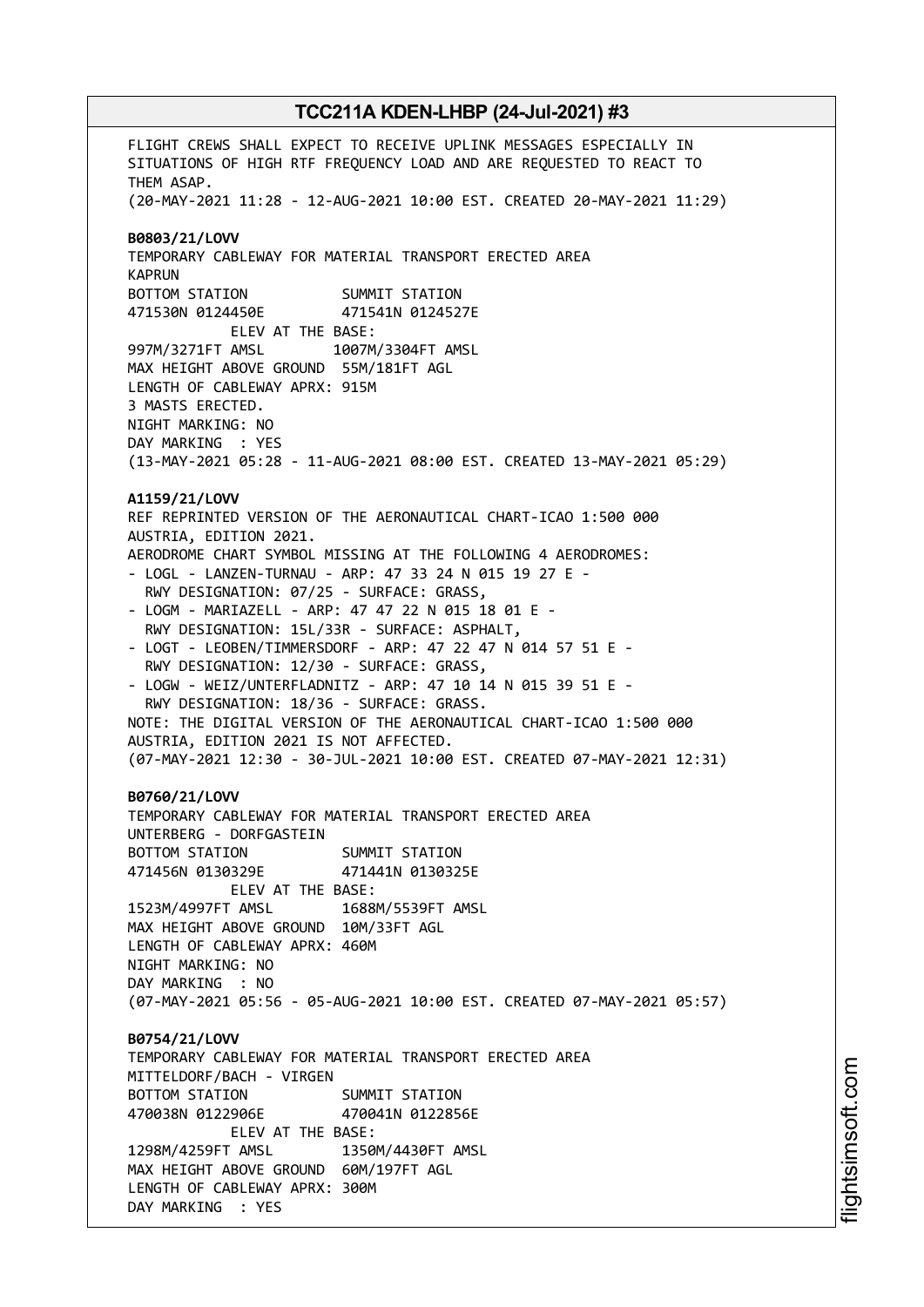FLIGHT CREWS SHALL EXPECT TO RECEIVE UPLINK MESSAGES ESPECIALLY IN SITUATIONS OF HIGH RTF FREQUENCY LOAD AND ARE REQUESTED TO REACT TO THEM ASAP.
(20-MAY-2021 11:28 - 12-AUG-2021 10:00 EST. CREATED 20-MAY-2021 11:29)

**B0803/21/LOVV**

TEMPORARY CABLEWAY FOR MATERIAL TRANSPORT ERECTED AREA
KAPRUN

```
BOTTOM STATION           SUMMIT STATION
471530N 0124450E         471541N 0124527E
           ELEV AT THE BASE:
997M/3271FT AMSL        1007M/3304FT AMSL
MAX HEIGHT ABOVE GROUND  55M/181FT AGL
LENGTH OF CABLEWAY APRX: 915M
3 MASTS ERECTED.
NIGHT MARKING: NO
DAY MARKING  : YES
```

(13-MAY-2021 05:28 - 11-AUG-2021 08:00 EST. CREATED 13-MAY-2021 05:29)

**A1159/21/LOVV**

REF REPRINTED VERSION OF THE AERONAUTICAL CHART-ICAO 1:500 000 AUSTRIA, EDITION 2021.
AERODROME CHART SYMBOL MISSING AT THE FOLLOWING 4 AERODROMES:
- LOGL - LANZEN-TURNAU - ARP: 47 33 24 N 015 19 27 E - RWY DESIGNATION: 07/25 - SURFACE: GRASS,
- LOGM - MARIAZELL - ARP: 47 47 22 N 015 18 01 E - RWY DESIGNATION: 15L/33R - SURFACE: ASPHALT,
- LOGT - LEOBEN/TIMMERSDORF - ARP: 47 22 47 N 014 57 51 E - RWY DESIGNATION: 12/30 - SURFACE: GRASS,
- LOGW - WEIZ/UNTERFLADNITZ - ARP: 47 10 14 N 015 39 51 E - RWY DESIGNATION: 18/36 - SURFACE: GRASS.

NOTE: THE DIGITAL VERSION OF THE AERONAUTICAL CHART-ICAO 1:500 000 AUSTRIA, EDITION 2021 IS NOT AFFECTED.
(07-MAY-2021 12:30 - 30-JUL-2021 10:00 EST. CREATED 07-MAY-2021 12:31)

**B0760/21/LOVV**

TEMPORARY CABLEWAY FOR MATERIAL TRANSPORT ERECTED AREA
UNTERBERG - DORFGASTEIN

```
BOTTOM STATION           SUMMIT STATION
471456N 0130329E         471441N 0130325E
           ELEV AT THE BASE:
1523M/4997FT AMSL        1688M/5539FT AMSL
MAX HEIGHT ABOVE GROUND  10M/33FT AGL
LENGTH OF CABLEWAY APRX: 460M
NIGHT MARKING: NO
DAY MARKING  : NO
```

(07-MAY-2021 05:56 - 05-AUG-2021 10:00 EST. CREATED 07-MAY-2021 05:57)

**B0754/21/LOVV**

TEMPORARY CABLEWAY FOR MATERIAL TRANSPORT ERECTED AREA
MITTELDORF/BACH - VIRGEN

```
BOTTOM STATION           SUMMIT STATION
470038N 0122906E         470041N 0122856E
           ELEV AT THE BASE:
1298M/4259FT AMSL        1350M/4430FT AMSL
MAX HEIGHT ABOVE GROUND  60M/197FT AGL
LENGTH OF CABLEWAY APRX: 300M
DAY MARKING  : YES
```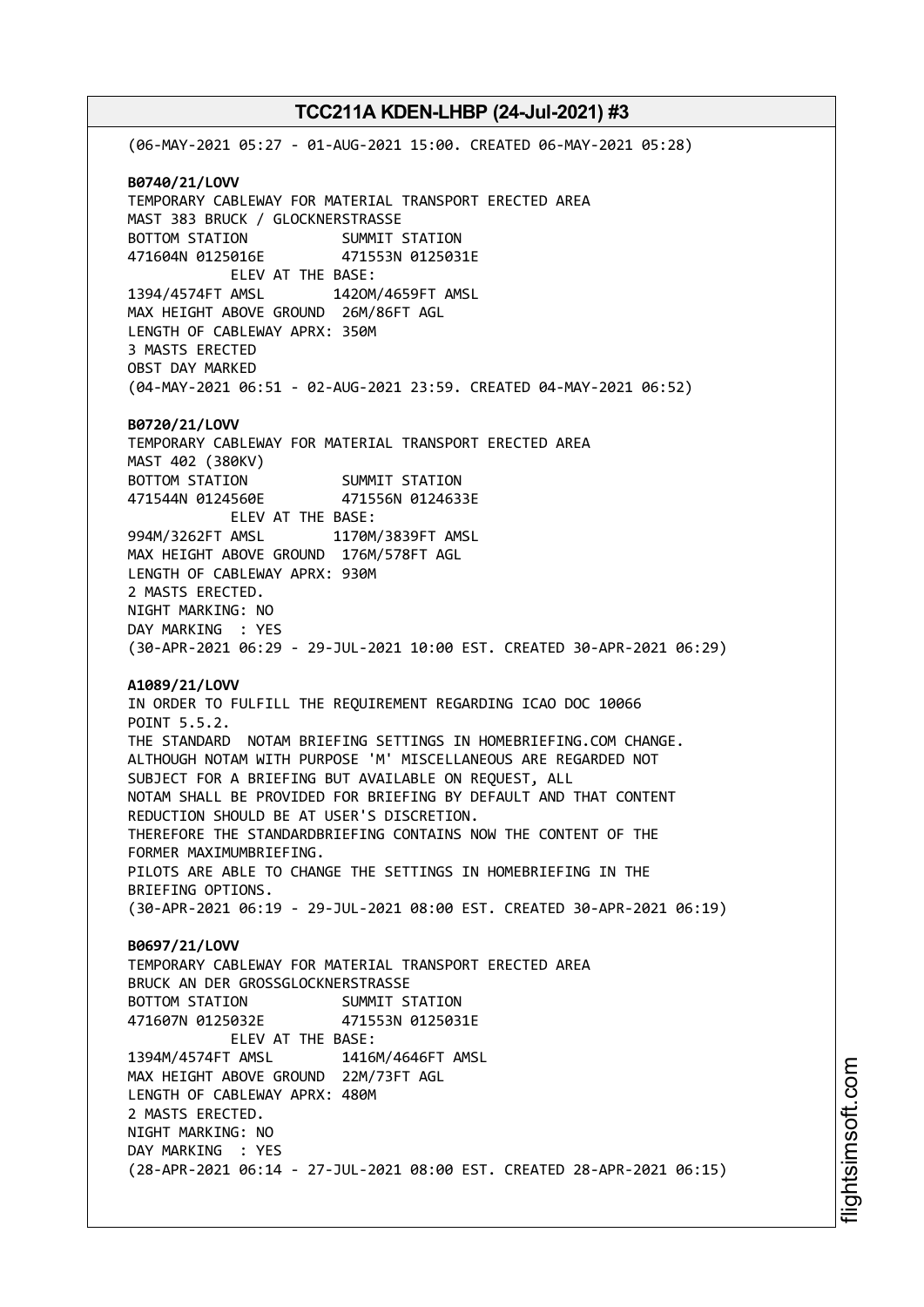(06-MAY-2021 05:27 - 01-AUG-2021 15:00. CREATED 06-MAY-2021 05:28)

**B0740/21/LOVV**
TEMPORARY CABLEWAY FOR MATERIAL TRANSPORT ERECTED AREA
MAST 383 BRUCK / GLOCKNERSTRASSE
BOTTOM STATION SUMMIT STATION
471604N 0125016E 471553N 0125031E
ELEV AT THE BASE:
1394/4574FT AMSL 142OM/4659FT AMSL
MAX HEIGHT ABOVE GROUND 26M/86FT AGL
LENGTH OF CABLEWAY APRX: 350M
3 MASTS ERECTED
OBST DAY MARKED
(04-MAY-2021 06:51 - 02-AUG-2021 23:59. CREATED 04-MAY-2021 06:52)

**B0720/21/LOVV**
TEMPORARY CABLEWAY FOR MATERIAL TRANSPORT ERECTED AREA
MAST 402 (380KV)
BOTTOM STATION SUMMIT STATION
471544N 0124560E 471556N 0124633E
ELEV AT THE BASE:
994M/3262FT AMSL 1170M/3839FT AMSL
MAX HEIGHT ABOVE GROUND 176M/578FT AGL
LENGTH OF CABLEWAY APRX: 930M
2 MASTS ERECTED.
NIGHT MARKING: NO
DAY MARKING : YES
(30-APR-2021 06:29 - 29-JUL-2021 10:00 EST. CREATED 30-APR-2021 06:29)

**A1089/21/LOVV**
IN ORDER TO FULFILL THE REQUIREMENT REGARDING ICAO DOC 10066
POINT 5.5.2.
THE STANDARD NOTAM BRIEFING SETTINGS IN HOMEBRIEFING.COM CHANGE.
ALTHOUGH NOTAM WITH PURPOSE 'M' MISCELLANEOUS ARE REGARDED NOT
SUBJECT FOR A BRIEFING BUT AVAILABLE ON REQUEST, ALL
NOTAM SHALL BE PROVIDED FOR BRIEFING BY DEFAULT AND THAT CONTENT
REDUCTION SHOULD BE AT USER'S DISCRETION.
THEREFORE THE STANDARDBRIEFING CONTAINS NOW THE CONTENT OF THE
FORMER MAXIMUMBRIEFING.
PILOTS ARE ABLE TO CHANGE THE SETTINGS IN HOMEBRIEFING IN THE
BRIEFING OPTIONS.
(30-APR-2021 06:19 - 29-JUL-2021 08:00 EST. CREATED 30-APR-2021 06:19)

**B0697/21/LOVV**
TEMPORARY CABLEWAY FOR MATERIAL TRANSPORT ERECTED AREA
BRUCK AN DER GROSSGLOCKNERSTRASSE
BOTTOM STATION SUMMIT STATION
471607N 0125032E 471553N 0125031E
ELEV AT THE BASE:
1394M/4574FT AMSL 1416M/4646FT AMSL
MAX HEIGHT ABOVE GROUND 22M/73FT AGL
LENGTH OF CABLEWAY APRX: 480M
2 MASTS ERECTED.
NIGHT MARKING: NO
DAY MARKING : YES
(28-APR-2021 06:14 - 27-JUL-2021 08:00 EST. CREATED 28-APR-2021 06:15)